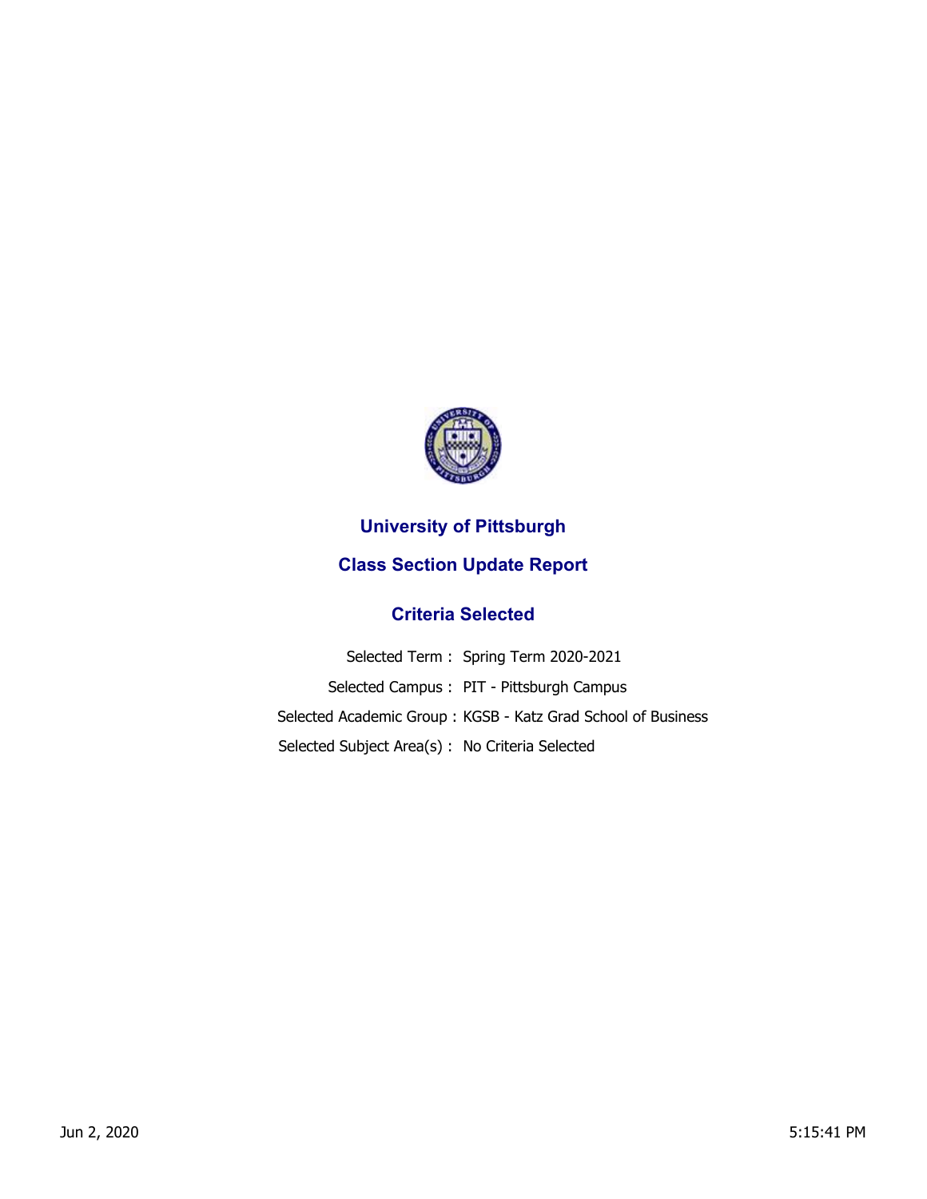# University of Pittsburgh

## Class Section Update Report

### Criteria Selected

Selected Term : Spring Term 2020-2021

Selected Campus : PIT - Pittsburgh Campus

Selected Academic Group : KGSB - Katz Grad School of Business

Selected Subject Area(s) : No Criteria Selected

Jun 2, 2020 5:15:41 PM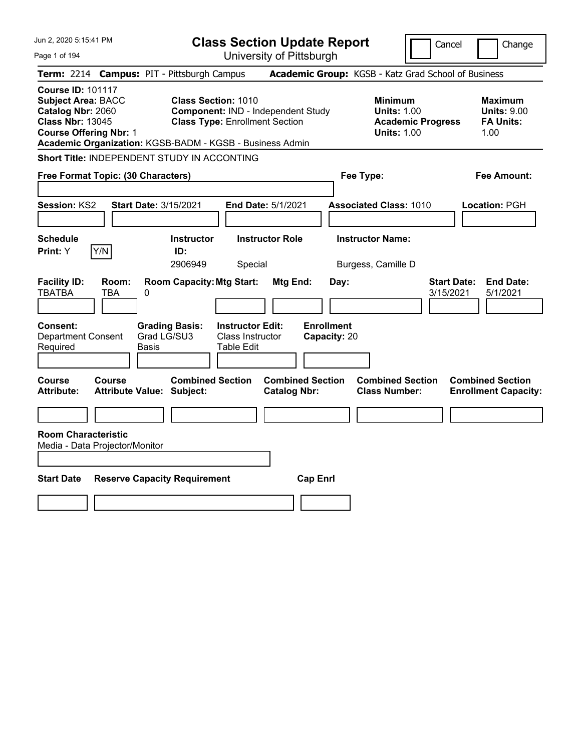# Class Section Update Report

University of Pittsburgh

Cancel | Change

**Term:** 2214 **Campus:** PIT - Pittsburgh Campus **Academic Group:** KGSB - Katz Grad School of Business

**Course ID:** 101117
**Subject Area:** BACC
**Catalog Nbr:** 2060
**Class Nbr:** 13045
**Course Offering Nbr:** 1

**Class Section:** 1010
**Component:** IND - Independent Study
**Class Type:** Enrollment Section

**Minimum Units:** 1.00
**Academic Progress Units:** 1.00

**Maximum Units:** 9.00
**FA Units:** 1.00

**Academic Organization:** KGSB-BADM - KGSB - Business Admin

**Short Title:** INDEPENDENT STUDY IN ACCONTING

**Free Format Topic: (30 Characters)**

**Fee Type:**

**Fee Amount:**

**Session:** KS2 **Start Date:** 3/15/2021 **End Date:** 5/1/2021 **Associated Class:** 1010 **Location:** PGH

| Schedule Print: | | Instructor ID: | Instructor Role | Instructor Name: |
|---|---|---|---|---|
| Y | Y/N | 2906949 | Special | Burgess, Camille D |

| Facility ID: | Room: | Room Capacity: | Mtg Start: | Mtg End: | Day: | Start Date: | End Date: |
|---|---|---|---|---|---|---|---|
| TBATBA | TBA | 0 | | | | 3/15/2021 | 5/1/2021 |

| Consent: | Grading Basis: | Instructor Edit: | Enrollment Capacity: |
|---|---|---|---|
| Department Consent Required | Grad LG/SU3 Basis | Class Instructor Table Edit | 20 |

| Course Attribute: | Course Attribute Value: | Combined Section Subject: | Combined Section Catalog Nbr: | Combined Section Class Number: | Combined Section Enrollment Capacity: |
|---|---|---|---|---|---|
| | | | | | |

**Room Characteristic**
Media - Data Projector/Monitor

| Start Date | Reserve Capacity Requirement | Cap Enrl |
|---|---|---|
| | | |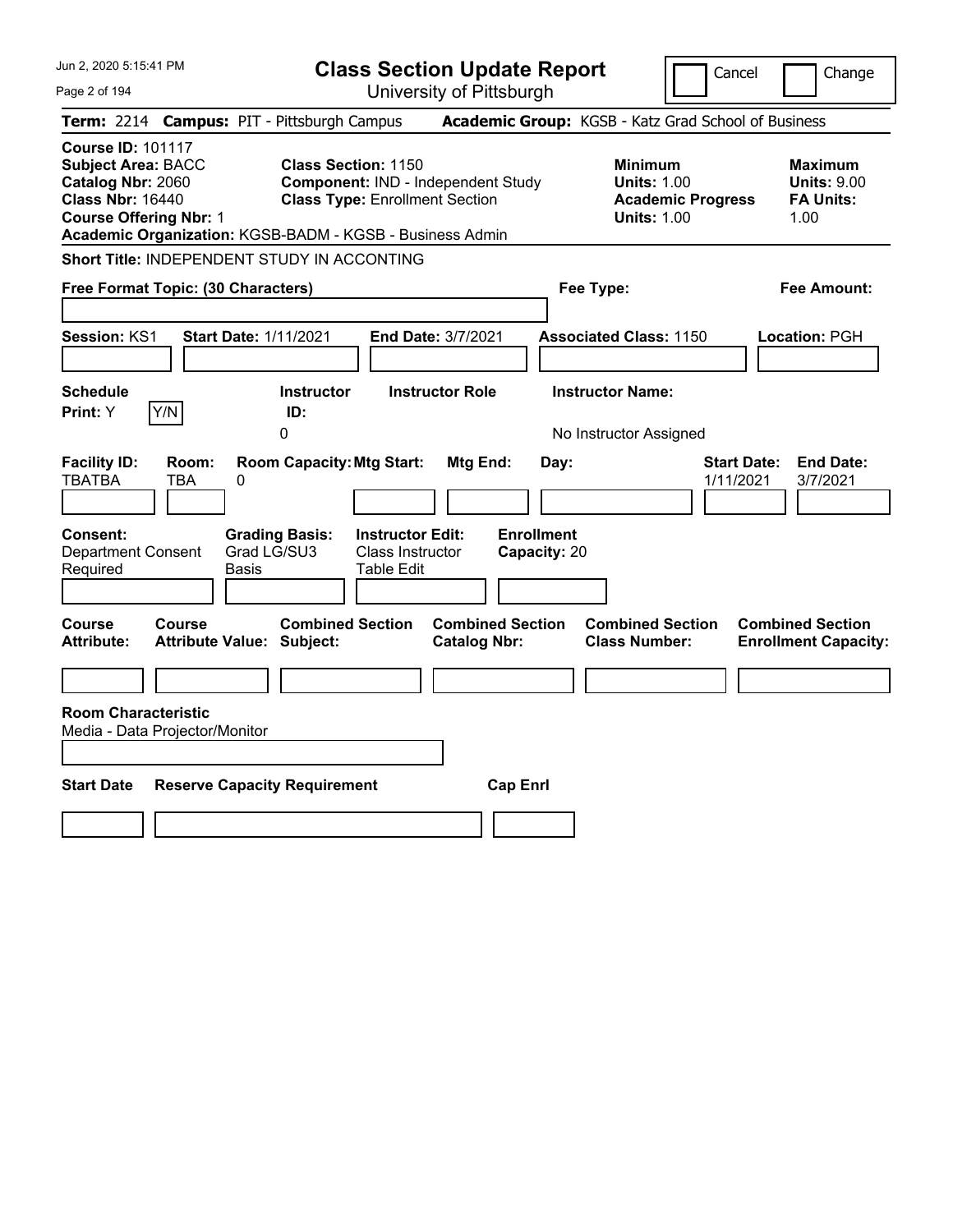# Class Section Update Report

University of Pittsburgh

Cancel | Change

**Term:** 2214 **Campus:** PIT - Pittsburgh Campus **Academic Group:** KGSB - Katz Grad School of Business

**Course ID:** 101117
**Subject Area:** BACC
**Catalog Nbr:** 2060
**Class Nbr:** 16440
**Course Offering Nbr:** 1

**Class Section:** 1150
**Component:** IND - Independent Study
**Class Type:** Enrollment Section

**Minimum**
**Units:** 1.00
**Academic Progress Units:** 1.00

**Maximum**
**Units:** 9.00
**FA Units:** 1.00

**Academic Organization:** KGSB-BADM - KGSB - Business Admin

**Short Title:** INDEPENDENT STUDY IN ACCONTING

**Free Format Topic: (30 Characters)**

**Fee Type:**

**Fee Amount:**

**Session:** KS1 **Start Date:** 1/11/2021 **End Date:** 3/7/2021 **Associated Class:** 1150 **Location:** PGH

| Schedule Print | Instructor ID | Instructor Role | Instructor Name |
|---|---|---|---|
| Y | 0 | | No Instructor Assigned |

| Facility ID | Room | Room Capacity | Mtg Start | Mtg End | Day | Start Date | End Date |
|---|---|---|---|---|---|---|---|
| TBATBA | TBA | 0 | | | | 1/11/2021 | 3/7/2021 |

| Consent | Grading Basis | Instructor Edit | Enrollment Capacity |
|---|---|---|---|
| Department Consent Required | Grad LG/SU3 Basis | Class Instructor Table Edit | 20 |

| Course Attribute | Course Attribute Value | Combined Section Subject | Combined Section Catalog Nbr | Combined Section Class Number | Combined Section Enrollment Capacity |
|---|---|---|---|---|---|
| | | | | | |

**Room Characteristic**
Media - Data Projector/Monitor

| Start Date | Reserve Capacity Requirement | Cap Enrl |
|---|---|---|
| | | |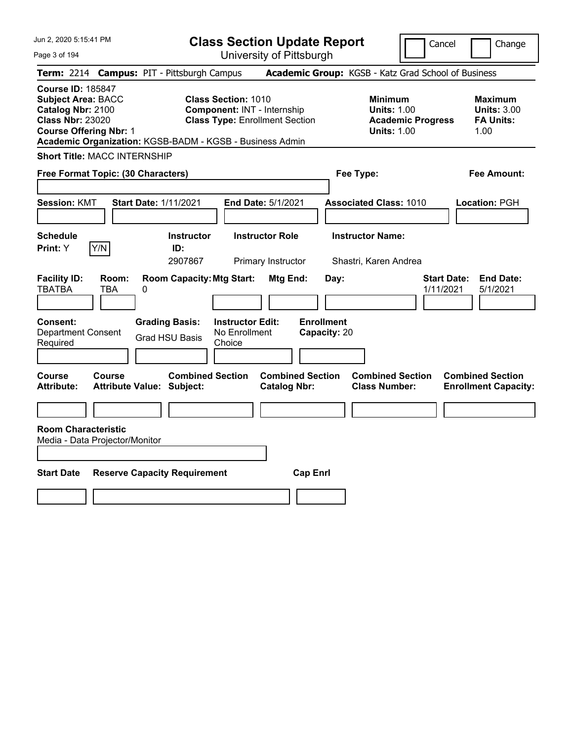# Class Section Update Report

University of Pittsburgh

Cancel [ ] Change [ ]

**Term:** 2214 **Campus:** PIT - Pittsburgh Campus **Academic Group:** KGSB - Katz Grad School of Business

**Course ID:** 185847
**Subject Area:** BACC
**Catalog Nbr:** 2100
**Class Nbr:** 23020
**Course Offering Nbr:** 1
**Academic Organization:** KGSB-BADM - KGSB - Business Admin

**Class Section:** 1010
**Component:** INT - Internship
**Class Type:** Enrollment Section

**Minimum**
**Units:** 1.00
**Academic Progress Units:** 1.00

**Maximum**
**Units:** 3.00
**FA Units:** 1.00

**Short Title:** MACC INTERNSHIP

**Free Format Topic: (30 Characters)**

**Fee Type:**

**Fee Amount:**

**Session:** KMT **Start Date:** 1/11/2021 **End Date:** 5/1/2021 **Associated Class:** 1010 **Location:** PGH

| Schedule Print | Instructor ID | Instructor Role | Instructor Name |
|---|---|---|---|
| Y | 2907867 | Primary Instructor | Shastri, Karen Andrea |

| Facility ID | Room | Room Capacity | Mtg Start | Mtg End | Day | Start Date | End Date |
|---|---|---|---|---|---|---|---|
| TBATBA | TBA | 0 | | | | 1/11/2021 | 5/1/2021 |

**Consent:** Department Consent Required
**Grading Basis:** Grad HSU Basis
**Instructor Edit:** No Enrollment Choice
**Enrollment Capacity:** 20

| Course Attribute | Course Attribute Value | Combined Section Subject | Combined Section Catalog Nbr | Combined Section Class Number | Combined Section Enrollment Capacity |
|---|---|---|---|---|---|
| | | | | | |

**Room Characteristic**
Media - Data Projector/Monitor

| Start Date | Reserve Capacity Requirement | Cap Enrl |
|---|---|---|
| | | |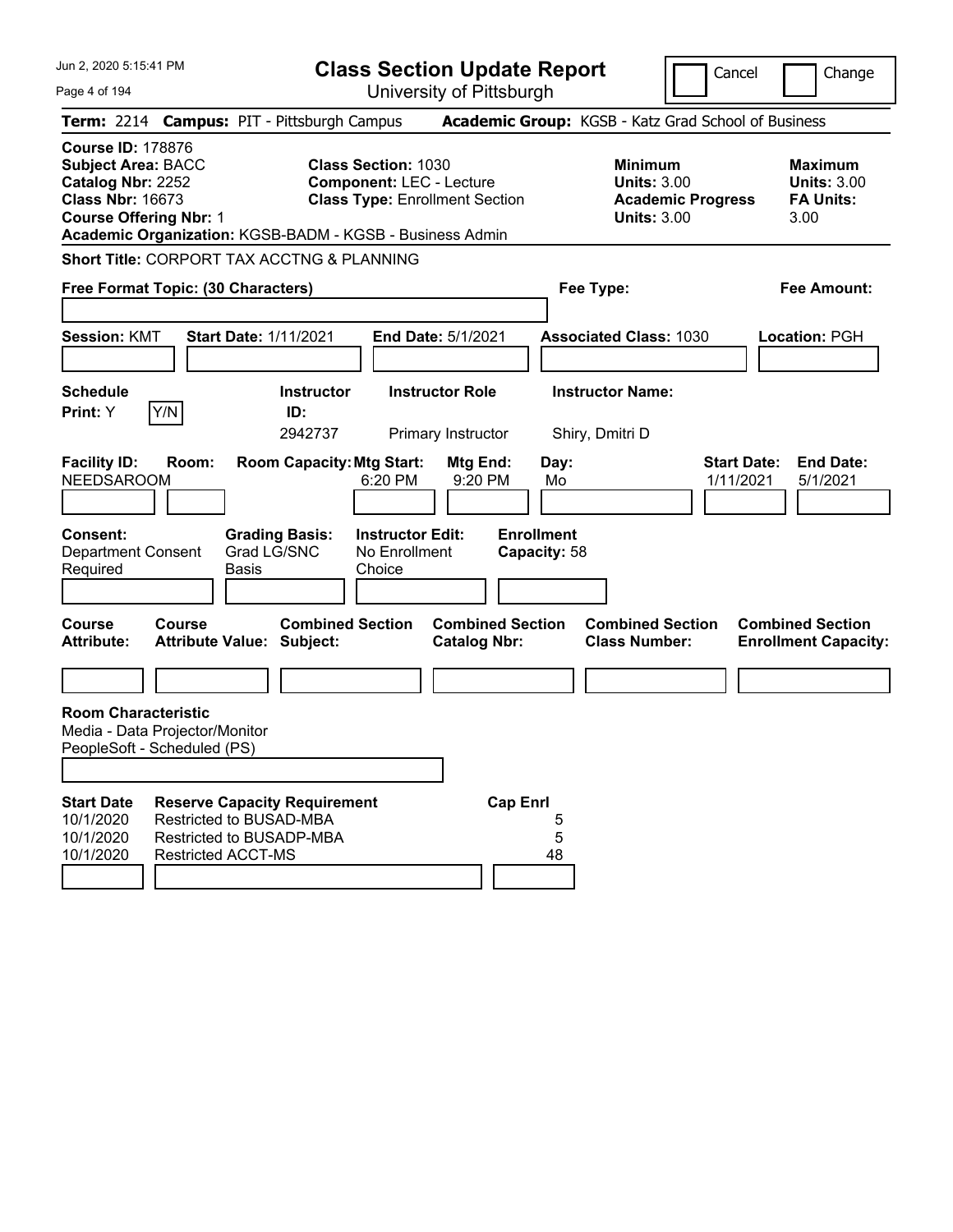# Class Section Update Report

University of Pittsburgh

Cancel | Change

**Term:** 2214 **Campus:** PIT - Pittsburgh Campus **Academic Group:** KGSB - Katz Grad School of Business

**Course ID:** 178876
**Subject Area:** BACC
**Catalog Nbr:** 2252
**Class Nbr:** 16673
**Course Offering Nbr:** 1

**Class Section:** 1030
**Component:** LEC - Lecture
**Class Type:** Enrollment Section

**Minimum Units:** 3.00
**Academic Progress Units:** 3.00

**Maximum Units:** 3.00
**FA Units:** 3.00

**Academic Organization:** KGSB-BADM - KGSB - Business Admin

**Short Title:** CORPORT TAX ACCTNG & PLANNING

**Free Format Topic: (30 Characters)**

**Fee Type:**

**Fee Amount:**

**Session:** KMT **Start Date:** 1/11/2021 **End Date:** 5/1/2021 **Associated Class:** 1030 **Location:** PGH

| Schedule Print | Instructor ID | Instructor Role | Instructor Name |
|---|---|---|---|
| Y (Y/N) | 2942737 | Primary Instructor | Shiry, Dmitri D |

| Facility ID | Room | Room Capacity | Mtg Start | Mtg End | Day | Start Date | End Date |
|---|---|---|---|---|---|---|---|
| NEEDSAROOM | | | 6:20 PM | 9:20 PM | Mo | 1/11/2021 | 5/1/2021 |

**Consent:** Department Consent Required
**Grading Basis:** Grad LG/SNC Basis
**Instructor Edit:** No Enrollment Choice
**Enrollment Capacity:** 58

| Course Attribute | Course Attribute Value | Combined Section Subject | Combined Section Catalog Nbr | Combined Section Class Number | Combined Section Enrollment Capacity |
|---|---|---|---|---|---|
| | | | | | |

**Room Characteristic**
Media - Data Projector/Monitor
PeopleSoft - Scheduled (PS)

| Start Date | Reserve Capacity Requirement | Cap Enrl |
|---|---|---|
| 10/1/2020 | Restricted to BUSAD-MBA | 5 |
| 10/1/2020 | Restricted to BUSADP-MBA | 5 |
| 10/1/2020 | Restricted ACCT-MS | 48 |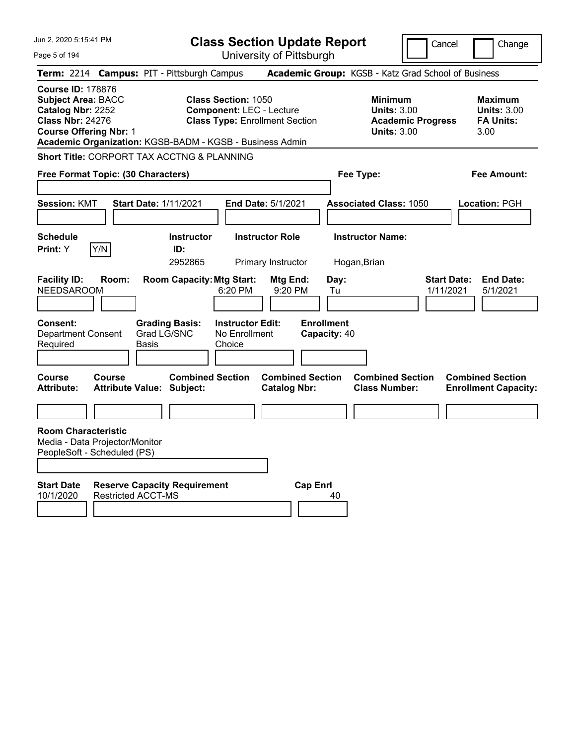# Class Section Update Report

University of Pittsburgh

Cancel ☐ Change ☐

**Term:** 2214 **Campus:** PIT - Pittsburgh Campus **Academic Group:** KGSB - Katz Grad School of Business

**Course ID:** 178876
**Subject Area:** BACC
**Catalog Nbr:** 2252
**Class Nbr:** 24276
**Course Offering Nbr:** 1

**Class Section:** 1050
**Component:** LEC - Lecture
**Class Type:** Enrollment Section

**Minimum Units:** 3.00
**Academic Progress Units:** 3.00

**Maximum Units:** 3.00
**FA Units:** 3.00

**Academic Organization:** KGSB-BADM - KGSB - Business Admin

**Short Title:** CORPORT TAX ACCTNG & PLANNING

**Free Format Topic: (30 Characters)**

**Fee Type:**

**Fee Amount:**

**Session:** KMT **Start Date:** 1/11/2021 **End Date:** 5/1/2021 **Associated Class:** 1050 **Location:** PGH

| Schedule Print | | Instructor ID | Instructor Role | Instructor Name |
|---|---|---|---|---|
| Y | Y/N | 2952865 | Primary Instructor | Hogan,Brian |

| Facility ID | Room | Room Capacity | Mtg Start | Mtg End | Day | Start Date | End Date |
|---|---|---|---|---|---|---|---|
| NEEDSAROOM | | | 6:20 PM | 9:20 PM | Tu | 1/11/2021 | 5/1/2021 |

| Consent | Grading Basis | Instructor Edit | Enrollment Capacity |
|---|---|---|---|
| Department Consent Required | Grad LG/SNC Basis | No Enrollment Choice | 40 |

| Course Attribute | Course Attribute Value | Combined Section Subject | Combined Section Catalog Nbr | Combined Section Class Number | Combined Section Enrollment Capacity |
|---|---|---|---|---|---|
| | | | | | |

**Room Characteristic**
Media - Data Projector/Monitor
PeopleSoft - Scheduled (PS)

| Start Date | Reserve Capacity Requirement | Cap Enrl |
|---|---|---|
| 10/1/2020 | Restricted ACCT-MS | 40 |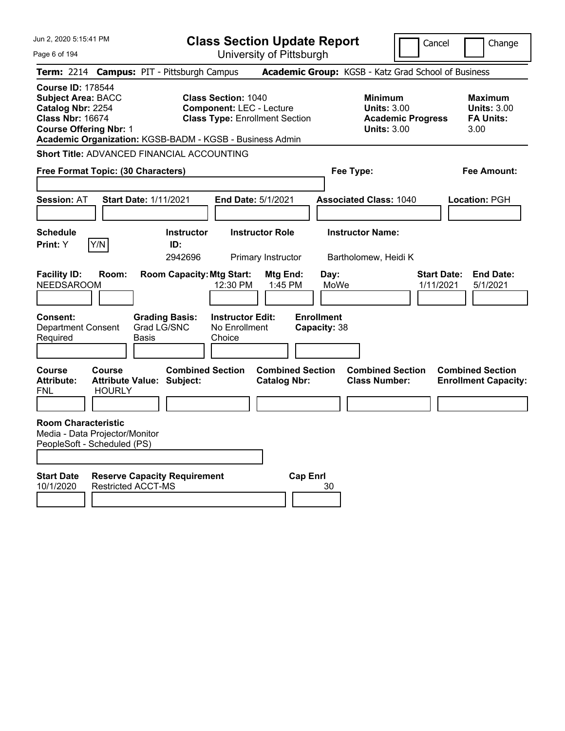Jun 2, 2020 5:15:41 PM

# Class Section Update Report

University of Pittsburgh

Cancel | Change

**Term:** 2214 **Campus:** PIT - Pittsburgh Campus **Academic Group:** KGSB - Katz Grad School of Business

**Course ID:** 178544
**Subject Area:** BACC
**Catalog Nbr:** 2254
**Class Nbr:** 16674
**Course Offering Nbr:** 1

**Class Section:** 1040
**Component:** LEC - Lecture
**Class Type:** Enrollment Section

**Minimum Units:** 3.00
**Academic Progress Units:** 3.00

**Maximum Units:** 3.00
**FA Units:** 3.00

**Academic Organization:** KGSB-BADM - KGSB - Business Admin

**Short Title:** ADVANCED FINANCIAL ACCOUNTING

**Free Format Topic: (30 Characters)**

**Fee Type:**

**Fee Amount:**

**Session:** AT **Start Date:** 1/11/2021 **End Date:** 5/1/2021 **Associated Class:** 1040 **Location:** PGH

| Schedule Print | Instructor ID | Instructor Role | Instructor Name |
|---|---|---|---|
| Y (Y/N) | 2942696 | Primary Instructor | Bartholomew, Heidi K |

| Facility ID | Room | Room Capacity | Mtg Start | Mtg End | Day | Start Date | End Date |
|---|---|---|---|---|---|---|---|
| NEEDSAROOM | | | 12:30 PM | 1:45 PM | MoWe | 1/11/2021 | 5/1/2021 |

| Consent | Grading Basis | Instructor Edit | Enrollment Capacity |
|---|---|---|---|
| Department Consent Required | Grad LG/SNC Basis | No Enrollment Choice | 38 |

| Course Attribute | Course Attribute Value | Combined Section Subject | Combined Section Catalog Nbr | Combined Section Class Number | Combined Section Enrollment Capacity |
|---|---|---|---|---|---|
| FNL | HOURLY | | | | |

**Room Characteristic**
Media - Data Projector/Monitor
PeopleSoft - Scheduled (PS)

| Start Date | Reserve Capacity Requirement | Cap Enrl |
|---|---|---|
| 10/1/2020 | Restricted ACCT-MS | 30 |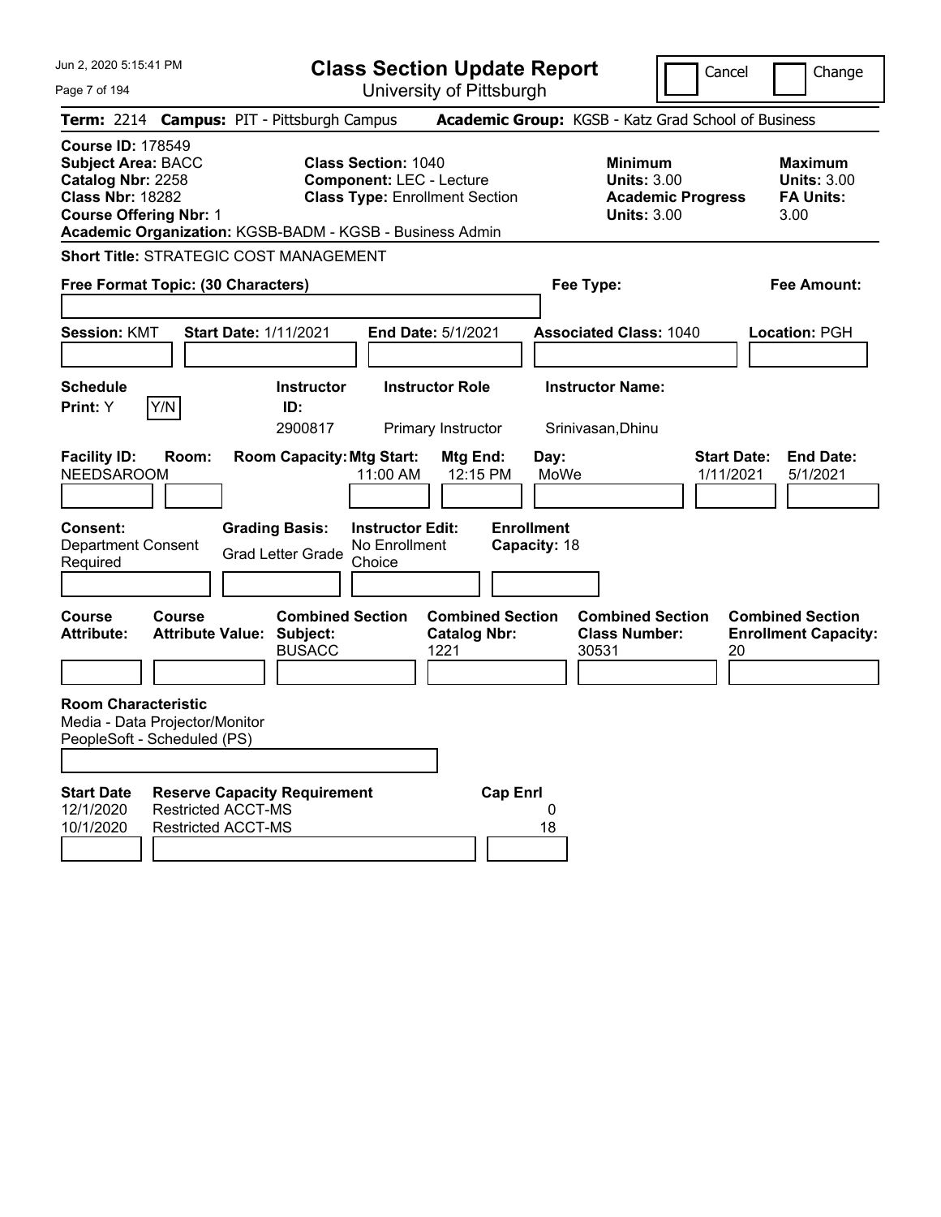# Class Section Update Report

University of Pittsburgh

Cancel | Change

**Term:** 2214 **Campus:** PIT - Pittsburgh Campus **Academic Group:** KGSB - Katz Grad School of Business

**Course ID:** 178549
**Subject Area:** BACC
**Catalog Nbr:** 2258
**Class Nbr:** 18282
**Course Offering Nbr:** 1
**Academic Organization:** KGSB-BADM - KGSB - Business Admin

**Class Section:** 1040
**Component:** LEC - Lecture
**Class Type:** Enrollment Section

**Minimum Units:** 3.00
**Academic Progress Units:** 3.00

**Maximum Units:** 3.00
**FA Units:** 3.00

**Short Title:** STRATEGIC COST MANAGEMENT

**Free Format Topic: (30 Characters)**

**Fee Type:**

**Fee Amount:**

**Session:** KMT **Start Date:** 1/11/2021 **End Date:** 5/1/2021 **Associated Class:** 1040 **Location:** PGH

**Schedule Print:** Y Y/N

| Instructor ID | Instructor Role | Instructor Name |
|---|---|---|
| 2900817 | Primary Instructor | Srinivasan,Dhinu |

| Facility ID | Room | Room Capacity | Mtg Start | Mtg End | Day | Start Date | End Date |
|---|---|---|---|---|---|---|---|
| NEEDSAROOM | | | 11:00 AM | 12:15 PM | MoWe | 1/11/2021 | 5/1/2021 |

**Consent:** Department Consent Required
**Grading Basis:** Grad Letter Grade
**Instructor Edit:** No Enrollment Choice
**Enrollment Capacity:** 18

| Course Attribute | Course Attribute Value | Combined Section Subject | Combined Section Catalog Nbr | Combined Section Class Number | Combined Section Enrollment Capacity |
|---|---|---|---|---|---|
| | | BUSACC | 1221 | 30531 | 20 |

**Room Characteristic**
Media - Data Projector/Monitor
PeopleSoft - Scheduled (PS)

| Start Date | Reserve Capacity Requirement | Cap Enrl |
|---|---|---|
| 12/1/2020 | Restricted ACCT-MS | 0 |
| 10/1/2020 | Restricted ACCT-MS | 18 |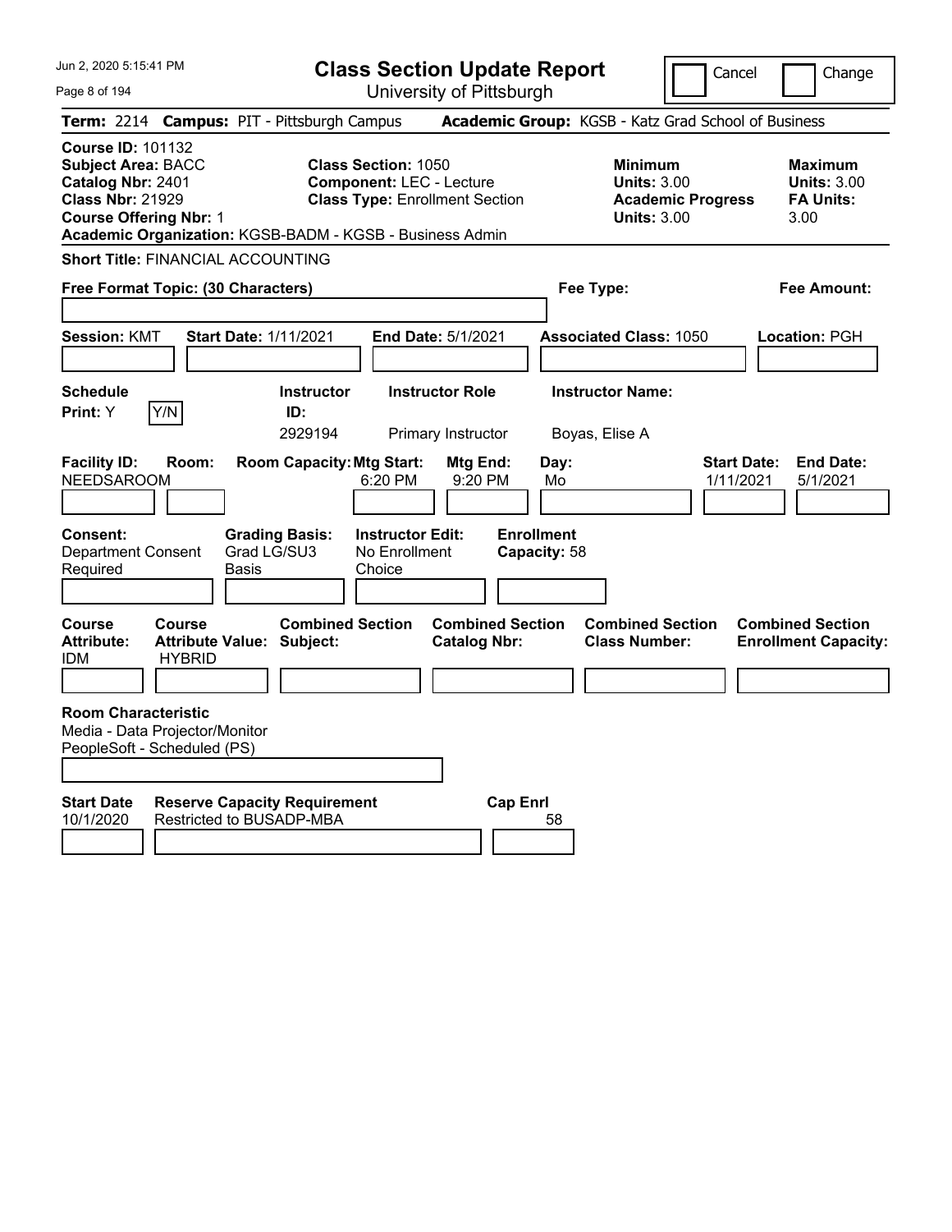# Class Section Update Report

University of Pittsburgh

Cancel | Change

**Term:** 2214 **Campus:** PIT - Pittsburgh Campus **Academic Group:** KGSB - Katz Grad School of Business

**Course ID:** 101132
**Subject Area:** BACC
**Catalog Nbr:** 2401
**Class Nbr:** 21929
**Course Offering Nbr:** 1

**Class Section:** 1050
**Component:** LEC - Lecture
**Class Type:** Enrollment Section

**Minimum**
**Units:** 3.00
**Academic Progress Units:** 3.00

**Maximum**
**Units:** 3.00
**FA Units:** 3.00

**Academic Organization:** KGSB-BADM - KGSB - Business Admin

**Short Title:** FINANCIAL ACCOUNTING

**Free Format Topic: (30 Characters)**

**Fee Type:**

**Fee Amount:**

**Session:** KMT **Start Date:** 1/11/2021 **End Date:** 5/1/2021 **Associated Class:** 1050 **Location:** PGH

| Schedule Print: | Y/N | Instructor ID: | Instructor Role | Instructor Name: |
|---|---|---|---|---|
| Y | | 2929194 | Primary Instructor | Boyas, Elise A |

| Facility ID: | Room: | Room Capacity: | Mtg Start: | Mtg End: | Day: | Start Date: | End Date: |
|---|---|---|---|---|---|---|---|
| NEEDSAROOM | | | 6:20 PM | 9:20 PM | Mo | 1/11/2021 | 5/1/2021 |

| Consent: | Grading Basis: | Instructor Edit: | Enrollment Capacity: |
|---|---|---|---|
| Department Consent Required | Grad LG/SU3 Basis | No Enrollment Choice | 58 |

| Course Attribute: | Course Attribute Value: | Combined Section Subject: | Combined Section Catalog Nbr: | Combined Section Class Number: | Combined Section Enrollment Capacity: |
|---|---|---|---|---|---|
| IDM | HYBRID | | | | |

**Room Characteristic**
Media - Data Projector/Monitor
PeopleSoft - Scheduled (PS)

| Start Date | Reserve Capacity Requirement | Cap Enrl |
|---|---|---|
| 10/1/2020 | Restricted to BUSADP-MBA | 58 |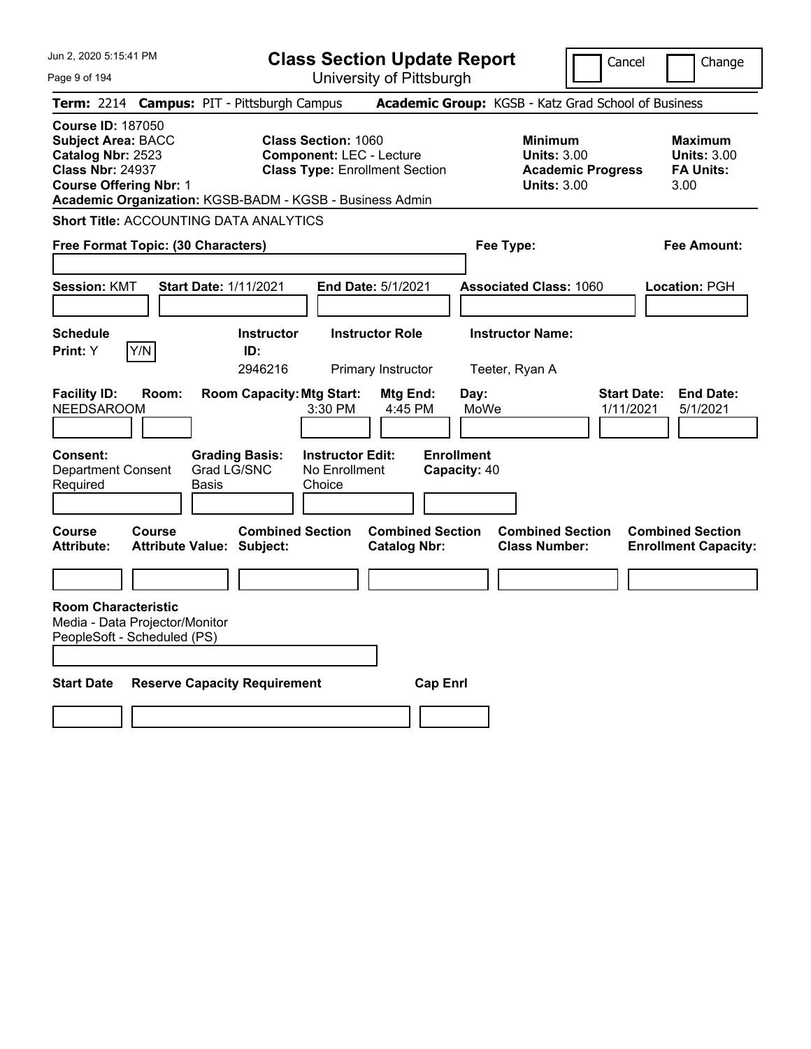# Class Section Update Report

University of Pittsburgh

Cancel ☐ Change ☐

**Term:** 2214 **Campus:** PIT - Pittsburgh Campus **Academic Group:** KGSB - Katz Grad School of Business

**Course ID:** 187050
**Subject Area:** BACC
**Catalog Nbr:** 2523
**Class Nbr:** 24937
**Course Offering Nbr:** 1
**Academic Organization:** KGSB-BADM - KGSB - Business Admin

**Class Section:** 1060
**Component:** LEC - Lecture
**Class Type:** Enrollment Section

| | Minimum | Maximum |
|---|---|---|
| Units | 3.00 | 3.00 |
| Academic Progress Units | 3.00 | |
| FA Units | | 3.00 |

**Short Title:** ACCOUNTING DATA ANALYTICS

**Free Format Topic: (30 Characters)**

**Fee Type:**

**Fee Amount:**

**Session:** KMT **Start Date:** 1/11/2021 **End Date:** 5/1/2021 **Associated Class:** 1060 **Location:** PGH

**Schedule Print:** Y [Y/N]

| Instructor ID | Instructor Role | Instructor Name |
|---|---|---|
| 2946216 | Primary Instructor | Teeter, Ryan A |

| Facility ID | Room | Room Capacity | Mtg Start | Mtg End | Day | Start Date | End Date |
|---|---|---|---|---|---|---|---|
| NEEDSAROOM | | | 3:30 PM | 4:45 PM | MoWe | 1/11/2021 | 5/1/2021 |

**Consent:** Department Consent Required
**Grading Basis:** Grad LG/SNC Basis
**Instructor Edit:** No Enrollment Choice
**Enrollment Capacity:** 40

| Course Attribute | Course Attribute Value | Combined Section Subject | Combined Section Catalog Nbr | Combined Section Class Number | Combined Section Enrollment Capacity |
|---|---|---|---|---|---|
| | | | | | |

**Room Characteristic**
Media - Data Projector/Monitor
PeopleSoft - Scheduled (PS)

| Start Date | Reserve Capacity Requirement | Cap Enrl |
|---|---|---|
| | | |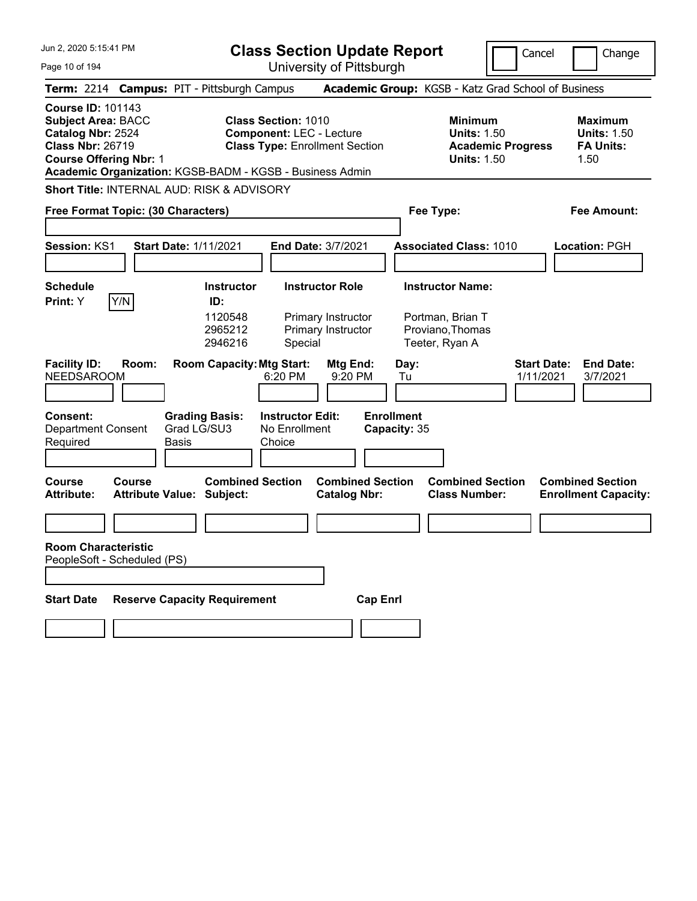# Class Section Update Report

University of Pittsburgh

Cancel   Change

**Term:** 2214 **Campus:** PIT - Pittsburgh Campus **Academic Group:** KGSB - Katz Grad School of Business

**Course ID:** 101143
**Subject Area:** BACC
**Catalog Nbr:** 2524
**Class Nbr:** 26719
**Course Offering Nbr:** 1

**Class Section:** 1010
**Component:** LEC - Lecture
**Class Type:** Enrollment Section

**Minimum Units:** 1.50
**Academic Progress Units:** 1.50

**Maximum Units:** 1.50
**FA Units:** 1.50

**Academic Organization:** KGSB-BADM - KGSB - Business Admin

**Short Title:** INTERNAL AUD: RISK & ADVISORY

**Free Format Topic: (30 Characters)**

**Fee Type:**

**Fee Amount:**

**Session:** KS1 **Start Date:** 1/11/2021 **End Date:** 3/7/2021 **Associated Class:** 1010 **Location:** PGH

**Schedule Print:** Y Y/N

| Instructor ID: | Instructor Role | Instructor Name: |
|---|---|---|
| 1120548 | Primary Instructor | Portman, Brian T |
| 2965212 | Primary Instructor | Proviano,Thomas |
| 2946216 | Special | Teeter, Ryan A |

| Facility ID: | Room: | Room Capacity: | Mtg Start: | Mtg End: | Day: | Start Date: | End Date: |
|---|---|---|---|---|---|---|---|
| NEEDSAROOM | | | 6:20 PM | 9:20 PM | Tu | 1/11/2021 | 3/7/2021 |

**Consent:** Department Consent Required
**Grading Basis:** Grad LG/SU3 Basis
**Instructor Edit:** No Enrollment Choice
**Enrollment Capacity:** 35

| Course Attribute: | Course Attribute Value: | Combined Section Subject: | Combined Section Catalog Nbr: | Combined Section Class Number: | Combined Section Enrollment Capacity: |
|---|---|---|---|---|---|
| | | | | | |

**Room Characteristic**
PeopleSoft - Scheduled (PS)

| Start Date | Reserve Capacity Requirement | Cap Enrl |
|---|---|---|
| | | |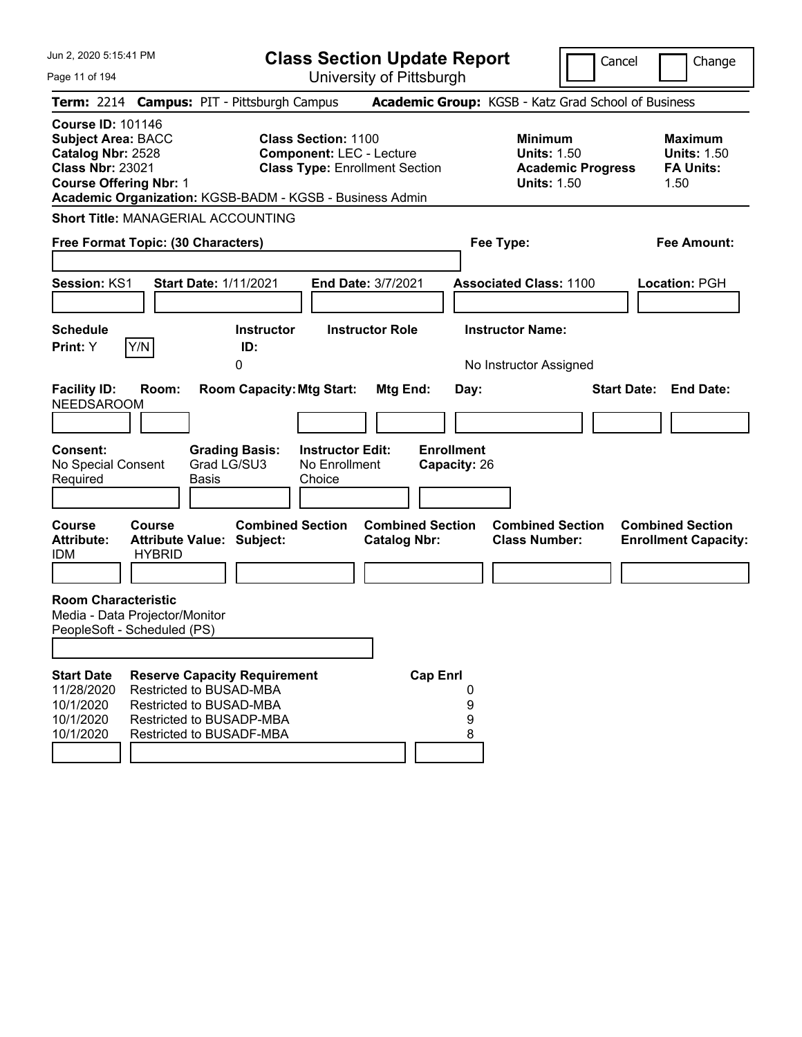# Class Section Update Report

University of Pittsburgh

Cancel | Change

Jun 2, 2020 5:15:41 PM

**Term:** 2214 **Campus:** PIT - Pittsburgh Campus **Academic Group:** KGSB - Katz Grad School of Business

**Course ID:** 101146
**Subject Area:** BACC
**Catalog Nbr:** 2528
**Class Nbr:** 23021
**Course Offering Nbr:** 1
**Academic Organization:** KGSB-BADM - KGSB - Business Admin

**Class Section:** 1100
**Component:** LEC - Lecture
**Class Type:** Enrollment Section

**Minimum Units:** 1.50
**Academic Progress Units:** 1.50

**Maximum Units:** 1.50
**FA Units:** 1.50

**Short Title:** MANAGERIAL ACCOUNTING

**Free Format Topic: (30 Characters)**

**Fee Type:**

**Fee Amount:**

**Session:** KS1 **Start Date:** 1/11/2021 **End Date:** 3/7/2021 **Associated Class:** 1100 **Location:** PGH

| Schedule Print | Instructor ID | Instructor Role | Instructor Name |
|---|---|---|---|
| Y Y/N | 0 | | No Instructor Assigned |

| Facility ID | Room | Room Capacity | Mtg Start | Mtg End | Day | Start Date | End Date |
|---|---|---|---|---|---|---|---|
| NEEDSAROOM | | | | | | | |

**Consent:** No Special Consent Required
**Grading Basis:** Grad LG/SU3 Basis
**Instructor Edit:** No Enrollment Choice
**Enrollment Capacity:** 26

| Course Attribute | Course Attribute Value | Combined Section Subject | Combined Section Catalog Nbr | Combined Section Class Number | Combined Section Enrollment Capacity |
|---|---|---|---|---|---|
| IDM | HYBRID | | | | |

**Room Characteristic**
Media - Data Projector/Monitor
PeopleSoft - Scheduled (PS)

| Start Date | Reserve Capacity Requirement | Cap Enrl |
|---|---|---|
| 11/28/2020 | Restricted to BUSAD-MBA | 0 |
| 10/1/2020 | Restricted to BUSAD-MBA | 9 |
| 10/1/2020 | Restricted to BUSADP-MBA | 9 |
| 10/1/2020 | Restricted to BUSADF-MBA | 8 |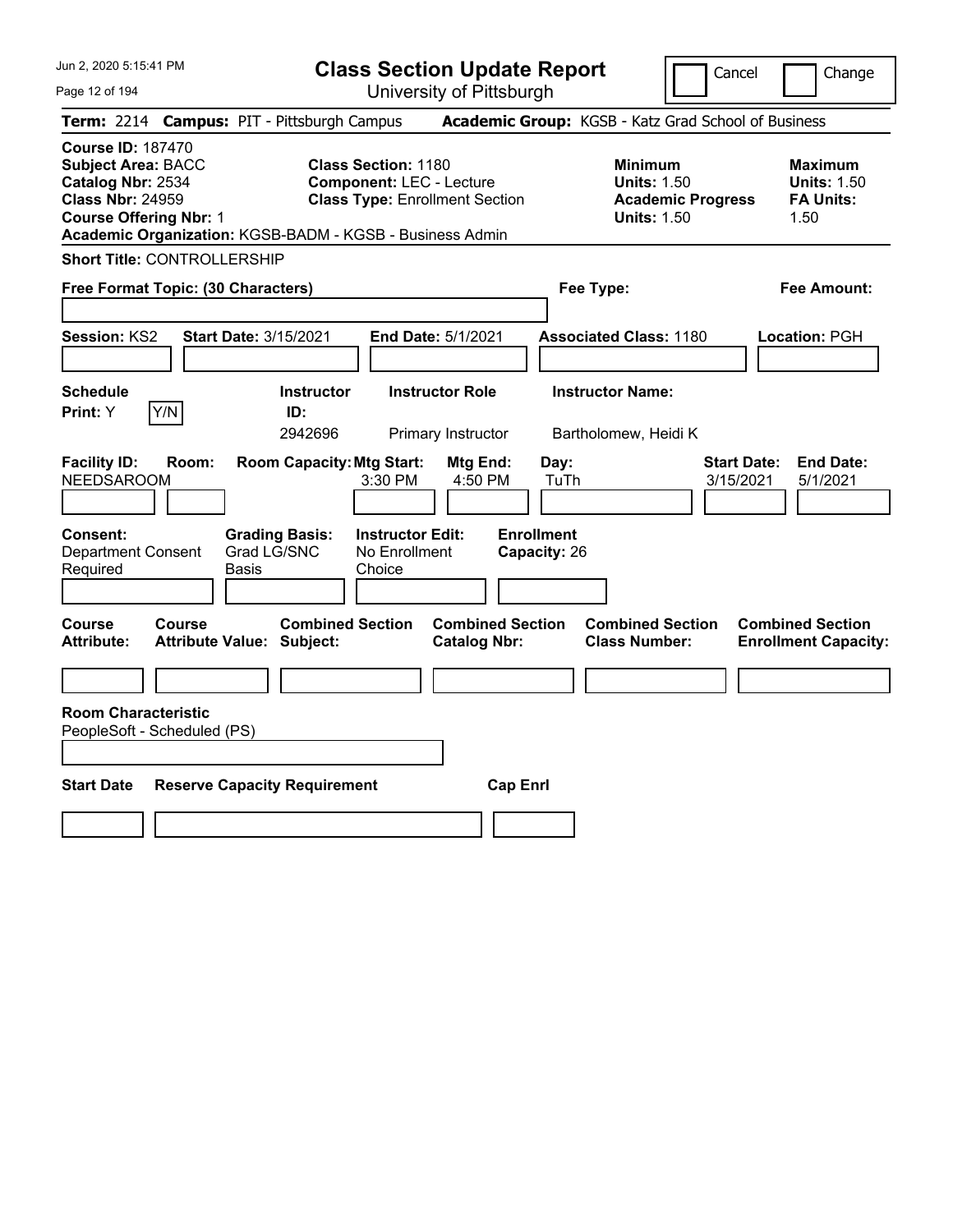# Class Section Update Report

University of Pittsburgh

Jun 2, 2020 5:15:41 PM

Cancel ☐ Change ☐

**Term:** 2214 **Campus:** PIT - Pittsburgh Campus **Academic Group:** KGSB - Katz Grad School of Business

**Course ID:** 187470
**Subject Area:** BACC
**Catalog Nbr:** 2534
**Class Nbr:** 24959
**Course Offering Nbr:** 1
**Academic Organization:** KGSB-BADM - KGSB - Business Admin

**Class Section:** 1180
**Component:** LEC - Lecture
**Class Type:** Enrollment Section

**Minimum Units:** 1.50
**Academic Progress Units:** 1.50

**Maximum Units:** 1.50
**FA Units:** 1.50

**Short Title:** CONTROLLERSHIP

**Free Format Topic: (30 Characters)**

**Fee Type:**

**Fee Amount:**

**Session:** KS2 **Start Date:** 3/15/2021 **End Date:** 5/1/2021 **Associated Class:** 1180 **Location:** PGH

| Schedule Print | Instructor ID | Instructor Role | Instructor Name |
|---|---|---|---|
| Y | 2942696 | Primary Instructor | Bartholomew, Heidi K |

| Facility ID | Room | Room Capacity | Mtg Start | Mtg End | Day | Start Date | End Date |
|---|---|---|---|---|---|---|---|
| NEEDSAROOM | | | 3:30 PM | 4:50 PM | TuTh | 3/15/2021 | 5/1/2021 |

| Consent | Grading Basis | Instructor Edit | Enrollment Capacity |
|---|---|---|---|
| Department Consent Required | Grad LG/SNC Basis | No Enrollment Choice | 26 |

| Course Attribute | Course Attribute Value | Combined Section Subject | Combined Section Catalog Nbr | Combined Section Class Number | Combined Section Enrollment Capacity |
|---|---|---|---|---|---|
| | | | | | |

**Room Characteristic**
PeopleSoft - Scheduled (PS)

| Start Date | Reserve Capacity Requirement | Cap Enrl |
|---|---|---|
| | | |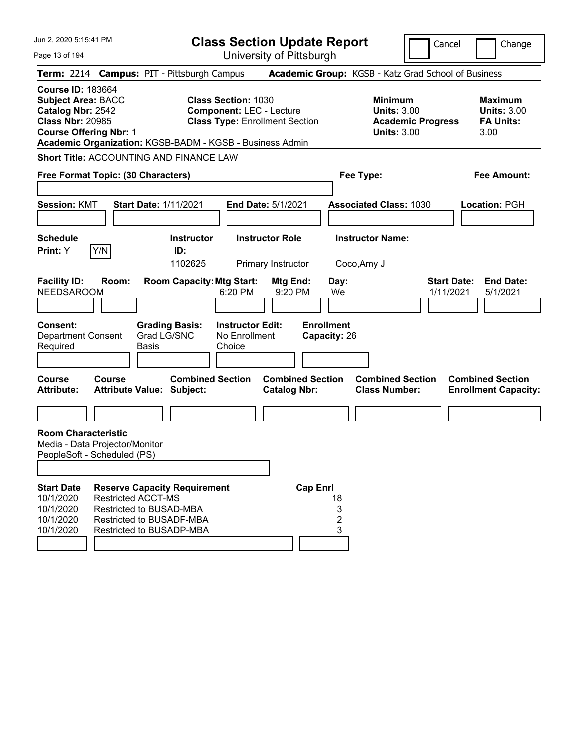Jun 2, 2020 5:15:41 PM

# Class Section Update Report

University of Pittsburgh

Cancel | Change

**Term:** 2214 **Campus:** PIT - Pittsburgh Campus **Academic Group:** KGSB - Katz Grad School of Business

**Course ID:** 183664
**Subject Area:** BACC
**Catalog Nbr:** 2542
**Class Nbr:** 20985
**Course Offering Nbr:** 1

**Class Section:** 1030
**Component:** LEC - Lecture
**Class Type:** Enrollment Section

**Minimum Units:** 3.00
**Academic Progress Units:** 3.00

**Maximum Units:** 3.00
**FA Units:** 3.00

**Academic Organization:** KGSB-BADM - KGSB - Business Admin

**Short Title:** ACCOUNTING AND FINANCE LAW

**Free Format Topic: (30 Characters)**

**Fee Type:**

**Fee Amount:**

**Session:** KMT **Start Date:** 1/11/2021 **End Date:** 5/1/2021 **Associated Class:** 1030 **Location:** PGH

| Schedule Print | Instructor ID | Instructor Role | Instructor Name |
|---|---|---|---|
| Y (Y/N) | 1102625 | Primary Instructor | Coco,Amy J |

| Facility ID | Room | Room Capacity | Mtg Start | Mtg End | Day | Start Date | End Date |
|---|---|---|---|---|---|---|---|
| NEEDSAROOM | | | 6:20 PM | 9:20 PM | We | 1/11/2021 | 5/1/2021 |

**Consent:** Department Consent Required
**Grading Basis:** Grad LG/SNC Basis
**Instructor Edit:** No Enrollment Choice
**Enrollment Capacity:** 26

| Course Attribute | Course Attribute Value | Combined Section Subject | Combined Section Catalog Nbr | Combined Section Class Number | Combined Section Enrollment Capacity |
|---|---|---|---|---|---|
| | | | | | |

**Room Characteristic**
Media - Data Projector/Monitor
PeopleSoft - Scheduled (PS)

| Start Date | Reserve Capacity Requirement | Cap Enrl |
|---|---|---|
| 10/1/2020 | Restricted ACCT-MS | 18 |
| 10/1/2020 | Restricted to BUSAD-MBA | 3 |
| 10/1/2020 | Restricted to BUSADF-MBA | 2 |
| 10/1/2020 | Restricted to BUSADP-MBA | 3 |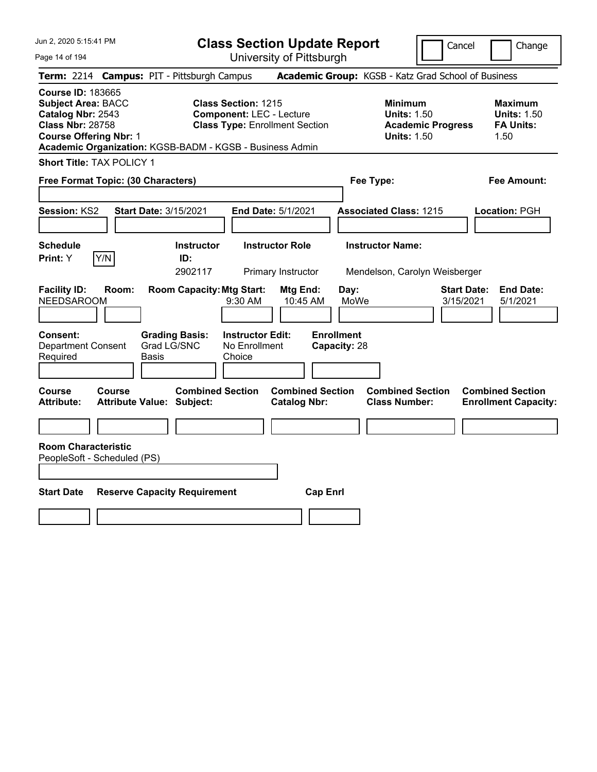# Class Section Update Report

University of Pittsburgh

Jun 2, 2020 5:15:41 PM

Cancel | Change

**Term:** 2214 **Campus:** PIT - Pittsburgh Campus **Academic Group:** KGSB - Katz Grad School of Business

**Course ID:** 183665
**Subject Area:** BACC
**Catalog Nbr:** 2543
**Class Nbr:** 28758
**Course Offering Nbr:** 1
**Academic Organization:** KGSB-BADM - KGSB - Business Admin

**Class Section:** 1215
**Component:** LEC - Lecture
**Class Type:** Enrollment Section

| | Minimum | Maximum |
|---|---|---|
| Units | 1.50 | 1.50 |
| Academic Progress / FA Units | 1.50 | 1.50 |

**Short Title:** TAX POLICY 1

**Free Format Topic: (30 Characters)**

**Fee Type:**

**Fee Amount:**

**Session:** KS2 **Start Date:** 3/15/2021 **End Date:** 5/1/2021 **Associated Class:** 1215 **Location:** PGH

| Schedule Print | Instructor ID | Instructor Role | Instructor Name |
|---|---|---|---|
| Y (Y/N) | 2902117 | Primary Instructor | Mendelson, Carolyn Weisberger |

| Facility ID | Room | Room Capacity | Mtg Start | Mtg End | Day | Start Date | End Date |
|---|---|---|---|---|---|---|---|
| NEEDSAROOM | | | 9:30 AM | 10:45 AM | MoWe | 3/15/2021 | 5/1/2021 |

| Consent | Grading Basis | Instructor Edit | Enrollment Capacity |
|---|---|---|---|
| Department Consent Required | Grad LG/SNC Basis | No Enrollment Choice | 28 |

| Course Attribute | Course Attribute Value | Combined Section Subject | Combined Section Catalog Nbr | Combined Section Class Number | Combined Section Enrollment Capacity |
|---|---|---|---|---|---|
| | | | | | |

**Room Characteristic**
PeopleSoft - Scheduled (PS)

| Start Date | Reserve Capacity Requirement | Cap Enrl |
|---|---|---|
| | | |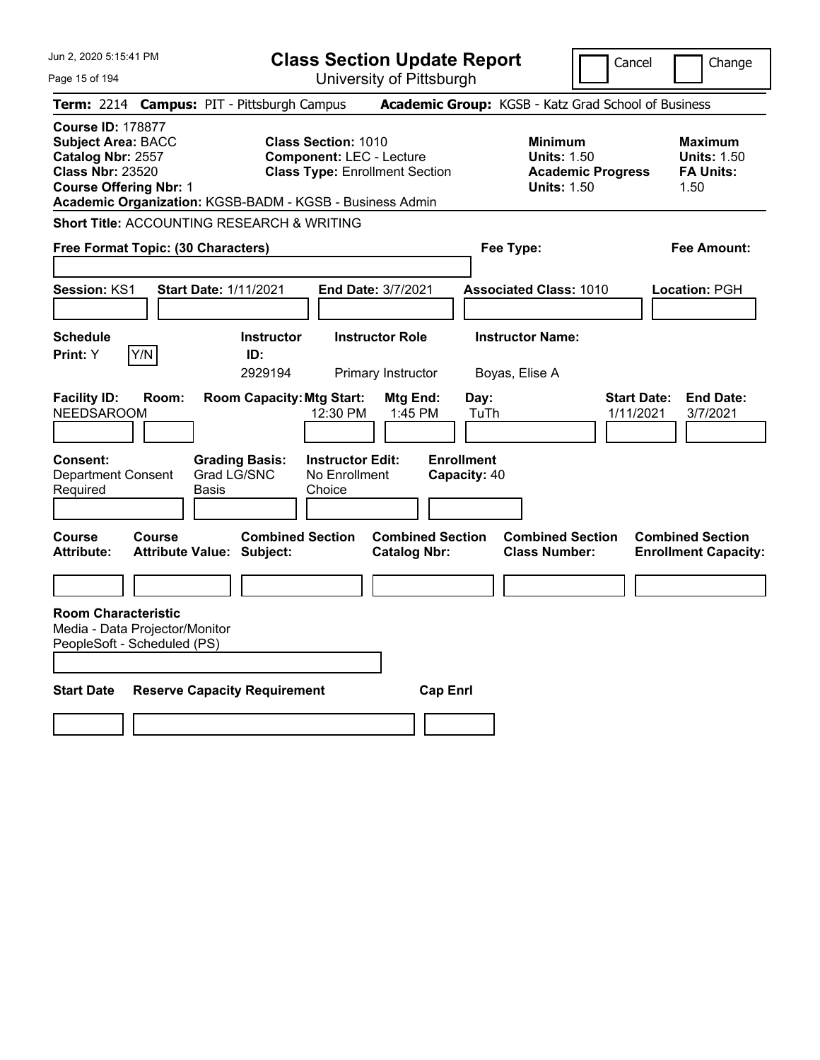# Class Section Update Report

University of Pittsburgh

Cancel | Change

**Term:** 2214 **Campus:** PIT - Pittsburgh Campus **Academic Group:** KGSB - Katz Grad School of Business

**Course ID:** 178877
**Subject Area:** BACC
**Catalog Nbr:** 2557
**Class Nbr:** 23520
**Course Offering Nbr:** 1

**Class Section:** 1010
**Component:** LEC - Lecture
**Class Type:** Enrollment Section

**Minimum**
**Units:** 1.50
**Academic Progress Units:** 1.50

**Maximum**
**Units:** 1.50
**FA Units:** 1.50

**Academic Organization:** KGSB-BADM - KGSB - Business Admin

**Short Title:** ACCOUNTING RESEARCH & WRITING

**Free Format Topic: (30 Characters)**

**Fee Type:**

**Fee Amount:**

**Session:** KS1 **Start Date:** 1/11/2021 **End Date:** 3/7/2021 **Associated Class:** 1010 **Location:** PGH

| Schedule Print | Instructor ID | Instructor Role | Instructor Name |
|---|---|---|---|
| Y (Y/N) | 2929194 | Primary Instructor | Boyas, Elise A |

| Facility ID | Room | Room Capacity | Mtg Start | Mtg End | Day | Start Date | End Date |
|---|---|---|---|---|---|---|---|
| NEEDSAROOM | | | 12:30 PM | 1:45 PM | TuTh | 1/11/2021 | 3/7/2021 |

| Consent | Grading Basis | Instructor Edit | Enrollment Capacity |
|---|---|---|---|
| Department Consent Required | Grad LG/SNC Basis | No Enrollment Choice | 40 |

| Course Attribute | Course Attribute Value | Combined Section Subject | Combined Section Catalog Nbr | Combined Section Class Number | Combined Section Enrollment Capacity |
|---|---|---|---|---|---|
| | | | | | |

**Room Characteristic**
Media - Data Projector/Monitor
PeopleSoft - Scheduled (PS)

| Start Date | Reserve Capacity Requirement | Cap Enrl |
|---|---|---|
| | | |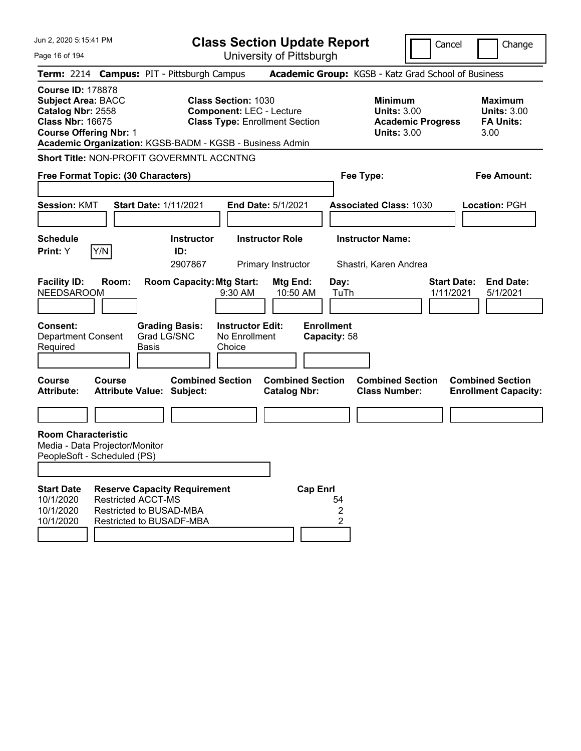# Class Section Update Report

University of Pittsburgh

Cancel | Change

**Term:** 2214 **Campus:** PIT - Pittsburgh Campus **Academic Group:** KGSB - Katz Grad School of Business

**Course ID:** 178878
**Subject Area:** BACC
**Catalog Nbr:** 2558
**Class Nbr:** 16675
**Course Offering Nbr:** 1

**Class Section:** 1030
**Component:** LEC - Lecture
**Class Type:** Enrollment Section

**Minimum Units:** 3.00
**Academic Progress Units:** 3.00

**Maximum Units:** 3.00
**FA Units:** 3.00

**Academic Organization:** KGSB-BADM - KGSB - Business Admin

**Short Title:** NON-PROFIT GOVERMNTL ACCNTNG

**Free Format Topic: (30 Characters)**

**Fee Type:**

**Fee Amount:**

**Session:** KMT **Start Date:** 1/11/2021 **End Date:** 5/1/2021 **Associated Class:** 1030 **Location:** PGH

| Schedule Print | Instructor ID | Instructor Role | Instructor Name |
|---|---|---|---|
| Y (Y/N) | 2907867 | Primary Instructor | Shastri, Karen Andrea |

| Facility ID | Room | Room Capacity | Mtg Start | Mtg End | Day | Start Date | End Date |
|---|---|---|---|---|---|---|---|
| NEEDSAROOM | | | 9:30 AM | 10:50 AM | TuTh | 1/11/2021 | 5/1/2021 |

| Consent | Grading Basis | Instructor Edit | Enrollment Capacity |
|---|---|---|---|
| Department Consent Required | Grad LG/SNC Basis | No Enrollment Choice | 58 |

| Course Attribute | Course Attribute Value | Combined Section Subject | Combined Section Catalog Nbr | Combined Section Class Number | Combined Section Enrollment Capacity |
|---|---|---|---|---|---|
| | | | | | |

**Room Characteristic**

Media - Data Projector/Monitor
PeopleSoft - Scheduled (PS)

| Start Date | Reserve Capacity Requirement | Cap Enrl |
|---|---|---|
| 10/1/2020 | Restricted ACCT-MS | 54 |
| 10/1/2020 | Restricted to BUSAD-MBA | 2 |
| 10/1/2020 | Restricted to BUSADF-MBA | 2 |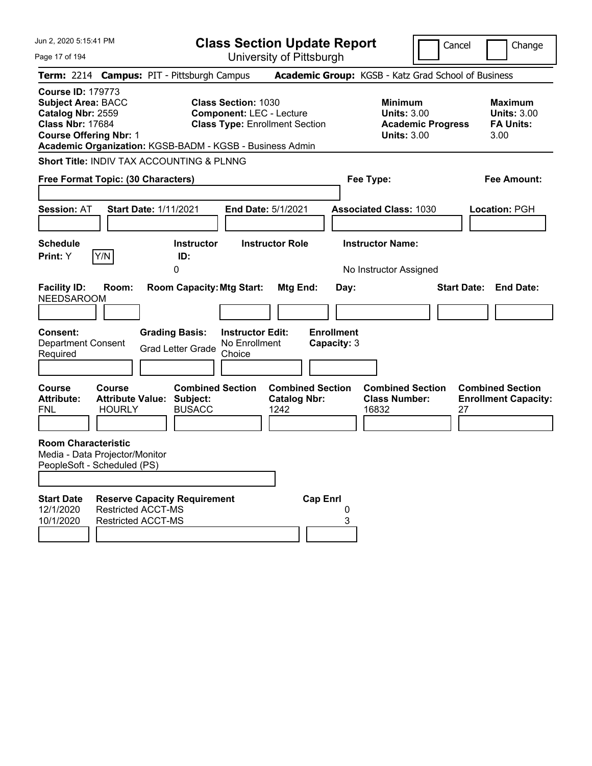Jun 2, 2020 5:15:41 PM

# Class Section Update Report

University of Pittsburgh

Cancel | Change

**Term:** 2214 **Campus:** PIT - Pittsburgh Campus **Academic Group:** KGSB - Katz Grad School of Business

**Course ID:** 179773
**Subject Area:** BACC
**Catalog Nbr:** 2559
**Class Nbr:** 17684
**Course Offering Nbr:** 1
**Academic Organization:** KGSB-BADM - KGSB - Business Admin

**Class Section:** 1030
**Component:** LEC - Lecture
**Class Type:** Enrollment Section

**Minimum Units:** 3.00
**Academic Progress Units:** 3.00

**Maximum Units:** 3.00
**FA Units:** 3.00

**Short Title:** INDIV TAX ACCOUNTING & PLNNG

**Free Format Topic: (30 Characters)**

**Fee Type:**

**Fee Amount:**

**Session:** AT **Start Date:** 1/11/2021 **End Date:** 5/1/2021 **Associated Class:** 1030 **Location:** PGH

| Schedule Print | | Instructor ID | Instructor Role | Instructor Name |
|---|---|---|---|---|
| Y | Y/N | 0 | | No Instructor Assigned |

| Facility ID | Room | Room Capacity | Mtg Start | Mtg End | Day | Start Date | End Date |
|---|---|---|---|---|---|---|---|
| NEEDSAROOM | | | | | | | |

**Consent:** Department Consent Required
**Grading Basis:** Grad Letter Grade
**Instructor Edit:** No Enrollment Choice
**Enrollment Capacity:** 3

| Course Attribute | Course Attribute Value | Combined Section Subject | Combined Section Catalog Nbr | Combined Section Class Number | Combined Section Enrollment Capacity |
|---|---|---|---|---|---|
| FNL | HOURLY | BUSACC | 1242 | 16832 | 27 |

**Room Characteristic**
Media - Data Projector/Monitor
PeopleSoft - Scheduled (PS)

| Start Date | Reserve Capacity Requirement | Cap Enrl |
|---|---|---|
| 12/1/2020 | Restricted ACCT-MS | 0 |
| 10/1/2020 | Restricted ACCT-MS | 3 |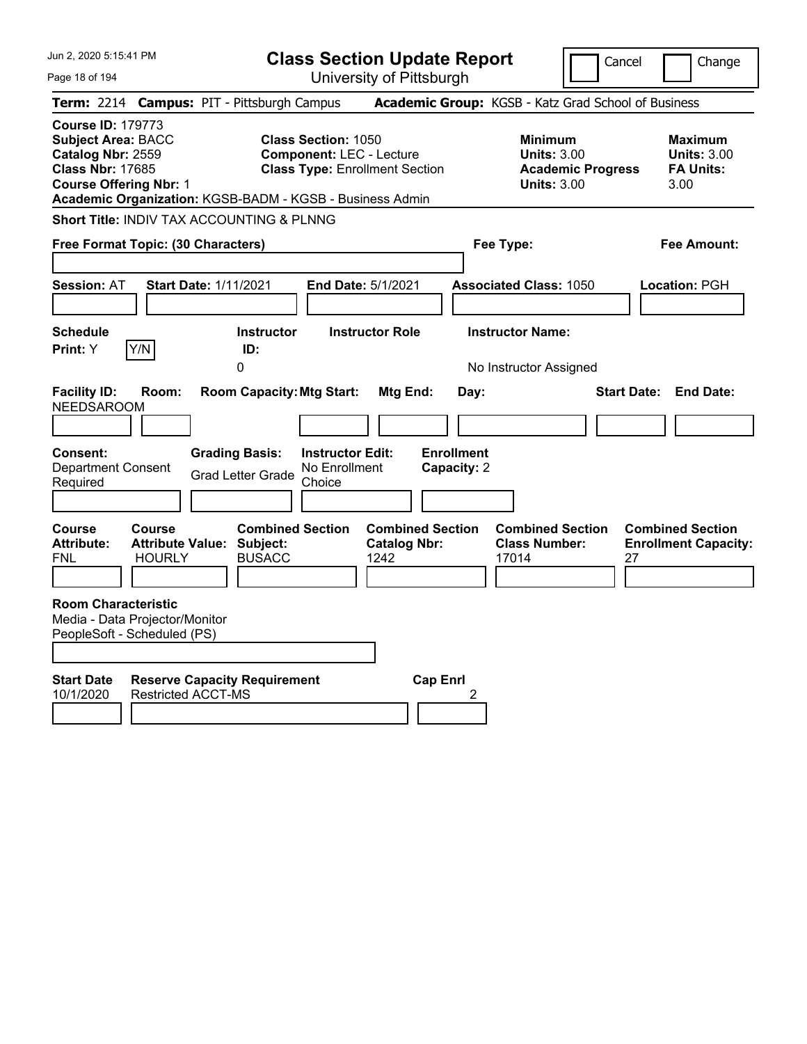# Class Section Update Report

University of Pittsburgh

Cancel | Change

**Term:** 2214 **Campus:** PIT - Pittsburgh Campus **Academic Group:** KGSB - Katz Grad School of Business

**Course ID:** 179773
**Subject Area:** BACC
**Catalog Nbr:** 2559
**Class Nbr:** 17685
**Course Offering Nbr:** 1
**Academic Organization:** KGSB-BADM - KGSB - Business Admin

**Class Section:** 1050
**Component:** LEC - Lecture
**Class Type:** Enrollment Section

**Minimum Units:** 3.00
**Academic Progress Units:** 3.00

**Maximum Units:** 3.00
**FA Units:** 3.00

**Short Title:** INDIV TAX ACCOUNTING & PLNNG

**Free Format Topic: (30 Characters)**

**Fee Type:**

**Fee Amount:**

**Session:** AT **Start Date:** 1/11/2021 **End Date:** 5/1/2021 **Associated Class:** 1050 **Location:** PGH

| Schedule Print | | Instructor ID | Instructor Role | Instructor Name |
|---|---|---|---|---|
| Y | Y/N | 0 | | No Instructor Assigned |

| Facility ID | Room | Room Capacity | Mtg Start | Mtg End | Day | Start Date | End Date |
|---|---|---|---|---|---|---|---|
| NEEDSAROOM | | | | | | | |

| Consent | Grading Basis | Instructor Edit | Enrollment Capacity |
|---|---|---|---|
| Department Consent Required | Grad Letter Grade | No Enrollment Choice | 2 |

| Course Attribute | Course Attribute Value | Combined Section Subject | Combined Section Catalog Nbr | Combined Section Class Number | Combined Section Enrollment Capacity |
|---|---|---|---|---|---|
| FNL | HOURLY | BUSACC | 1242 | 17014 | 27 |

**Room Characteristic**
Media - Data Projector/Monitor
PeopleSoft - Scheduled (PS)

| Start Date | Reserve Capacity Requirement | Cap Enrl |
|---|---|---|
| 10/1/2020 | Restricted ACCT-MS | 2 |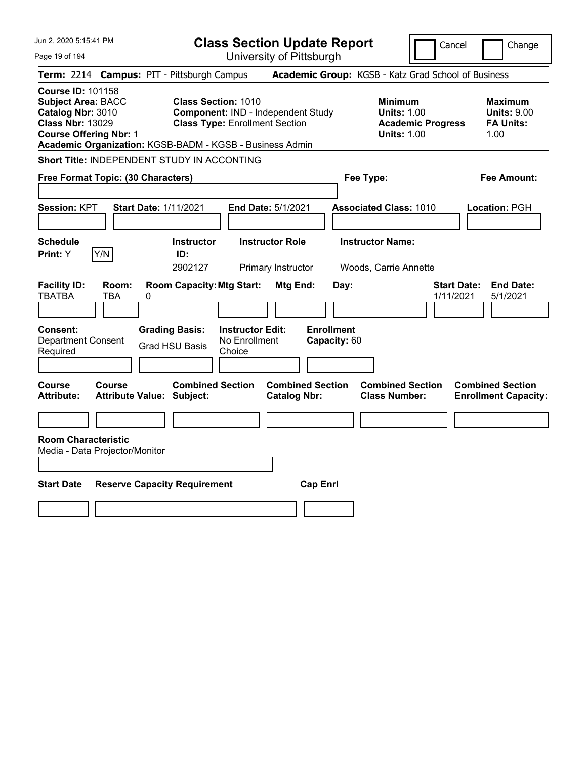# Class Section Update Report

University of Pittsburgh

Cancel ☐ Change ☐

**Term:** 2214 **Campus:** PIT - Pittsburgh Campus **Academic Group:** KGSB - Katz Grad School of Business

**Course ID:** 101158
**Subject Area:** BACC
**Catalog Nbr:** 3010
**Class Nbr:** 13029
**Course Offering Nbr:** 1
**Academic Organization:** KGSB-BADM - KGSB - Business Admin

**Class Section:** 1010
**Component:** IND - Independent Study
**Class Type:** Enrollment Section

| | Minimum | Maximum |
|---|---|---|
| Units | 1.00 | 9.00 |
| Academic Progress Units / FA Units | 1.00 | 1.00 |

**Short Title:** INDEPENDENT STUDY IN ACCONTING

**Free Format Topic: (30 Characters)**

**Fee Type:**

**Fee Amount:**

**Session:** KPT **Start Date:** 1/11/2021 **End Date:** 5/1/2021 **Associated Class:** 1010 **Location:** PGH

| Schedule Print | Instructor ID | Instructor Role | Instructor Name |
|---|---|---|---|
| Y | 2902127 | Primary Instructor | Woods, Carrie Annette |

| Facility ID | Room | Room Capacity | Mtg Start | Mtg End | Day | Start Date | End Date |
|---|---|---|---|---|---|---|---|
| TBATBA | TBA | 0 | | | | 1/11/2021 | 5/1/2021 |

**Consent:** Department Consent Required
**Grading Basis:** Grad HSU Basis
**Instructor Edit:** No Enrollment Choice
**Enrollment Capacity:** 60

| Course Attribute | Course Attribute Value | Combined Section Subject | Combined Section Catalog Nbr | Combined Section Class Number | Combined Section Enrollment Capacity |
|---|---|---|---|---|---|
| | | | | | |

**Room Characteristic**
Media - Data Projector/Monitor

| Start Date | Reserve Capacity Requirement | Cap Enrl |
|---|---|---|
| | | |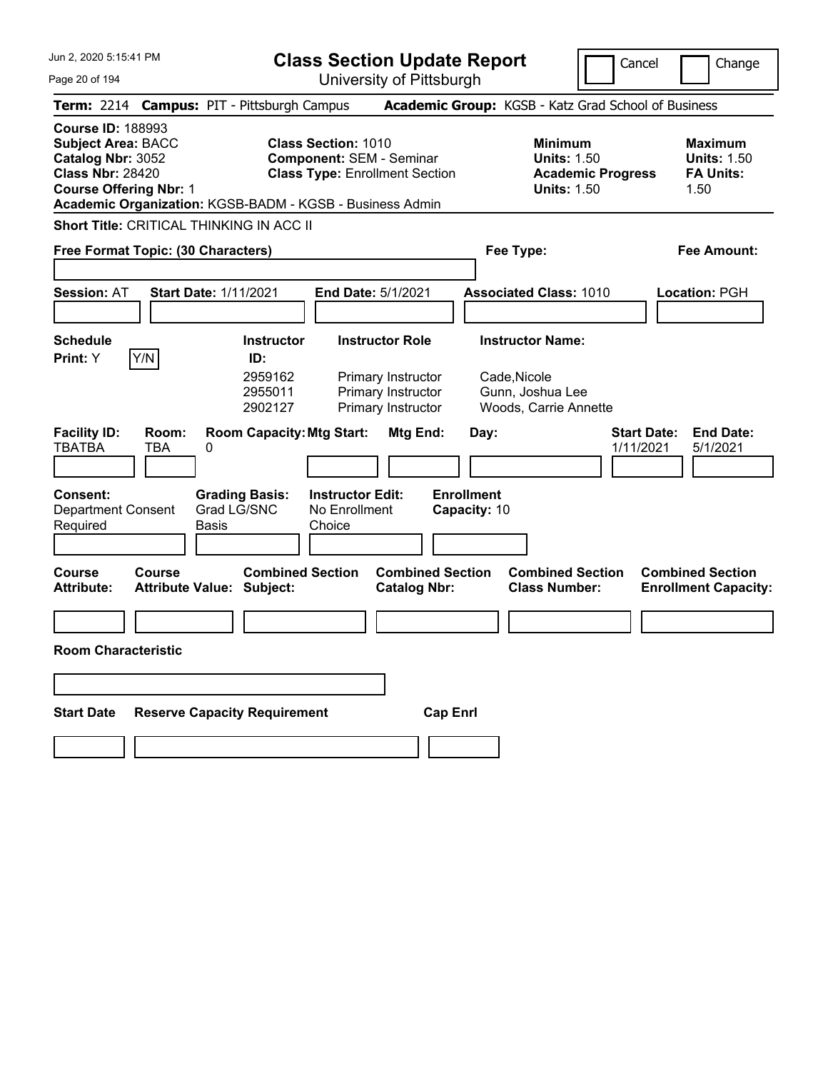# Class Section Update Report

University of Pittsburgh

Cancel | Change

**Term:** 2214 **Campus:** PIT - Pittsburgh Campus **Academic Group:** KGSB - Katz Grad School of Business

**Course ID:** 188993
**Subject Area:** BACC
**Catalog Nbr:** 3052
**Class Nbr:** 28420
**Course Offering Nbr:** 1

**Class Section:** 1010
**Component:** SEM - Seminar
**Class Type:** Enrollment Section

**Minimum Units:** 1.50
**Academic Progress Units:** 1.50

**Maximum Units:** 1.50
**FA Units:** 1.50

**Academic Organization:** KGSB-BADM - KGSB - Business Admin

**Short Title:** CRITICAL THINKING IN ACC II

**Free Format Topic: (30 Characters)**

**Fee Type:**

**Fee Amount:**

**Session:** AT **Start Date:** 1/11/2021 **End Date:** 5/1/2021 **Associated Class:** 1010 **Location:** PGH

**Schedule Print:** Y [Y/N]

| Instructor ID: | Instructor Role | Instructor Name: |
|---|---|---|
| 2959162 | Primary Instructor | Cade,Nicole |
| 2955011 | Primary Instructor | Gunn, Joshua Lee |
| 2902127 | Primary Instructor | Woods, Carrie Annette |

| Facility ID: | Room: | Room Capacity: | Mtg Start: | Mtg End: | Day: | Start Date: | End Date: |
|---|---|---|---|---|---|---|---|
| TBATBA | TBA | 0 | | | | 1/11/2021 | 5/1/2021 |

**Consent:** Department Consent Required
**Grading Basis:** Grad LG/SNC Basis
**Instructor Edit:** No Enrollment Choice
**Enrollment Capacity:** 10

| Course Attribute: | Course Attribute Value: | Combined Section Subject: | Combined Section Catalog Nbr: | Combined Section Class Number: | Combined Section Enrollment Capacity: |
|---|---|---|---|---|---|
| | | | | | |

**Room Characteristic**

| Start Date | Reserve Capacity Requirement | Cap Enrl |
|---|---|---|
| | | |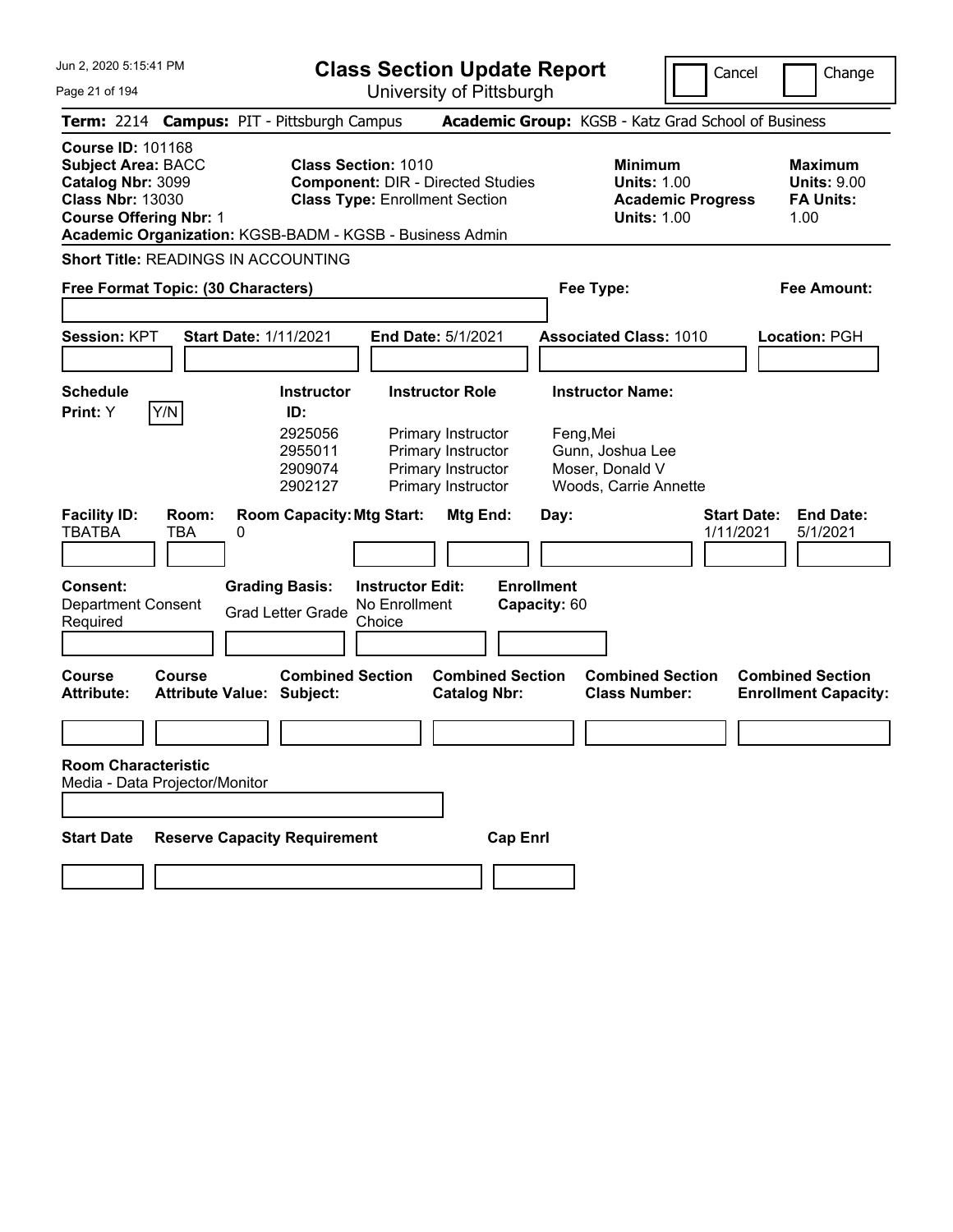# Class Section Update Report

University of Pittsburgh

Cancel ☐ Change ☐

**Term:** 2214 **Campus:** PIT - Pittsburgh Campus **Academic Group:** KGSB - Katz Grad School of Business

**Course ID:** 101168
**Subject Area:** BACC
**Catalog Nbr:** 3099
**Class Nbr:** 13030
**Course Offering Nbr:** 1
**Academic Organization:** KGSB-BADM - KGSB - Business Admin

**Class Section:** 1010
**Component:** DIR - Directed Studies
**Class Type:** Enrollment Section

**Minimum Units:** 1.00
**Academic Progress Units:** 1.00

**Maximum Units:** 9.00
**FA Units:** 1.00

**Short Title:** READINGS IN ACCOUNTING

**Free Format Topic: (30 Characters)**

**Fee Type:**

**Fee Amount:**

**Session:** KPT **Start Date:** 1/11/2021 **End Date:** 5/1/2021 **Associated Class:** 1010 **Location:** PGH

**Schedule Print:** Y Y/N

| Instructor ID: | Instructor Role | Instructor Name: |
|---|---|---|
| 2925056 | Primary Instructor | Feng,Mei |
| 2955011 | Primary Instructor | Gunn, Joshua Lee |
| 2909074 | Primary Instructor | Moser, Donald V |
| 2902127 | Primary Instructor | Woods, Carrie Annette |

| Facility ID: | Room: | Room Capacity: | Mtg Start: | Mtg End: | Day: | Start Date: | End Date: |
|---|---|---|---|---|---|---|---|
| TBATBA | TBA | 0 | | | | 1/11/2021 | 5/1/2021 |

**Consent:** Department Consent Required

**Grading Basis:** Grad Letter Grade

**Instructor Edit:** No Enrollment Choice

**Enrollment Capacity:** 60

| Course Attribute: | Course Attribute Value: | Combined Section Subject: | Combined Section Catalog Nbr: | Combined Section Class Number: | Combined Section Enrollment Capacity: |
|---|---|---|---|---|---|
| | | | | | |

**Room Characteristic**
Media - Data Projector/Monitor

| Start Date | Reserve Capacity Requirement | Cap Enrl |
|---|---|---|
| | | |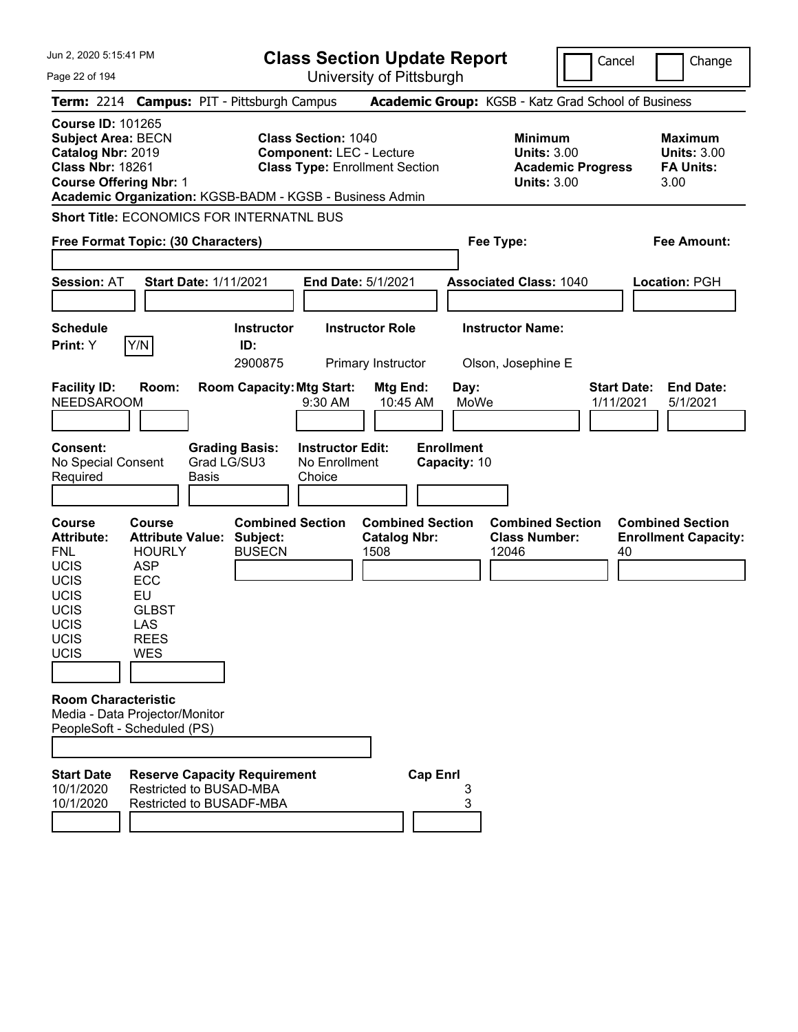# Class Section Update Report

University of Pittsburgh

Jun 2, 2020 5:15:41 PM

Cancel | Change

**Term:** 2214 **Campus:** PIT - Pittsburgh Campus **Academic Group:** KGSB - Katz Grad School of Business

**Course ID:** 101265
**Subject Area:** BECN
**Catalog Nbr:** 2019
**Class Nbr:** 18261
**Course Offering Nbr:** 1

**Class Section:** 1040
**Component:** LEC - Lecture
**Class Type:** Enrollment Section

**Minimum Units:** 3.00
**Academic Progress Units:** 3.00

**Maximum Units:** 3.00
**FA Units:** 3.00

**Academic Organization:** KGSB-BADM - KGSB - Business Admin

**Short Title:** ECONOMICS FOR INTERNATNL BUS

**Free Format Topic: (30 Characters)**

**Fee Type:**

**Fee Amount:**

**Session:** AT **Start Date:** 1/11/2021 **End Date:** 5/1/2021 **Associated Class:** 1040 **Location:** PGH

| Schedule Print | Instructor ID | Instructor Role | Instructor Name |
|---|---|---|---|
| Y (Y/N) | 2900875 | Primary Instructor | Olson, Josephine E |

| Facility ID | Room | Room Capacity | Mtg Start | Mtg End | Day | Start Date | End Date |
|---|---|---|---|---|---|---|---|
| NEEDSAROOM | | | 9:30 AM | 10:45 AM | MoWe | 1/11/2021 | 5/1/2021 |

**Consent:** No Special Consent Required
**Grading Basis:** Grad LG/SU3 Basis
**Instructor Edit:** No Enrollment Choice
**Enrollment Capacity:** 10

| Course Attribute | Course Attribute Value | Combined Section Subject | Combined Section Catalog Nbr | Combined Section Class Number | Combined Section Enrollment Capacity |
|---|---|---|---|---|---|
| FNL | HOURLY | BUSECN | 1508 | 12046 | 40 |
| UCIS | ASP | | | | |
| UCIS | ECC | | | | |
| UCIS | EU | | | | |
| UCIS | GLBST | | | | |
| UCIS | LAS | | | | |
| UCIS | REES | | | | |
| UCIS | WES | | | | |

**Room Characteristic**
Media - Data Projector/Monitor
PeopleSoft - Scheduled (PS)

| Start Date | Reserve Capacity Requirement | Cap | Enrl |
|---|---|---|---|
| 10/1/2020 | Restricted to BUSAD-MBA | 3 | |
| 10/1/2020 | Restricted to BUSADF-MBA | 3 | |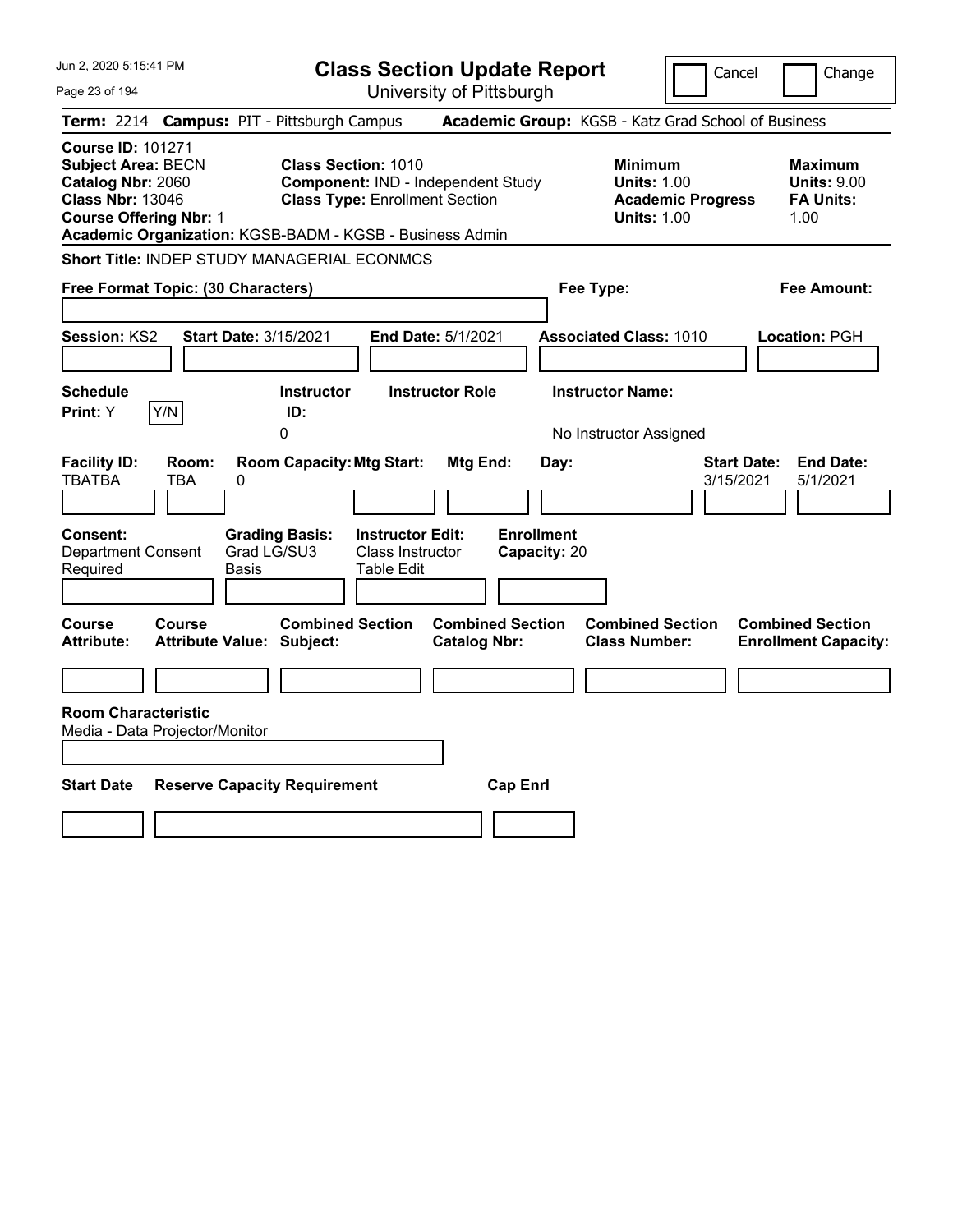# Class Section Update Report

University of Pittsburgh

Cancel | Change

**Term:** 2214 **Campus:** PIT - Pittsburgh Campus **Academic Group:** KGSB - Katz Grad School of Business

**Course ID:** 101271
**Subject Area:** BECN
**Catalog Nbr:** 2060
**Class Nbr:** 13046
**Course Offering Nbr:** 1
**Academic Organization:** KGSB-BADM - KGSB - Business Admin

**Class Section:** 1010
**Component:** IND - Independent Study
**Class Type:** Enrollment Section

**Minimum**
**Units:** 1.00
**Academic Progress Units:** 1.00

**Maximum**
**Units:** 9.00
**FA Units:** 1.00

**Short Title:** INDEP STUDY MANAGERIAL ECONMCS

**Free Format Topic: (30 Characters)**

**Fee Type:**

**Fee Amount:**

**Session:** KS2 **Start Date:** 3/15/2021 **End Date:** 5/1/2021 **Associated Class:** 1010 **Location:** PGH

| Schedule Print: | Instructor ID: | Instructor Role | Instructor Name: |
|---|---|---|---|
| Y | 0 | | No Instructor Assigned |

| Facility ID: | Room: | Room Capacity: | Mtg Start: | Mtg End: | Day: | Start Date: | End Date: |
|---|---|---|---|---|---|---|---|
| TBATBA | TBA | 0 | | | | 3/15/2021 | 5/1/2021 |

| Consent: | Grading Basis: | Instructor Edit: | Enrollment Capacity: |
|---|---|---|---|
| Department Consent Required | Grad LG/SU3 Basis | Class Instructor Table Edit | 20 |

| Course Attribute: | Course Attribute Value: | Combined Section Subject: | Combined Section Catalog Nbr: | Combined Section Class Number: | Combined Section Enrollment Capacity: |
|---|---|---|---|---|---|
| | | | | | |

**Room Characteristic**
Media - Data Projector/Monitor

| Start Date | Reserve Capacity Requirement | Cap Enrl |
|---|---|---|
| | | |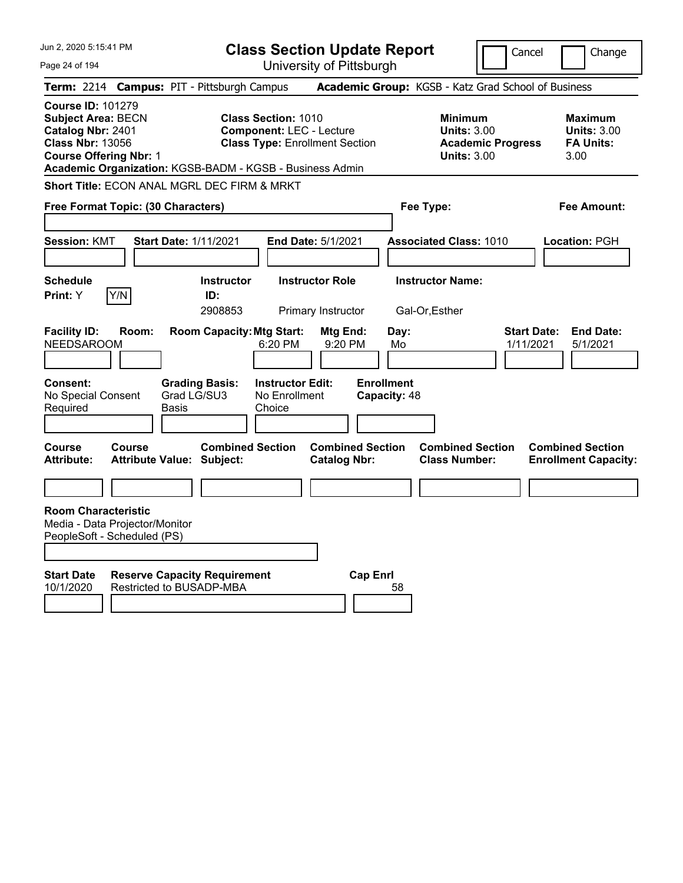# Class Section Update Report

University of Pittsburgh

Cancel | Change

**Term:** 2214 **Campus:** PIT - Pittsburgh Campus **Academic Group:** KGSB - Katz Grad School of Business

**Course ID:** 101279
**Subject Area:** BECN
**Catalog Nbr:** 2401
**Class Nbr:** 13056
**Course Offering Nbr:** 1

**Class Section:** 1010
**Component:** LEC - Lecture
**Class Type:** Enrollment Section

**Minimum**
**Units:** 3.00
**Academic Progress Units:** 3.00

**Maximum**
**Units:** 3.00
**FA Units:** 3.00

**Academic Organization:** KGSB-BADM - KGSB - Business Admin

**Short Title:** ECON ANAL MGRL DEC FIRM & MRKT

**Free Format Topic: (30 Characters)**

**Fee Type:**

**Fee Amount:**

**Session:** KMT **Start Date:** 1/11/2021 **End Date:** 5/1/2021 **Associated Class:** 1010 **Location:** PGH

| Schedule Print: | Instructor ID: | Instructor Role | Instructor Name: |
|---|---|---|---|
| Y Y/N | 2908853 | Primary Instructor | Gal-Or,Esther |

| Facility ID: | Room: | Room Capacity: | Mtg Start: | Mtg End: | Day: | Start Date: | End Date: |
|---|---|---|---|---|---|---|---|
| NEEDSAROOM | | | 6:20 PM | 9:20 PM | Mo | 1/11/2021 | 5/1/2021 |

| Consent: | Grading Basis: | Instructor Edit: | Enrollment Capacity: |
|---|---|---|---|
| No Special Consent Required | Grad LG/SU3 Basis | No Enrollment Choice | 48 |

| Course Attribute: | Course Attribute Value: | Combined Section Subject: | Combined Section Catalog Nbr: | Combined Section Class Number: | Combined Section Enrollment Capacity: |
|---|---|---|---|---|---|
| | | | | | |

**Room Characteristic**
Media - Data Projector/Monitor
PeopleSoft - Scheduled (PS)

| Start Date | Reserve Capacity Requirement | Cap Enrl |
|---|---|---|
| 10/1/2020 | Restricted to BUSADP-MBA | 58 |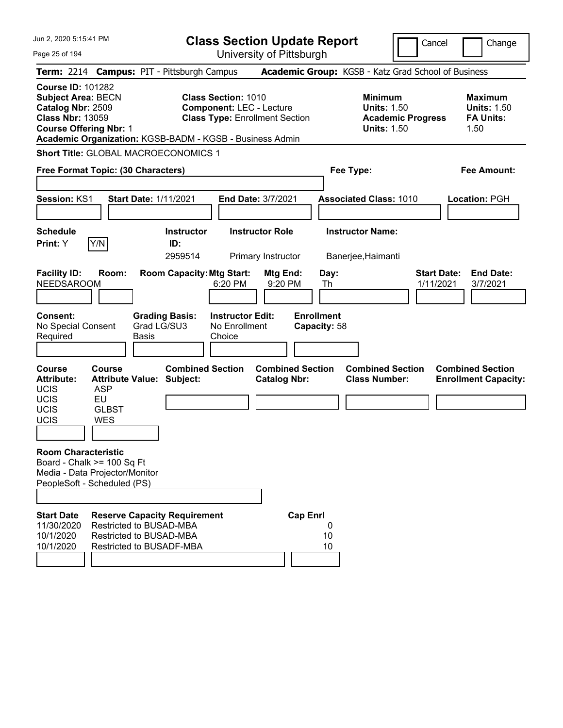# Class Section Update Report

University of Pittsburgh

Cancel | Change

**Term:** 2214 **Campus:** PIT - Pittsburgh Campus **Academic Group:** KGSB - Katz Grad School of Business

**Course ID:** 101282
**Subject Area:** BECN
**Catalog Nbr:** 2509
**Class Nbr:** 13059
**Course Offering Nbr:** 1

**Class Section:** 1010
**Component:** LEC - Lecture
**Class Type:** Enrollment Section

| | Minimum | Maximum |
|---|---|---|
| Units | 1.50 | 1.50 |
| Academic Progress Units / FA Units | 1.50 | 1.50 |

**Academic Organization:** KGSB-BADM - KGSB - Business Admin

**Short Title:** GLOBAL MACROECONOMICS 1

**Free Format Topic: (30 Characters)**

**Fee Type:**

**Fee Amount:**

**Session:** KS1 **Start Date:** 1/11/2021 **End Date:** 3/7/2021 **Associated Class:** 1010 **Location:** PGH

**Schedule Print:** Y Y/N

| Instructor ID | Instructor Role | Instructor Name |
|---|---|---|
| 2959514 | Primary Instructor | Banerjee,Haimanti |

| Facility ID | Room | Room Capacity | Mtg Start | Mtg End | Day | Start Date | End Date |
|---|---|---|---|---|---|---|---|
| NEEDSAROOM | | | 6:20 PM | 9:20 PM | Th | 1/11/2021 | 3/7/2021 |

**Consent:** No Special Consent Required
**Grading Basis:** Grad LG/SU3 Basis
**Instructor Edit:** No Enrollment Choice
**Enrollment Capacity:** 58

| Course Attribute | Course Attribute Value |
|---|---|
| UCIS | ASP |
| UCIS | EU |
| UCIS | GLBST |
| UCIS | WES |

**Combined Section Subject:**
**Combined Section Catalog Nbr:**
**Combined Section Class Number:**
**Combined Section Enrollment Capacity:**

**Room Characteristic**
Board - Chalk >= 100 Sq Ft
Media - Data Projector/Monitor
PeopleSoft - Scheduled (PS)

| Start Date | Reserve Capacity Requirement | Cap Enrl |
|---|---|---|
| 11/30/2020 | Restricted to BUSAD-MBA | 0 |
| 10/1/2020 | Restricted to BUSAD-MBA | 10 |
| 10/1/2020 | Restricted to BUSADF-MBA | 10 |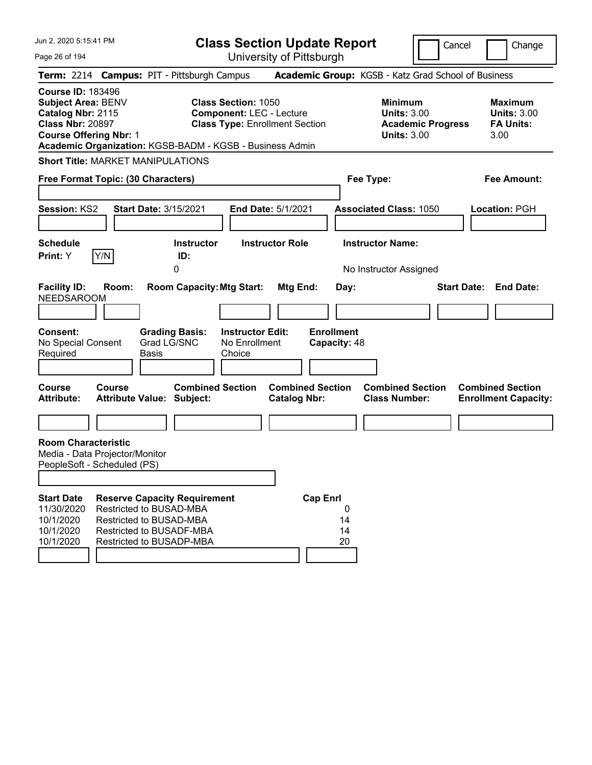# Class Section Update Report

University of Pittsburgh

Cancel | Change

**Term:** 2214 **Campus:** PIT - Pittsburgh Campus **Academic Group:** KGSB - Katz Grad School of Business

**Course ID:** 183496
**Subject Area:** BENV
**Catalog Nbr:** 2115
**Class Nbr:** 20897
**Course Offering Nbr:** 1
**Academic Organization:** KGSB-BADM - KGSB - Business Admin

**Class Section:** 1050
**Component:** LEC - Lecture
**Class Type:** Enrollment Section

**Minimum**
**Units:** 3.00
**Academic Progress Units:** 3.00

**Maximum**
**Units:** 3.00
**FA Units:** 3.00

**Short Title:** MARKET MANIPULATIONS

**Free Format Topic: (30 Characters)**

**Fee Type:**

**Fee Amount:**

**Session:** KS2 **Start Date:** 3/15/2021 **End Date:** 5/1/2021 **Associated Class:** 1050 **Location:** PGH

| Schedule Print: | Instructor ID: | Instructor Role | Instructor Name: |
|---|---|---|---|
| Y [Y/N] | 0 | | No Instructor Assigned |

| Facility ID: | Room: | Room Capacity: | Mtg Start: | Mtg End: | Day: | Start Date: | End Date: |
|---|---|---|---|---|---|---|---|
| NEEDSAROOM | | | | | | | |

| Consent: | Grading Basis: | Instructor Edit: | Enrollment Capacity: |
|---|---|---|---|
| No Special Consent Required | Grad LG/SNC Basis | No Enrollment Choice | 48 |

| Course Attribute: | Course Attribute Value: | Combined Section Subject: | Combined Section Catalog Nbr: | Combined Section Class Number: | Combined Section Enrollment Capacity: |
|---|---|---|---|---|---|
| | | | | | |

**Room Characteristic**
Media - Data Projector/Monitor
PeopleSoft - Scheduled (PS)

| Start Date | Reserve Capacity Requirement | Cap Enrl |
|---|---|---|
| 11/30/2020 | Restricted to BUSAD-MBA | 0 |
| 10/1/2020 | Restricted to BUSAD-MBA | 14 |
| 10/1/2020 | Restricted to BUSADF-MBA | 14 |
| 10/1/2020 | Restricted to BUSADP-MBA | 20 |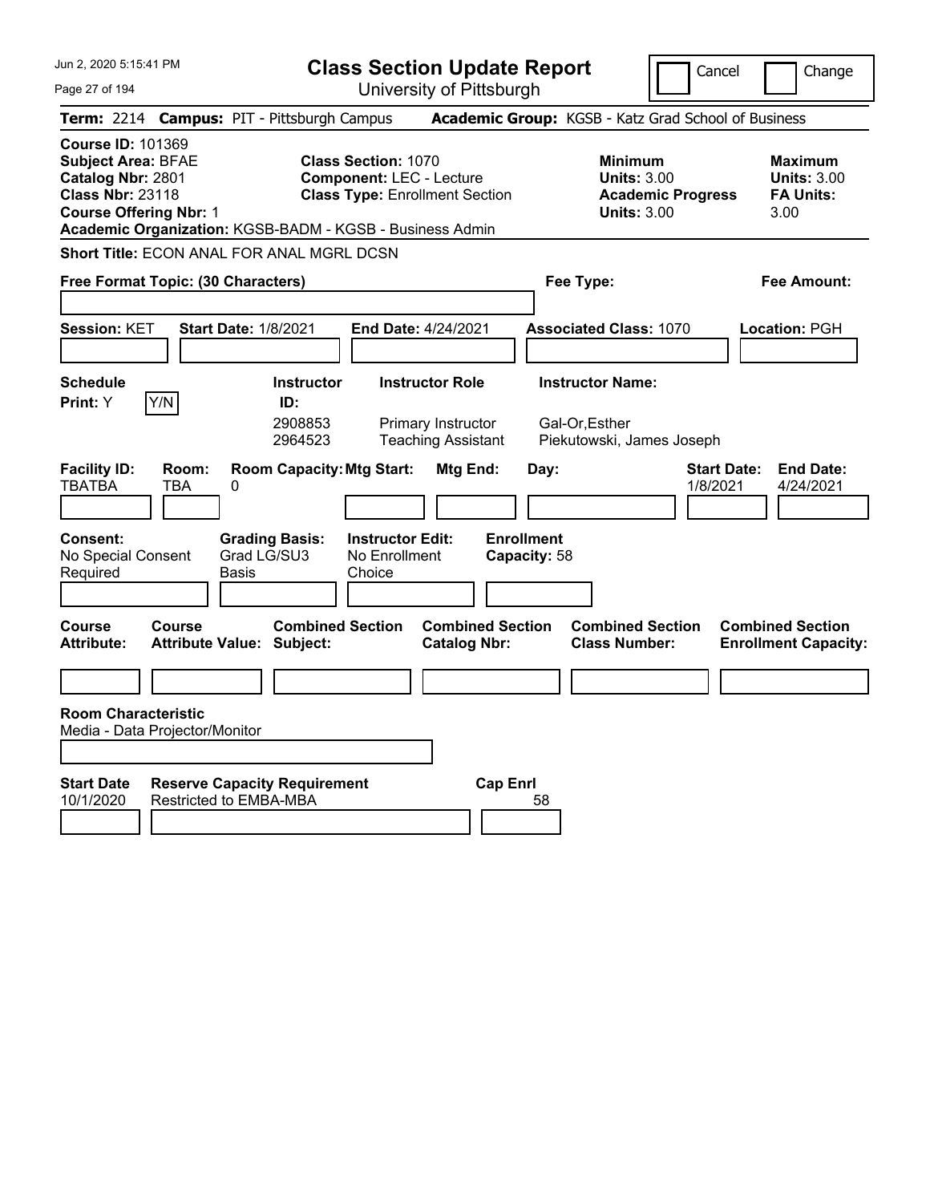Jun 2, 2020 5:15:41 PM

# Class Section Update Report

University of Pittsburgh

Cancel | Change

**Term:** 2214 **Campus:** PIT - Pittsburgh Campus **Academic Group:** KGSB - Katz Grad School of Business

**Course ID:** 101369
**Subject Area:** BFAE
**Catalog Nbr:** 2801
**Class Nbr:** 23118
**Course Offering Nbr:** 1

**Class Section:** 1070
**Component:** LEC - Lecture
**Class Type:** Enrollment Section

| | Minimum | Maximum |
|---|---|---|
| Units | 3.00 | 3.00 |
| Academic Progress / FA Units | 3.00 | 3.00 |

**Academic Organization:** KGSB-BADM - KGSB - Business Admin

**Short Title:** ECON ANAL FOR ANAL MGRL DCSN

**Free Format Topic: (30 Characters)**

**Fee Type:**

**Fee Amount:**

**Session:** KET **Start Date:** 1/8/2021 **End Date:** 4/24/2021 **Associated Class:** 1070 **Location:** PGH

**Schedule Print:** Y Y/N

| Instructor ID | Instructor Role | Instructor Name |
|---|---|---|
| 2908853 | Primary Instructor | Gal-Or,Esther |
| 2964523 | Teaching Assistant | Piekutowski, James Joseph |

| Facility ID | Room | Room Capacity | Mtg Start | Mtg End | Day | Start Date | End Date |
|---|---|---|---|---|---|---|---|
| TBATBA | TBA | 0 | | | | 1/8/2021 | 4/24/2021 |

**Consent:** No Special Consent Required
**Grading Basis:** Grad LG/SU3 Basis
**Instructor Edit:** No Enrollment Choice
**Enrollment Capacity:** 58

| Course Attribute | Course Attribute Value | Combined Section Subject | Combined Section Catalog Nbr | Combined Section Class Number | Combined Section Enrollment Capacity |
|---|---|---|---|---|---|
| | | | | | |

**Room Characteristic**
Media - Data Projector/Monitor

| Start Date | Reserve Capacity Requirement | Cap Enrl |
|---|---|---|
| 10/1/2020 | Restricted to EMBA-MBA | 58 |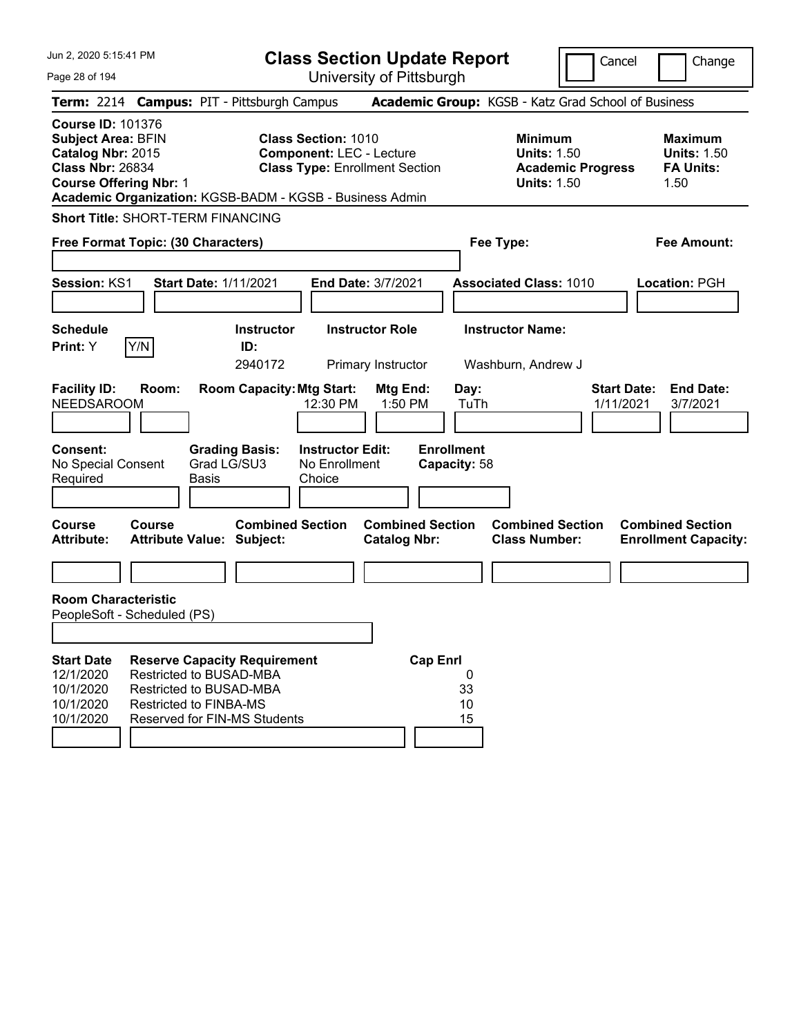Jun 2, 2020 5:15:41 PM

# Class Section Update Report

University of Pittsburgh

Cancel | Change

**Term:** 2214 **Campus:** PIT - Pittsburgh Campus **Academic Group:** KGSB - Katz Grad School of Business

**Course ID:** 101376
**Subject Area:** BFIN
**Catalog Nbr:** 2015
**Class Nbr:** 26834
**Course Offering Nbr:** 1

**Class Section:** 1010
**Component:** LEC - Lecture
**Class Type:** Enrollment Section

**Minimum Units:** 1.50
**Academic Progress Units:** 1.50

**Maximum Units:** 1.50
**FA Units:** 1.50

**Academic Organization:** KGSB-BADM - KGSB - Business Admin

**Short Title:** SHORT-TERM FINANCING

**Free Format Topic: (30 Characters)**

**Fee Type:**

**Fee Amount:**

**Session:** KS1 **Start Date:** 1/11/2021 **End Date:** 3/7/2021 **Associated Class:** 1010 **Location:** PGH

| Schedule Print | Instructor ID | Instructor Role | Instructor Name |
|---|---|---|---|
| Y | 2940172 | Primary Instructor | Washburn, Andrew J |

| Facility ID | Room | Room Capacity | Mtg Start | Mtg End | Day | Start Date | End Date |
|---|---|---|---|---|---|---|---|
| NEEDSAROOM | | | 12:30 PM | 1:50 PM | TuTh | 1/11/2021 | 3/7/2021 |

**Consent:** No Special Consent Required
**Grading Basis:** Grad LG/SU3 Basis
**Instructor Edit:** No Enrollment Choice
**Enrollment Capacity:** 58

| Course Attribute | Course Attribute Value | Combined Section Subject | Combined Section Catalog Nbr | Combined Section Class Number | Combined Section Enrollment Capacity |
|---|---|---|---|---|---|
| | | | | | |

**Room Characteristic**
PeopleSoft - Scheduled (PS)

| Start Date | Reserve Capacity Requirement | Cap Enrl |
|---|---|---|
| 12/1/2020 | Restricted to BUSAD-MBA | 0 |
| 10/1/2020 | Restricted to BUSAD-MBA | 33 |
| 10/1/2020 | Restricted to FINBA-MS | 10 |
| 10/1/2020 | Reserved for FIN-MS Students | 15 |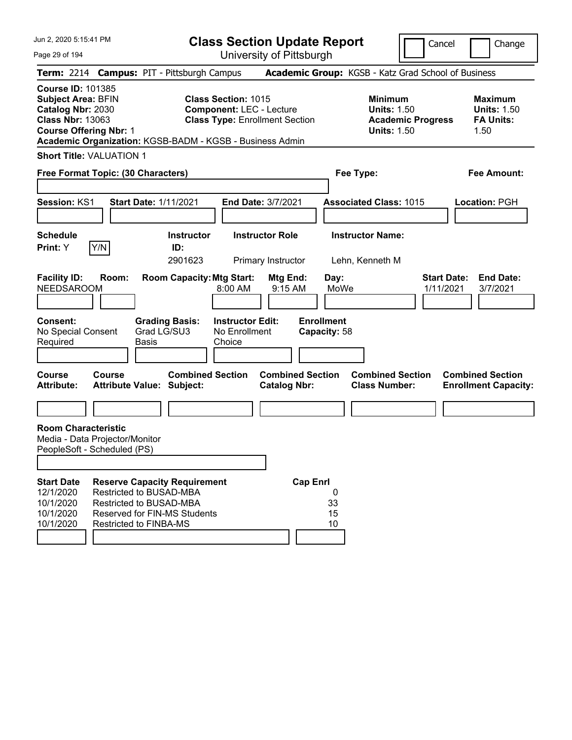# Class Section Update Report

University of Pittsburgh

Cancel | Change

**Term:** 2214 **Campus:** PIT - Pittsburgh Campus **Academic Group:** KGSB - Katz Grad School of Business

**Course ID:** 101385
**Subject Area:** BFIN
**Catalog Nbr:** 2030
**Class Nbr:** 13063
**Course Offering Nbr:** 1
**Academic Organization:** KGSB-BADM - KGSB - Business Admin

**Class Section:** 1015
**Component:** LEC - Lecture
**Class Type:** Enrollment Section

**Minimum Units:** 1.50
**Academic Progress Units:** 1.50

**Maximum Units:** 1.50
**FA Units:** 1.50

**Short Title:** VALUATION 1

**Free Format Topic: (30 Characters)**

**Fee Type:**

**Fee Amount:**

**Session:** KS1 **Start Date:** 1/11/2021 **End Date:** 3/7/2021 **Associated Class:** 1015 **Location:** PGH

| Schedule Print | Instructor ID | Instructor Role | Instructor Name |
|---|---|---|---|
| Y | 2901623 | Primary Instructor | Lehn, Kenneth M |

| Facility ID | Room | Room Capacity | Mtg Start | Mtg End | Day | Start Date | End Date |
|---|---|---|---|---|---|---|---|
| NEEDSAROOM | | | 8:00 AM | 9:15 AM | MoWe | 1/11/2021 | 3/7/2021 |

**Consent:** No Special Consent Required
**Grading Basis:** Grad LG/SU3 Basis
**Instructor Edit:** No Enrollment Choice
**Enrollment Capacity:** 58

| Course Attribute | Course Attribute Value | Combined Section Subject | Combined Section Catalog Nbr | Combined Section Class Number | Combined Section Enrollment Capacity |
|---|---|---|---|---|---|
| | | | | | |

**Room Characteristic**
Media - Data Projector/Monitor
PeopleSoft - Scheduled (PS)

| Start Date | Reserve Capacity Requirement | Cap Enrl |
|---|---|---|
| 12/1/2020 | Restricted to BUSAD-MBA | 0 |
| 10/1/2020 | Restricted to BUSAD-MBA | 33 |
| 10/1/2020 | Reserved for FIN-MS Students | 15 |
| 10/1/2020 | Restricted to FINBA-MS | 10 |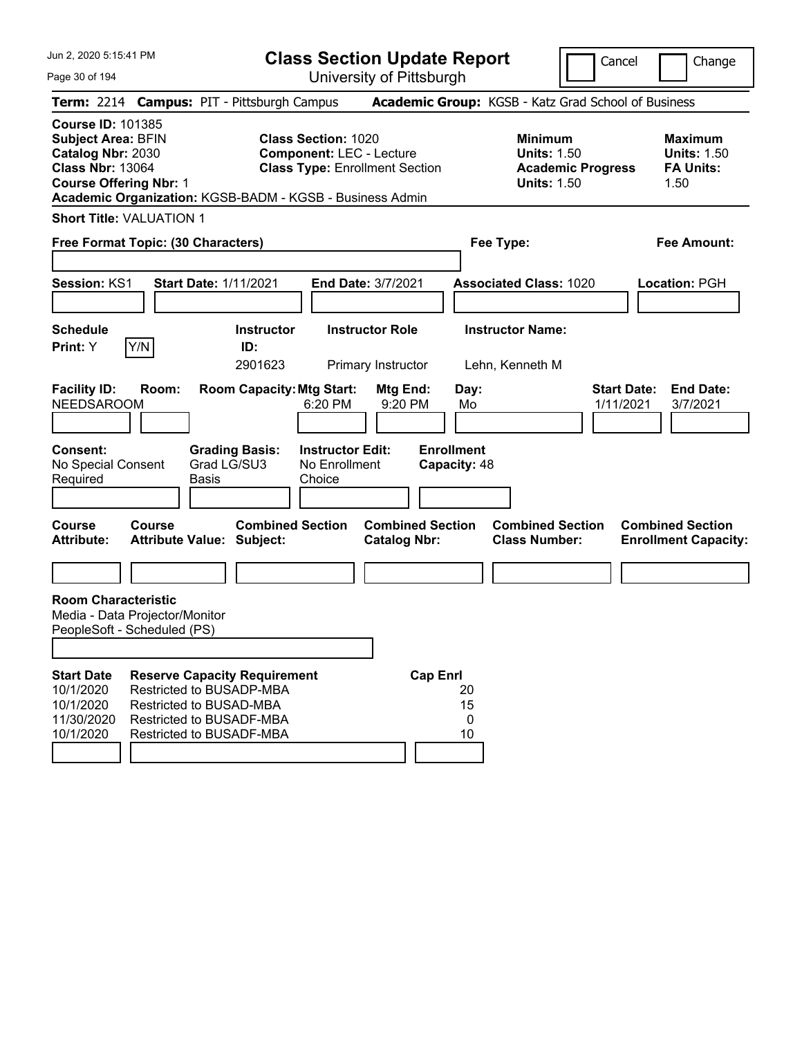# Class Section Update Report

University of Pittsburgh

Cancel | Change

**Term:** 2214 **Campus:** PIT - Pittsburgh Campus **Academic Group:** KGSB - Katz Grad School of Business

**Course ID:** 101385
**Subject Area:** BFIN
**Catalog Nbr:** 2030
**Class Nbr:** 13064
**Course Offering Nbr:** 1
**Academic Organization:** KGSB-BADM - KGSB - Business Admin

**Class Section:** 1020
**Component:** LEC - Lecture
**Class Type:** Enrollment Section

**Minimum Units:** 1.50
**Academic Progress Units:** 1.50

**Maximum Units:** 1.50
**FA Units:** 1.50

**Short Title:** VALUATION 1

**Free Format Topic: (30 Characters)**

**Fee Type:**

**Fee Amount:**

**Session:** KS1 **Start Date:** 1/11/2021 **End Date:** 3/7/2021 **Associated Class:** 1020 **Location:** PGH

**Schedule Print:** Y [Y/N]

| Instructor ID | Instructor Role | Instructor Name |
|---|---|---|
| 2901623 | Primary Instructor | Lehn, Kenneth M |

| Facility ID | Room | Room Capacity | Mtg Start | Mtg End | Day | Start Date | End Date |
|---|---|---|---|---|---|---|---|
| NEEDSAROOM | | | 6:20 PM | 9:20 PM | Mo | 1/11/2021 | 3/7/2021 |

**Consent:** No Special Consent Required
**Grading Basis:** Grad LG/SU3 Basis
**Instructor Edit:** No Enrollment Choice
**Enrollment Capacity:** 48

| Course Attribute | Course Attribute Value | Combined Section Subject | Combined Section Catalog Nbr | Combined Section Class Number | Combined Section Enrollment Capacity |
|---|---|---|---|---|---|
| | | | | | |

**Room Characteristic**
Media - Data Projector/Monitor
PeopleSoft - Scheduled (PS)

| Start Date | Reserve Capacity Requirement | Cap Enrl |
|---|---|---|
| 10/1/2020 | Restricted to BUSADP-MBA | 20 |
| 10/1/2020 | Restricted to BUSAD-MBA | 15 |
| 11/30/2020 | Restricted to BUSADF-MBA | 0 |
| 10/1/2020 | Restricted to BUSADF-MBA | 10 |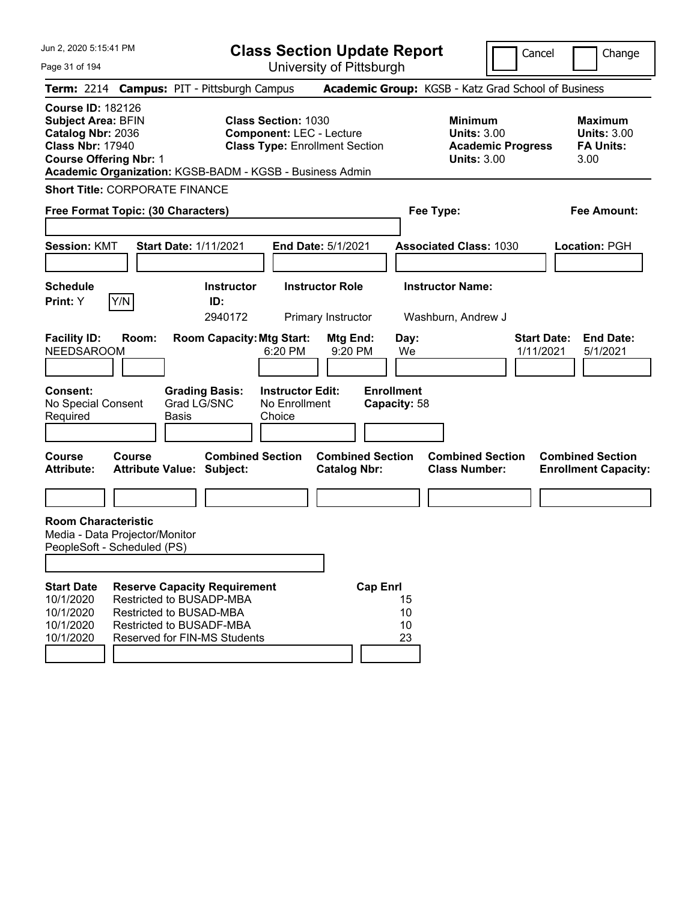# Class Section Update Report

University of Pittsburgh

Jun 2, 2020 5:15:41 PM

Cancel | Change

**Term:** 2214 **Campus:** PIT - Pittsburgh Campus **Academic Group:** KGSB - Katz Grad School of Business

**Course ID:** 182126
**Subject Area:** BFIN
**Catalog Nbr:** 2036
**Class Nbr:** 17940
**Course Offering Nbr:** 1
**Academic Organization:** KGSB-BADM - KGSB - Business Admin

**Class Section:** 1030
**Component:** LEC - Lecture
**Class Type:** Enrollment Section

**Minimum Units:** 3.00
**Academic Progress Units:** 3.00

**Maximum Units:** 3.00
**FA Units:** 3.00

**Short Title:** CORPORATE FINANCE

**Free Format Topic: (30 Characters)**

**Fee Type:**

**Fee Amount:**

**Session:** KMT **Start Date:** 1/11/2021 **End Date:** 5/1/2021 **Associated Class:** 1030 **Location:** PGH

**Schedule Print:** Y Y/N

| Instructor ID | Instructor Role | Instructor Name |
|---|---|---|
| 2940172 | Primary Instructor | Washburn, Andrew J |

| Facility ID | Room | Room Capacity | Mtg Start | Mtg End | Day | Start Date | End Date |
|---|---|---|---|---|---|---|---|
| NEEDSAROOM | | | 6:20 PM | 9:20 PM | We | 1/11/2021 | 5/1/2021 |

**Consent:** No Special Consent Required
**Grading Basis:** Grad LG/SNC Basis
**Instructor Edit:** No Enrollment Choice
**Enrollment Capacity:** 58

| Course Attribute | Course Attribute Value | Combined Section Subject | Combined Section Catalog Nbr | Combined Section Class Number | Combined Section Enrollment Capacity |
|---|---|---|---|---|---|
| | | | | | |

**Room Characteristic**
Media - Data Projector/Monitor
PeopleSoft - Scheduled (PS)

| Start Date | Reserve Capacity Requirement | Cap Enrl |
|---|---|---|
| 10/1/2020 | Restricted to BUSADP-MBA | 15 |
| 10/1/2020 | Restricted to BUSAD-MBA | 10 |
| 10/1/2020 | Restricted to BUSADF-MBA | 10 |
| 10/1/2020 | Reserved for FIN-MS Students | 23 |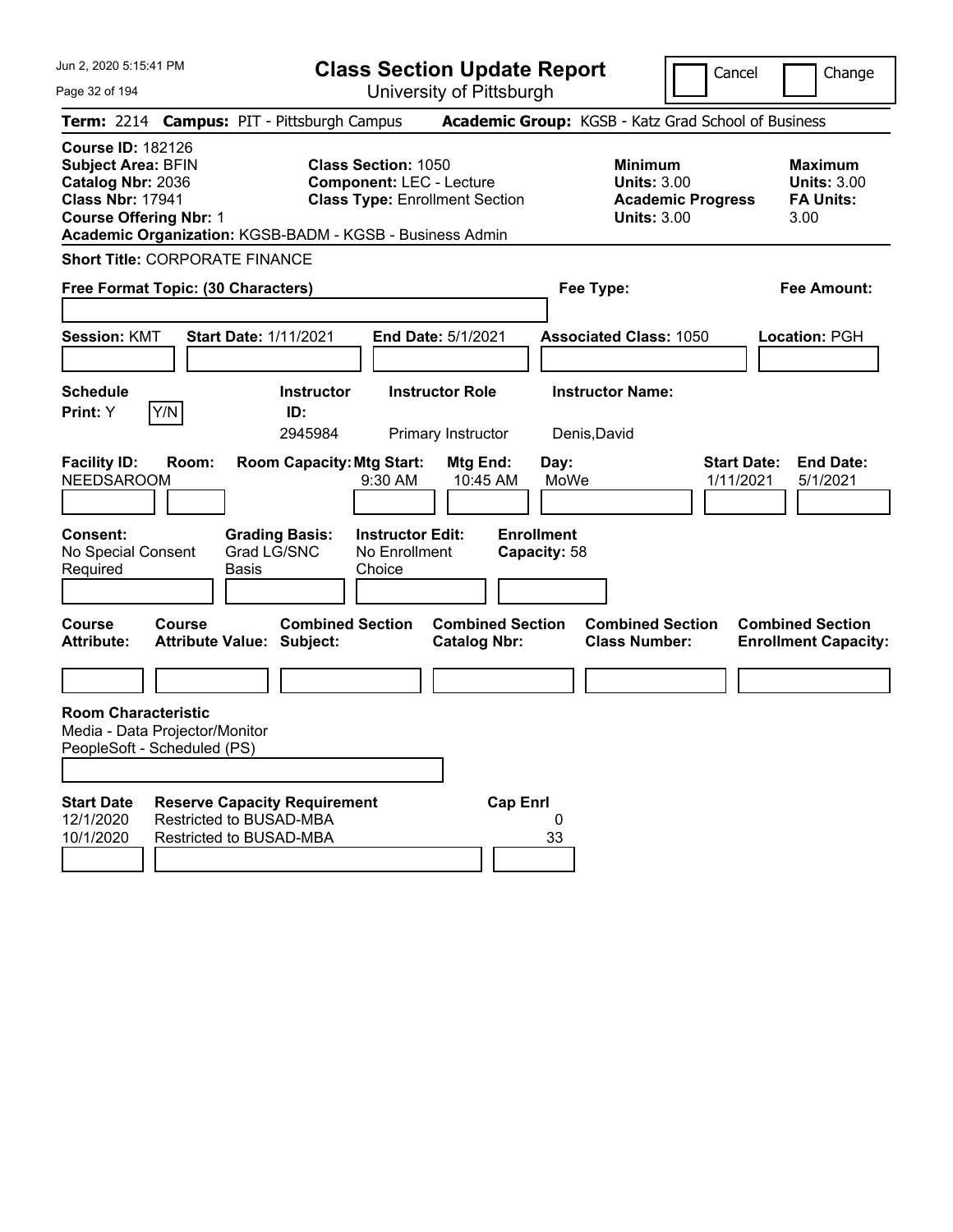# Class Section Update Report

University of Pittsburgh

Jun 2, 2020 5:15:41 PM

Cancel | Change

**Term:** 2214 **Campus:** PIT - Pittsburgh Campus **Academic Group:** KGSB - Katz Grad School of Business

**Course ID:** 182126
**Subject Area:** BFIN
**Catalog Nbr:** 2036
**Class Nbr:** 17941
**Course Offering Nbr:** 1
**Academic Organization:** KGSB-BADM - KGSB - Business Admin

**Class Section:** 1050
**Component:** LEC - Lecture
**Class Type:** Enrollment Section

**Minimum**
**Units:** 3.00
**Academic Progress Units:** 3.00

**Maximum**
**Units:** 3.00
**FA Units:** 3.00

**Short Title:** CORPORATE FINANCE

**Free Format Topic: (30 Characters)**

**Fee Type:**

**Fee Amount:**

**Session:** KMT **Start Date:** 1/11/2021 **End Date:** 5/1/2021 **Associated Class:** 1050 **Location:** PGH

| Schedule Print | Instructor ID | Instructor Role | Instructor Name |
|---|---|---|---|
| Y (Y/N) | 2945984 | Primary Instructor | Denis,David |

| Facility ID | Room | Room Capacity | Mtg Start | Mtg End | Day | Start Date | End Date |
|---|---|---|---|---|---|---|---|
| NEEDSAROOM | | | 9:30 AM | 10:45 AM | MoWe | 1/11/2021 | 5/1/2021 |

**Consent:** No Special Consent Required
**Grading Basis:** Grad LG/SNC Basis
**Instructor Edit:** No Enrollment Choice
**Enrollment Capacity:** 58

| Course Attribute | Course Attribute Value | Combined Section Subject | Combined Section Catalog Nbr | Combined Section Class Number | Combined Section Enrollment Capacity |
|---|---|---|---|---|---|
| | | | | | |

**Room Characteristic**
Media - Data Projector/Monitor
PeopleSoft - Scheduled (PS)

| Start Date | Reserve Capacity Requirement | Cap Enrl |
|---|---|---|
| 12/1/2020 | Restricted to BUSAD-MBA | 0 |
| 10/1/2020 | Restricted to BUSAD-MBA | 33 |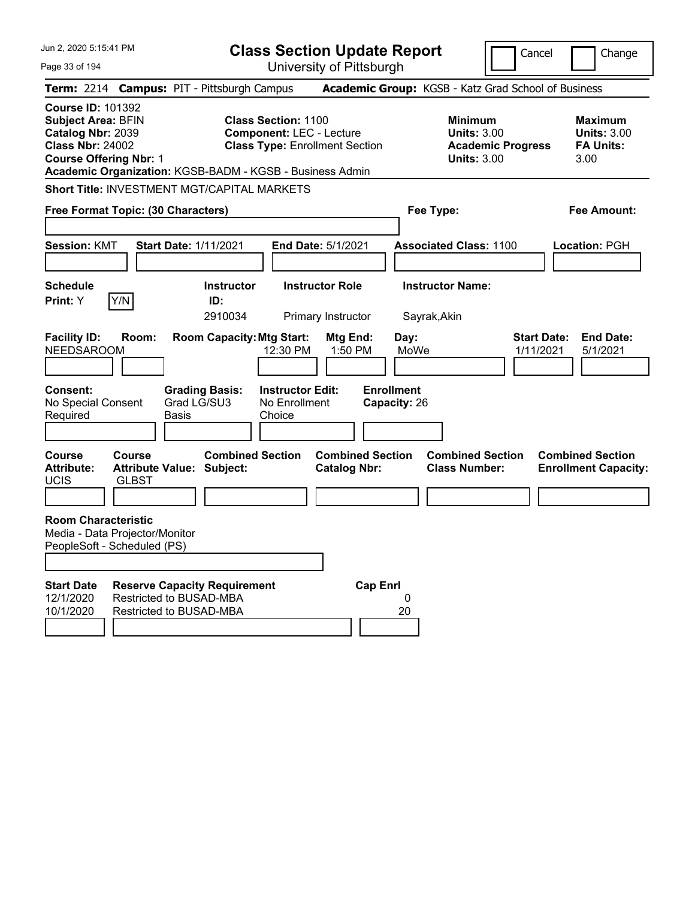# Class Section Update Report

University of Pittsburgh

Jun 2, 2020 5:15:41 PM

Cancel | Change

**Term:** 2214 **Campus:** PIT - Pittsburgh Campus **Academic Group:** KGSB - Katz Grad School of Business

**Course ID:** 101392
**Subject Area:** BFIN
**Catalog Nbr:** 2039
**Class Nbr:** 24002
**Course Offering Nbr:** 1
**Academic Organization:** KGSB-BADM - KGSB - Business Admin

**Class Section:** 1100
**Component:** LEC - Lecture
**Class Type:** Enrollment Section

**Minimum Units:** 3.00
**Academic Progress Units:** 3.00

**Maximum Units:** 3.00
**FA Units:** 3.00

**Short Title:** INVESTMENT MGT/CAPITAL MARKETS

**Free Format Topic: (30 Characters)**

**Fee Type:**

**Fee Amount:**

**Session:** KMT **Start Date:** 1/11/2021 **End Date:** 5/1/2021 **Associated Class:** 1100 **Location:** PGH

| Schedule Print | Instructor ID | Instructor Role | Instructor Name |
|---|---|---|---|
| Y (Y/N) | 2910034 | Primary Instructor | Sayrak,Akin |

| Facility ID | Room | Room Capacity | Mtg Start | Mtg End | Day | Start Date | End Date |
|---|---|---|---|---|---|---|---|
| NEEDSAROOM | | | 12:30 PM | 1:50 PM | MoWe | 1/11/2021 | 5/1/2021 |

| Consent | Grading Basis | Instructor Edit | Enrollment Capacity |
|---|---|---|---|
| No Special Consent Required | Grad LG/SU3 Basis | No Enrollment Choice | 26 |

| Course Attribute | Course Attribute Value | Combined Section Subject | Combined Section Catalog Nbr | Combined Section Class Number | Combined Section Enrollment Capacity |
|---|---|---|---|---|---|
| UCIS | GLBST | | | | |

**Room Characteristic**
Media - Data Projector/Monitor
PeopleSoft - Scheduled (PS)

| Start Date | Reserve Capacity Requirement | Cap Enrl |
|---|---|---|
| 12/1/2020 | Restricted to BUSAD-MBA | 0 |
| 10/1/2020 | Restricted to BUSAD-MBA | 20 |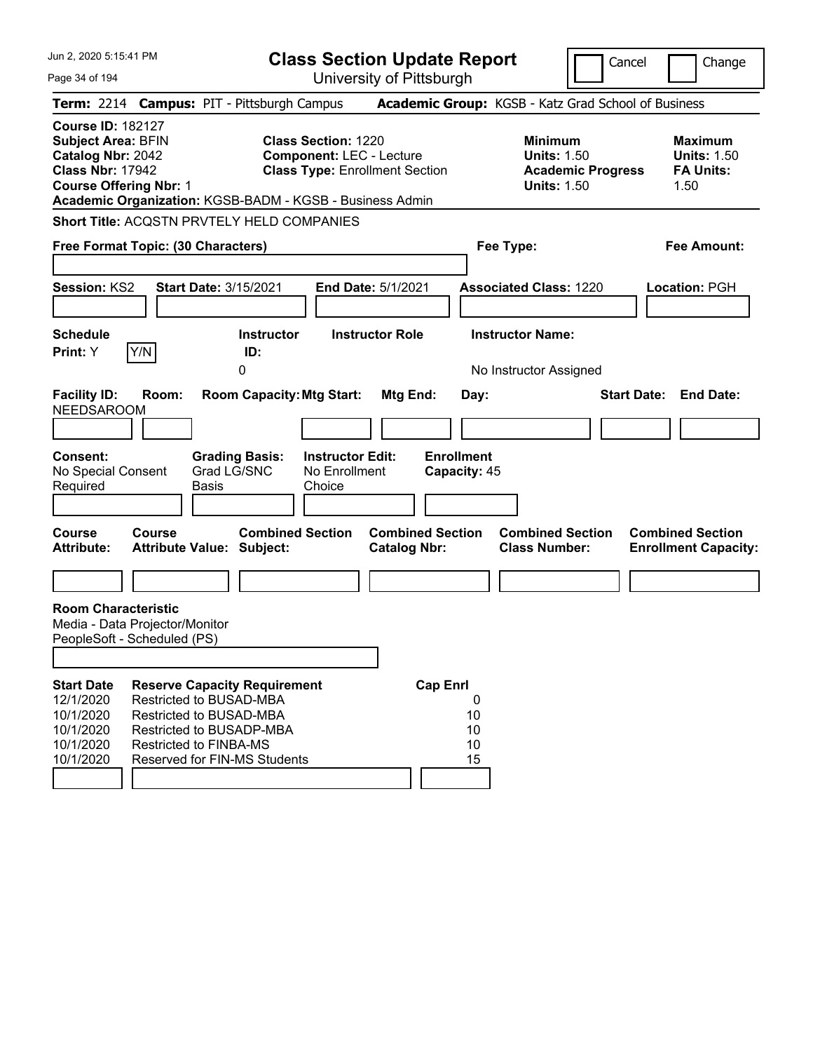# Class Section Update Report

University of Pittsburgh

Cancel | Change

**Term:** 2214 **Campus:** PIT - Pittsburgh Campus **Academic Group:** KGSB - Katz Grad School of Business

**Course ID:** 182127
**Subject Area:** BFIN
**Catalog Nbr:** 2042
**Class Nbr:** 17942
**Course Offering Nbr:** 1
**Academic Organization:** KGSB-BADM - KGSB - Business Admin

**Class Section:** 1220
**Component:** LEC - Lecture
**Class Type:** Enrollment Section

| | Minimum | Maximum |
|---|---|---|
| Units | 1.50 | 1.50 |
| Academic Progress / FA Units | 1.50 | 1.50 |

**Short Title:** ACQSTN PRVTELY HELD COMPANIES

**Free Format Topic: (30 Characters)**

**Fee Type:**

**Fee Amount:**

**Session:** KS2 **Start Date:** 3/15/2021 **End Date:** 5/1/2021 **Associated Class:** 1220 **Location:** PGH

| Schedule Print | Instructor ID | Instructor Role | Instructor Name |
|---|---|---|---|
| Y | 0 | | No Instructor Assigned |

| Facility ID | Room | Room Capacity | Mtg Start | Mtg End | Day | Start Date | End Date |
|---|---|---|---|---|---|---|---|
| NEEDSAROOM | | | | | | | |

| Consent | Grading Basis | Instructor Edit | Enrollment Capacity |
|---|---|---|---|
| No Special Consent Required | Grad LG/SNC Basis | No Enrollment Choice | 45 |

| Course Attribute | Course Attribute Value | Combined Section Subject | Combined Section Catalog Nbr | Combined Section Class Number | Combined Section Enrollment Capacity |
|---|---|---|---|---|---|
| | | | | | |

**Room Characteristic**
Media - Data Projector/Monitor
PeopleSoft - Scheduled (PS)

| Start Date | Reserve Capacity Requirement | Cap Enrl |
|---|---|---|
| 12/1/2020 | Restricted to BUSAD-MBA | 0 |
| 10/1/2020 | Restricted to BUSAD-MBA | 10 |
| 10/1/2020 | Restricted to BUSADP-MBA | 10 |
| 10/1/2020 | Restricted to FINBA-MS | 10 |
| 10/1/2020 | Reserved for FIN-MS Students | 15 |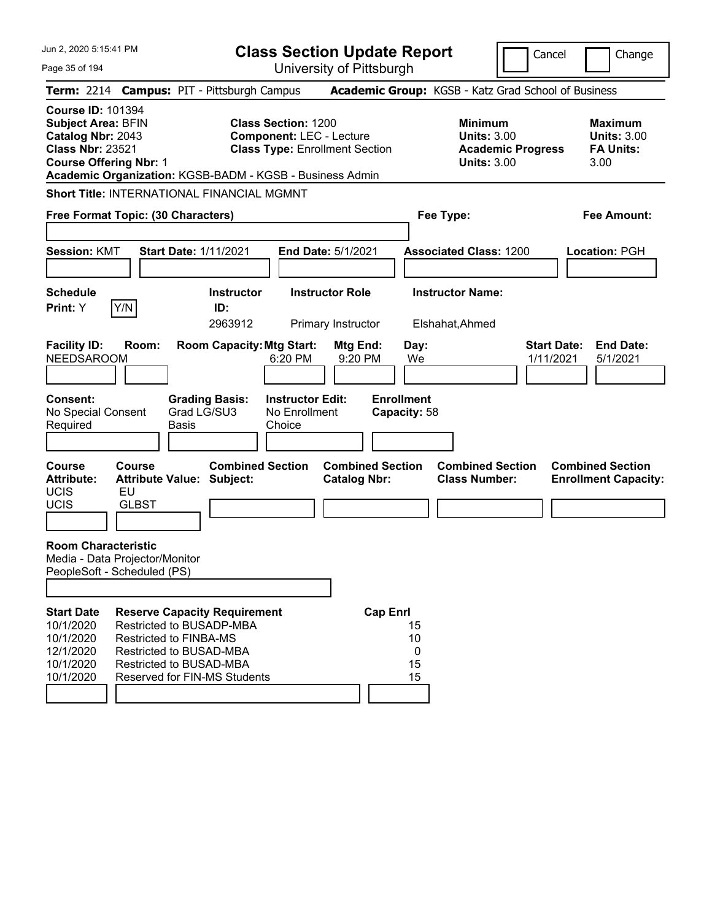# Class Section Update Report

University of Pittsburgh

Jun 2, 2020 5:15:41 PM

Cancel | Change

**Term:** 2214 **Campus:** PIT - Pittsburgh Campus **Academic Group:** KGSB - Katz Grad School of Business

**Course ID:** 101394
**Subject Area:** BFIN
**Catalog Nbr:** 2043
**Class Nbr:** 23521
**Course Offering Nbr:** 1
**Academic Organization:** KGSB-BADM - KGSB - Business Admin

**Class Section:** 1200
**Component:** LEC - Lecture
**Class Type:** Enrollment Section

**Minimum Units:** 3.00
**Academic Progress Units:** 3.00

**Maximum Units:** 3.00
**FA Units:** 3.00

**Short Title:** INTERNATIONAL FINANCIAL MGMNT

**Free Format Topic: (30 Characters)**

**Fee Type:**

**Fee Amount:**

**Session:** KMT **Start Date:** 1/11/2021 **End Date:** 5/1/2021 **Associated Class:** 1200 **Location:** PGH

| Schedule Print | Instructor ID | Instructor Role | Instructor Name |
|---|---|---|---|
| Y (Y/N) | 2963912 | Primary Instructor | Elshahat,Ahmed |

| Facility ID | Room | Room Capacity | Mtg Start | Mtg End | Day | Start Date | End Date |
|---|---|---|---|---|---|---|---|
| NEEDSAROOM | | | 6:20 PM | 9:20 PM | We | 1/11/2021 | 5/1/2021 |

**Consent:** No Special Consent Required
**Grading Basis:** Grad LG/SU3 Basis
**Instructor Edit:** No Enrollment Choice
**Enrollment Capacity:** 58

| Course Attribute | Course Attribute Value | Combined Section Subject | Combined Section Catalog Nbr | Combined Section Class Number | Combined Section Enrollment Capacity |
|---|---|---|---|---|---|
| UCIS | EU | | | | |
| UCIS | GLBST | | | | |

**Room Characteristic**
Media - Data Projector/Monitor
PeopleSoft - Scheduled (PS)

| Start Date | Reserve Capacity Requirement | Cap Enrl |
|---|---|---|
| 10/1/2020 | Restricted to BUSADP-MBA | 15 |
| 10/1/2020 | Restricted to FINBA-MS | 10 |
| 12/1/2020 | Restricted to BUSAD-MBA | 0 |
| 10/1/2020 | Restricted to BUSAD-MBA | 15 |
| 10/1/2020 | Reserved for FIN-MS Students | 15 |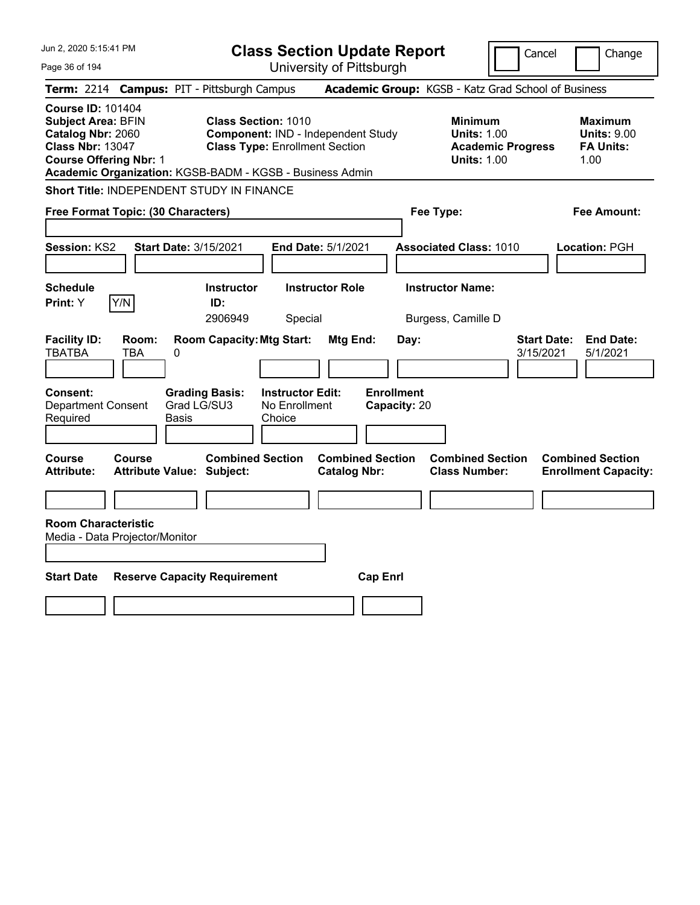# Class Section Update Report

University of Pittsburgh

Cancel | Change

**Term:** 2214 **Campus:** PIT - Pittsburgh Campus **Academic Group:** KGSB - Katz Grad School of Business

**Course ID:** 101404
**Subject Area:** BFIN
**Catalog Nbr:** 2060
**Class Nbr:** 13047
**Course Offering Nbr:** 1

**Class Section:** 1010
**Component:** IND - Independent Study
**Class Type:** Enrollment Section

**Minimum Units:** 1.00
**Academic Progress Units:** 1.00

**Maximum Units:** 9.00
**FA Units:** 1.00

**Academic Organization:** KGSB-BADM - KGSB - Business Admin

**Short Title:** INDEPENDENT STUDY IN FINANCE

**Free Format Topic: (30 Characters)**

**Fee Type:**

**Fee Amount:**

**Session:** KS2 **Start Date:** 3/15/2021 **End Date:** 5/1/2021 **Associated Class:** 1010 **Location:** PGH

| Schedule Print | Instructor ID | Instructor Role | Instructor Name |
|---|---|---|---|
| Y (Y/N) | 2906949 | Special | Burgess, Camille D |

| Facility ID | Room | Room Capacity | Mtg Start | Mtg End | Day | Start Date | End Date |
|---|---|---|---|---|---|---|---|
| TBATBA | TBA | 0 | | | | 3/15/2021 | 5/1/2021 |

**Consent:** Department Consent Required
**Grading Basis:** Grad LG/SU3 Basis
**Instructor Edit:** No Enrollment Choice
**Enrollment Capacity:** 20

| Course Attribute | Course Attribute Value | Combined Section Subject | Combined Section Catalog Nbr | Combined Section Class Number | Combined Section Enrollment Capacity |
|---|---|---|---|---|---|
| | | | | | |

**Room Characteristic**
Media - Data Projector/Monitor

| Start Date | Reserve Capacity Requirement | Cap Enrl |
|---|---|---|
| | | |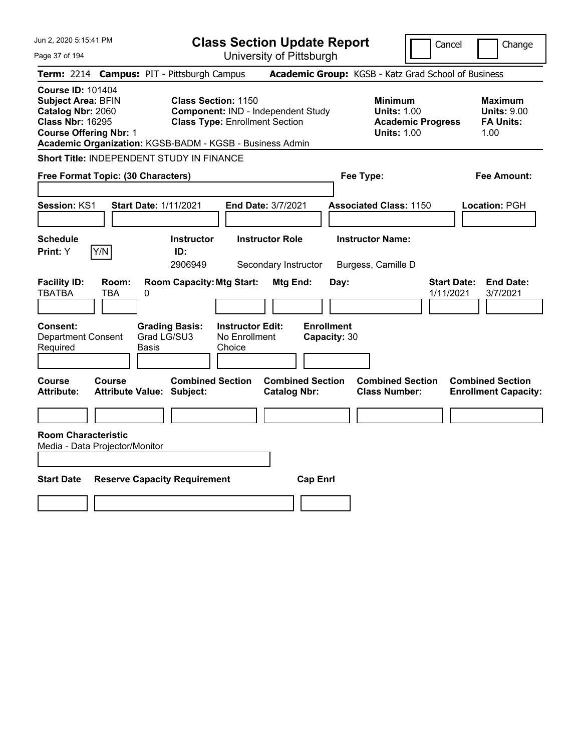# Class Section Update Report

University of Pittsburgh

Jun 2, 2020 5:15:41 PM

Cancel / Change

**Term:** 2214 **Campus:** PIT - Pittsburgh Campus **Academic Group:** KGSB - Katz Grad School of Business

**Course ID:** 101404
**Subject Area:** BFIN
**Catalog Nbr:** 2060
**Class Nbr:** 16295
**Course Offering Nbr:** 1
**Academic Organization:** KGSB-BADM - KGSB - Business Admin

**Class Section:** 1150
**Component:** IND - Independent Study
**Class Type:** Enrollment Section

| | Minimum | Maximum |
|---|---|---|
| Units | 1.00 | 9.00 |
| Academic Progress Units | 1.00 | |
| FA Units | | 1.00 |

**Short Title:** INDEPENDENT STUDY IN FINANCE

**Free Format Topic: (30 Characters)**

**Fee Type:**

**Fee Amount:**

**Session:** KS1 **Start Date:** 1/11/2021 **End Date:** 3/7/2021 **Associated Class:** 1150 **Location:** PGH

**Schedule Print:** Y [Y/N]

| Instructor ID | Instructor Role | Instructor Name |
|---|---|---|
| 2906949 | Secondary Instructor | Burgess, Camille D |

| Facility ID | Room | Room Capacity | Mtg Start | Mtg End | Day | Start Date | End Date |
|---|---|---|---|---|---|---|---|
| TBATBA | TBA | 0 | | | | 1/11/2021 | 3/7/2021 |

**Consent:** Department Consent Required
**Grading Basis:** Grad LG/SU3 Basis
**Instructor Edit:** No Enrollment Choice
**Enrollment Capacity:** 30

| Course Attribute | Course Attribute Value | Combined Section Subject | Combined Section Catalog Nbr | Combined Section Class Number | Combined Section Enrollment Capacity |
|---|---|---|---|---|---|
| | | | | | |

**Room Characteristic**
Media - Data Projector/Monitor

| Start Date | Reserve Capacity Requirement | Cap Enrl |
|---|---|---|
| | | |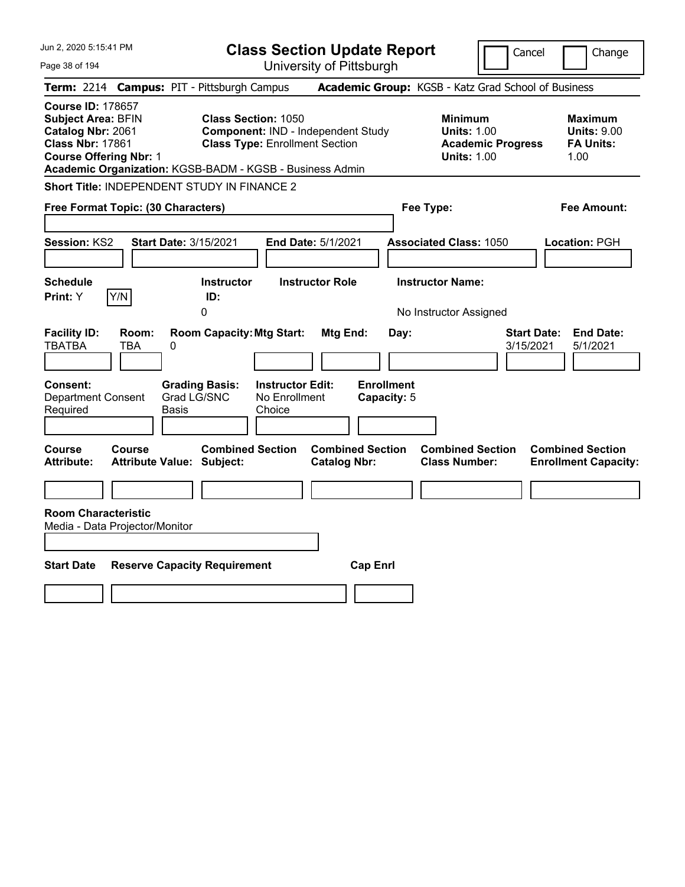# Class Section Update Report

University of Pittsburgh

Cancel | Change

**Term:** 2214 **Campus:** PIT - Pittsburgh Campus **Academic Group:** KGSB - Katz Grad School of Business

**Course ID:** 178657
**Subject Area:** BFIN
**Catalog Nbr:** 2061
**Class Nbr:** 17861
**Course Offering Nbr:** 1

**Class Section:** 1050
**Component:** IND - Independent Study
**Class Type:** Enrollment Section

**Minimum Units:** 1.00
**Academic Progress Units:** 1.00

**Maximum Units:** 9.00
**FA Units:** 1.00

**Academic Organization:** KGSB-BADM - KGSB - Business Admin

**Short Title:** INDEPENDENT STUDY IN FINANCE 2

**Free Format Topic: (30 Characters)**

**Fee Type:**

**Fee Amount:**

**Session:** KS2 **Start Date:** 3/15/2021 **End Date:** 5/1/2021 **Associated Class:** 1050 **Location:** PGH

| Schedule Print | Instructor ID | Instructor Role | Instructor Name |
|---|---|---|---|
| Y | 0 | | No Instructor Assigned |

| Facility ID | Room | Room Capacity | Mtg Start | Mtg End | Day | Start Date | End Date |
|---|---|---|---|---|---|---|---|
| TBATBA | TBA | 0 | | | | 3/15/2021 | 5/1/2021 |

**Consent:** Department Consent Required
**Grading Basis:** Grad LG/SNC Basis
**Instructor Edit:** No Enrollment Choice
**Enrollment Capacity:** 5

| Course Attribute | Course Attribute Value | Combined Section Subject | Combined Section Catalog Nbr | Combined Section Class Number | Combined Section Enrollment Capacity |
|---|---|---|---|---|---|
| | | | | | |

**Room Characteristic**
Media - Data Projector/Monitor

| Start Date | Reserve Capacity Requirement | Cap Enrl |
|---|---|---|
| | | |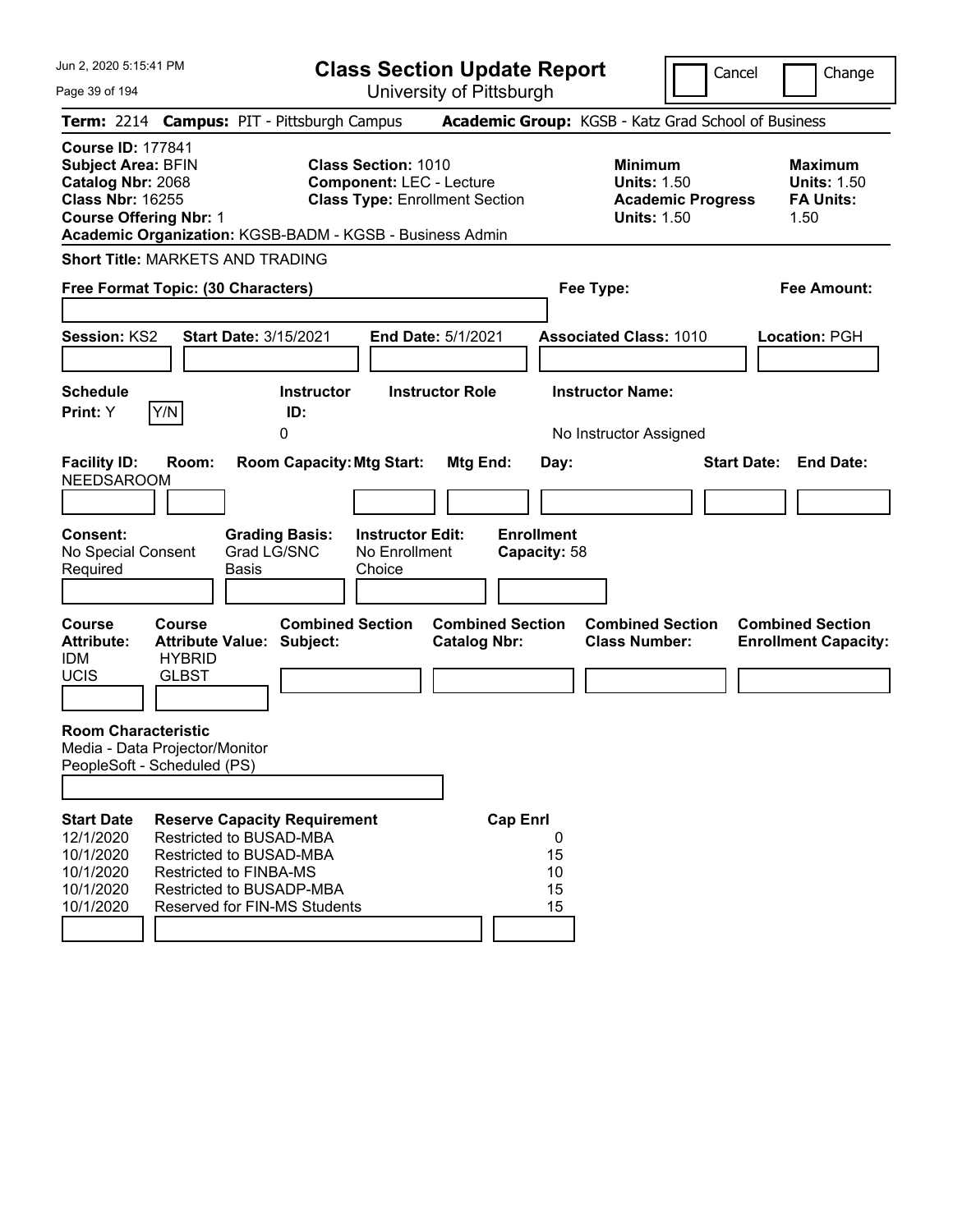# Class Section Update Report

University of Pittsburgh

Cancel | Change

**Term:** 2214 **Campus:** PIT - Pittsburgh Campus **Academic Group:** KGSB - Katz Grad School of Business

**Course ID:** 177841
**Subject Area:** BFIN
**Catalog Nbr:** 2068
**Class Nbr:** 16255
**Course Offering Nbr:** 1
**Academic Organization:** KGSB-BADM - KGSB - Business Admin

**Class Section:** 1010
**Component:** LEC - Lecture
**Class Type:** Enrollment Section

**Minimum**
**Units:** 1.50
**Academic Progress Units:** 1.50

**Maximum**
**Units:** 1.50
**FA Units:** 1.50

**Short Title:** MARKETS AND TRADING

**Free Format Topic: (30 Characters)**

**Fee Type:**

**Fee Amount:**

**Session:** KS2 **Start Date:** 3/15/2021 **End Date:** 5/1/2021 **Associated Class:** 1010 **Location:** PGH

| Schedule Print: | Instructor ID: | Instructor Role | Instructor Name: |
|---|---|---|---|
| Y | 0 | | No Instructor Assigned |

| Facility ID: | Room: | Room Capacity: | Mtg Start: | Mtg End: | Day: | Start Date: | End Date: |
|---|---|---|---|---|---|---|---|
| NEEDSAROOM | | | | | | | |

| Consent: | Grading Basis: | Instructor Edit: | Enrollment Capacity: |
|---|---|---|---|
| No Special Consent Required | Grad LG/SNC Basis | No Enrollment Choice | 58 |

| Course Attribute: | Course Attribute Value: | Combined Section Subject: | Combined Section Catalog Nbr: | Combined Section Class Number: | Combined Section Enrollment Capacity: |
|---|---|---|---|---|---|
| IDM | HYBRID | | | | |
| UCIS | GLBST | | | | |

**Room Characteristic**
Media - Data Projector/Monitor
PeopleSoft - Scheduled (PS)

| Start Date | Reserve Capacity Requirement | Cap Enrl |
|---|---|---|
| 12/1/2020 | Restricted to BUSAD-MBA | 0 |
| 10/1/2020 | Restricted to BUSAD-MBA | 15 |
| 10/1/2020 | Restricted to FINBA-MS | 10 |
| 10/1/2020 | Restricted to BUSADP-MBA | 15 |
| 10/1/2020 | Reserved for FIN-MS Students | 15 |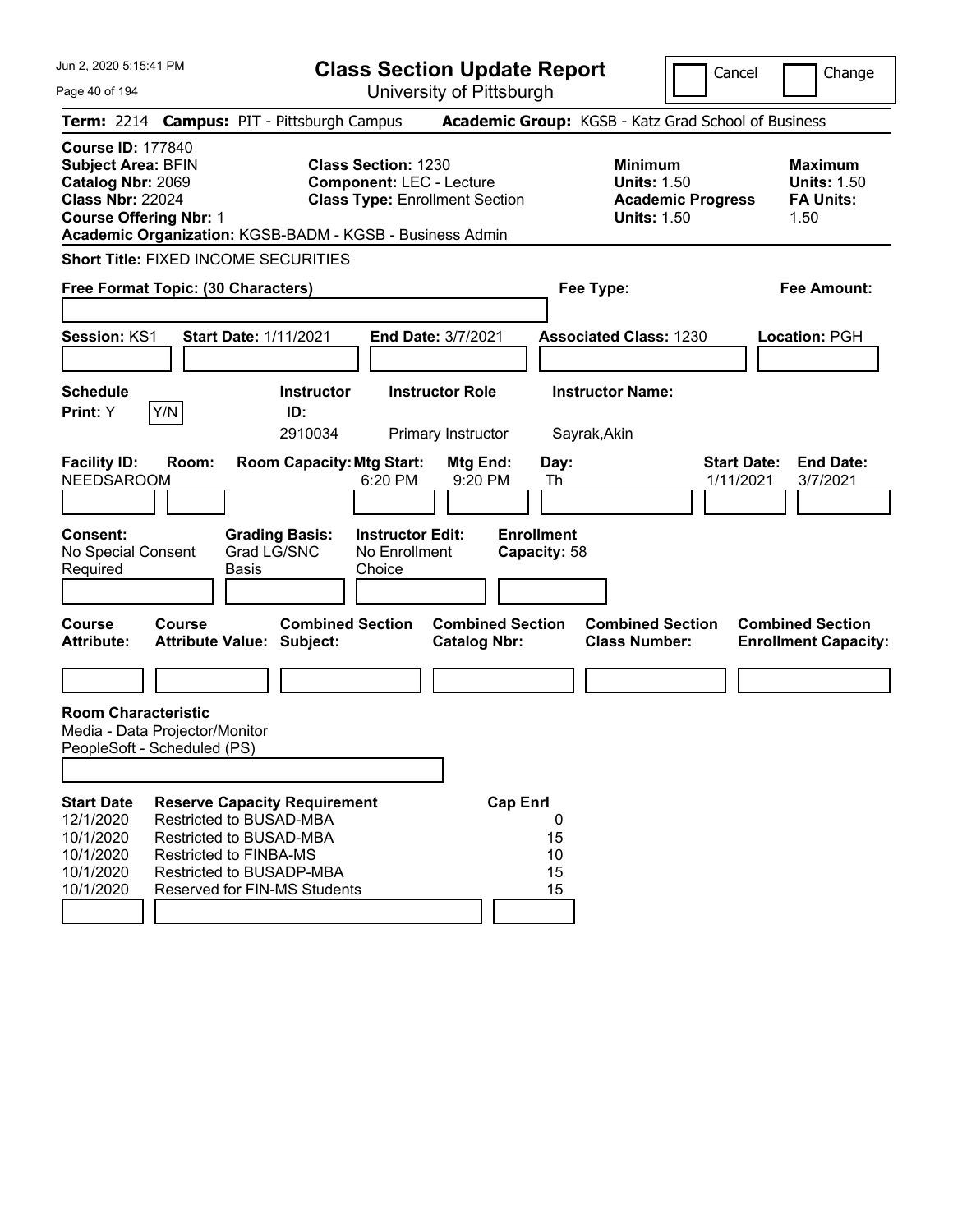# Class Section Update Report

University of Pittsburgh

Jun 2, 2020 5:15:41 PM

Cancel | Change

**Term:** 2214 **Campus:** PIT - Pittsburgh Campus **Academic Group:** KGSB - Katz Grad School of Business

**Course ID:** 177840
**Subject Area:** BFIN
**Catalog Nbr:** 2069
**Class Nbr:** 22024
**Course Offering Nbr:** 1
**Academic Organization:** KGSB-BADM - KGSB - Business Admin

**Class Section:** 1230
**Component:** LEC - Lecture
**Class Type:** Enrollment Section

**Minimum Units:** 1.50
**Academic Progress Units:** 1.50

**Maximum Units:** 1.50
**FA Units:** 1.50

**Short Title:** FIXED INCOME SECURITIES

**Free Format Topic: (30 Characters)**

**Fee Type:**

**Fee Amount:**

**Session:** KS1 **Start Date:** 1/11/2021 **End Date:** 3/7/2021 **Associated Class:** 1230 **Location:** PGH

| Schedule Print | Instructor ID | Instructor Role | Instructor Name |
|---|---|---|---|
| Y (Y/N) | 2910034 | Primary Instructor | Sayrak,Akin |

| Facility ID | Room | Room Capacity | Mtg Start | Mtg End | Day | Start Date | End Date |
|---|---|---|---|---|---|---|---|
| NEEDSAROOM | | | 6:20 PM | 9:20 PM | Th | 1/11/2021 | 3/7/2021 |

**Consent:** No Special Consent Required
**Grading Basis:** Grad LG/SNC Basis
**Instructor Edit:** No Enrollment Choice
**Enrollment Capacity:** 58

| Course Attribute | Course Attribute Value | Combined Section Subject | Combined Section Catalog Nbr | Combined Section Class Number | Combined Section Enrollment Capacity |
|---|---|---|---|---|---|
| | | | | | |

**Room Characteristic**
Media - Data Projector/Monitor
PeopleSoft - Scheduled (PS)

| Start Date | Reserve Capacity Requirement | Cap | Enrl |
|---|---|---|---|
| 12/1/2020 | Restricted to BUSAD-MBA | 0 | |
| 10/1/2020 | Restricted to BUSAD-MBA | 15 | |
| 10/1/2020 | Restricted to FINBA-MS | 10 | |
| 10/1/2020 | Restricted to BUSADP-MBA | 15 | |
| 10/1/2020 | Reserved for FIN-MS Students | 15 | |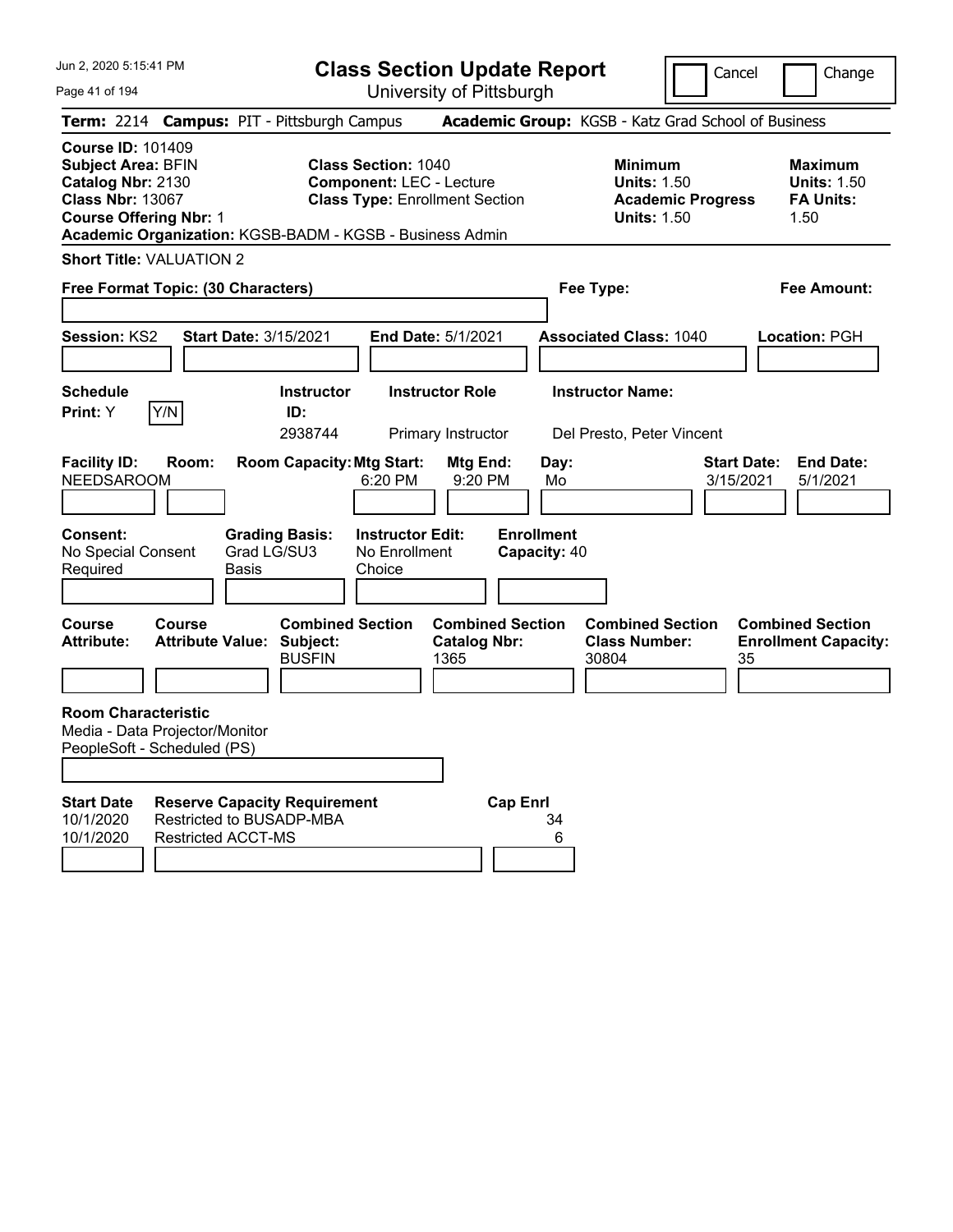# Class Section Update Report

University of Pittsburgh

Cancel | Change

**Term:** 2214 **Campus:** PIT - Pittsburgh Campus **Academic Group:** KGSB - Katz Grad School of Business

**Course ID:** 101409
**Subject Area:** BFIN
**Catalog Nbr:** 2130
**Class Nbr:** 13067
**Course Offering Nbr:** 1

**Class Section:** 1040
**Component:** LEC - Lecture
**Class Type:** Enrollment Section

**Minimum Units:** 1.50
**Academic Progress Units:** 1.50

**Maximum Units:** 1.50
**FA Units:** 1.50

**Academic Organization:** KGSB-BADM - KGSB - Business Admin

**Short Title:** VALUATION 2

**Free Format Topic: (30 Characters)**

**Fee Type:**

**Fee Amount:**

**Session:** KS2 **Start Date:** 3/15/2021 **End Date:** 5/1/2021 **Associated Class:** 1040 **Location:** PGH

| Schedule Print | Instructor ID | Instructor Role | Instructor Name |
|---|---|---|---|
| Y (Y/N) | 2938744 | Primary Instructor | Del Presto, Peter Vincent |

| Facility ID | Room | Room Capacity | Mtg Start | Mtg End | Day | Start Date | End Date |
|---|---|---|---|---|---|---|---|
| NEEDSAROOM | | | 6:20 PM | 9:20 PM | Mo | 3/15/2021 | 5/1/2021 |

| Consent | Grading Basis | Instructor Edit | Enrollment Capacity |
|---|---|---|---|
| No Special Consent Required | Grad LG/SU3 Basis | No Enrollment Choice | 40 |

| Course Attribute | Course Attribute Value | Combined Section Subject | Combined Section Catalog Nbr | Combined Section Class Number | Combined Section Enrollment Capacity |
|---|---|---|---|---|---|
| | | BUSFIN | 1365 | 30804 | 35 |

**Room Characteristic**
Media - Data Projector/Monitor
PeopleSoft - Scheduled (PS)

| Start Date | Reserve Capacity Requirement | Cap Enrl |
|---|---|---|
| 10/1/2020 | Restricted to BUSADP-MBA | 34 |
| 10/1/2020 | Restricted ACCT-MS | 6 |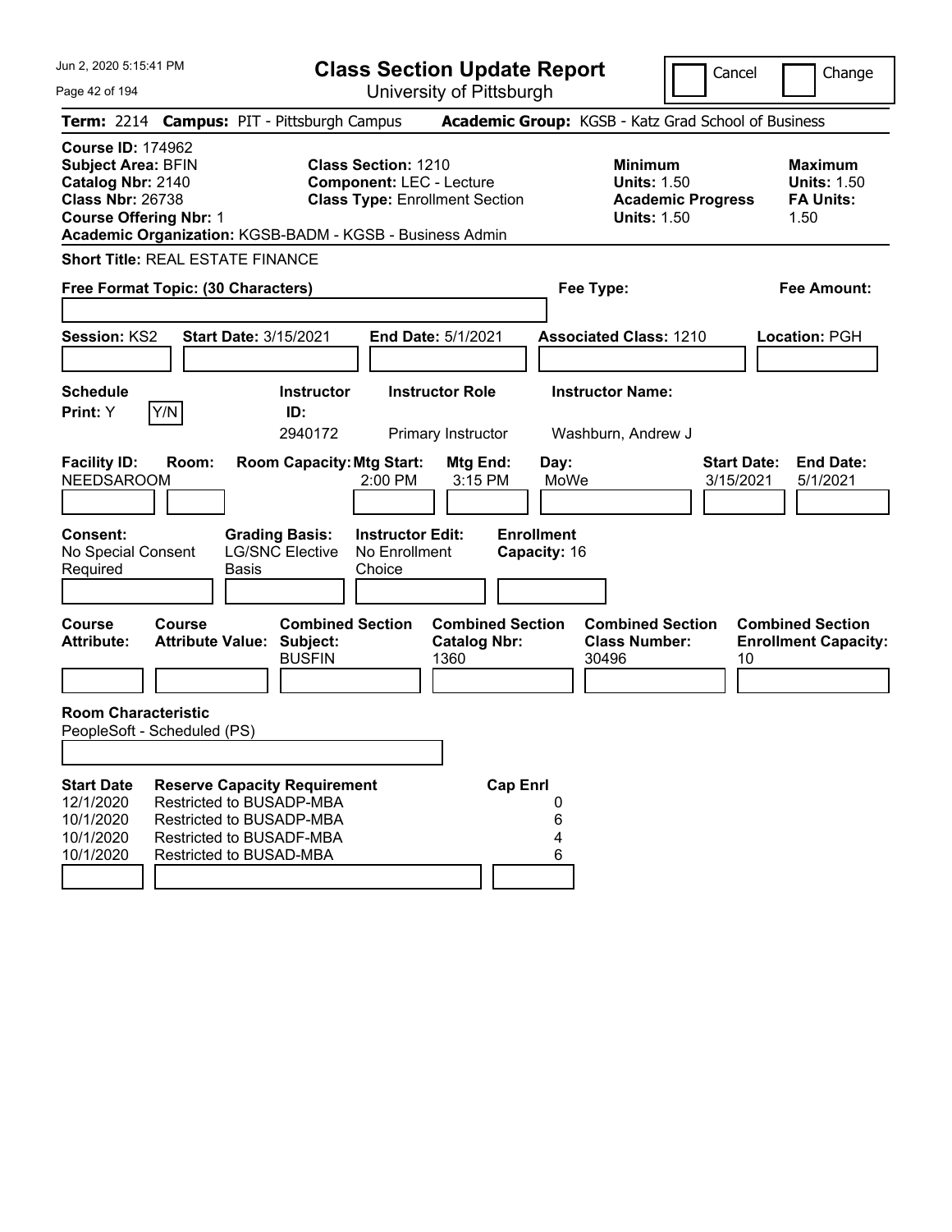# Class Section Update Report

University of Pittsburgh

Cancel | Change

**Term:** 2214 **Campus:** PIT - Pittsburgh Campus **Academic Group:** KGSB - Katz Grad School of Business

**Course ID:** 174962
**Subject Area:** BFIN
**Catalog Nbr:** 2140
**Class Nbr:** 26738
**Course Offering Nbr:** 1

**Class Section:** 1210
**Component:** LEC - Lecture
**Class Type:** Enrollment Section

**Minimum Units:** 1.50
**Academic Progress Units:** 1.50

**Maximum Units:** 1.50
**FA Units:** 1.50

**Academic Organization:** KGSB-BADM - KGSB - Business Admin

**Short Title:** REAL ESTATE FINANCE

**Free Format Topic: (30 Characters)**

**Fee Type:**

**Fee Amount:**

**Session:** KS2 **Start Date:** 3/15/2021 **End Date:** 5/1/2021 **Associated Class:** 1210 **Location:** PGH

| Schedule Print | Instructor ID | Instructor Role | Instructor Name |
|---|---|---|---|
| Y | 2940172 | Primary Instructor | Washburn, Andrew J |

| Facility ID | Room | Room Capacity | Mtg Start | Mtg End | Day | Start Date | End Date |
|---|---|---|---|---|---|---|---|
| NEEDSAROOM | | | 2:00 PM | 3:15 PM | MoWe | 3/15/2021 | 5/1/2021 |

**Consent:** No Special Consent Required
**Grading Basis:** LG/SNC Elective Basis
**Instructor Edit:** No Enrollment Choice
**Enrollment Capacity:** 16

| Course Attribute | Course Attribute Value | Combined Section Subject | Combined Section Catalog Nbr | Combined Section Class Number | Combined Section Enrollment Capacity |
|---|---|---|---|---|---|
| | | BUSFIN | 1360 | 30496 | 10 |

**Room Characteristic**
PeopleSoft - Scheduled (PS)

| Start Date | Reserve Capacity Requirement | Cap Enrl |
|---|---|---|
| 12/1/2020 | Restricted to BUSADP-MBA | 0 |
| 10/1/2020 | Restricted to BUSADP-MBA | 6 |
| 10/1/2020 | Restricted to BUSADF-MBA | 4 |
| 10/1/2020 | Restricted to BUSAD-MBA | 6 |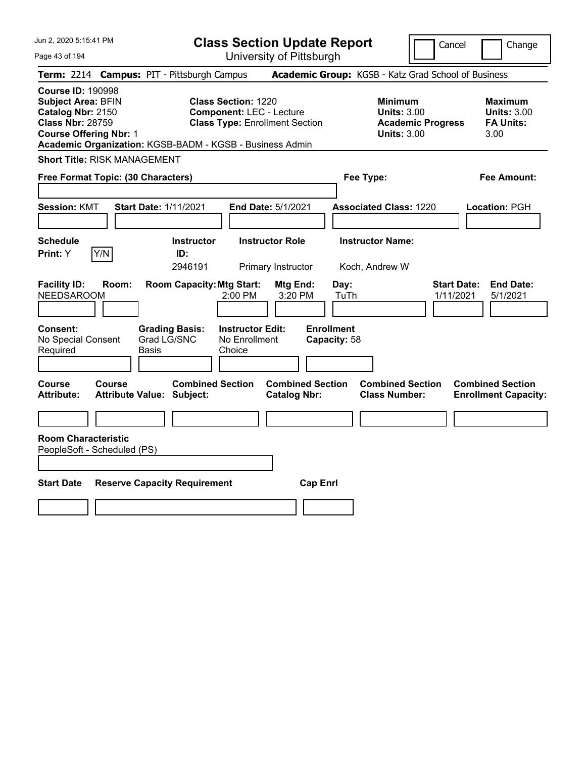Jun 2, 2020 5:15:41 PM

# Class Section Update Report

University of Pittsburgh

Cancel | Change

**Term:** 2214 **Campus:** PIT - Pittsburgh Campus **Academic Group:** KGSB - Katz Grad School of Business

**Course ID:** 190998
**Subject Area:** BFIN
**Catalog Nbr:** 2150
**Class Nbr:** 28759
**Course Offering Nbr:** 1
**Academic Organization:** KGSB-BADM - KGSB - Business Admin

**Class Section:** 1220
**Component:** LEC - Lecture
**Class Type:** Enrollment Section

**Minimum**
**Units:** 3.00
**Academic Progress Units:** 3.00

**Maximum**
**Units:** 3.00
**FA Units:** 3.00

**Short Title:** RISK MANAGEMENT

**Free Format Topic: (30 Characters)**

**Fee Type:**

**Fee Amount:**

**Session:** KMT **Start Date:** 1/11/2021 **End Date:** 5/1/2021 **Associated Class:** 1220 **Location:** PGH

| Schedule Print | Instructor ID | Instructor Role | Instructor Name |
|---|---|---|---|
| Y (Y/N) | 2946191 | Primary Instructor | Koch, Andrew W |

| Facility ID | Room | Room Capacity | Mtg Start | Mtg End | Day | Start Date | End Date |
|---|---|---|---|---|---|---|---|
| NEEDSAROOM | | | 2:00 PM | 3:20 PM | TuTh | 1/11/2021 | 5/1/2021 |

**Consent:** No Special Consent Required
**Grading Basis:** Grad LG/SNC Basis
**Instructor Edit:** No Enrollment Choice
**Enrollment Capacity:** 58

| Course Attribute | Course Attribute Value | Combined Section Subject | Combined Section Catalog Nbr | Combined Section Class Number | Combined Section Enrollment Capacity |
|---|---|---|---|---|---|
| | | | | | |

**Room Characteristic**
PeopleSoft - Scheduled (PS)

| Start Date | Reserve Capacity Requirement | Cap Enrl |
|---|---|---|
| | | |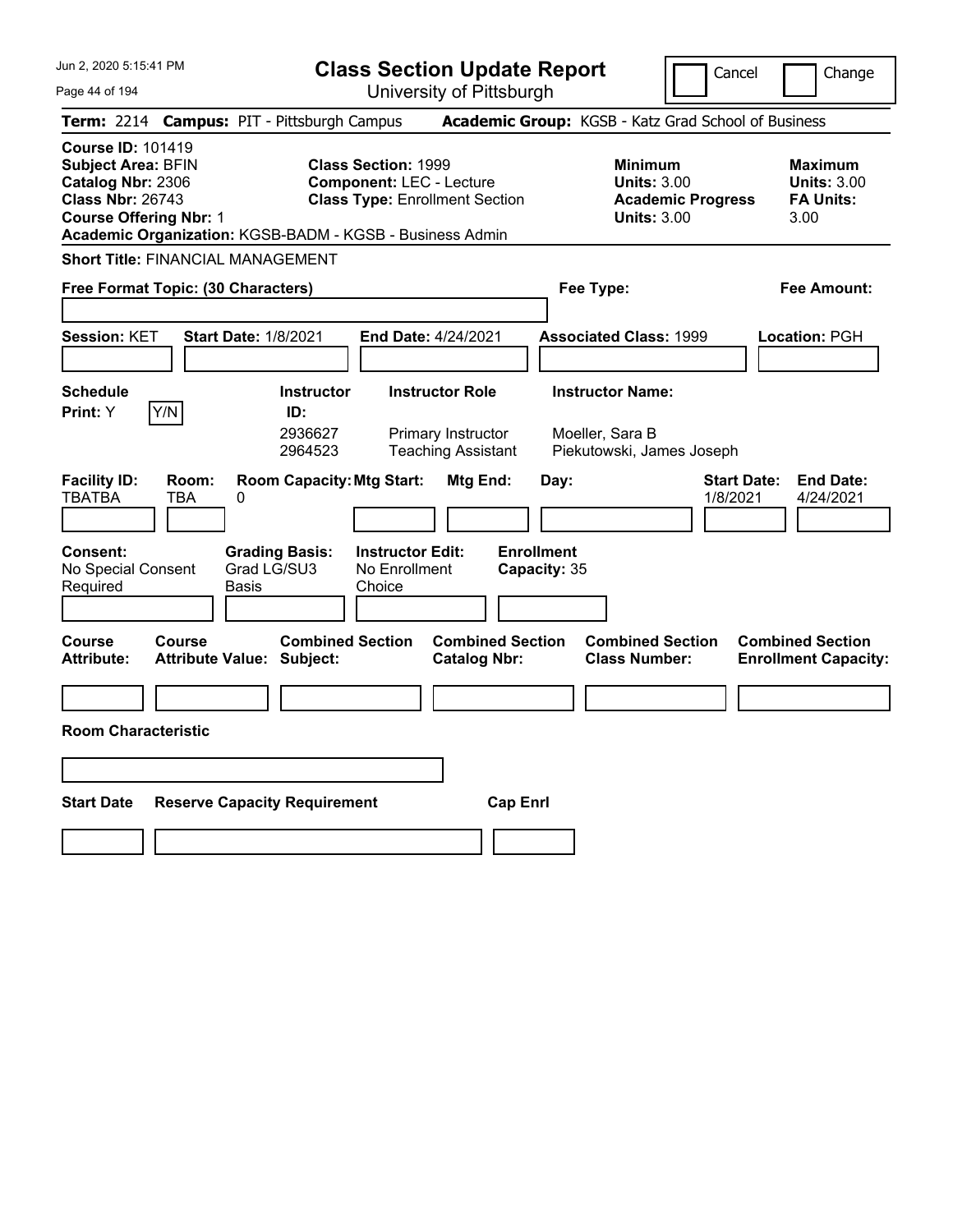# Class Section Update Report

University of Pittsburgh

Cancel | Change

**Term:** 2214 **Campus:** PIT - Pittsburgh Campus **Academic Group:** KGSB - Katz Grad School of Business

**Course ID:** 101419
**Subject Area:** BFIN
**Catalog Nbr:** 2306
**Class Nbr:** 26743
**Course Offering Nbr:** 1

**Class Section:** 1999
**Component:** LEC - Lecture
**Class Type:** Enrollment Section

**Minimum Units:** 3.00
**Academic Progress Units:** 3.00

**Maximum Units:** 3.00
**FA Units:** 3.00

**Academic Organization:** KGSB-BADM - KGSB - Business Admin

**Short Title:** FINANCIAL MANAGEMENT

**Free Format Topic: (30 Characters)**

**Fee Type:**

**Fee Amount:**

**Session:** KET **Start Date:** 1/8/2021 **End Date:** 4/24/2021 **Associated Class:** 1999 **Location:** PGH

**Schedule Print:** Y [Y/N]

| Instructor ID | Instructor Role | Instructor Name |
|---|---|---|
| 2936627 | Primary Instructor | Moeller, Sara B |
| 2964523 | Teaching Assistant | Piekutowski, James Joseph |

| Facility ID | Room | Room Capacity | Mtg Start | Mtg End | Day | Start Date | End Date |
|---|---|---|---|---|---|---|---|
| TBATBA | TBA | 0 | | | | 1/8/2021 | 4/24/2021 |

**Consent:** No Special Consent Required
**Grading Basis:** Grad LG/SU3 Basis
**Instructor Edit:** No Enrollment Choice
**Enrollment Capacity:** 35

| Course Attribute | Course Attribute Value | Combined Section Subject | Combined Section Catalog Nbr | Combined Section Class Number | Combined Section Enrollment Capacity |
|---|---|---|---|---|---|
| | | | | | |

**Room Characteristic**

| Start Date | Reserve Capacity Requirement | Cap Enrl |
|---|---|---|
| | | |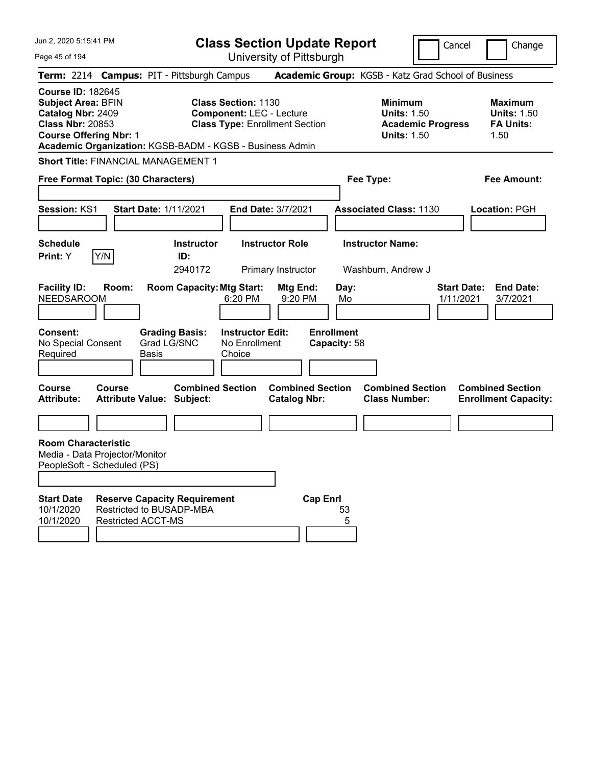# Class Section Update Report

University of Pittsburgh

Cancel | Change

**Term:** 2214 **Campus:** PIT - Pittsburgh Campus **Academic Group:** KGSB - Katz Grad School of Business

**Course ID:** 182645
**Subject Area:** BFIN
**Catalog Nbr:** 2409
**Class Nbr:** 20853
**Course Offering Nbr:** 1

**Class Section:** 1130
**Component:** LEC - Lecture
**Class Type:** Enrollment Section

**Minimum Units:** 1.50
**Academic Progress Units:** 1.50

**Maximum Units:** 1.50
**FA Units:** 1.50

**Academic Organization:** KGSB-BADM - KGSB - Business Admin

**Short Title:** FINANCIAL MANAGEMENT 1

**Free Format Topic: (30 Characters)**

**Fee Type:**

**Fee Amount:**

**Session:** KS1 **Start Date:** 1/11/2021 **End Date:** 3/7/2021 **Associated Class:** 1130 **Location:** PGH

| Schedule Print | Instructor ID | Instructor Role | Instructor Name |
|---|---|---|---|
| Y | 2940172 | Primary Instructor | Washburn, Andrew J |

| Facility ID | Room | Room Capacity | Mtg Start | Mtg End | Day | Start Date | End Date |
|---|---|---|---|---|---|---|---|
| NEEDSAROOM | | | 6:20 PM | 9:20 PM | Mo | 1/11/2021 | 3/7/2021 |

**Consent:** No Special Consent Required
**Grading Basis:** Grad LG/SNC Basis
**Instructor Edit:** No Enrollment Choice
**Enrollment Capacity:** 58

| Course Attribute | Course Attribute Value | Combined Section Subject | Combined Section Catalog Nbr | Combined Section Class Number | Combined Section Enrollment Capacity |
|---|---|---|---|---|---|
| | | | | | |

**Room Characteristic**
Media - Data Projector/Monitor
PeopleSoft - Scheduled (PS)

| Start Date | Reserve Capacity Requirement | Cap Enrl |
|---|---|---|
| 10/1/2020 | Restricted to BUSADP-MBA | 53 |
| 10/1/2020 | Restricted ACCT-MS | 5 |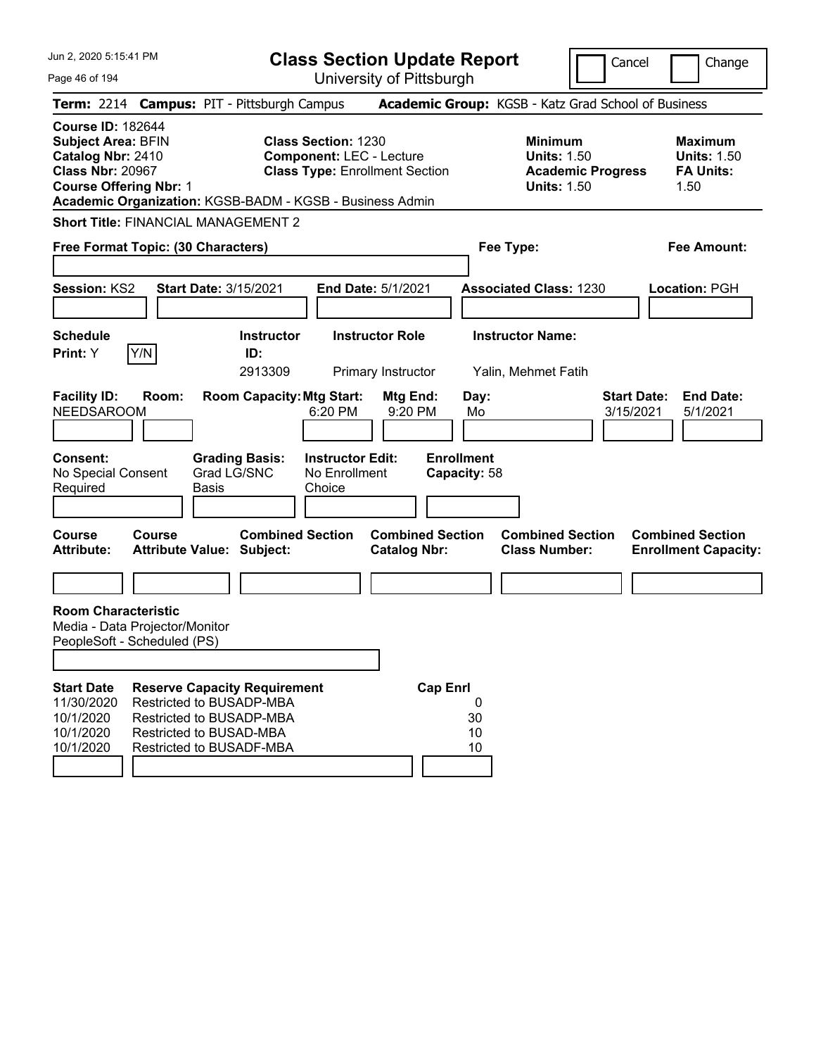# Class Section Update Report

University of Pittsburgh

Cancel ☐ Change ☐

**Term:** 2214 **Campus:** PIT - Pittsburgh Campus **Academic Group:** KGSB - Katz Grad School of Business

**Course ID:** 182644
**Subject Area:** BFIN
**Catalog Nbr:** 2410
**Class Nbr:** 20967
**Course Offering Nbr:** 1

**Class Section:** 1230
**Component:** LEC - Lecture
**Class Type:** Enrollment Section

**Minimum Units:** 1.50
**Academic Progress Units:** 1.50

**Maximum Units:** 1.50
**FA Units:** 1.50

**Academic Organization:** KGSB-BADM - KGSB - Business Admin

**Short Title:** FINANCIAL MANAGEMENT 2

**Free Format Topic: (30 Characters)**

**Fee Type:**

**Fee Amount:**

**Session:** KS2 **Start Date:** 3/15/2021 **End Date:** 5/1/2021 **Associated Class:** 1230 **Location:** PGH

| Schedule Print | Instructor ID | Instructor Role | Instructor Name |
|---|---|---|---|
| Y | 2913309 | Primary Instructor | Yalin, Mehmet Fatih |

| Facility ID | Room | Room Capacity | Mtg Start | Mtg End | Day | Start Date | End Date |
|---|---|---|---|---|---|---|---|
| NEEDSAROOM | | | 6:20 PM | 9:20 PM | Mo | 3/15/2021 | 5/1/2021 |

**Consent:** No Special Consent Required
**Grading Basis:** Grad LG/SNC Basis
**Instructor Edit:** No Enrollment Choice
**Enrollment Capacity:** 58

| Course Attribute | Course Attribute Value | Combined Section Subject | Combined Section Catalog Nbr | Combined Section Class Number | Combined Section Enrollment Capacity |
|---|---|---|---|---|---|
| | | | | | |

**Room Characteristic**
Media - Data Projector/Monitor
PeopleSoft - Scheduled (PS)

| Start Date | Reserve Capacity Requirement | Cap Enrl |
|---|---|---|
| 11/30/2020 | Restricted to BUSADP-MBA | 0 |
| 10/1/2020 | Restricted to BUSADP-MBA | 30 |
| 10/1/2020 | Restricted to BUSAD-MBA | 10 |
| 10/1/2020 | Restricted to BUSADF-MBA | 10 |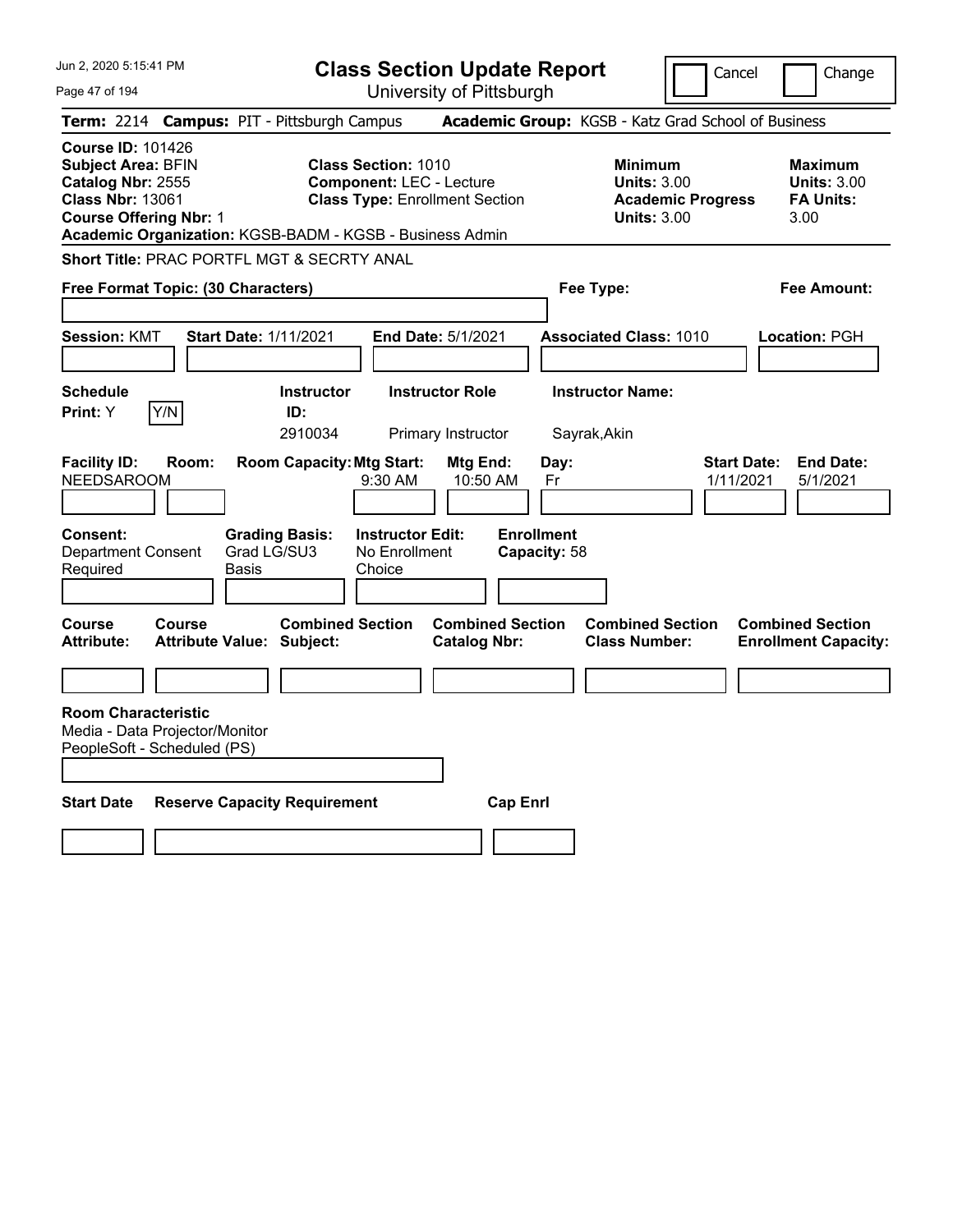# Class Section Update Report

University of Pittsburgh

Cancel | Change

**Term:** 2214 **Campus:** PIT - Pittsburgh Campus **Academic Group:** KGSB - Katz Grad School of Business

**Course ID:** 101426
**Subject Area:** BFIN
**Catalog Nbr:** 2555
**Class Nbr:** 13061
**Course Offering Nbr:** 1

**Class Section:** 1010
**Component:** LEC - Lecture
**Class Type:** Enrollment Section

| | Minimum | Maximum |
|---|---|---|
| Units | 3.00 | 3.00 |
| Academic Progress / FA Units | 3.00 | 3.00 |

**Academic Organization:** KGSB-BADM - KGSB - Business Admin

**Short Title:** PRAC PORTFL MGT & SECRTY ANAL

**Free Format Topic: (30 Characters)**

**Fee Type:**

**Fee Amount:**

**Session:** KMT **Start Date:** 1/11/2021 **End Date:** 5/1/2021 **Associated Class:** 1010 **Location:** PGH

**Schedule Print:** Y Y/N

| Instructor ID | Instructor Role | Instructor Name |
|---|---|---|
| 2910034 | Primary Instructor | Sayrak,Akin |

| Facility ID | Room | Room Capacity | Mtg Start | Mtg End | Day | Start Date | End Date |
|---|---|---|---|---|---|---|---|
| NEEDSAROOM | | | 9:30 AM | 10:50 AM | Fr | 1/11/2021 | 5/1/2021 |

**Consent:** Department Consent Required
**Grading Basis:** Grad LG/SU3 Basis
**Instructor Edit:** No Enrollment Choice
**Enrollment Capacity:** 58

| Course Attribute | Course Attribute Value | Combined Section Subject | Combined Section Catalog Nbr | Combined Section Class Number | Combined Section Enrollment Capacity |
|---|---|---|---|---|---|
| | | | | | |

**Room Characteristic**
Media - Data Projector/Monitor
PeopleSoft - Scheduled (PS)

| Start Date | Reserve Capacity Requirement | Cap Enrl |
|---|---|---|
| | | |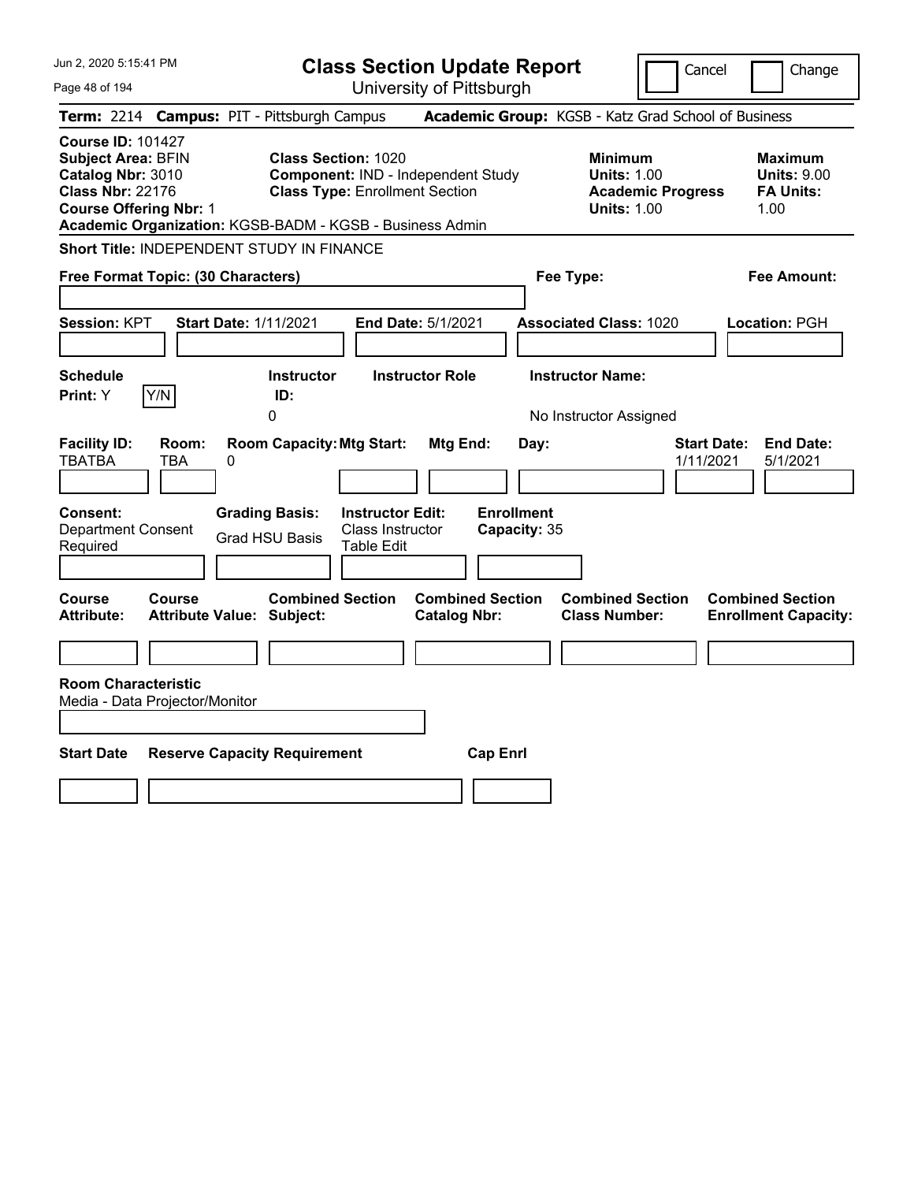# Class Section Update Report

University of Pittsburgh

Cancel | Change

**Term:** 2214 **Campus:** PIT - Pittsburgh Campus **Academic Group:** KGSB - Katz Grad School of Business

**Course ID:** 101427
**Subject Area:** BFIN
**Catalog Nbr:** 3010
**Class Nbr:** 22176
**Course Offering Nbr:** 1
**Academic Organization:** KGSB-BADM - KGSB - Business Admin

**Class Section:** 1020
**Component:** IND - Independent Study
**Class Type:** Enrollment Section

**Minimum Units:** 1.00
**Academic Progress Units:** 1.00

**Maximum Units:** 9.00
**FA Units:** 1.00

**Short Title:** INDEPENDENT STUDY IN FINANCE

**Free Format Topic: (30 Characters)**

**Fee Type:**

**Fee Amount:**

**Session:** KPT **Start Date:** 1/11/2021 **End Date:** 5/1/2021 **Associated Class:** 1020 **Location:** PGH

| Schedule Print | Instructor ID | Instructor Role | Instructor Name |
|---|---|---|---|
| Y | 0 | | No Instructor Assigned |

| Facility ID | Room | Room Capacity | Mtg Start | Mtg End | Day | Start Date | End Date |
|---|---|---|---|---|---|---|---|
| TBATBA | TBA | 0 | | | | 1/11/2021 | 5/1/2021 |

**Consent:** Department Consent Required
**Grading Basis:** Grad HSU Basis
**Instructor Edit:** Class Instructor Table Edit
**Enrollment Capacity:** 35

| Course Attribute | Course Attribute Value | Combined Section Subject | Combined Section Catalog Nbr | Combined Section Class Number | Combined Section Enrollment Capacity |
|---|---|---|---|---|---|
| | | | | | |

**Room Characteristic**
Media - Data Projector/Monitor

| Start Date | Reserve Capacity Requirement | Cap Enrl |
|---|---|---|
| | | |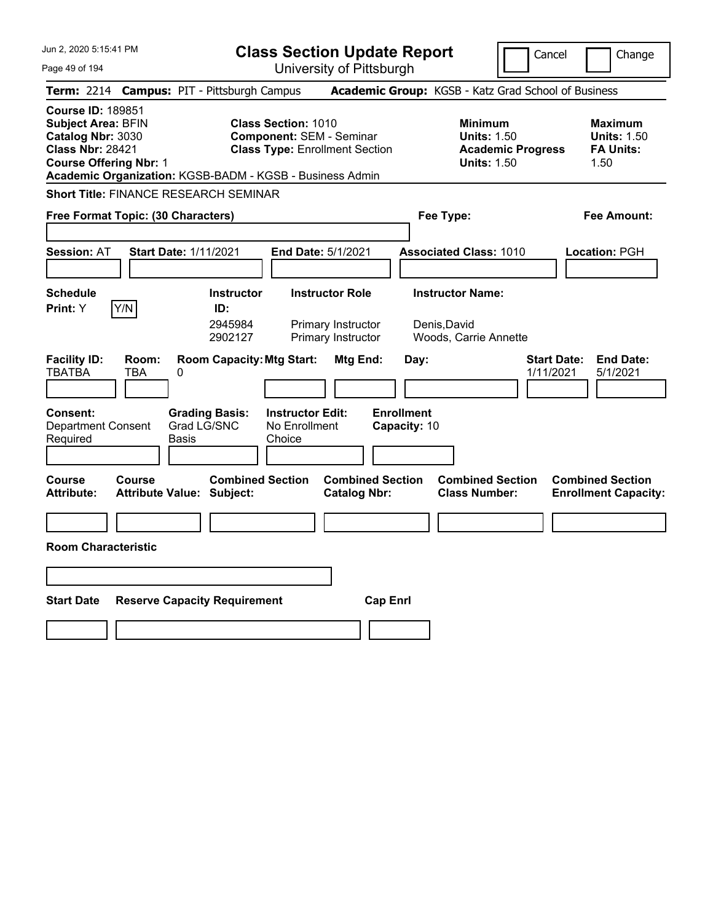# Class Section Update Report

University of Pittsburgh

Jun 2, 2020 5:15:41 PM

Cancel | Change

**Term:** 2214 **Campus:** PIT - Pittsburgh Campus **Academic Group:** KGSB - Katz Grad School of Business

**Course ID:** 189851
**Subject Area:** BFIN
**Catalog Nbr:** 3030
**Class Nbr:** 28421
**Course Offering Nbr:** 1
**Academic Organization:** KGSB-BADM - KGSB - Business Admin

**Class Section:** 1010
**Component:** SEM - Seminar
**Class Type:** Enrollment Section

**Minimum Units:** 1.50
**Academic Progress Units:** 1.50

**Maximum Units:** 1.50
**FA Units:** 1.50

**Short Title:** FINANCE RESEARCH SEMINAR

**Free Format Topic: (30 Characters)**

**Fee Type:**

**Fee Amount:**

**Session:** AT **Start Date:** 1/11/2021 **End Date:** 5/1/2021 **Associated Class:** 1010 **Location:** PGH

**Schedule Print:** Y Y/N

| Instructor ID | Instructor Role | Instructor Name |
|---|---|---|
| 2945984 | Primary Instructor | Denis,David |
| 2902127 | Primary Instructor | Woods, Carrie Annette |

| Facility ID | Room | Room Capacity | Mtg Start | Mtg End | Day | Start Date | End Date |
|---|---|---|---|---|---|---|---|
| TBATBA | TBA | 0 | | | | 1/11/2021 | 5/1/2021 |

**Consent:** Department Consent Required
**Grading Basis:** Grad LG/SNC Basis
**Instructor Edit:** No Enrollment Choice
**Enrollment Capacity:** 10

| Course Attribute | Course Attribute Value | Combined Section Subject | Combined Section Catalog Nbr | Combined Section Class Number | Combined Section Enrollment Capacity |
|---|---|---|---|---|---|
| | | | | | |

**Room Characteristic**

| Start Date | Reserve Capacity Requirement | Cap Enrl |
|---|---|---|
| | | |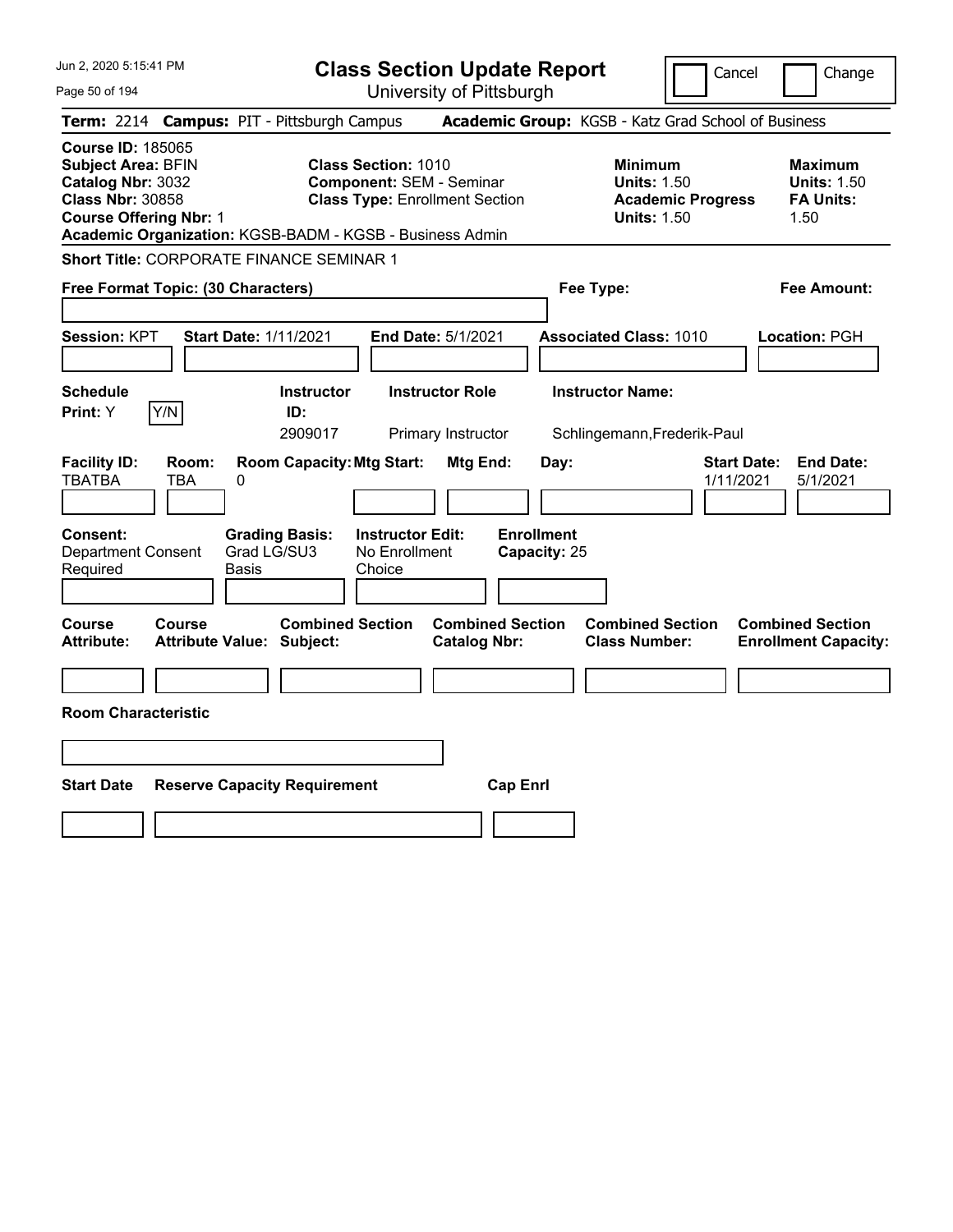# Class Section Update Report

University of Pittsburgh

Cancel | Change

**Term:** 2214 **Campus:** PIT - Pittsburgh Campus **Academic Group:** KGSB - Katz Grad School of Business

**Course ID:** 185065
**Subject Area:** BFIN
**Catalog Nbr:** 3032
**Class Nbr:** 30858
**Course Offering Nbr:** 1

**Class Section:** 1010
**Component:** SEM - Seminar
**Class Type:** Enrollment Section

**Minimum**
**Units:** 1.50
**Academic Progress Units:** 1.50

**Maximum**
**Units:** 1.50
**FA Units:** 1.50

**Academic Organization:** KGSB-BADM - KGSB - Business Admin

**Short Title:** CORPORATE FINANCE SEMINAR 1

**Free Format Topic: (30 Characters)**

**Fee Type:**

**Fee Amount:**

**Session:** KPT **Start Date:** 1/11/2021 **End Date:** 5/1/2021 **Associated Class:** 1010 **Location:** PGH

| Schedule Print | Instructor ID | Instructor Role | Instructor Name |
|---|---|---|---|
| Y (Y/N) | 2909017 | Primary Instructor | Schlingemann,Frederik-Paul |

| Facility ID | Room | Room Capacity | Mtg Start | Mtg End | Day | Start Date | End Date |
|---|---|---|---|---|---|---|---|
| TBATBA | TBA | 0 | | | | 1/11/2021 | 5/1/2021 |

| Consent | Grading Basis | Instructor Edit | Enrollment Capacity |
|---|---|---|---|
| Department Consent Required | Grad LG/SU3 Basis | No Enrollment Choice | 25 |

| Course Attribute | Course Attribute Value | Combined Section Subject | Combined Section Catalog Nbr | Combined Section Class Number | Combined Section Enrollment Capacity |
|---|---|---|---|---|---|
| | | | | | |

**Room Characteristic**

| Start Date | Reserve Capacity Requirement | Cap Enrl |
|---|---|---|
| | | |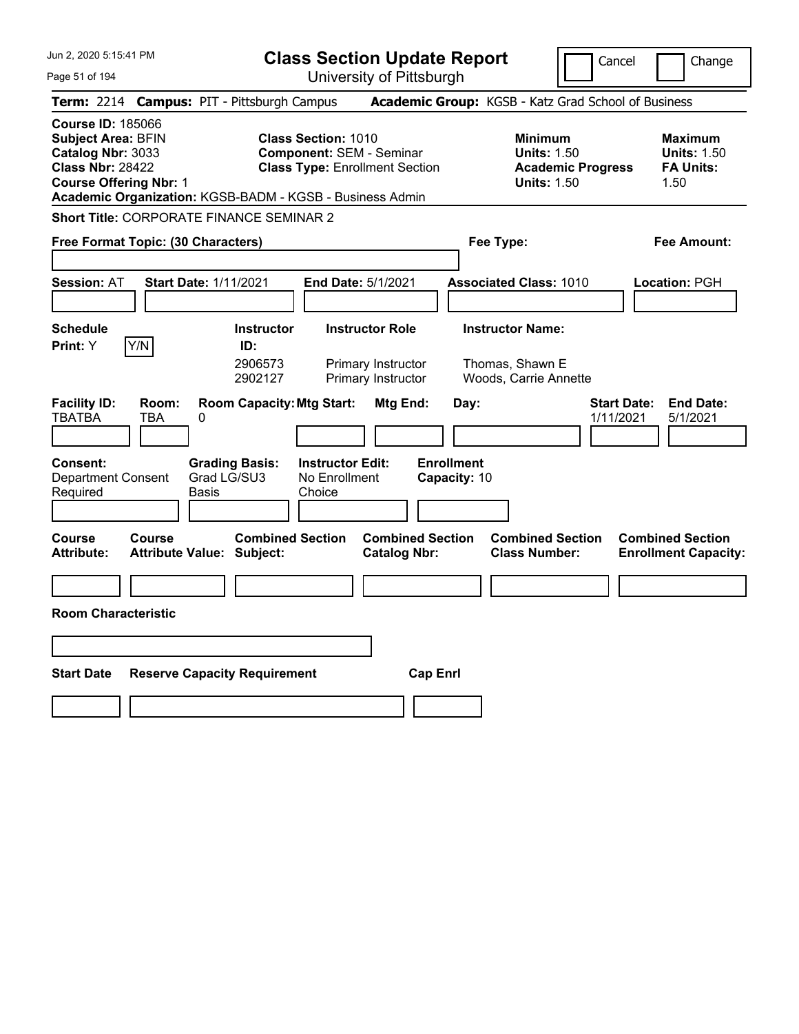# Class Section Update Report

University of Pittsburgh

Jun 2, 2020 5:15:41 PM

Cancel | Change

**Term:** 2214 **Campus:** PIT - Pittsburgh Campus **Academic Group:** KGSB - Katz Grad School of Business

**Course ID:** 185066
**Subject Area:** BFIN
**Catalog Nbr:** 3033
**Class Nbr:** 28422
**Course Offering Nbr:** 1
**Academic Organization:** KGSB-BADM - KGSB - Business Admin

**Class Section:** 1010
**Component:** SEM - Seminar
**Class Type:** Enrollment Section

**Minimum Units:** 1.50
**Academic Progress Units:** 1.50

**Maximum Units:** 1.50
**FA Units:** 1.50

**Short Title:** CORPORATE FINANCE SEMINAR 2

**Free Format Topic: (30 Characters)**

**Fee Type:**

**Fee Amount:**

**Session:** AT **Start Date:** 1/11/2021 **End Date:** 5/1/2021 **Associated Class:** 1010 **Location:** PGH

**Schedule Print:** Y [Y/N]

| Instructor ID | Instructor Role | Instructor Name |
|---|---|---|
| 2906573 | Primary Instructor | Thomas, Shawn E |
| 2902127 | Primary Instructor | Woods, Carrie Annette |

| Facility ID | Room | Room Capacity | Mtg Start | Mtg End | Day | Start Date | End Date |
|---|---|---|---|---|---|---|---|
| TBATBA | TBA | 0 | | | | 1/11/2021 | 5/1/2021 |

**Consent:** Department Consent Required
**Grading Basis:** Grad LG/SU3 Basis
**Instructor Edit:** No Enrollment Choice
**Enrollment Capacity:** 10

| Course Attribute | Course Attribute Value | Combined Section Subject | Combined Section Catalog Nbr | Combined Section Class Number | Combined Section Enrollment Capacity |
|---|---|---|---|---|---|
| | | | | | |

**Room Characteristic**

| Start Date | Reserve Capacity Requirement | Cap Enrl |
|---|---|---|
| | | |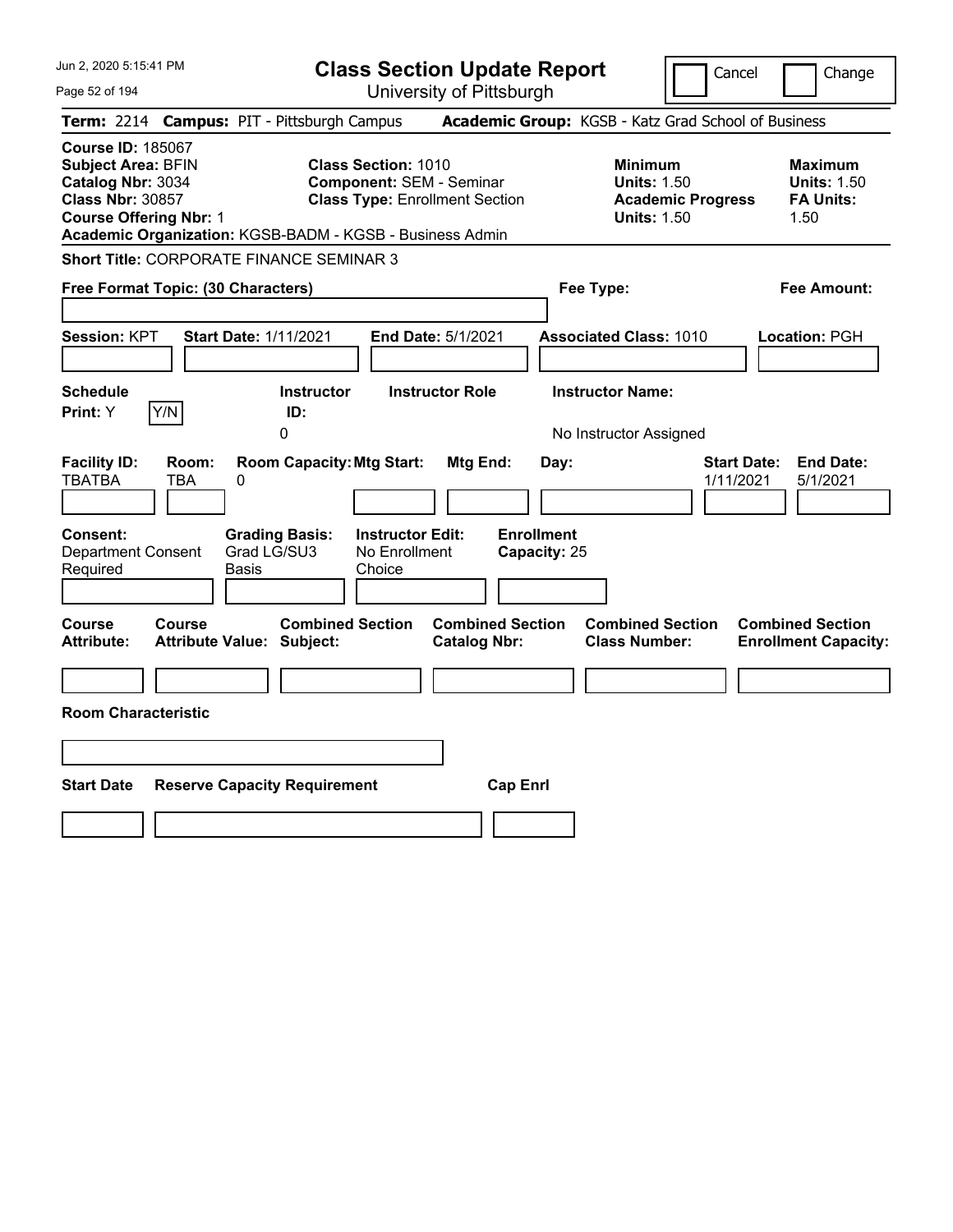Jun 2, 2020 5:15:41 PM

# Class Section Update Report

University of Pittsburgh

Cancel | Change

**Term:** 2214 **Campus:** PIT - Pittsburgh Campus **Academic Group:** KGSB - Katz Grad School of Business

**Course ID:** 185067
**Subject Area:** BFIN
**Catalog Nbr:** 3034
**Class Nbr:** 30857
**Course Offering Nbr:** 1
**Academic Organization:** KGSB-BADM - KGSB - Business Admin

**Class Section:** 1010
**Component:** SEM - Seminar
**Class Type:** Enrollment Section

**Minimum Units:** 1.50
**Academic Progress Units:** 1.50

**Maximum Units:** 1.50
**FA Units:** 1.50

**Short Title:** CORPORATE FINANCE SEMINAR 3

**Free Format Topic: (30 Characters)**

**Fee Type:**

**Fee Amount:**

**Session:** KPT **Start Date:** 1/11/2021 **End Date:** 5/1/2021 **Associated Class:** 1010 **Location:** PGH

**Schedule Print:** Y [Y/N]

**Instructor ID:** 0

**Instructor Role**

**Instructor Name:** No Instructor Assigned

| Facility ID: | Room: | Room Capacity: | Mtg Start: | Mtg End: | Day: | Start Date: | End Date: |
|---|---|---|---|---|---|---|---|
| TBATBA | TBA | 0 | | | | 1/11/2021 | 5/1/2021 |

**Consent:** Department Consent Required

**Grading Basis:** Grad LG/SU3 Basis

**Instructor Edit:** No Enrollment Choice

**Enrollment Capacity:** 25

| Course Attribute: | Course Attribute Value: | Combined Section Subject: | Combined Section Catalog Nbr: | Combined Section Class Number: | Combined Section Enrollment Capacity: |
|---|---|---|---|---|---|
| | | | | | |

**Room Characteristic**

| Start Date | Reserve Capacity Requirement | Cap Enrl |
|---|---|---|
| | | |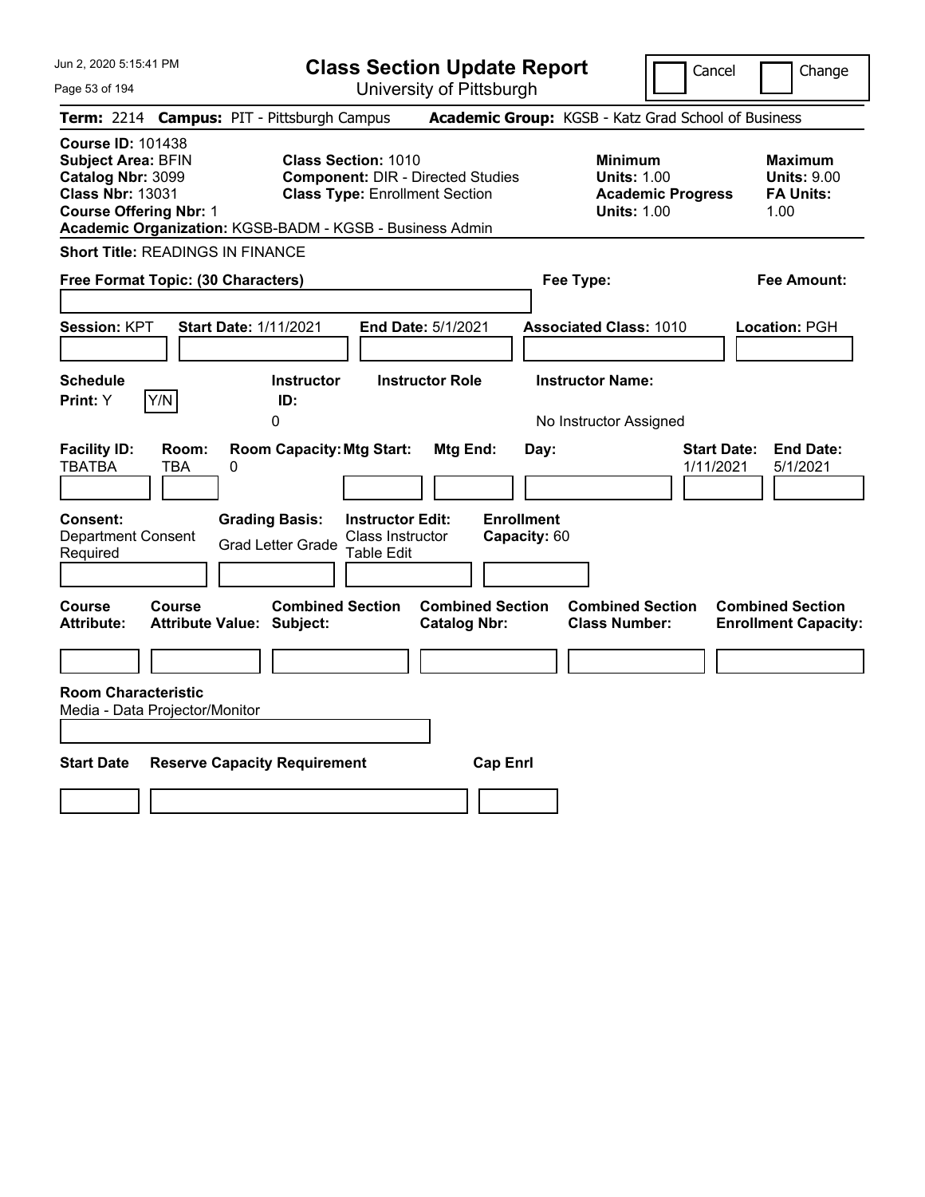# Class Section Update Report

University of Pittsburgh

Jun 2, 2020 5:15:41 PM

Cancel | Change

**Term:** 2214 **Campus:** PIT - Pittsburgh Campus **Academic Group:** KGSB - Katz Grad School of Business

**Course ID:** 101438
**Subject Area:** BFIN
**Catalog Nbr:** 3099
**Class Nbr:** 13031
**Course Offering Nbr:** 1
**Academic Organization:** KGSB-BADM - KGSB - Business Admin

**Class Section:** 1010
**Component:** DIR - Directed Studies
**Class Type:** Enrollment Section

**Minimum**
**Units:** 1.00
**Academic Progress Units:** 1.00

**Maximum**
**Units:** 9.00
**FA Units:** 1.00

**Short Title:** READINGS IN FINANCE

**Free Format Topic: (30 Characters)**

**Fee Type:**

**Fee Amount:**

**Session:** KPT **Start Date:** 1/11/2021 **End Date:** 5/1/2021 **Associated Class:** 1010 **Location:** PGH

| Schedule Print: | Instructor ID: | Instructor Role | Instructor Name: |
|---|---|---|---|
| Y [Y/N] | 0 | | No Instructor Assigned |

| Facility ID: | Room: | Room Capacity: | Mtg Start: | Mtg End: | Day: | Start Date: | End Date: |
|---|---|---|---|---|---|---|---|
| TBATBA | TBA | 0 | | | | 1/11/2021 | 5/1/2021 |

| Consent: | Grading Basis: | Instructor Edit: | Enrollment Capacity: |
|---|---|---|---|
| Department Consent Required | Grad Letter Grade | Class Instructor Table Edit | 60 |

| Course Attribute: | Course Attribute Value: | Combined Section Subject: | Combined Section Catalog Nbr: | Combined Section Class Number: | Combined Section Enrollment Capacity: |
|---|---|---|---|---|---|
| | | | | | |

**Room Characteristic**
Media - Data Projector/Monitor

| Start Date | Reserve Capacity Requirement | Cap Enrl |
|---|---|---|
| | | |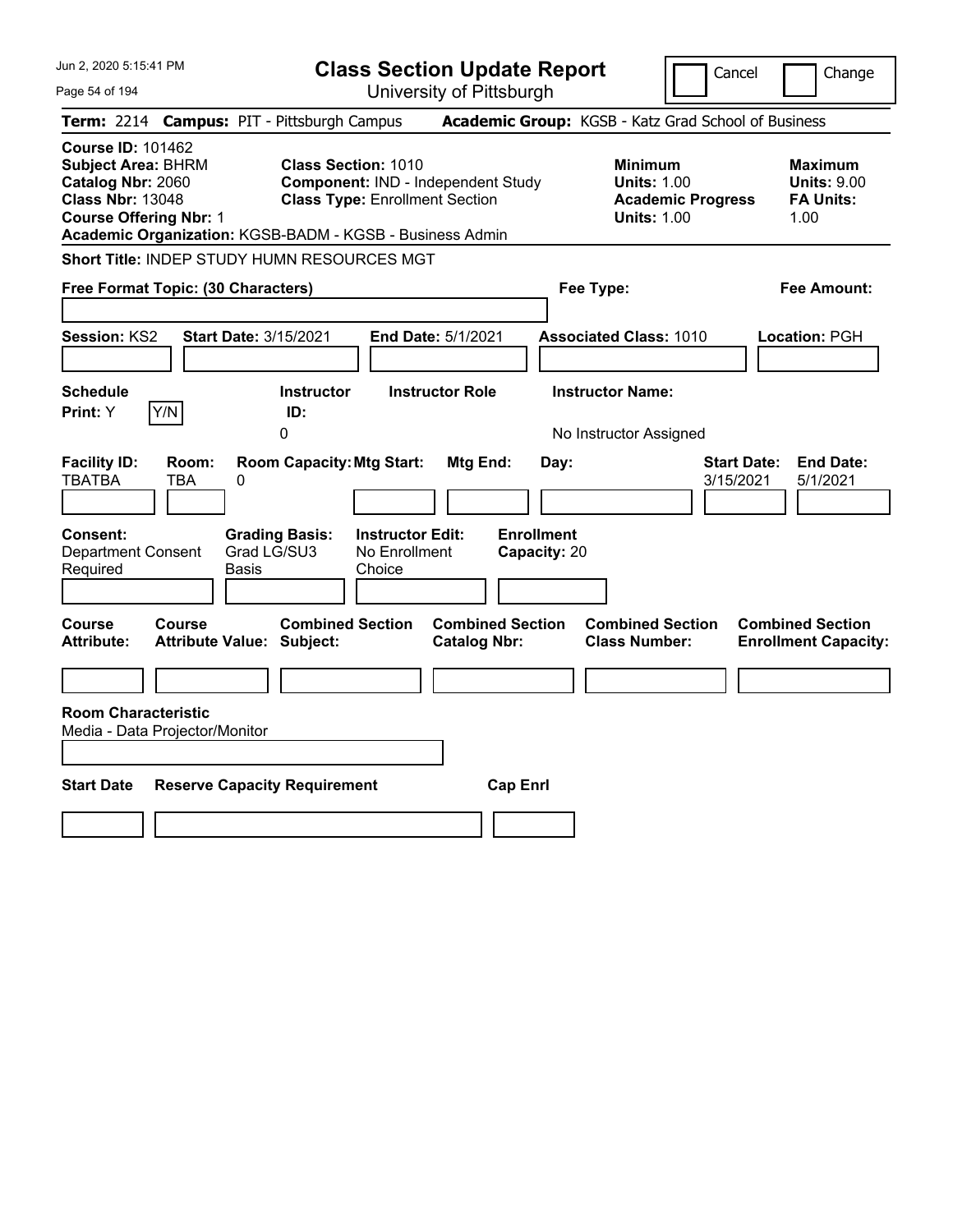Jun 2, 2020 5:15:41 PM

# Class Section Update Report

University of Pittsburgh

Cancel | Change

**Term:** 2214 **Campus:** PIT - Pittsburgh Campus **Academic Group:** KGSB - Katz Grad School of Business

**Course ID:** 101462
**Subject Area:** BHRM
**Catalog Nbr:** 2060
**Class Nbr:** 13048
**Course Offering Nbr:** 1
**Academic Organization:** KGSB-BADM - KGSB - Business Admin

**Class Section:** 1010
**Component:** IND - Independent Study
**Class Type:** Enrollment Section

**Minimum Units:** 1.00
**Academic Progress Units:** 1.00

**Maximum Units:** 9.00
**FA Units:** 1.00

**Short Title:** INDEP STUDY HUMN RESOURCES MGT

**Free Format Topic: (30 Characters)**

**Fee Type:**

**Fee Amount:**

**Session:** KS2 **Start Date:** 3/15/2021 **End Date:** 5/1/2021 **Associated Class:** 1010 **Location:** PGH

| Schedule Print | Instructor ID | Instructor Role | Instructor Name |
| --- | --- | --- | --- |
| Y | 0 | | No Instructor Assigned |

| Facility ID | Room | Room Capacity | Mtg Start | Mtg End | Day | Start Date | End Date |
| --- | --- | --- | --- | --- | --- | --- | --- |
| TBATBA | TBA | 0 | | | | 3/15/2021 | 5/1/2021 |

| Consent | Grading Basis | Instructor Edit | Enrollment Capacity |
| --- | --- | --- | --- |
| Department Consent Required | Grad LG/SU3 Basis | No Enrollment Choice | 20 |

| Course Attribute | Course Attribute Value | Combined Section Subject | Combined Section Catalog Nbr | Combined Section Class Number | Combined Section Enrollment Capacity |
| --- | --- | --- | --- | --- | --- |
| | | | | | |

**Room Characteristic**
Media - Data Projector/Monitor

| Start Date | Reserve Capacity Requirement | Cap Enrl |
| --- | --- | --- |
| | | |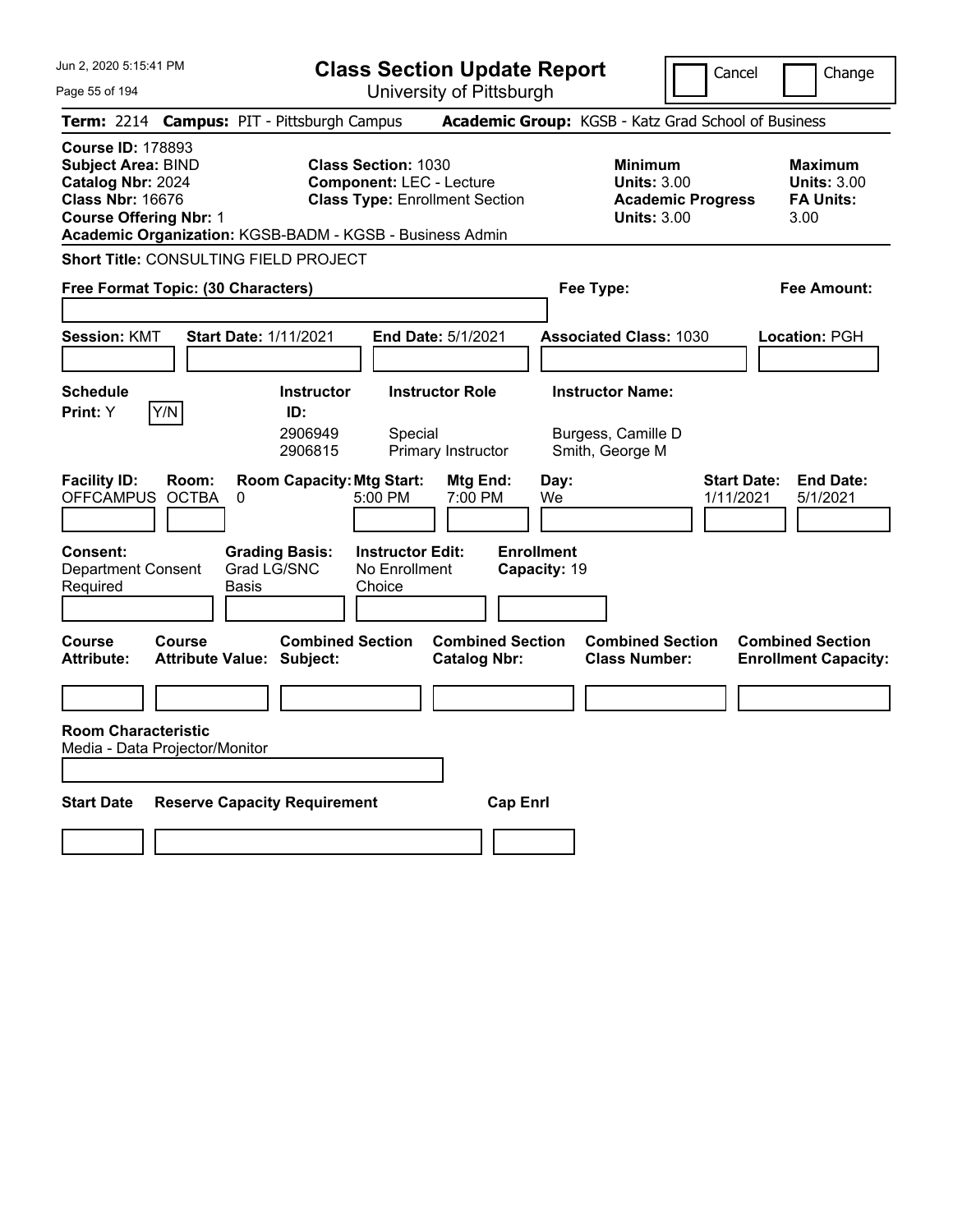# Class Section Update Report

University of Pittsburgh

Cancel Change

**Term:** 2214 **Campus:** PIT - Pittsburgh Campus **Academic Group:** KGSB - Katz Grad School of Business

**Course ID:** 178893
**Subject Area:** BIND
**Catalog Nbr:** 2024
**Class Nbr:** 16676
**Course Offering Nbr:** 1
**Academic Organization:** KGSB-BADM - KGSB - Business Admin

**Class Section:** 1030
**Component:** LEC - Lecture
**Class Type:** Enrollment Section

**Minimum Units:** 3.00
**Academic Progress Units:** 3.00

**Maximum Units:** 3.00
**FA Units:** 3.00

**Short Title:** CONSULTING FIELD PROJECT

**Free Format Topic: (30 Characters)**

**Fee Type:**

**Fee Amount:**

**Session:** KMT **Start Date:** 1/11/2021 **End Date:** 5/1/2021 **Associated Class:** 1030 **Location:** PGH

**Schedule Print:** Y Y/N

| Instructor ID: | Instructor Role | Instructor Name: |
|---|---|---|
| 2906949 | Special | Burgess, Camille D |
| 2906815 | Primary Instructor | Smith, George M |

| Facility ID: | Room: | Room Capacity: | Mtg Start: | Mtg End: | Day: | Start Date: | End Date: |
|---|---|---|---|---|---|---|---|
| OFFCAMPUS | OCTBA | 0 | 5:00 PM | 7:00 PM | We | 1/11/2021 | 5/1/2021 |

**Consent:** Department Consent Required
**Grading Basis:** Grad LG/SNC Basis
**Instructor Edit:** No Enrollment Choice
**Enrollment Capacity:** 19

| Course Attribute: | Course Attribute Value: | Combined Section Subject: | Combined Section Catalog Nbr: | Combined Section Class Number: | Combined Section Enrollment Capacity: |
|---|---|---|---|---|---|
| | | | | | |

**Room Characteristic**
Media - Data Projector/Monitor

| Start Date | Reserve Capacity Requirement | Cap Enrl |
|---|---|---|
| | | |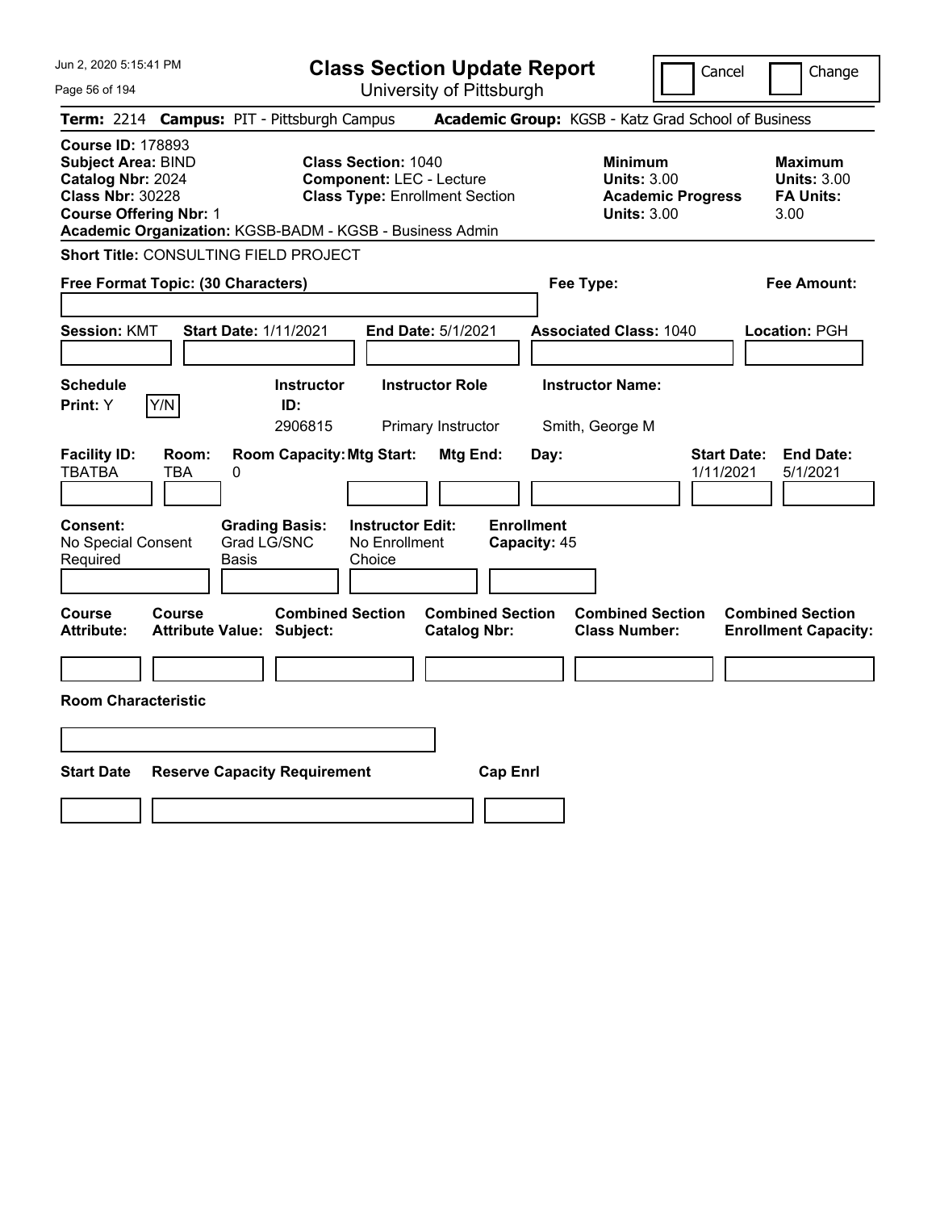Jun 2, 2020 5:15:41 PM

# Class Section Update Report

University of Pittsburgh

Cancel | Change

**Term:** 2214 **Campus:** PIT - Pittsburgh Campus **Academic Group:** KGSB - Katz Grad School of Business

**Course ID:** 178893
**Subject Area:** BIND
**Catalog Nbr:** 2024
**Class Nbr:** 30228
**Course Offering Nbr:** 1
**Academic Organization:** KGSB-BADM - KGSB - Business Admin

**Class Section:** 1040
**Component:** LEC - Lecture
**Class Type:** Enrollment Section

**Minimum**
**Units:** 3.00
**Academic Progress Units:** 3.00

**Maximum**
**Units:** 3.00
**FA Units:** 3.00

**Short Title:** CONSULTING FIELD PROJECT

**Free Format Topic: (30 Characters)**

**Fee Type:**

**Fee Amount:**

**Session:** KMT **Start Date:** 1/11/2021 **End Date:** 5/1/2021 **Associated Class:** 1040 **Location:** PGH

| Schedule Print: | Y/N | Instructor ID: | Instructor Role | Instructor Name: |
|---|---|---|---|---|
| Y | | 2906815 | Primary Instructor | Smith, George M |

| Facility ID: | Room: | Room Capacity: | Mtg Start: | Mtg End: | Day: | Start Date: | End Date: |
|---|---|---|---|---|---|---|---|
| TBATBA | TBA | 0 | | | | 1/11/2021 | 5/1/2021 |

| Consent: | Grading Basis: | Instructor Edit: | Enrollment Capacity: |
|---|---|---|---|
| No Special Consent Required | Grad LG/SNC Basis | No Enrollment Choice | 45 |

| Course Attribute: | Course Attribute Value: | Combined Section Subject: | Combined Section Catalog Nbr: | Combined Section Class Number: | Combined Section Enrollment Capacity: |
|---|---|---|---|---|---|
| | | | | | |

**Room Characteristic**

| Start Date | Reserve Capacity Requirement | Cap Enrl |
|---|---|---|
| | | |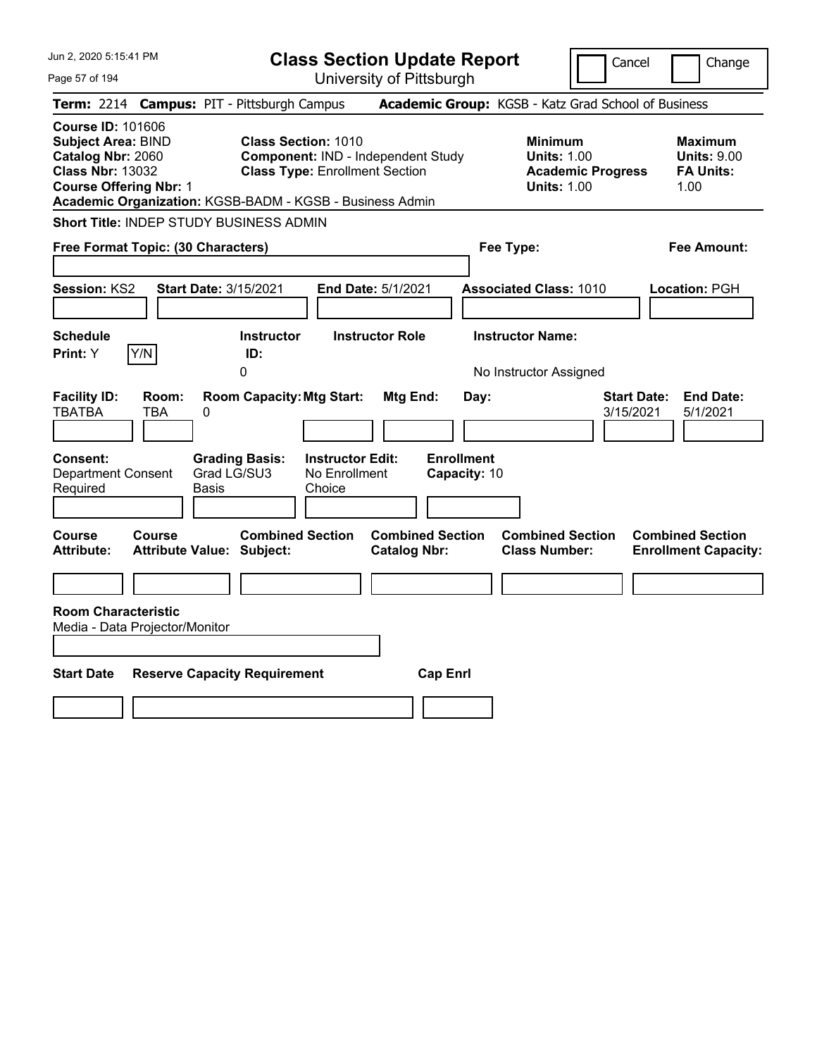Jun 2, 2020 5:15:41 PM

# Class Section Update Report

University of Pittsburgh

Cancel | Change

**Term:** 2214 **Campus:** PIT - Pittsburgh Campus **Academic Group:** KGSB - Katz Grad School of Business

**Course ID:** 101606
**Subject Area:** BIND
**Catalog Nbr:** 2060
**Class Nbr:** 13032
**Course Offering Nbr:** 1

**Class Section:** 1010
**Component:** IND - Independent Study
**Class Type:** Enrollment Section

**Minimum Units:** 1.00
**Academic Progress Units:** 1.00

**Maximum Units:** 9.00
**FA Units:** 1.00

**Academic Organization:** KGSB-BADM - KGSB - Business Admin

**Short Title:** INDEP STUDY BUSINESS ADMIN

**Free Format Topic: (30 Characters)**

**Fee Type:**

**Fee Amount:**

**Session:** KS2 **Start Date:** 3/15/2021 **End Date:** 5/1/2021 **Associated Class:** 1010 **Location:** PGH

| Schedule Print | Instructor ID | Instructor Role | Instructor Name |
|---|---|---|---|
| Y [Y/N] | 0 | | No Instructor Assigned |

| Facility ID | Room | Room Capacity | Mtg Start | Mtg End | Day | Start Date | End Date |
|---|---|---|---|---|---|---|---|
| TBATBA | TBA | 0 | | | | 3/15/2021 | 5/1/2021 |

| Consent | Grading Basis | Instructor Edit | Enrollment Capacity |
|---|---|---|---|
| Department Consent Required | Grad LG/SU3 Basis | No Enrollment Choice | 10 |

| Course Attribute | Course Attribute Value | Combined Section Subject | Combined Section Catalog Nbr | Combined Section Class Number | Combined Section Enrollment Capacity |
|---|---|---|---|---|---|
| | | | | | |

**Room Characteristic**

Media - Data Projector/Monitor

| Start Date | Reserve Capacity Requirement | Cap Enrl |
|---|---|---|
| | | |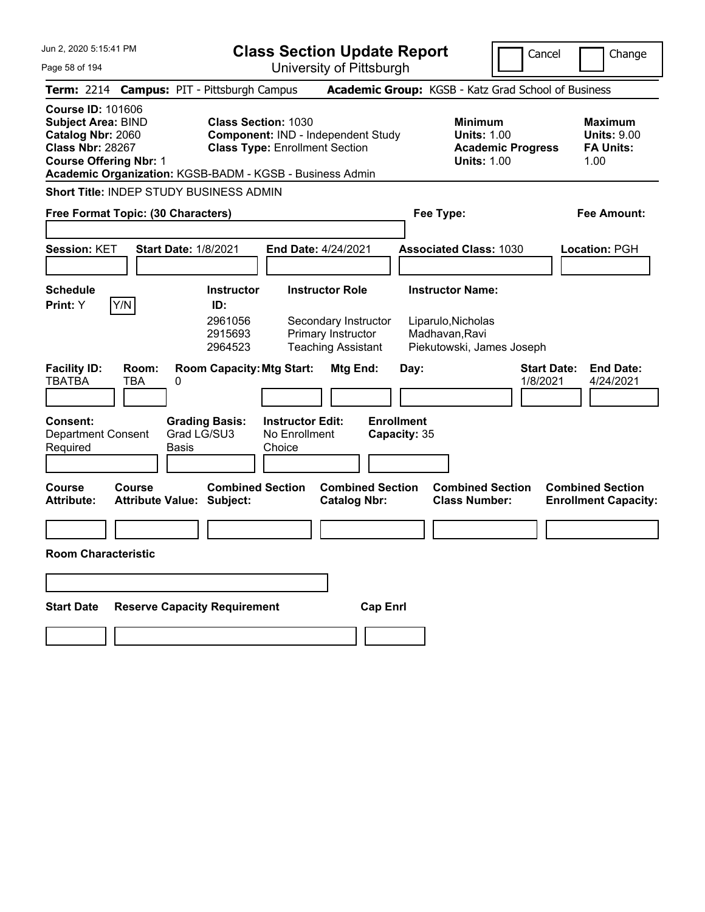# Class Section Update Report

University of Pittsburgh

Cancel | Change

**Term:** 2214 **Campus:** PIT - Pittsburgh Campus **Academic Group:** KGSB - Katz Grad School of Business

**Course ID:** 101606
**Subject Area:** BIND
**Catalog Nbr:** 2060
**Class Nbr:** 28267
**Course Offering Nbr:** 1

**Class Section:** 1030
**Component:** IND - Independent Study
**Class Type:** Enrollment Section

**Minimum Units:** 1.00
**Academic Progress Units:** 1.00

**Maximum Units:** 9.00
**FA Units:** 1.00

**Academic Organization:** KGSB-BADM - KGSB - Business Admin

**Short Title:** INDEP STUDY BUSINESS ADMIN

**Free Format Topic: (30 Characters)**

**Fee Type:**

**Fee Amount:**

**Session:** KET **Start Date:** 1/8/2021 **End Date:** 4/24/2021 **Associated Class:** 1030 **Location:** PGH

**Schedule Print:** Y Y/N

| Instructor ID | Instructor Role | Instructor Name |
|---|---|---|
| 2961056 | Secondary Instructor | Liparulo,Nicholas |
| 2915693 | Primary Instructor | Madhavan,Ravi |
| 2964523 | Teaching Assistant | Piekutowski, James Joseph |

| Facility ID | Room | Room Capacity | Mtg Start | Mtg End | Day | Start Date | End Date |
|---|---|---|---|---|---|---|---|
| TBATBA | TBA | 0 | | | | 1/8/2021 | 4/24/2021 |

**Consent:** Department Consent Required
**Grading Basis:** Grad LG/SU3 Basis
**Instructor Edit:** No Enrollment Choice
**Enrollment Capacity:** 35

| Course Attribute | Course Attribute Value | Combined Section Subject | Combined Section Catalog Nbr | Combined Section Class Number | Combined Section Enrollment Capacity |
|---|---|---|---|---|---|
| | | | | | |

**Room Characteristic**

| Start Date | Reserve Capacity Requirement | Cap Enrl |
|---|---|---|
| | | |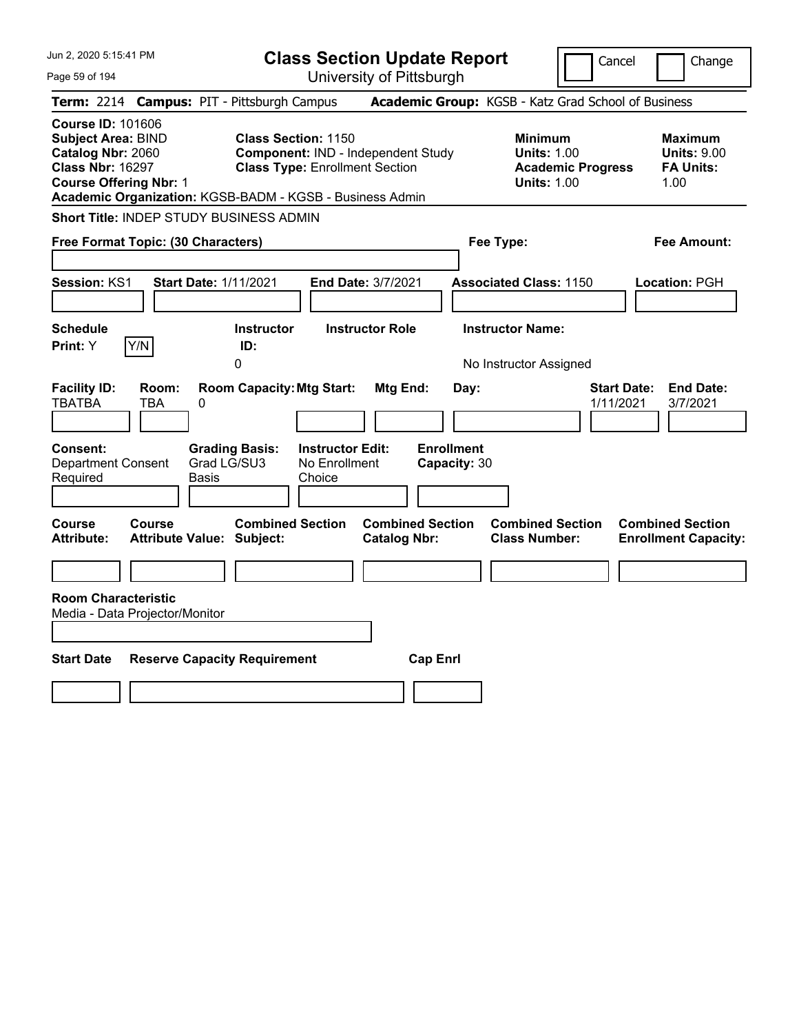Jun 2, 2020 5:15:41 PM

# Class Section Update Report

University of Pittsburgh

Cancel | Change

**Term:** 2214 **Campus:** PIT - Pittsburgh Campus **Academic Group:** KGSB - Katz Grad School of Business

**Course ID:** 101606
**Subject Area:** BIND
**Catalog Nbr:** 2060
**Class Nbr:** 16297
**Course Offering Nbr:** 1

**Class Section:** 1150
**Component:** IND - Independent Study
**Class Type:** Enrollment Section

| | Minimum | Maximum |
|---|---|---|
| Units: | 1.00 | 9.00 |
| Academic Progress Units: | 1.00 | |
| FA Units: | | 1.00 |

**Academic Organization:** KGSB-BADM - KGSB - Business Admin

**Short Title:** INDEP STUDY BUSINESS ADMIN

**Free Format Topic: (30 Characters)**

**Fee Type:**

**Fee Amount:**

**Session:** KS1 **Start Date:** 1/11/2021 **End Date:** 3/7/2021 **Associated Class:** 1150 **Location:** PGH

| Schedule Print | Instructor ID | Instructor Role | Instructor Name |
|---|---|---|---|
| Y | 0 | | No Instructor Assigned |

| Facility ID | Room | Room Capacity | Mtg Start | Mtg End | Day | Start Date | End Date |
|---|---|---|---|---|---|---|---|
| TBATBA | TBA | 0 | | | | 1/11/2021 | 3/7/2021 |

| Consent | Grading Basis | Instructor Edit | Enrollment Capacity |
|---|---|---|---|
| Department Consent Required | Grad LG/SU3 Basis | No Enrollment Choice | 30 |

| Course Attribute | Course Attribute Value | Combined Section Subject | Combined Section Catalog Nbr | Combined Section Class Number | Combined Section Enrollment Capacity |
|---|---|---|---|---|---|
| | | | | | |

**Room Characteristic**
Media - Data Projector/Monitor

| Start Date | Reserve Capacity Requirement | Cap Enrl |
|---|---|---|
| | | |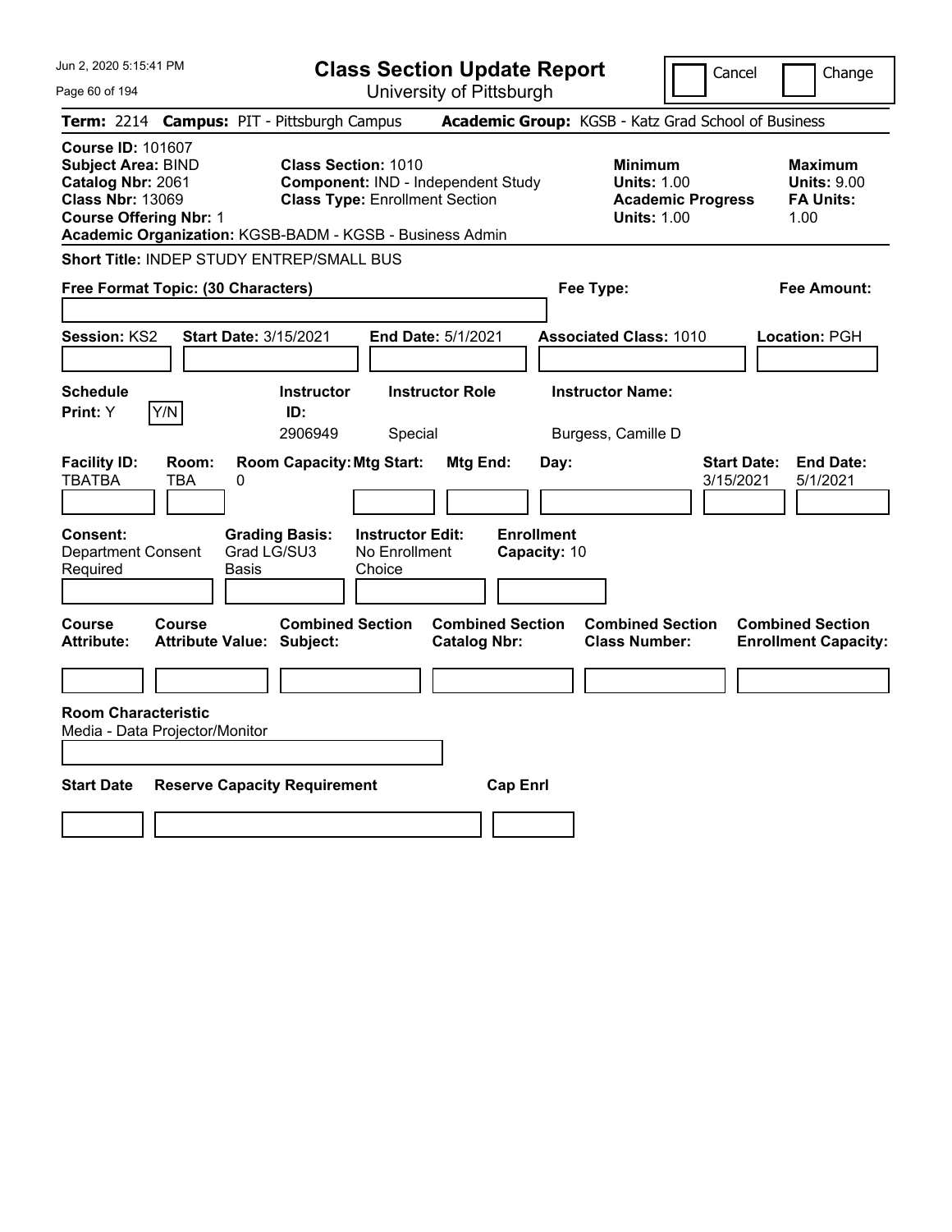# Class Section Update Report

University of Pittsburgh

Cancel | Change

**Term:** 2214 **Campus:** PIT - Pittsburgh Campus **Academic Group:** KGSB - Katz Grad School of Business

**Course ID:** 101607
**Subject Area:** BIND
**Catalog Nbr:** 2061
**Class Nbr:** 13069
**Course Offering Nbr:** 1

**Class Section:** 1010
**Component:** IND - Independent Study
**Class Type:** Enrollment Section

**Minimum Units:** 1.00
**Academic Progress Units:** 1.00

**Maximum Units:** 9.00
**FA Units:** 1.00

**Academic Organization:** KGSB-BADM - KGSB - Business Admin

**Short Title:** INDEP STUDY ENTREP/SMALL BUS

**Free Format Topic: (30 Characters)**

**Fee Type:**

**Fee Amount:**

**Session:** KS2 **Start Date:** 3/15/2021 **End Date:** 5/1/2021 **Associated Class:** 1010 **Location:** PGH

| Schedule Print | Instructor ID | Instructor Role | Instructor Name |
|---|---|---|---|
| Y (Y/N) | 2906949 | Special | Burgess, Camille D |

| Facility ID | Room | Room Capacity | Mtg Start | Mtg End | Day | Start Date | End Date |
|---|---|---|---|---|---|---|---|
| TBATBA | TBA | 0 | | | | 3/15/2021 | 5/1/2021 |

| Consent | Grading Basis | Instructor Edit | Enrollment Capacity |
|---|---|---|---|
| Department Consent Required | Grad LG/SU3 Basis | No Enrollment Choice | 10 |

| Course Attribute | Course Attribute Value | Combined Section Subject | Combined Section Catalog Nbr | Combined Section Class Number | Combined Section Enrollment Capacity |
|---|---|---|---|---|---|
| | | | | | |

**Room Characteristic**
Media - Data Projector/Monitor

| Start Date | Reserve Capacity Requirement | Cap Enrl |
|---|---|---|
| | | |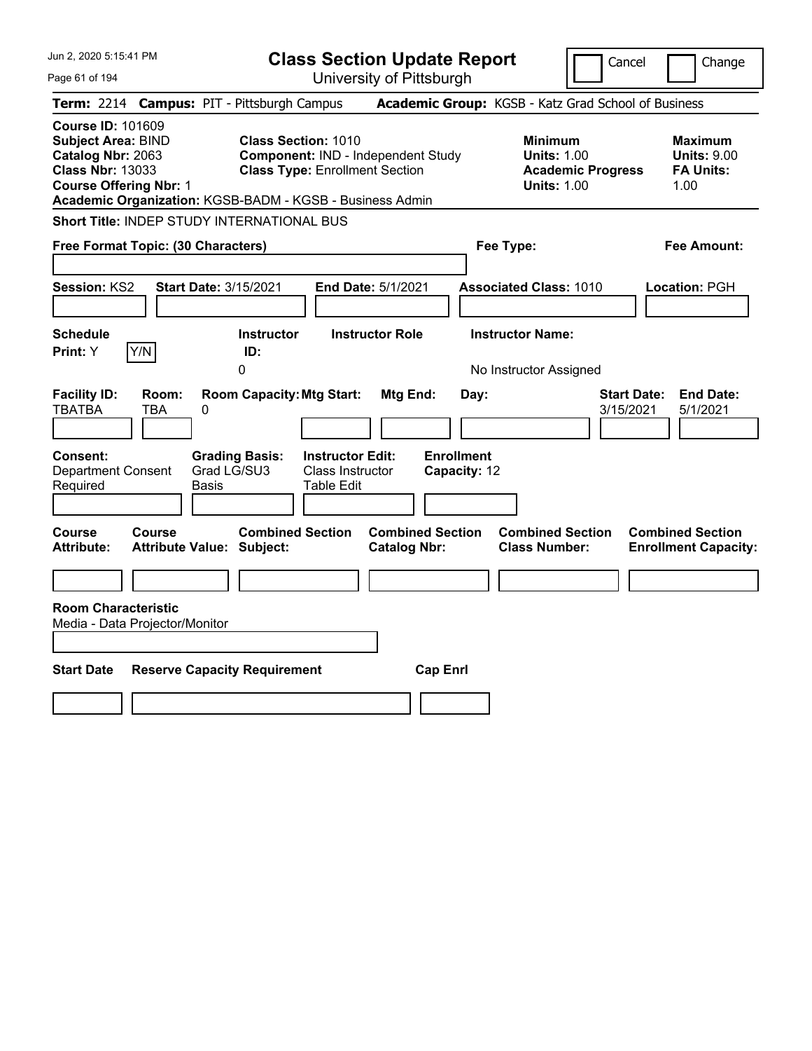# Class Section Update Report

University of Pittsburgh

Cancel | Change

**Term:** 2214 **Campus:** PIT - Pittsburgh Campus **Academic Group:** KGSB - Katz Grad School of Business

**Course ID:** 101609
**Subject Area:** BIND
**Catalog Nbr:** 2063
**Class Nbr:** 13033
**Course Offering Nbr:** 1

**Class Section:** 1010
**Component:** IND - Independent Study
**Class Type:** Enrollment Section

**Minimum Units:** 1.00
**Academic Progress Units:** 1.00

**Maximum Units:** 9.00
**FA Units:** 1.00

**Academic Organization:** KGSB-BADM - KGSB - Business Admin

**Short Title:** INDEP STUDY INTERNATIONAL BUS

**Free Format Topic: (30 Characters)**

**Fee Type:**

**Fee Amount:**

**Session:** KS2 **Start Date:** 3/15/2021 **End Date:** 5/1/2021 **Associated Class:** 1010 **Location:** PGH

| Schedule Print | Instructor ID | Instructor Role | Instructor Name |
|---|---|---|---|
| Y | 0 | | No Instructor Assigned |

| Facility ID | Room | Room Capacity | Mtg Start | Mtg End | Day | Start Date | End Date |
|---|---|---|---|---|---|---|---|
| TBATBA | TBA | 0 | | | | 3/15/2021 | 5/1/2021 |

**Consent:** Department Consent Required
**Grading Basis:** Grad LG/SU3 Basis
**Instructor Edit:** Class Instructor Table Edit
**Enrollment Capacity:** 12

| Course Attribute | Course Attribute Value | Combined Section Subject | Combined Section Catalog Nbr | Combined Section Class Number | Combined Section Enrollment Capacity |
|---|---|---|---|---|---|
| | | | | | |

**Room Characteristic**
Media - Data Projector/Monitor

| Start Date | Reserve Capacity Requirement | Cap Enrl |
|---|---|---|
| | | |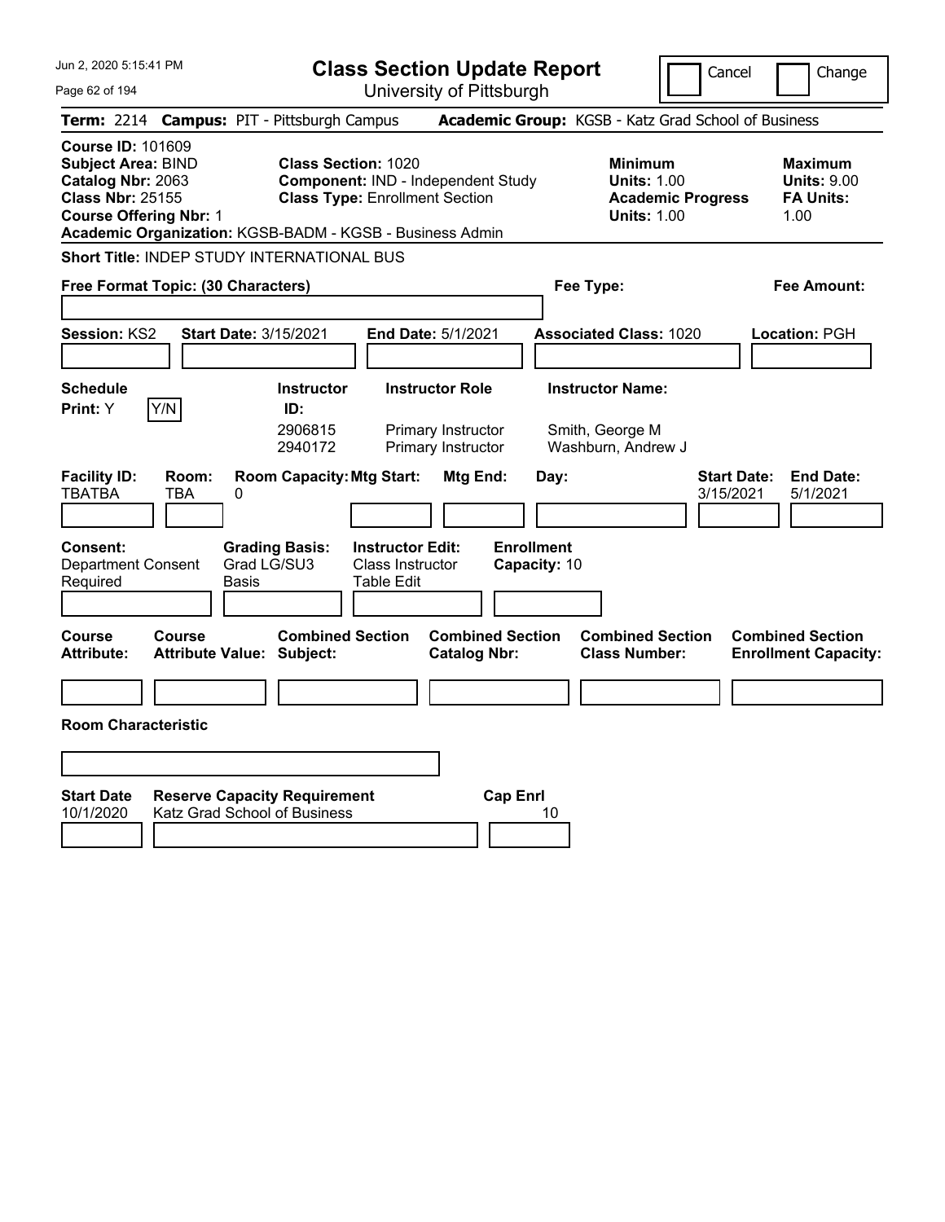Jun 2, 2020 5:15:41 PM

# Class Section Update Report

University of Pittsburgh

Cancel | Change

**Term:** 2214 **Campus:** PIT - Pittsburgh Campus **Academic Group:** KGSB - Katz Grad School of Business

**Course ID:** 101609
**Subject Area:** BIND
**Catalog Nbr:** 2063
**Class Nbr:** 25155
**Course Offering Nbr:** 1
**Academic Organization:** KGSB-BADM - KGSB - Business Admin

**Class Section:** 1020
**Component:** IND - Independent Study
**Class Type:** Enrollment Section

**Minimum Units:** 1.00
**Academic Progress Units:** 1.00

**Maximum Units:** 9.00
**FA Units:** 1.00

**Short Title:** INDEP STUDY INTERNATIONAL BUS

**Free Format Topic: (30 Characters)**

**Fee Type:**

**Fee Amount:**

**Session:** KS2 **Start Date:** 3/15/2021 **End Date:** 5/1/2021 **Associated Class:** 1020 **Location:** PGH

**Schedule Print:** Y [Y/N]

| Instructor ID: | Instructor Role | Instructor Name: |
|---|---|---|
| 2906815 | Primary Instructor | Smith, George M |
| 2940172 | Primary Instructor | Washburn, Andrew J |

| Facility ID: | Room: | Room Capacity: | Mtg Start: | Mtg End: | Day: | Start Date: | End Date: |
|---|---|---|---|---|---|---|---|
| TBATBA | TBA | 0 | | | | 3/15/2021 | 5/1/2021 |

| Consent: | Grading Basis: | Instructor Edit: | Enrollment Capacity: |
|---|---|---|---|
| Department Consent Required | Grad LG/SU3 Basis | Class Instructor Table Edit | 10 |

| Course Attribute: | Course Attribute Value: | Combined Section Subject: | Combined Section Catalog Nbr: | Combined Section Class Number: | Combined Section Enrollment Capacity: |
|---|---|---|---|---|---|
| | | | | | |

**Room Characteristic**

| Start Date | Reserve Capacity Requirement | Cap Enrl |
|---|---|---|
| 10/1/2020 | Katz Grad School of Business | 10 |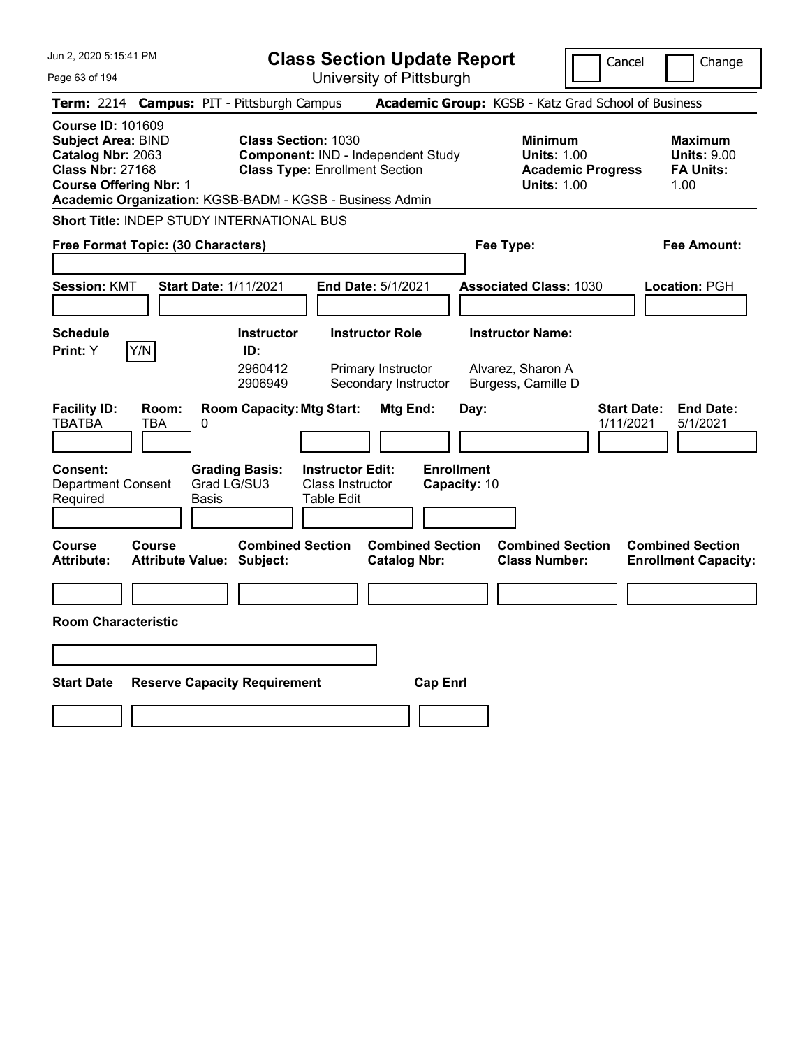# Class Section Update Report

University of Pittsburgh

Cancel | Change

**Term:** 2214 **Campus:** PIT - Pittsburgh Campus **Academic Group:** KGSB - Katz Grad School of Business

**Course ID:** 101609
**Subject Area:** BIND
**Catalog Nbr:** 2063
**Class Nbr:** 27168
**Course Offering Nbr:** 1
**Academic Organization:** KGSB-BADM - KGSB - Business Admin

**Class Section:** 1030
**Component:** IND - Independent Study
**Class Type:** Enrollment Section

**Minimum Units:** 1.00
**Academic Progress Units:** 1.00

**Maximum Units:** 9.00
**FA Units:** 1.00

**Short Title:** INDEP STUDY INTERNATIONAL BUS

**Free Format Topic: (30 Characters)**

**Fee Type:**

**Fee Amount:**

**Session:** KMT **Start Date:** 1/11/2021 **End Date:** 5/1/2021 **Associated Class:** 1030 **Location:** PGH

**Schedule Print:** Y [Y/N]

| Instructor ID | Instructor Role | Instructor Name |
|---|---|---|
| 2960412 | Primary Instructor | Alvarez, Sharon A |
| 2906949 | Secondary Instructor | Burgess, Camille D |

| Facility ID | Room | Room Capacity | Mtg Start | Mtg End | Day | Start Date | End Date |
|---|---|---|---|---|---|---|---|
| TBATBA | TBA | 0 | | | | 1/11/2021 | 5/1/2021 |

**Consent:** Department Consent Required
**Grading Basis:** Grad LG/SU3 Basis
**Instructor Edit:** Class Instructor Table Edit
**Enrollment Capacity:** 10

| Course Attribute | Course Attribute Value | Combined Section Subject | Combined Section Catalog Nbr | Combined Section Class Number | Combined Section Enrollment Capacity |
|---|---|---|---|---|---|
| | | | | | |

**Room Characteristic**

| Start Date | Reserve Capacity Requirement | Cap Enrl |
|---|---|---|
| | | |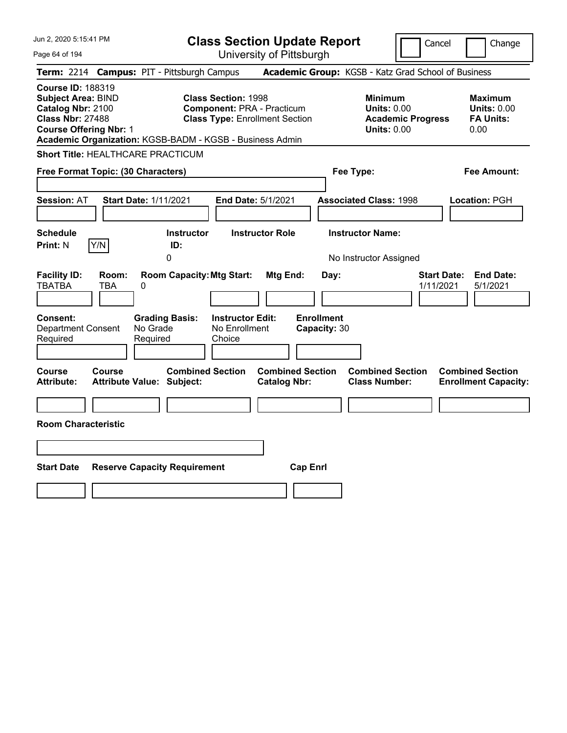Jun 2, 2020 5:15:41 PM

# Class Section Update Report

University of Pittsburgh

Cancel | Change

**Term:** 2214 **Campus:** PIT - Pittsburgh Campus **Academic Group:** KGSB - Katz Grad School of Business

**Course ID:** 188319
**Subject Area:** BIND
**Catalog Nbr:** 2100
**Class Nbr:** 27488
**Course Offering Nbr:** 1
**Academic Organization:** KGSB-BADM - KGSB - Business Admin

**Class Section:** 1998
**Component:** PRA - Practicum
**Class Type:** Enrollment Section

**Minimum Units:** 0.00
**Academic Progress Units:** 0.00

**Maximum Units:** 0.00
**FA Units:** 0.00

**Short Title:** HEALTHCARE PRACTICUM

**Free Format Topic: (30 Characters)**

**Fee Type:**

**Fee Amount:**

**Session:** AT **Start Date:** 1/11/2021 **End Date:** 5/1/2021 **Associated Class:** 1998 **Location:** PGH

| Schedule Print | Instructor ID | Instructor Role | Instructor Name |
|---|---|---|---|
| N Y/N | 0 | | No Instructor Assigned |

| Facility ID | Room | Room Capacity | Mtg Start | Mtg End | Day | Start Date | End Date |
|---|---|---|---|---|---|---|---|
| TBATBA | TBA | 0 | | | | 1/11/2021 | 5/1/2021 |

| Consent | Grading Basis | Instructor Edit | Enrollment Capacity |
|---|---|---|---|
| Department Consent Required | No Grade Required | No Enrollment Choice | 30 |

| Course Attribute | Course Attribute Value | Combined Section Subject | Combined Section Catalog Nbr | Combined Section Class Number | Combined Section Enrollment Capacity |
|---|---|---|---|---|---|
| | | | | | |

**Room Characteristic**

| Start Date | Reserve Capacity Requirement | Cap Enrl |
|---|---|---|
| | | |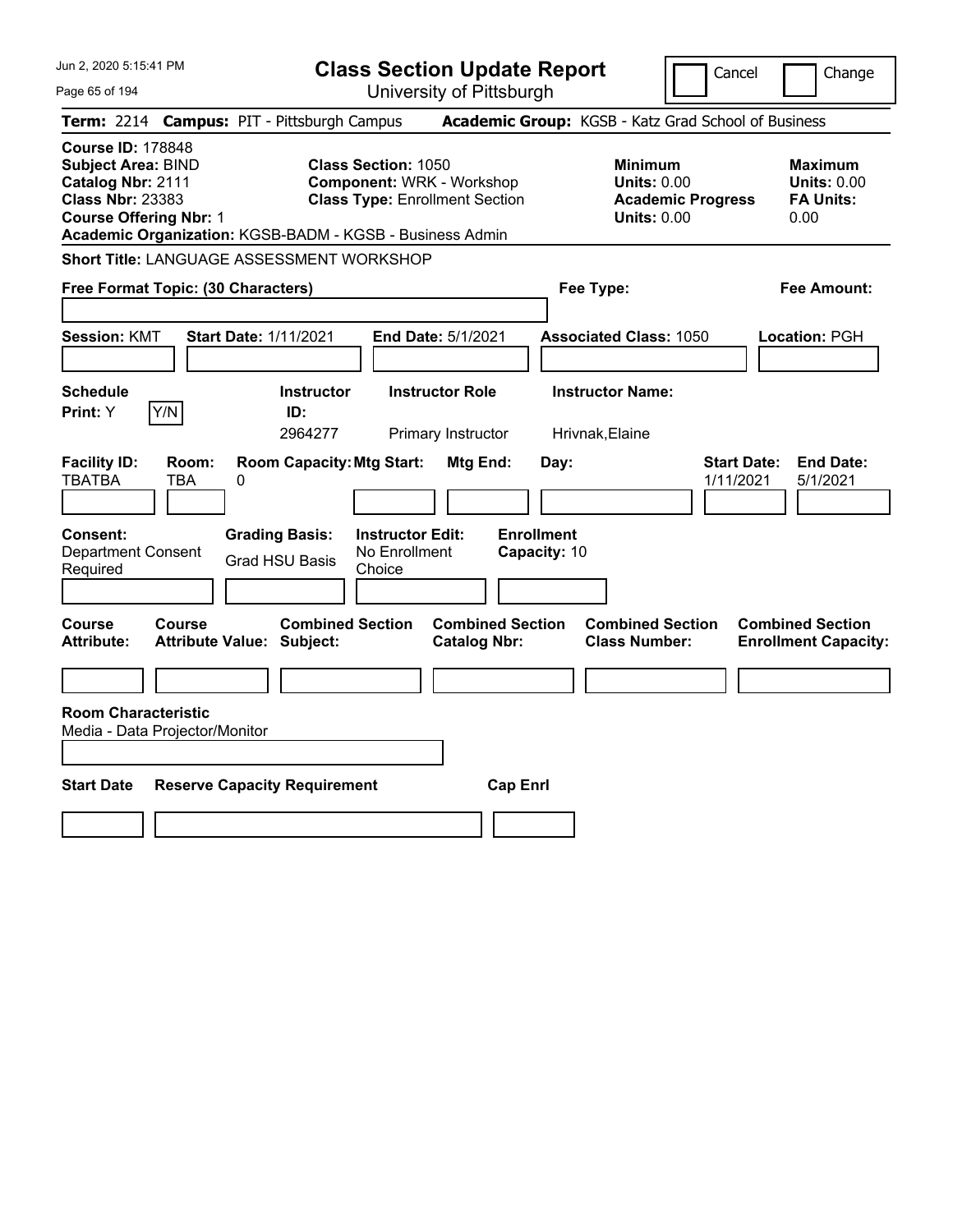# Class Section Update Report

University of Pittsburgh

Cancel | Change

**Term:** 2214 **Campus:** PIT - Pittsburgh Campus **Academic Group:** KGSB - Katz Grad School of Business

**Course ID:** 178848
**Subject Area:** BIND
**Catalog Nbr:** 2111
**Class Nbr:** 23383
**Course Offering Nbr:** 1

**Class Section:** 1050
**Component:** WRK - Workshop
**Class Type:** Enrollment Section

**Minimum Units:** 0.00
**Academic Progress Units:** 0.00

**Maximum Units:** 0.00
**FA Units:** 0.00

**Academic Organization:** KGSB-BADM - KGSB - Business Admin

**Short Title:** LANGUAGE ASSESSMENT WORKSHOP

**Free Format Topic: (30 Characters)**

**Fee Type:**

**Fee Amount:**

**Session:** KMT **Start Date:** 1/11/2021 **End Date:** 5/1/2021 **Associated Class:** 1050 **Location:** PGH

| Schedule Print | Instructor ID | Instructor Role | Instructor Name |
|---|---|---|---|
| Y | 2964277 | Primary Instructor | Hrivnak,Elaine |

| Facility ID | Room | Room Capacity | Mtg Start | Mtg End | Day | Start Date | End Date |
|---|---|---|---|---|---|---|---|
| TBATBA | TBA | 0 | | | | 1/11/2021 | 5/1/2021 |

| Consent | Grading Basis | Instructor Edit | Enrollment Capacity |
|---|---|---|---|
| Department Consent Required | Grad HSU Basis | No Enrollment Choice | 10 |

| Course Attribute | Course Attribute Value | Combined Section Subject | Combined Section Catalog Nbr | Combined Section Class Number | Combined Section Enrollment Capacity |
|---|---|---|---|---|---|
| | | | | | |

**Room Characteristic**
Media - Data Projector/Monitor

| Start Date | Reserve Capacity Requirement | Cap Enrl |
|---|---|---|
| | | |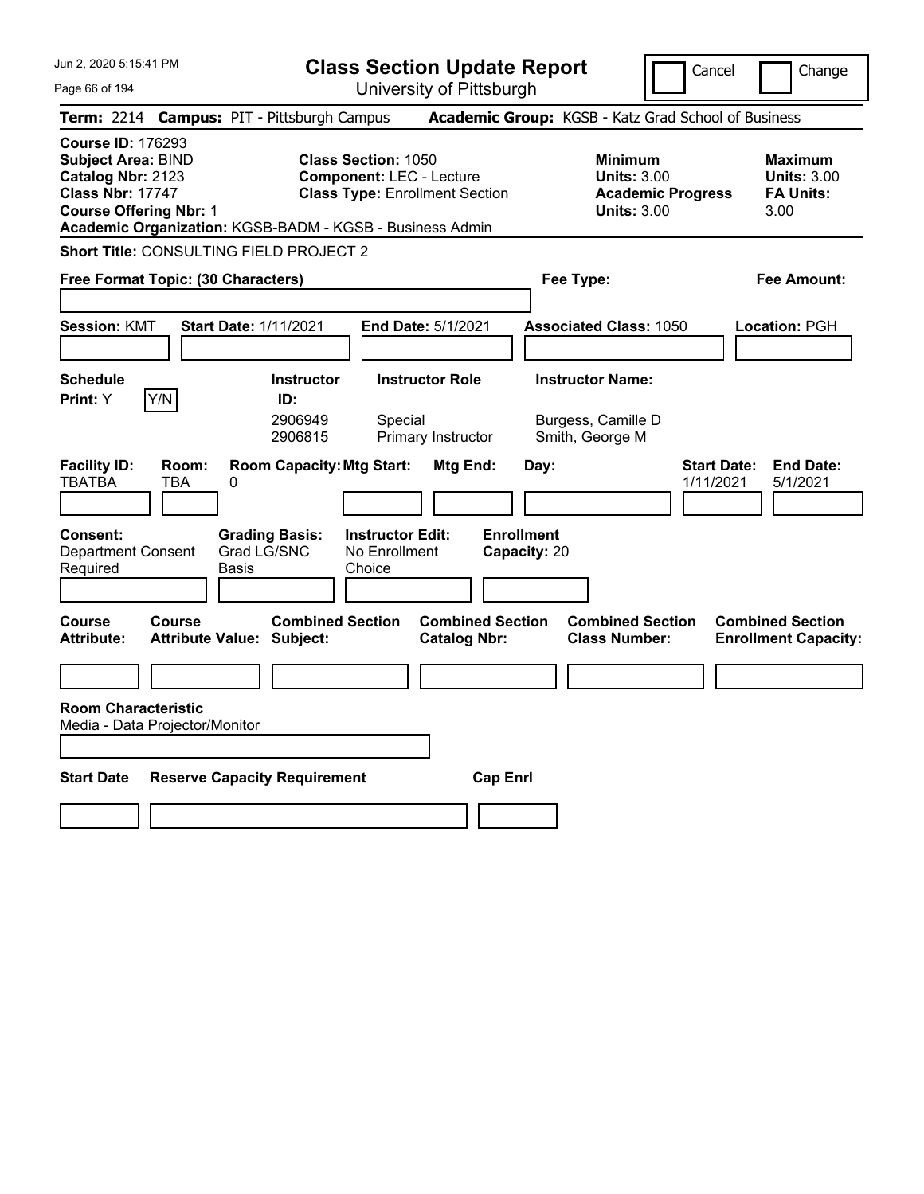Jun 2, 2020 5:15:41 PM

# Class Section Update Report

University of Pittsburgh

Cancel | Change

**Term:** 2214 **Campus:** PIT - Pittsburgh Campus **Academic Group:** KGSB - Katz Grad School of Business

**Course ID:** 176293
**Subject Area:** BIND
**Catalog Nbr:** 2123
**Class Nbr:** 17747
**Course Offering Nbr:** 1

**Class Section:** 1050
**Component:** LEC - Lecture
**Class Type:** Enrollment Section

**Minimum Units:** 3.00
**Academic Progress Units:** 3.00

**Maximum Units:** 3.00
**FA Units:** 3.00

**Academic Organization:** KGSB-BADM - KGSB - Business Admin

**Short Title:** CONSULTING FIELD PROJECT 2

**Free Format Topic: (30 Characters)** | **Fee Type:** | **Fee Amount:**

**Session:** KMT **Start Date:** 1/11/2021 **End Date:** 5/1/2021 **Associated Class:** 1050 **Location:** PGH

**Schedule Print:** Y  Y/N

| Instructor ID | Instructor Role | Instructor Name |
|---|---|---|
| 2906949 | Special | Burgess, Camille D |
| 2906815 | Primary Instructor | Smith, George M |

| Facility ID | Room | Room Capacity | Mtg Start | Mtg End | Day | Start Date | End Date |
|---|---|---|---|---|---|---|---|
| TBATBA | TBA | 0 | | | | 1/11/2021 | 5/1/2021 |

**Consent:** Department Consent Required
**Grading Basis:** Grad LG/SNC Basis
**Instructor Edit:** No Enrollment Choice
**Enrollment Capacity:** 20

| Course Attribute | Course Attribute Value | Combined Section Subject | Combined Section Catalog Nbr | Combined Section Class Number | Combined Section Enrollment Capacity |
|---|---|---|---|---|---|
| | | | | | |

**Room Characteristic**
Media - Data Projector/Monitor

| Start Date | Reserve Capacity Requirement | Cap Enrl |
|---|---|---|
| | | |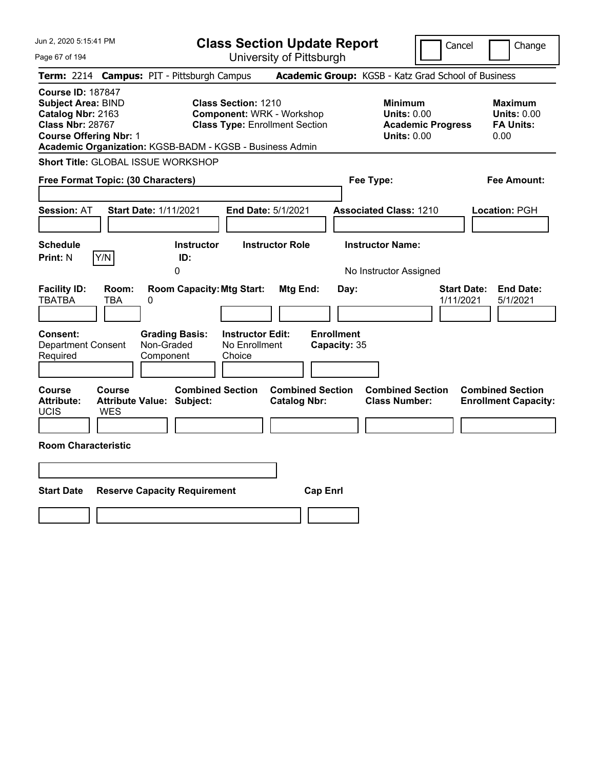# Class Section Update Report

University of Pittsburgh

Cancel | Change

**Term:** 2214 **Campus:** PIT - Pittsburgh Campus **Academic Group:** KGSB - Katz Grad School of Business

**Course ID:** 187847
**Subject Area:** BIND
**Catalog Nbr:** 2163
**Class Nbr:** 28767
**Course Offering Nbr:** 1
**Academic Organization:** KGSB-BADM - KGSB - Business Admin

**Class Section:** 1210
**Component:** WRK - Workshop
**Class Type:** Enrollment Section

**Minimum Units:** 0.00
**Academic Progress Units:** 0.00

**Maximum Units:** 0.00
**FA Units:** 0.00

**Short Title:** GLOBAL ISSUE WORKSHOP

**Free Format Topic: (30 Characters)**

**Fee Type:**

**Fee Amount:**

**Session:** AT **Start Date:** 1/11/2021 **End Date:** 5/1/2021 **Associated Class:** 1210 **Location:** PGH

| Schedule Print | Instructor ID | Instructor Role | Instructor Name |
|---|---|---|---|
| N Y/N | 0 | | No Instructor Assigned |

| Facility ID | Room | Room Capacity | Mtg Start | Mtg End | Day | Start Date | End Date |
|---|---|---|---|---|---|---|---|
| TBATBA | TBA | 0 | | | | 1/11/2021 | 5/1/2021 |

| Consent | Grading Basis | Instructor Edit | Enrollment Capacity |
|---|---|---|---|
| Department Consent Required | Non-Graded Component | No Enrollment Choice | 35 |

| Course Attribute | Course Attribute Value | Combined Section Subject | Combined Section Catalog Nbr | Combined Section Class Number | Combined Section Enrollment Capacity |
|---|---|---|---|---|---|
| UCIS | WES | | | | |

**Room Characteristic**

| Start Date | Reserve Capacity Requirement | Cap Enrl |
|---|---|---|
| | | |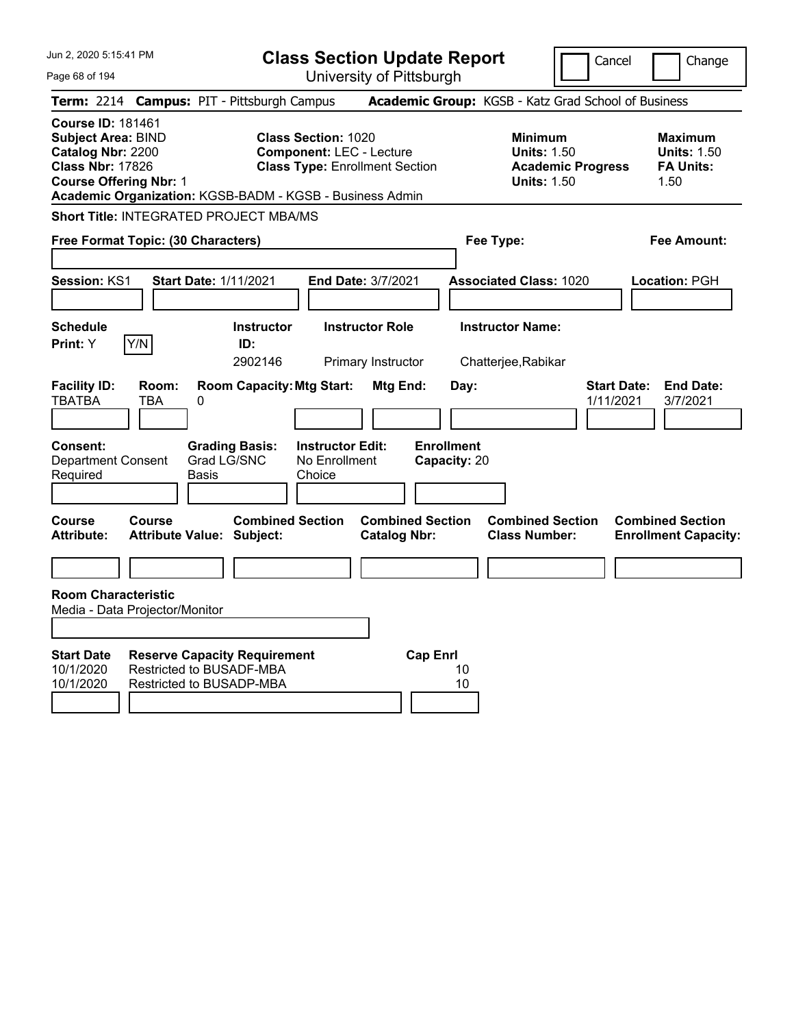# Class Section Update Report

University of Pittsburgh

Cancel | Change

**Term:** 2214 **Campus:** PIT - Pittsburgh Campus **Academic Group:** KGSB - Katz Grad School of Business

**Course ID:** 181461
**Subject Area:** BIND
**Catalog Nbr:** 2200
**Class Nbr:** 17826
**Course Offering Nbr:** 1
**Academic Organization:** KGSB-BADM - KGSB - Business Admin

**Class Section:** 1020
**Component:** LEC - Lecture
**Class Type:** Enrollment Section

**Minimum**
**Units:** 1.50
**Academic Progress Units:** 1.50

**Maximum**
**Units:** 1.50
**FA Units:** 1.50

**Short Title:** INTEGRATED PROJECT MBA/MS

**Free Format Topic: (30 Characters)**

**Fee Type:**

**Fee Amount:**

**Session:** KS1 **Start Date:** 1/11/2021 **End Date:** 3/7/2021 **Associated Class:** 1020 **Location:** PGH

| Schedule Print | Instructor ID | Instructor Role | Instructor Name |
|---|---|---|---|
| Y (Y/N) | 2902146 | Primary Instructor | Chatterjee,Rabikar |

| Facility ID | Room | Room Capacity | Mtg Start | Mtg End | Day | Start Date | End Date |
|---|---|---|---|---|---|---|---|
| TBATBA | TBA | 0 | | | | 1/11/2021 | 3/7/2021 |

**Consent:** Department Consent Required
**Grading Basis:** Grad LG/SNC Basis
**Instructor Edit:** No Enrollment Choice
**Enrollment Capacity:** 20

| Course Attribute | Course Attribute Value | Combined Section Subject | Combined Section Catalog Nbr | Combined Section Class Number | Combined Section Enrollment Capacity |
|---|---|---|---|---|---|
| | | | | | |

**Room Characteristic**
Media - Data Projector/Monitor

| Start Date | Reserve Capacity Requirement | Cap Enrl |
|---|---|---|
| 10/1/2020 | Restricted to BUSADF-MBA | 10 |
| 10/1/2020 | Restricted to BUSADP-MBA | 10 |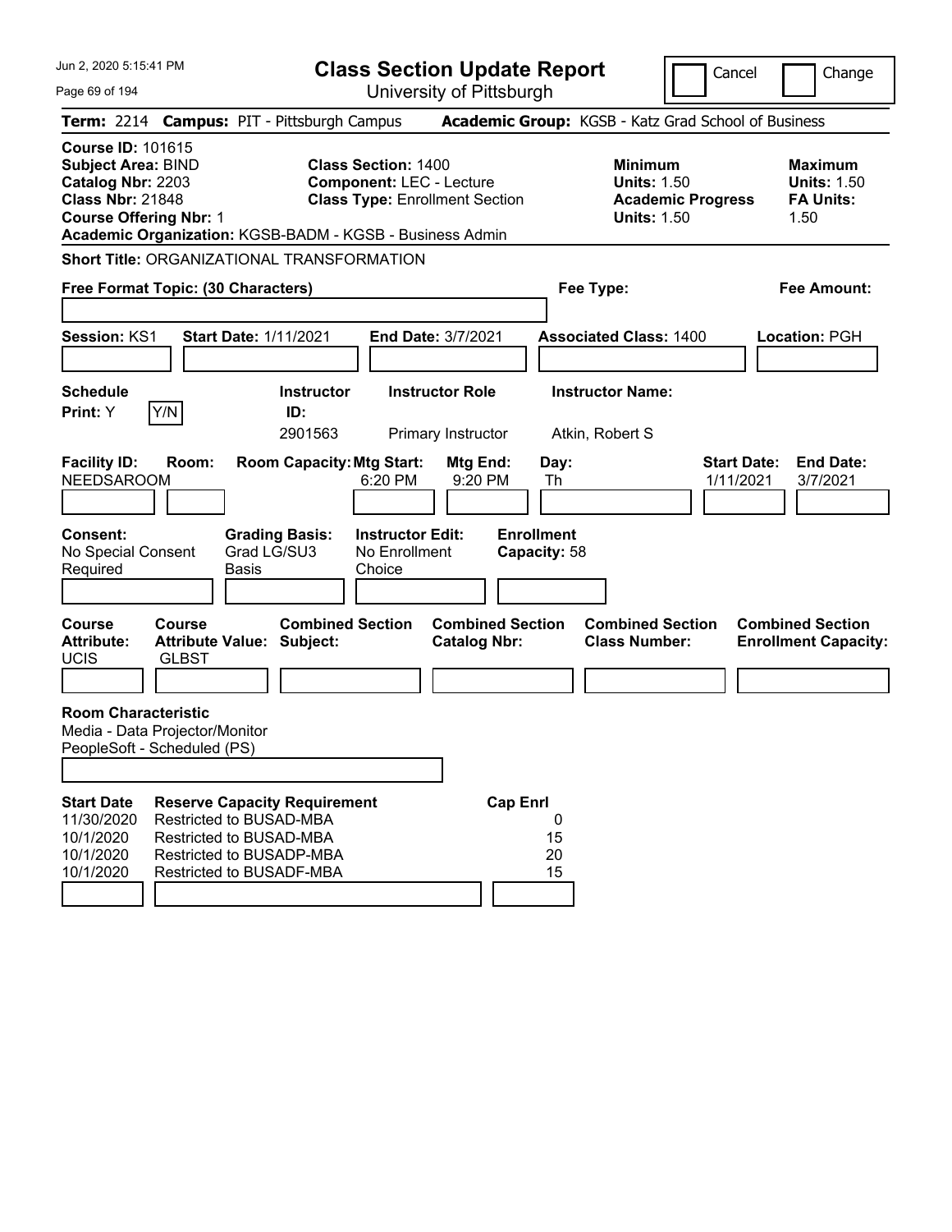Jun 2, 2020 5:15:41 PM

# Class Section Update Report

University of Pittsburgh

Cancel | Change

**Term:** 2214 **Campus:** PIT - Pittsburgh Campus **Academic Group:** KGSB - Katz Grad School of Business

**Course ID:** 101615
**Subject Area:** BIND
**Catalog Nbr:** 2203
**Class Nbr:** 21848
**Course Offering Nbr:** 1
**Academic Organization:** KGSB-BADM - KGSB - Business Admin

**Class Section:** 1400
**Component:** LEC - Lecture
**Class Type:** Enrollment Section

**Minimum Units:** 1.50
**Academic Progress Units:** 1.50

**Maximum Units:** 1.50
**FA Units:** 1.50

**Short Title:** ORGANIZATIONAL TRANSFORMATION

**Free Format Topic: (30 Characters)**

**Fee Type:**

**Fee Amount:**

**Session:** KS1 **Start Date:** 1/11/2021 **End Date:** 3/7/2021 **Associated Class:** 1400 **Location:** PGH

| Schedule Print: | Y/N | Instructor ID: | Instructor Role | Instructor Name: |
|---|---|---|---|---|
| Y | | 2901563 | Primary Instructor | Atkin, Robert S |

| Facility ID: | Room: | Room Capacity: | Mtg Start: | Mtg End: | Day: | Start Date: | End Date: |
|---|---|---|---|---|---|---|---|
| NEEDSAROOM | | | 6:20 PM | 9:20 PM | Th | 1/11/2021 | 3/7/2021 |

| Consent: | Grading Basis: | Instructor Edit: | Enrollment Capacity: |
|---|---|---|---|
| No Special Consent Required | Grad LG/SU3 Basis | No Enrollment Choice | 58 |

| Course Attribute: | Course Attribute Value: | Combined Section Subject: | Combined Section Catalog Nbr: | Combined Section Class Number: | Combined Section Enrollment Capacity: |
|---|---|---|---|---|---|
| UCIS | GLBST | | | | |

**Room Characteristic**
Media - Data Projector/Monitor
PeopleSoft - Scheduled (PS)

| Start Date | Reserve Capacity Requirement | Cap Enrl |
|---|---|---|
| 11/30/2020 | Restricted to BUSAD-MBA | 0 |
| 10/1/2020 | Restricted to BUSAD-MBA | 15 |
| 10/1/2020 | Restricted to BUSADP-MBA | 20 |
| 10/1/2020 | Restricted to BUSADF-MBA | 15 |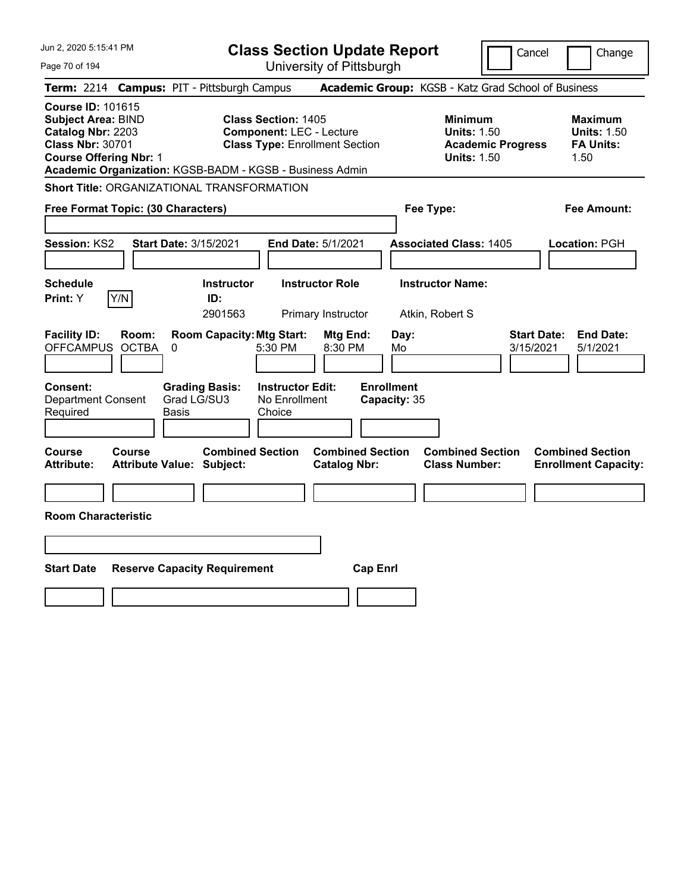# Class Section Update Report

University of Pittsburgh

Jun 2, 2020 5:15:41 PM

Cancel | Change

**Term:** 2214 **Campus:** PIT - Pittsburgh Campus **Academic Group:** KGSB - Katz Grad School of Business

**Course ID:** 101615
**Subject Area:** BIND
**Catalog Nbr:** 2203
**Class Nbr:** 30701
**Course Offering Nbr:** 1
**Academic Organization:** KGSB-BADM - KGSB - Business Admin

**Class Section:** 1405
**Component:** LEC - Lecture
**Class Type:** Enrollment Section

**Minimum Units:** 1.50
**Academic Progress Units:** 1.50

**Maximum Units:** 1.50
**FA Units:** 1.50

**Short Title:** ORGANIZATIONAL TRANSFORMATION

**Free Format Topic: (30 Characters)**

**Fee Type:**

**Fee Amount:**

**Session:** KS2 **Start Date:** 3/15/2021 **End Date:** 5/1/2021 **Associated Class:** 1405 **Location:** PGH

| Schedule Print | Instructor ID | Instructor Role | Instructor Name |
|---|---|---|---|
| Y | 2901563 | Primary Instructor | Atkin, Robert S |

| Facility ID | Room | Room Capacity | Mtg Start | Mtg End | Day | Start Date | End Date |
|---|---|---|---|---|---|---|---|
| OFFCAMPUS | OCTBA | 0 | 5:30 PM | 8:30 PM | Mo | 3/15/2021 | 5/1/2021 |

**Consent:** Department Consent Required
**Grading Basis:** Grad LG/SU3 Basis
**Instructor Edit:** No Enrollment Choice
**Enrollment Capacity:** 35

| Course Attribute | Course Attribute Value | Combined Section Subject | Combined Section Catalog Nbr | Combined Section Class Number | Combined Section Enrollment Capacity |
|---|---|---|---|---|---|
| | | | | | |

**Room Characteristic**

| Start Date | Reserve Capacity Requirement | Cap Enrl |
|---|---|---|
| | | |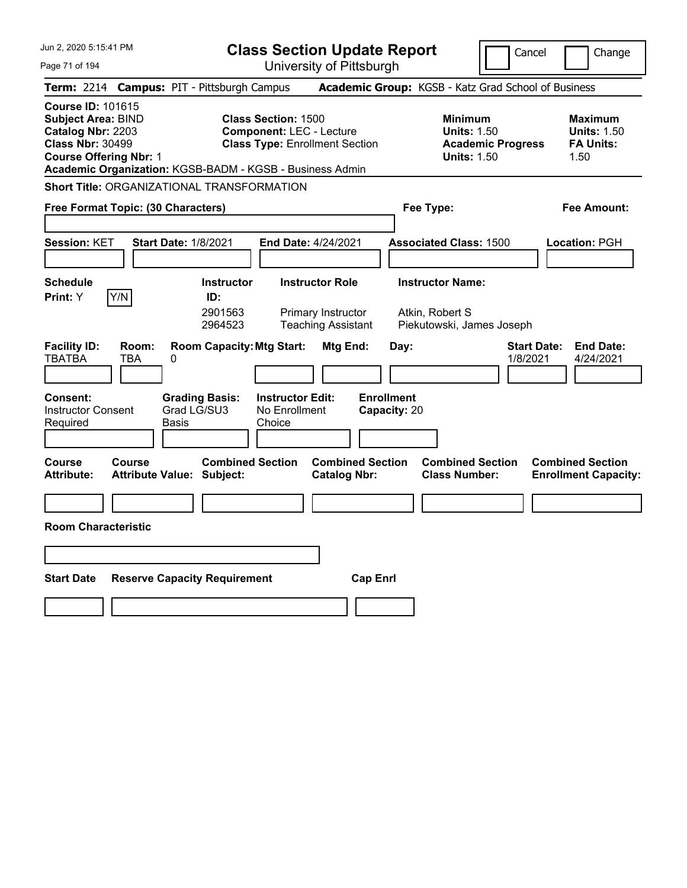# Class Section Update Report

University of Pittsburgh

Jun 2, 2020 5:15:41 PM

Cancel | Change

**Term:** 2214 **Campus:** PIT - Pittsburgh Campus **Academic Group:** KGSB - Katz Grad School of Business

**Course ID:** 101615
**Subject Area:** BIND
**Catalog Nbr:** 2203
**Class Nbr:** 30499
**Course Offering Nbr:** 1
**Academic Organization:** KGSB-BADM - KGSB - Business Admin

**Class Section:** 1500
**Component:** LEC - Lecture
**Class Type:** Enrollment Section

| | Minimum | Maximum |
|---|---|---|
| Units | 1.50 | 1.50 |
| Academic Progress Units / FA Units | 1.50 | 1.50 |

**Short Title:** ORGANIZATIONAL TRANSFORMATION

**Free Format Topic: (30 Characters)**

**Fee Type:**

**Fee Amount:**

**Session:** KET **Start Date:** 1/8/2021 **End Date:** 4/24/2021 **Associated Class:** 1500 **Location:** PGH

**Schedule Print:** Y Y/N

| Instructor ID | Instructor Role | Instructor Name |
|---|---|---|
| 2901563 | Primary Instructor | Atkin, Robert S |
| 2964523 | Teaching Assistant | Piekutowski, James Joseph |

| Facility ID | Room | Room Capacity | Mtg Start | Mtg End | Day | Start Date | End Date |
|---|---|---|---|---|---|---|---|
| TBATBA | TBA | 0 | | | | 1/8/2021 | 4/24/2021 |

**Consent:** Instructor Consent Required
**Grading Basis:** Grad LG/SU3 Basis
**Instructor Edit:** No Enrollment Choice
**Enrollment Capacity:** 20

| Course Attribute | Course Attribute Value | Combined Section Subject | Combined Section Catalog Nbr | Combined Section Class Number | Combined Section Enrollment Capacity |
|---|---|---|---|---|---|
| | | | | | |

**Room Characteristic**

| Start Date | Reserve Capacity Requirement | Cap Enrl |
|---|---|---|
| | | |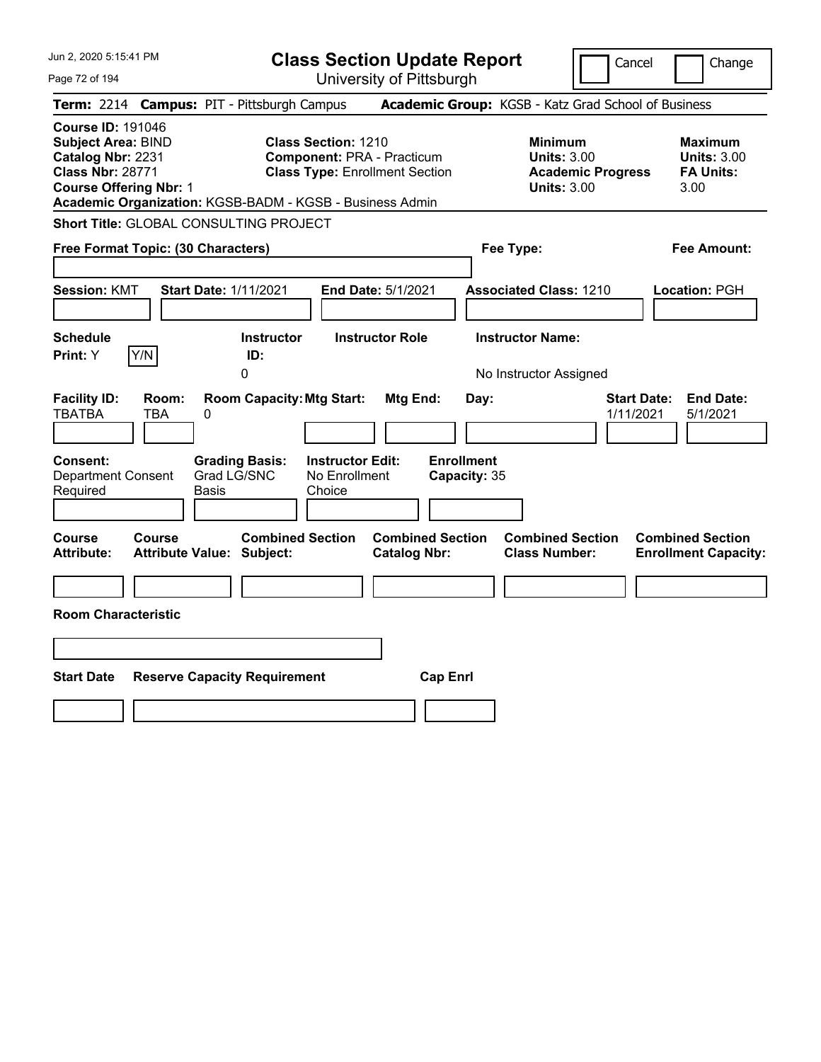# Class Section Update Report

University of Pittsburgh

Jun 2, 2020 5:15:41 PM

Cancel | Change

**Term:** 2214 **Campus:** PIT - Pittsburgh Campus **Academic Group:** KGSB - Katz Grad School of Business

**Course ID:** 191046
**Subject Area:** BIND
**Catalog Nbr:** 2231
**Class Nbr:** 28771
**Course Offering Nbr:** 1
**Academic Organization:** KGSB-BADM - KGSB - Business Admin

**Class Section:** 1210
**Component:** PRA - Practicum
**Class Type:** Enrollment Section

**Minimum Units:** 3.00
**Academic Progress Units:** 3.00

**Maximum Units:** 3.00
**FA Units:** 3.00

**Short Title:** GLOBAL CONSULTING PROJECT

**Free Format Topic: (30 Characters)**

**Fee Type:**

**Fee Amount:**

**Session:** KMT **Start Date:** 1/11/2021 **End Date:** 5/1/2021 **Associated Class:** 1210 **Location:** PGH

| Schedule Print | Instructor ID | Instructor Role | Instructor Name |
|---|---|---|---|
| Y | 0 | | No Instructor Assigned |

| Facility ID | Room | Room Capacity | Mtg Start | Mtg End | Day | Start Date | End Date |
|---|---|---|---|---|---|---|---|
| TBATBA | TBA | 0 | | | | 1/11/2021 | 5/1/2021 |

| Consent | Grading Basis | Instructor Edit | Enrollment Capacity |
|---|---|---|---|
| Department Consent Required | Grad LG/SNC Basis | No Enrollment Choice | 35 |

| Course Attribute | Course Attribute Value | Combined Section Subject | Combined Section Catalog Nbr | Combined Section Class Number | Combined Section Enrollment Capacity |
|---|---|---|---|---|---|
| | | | | | |

**Room Characteristic**

| Start Date | Reserve Capacity Requirement | Cap Enrl |
|---|---|---|
| | | |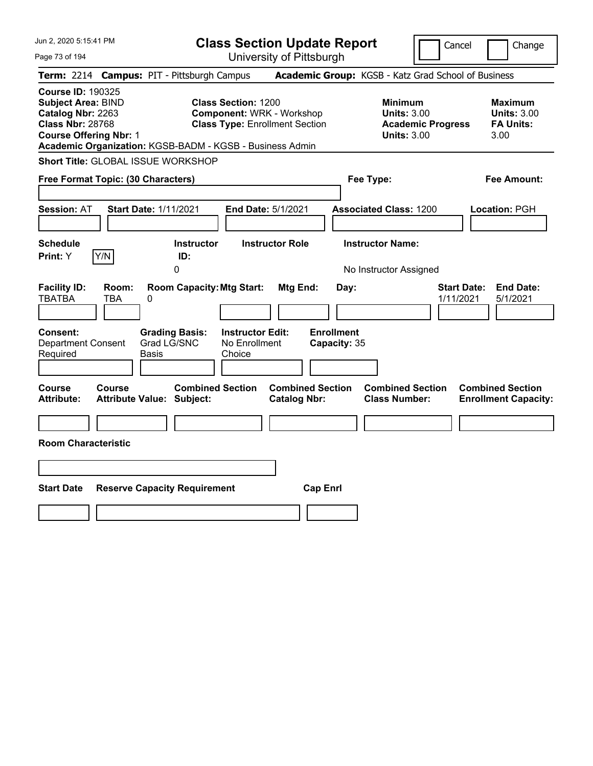Jun 2, 2020 5:15:41 PM

# Class Section Update Report

University of Pittsburgh

Cancel | Change

**Term:** 2214 **Campus:** PIT - Pittsburgh Campus **Academic Group:** KGSB - Katz Grad School of Business

**Course ID:** 190325
**Subject Area:** BIND
**Catalog Nbr:** 2263
**Class Nbr:** 28768
**Course Offering Nbr:** 1
**Academic Organization:** KGSB-BADM - KGSB - Business Admin

**Class Section:** 1200
**Component:** WRK - Workshop
**Class Type:** Enrollment Section

**Minimum Units:** 3.00
**Academic Progress Units:** 3.00

**Maximum Units:** 3.00
**FA Units:** 3.00

**Short Title:** GLOBAL ISSUE WORKSHOP

**Free Format Topic: (30 Characters)**

**Fee Type:**

**Fee Amount:**

**Session:** AT **Start Date:** 1/11/2021 **End Date:** 5/1/2021 **Associated Class:** 1200 **Location:** PGH

| Schedule Print: | Instructor ID: | Instructor Role | Instructor Name: |
|---|---|---|---|
| Y | 0 | | No Instructor Assigned |

| Facility ID: | Room: | Room Capacity: | Mtg Start: | Mtg End: | Day: | Start Date: | End Date: |
|---|---|---|---|---|---|---|---|
| TBATBA | TBA | 0 | | | | 1/11/2021 | 5/1/2021 |

| Consent: | Grading Basis: | Instructor Edit: | Enrollment Capacity: |
|---|---|---|---|
| Department Consent Required | Grad LG/SNC Basis | No Enrollment Choice | 35 |

| Course Attribute: | Course Attribute Value: | Combined Section Subject: | Combined Section Catalog Nbr: | Combined Section Class Number: | Combined Section Enrollment Capacity: |
|---|---|---|---|---|---|
| | | | | | |

**Room Characteristic**

| Start Date | Reserve Capacity Requirement | Cap Enrl |
|---|---|---|
| | | |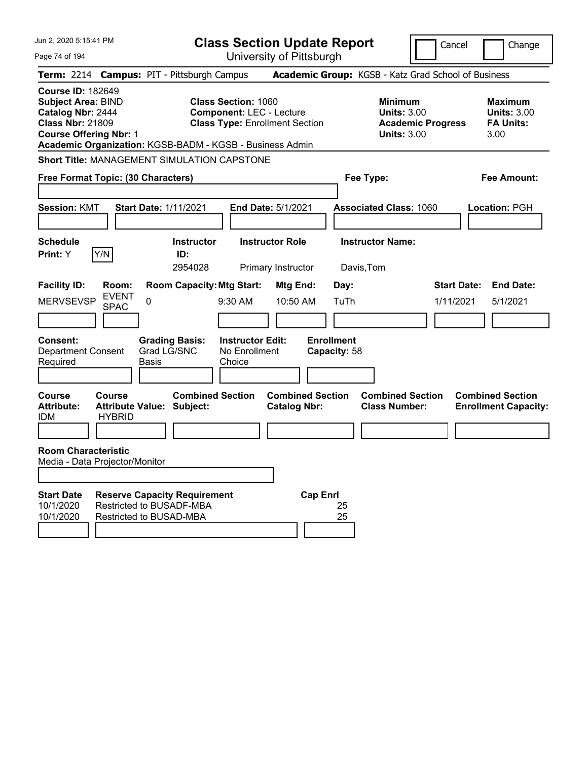# Class Section Update Report

University of Pittsburgh

Cancel | Change

**Term:** 2214 **Campus:** PIT - Pittsburgh Campus **Academic Group:** KGSB - Katz Grad School of Business

**Course ID:** 182649
**Subject Area:** BIND
**Catalog Nbr:** 2444
**Class Nbr:** 21809
**Course Offering Nbr:** 1
**Academic Organization:** KGSB-BADM - KGSB - Business Admin

**Class Section:** 1060
**Component:** LEC - Lecture
**Class Type:** Enrollment Section

| | Minimum | Maximum |
|---|---|---|
| Units | 3.00 | 3.00 |
| Academic Progress / FA Units | 3.00 | 3.00 |

**Short Title:** MANAGEMENT SIMULATION CAPSTONE

**Free Format Topic: (30 Characters)**

**Fee Type:**

**Fee Amount:**

**Session:** KMT **Start Date:** 1/11/2021 **End Date:** 5/1/2021 **Associated Class:** 1060 **Location:** PGH

| Schedule Print | Instructor ID | Instructor Role | Instructor Name |
|---|---|---|---|
| Y | 2954028 | Primary Instructor | Davis,Tom |

| Facility ID | Room | Room Capacity | Mtg Start | Mtg End | Day | Start Date | End Date |
|---|---|---|---|---|---|---|---|
| MERVSEVSP | EVENT SPAC | 0 | 9:30 AM | 10:50 AM | TuTh | 1/11/2021 | 5/1/2021 |

**Consent:** Department Consent Required
**Grading Basis:** Grad LG/SNC Basis
**Instructor Edit:** No Enrollment Choice
**Enrollment Capacity:** 58

| Course Attribute | Course Attribute Value | Combined Section Subject | Combined Section Catalog Nbr | Combined Section Class Number | Combined Section Enrollment Capacity |
|---|---|---|---|---|---|
| IDM | HYBRID | | | | |

**Room Characteristic**
Media - Data Projector/Monitor

| Start Date | Reserve Capacity Requirement | Cap Enrl |
|---|---|---|
| 10/1/2020 | Restricted to BUSADF-MBA | 25 |
| 10/1/2020 | Restricted to BUSAD-MBA | 25 |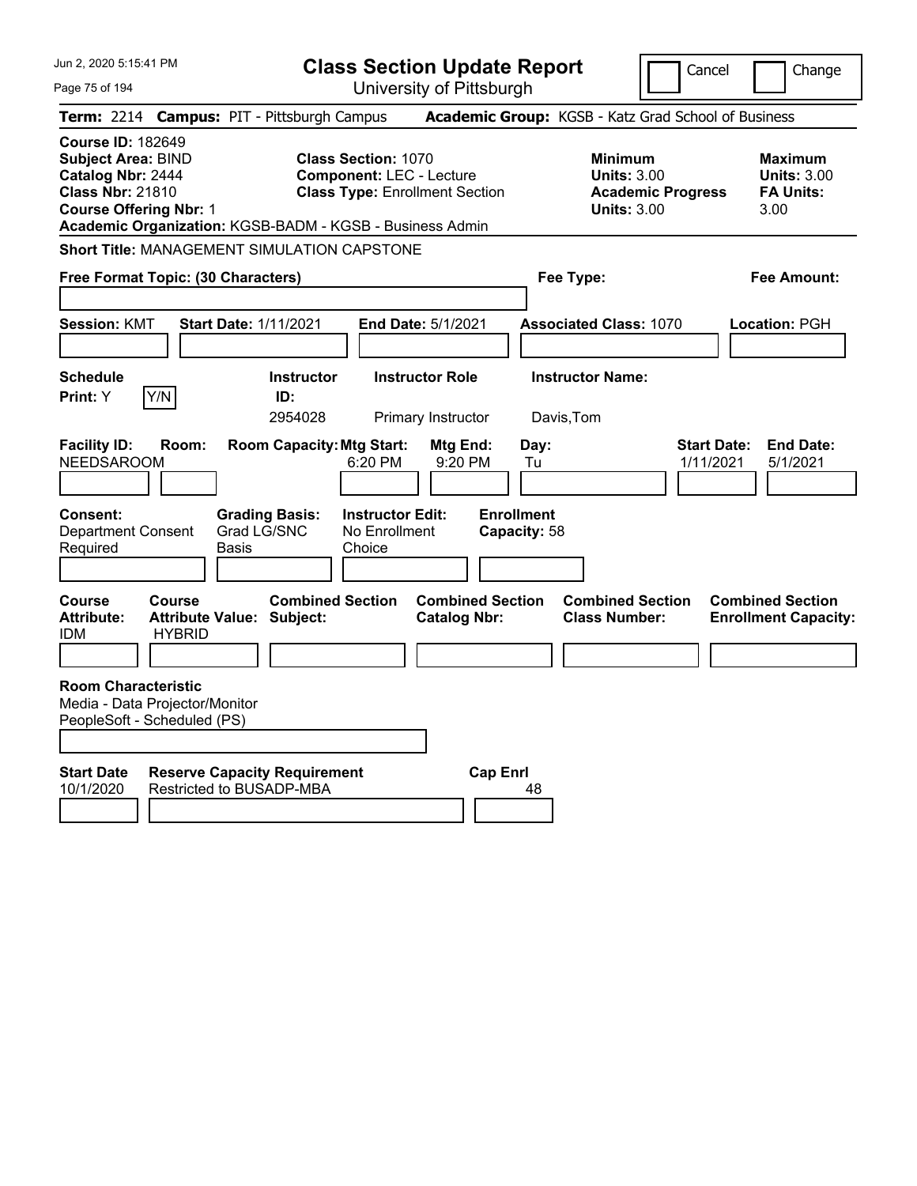# Class Section Update Report

University of Pittsburgh

Cancel | Change

**Term:** 2214 **Campus:** PIT - Pittsburgh Campus **Academic Group:** KGSB - Katz Grad School of Business

**Course ID:** 182649
**Subject Area:** BIND
**Catalog Nbr:** 2444
**Class Nbr:** 21810
**Course Offering Nbr:** 1

**Class Section:** 1070
**Component:** LEC - Lecture
**Class Type:** Enrollment Section

| | Minimum | Maximum |
|---|---|---|
| Units | 3.00 | 3.00 |
| Academic Progress Units | 3.00 | |
| FA Units | | 3.00 |

**Academic Organization:** KGSB-BADM - KGSB - Business Admin

**Short Title:** MANAGEMENT SIMULATION CAPSTONE

**Free Format Topic: (30 Characters)**

**Fee Type:**

**Fee Amount:**

**Session:** KMT **Start Date:** 1/11/2021 **End Date:** 5/1/2021 **Associated Class:** 1070 **Location:** PGH

| Schedule Print | Instructor ID | Instructor Role | Instructor Name |
|---|---|---|---|
| Y | 2954028 | Primary Instructor | Davis,Tom |

| Facility ID | Room | Room Capacity | Mtg Start | Mtg End | Day | Start Date | End Date |
|---|---|---|---|---|---|---|---|
| NEEDSAROOM | | | 6:20 PM | 9:20 PM | Tu | 1/11/2021 | 5/1/2021 |

| Consent | Grading Basis | Instructor Edit | Enrollment Capacity |
|---|---|---|---|
| Department Consent Required | Grad LG/SNC Basis | No Enrollment Choice | 58 |

| Course Attribute | Course Attribute Value | Combined Section Subject | Combined Section Catalog Nbr | Combined Section Class Number | Combined Section Enrollment Capacity |
|---|---|---|---|---|---|
| IDM | HYBRID | | | | |

**Room Characteristic**
Media - Data Projector/Monitor
PeopleSoft - Scheduled (PS)

| Start Date | Reserve Capacity Requirement | Cap Enrl |
|---|---|---|
| 10/1/2020 | Restricted to BUSADP-MBA | 48 |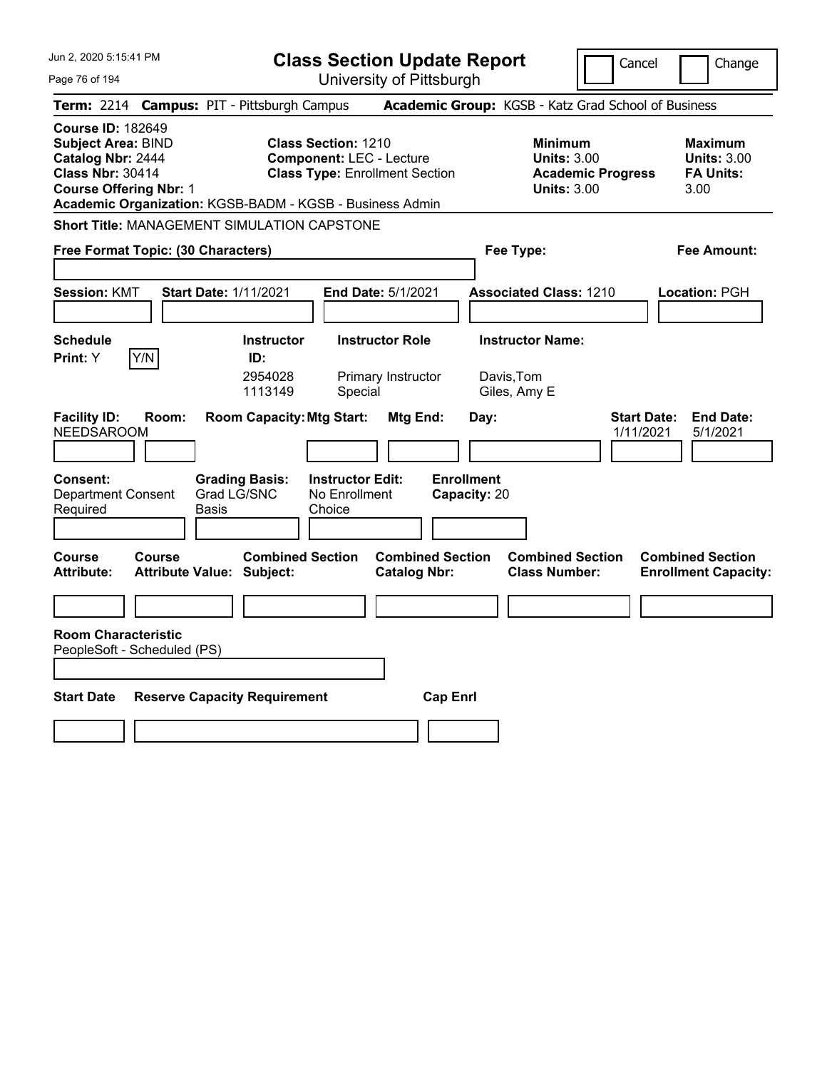# Class Section Update Report

University of Pittsburgh

Jun 2, 2020 5:15:41 PM

Cancel | Change

**Term:** 2214 **Campus:** PIT - Pittsburgh Campus **Academic Group:** KGSB - Katz Grad School of Business

**Course ID:** 182649
**Subject Area:** BIND
**Catalog Nbr:** 2444
**Class Nbr:** 30414
**Course Offering Nbr:** 1

**Class Section:** 1210
**Component:** LEC - Lecture
**Class Type:** Enrollment Section

**Minimum Units:** 3.00
**Academic Progress Units:** 3.00

**Maximum Units:** 3.00
**FA Units:** 3.00

**Academic Organization:** KGSB-BADM - KGSB - Business Admin

**Short Title:** MANAGEMENT SIMULATION CAPSTONE

**Free Format Topic: (30 Characters)**

**Fee Type:**

**Fee Amount:**

**Session:** KMT **Start Date:** 1/11/2021 **End Date:** 5/1/2021 **Associated Class:** 1210 **Location:** PGH

**Schedule Print:** Y Y/N

| Instructor ID | Instructor Role | Instructor Name |
|---|---|---|
| 2954028 | Primary Instructor | Davis,Tom |
| 1113149 | Special | Giles, Amy E |

| Facility ID: | Room: | Room Capacity: | Mtg Start: | Mtg End: | Day: | Start Date: | End Date: |
|---|---|---|---|---|---|---|---|
| NEEDSAROOM | | | | | | 1/11/2021 | 5/1/2021 |

**Consent:** Department Consent Required
**Grading Basis:** Grad LG/SNC Basis
**Instructor Edit:** No Enrollment Choice
**Enrollment Capacity:** 20

| Course Attribute: | Course Attribute Value: | Combined Section Subject: | Combined Section Catalog Nbr: | Combined Section Class Number: | Combined Section Enrollment Capacity: |
|---|---|---|---|---|---|
| | | | | | |

**Room Characteristic**
PeopleSoft - Scheduled (PS)

| Start Date | Reserve Capacity Requirement | Cap Enrl |
|---|---|---|
| | | |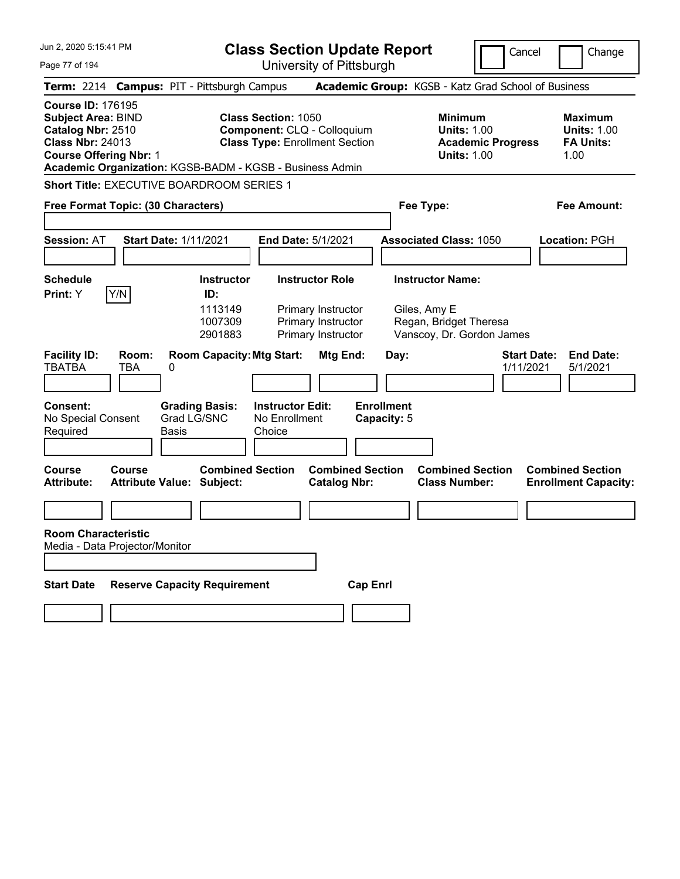Jun 2, 2020 5:15:41 PM

# Class Section Update Report

University of Pittsburgh

Cancel | Change

**Term:** 2214 **Campus:** PIT - Pittsburgh Campus **Academic Group:** KGSB - Katz Grad School of Business

**Course ID:** 176195
**Subject Area:** BIND
**Catalog Nbr:** 2510
**Class Nbr:** 24013
**Course Offering Nbr:** 1
**Academic Organization:** KGSB-BADM - KGSB - Business Admin

**Class Section:** 1050
**Component:** CLQ - Colloquium
**Class Type:** Enrollment Section

**Minimum Units:** 1.00
**Academic Progress Units:** 1.00

**Maximum Units:** 1.00
**FA Units:** 1.00

**Short Title:** EXECUTIVE BOARDROOM SERIES 1

**Free Format Topic: (30 Characters)**

**Fee Type:**

**Fee Amount:**

**Session:** AT **Start Date:** 1/11/2021 **End Date:** 5/1/2021 **Associated Class:** 1050 **Location:** PGH

**Schedule Print:** Y Y/N

| Instructor ID | Instructor Role | Instructor Name |
|---|---|---|
| 1113149 | Primary Instructor | Giles, Amy E |
| 1007309 | Primary Instructor | Regan, Bridget Theresa |
| 2901883 | Primary Instructor | Vanscoy, Dr. Gordon James |

| Facility ID | Room | Room Capacity | Mtg Start | Mtg End | Day | Start Date | End Date |
|---|---|---|---|---|---|---|---|
| TBATBA | TBA | 0 | | | | 1/11/2021 | 5/1/2021 |

**Consent:** No Special Consent Required
**Grading Basis:** Grad LG/SNC Basis
**Instructor Edit:** No Enrollment Choice
**Enrollment Capacity:** 5

| Course Attribute | Course Attribute Value | Combined Section Subject | Combined Section Catalog Nbr | Combined Section Class Number | Combined Section Enrollment Capacity |
|---|---|---|---|---|---|
| | | | | | |

**Room Characteristic**
Media - Data Projector/Monitor

| Start Date | Reserve Capacity Requirement | Cap Enrl |
|---|---|---|
| | | |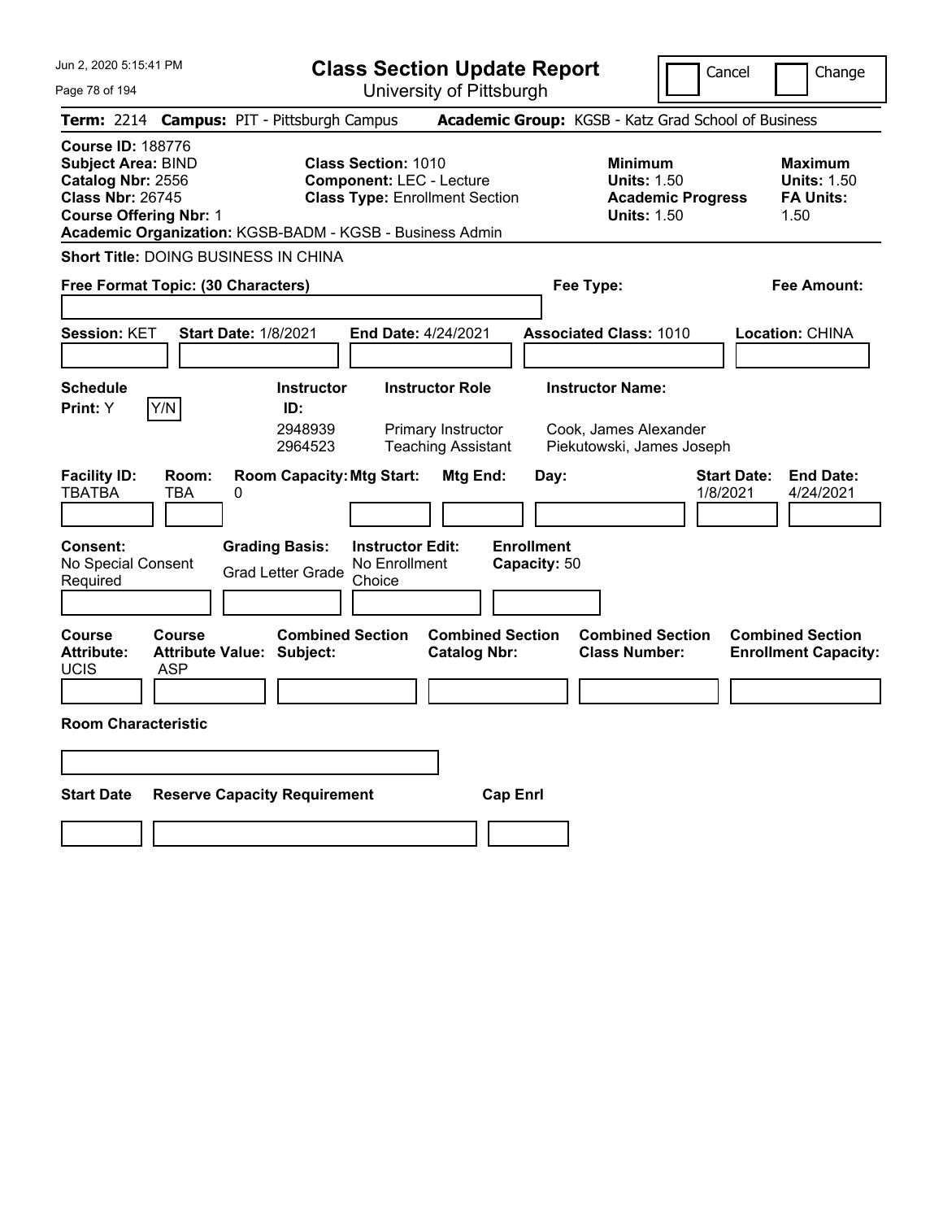# Class Section Update Report

University of Pittsburgh

Cancel | Change

**Term:** 2214 **Campus:** PIT - Pittsburgh Campus **Academic Group:** KGSB - Katz Grad School of Business

**Course ID:** 188776
**Subject Area:** BIND
**Catalog Nbr:** 2556
**Class Nbr:** 26745
**Course Offering Nbr:** 1
**Academic Organization:** KGSB-BADM - KGSB - Business Admin

**Class Section:** 1010
**Component:** LEC - Lecture
**Class Type:** Enrollment Section

**Minimum Units:** 1.50
**Academic Progress Units:** 1.50

**Maximum Units:** 1.50
**FA Units:** 1.50

**Short Title:** DOING BUSINESS IN CHINA

**Free Format Topic: (30 Characters)**

**Fee Type:**

**Fee Amount:**

**Session:** KET **Start Date:** 1/8/2021 **End Date:** 4/24/2021 **Associated Class:** 1010 **Location:** CHINA

**Schedule Print:** Y Y/N

| Instructor ID: | Instructor Role | Instructor Name: |
|---|---|---|
| 2948939 | Primary Instructor | Cook, James Alexander |
| 2964523 | Teaching Assistant | Piekutowski, James Joseph |

| Facility ID: | Room: | Room Capacity: | Mtg Start: | Mtg End: | Day: | Start Date: | End Date: |
|---|---|---|---|---|---|---|---|
| TBATBA | TBA | 0 | | | | 1/8/2021 | 4/24/2021 |

**Consent:** No Special Consent Required
**Grading Basis:** Grad Letter Grade
**Instructor Edit:** No Enrollment Choice
**Enrollment Capacity:** 50

| Course Attribute: | Course Attribute Value: | Combined Section Subject: | Combined Section Catalog Nbr: | Combined Section Class Number: | Combined Section Enrollment Capacity: |
|---|---|---|---|---|---|
| UCIS | ASP | | | | |

**Room Characteristic**

**Start Date** **Reserve Capacity Requirement** **Cap Enrl**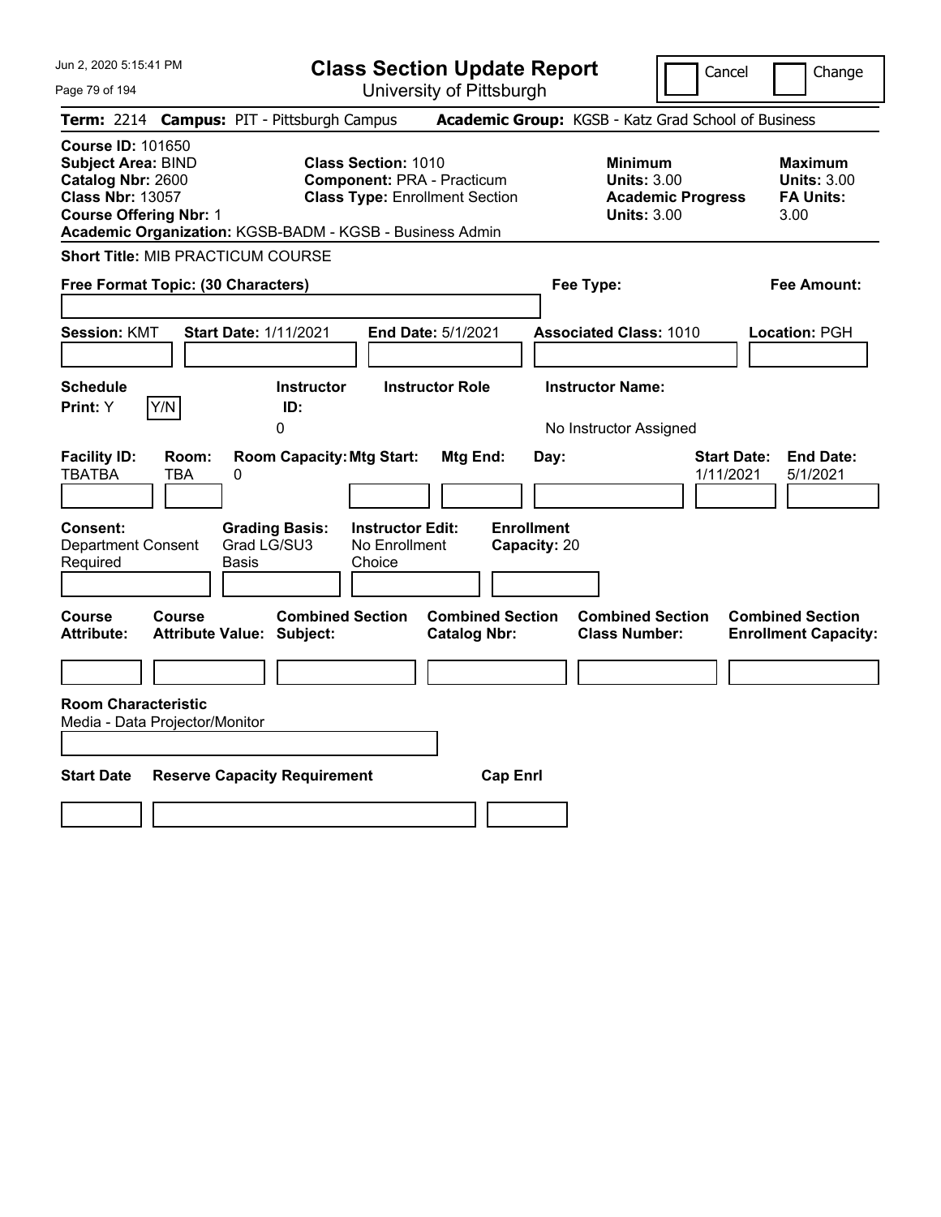Jun 2, 2020 5:15:41 PM

# Class Section Update Report

University of Pittsburgh

Cancel | Change

**Term:** 2214 **Campus:** PIT - Pittsburgh Campus **Academic Group:** KGSB - Katz Grad School of Business

**Course ID:** 101650
**Subject Area:** BIND
**Catalog Nbr:** 2600
**Class Nbr:** 13057
**Course Offering Nbr:** 1

**Class Section:** 1010
**Component:** PRA - Practicum
**Class Type:** Enrollment Section

**Minimum Units:** 3.00
**Academic Progress Units:** 3.00

**Maximum Units:** 3.00
**FA Units:** 3.00

**Academic Organization:** KGSB-BADM - KGSB - Business Admin

**Short Title:** MIB PRACTICUM COURSE

**Free Format Topic: (30 Characters)**

**Fee Type:**

**Fee Amount:**

**Session:** KMT **Start Date:** 1/11/2021 **End Date:** 5/1/2021 **Associated Class:** 1010 **Location:** PGH

**Schedule Print:** Y

| Y/N | Instructor ID | Instructor Role | Instructor Name |
|---|---|---|---|
| | 0 | | No Instructor Assigned |

| Facility ID | Room | Room Capacity | Mtg Start | Mtg End | Day | Start Date | End Date |
|---|---|---|---|---|---|---|---|
| TBATBA | TBA | 0 | | | | 1/11/2021 | 5/1/2021 |

**Consent:** Department Consent Required
**Grading Basis:** Grad LG/SU3 Basis
**Instructor Edit:** No Enrollment Choice
**Enrollment Capacity:** 20

| Course Attribute | Course Attribute Value | Combined Section Subject | Combined Section Catalog Nbr | Combined Section Class Number | Combined Section Enrollment Capacity |
|---|---|---|---|---|---|
| | | | | | |

**Room Characteristic**
Media - Data Projector/Monitor

| Start Date | Reserve Capacity Requirement | Cap Enrl |
|---|---|---|
| | | |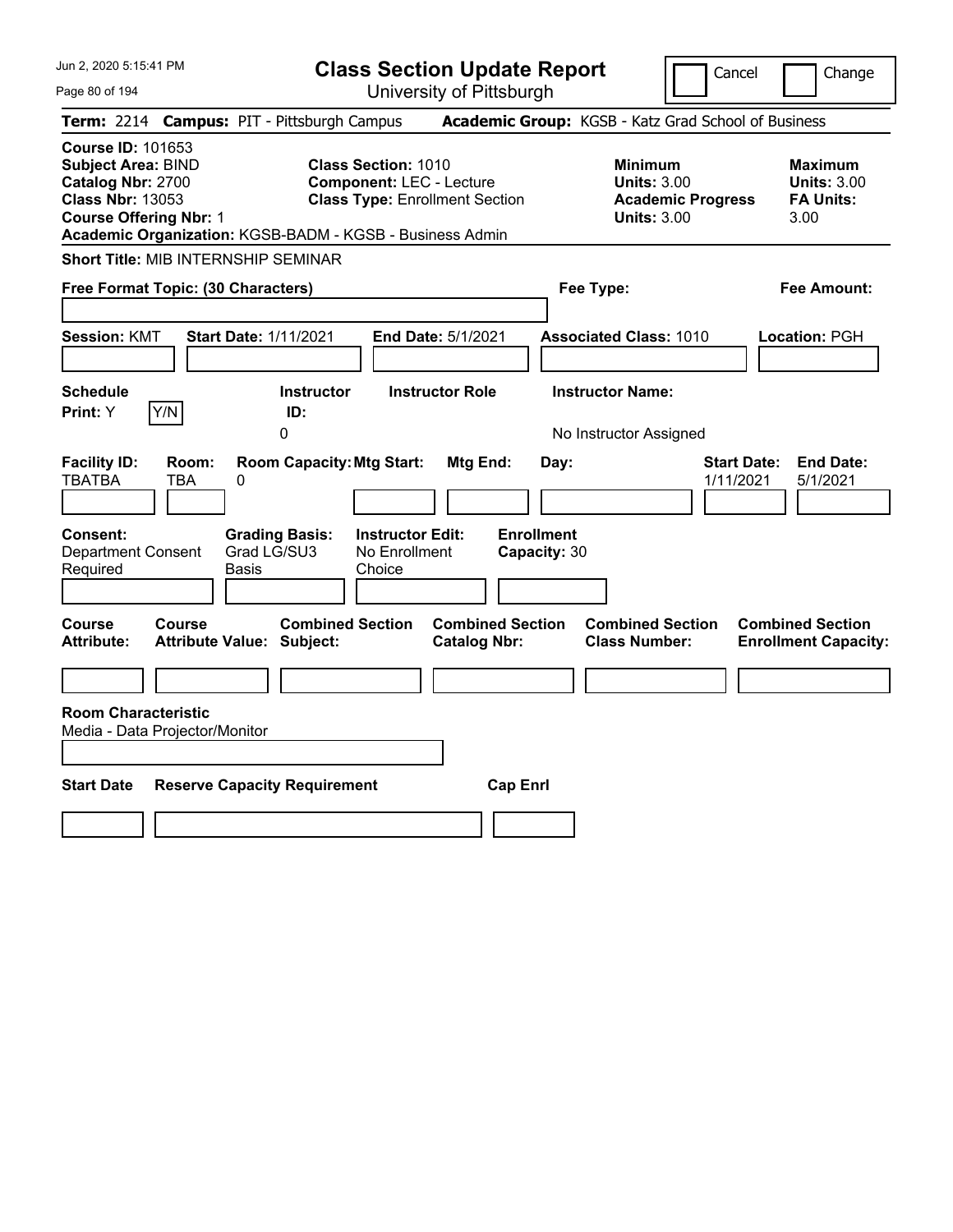# Class Section Update Report

University of Pittsburgh

Jun 2, 2020 5:15:41 PM

Cancel | Change

**Term:** 2214 **Campus:** PIT - Pittsburgh Campus **Academic Group:** KGSB - Katz Grad School of Business

**Course ID:** 101653
**Subject Area:** BIND
**Catalog Nbr:** 2700
**Class Nbr:** 13053
**Course Offering Nbr:** 1
**Academic Organization:** KGSB-BADM - KGSB - Business Admin

**Class Section:** 1010
**Component:** LEC - Lecture
**Class Type:** Enrollment Section

**Minimum**
**Units:** 3.00
**Academic Progress Units:** 3.00

**Maximum**
**Units:** 3.00
**FA Units:** 3.00

**Short Title:** MIB INTERNSHIP SEMINAR

**Free Format Topic: (30 Characters)**

**Fee Type:**

**Fee Amount:**

**Session:** KMT **Start Date:** 1/11/2021 **End Date:** 5/1/2021 **Associated Class:** 1010 **Location:** PGH

| Schedule Print | Instructor ID | Instructor Role | Instructor Name |
|---|---|---|---|
| Y | 0 | | No Instructor Assigned |

| Facility ID | Room | Room Capacity | Mtg Start | Mtg End | Day | Start Date | End Date |
|---|---|---|---|---|---|---|---|
| TBATBA | TBA | 0 | | | | 1/11/2021 | 5/1/2021 |

**Consent:** Department Consent Required
**Grading Basis:** Grad LG/SU3 Basis
**Instructor Edit:** No Enrollment Choice
**Enrollment Capacity:** 30

| Course Attribute | Course Attribute Value | Combined Section Subject | Combined Section Catalog Nbr | Combined Section Class Number | Combined Section Enrollment Capacity |
|---|---|---|---|---|---|
| | | | | | |

**Room Characteristic**
Media - Data Projector/Monitor

| Start Date | Reserve Capacity Requirement | Cap Enrl |
|---|---|---|
| | | |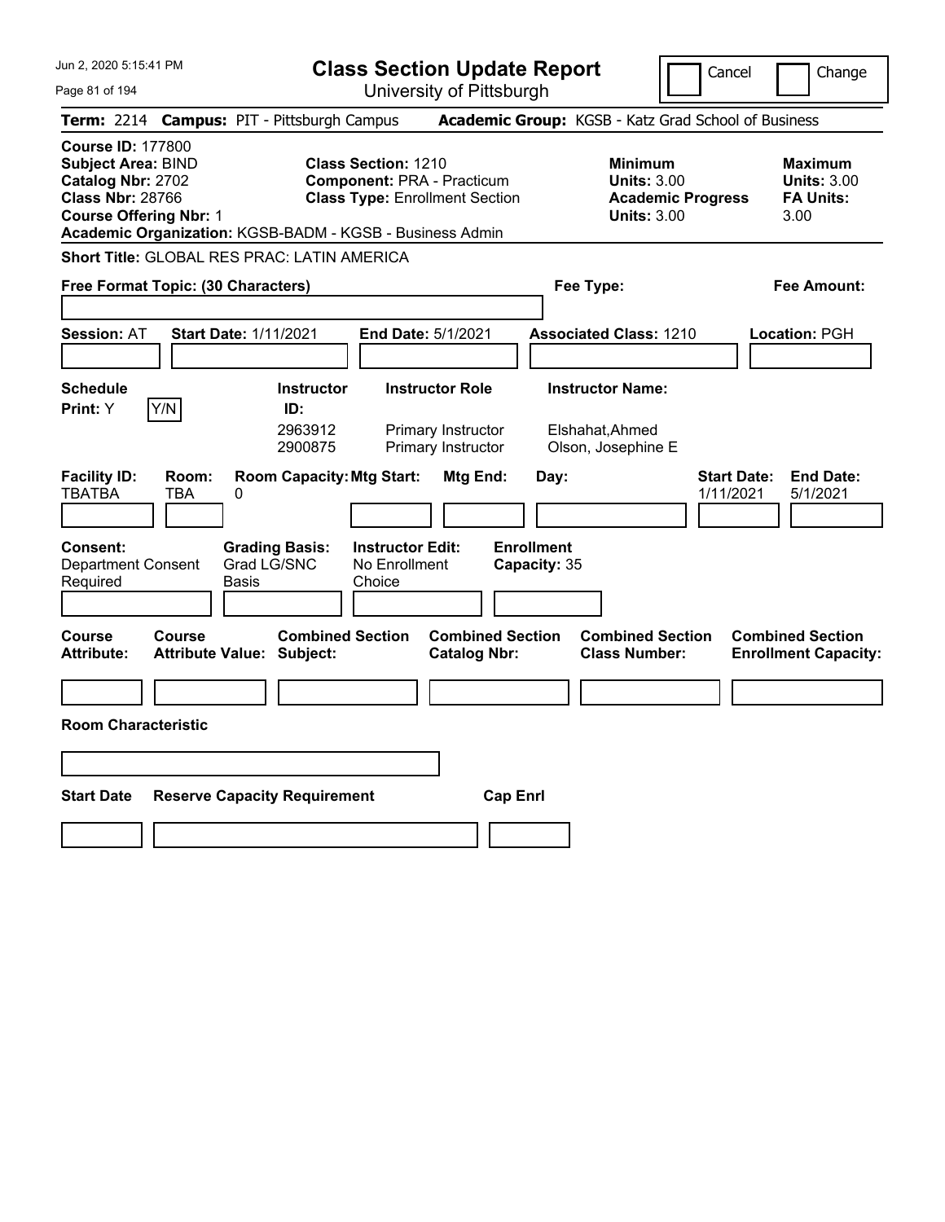Jun 2, 2020 5:15:41 PM

# Class Section Update Report

University of Pittsburgh

Cancel | Change

**Term:** 2214 **Campus:** PIT - Pittsburgh Campus **Academic Group:** KGSB - Katz Grad School of Business

**Course ID:** 177800
**Subject Area:** BIND
**Catalog Nbr:** 2702
**Class Nbr:** 28766
**Course Offering Nbr:** 1
**Academic Organization:** KGSB-BADM - KGSB - Business Admin

**Class Section:** 1210
**Component:** PRA - Practicum
**Class Type:** Enrollment Section

**Minimum Units:** 3.00
**Academic Progress Units:** 3.00

**Maximum Units:** 3.00
**FA Units:** 3.00

**Short Title:** GLOBAL RES PRAC: LATIN AMERICA

**Free Format Topic: (30 Characters)**

**Fee Type:**

**Fee Amount:**

**Session:** AT **Start Date:** 1/11/2021 **End Date:** 5/1/2021 **Associated Class:** 1210 **Location:** PGH

| Schedule Print | Instructor ID | Instructor Role | Instructor Name |
|---|---|---|---|
| Y | 2963912 | Primary Instructor | Elshahat,Ahmed |
| | 2900875 | Primary Instructor | Olson, Josephine E |

| Facility ID | Room | Room Capacity | Mtg Start | Mtg End | Day | Start Date | End Date |
|---|---|---|---|---|---|---|---|
| TBATBA | TBA | 0 | | | | 1/11/2021 | 5/1/2021 |

| Consent | Grading Basis | Instructor Edit | Enrollment Capacity |
|---|---|---|---|
| Department Consent Required | Grad LG/SNC Basis | No Enrollment Choice | 35 |

| Course Attribute | Course Attribute Value | Combined Section Subject | Combined Section Catalog Nbr | Combined Section Class Number | Combined Section Enrollment Capacity |
|---|---|---|---|---|---|
| | | | | | |

**Room Characteristic**

| Start Date | Reserve Capacity Requirement | Cap Enrl |
|---|---|---|
| | | |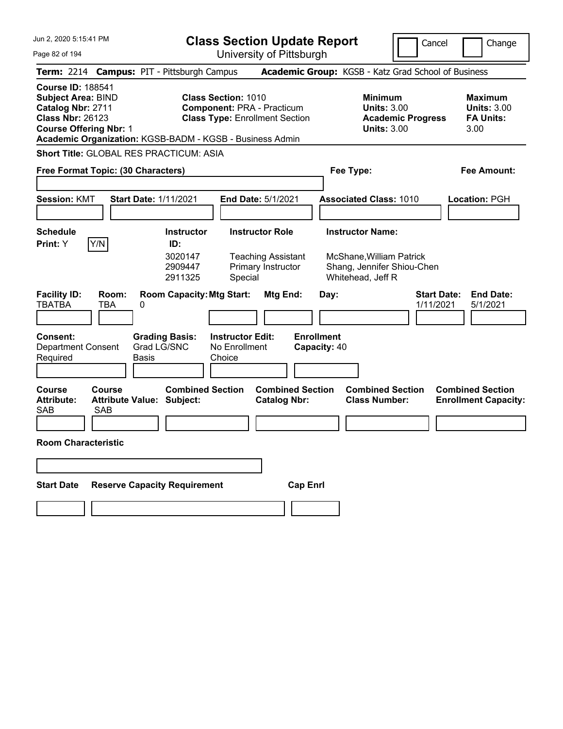Jun 2, 2020 5:15:41 PM

# Class Section Update Report

University of Pittsburgh

Cancel | Change

**Term:** 2214 **Campus:** PIT - Pittsburgh Campus **Academic Group:** KGSB - Katz Grad School of Business

**Course ID:** 188541
**Subject Area:** BIND
**Catalog Nbr:** 2711
**Class Nbr:** 26123
**Course Offering Nbr:** 1

**Class Section:** 1010
**Component:** PRA - Practicum
**Class Type:** Enrollment Section

**Minimum Units:** 3.00
**Academic Progress Units:** 3.00

**Maximum Units:** 3.00
**FA Units:** 3.00

**Academic Organization:** KGSB-BADM - KGSB - Business Admin

**Short Title:** GLOBAL RES PRACTICUM: ASIA

**Free Format Topic: (30 Characters)**

**Fee Type:**

**Fee Amount:**

**Session:** KMT **Start Date:** 1/11/2021 **End Date:** 5/1/2021 **Associated Class:** 1010 **Location:** PGH

**Schedule Print:** Y Y/N

| Instructor ID | Instructor Role | Instructor Name |
| --- | --- | --- |
| 3020147 | Teaching Assistant | McShane,William Patrick |
| 2909447 | Primary Instructor | Shang, Jennifer Shiou-Chen |
| 2911325 | Special | Whitehead, Jeff R |

| Facility ID | Room | Room Capacity | Mtg Start | Mtg End | Day | Start Date | End Date |
| --- | --- | --- | --- | --- | --- | --- | --- |
| TBATBA | TBA | 0 | | | | 1/11/2021 | 5/1/2021 |

**Consent:** Department Consent Required
**Grading Basis:** Grad LG/SNC Basis
**Instructor Edit:** No Enrollment Choice
**Enrollment Capacity:** 40

| Course Attribute | Course Attribute Value | Combined Section Subject | Combined Section Catalog Nbr | Combined Section Class Number | Combined Section Enrollment Capacity |
| --- | --- | --- | --- | --- | --- |
| SAB | SAB | | | | |

**Room Characteristic**

| Start Date | Reserve Capacity Requirement | Cap Enrl |
| --- | --- | --- |
| | | |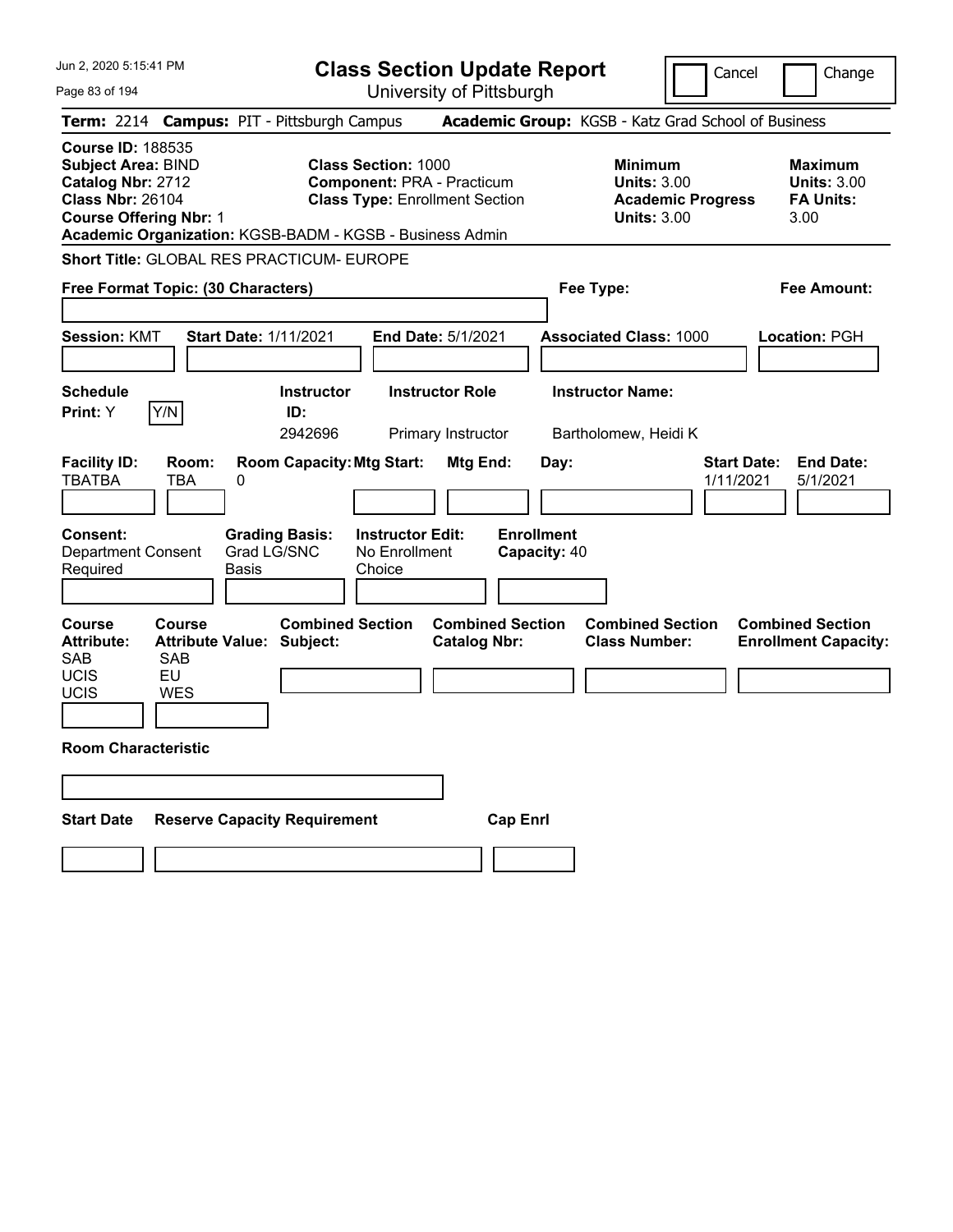Jun 2, 2020 5:15:41 PM

# Class Section Update Report

University of Pittsburgh

Cancel | Change

**Term:** 2214 **Campus:** PIT - Pittsburgh Campus **Academic Group:** KGSB - Katz Grad School of Business

**Course ID:** 188535
**Subject Area:** BIND
**Catalog Nbr:** 2712
**Class Nbr:** 26104
**Course Offering Nbr:** 1

**Class Section:** 1000
**Component:** PRA - Practicum
**Class Type:** Enrollment Section

**Minimum Units:** 3.00
**Academic Progress Units:** 3.00

**Maximum Units:** 3.00
**FA Units:** 3.00

**Academic Organization:** KGSB-BADM - KGSB - Business Admin

**Short Title:** GLOBAL RES PRACTICUM- EUROPE

**Free Format Topic: (30 Characters)**

**Fee Type:**

**Fee Amount:**

**Session:** KMT **Start Date:** 1/11/2021 **End Date:** 5/1/2021 **Associated Class:** 1000 **Location:** PGH

| Schedule Print | Instructor ID | Instructor Role | Instructor Name |
|---|---|---|---|
| Y (Y/N) | 2942696 | Primary Instructor | Bartholomew, Heidi K |

| Facility ID | Room | Room Capacity | Mtg Start | Mtg End | Day | Start Date | End Date |
|---|---|---|---|---|---|---|---|
| TBATBA | TBA | 0 | | | | 1/11/2021 | 5/1/2021 |

**Consent:** Department Consent Required
**Grading Basis:** Grad LG/SNC Basis
**Instructor Edit:** No Enrollment Choice
**Enrollment Capacity:** 40

| Course Attribute | Course Attribute Value | Combined Section Subject | Combined Section Catalog Nbr | Combined Section Class Number | Combined Section Enrollment Capacity |
|---|---|---|---|---|---|
| SAB | SAB | | | | |
| UCIS | EU | | | | |
| UCIS | WES | | | | |

**Room Characteristic**

| Start Date | Reserve Capacity Requirement | Cap Enrl |
|---|---|---|
| | | |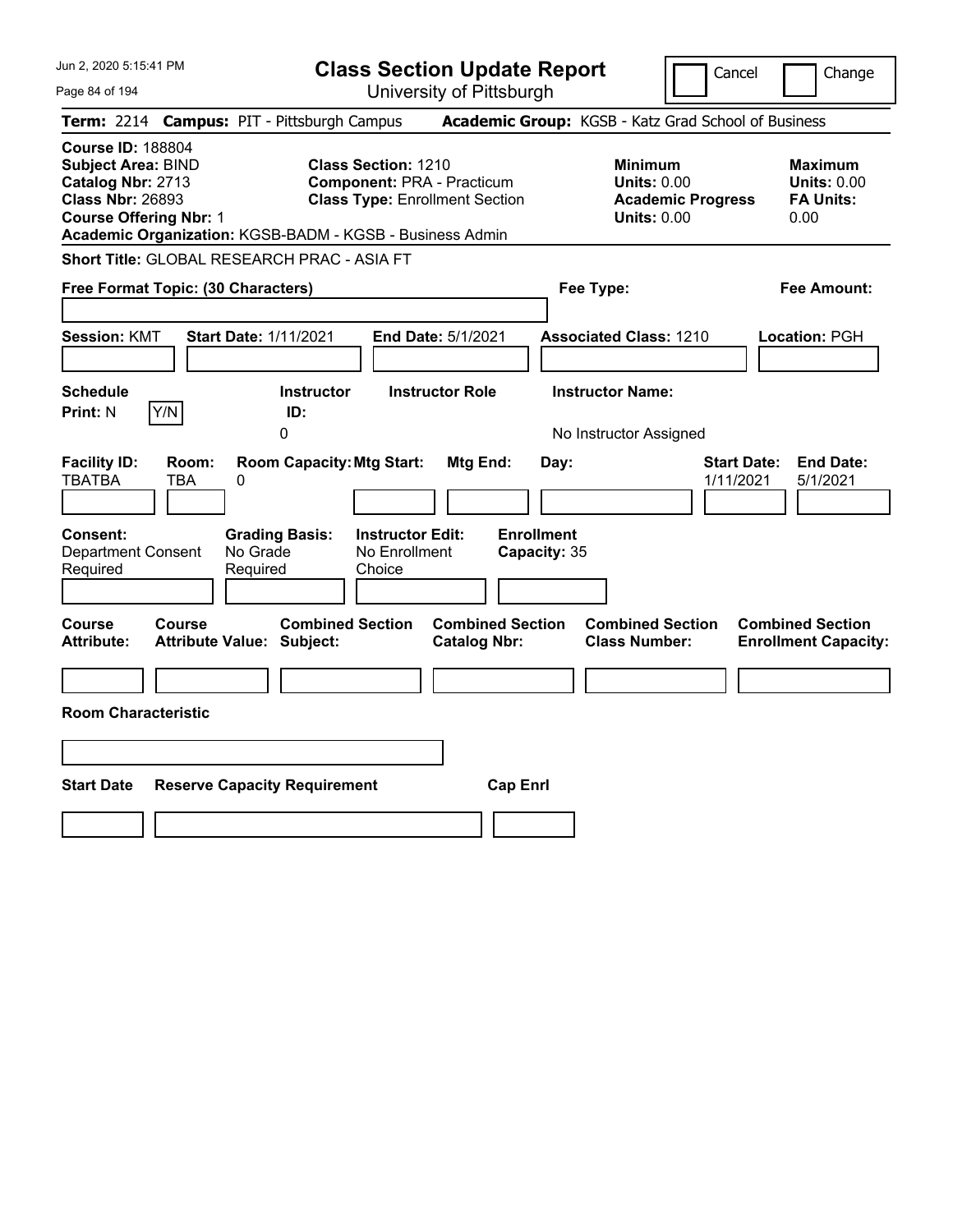# Class Section Update Report

University of Pittsburgh

Cancel | Change

**Term:** 2214 **Campus:** PIT - Pittsburgh Campus **Academic Group:** KGSB - Katz Grad School of Business

**Course ID:** 188804
**Subject Area:** BIND
**Catalog Nbr:** 2713
**Class Nbr:** 26893
**Course Offering Nbr:** 1

**Class Section:** 1210
**Component:** PRA - Practicum
**Class Type:** Enrollment Section

**Minimum Units:** 0.00
**Academic Progress Units:** 0.00

**Maximum Units:** 0.00
**FA Units:** 0.00

**Academic Organization:** KGSB-BADM - KGSB - Business Admin

**Short Title:** GLOBAL RESEARCH PRAC - ASIA FT

**Free Format Topic: (30 Characters)**

**Fee Type:**

**Fee Amount:**

**Session:** KMT **Start Date:** 1/11/2021 **End Date:** 5/1/2021 **Associated Class:** 1210 **Location:** PGH

| Schedule Print: | Instructor ID: | Instructor Role | Instructor Name: |
|---|---|---|---|
| N (Y/N) | 0 | | No Instructor Assigned |

| Facility ID: | Room: | Room Capacity: | Mtg Start: | Mtg End: | Day: | Start Date: | End Date: |
|---|---|---|---|---|---|---|---|
| TBATBA | TBA | 0 | | | | 1/11/2021 | 5/1/2021 |

| Consent: | Grading Basis: | Instructor Edit: | Enrollment Capacity: |
|---|---|---|---|
| Department Consent Required | No Grade Required | No Enrollment Choice | 35 |

| Course Attribute: | Course Attribute Value: | Combined Section Subject: | Combined Section Catalog Nbr: | Combined Section Class Number: | Combined Section Enrollment Capacity: |
|---|---|---|---|---|---|
| | | | | | |

**Room Characteristic**

| Start Date | Reserve Capacity Requirement | Cap Enrl |
|---|---|---|
| | | |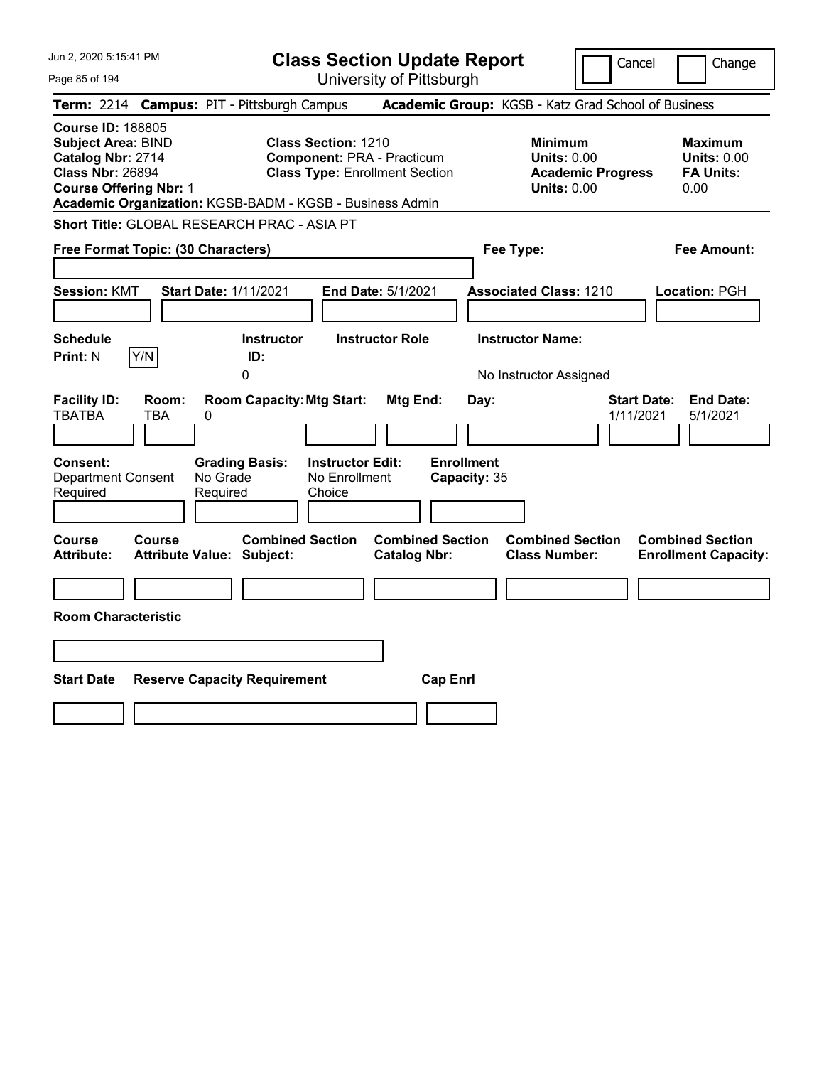Jun 2, 2020 5:15:41 PM

# Class Section Update Report

University of Pittsburgh

Cancel | Change

**Term:** 2214 **Campus:** PIT - Pittsburgh Campus **Academic Group:** KGSB - Katz Grad School of Business

**Course ID:** 188805
**Subject Area:** BIND
**Catalog Nbr:** 2714
**Class Nbr:** 26894
**Course Offering Nbr:** 1
**Academic Organization:** KGSB-BADM - KGSB - Business Admin

**Class Section:** 1210
**Component:** PRA - Practicum
**Class Type:** Enrollment Section

**Minimum Units:** 0.00
**Academic Progress Units:** 0.00

**Maximum Units:** 0.00
**FA Units:** 0.00

**Short Title:** GLOBAL RESEARCH PRAC - ASIA PT

**Free Format Topic: (30 Characters)**

**Fee Type:**

**Fee Amount:**

**Session:** KMT **Start Date:** 1/11/2021 **End Date:** 5/1/2021 **Associated Class:** 1210 **Location:** PGH

| Schedule Print | Instructor ID | Instructor Role | Instructor Name |
|---|---|---|---|
| N | 0 | | No Instructor Assigned |

| Facility ID | Room | Room Capacity | Mtg Start | Mtg End | Day | Start Date | End Date |
|---|---|---|---|---|---|---|---|
| TBATBA | TBA | 0 | | | | 1/11/2021 | 5/1/2021 |

| Consent | Grading Basis | Instructor Edit | Enrollment Capacity |
|---|---|---|---|
| Department Consent Required | No Grade Required | No Enrollment Choice | 35 |

| Course Attribute | Course Attribute Value | Combined Section Subject | Combined Section Catalog Nbr | Combined Section Class Number | Combined Section Enrollment Capacity |
|---|---|---|---|---|---|
| | | | | | |

**Room Characteristic**

| Start Date | Reserve Capacity Requirement | Cap Enrl |
|---|---|---|
| | | |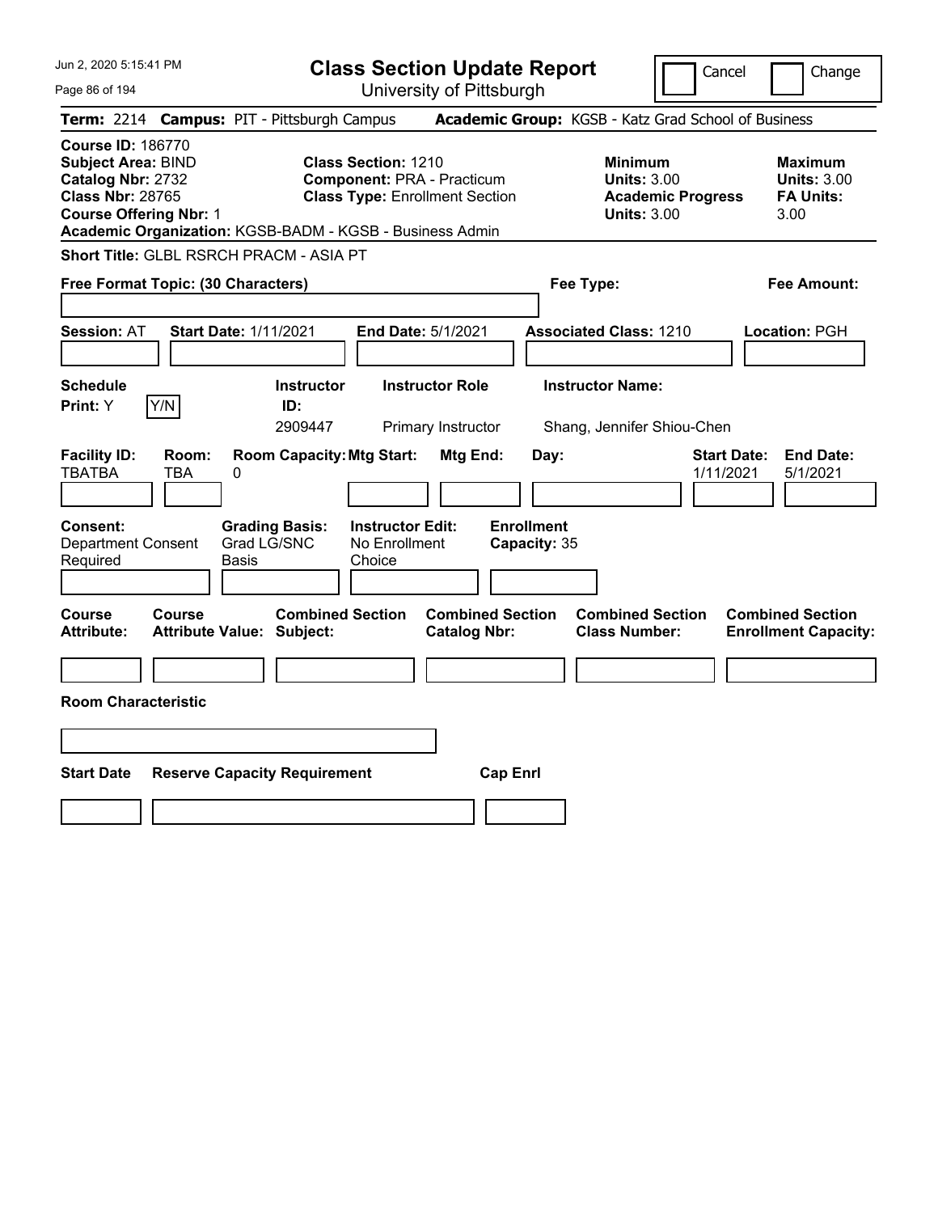# Class Section Update Report

University of Pittsburgh

Cancel | Change

**Term:** 2214 **Campus:** PIT - Pittsburgh Campus **Academic Group:** KGSB - Katz Grad School of Business

**Course ID:** 186770
**Subject Area:** BIND
**Catalog Nbr:** 2732
**Class Nbr:** 28765
**Course Offering Nbr:** 1

**Class Section:** 1210
**Component:** PRA - Practicum
**Class Type:** Enrollment Section

**Minimum Units:** 3.00
**Academic Progress Units:** 3.00

**Maximum Units:** 3.00
**FA Units:** 3.00

**Academic Organization:** KGSB-BADM - KGSB - Business Admin

**Short Title:** GLBL RSRCH PRACM - ASIA PT

**Free Format Topic: (30 Characters)**

**Fee Type:**

**Fee Amount:**

**Session:** AT **Start Date:** 1/11/2021 **End Date:** 5/1/2021 **Associated Class:** 1210 **Location:** PGH

| Schedule Print | Instructor ID | Instructor Role | Instructor Name |
|---|---|---|---|
| Y (Y/N) | 2909447 | Primary Instructor | Shang, Jennifer Shiou-Chen |

| Facility ID | Room | Room Capacity | Mtg Start | Mtg End | Day | Start Date | End Date |
|---|---|---|---|---|---|---|---|
| TBATBA | TBA | 0 | | | | 1/11/2021 | 5/1/2021 |

**Consent:** Department Consent Required
**Grading Basis:** Grad LG/SNC Basis
**Instructor Edit:** No Enrollment Choice
**Enrollment Capacity:** 35

| Course Attribute | Course Attribute Value | Combined Section Subject | Combined Section Catalog Nbr | Combined Section Class Number | Combined Section Enrollment Capacity |
|---|---|---|---|---|---|
| | | | | | |

**Room Characteristic**

| Start Date | Reserve Capacity Requirement | Cap Enrl |
|---|---|---|
| | | |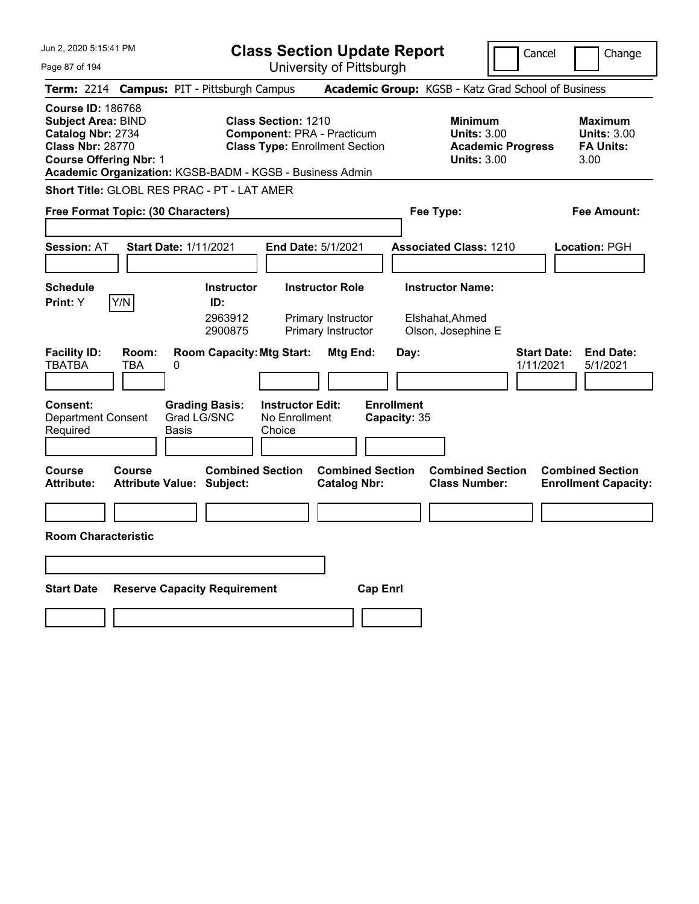Jun 2, 2020 5:15:41 PM

# Class Section Update Report

University of Pittsburgh

Cancel | Change

**Term:** 2214 **Campus:** PIT - Pittsburgh Campus **Academic Group:** KGSB - Katz Grad School of Business

**Course ID:** 186768
**Subject Area:** BIND
**Catalog Nbr:** 2734
**Class Nbr:** 28770
**Course Offering Nbr:** 1

**Class Section:** 1210
**Component:** PRA - Practicum
**Class Type:** Enrollment Section

**Minimum Units:** 3.00
**Academic Progress Units:** 3.00

**Maximum Units:** 3.00
**FA Units:** 3.00

**Academic Organization:** KGSB-BADM - KGSB - Business Admin

**Short Title:** GLOBL RES PRAC - PT - LAT AMER

**Free Format Topic: (30 Characters)**

**Fee Type:**

**Fee Amount:**

**Session:** AT **Start Date:** 1/11/2021 **End Date:** 5/1/2021 **Associated Class:** 1210 **Location:** PGH

**Schedule Print:** Y Y/N

| Instructor ID: | Instructor Role | Instructor Name: |
|---|---|---|
| 2963912 | Primary Instructor | Elshahat,Ahmed |
| 2900875 | Primary Instructor | Olson, Josephine E |

| Facility ID: | Room: | Room Capacity: | Mtg Start: | Mtg End: | Day: | Start Date: | End Date: |
|---|---|---|---|---|---|---|---|
| TBATBA | TBA | 0 | | | | 1/11/2021 | 5/1/2021 |

**Consent:** Department Consent Required

**Grading Basis:** Grad LG/SNC Basis

**Instructor Edit:** No Enrollment Choice

**Enrollment Capacity:** 35

| Course Attribute: | Course Attribute Value: | Combined Section Subject: | Combined Section Catalog Nbr: | Combined Section Class Number: | Combined Section Enrollment Capacity: |
|---|---|---|---|---|---|
| | | | | | |

**Room Characteristic**

| Start Date | Reserve Capacity Requirement | Cap Enrl |
|---|---|---|
| | | |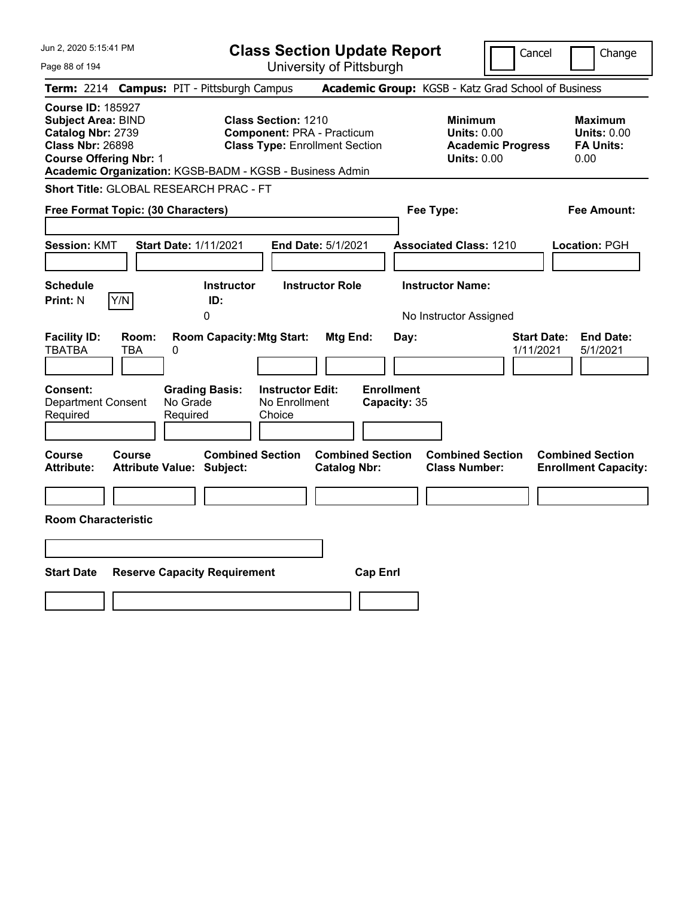# Class Section Update Report

University of Pittsburgh

Cancel | Change

**Term:** 2214 **Campus:** PIT - Pittsburgh Campus **Academic Group:** KGSB - Katz Grad School of Business

**Course ID:** 185927
**Subject Area:** BIND
**Catalog Nbr:** 2739
**Class Nbr:** 26898
**Course Offering Nbr:** 1
**Academic Organization:** KGSB-BADM - KGSB - Business Admin

**Class Section:** 1210
**Component:** PRA - Practicum
**Class Type:** Enrollment Section

**Minimum Units:** 0.00
**Academic Progress Units:** 0.00

**Maximum Units:** 0.00
**FA Units:** 0.00

**Short Title:** GLOBAL RESEARCH PRAC - FT

**Free Format Topic: (30 Characters)**

**Fee Type:**

**Fee Amount:**

**Session:** KMT **Start Date:** 1/11/2021 **End Date:** 5/1/2021 **Associated Class:** 1210 **Location:** PGH

| Schedule Print | Instructor ID | Instructor Role | Instructor Name |
|---|---|---|---|
| N | 0 | | No Instructor Assigned |

| Facility ID | Room | Room Capacity | Mtg Start | Mtg End | Day | Start Date | End Date |
|---|---|---|---|---|---|---|---|
| TBATBA | TBA | 0 | | | | 1/11/2021 | 5/1/2021 |

| Consent | Grading Basis | Instructor Edit | Enrollment Capacity |
|---|---|---|---|
| Department Consent Required | No Grade Required | No Enrollment Choice | 35 |

| Course Attribute | Course Attribute Value | Combined Section Subject | Combined Section Catalog Nbr | Combined Section Class Number | Combined Section Enrollment Capacity |
|---|---|---|---|---|---|
| | | | | | |

**Room Characteristic**

| Start Date | Reserve Capacity Requirement | Cap Enrl |
|---|---|---|
| | | |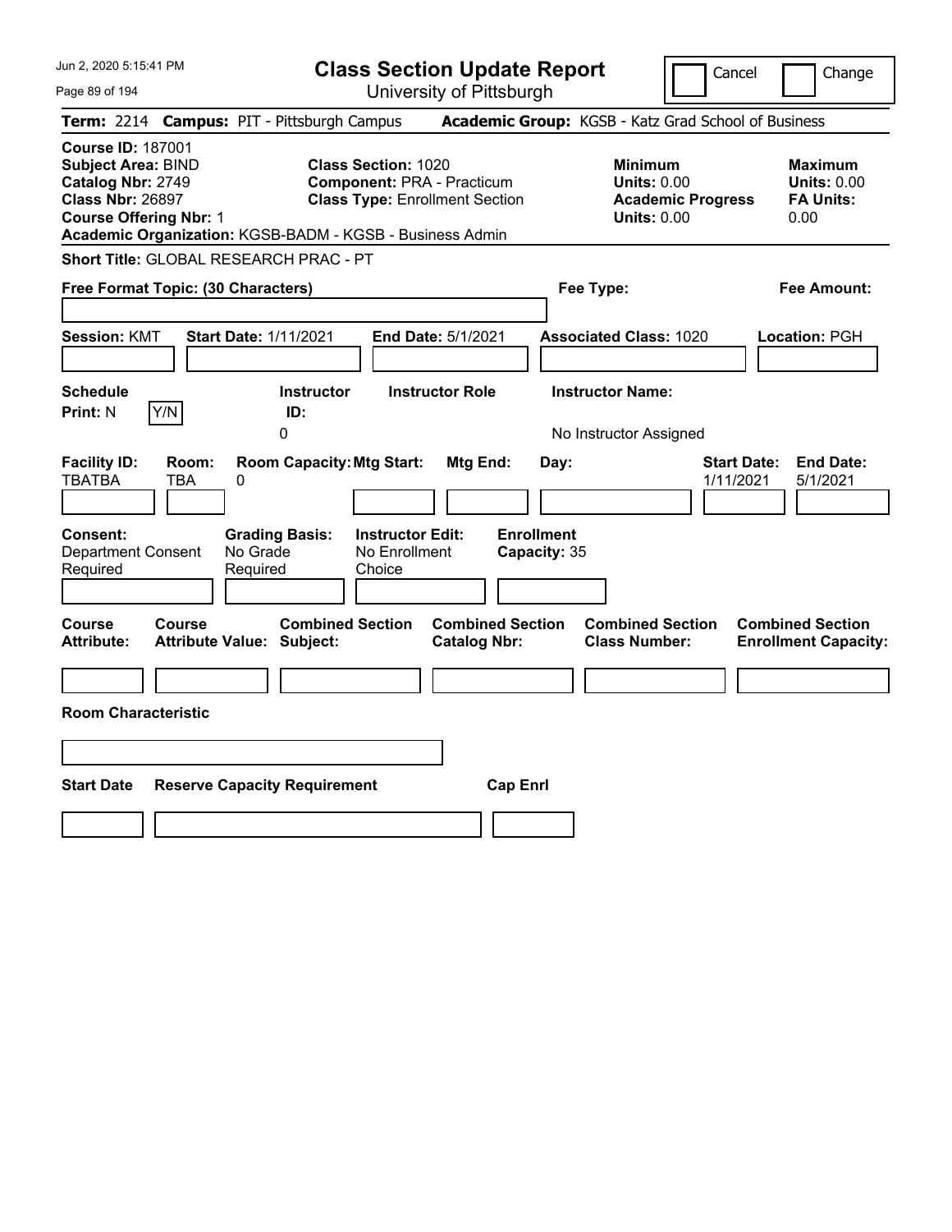# Class Section Update Report

University of Pittsburgh

Cancel | Change

**Term:** 2214 **Campus:** PIT - Pittsburgh Campus **Academic Group:** KGSB - Katz Grad School of Business

**Course ID:** 187001
**Subject Area:** BIND
**Catalog Nbr:** 2749
**Class Nbr:** 26897
**Course Offering Nbr:** 1

**Class Section:** 1020
**Component:** PRA - Practicum
**Class Type:** Enrollment Section

**Minimum**
**Units:** 0.00
**Academic Progress Units:** 0.00

**Maximum**
**Units:** 0.00
**FA Units:** 0.00

**Academic Organization:** KGSB-BADM - KGSB - Business Admin

**Short Title:** GLOBAL RESEARCH PRAC - PT

**Free Format Topic: (30 Characters)**

**Fee Type:**

**Fee Amount:**

**Session:** KMT **Start Date:** 1/11/2021 **End Date:** 5/1/2021 **Associated Class:** 1020 **Location:** PGH

| Schedule Print | Instructor ID | Instructor Role | Instructor Name |
|---|---|---|---|
| N (Y/N) | 0 | | No Instructor Assigned |

| Facility ID | Room | Room Capacity | Mtg Start | Mtg End | Day | Start Date | End Date |
|---|---|---|---|---|---|---|---|
| TBATBA | TBA | 0 | | | | 1/11/2021 | 5/1/2021 |

| Consent | Grading Basis | Instructor Edit | Enrollment Capacity |
|---|---|---|---|
| Department Consent Required | No Grade Required | No Enrollment Choice | 35 |

| Course Attribute | Course Attribute Value | Combined Section Subject | Combined Section Catalog Nbr | Combined Section Class Number | Combined Section Enrollment Capacity |
|---|---|---|---|---|---|
| | | | | | |

**Room Characteristic**

| Start Date | Reserve Capacity Requirement | Cap Enrl |
|---|---|---|
| | | |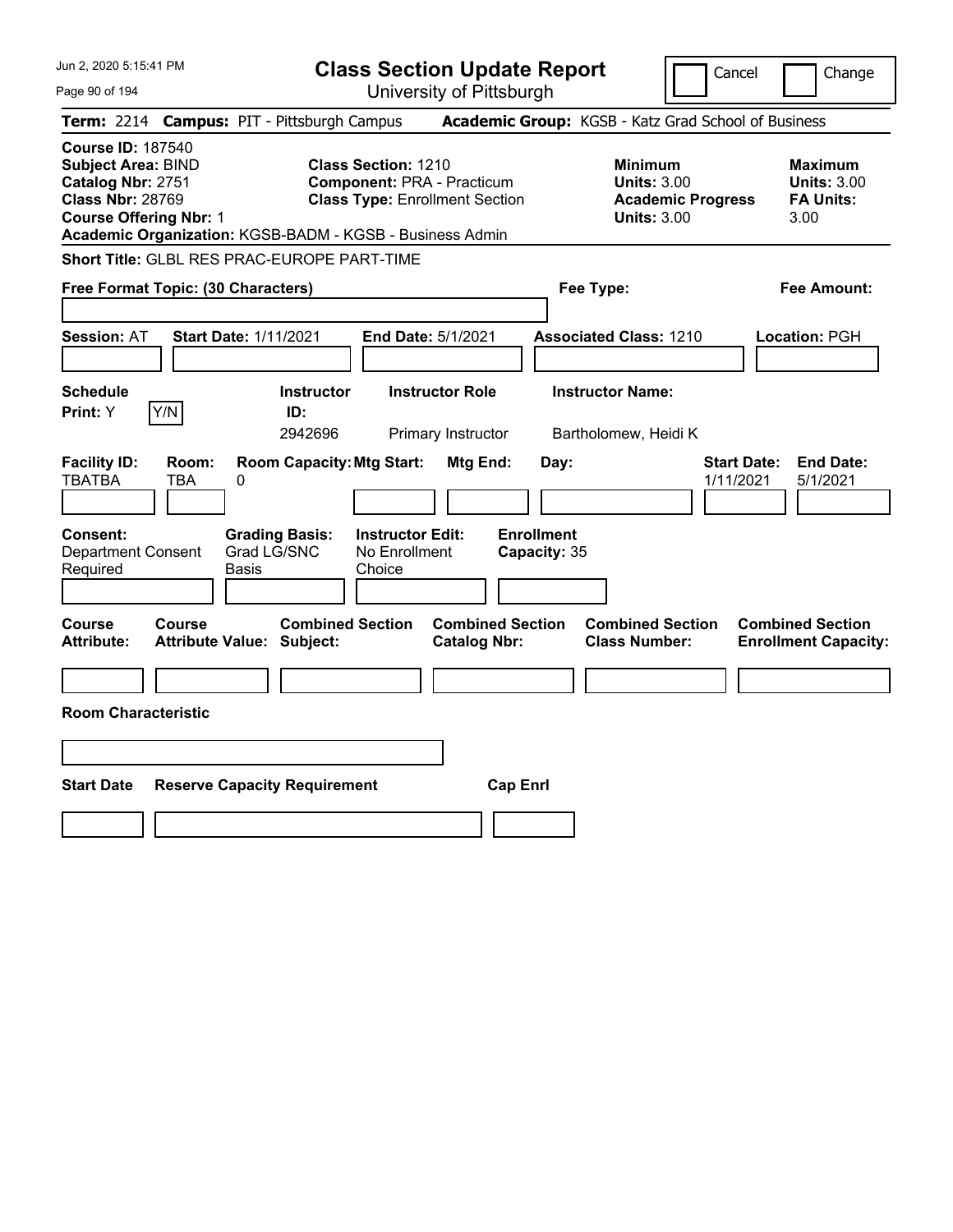Jun 2, 2020 5:15:41 PM

# Class Section Update Report

University of Pittsburgh

Cancel | Change

**Term:** 2214 **Campus:** PIT - Pittsburgh Campus **Academic Group:** KGSB - Katz Grad School of Business

**Course ID:** 187540
**Subject Area:** BIND
**Catalog Nbr:** 2751
**Class Nbr:** 28769
**Course Offering Nbr:** 1

**Class Section:** 1210
**Component:** PRA - Practicum
**Class Type:** Enrollment Section

**Minimum**
**Units:** 3.00
**Academic Progress Units:** 3.00

**Maximum**
**Units:** 3.00
**FA Units:** 3.00

**Academic Organization:** KGSB-BADM - KGSB - Business Admin

**Short Title:** GLBL RES PRAC-EUROPE PART-TIME

**Free Format Topic: (30 Characters)**

**Fee Type:**

**Fee Amount:**

**Session:** AT **Start Date:** 1/11/2021 **End Date:** 5/1/2021 **Associated Class:** 1210 **Location:** PGH

| Schedule Print: | Instructor ID: | Instructor Role | Instructor Name: |
|---|---|---|---|
| Y [Y/N] | 2942696 | Primary Instructor | Bartholomew, Heidi K |

| Facility ID: | Room: | Room Capacity: | Mtg Start: | Mtg End: | Day: | Start Date: | End Date: |
|---|---|---|---|---|---|---|---|
| TBATBA | TBA | 0 | | | | 1/11/2021 | 5/1/2021 |

| Consent: | Grading Basis: | Instructor Edit: | Enrollment Capacity: |
|---|---|---|---|
| Department Consent Required | Grad LG/SNC Basis | No Enrollment Choice | 35 |

| Course Attribute: | Course Attribute Value: | Combined Section Subject: | Combined Section Catalog Nbr: | Combined Section Class Number: | Combined Section Enrollment Capacity: |
|---|---|---|---|---|---|
| | | | | | |

**Room Characteristic**

| Start Date | Reserve Capacity Requirement | Cap Enrl |
|---|---|---|
| | | |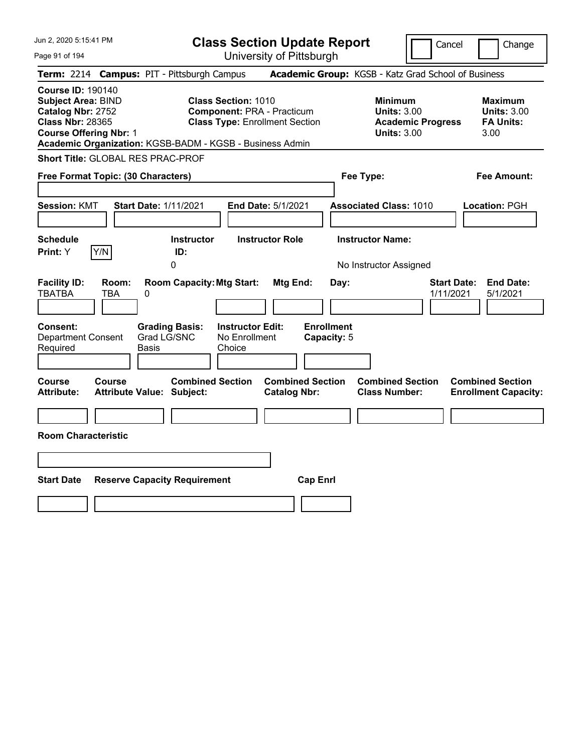# Class Section Update Report

University of Pittsburgh

Cancel | Change

**Term:** 2214 **Campus:** PIT - Pittsburgh Campus **Academic Group:** KGSB - Katz Grad School of Business

**Course ID:** 190140
**Subject Area:** BIND
**Catalog Nbr:** 2752
**Class Nbr:** 28365
**Course Offering Nbr:** 1
**Academic Organization:** KGSB-BADM - KGSB - Business Admin

**Class Section:** 1010
**Component:** PRA - Practicum
**Class Type:** Enrollment Section

**Minimum Units:** 3.00
**Academic Progress Units:** 3.00

**Maximum Units:** 3.00
**FA Units:** 3.00

**Short Title:** GLOBAL RES PRAC-PROF

**Free Format Topic: (30 Characters)**

**Fee Type:**

**Fee Amount:**

**Session:** KMT **Start Date:** 1/11/2021 **End Date:** 5/1/2021 **Associated Class:** 1010 **Location:** PGH

| Schedule Print: | Instructor ID: | Instructor Role | Instructor Name: |
|---|---|---|---|
| Y | 0 | | No Instructor Assigned |

| Facility ID: | Room: | Room Capacity: | Mtg Start: | Mtg End: | Day: | Start Date: | End Date: |
|---|---|---|---|---|---|---|---|
| TBATBA | TBA | 0 | | | | 1/11/2021 | 5/1/2021 |

| Consent: | Grading Basis: | Instructor Edit: | Enrollment Capacity: |
|---|---|---|---|
| Department Consent Required | Grad LG/SNC Basis | No Enrollment Choice | 5 |

| Course Attribute: | Course Attribute Value: | Combined Section Subject: | Combined Section Catalog Nbr: | Combined Section Class Number: | Combined Section Enrollment Capacity: |
|---|---|---|---|---|---|
| | | | | | |

**Room Characteristic**

| Start Date | Reserve Capacity Requirement | Cap Enrl |
|---|---|---|
| | | |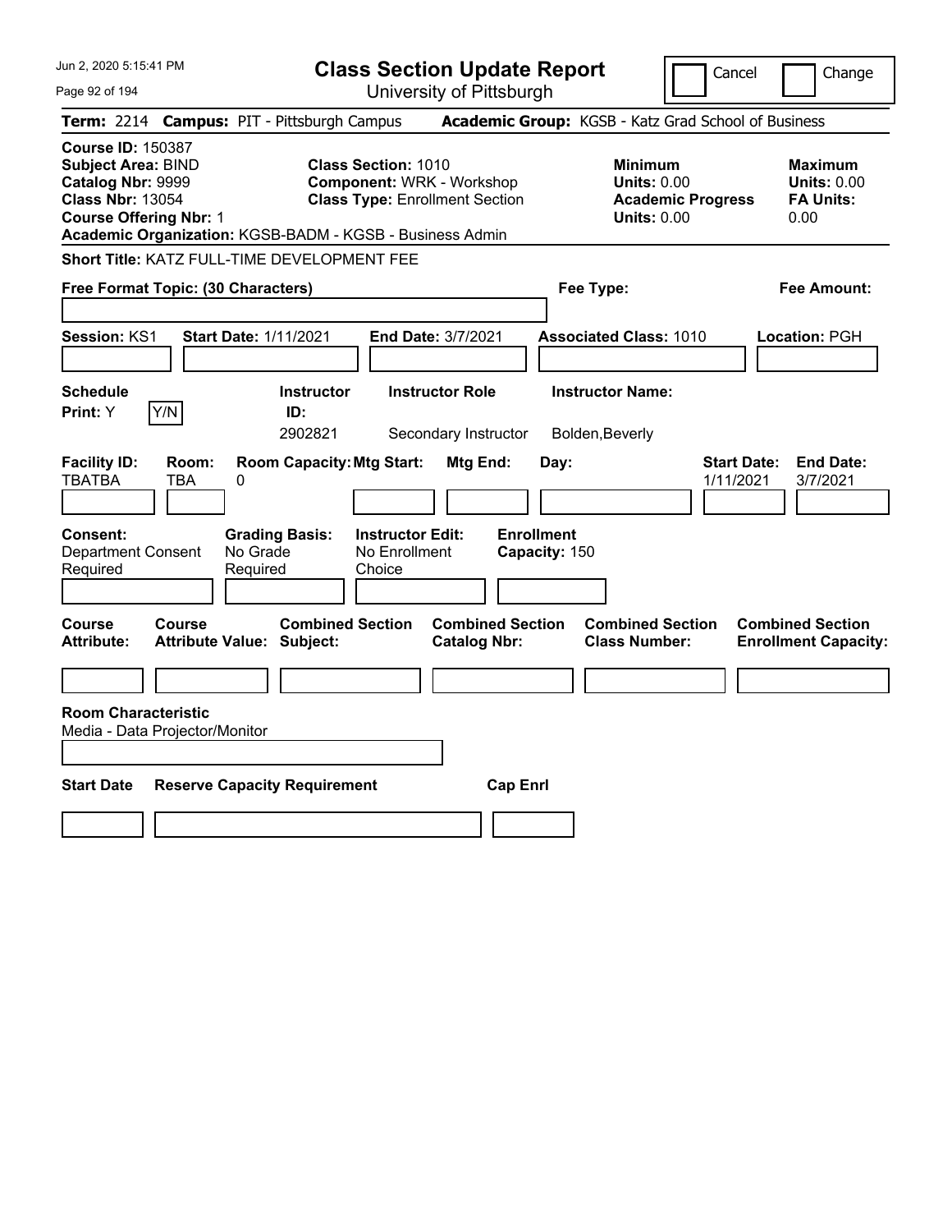Jun 2, 2020 5:15:41 PM

# Class Section Update Report

University of Pittsburgh

Cancel | Change

**Term:** 2214 **Campus:** PIT - Pittsburgh Campus **Academic Group:** KGSB - Katz Grad School of Business

**Course ID:** 150387
**Subject Area:** BIND
**Catalog Nbr:** 9999
**Class Nbr:** 13054
**Course Offering Nbr:** 1
**Academic Organization:** KGSB-BADM - KGSB - Business Admin

**Class Section:** 1010
**Component:** WRK - Workshop
**Class Type:** Enrollment Section

**Minimum Units:** 0.00
**Academic Progress Units:** 0.00

**Maximum Units:** 0.00
**FA Units:** 0.00

**Short Title:** KATZ FULL-TIME DEVELOPMENT FEE

**Free Format Topic: (30 Characters)**

**Fee Type:**

**Fee Amount:**

**Session:** KS1 **Start Date:** 1/11/2021 **End Date:** 3/7/2021 **Associated Class:** 1010 **Location:** PGH

| Schedule Print: | Instructor ID: | Instructor Role | Instructor Name: |
|---|---|---|---|
| Y | 2902821 | Secondary Instructor | Bolden,Beverly |

| Facility ID: | Room: | Room Capacity: | Mtg Start: | Mtg End: | Day: | Start Date: | End Date: |
|---|---|---|---|---|---|---|---|
| TBATBA | TBA | 0 | | | | 1/11/2021 | 3/7/2021 |

**Consent:** Department Consent Required
**Grading Basis:** No Grade Required
**Instructor Edit:** No Enrollment Choice
**Enrollment Capacity:** 150

| Course Attribute: | Course Attribute Value: | Combined Section Subject: | Combined Section Catalog Nbr: | Combined Section Class Number: | Combined Section Enrollment Capacity: |
|---|---|---|---|---|---|
| | | | | | |

**Room Characteristic**
Media - Data Projector/Monitor

| Start Date | Reserve Capacity Requirement | Cap Enrl |
|---|---|---|
| | | |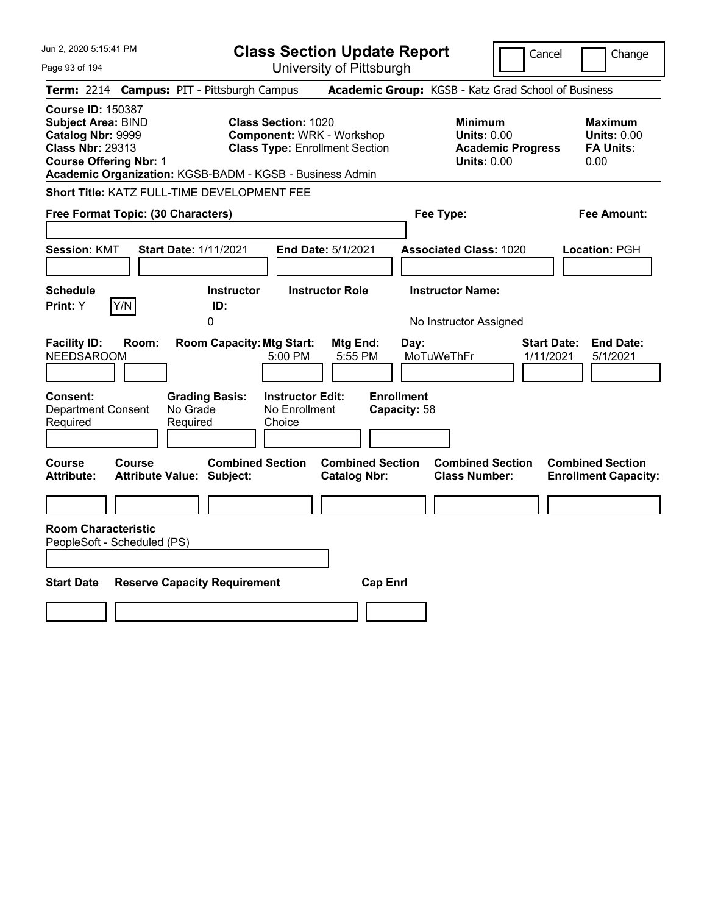# Class Section Update Report

University of Pittsburgh

Jun 2, 2020 5:15:41 PM

Cancel | Change

**Term:** 2214 **Campus:** PIT - Pittsburgh Campus **Academic Group:** KGSB - Katz Grad School of Business

**Course ID:** 150387
**Subject Area:** BIND
**Catalog Nbr:** 9999
**Class Nbr:** 29313
**Course Offering Nbr:** 1
**Academic Organization:** KGSB-BADM - KGSB - Business Admin

**Class Section:** 1020
**Component:** WRK - Workshop
**Class Type:** Enrollment Section

**Minimum Units:** 0.00
**Academic Progress Units:** 0.00

**Maximum Units:** 0.00
**FA Units:** 0.00

**Short Title:** KATZ FULL-TIME DEVELOPMENT FEE

**Free Format Topic: (30 Characters)**

**Fee Type:**

**Fee Amount:**

**Session:** KMT **Start Date:** 1/11/2021 **End Date:** 5/1/2021 **Associated Class:** 1020 **Location:** PGH

| Schedule Print | Instructor ID | Instructor Role | Instructor Name |
|---|---|---|---|
| Y | 0 | | No Instructor Assigned |

| Facility ID | Room | Room Capacity | Mtg Start | Mtg End | Day | Start Date | End Date |
|---|---|---|---|---|---|---|---|
| NEEDSAROOM | | | 5:00 PM | 5:55 PM | MoTuWeThFr | 1/11/2021 | 5/1/2021 |

**Consent:** Department Consent Required
**Grading Basis:** No Grade Required
**Instructor Edit:** No Enrollment Choice
**Enrollment Capacity:** 58

| Course Attribute | Course Attribute Value | Combined Section Subject | Combined Section Catalog Nbr | Combined Section Class Number | Combined Section Enrollment Capacity |
|---|---|---|---|---|---|
| | | | | | |

**Room Characteristic**
PeopleSoft - Scheduled (PS)

| Start Date | Reserve Capacity Requirement | Cap Enrl |
|---|---|---|
| | | |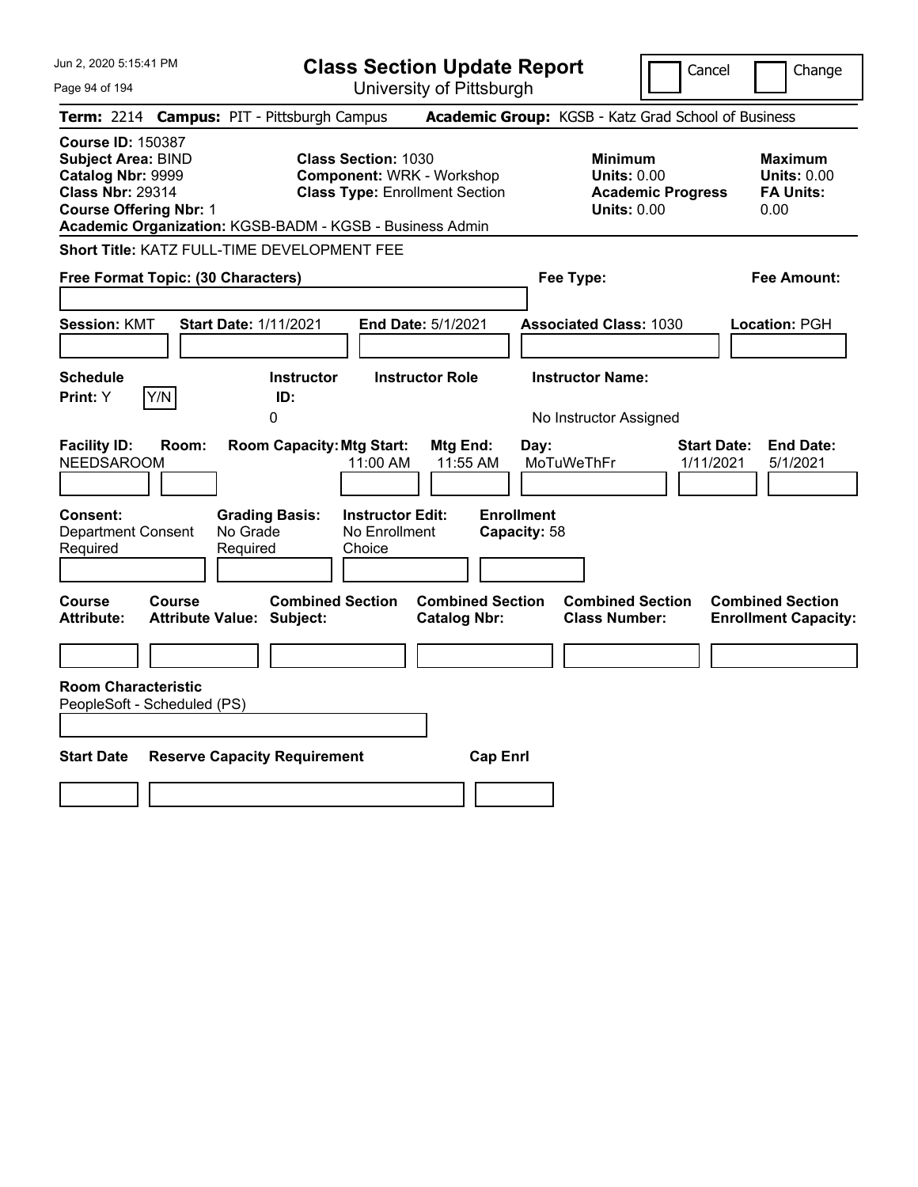# Class Section Update Report

University of Pittsburgh

Cancel | Change

**Term:** 2214 **Campus:** PIT - Pittsburgh Campus **Academic Group:** KGSB - Katz Grad School of Business

**Course ID:** 150387
**Subject Area:** BIND
**Catalog Nbr:** 9999
**Class Nbr:** 29314
**Course Offering Nbr:** 1
**Academic Organization:** KGSB-BADM - KGSB - Business Admin

**Class Section:** 1030
**Component:** WRK - Workshop
**Class Type:** Enrollment Section

**Minimum Units:** 0.00
**Academic Progress Units:** 0.00

**Maximum Units:** 0.00
**FA Units:** 0.00

**Short Title:** KATZ FULL-TIME DEVELOPMENT FEE

**Free Format Topic: (30 Characters)**

**Fee Type:**

**Fee Amount:**

**Session:** KMT **Start Date:** 1/11/2021 **End Date:** 5/1/2021 **Associated Class:** 1030 **Location:** PGH

| Schedule Print: | Instructor ID: | Instructor Role | Instructor Name: |
|---|---|---|---|
| Y | 0 | | No Instructor Assigned |

| Facility ID: | Room: | Room Capacity: | Mtg Start: | Mtg End: | Day: | Start Date: | End Date: |
|---|---|---|---|---|---|---|---|
| NEEDSAROOM | | | 11:00 AM | 11:55 AM | MoTuWeThFr | 1/11/2021 | 5/1/2021 |

**Consent:** Department Consent Required
**Grading Basis:** No Grade Required
**Instructor Edit:** No Enrollment Choice
**Enrollment Capacity:** 58

| Course Attribute: | Course Attribute Value: | Combined Section Subject: | Combined Section Catalog Nbr: | Combined Section Class Number: | Combined Section Enrollment Capacity: |
|---|---|---|---|---|---|
| | | | | | |

**Room Characteristic**
PeopleSoft - Scheduled (PS)

| Start Date | Reserve Capacity Requirement | Cap Enrl |
|---|---|---|
| | | |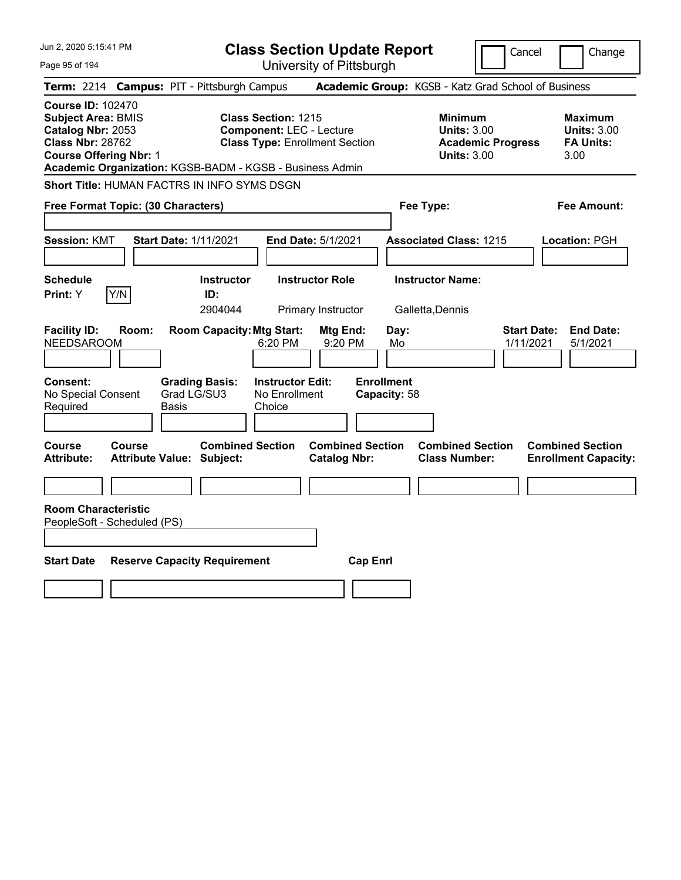# Class Section Update Report

University of Pittsburgh

Cancel | Change

**Term:** 2214 **Campus:** PIT - Pittsburgh Campus **Academic Group:** KGSB - Katz Grad School of Business

**Course ID:** 102470
**Subject Area:** BMIS
**Catalog Nbr:** 2053
**Class Nbr:** 28762
**Course Offering Nbr:** 1
**Academic Organization:** KGSB-BADM - KGSB - Business Admin

**Class Section:** 1215
**Component:** LEC - Lecture
**Class Type:** Enrollment Section

| | Minimum | Maximum |
|---|---|---|
| Units | 3.00 | 3.00 |
| Academic Progress Units | 3.00 | |
| FA Units | | 3.00 |

**Short Title:** HUMAN FACTRS IN INFO SYMS DSGN

**Free Format Topic: (30 Characters)**

**Fee Type:**

**Fee Amount:**

**Session:** KMT **Start Date:** 1/11/2021 **End Date:** 5/1/2021 **Associated Class:** 1215 **Location:** PGH

| Schedule Print | Instructor ID | Instructor Role | Instructor Name |
|---|---|---|---|
| Y (Y/N) | 2904044 | Primary Instructor | Galletta,Dennis |

| Facility ID | Room | Room Capacity | Mtg Start | Mtg End | Day | Start Date | End Date |
|---|---|---|---|---|---|---|---|
| NEEDSAROOM | | | 6:20 PM | 9:20 PM | Mo | 1/11/2021 | 5/1/2021 |

| Consent | Grading Basis | Instructor Edit | Enrollment Capacity |
|---|---|---|---|
| No Special Consent Required | Grad LG/SU3 Basis | No Enrollment Choice | 58 |

| Course Attribute | Course Attribute Value | Combined Section Subject | Combined Section Catalog Nbr | Combined Section Class Number | Combined Section Enrollment Capacity |
|---|---|---|---|---|---|
| | | | | | |

**Room Characteristic**
PeopleSoft - Scheduled (PS)

| Start Date | Reserve Capacity Requirement | Cap Enrl |
|---|---|---|
| | | |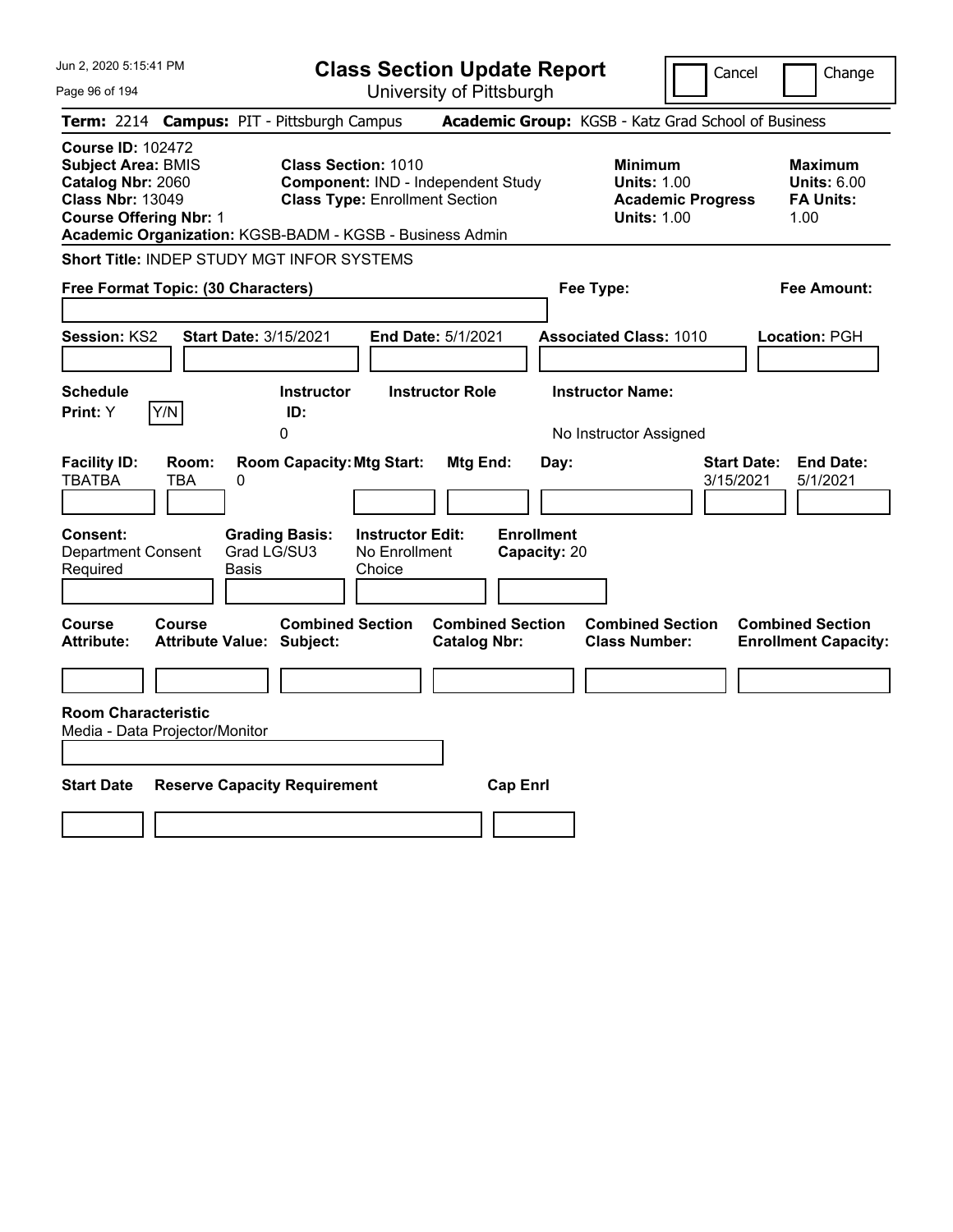# Class Section Update Report

University of Pittsburgh

Cancel | Change

**Term:** 2214 **Campus:** PIT - Pittsburgh Campus **Academic Group:** KGSB - Katz Grad School of Business

**Course ID:** 102472
**Subject Area:** BMIS
**Catalog Nbr:** 2060
**Class Nbr:** 13049
**Course Offering Nbr:** 1
**Academic Organization:** KGSB-BADM - KGSB - Business Admin

**Class Section:** 1010
**Component:** IND - Independent Study
**Class Type:** Enrollment Section

**Minimum**
**Units:** 1.00
**Academic Progress Units:** 1.00

**Maximum**
**Units:** 6.00
**FA Units:** 1.00

**Short Title:** INDEP STUDY MGT INFOR SYSTEMS

**Free Format Topic: (30 Characters)**

**Fee Type:**

**Fee Amount:**

**Session:** KS2 **Start Date:** 3/15/2021 **End Date:** 5/1/2021 **Associated Class:** 1010 **Location:** PGH

| Schedule Print: | Instructor ID: | Instructor Role | Instructor Name: |
|---|---|---|---|
| Y | 0 | | No Instructor Assigned |

| Facility ID: | Room: | Room Capacity: | Mtg Start: | Mtg End: | Day: | Start Date: | End Date: |
|---|---|---|---|---|---|---|---|
| TBATBA | TBA | 0 | | | | 3/15/2021 | 5/1/2021 |

**Consent:** Department Consent Required
**Grading Basis:** Grad LG/SU3 Basis
**Instructor Edit:** No Enrollment Choice
**Enrollment Capacity:** 20

| Course Attribute: | Course Attribute Value: | Combined Section Subject: | Combined Section Catalog Nbr: | Combined Section Class Number: | Combined Section Enrollment Capacity: |
|---|---|---|---|---|---|
| | | | | | |

**Room Characteristic**
Media - Data Projector/Monitor

| Start Date | Reserve Capacity Requirement | Cap Enrl |
|---|---|---|
| | | |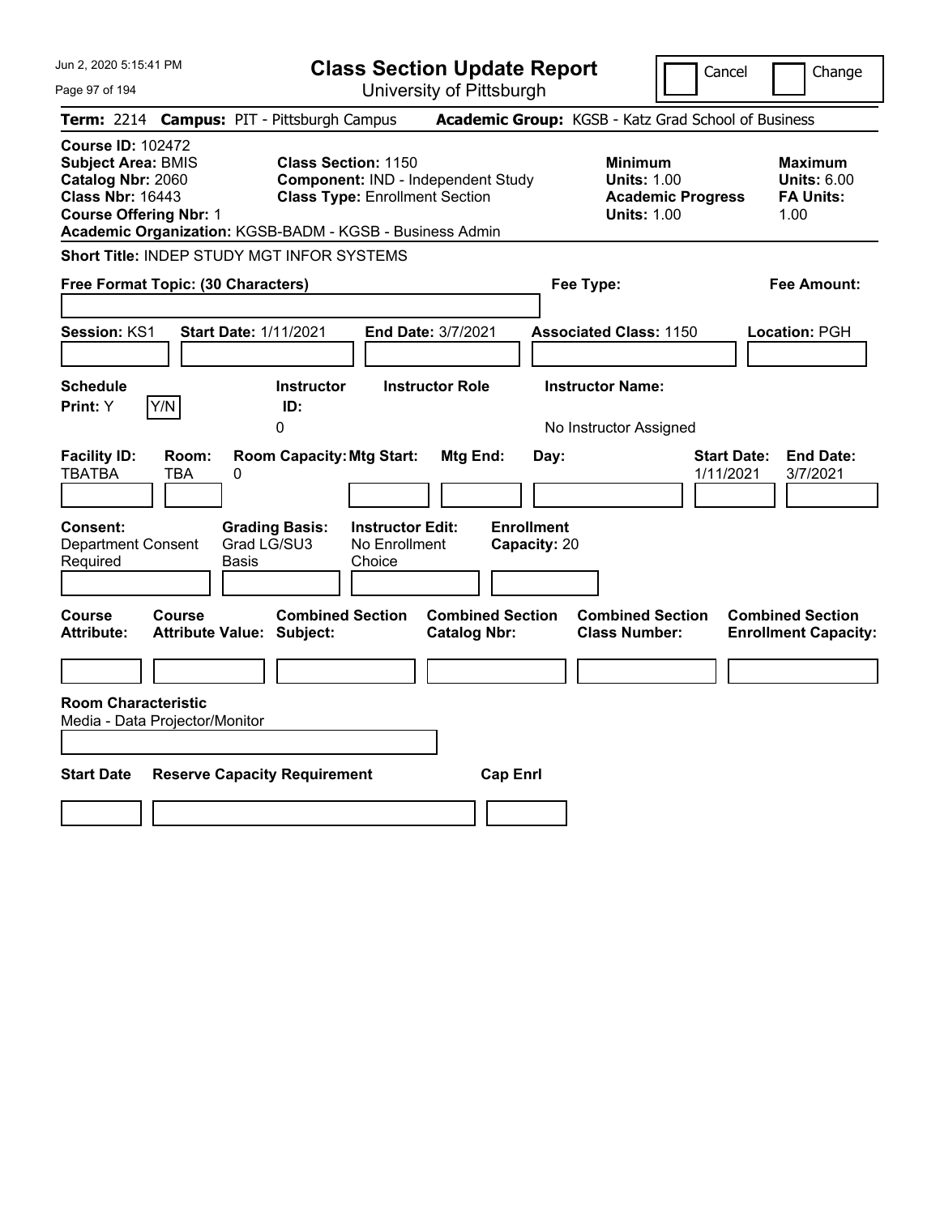# Class Section Update Report

University of Pittsburgh

Cancel | Change

**Term:** 2214 **Campus:** PIT - Pittsburgh Campus **Academic Group:** KGSB - Katz Grad School of Business

**Course ID:** 102472
**Subject Area:** BMIS
**Catalog Nbr:** 2060
**Class Nbr:** 16443
**Course Offering Nbr:** 1
**Academic Organization:** KGSB-BADM - KGSB - Business Admin

**Class Section:** 1150
**Component:** IND - Independent Study
**Class Type:** Enrollment Section

**Minimum Units:** 1.00
**Academic Progress Units:** 1.00

**Maximum Units:** 6.00
**FA Units:** 1.00

**Short Title:** INDEP STUDY MGT INFOR SYSTEMS

**Free Format Topic: (30 Characters)**

**Fee Type:**

**Fee Amount:**

**Session:** KS1 **Start Date:** 1/11/2021 **End Date:** 3/7/2021 **Associated Class:** 1150 **Location:** PGH

| Schedule Print | Instructor ID | Instructor Role | Instructor Name |
|---|---|---|---|
| Y | 0 | | No Instructor Assigned |

| Facility ID | Room | Room Capacity | Mtg Start | Mtg End | Day | Start Date | End Date |
|---|---|---|---|---|---|---|---|
| TBATBA | TBA | 0 | | | | 1/11/2021 | 3/7/2021 |

| Consent | Grading Basis | Instructor Edit | Enrollment Capacity |
|---|---|---|---|
| Department Consent Required | Grad LG/SU3 Basis | No Enrollment Choice | 20 |

| Course Attribute | Course Attribute Value | Combined Section Subject | Combined Section Catalog Nbr | Combined Section Class Number | Combined Section Enrollment Capacity |
|---|---|---|---|---|---|
| | | | | | |

**Room Characteristic**
Media - Data Projector/Monitor

| Start Date | Reserve Capacity Requirement | Cap Enrl |
|---|---|---|
| | | |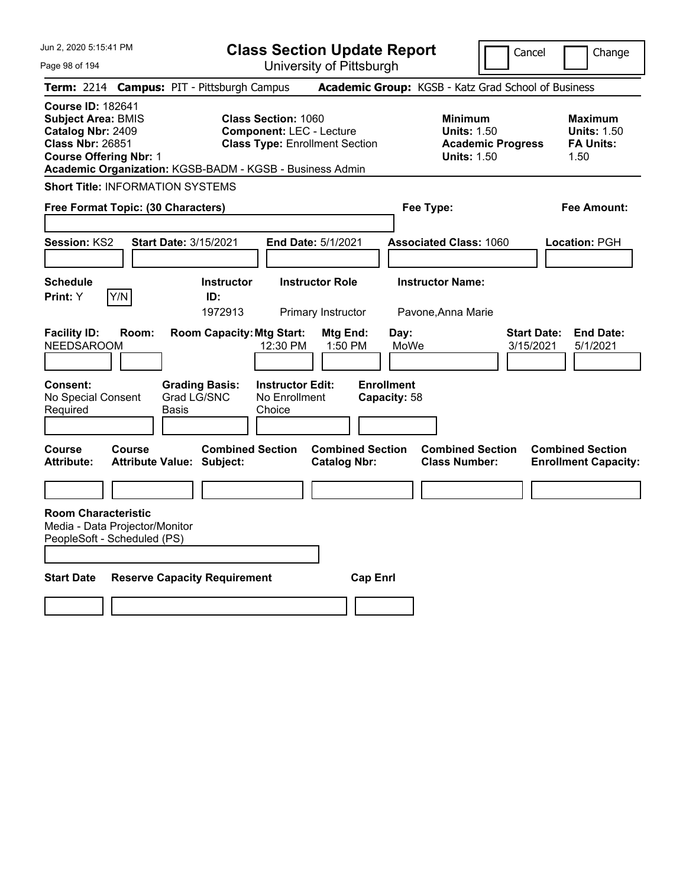# Class Section Update Report

University of Pittsburgh

Jun 2, 2020 5:15:41 PM

Cancel | Change

**Term:** 2214 **Campus:** PIT - Pittsburgh Campus **Academic Group:** KGSB - Katz Grad School of Business

**Course ID:** 182641
**Subject Area:** BMIS
**Catalog Nbr:** 2409
**Class Nbr:** 26851
**Course Offering Nbr:** 1
**Academic Organization:** KGSB-BADM - KGSB - Business Admin

**Class Section:** 1060
**Component:** LEC - Lecture
**Class Type:** Enrollment Section

**Minimum Units:** 1.50
**Academic Progress Units:** 1.50

**Maximum Units:** 1.50
**FA Units:** 1.50

**Short Title:** INFORMATION SYSTEMS

**Free Format Topic: (30 Characters)**

**Fee Type:**

**Fee Amount:**

**Session:** KS2 **Start Date:** 3/15/2021 **End Date:** 5/1/2021 **Associated Class:** 1060 **Location:** PGH

| Schedule Print | Instructor ID | Instructor Role | Instructor Name |
|---|---|---|---|
| Y | 1972913 | Primary Instructor | Pavone,Anna Marie |

| Facility ID | Room | Room Capacity | Mtg Start | Mtg End | Day | Start Date | End Date |
|---|---|---|---|---|---|---|---|
| NEEDSAROOM | | | 12:30 PM | 1:50 PM | MoWe | 3/15/2021 | 5/1/2021 |

**Consent:** No Special Consent Required
**Grading Basis:** Grad LG/SNC Basis
**Instructor Edit:** No Enrollment Choice
**Enrollment Capacity:** 58

| Course Attribute | Course Attribute Value | Combined Section Subject | Combined Section Catalog Nbr | Combined Section Class Number | Combined Section Enrollment Capacity |
|---|---|---|---|---|---|
| | | | | | |

**Room Characteristic**
Media - Data Projector/Monitor
PeopleSoft - Scheduled (PS)

| Start Date | Reserve Capacity Requirement | Cap Enrl |
|---|---|---|
| | | |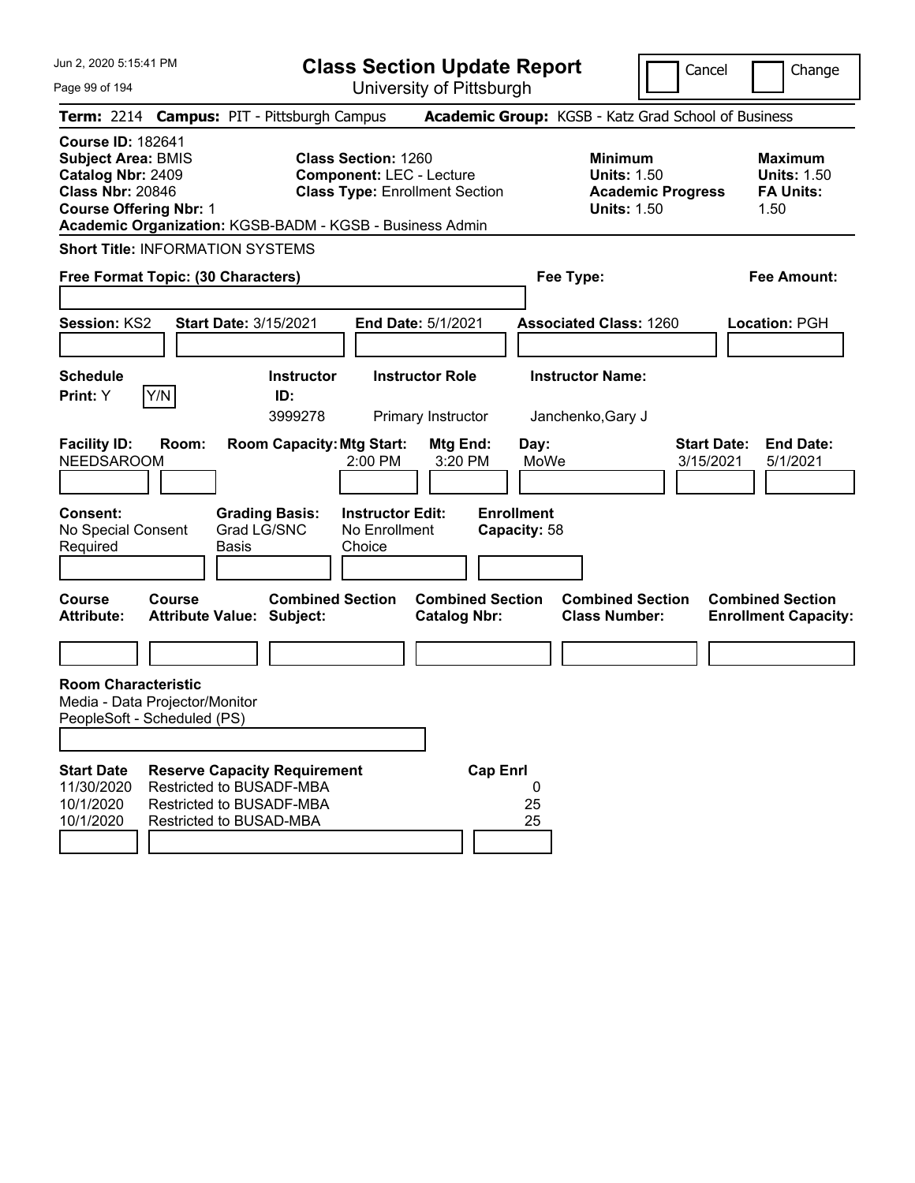# Class Section Update Report

University of Pittsburgh

Jun 2, 2020 5:15:41 PM

Cancel | Change

**Term:** 2214 **Campus:** PIT - Pittsburgh Campus **Academic Group:** KGSB - Katz Grad School of Business

**Course ID:** 182641
**Subject Area:** BMIS
**Catalog Nbr:** 2409
**Class Nbr:** 20846
**Course Offering Nbr:** 1
**Academic Organization:** KGSB-BADM - KGSB - Business Admin

**Class Section:** 1260
**Component:** LEC - Lecture
**Class Type:** Enrollment Section

**Minimum Units:** 1.50
**Academic Progress Units:** 1.50

**Maximum Units:** 1.50
**FA Units:** 1.50

**Short Title:** INFORMATION SYSTEMS

**Free Format Topic: (30 Characters)**

**Fee Type:**

**Fee Amount:**

**Session:** KS2 **Start Date:** 3/15/2021 **End Date:** 5/1/2021 **Associated Class:** 1260 **Location:** PGH

| Schedule Print | Instructor ID | Instructor Role | Instructor Name |
|---|---|---|---|
| Y | 3999278 | Primary Instructor | Janchenko,Gary J |

| Facility ID | Room | Room Capacity | Mtg Start | Mtg End | Day | Start Date | End Date |
|---|---|---|---|---|---|---|---|
| NEEDSAROOM | | | 2:00 PM | 3:20 PM | MoWe | 3/15/2021 | 5/1/2021 |

**Consent:** No Special Consent Required
**Grading Basis:** Grad LG/SNC Basis
**Instructor Edit:** No Enrollment Choice
**Enrollment Capacity:** 58

| Course Attribute | Course Attribute Value | Combined Section Subject | Combined Section Catalog Nbr | Combined Section Class Number | Combined Section Enrollment Capacity |
|---|---|---|---|---|---|
| | | | | | |

**Room Characteristic**
Media - Data Projector/Monitor
PeopleSoft - Scheduled (PS)

| Start Date | Reserve Capacity Requirement | Cap Enrl |
|---|---|---|
| 11/30/2020 | Restricted to BUSADF-MBA | 0 |
| 10/1/2020 | Restricted to BUSADF-MBA | 25 |
| 10/1/2020 | Restricted to BUSAD-MBA | 25 |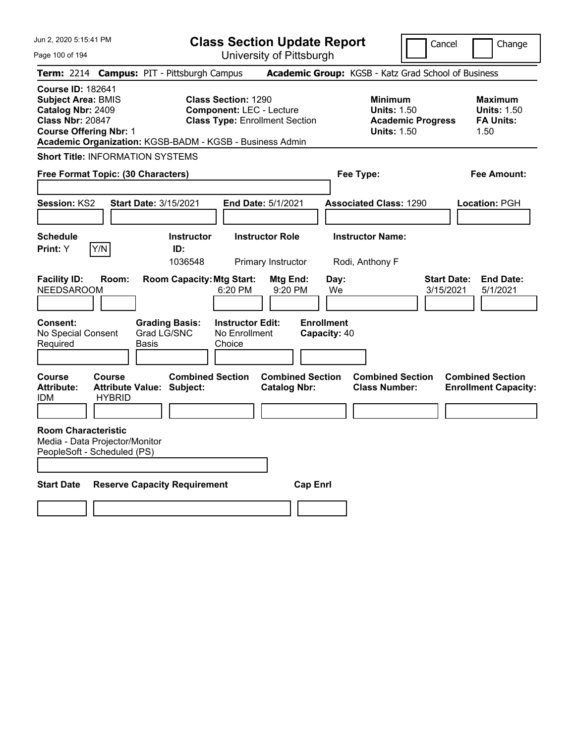# Class Section Update Report

University of Pittsburgh

Jun 2, 2020 5:15:41 PM

Cancel | Change

**Term:** 2214 **Campus:** PIT - Pittsburgh Campus **Academic Group:** KGSB - Katz Grad School of Business

**Course ID:** 182641
**Subject Area:** BMIS
**Catalog Nbr:** 2409
**Class Nbr:** 20847
**Course Offering Nbr:** 1
**Academic Organization:** KGSB-BADM - KGSB - Business Admin

**Class Section:** 1290
**Component:** LEC - Lecture
**Class Type:** Enrollment Section

**Minimum Units:** 1.50
**Academic Progress Units:** 1.50

**Maximum Units:** 1.50
**FA Units:** 1.50

**Short Title:** INFORMATION SYSTEMS

**Free Format Topic: (30 Characters)**

**Fee Type:**

**Fee Amount:**

**Session:** KS2 **Start Date:** 3/15/2021 **End Date:** 5/1/2021 **Associated Class:** 1290 **Location:** PGH

| Schedule Print | Instructor ID | Instructor Role | Instructor Name |
|---|---|---|---|
| Y | 1036548 | Primary Instructor | Rodi, Anthony F |

| Facility ID | Room | Room Capacity | Mtg Start | Mtg End | Day | Start Date | End Date |
|---|---|---|---|---|---|---|---|
| NEEDSAROOM | | | 6:20 PM | 9:20 PM | We | 3/15/2021 | 5/1/2021 |

**Consent:** No Special Consent Required
**Grading Basis:** Grad LG/SNC Basis
**Instructor Edit:** No Enrollment Choice
**Enrollment Capacity:** 40

| Course Attribute | Course Attribute Value | Combined Section Subject | Combined Section Catalog Nbr | Combined Section Class Number | Combined Section Enrollment Capacity |
|---|---|---|---|---|---|
| IDM | HYBRID | | | | |

**Room Characteristic**
Media - Data Projector/Monitor
PeopleSoft - Scheduled (PS)

| Start Date | Reserve Capacity Requirement | Cap Enrl |
|---|---|---|
| | | |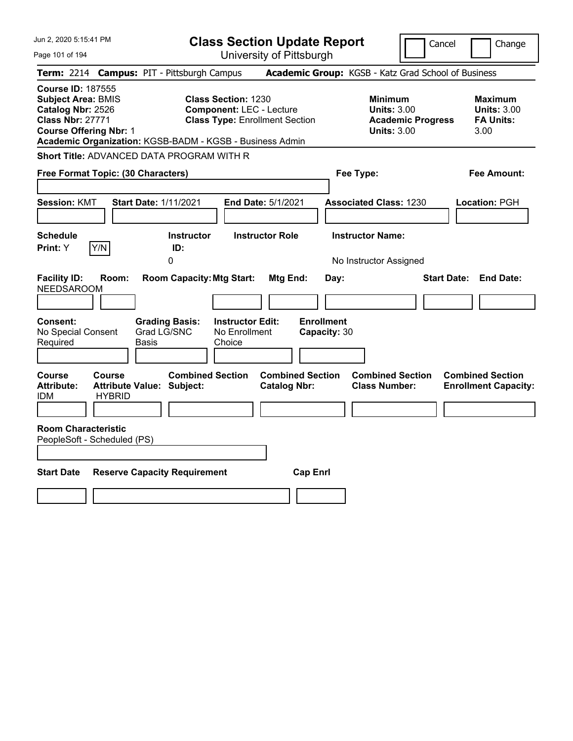# Class Section Update Report

University of Pittsburgh

Cancel | Change

Jun 2, 2020 5:15:41 PM

**Term:** 2214 **Campus:** PIT - Pittsburgh Campus **Academic Group:** KGSB - Katz Grad School of Business

**Course ID:** 187555
**Subject Area:** BMIS
**Catalog Nbr:** 2526
**Class Nbr:** 27771
**Course Offering Nbr:** 1

**Class Section:** 1230
**Component:** LEC - Lecture
**Class Type:** Enrollment Section

**Minimum Units:** 3.00
**Academic Progress Units:** 3.00

**Maximum Units:** 3.00
**FA Units:** 3.00

**Academic Organization:** KGSB-BADM - KGSB - Business Admin

**Short Title:** ADVANCED DATA PROGRAM WITH R

**Free Format Topic: (30 Characters)**

**Fee Type:**

**Fee Amount:**

**Session:** KMT **Start Date:** 1/11/2021 **End Date:** 5/1/2021 **Associated Class:** 1230 **Location:** PGH

**Schedule Print:** Y [Y/N]

**Instructor ID:** 0

**Instructor Role:**

**Instructor Name:** No Instructor Assigned

**Facility ID:** NEEDSAROOM

**Room:**

**Room Capacity:**

**Mtg Start:**

**Mtg End:**

**Day:**

**Start Date:**

**End Date:**

**Consent:** No Special Consent Required

**Grading Basis:** Grad LG/SNC Basis

**Instructor Edit:** No Enrollment Choice

**Enrollment Capacity:** 30

| Course Attribute: | Course Attribute Value: | Combined Section Subject: | Combined Section Catalog Nbr: | Combined Section Class Number: | Combined Section Enrollment Capacity: |
|---|---|---|---|---|---|
| IDM | HYBRID | | | | |

**Room Characteristic**
PeopleSoft - Scheduled (PS)

| Start Date | Reserve Capacity Requirement | Cap Enrl |
|---|---|---|
| | | |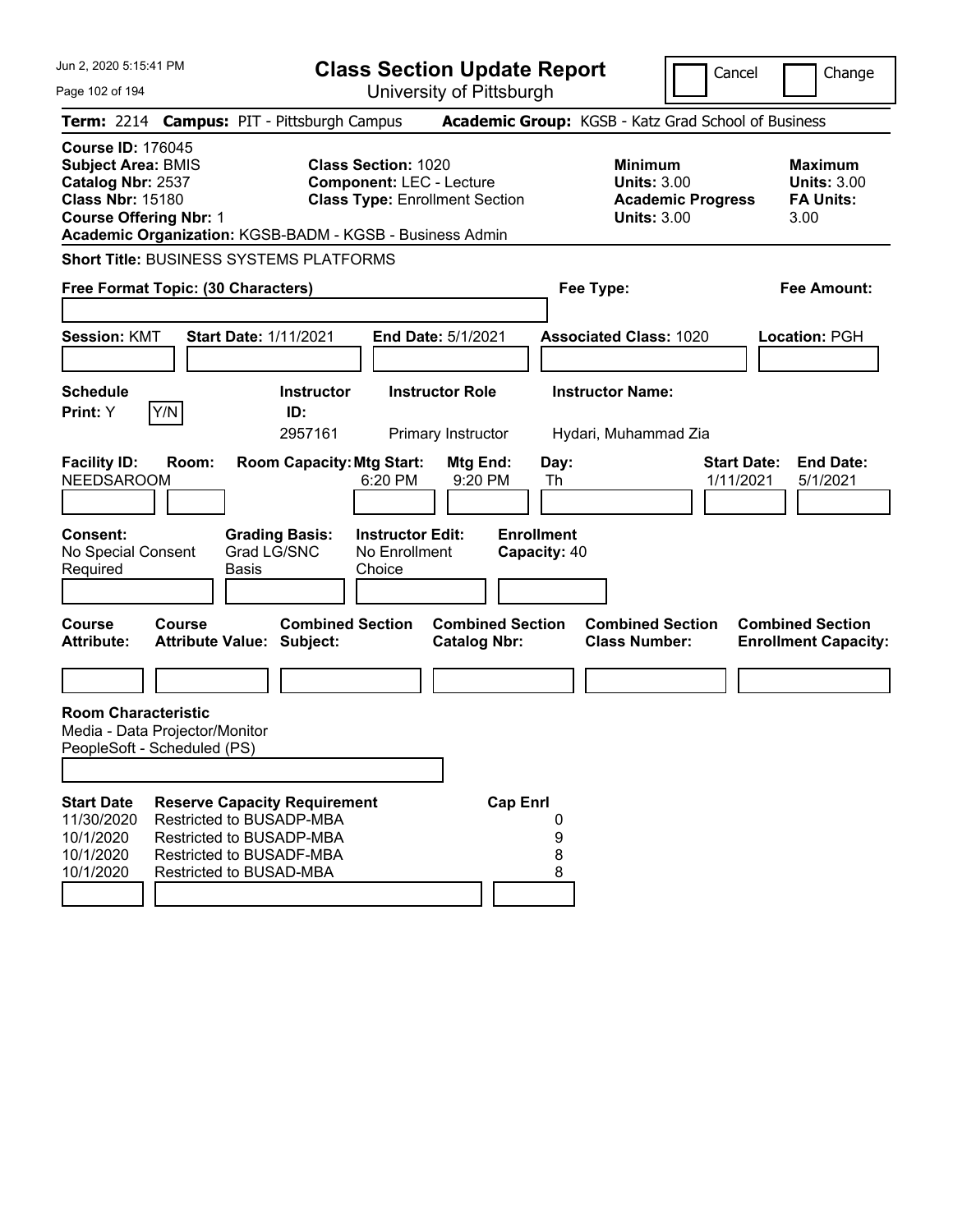# Class Section Update Report

University of Pittsburgh

Jun 2, 2020 5:15:41 PM

Cancel | Change

**Term:** 2214 **Campus:** PIT - Pittsburgh Campus **Academic Group:** KGSB - Katz Grad School of Business

**Course ID:** 176045
**Subject Area:** BMIS
**Catalog Nbr:** 2537
**Class Nbr:** 15180
**Course Offering Nbr:** 1
**Academic Organization:** KGSB-BADM - KGSB - Business Admin

**Class Section:** 1020
**Component:** LEC - Lecture
**Class Type:** Enrollment Section

**Minimum Units:** 3.00
**Academic Progress Units:** 3.00

**Maximum Units:** 3.00
**FA Units:** 3.00

**Short Title:** BUSINESS SYSTEMS PLATFORMS

**Free Format Topic: (30 Characters)**

**Fee Type:**

**Fee Amount:**

**Session:** KMT **Start Date:** 1/11/2021 **End Date:** 5/1/2021 **Associated Class:** 1020 **Location:** PGH

| Schedule Print | Instructor ID | Instructor Role | Instructor Name |
|---|---|---|---|
| Y | 2957161 | Primary Instructor | Hydari, Muhammad Zia |

| Facility ID | Room | Room Capacity | Mtg Start | Mtg End | Day | Start Date | End Date |
|---|---|---|---|---|---|---|---|
| NEEDSAROOM | | | 6:20 PM | 9:20 PM | Th | 1/11/2021 | 5/1/2021 |

**Consent:** No Special Consent Required
**Grading Basis:** Grad LG/SNC Basis
**Instructor Edit:** No Enrollment Choice
**Enrollment Capacity:** 40

| Course Attribute | Course Attribute Value | Combined Section Subject | Combined Section Catalog Nbr | Combined Section Class Number | Combined Section Enrollment Capacity |
|---|---|---|---|---|---|
| | | | | | |

**Room Characteristic**
Media - Data Projector/Monitor
PeopleSoft - Scheduled (PS)

| Start Date | Reserve Capacity Requirement | Cap Enrl |
|---|---|---|
| 11/30/2020 | Restricted to BUSADP-MBA | 0 |
| 10/1/2020 | Restricted to BUSADP-MBA | 9 |
| 10/1/2020 | Restricted to BUSADF-MBA | 8 |
| 10/1/2020 | Restricted to BUSAD-MBA | 8 |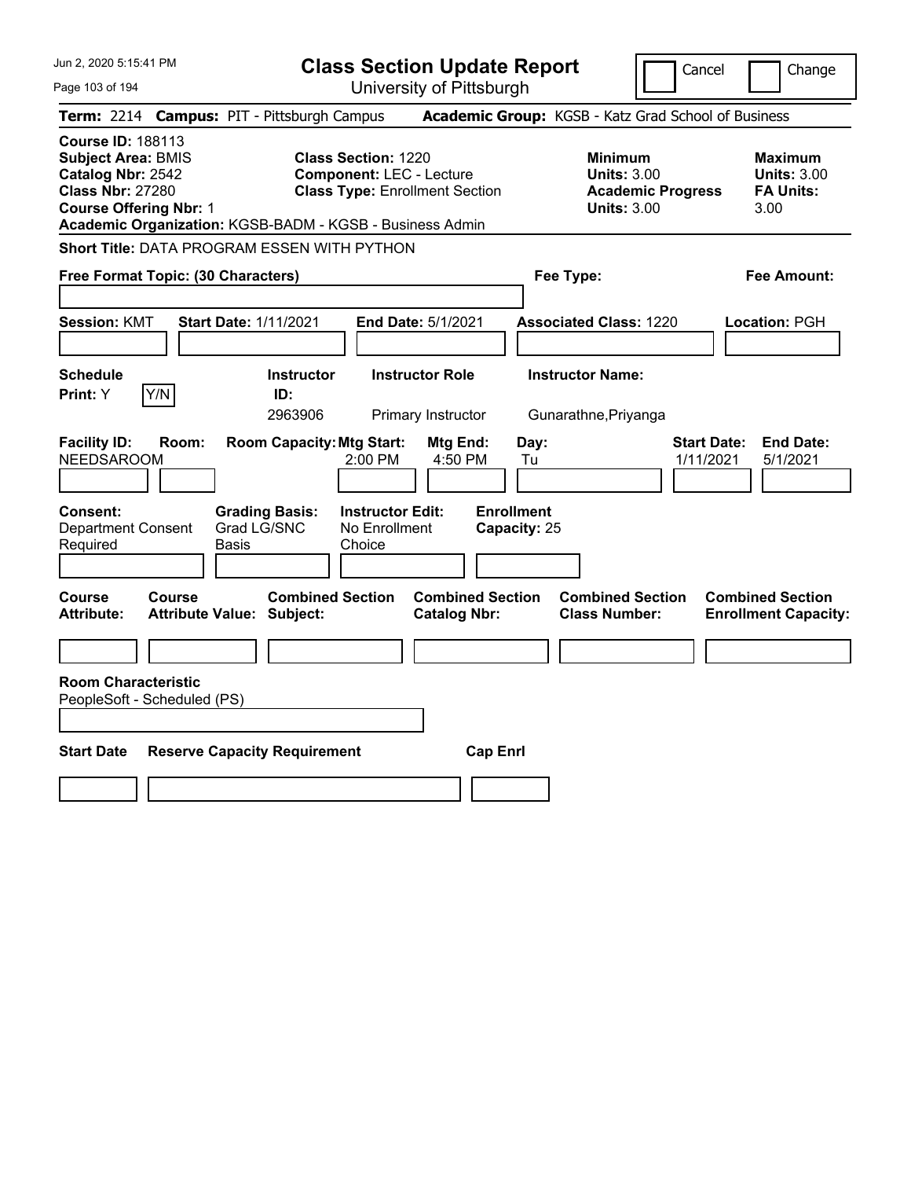# Class Section Update Report

University of Pittsburgh

Jun 2, 2020 5:15:41 PM

Cancel | Change

**Term:** 2214 **Campus:** PIT - Pittsburgh Campus **Academic Group:** KGSB - Katz Grad School of Business

**Course ID:** 188113
**Subject Area:** BMIS
**Catalog Nbr:** 2542
**Class Nbr:** 27280
**Course Offering Nbr:** 1
**Academic Organization:** KGSB-BADM - KGSB - Business Admin

**Class Section:** 1220
**Component:** LEC - Lecture
**Class Type:** Enrollment Section

| | Minimum | Maximum |
|---|---|---|
| Units | 3.00 | 3.00 |
| Academic Progress / FA Units | 3.00 | 3.00 |

**Short Title:** DATA PROGRAM ESSEN WITH PYTHON

**Free Format Topic: (30 Characters)**

**Fee Type:**

**Fee Amount:**

**Session:** KMT **Start Date:** 1/11/2021 **End Date:** 5/1/2021 **Associated Class:** 1220 **Location:** PGH

**Schedule Print:** Y Y/N

| Instructor ID | Instructor Role | Instructor Name |
|---|---|---|
| 2963906 | Primary Instructor | Gunarathne,Priyanga |

| Facility ID | Room | Room Capacity | Mtg Start | Mtg End | Day | Start Date | End Date |
|---|---|---|---|---|---|---|---|
| NEEDSAROOM | | | 2:00 PM | 4:50 PM | Tu | 1/11/2021 | 5/1/2021 |

**Consent:** Department Consent Required
**Grading Basis:** Grad LG/SNC Basis
**Instructor Edit:** No Enrollment Choice
**Enrollment Capacity:** 25

| Course Attribute | Course Attribute Value | Combined Section Subject | Combined Section Catalog Nbr | Combined Section Class Number | Combined Section Enrollment Capacity |
|---|---|---|---|---|---|
| | | | | | |

**Room Characteristic**
PeopleSoft - Scheduled (PS)

| Start Date | Reserve Capacity Requirement | Cap Enrl |
|---|---|---|
| | | |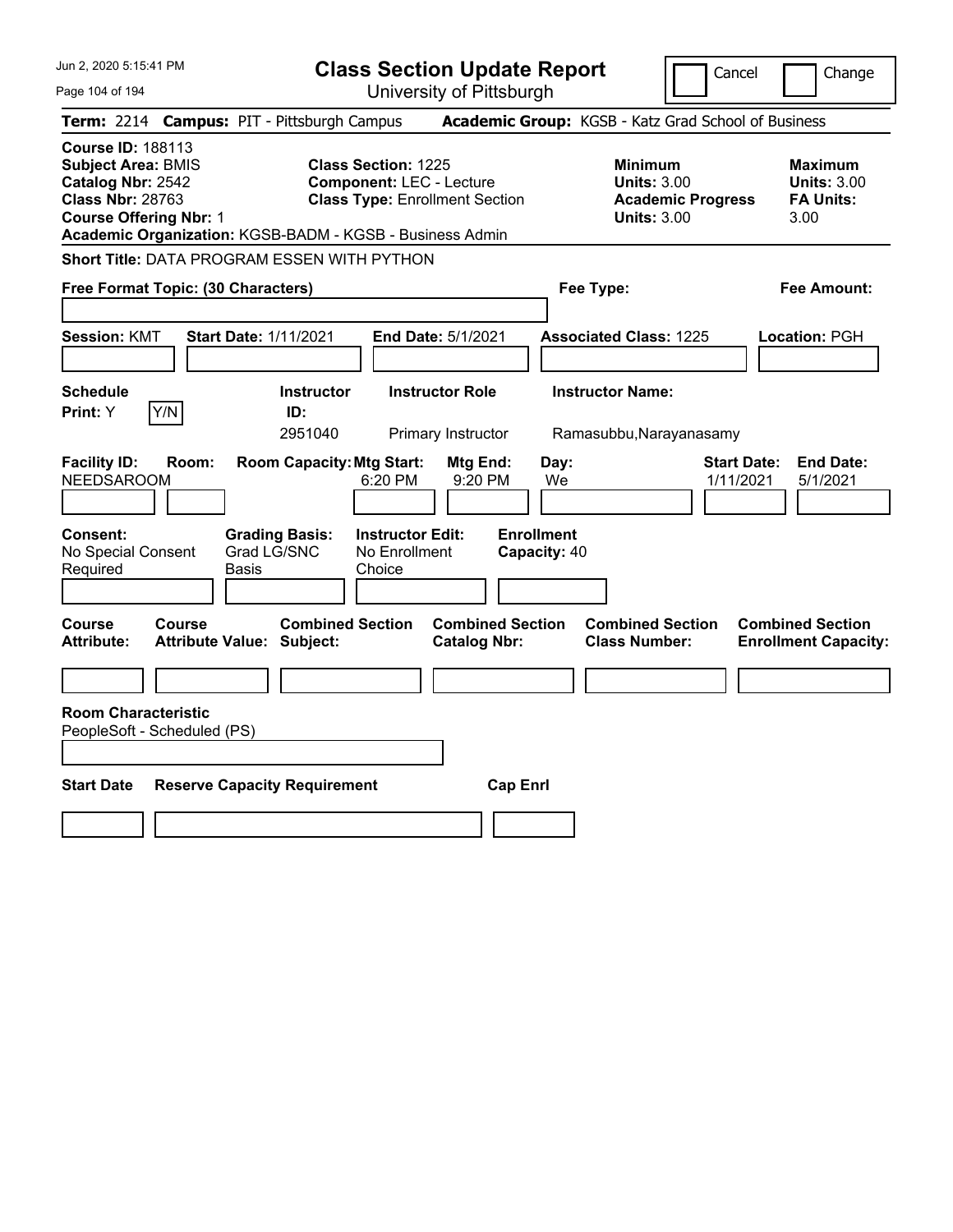# Class Section Update Report

University of Pittsburgh

Jun 2, 2020 5:15:41 PM

Cancel | Change

**Term:** 2214 **Campus:** PIT - Pittsburgh Campus **Academic Group:** KGSB - Katz Grad School of Business

**Course ID:** 188113
**Subject Area:** BMIS
**Catalog Nbr:** 2542
**Class Nbr:** 28763
**Course Offering Nbr:** 1
**Academic Organization:** KGSB-BADM - KGSB - Business Admin

**Class Section:** 1225
**Component:** LEC - Lecture
**Class Type:** Enrollment Section

| | Minimum | Maximum |
|---|---|---|
| Units | 3.00 | 3.00 |
| Academic Progress Units / FA Units | 3.00 | 3.00 |

**Short Title:** DATA PROGRAM ESSEN WITH PYTHON

**Free Format Topic: (30 Characters)**

**Fee Type:**

**Fee Amount:**

**Session:** KMT **Start Date:** 1/11/2021 **End Date:** 5/1/2021 **Associated Class:** 1225 **Location:** PGH

**Schedule Print:** Y [Y/N]

| Instructor ID | Instructor Role | Instructor Name |
|---|---|---|
| 2951040 | Primary Instructor | Ramasubbu,Narayanasamy |

| Facility ID | Room | Room Capacity | Mtg Start | Mtg End | Day | Start Date | End Date |
|---|---|---|---|---|---|---|---|
| NEEDSAROOM | | | 6:20 PM | 9:20 PM | We | 1/11/2021 | 5/1/2021 |

**Consent:** No Special Consent Required
**Grading Basis:** Grad LG/SNC Basis
**Instructor Edit:** No Enrollment Choice
**Enrollment Capacity:** 40

| Course Attribute | Course Attribute Value | Combined Section Subject | Combined Section Catalog Nbr | Combined Section Class Number | Combined Section Enrollment Capacity |
|---|---|---|---|---|---|
| | | | | | |

**Room Characteristic**
PeopleSoft - Scheduled (PS)

| Start Date | Reserve Capacity Requirement | Cap Enrl |
|---|---|---|
| | | |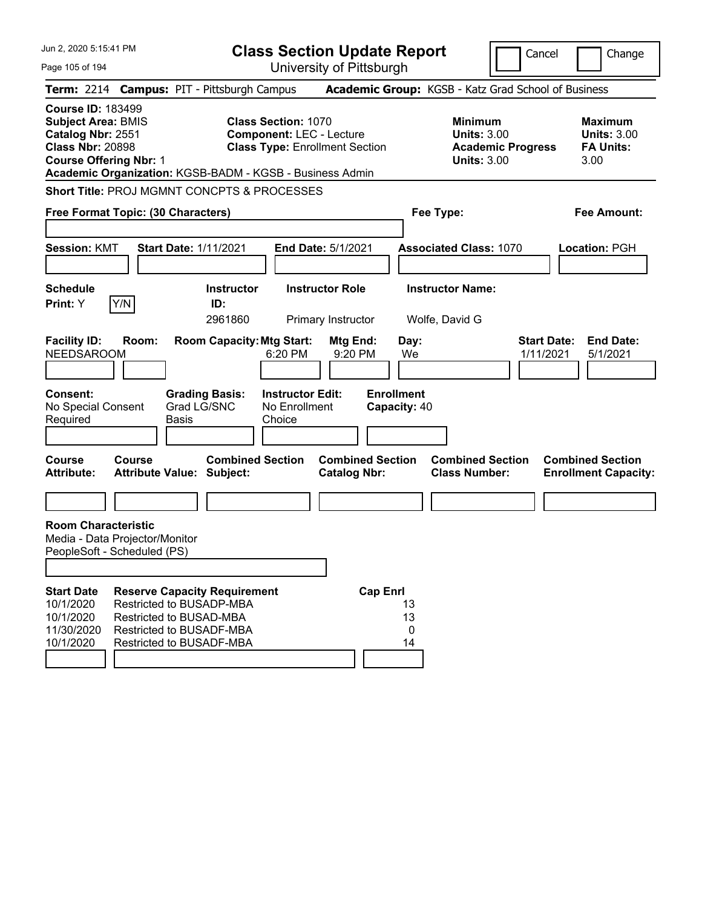Jun 2, 2020 5:15:41 PM

# Class Section Update Report

University of Pittsburgh

Cancel | Change

**Term:** 2214 **Campus:** PIT - Pittsburgh Campus **Academic Group:** KGSB - Katz Grad School of Business

**Course ID:** 183499
**Subject Area:** BMIS
**Catalog Nbr:** 2551
**Class Nbr:** 20898
**Course Offering Nbr:** 1
**Academic Organization:** KGSB-BADM - KGSB - Business Admin

**Class Section:** 1070
**Component:** LEC - Lecture
**Class Type:** Enrollment Section

**Minimum Units:** 3.00
**Academic Progress Units:** 3.00

**Maximum Units:** 3.00
**FA Units:** 3.00

**Short Title:** PROJ MGMNT CONCPTS & PROCESSES

**Free Format Topic: (30 Characters)**

**Fee Type:**

**Fee Amount:**

**Session:** KMT **Start Date:** 1/11/2021 **End Date:** 5/1/2021 **Associated Class:** 1070 **Location:** PGH

| Schedule Print | Instructor ID | Instructor Role | Instructor Name |
|---|---|---|---|
| Y (Y/N) | 2961860 | Primary Instructor | Wolfe, David G |

| Facility ID | Room | Room Capacity | Mtg Start | Mtg End | Day | Start Date | End Date |
|---|---|---|---|---|---|---|---|
| NEEDSAROOM | | | 6:20 PM | 9:20 PM | We | 1/11/2021 | 5/1/2021 |

**Consent:** No Special Consent Required
**Grading Basis:** Grad LG/SNC Basis
**Instructor Edit:** No Enrollment Choice
**Enrollment Capacity:** 40

| Course Attribute | Course Attribute Value | Combined Section Subject | Combined Section Catalog Nbr | Combined Section Class Number | Combined Section Enrollment Capacity |
|---|---|---|---|---|---|
| | | | | | |

**Room Characteristic**
Media - Data Projector/Monitor
PeopleSoft - Scheduled (PS)

| Start Date | Reserve Capacity Requirement | Cap Enrl |
|---|---|---|
| 10/1/2020 | Restricted to BUSADP-MBA | 13 |
| 10/1/2020 | Restricted to BUSAD-MBA | 13 |
| 11/30/2020 | Restricted to BUSADF-MBA | 0 |
| 10/1/2020 | Restricted to BUSADF-MBA | 14 |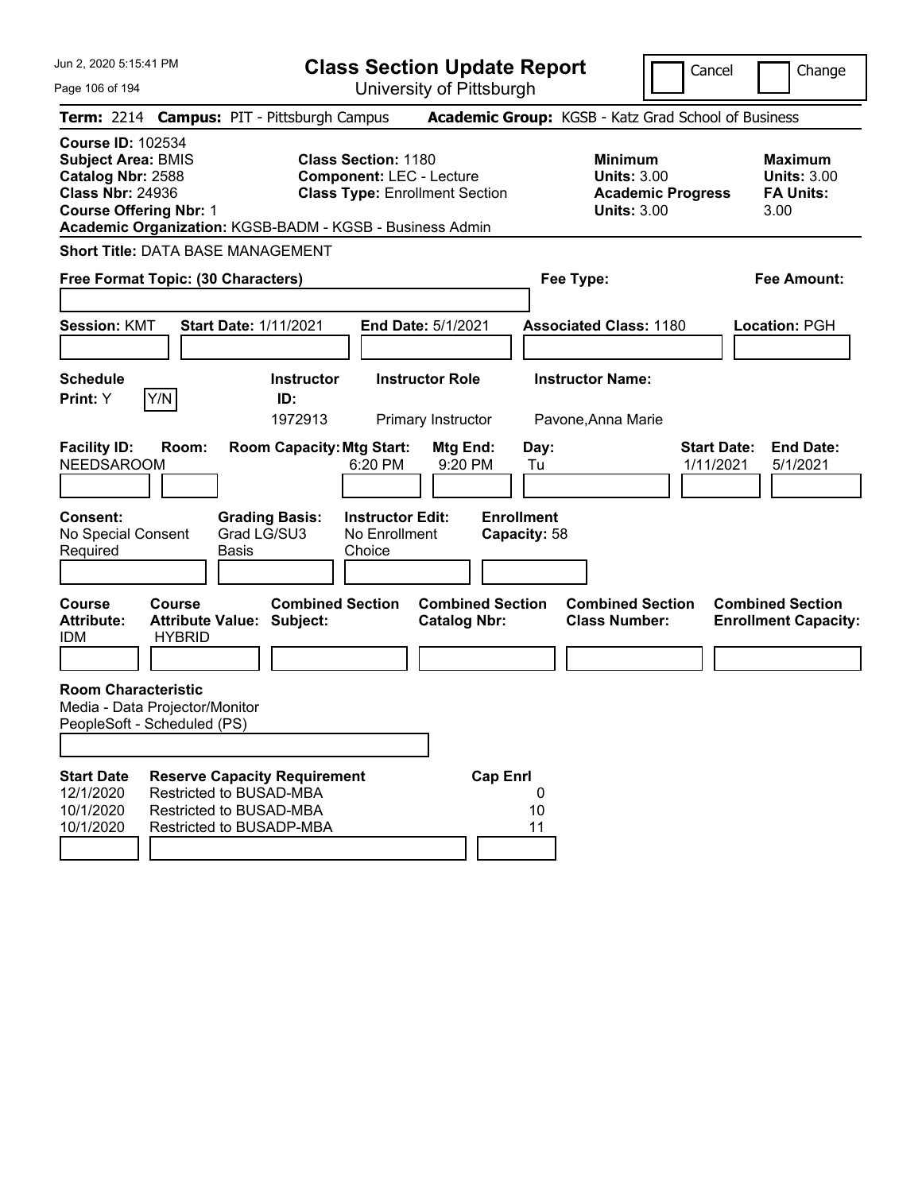Jun 2, 2020 5:15:41 PM

# Class Section Update Report

University of Pittsburgh

Cancel | Change

**Term:** 2214 **Campus:** PIT - Pittsburgh Campus **Academic Group:** KGSB - Katz Grad School of Business

**Course ID:** 102534
**Subject Area:** BMIS
**Catalog Nbr:** 2588
**Class Nbr:** 24936
**Course Offering Nbr:** 1
**Academic Organization:** KGSB-BADM - KGSB - Business Admin

**Class Section:** 1180
**Component:** LEC - Lecture
**Class Type:** Enrollment Section

**Minimum Units:** 3.00
**Academic Progress Units:** 3.00

**Maximum Units:** 3.00
**FA Units:** 3.00

**Short Title:** DATA BASE MANAGEMENT

**Free Format Topic: (30 Characters)**

**Fee Type:**

**Fee Amount:**

**Session:** KMT **Start Date:** 1/11/2021 **End Date:** 5/1/2021 **Associated Class:** 1180 **Location:** PGH

| Schedule Print | Instructor ID | Instructor Role | Instructor Name |
|---|---|---|---|
| Y | 1972913 | Primary Instructor | Pavone,Anna Marie |

| Facility ID | Room | Room Capacity | Mtg Start | Mtg End | Day | Start Date | End Date |
|---|---|---|---|---|---|---|---|
| NEEDSAROOM | | | 6:20 PM | 9:20 PM | Tu | 1/11/2021 | 5/1/2021 |

**Consent:** No Special Consent Required
**Grading Basis:** Grad LG/SU3 Basis
**Instructor Edit:** No Enrollment Choice
**Enrollment Capacity:** 58

| Course Attribute | Course Attribute Value | Combined Section Subject | Combined Section Catalog Nbr | Combined Section Class Number | Combined Section Enrollment Capacity |
|---|---|---|---|---|---|
| IDM | HYBRID | | | | |

**Room Characteristic**
Media - Data Projector/Monitor
PeopleSoft - Scheduled (PS)

| Start Date | Reserve Capacity Requirement | Cap Enrl |
|---|---|---|
| 12/1/2020 | Restricted to BUSAD-MBA | 0 |
| 10/1/2020 | Restricted to BUSAD-MBA | 10 |
| 10/1/2020 | Restricted to BUSADP-MBA | 11 |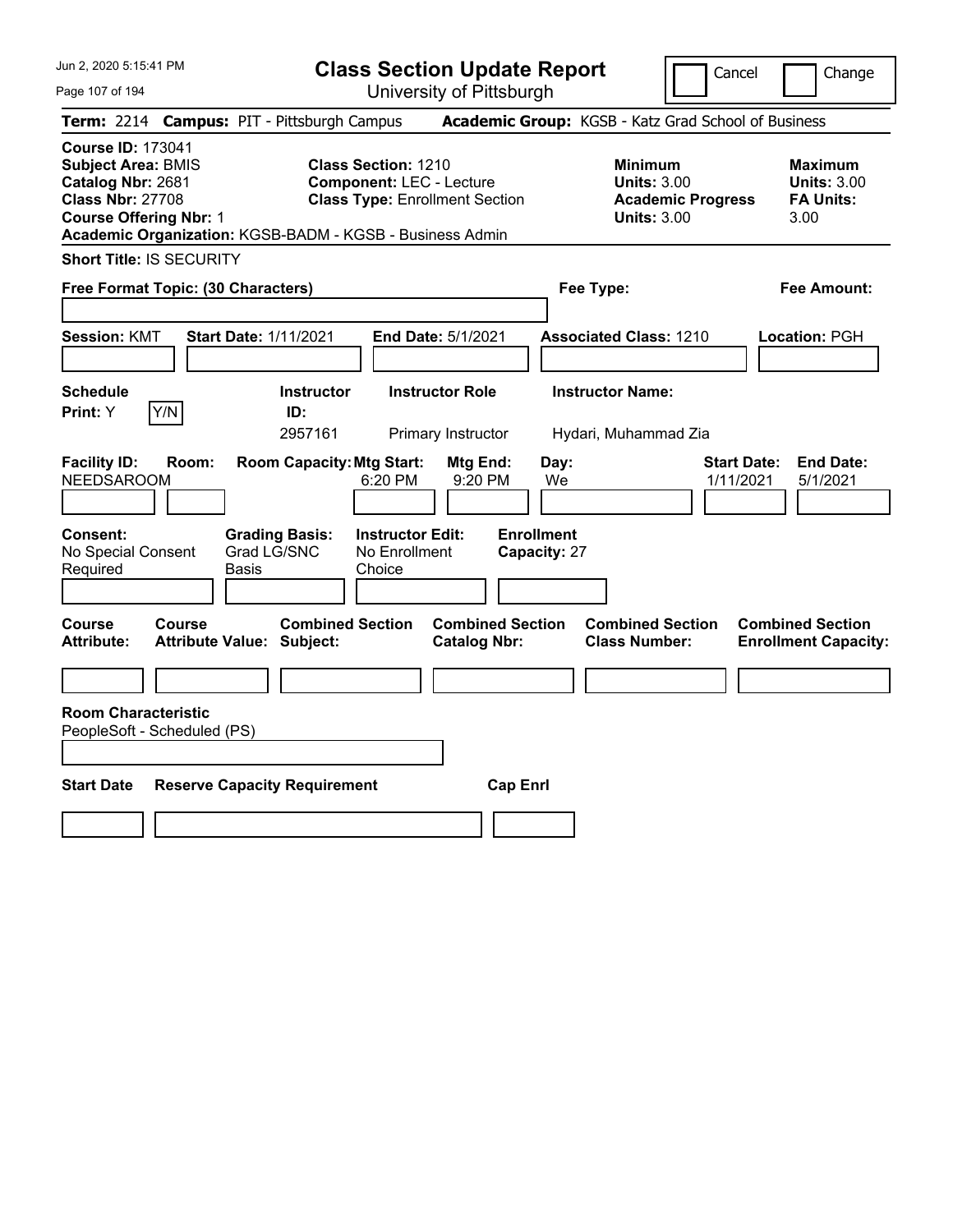# Class Section Update Report

University of Pittsburgh

Jun 2, 2020 5:15:41 PM

Cancel | Change

**Term:** 2214 **Campus:** PIT - Pittsburgh Campus **Academic Group:** KGSB - Katz Grad School of Business

**Course ID:** 173041
**Subject Area:** BMIS
**Catalog Nbr:** 2681
**Class Nbr:** 27708
**Course Offering Nbr:** 1
**Academic Organization:** KGSB-BADM - KGSB - Business Admin

**Class Section:** 1210
**Component:** LEC - Lecture
**Class Type:** Enrollment Section

**Minimum Units:** 3.00
**Academic Progress Units:** 3.00

**Maximum Units:** 3.00
**FA Units:** 3.00

**Short Title:** IS SECURITY

**Free Format Topic: (30 Characters)**

**Fee Type:**

**Fee Amount:**

**Session:** KMT **Start Date:** 1/11/2021 **End Date:** 5/1/2021 **Associated Class:** 1210 **Location:** PGH

**Schedule Print:** Y Y/N

| Instructor ID | Instructor Role | Instructor Name |
|---|---|---|
| 2957161 | Primary Instructor | Hydari, Muhammad Zia |

| Facility ID | Room | Room Capacity | Mtg Start | Mtg End | Day | Start Date | End Date |
|---|---|---|---|---|---|---|---|
| NEEDSAROOM | | | 6:20 PM | 9:20 PM | We | 1/11/2021 | 5/1/2021 |

**Consent:** No Special Consent Required
**Grading Basis:** Grad LG/SNC Basis
**Instructor Edit:** No Enrollment Choice
**Enrollment Capacity:** 27

| Course Attribute | Course Attribute Value | Combined Section Subject | Combined Section Catalog Nbr | Combined Section Class Number | Combined Section Enrollment Capacity |
|---|---|---|---|---|---|
| | | | | | |

**Room Characteristic**
PeopleSoft - Scheduled (PS)

| Start Date | Reserve Capacity Requirement | Cap Enrl |
|---|---|---|
| | | |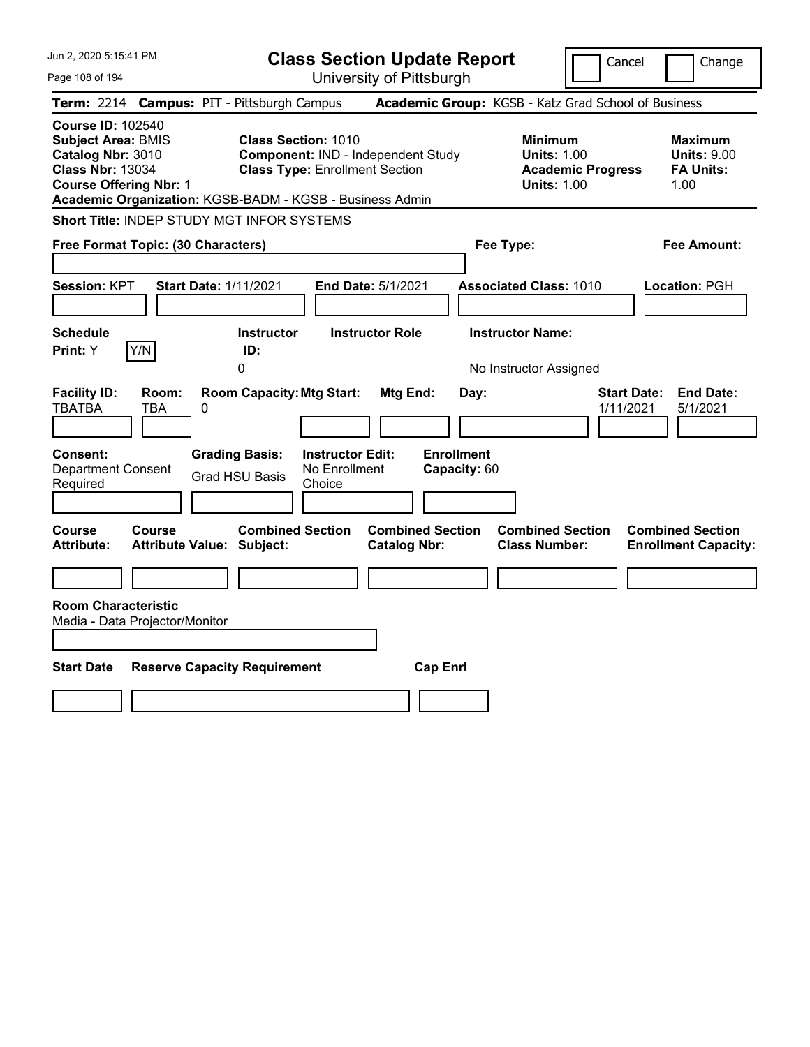Jun 2, 2020 5:15:41 PM

# Class Section Update Report

University of Pittsburgh

Cancel | Change

**Term:** 2214 **Campus:** PIT - Pittsburgh Campus **Academic Group:** KGSB - Katz Grad School of Business

**Course ID:** 102540
**Subject Area:** BMIS
**Catalog Nbr:** 3010
**Class Nbr:** 13034
**Course Offering Nbr:** 1

**Class Section:** 1010
**Component:** IND - Independent Study
**Class Type:** Enrollment Section

**Minimum**
**Units:** 1.00
**Academic Progress Units:** 1.00

**Maximum**
**Units:** 9.00
**FA Units:** 1.00

**Academic Organization:** KGSB-BADM - KGSB - Business Admin

**Short Title:** INDEP STUDY MGT INFOR SYSTEMS

**Free Format Topic: (30 Characters)**

**Fee Type:**

**Fee Amount:**

**Session:** KPT **Start Date:** 1/11/2021 **End Date:** 5/1/2021 **Associated Class:** 1010 **Location:** PGH

| Schedule Print: | Instructor ID: | Instructor Role | Instructor Name: |
|---|---|---|---|
| Y | 0 | | No Instructor Assigned |

| Facility ID: | Room: | Room Capacity: | Mtg Start: | Mtg End: | Day: | Start Date: | End Date: |
|---|---|---|---|---|---|---|---|
| TBATBA | TBA | 0 | | | | 1/11/2021 | 5/1/2021 |

| Consent: | Grading Basis: | Instructor Edit: | Enrollment Capacity: |
|---|---|---|---|
| Department Consent Required | Grad HSU Basis | No Enrollment Choice | 60 |

| Course Attribute: | Course Attribute Value: | Combined Section Subject: | Combined Section Catalog Nbr: | Combined Section Class Number: | Combined Section Enrollment Capacity: |
|---|---|---|---|---|---|
| | | | | | |

**Room Characteristic**
Media - Data Projector/Monitor

| Start Date | Reserve Capacity Requirement | Cap Enrl |
|---|---|---|
| | | |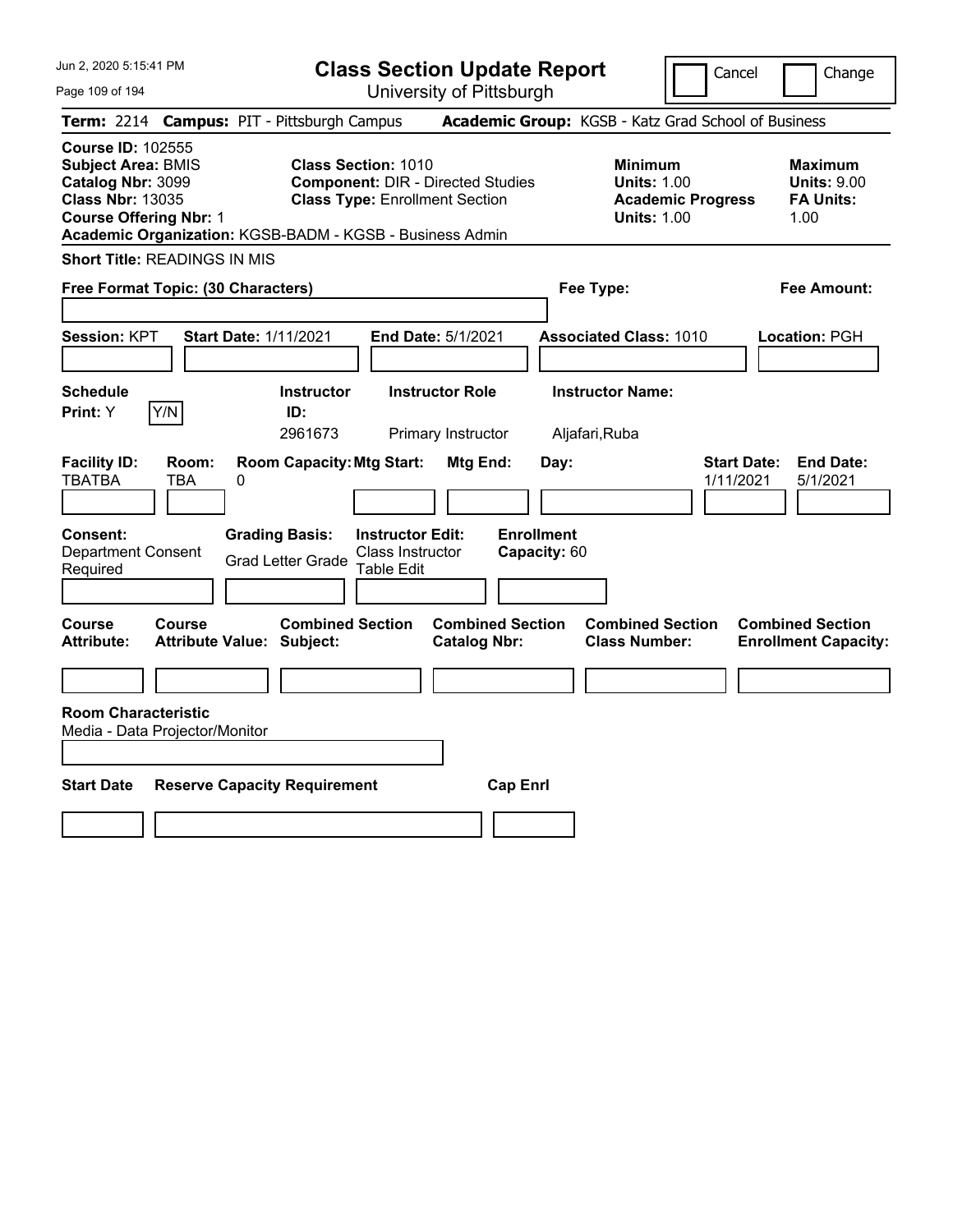Jun 2, 2020 5:15:41 PM

# Class Section Update Report

University of Pittsburgh

Cancel | Change

**Term:** 2214 **Campus:** PIT - Pittsburgh Campus **Academic Group:** KGSB - Katz Grad School of Business

**Course ID:** 102555
**Subject Area:** BMIS
**Catalog Nbr:** 3099
**Class Nbr:** 13035
**Course Offering Nbr:** 1
**Academic Organization:** KGSB-BADM - KGSB - Business Admin

**Class Section:** 1010
**Component:** DIR - Directed Studies
**Class Type:** Enrollment Section

| | Minimum | Maximum |
|---|---|---|
| Units | 1.00 | 9.00 |
| Academic Progress Units / FA Units | 1.00 | 1.00 |

**Short Title:** READINGS IN MIS

**Free Format Topic: (30 Characters)**

**Fee Type:**

**Fee Amount:**

**Session:** KPT **Start Date:** 1/11/2021 **End Date:** 5/1/2021 **Associated Class:** 1010 **Location:** PGH

| Schedule Print | Instructor ID | Instructor Role | Instructor Name |
|---|---|---|---|
| Y | 2961673 | Primary Instructor | Aljafari,Ruba |

| Facility ID | Room | Room Capacity | Mtg Start | Mtg End | Day | Start Date | End Date |
|---|---|---|---|---|---|---|---|
| TBATBA | TBA | 0 | | | | 1/11/2021 | 5/1/2021 |

| Consent | Grading Basis | Instructor Edit | Enrollment Capacity |
|---|---|---|---|
| Department Consent Required | Grad Letter Grade | Class Instructor Table Edit | 60 |

| Course Attribute | Course Attribute Value | Combined Section Subject | Combined Section Catalog Nbr | Combined Section Class Number | Combined Section Enrollment Capacity |
|---|---|---|---|---|---|
| | | | | | |

**Room Characteristic**
Media - Data Projector/Monitor

| Start Date | Reserve Capacity Requirement | Cap Enrl |
|---|---|---|
| | | |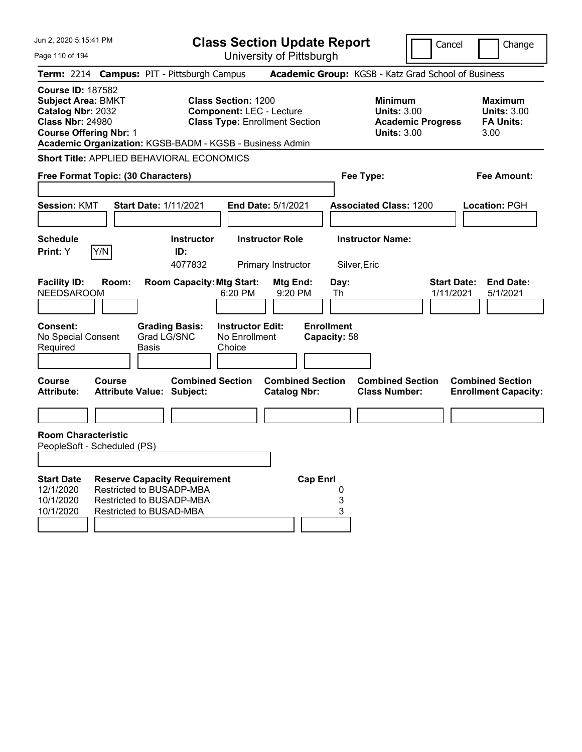# Class Section Update Report

University of Pittsburgh

Jun 2, 2020 5:15:41 PM

Cancel | Change

**Term:** 2214 **Campus:** PIT - Pittsburgh Campus **Academic Group:** KGSB - Katz Grad School of Business

**Course ID:** 187582
**Subject Area:** BMKT
**Catalog Nbr:** 2032
**Class Nbr:** 24980
**Course Offering Nbr:** 1
**Academic Organization:** KGSB-BADM - KGSB - Business Admin

**Class Section:** 1200
**Component:** LEC - Lecture
**Class Type:** Enrollment Section

**Minimum Units:** 3.00
**Academic Progress Units:** 3.00

**Maximum Units:** 3.00
**FA Units:** 3.00

**Short Title:** APPLIED BEHAVIORAL ECONOMICS

**Free Format Topic: (30 Characters)**

**Fee Type:**

**Fee Amount:**

**Session:** KMT **Start Date:** 1/11/2021 **End Date:** 5/1/2021 **Associated Class:** 1200 **Location:** PGH

| Schedule Print | Instructor ID | Instructor Role | Instructor Name |
|---|---|---|---|
| Y | 4077832 | Primary Instructor | Silver,Eric |

| Facility ID | Room | Room Capacity | Mtg Start | Mtg End | Day | Start Date | End Date |
|---|---|---|---|---|---|---|---|
| NEEDSAROOM | | | 6:20 PM | 9:20 PM | Th | 1/11/2021 | 5/1/2021 |

| Consent | Grading Basis | Instructor Edit | Enrollment Capacity |
|---|---|---|---|
| No Special Consent Required | Grad LG/SNC Basis | No Enrollment Choice | 58 |

| Course Attribute | Course Attribute Value | Combined Section Subject | Combined Section Catalog Nbr | Combined Section Class Number | Combined Section Enrollment Capacity |
|---|---|---|---|---|---|
| | | | | | |

**Room Characteristic**
PeopleSoft - Scheduled (PS)

| Start Date | Reserve Capacity Requirement | Cap Enrl |
|---|---|---|
| 12/1/2020 | Restricted to BUSADP-MBA | 0 |
| 10/1/2020 | Restricted to BUSADP-MBA | 3 |
| 10/1/2020 | Restricted to BUSAD-MBA | 3 |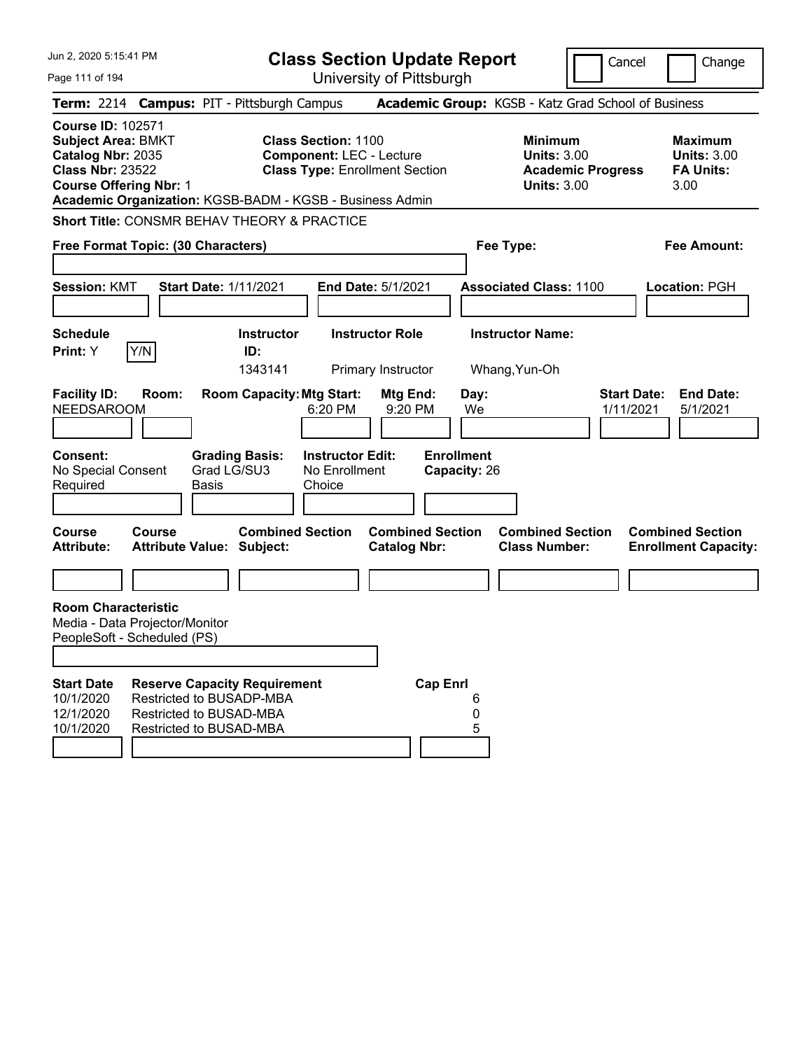# Class Section Update Report

University of Pittsburgh

Jun 2, 2020 5:15:41 PM

Cancel | Change

**Term:** 2214 **Campus:** PIT - Pittsburgh Campus **Academic Group:** KGSB - Katz Grad School of Business

**Course ID:** 102571
**Subject Area:** BMKT
**Catalog Nbr:** 2035
**Class Nbr:** 23522
**Course Offering Nbr:** 1
**Academic Organization:** KGSB-BADM - KGSB - Business Admin

**Class Section:** 1100
**Component:** LEC - Lecture
**Class Type:** Enrollment Section

**Minimum**
**Units:** 3.00
**Academic Progress Units:** 3.00

**Maximum**
**Units:** 3.00
**FA Units:** 3.00

**Short Title:** CONSMR BEHAV THEORY & PRACTICE

**Free Format Topic: (30 Characters)**

**Fee Type:**

**Fee Amount:**

**Session:** KMT **Start Date:** 1/11/2021 **End Date:** 5/1/2021 **Associated Class:** 1100 **Location:** PGH

| Schedule Print | Instructor ID | Instructor Role | Instructor Name |
|---|---|---|---|
| Y | 1343141 | Primary Instructor | Whang,Yun-Oh |

| Facility ID | Room | Room Capacity | Mtg Start | Mtg End | Day | Start Date | End Date |
|---|---|---|---|---|---|---|---|
| NEEDSAROOM | | | 6:20 PM | 9:20 PM | We | 1/11/2021 | 5/1/2021 |

**Consent:** No Special Consent Required
**Grading Basis:** Grad LG/SU3 Basis
**Instructor Edit:** No Enrollment Choice
**Enrollment Capacity:** 26

| Course Attribute | Course Attribute Value | Combined Section Subject | Combined Section Catalog Nbr | Combined Section Class Number | Combined Section Enrollment Capacity |
|---|---|---|---|---|---|
| | | | | | |

**Room Characteristic**
Media - Data Projector/Monitor
PeopleSoft - Scheduled (PS)

| Start Date | Reserve Capacity Requirement | Cap Enrl |
|---|---|---|
| 10/1/2020 | Restricted to BUSADP-MBA | 6 |
| 12/1/2020 | Restricted to BUSAD-MBA | 0 |
| 10/1/2020 | Restricted to BUSAD-MBA | 5 |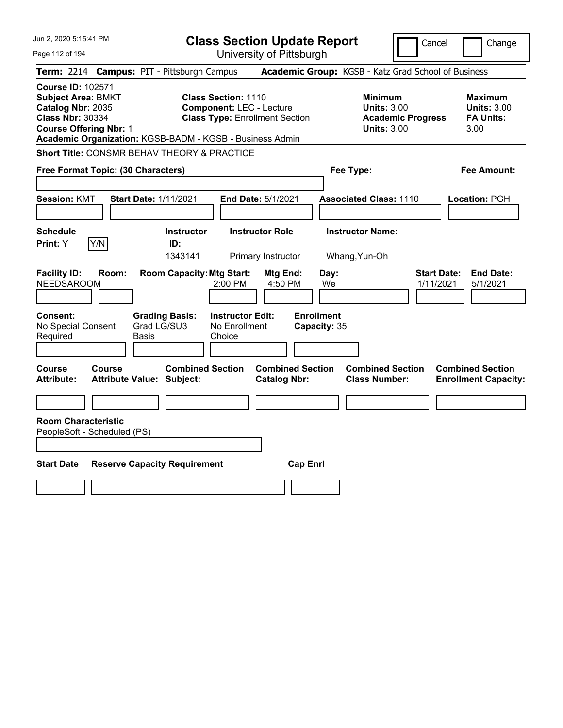# Class Section Update Report

University of Pittsburgh

Jun 2, 2020 5:15:41 PM

Cancel | Change

**Term:** 2214 **Campus:** PIT - Pittsburgh Campus **Academic Group:** KGSB - Katz Grad School of Business

**Course ID:** 102571
**Subject Area:** BMKT
**Catalog Nbr:** 2035
**Class Nbr:** 30334
**Course Offering Nbr:** 1
**Academic Organization:** KGSB-BADM - KGSB - Business Admin

**Class Section:** 1110
**Component:** LEC - Lecture
**Class Type:** Enrollment Section

| | Minimum | Maximum |
|---|---|---|
| Units | 3.00 | 3.00 |
| Academic Progress / FA Units | 3.00 | 3.00 |

**Short Title:** CONSMR BEHAV THEORY & PRACTICE

**Free Format Topic: (30 Characters)**

**Fee Type:**

**Fee Amount:**

**Session:** KMT **Start Date:** 1/11/2021 **End Date:** 5/1/2021 **Associated Class:** 1110 **Location:** PGH

| Schedule Print | Instructor ID | Instructor Role | Instructor Name |
|---|---|---|---|
| Y | 1343141 | Primary Instructor | Whang,Yun-Oh |

| Facility ID | Room | Room Capacity | Mtg Start | Mtg End | Day | Start Date | End Date |
|---|---|---|---|---|---|---|---|
| NEEDSAROOM | | | 2:00 PM | 4:50 PM | We | 1/11/2021 | 5/1/2021 |

**Consent:** No Special Consent Required
**Grading Basis:** Grad LG/SU3 Basis
**Instructor Edit:** No Enrollment Choice
**Enrollment Capacity:** 35

| Course Attribute | Course Attribute Value | Combined Section Subject | Combined Section Catalog Nbr | Combined Section Class Number | Combined Section Enrollment Capacity |
|---|---|---|---|---|---|
| | | | | | |

**Room Characteristic**
PeopleSoft - Scheduled (PS)

| Start Date | Reserve Capacity Requirement | Cap Enrl |
|---|---|---|
| | | |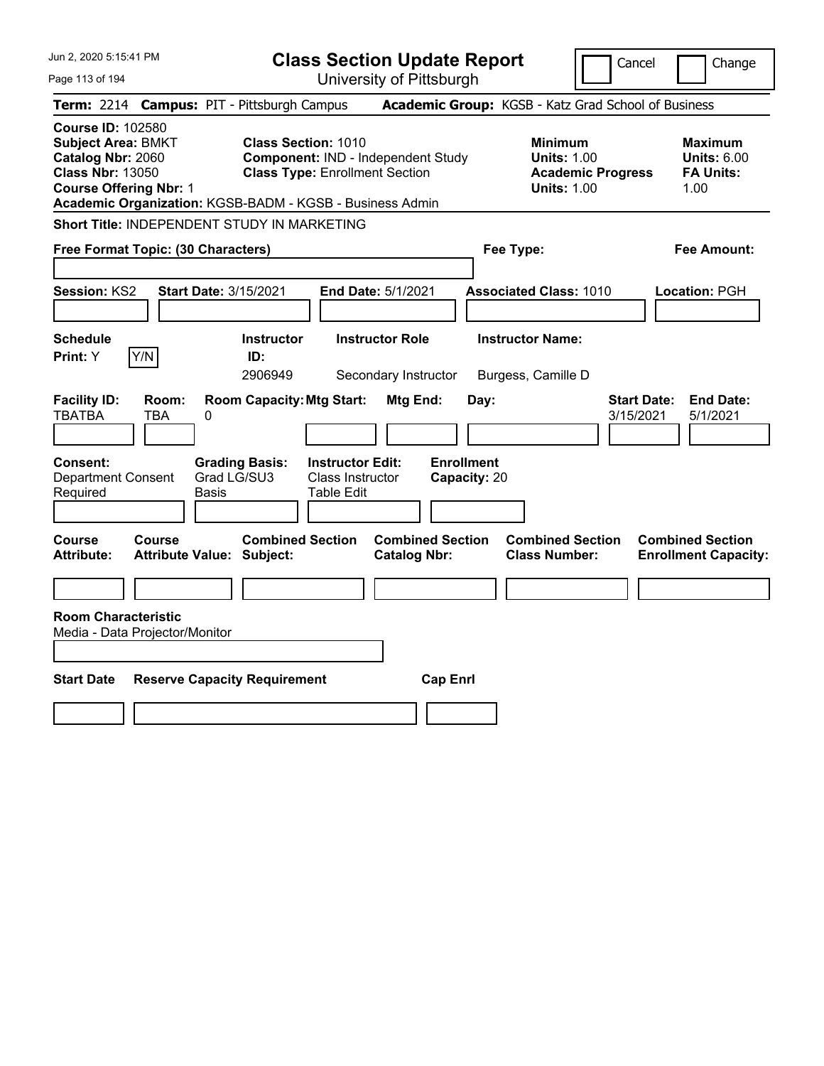# Class Section Update Report

University of Pittsburgh

Cancel | Change

**Term:** 2214 **Campus:** PIT - Pittsburgh Campus **Academic Group:** KGSB - Katz Grad School of Business

**Course ID:** 102580
**Subject Area:** BMKT
**Catalog Nbr:** 2060
**Class Nbr:** 13050
**Course Offering Nbr:** 1

**Class Section:** 1010
**Component:** IND - Independent Study
**Class Type:** Enrollment Section

**Minimum Units:** 1.00
**Academic Progress Units:** 1.00

**Maximum Units:** 6.00
**FA Units:** 1.00

**Academic Organization:** KGSB-BADM - KGSB - Business Admin

**Short Title:** INDEPENDENT STUDY IN MARKETING

**Free Format Topic: (30 Characters)**

**Fee Type:**

**Fee Amount:**

**Session:** KS2 **Start Date:** 3/15/2021 **End Date:** 5/1/2021 **Associated Class:** 1010 **Location:** PGH

| Schedule Print | | Instructor ID | Instructor Role | Instructor Name |
|---|---|---|---|---|
| Y | Y/N | 2906949 | Secondary Instructor | Burgess, Camille D |

| Facility ID | Room | Room Capacity | Mtg Start | Mtg End | Day | Start Date | End Date |
|---|---|---|---|---|---|---|---|
| TBATBA | TBA | 0 | | | | 3/15/2021 | 5/1/2021 |

| Consent | Grading Basis | Instructor Edit | Enrollment Capacity |
|---|---|---|---|
| Department Consent Required | Grad LG/SU3 Basis | Class Instructor Table Edit | 20 |

| Course Attribute | Course Attribute Value | Combined Section Subject | Combined Section Catalog Nbr | Combined Section Class Number | Combined Section Enrollment Capacity |
|---|---|---|---|---|---|
| | | | | | |

**Room Characteristic**
Media - Data Projector/Monitor

| Start Date | Reserve Capacity Requirement | Cap Enrl |
|---|---|---|
| | | |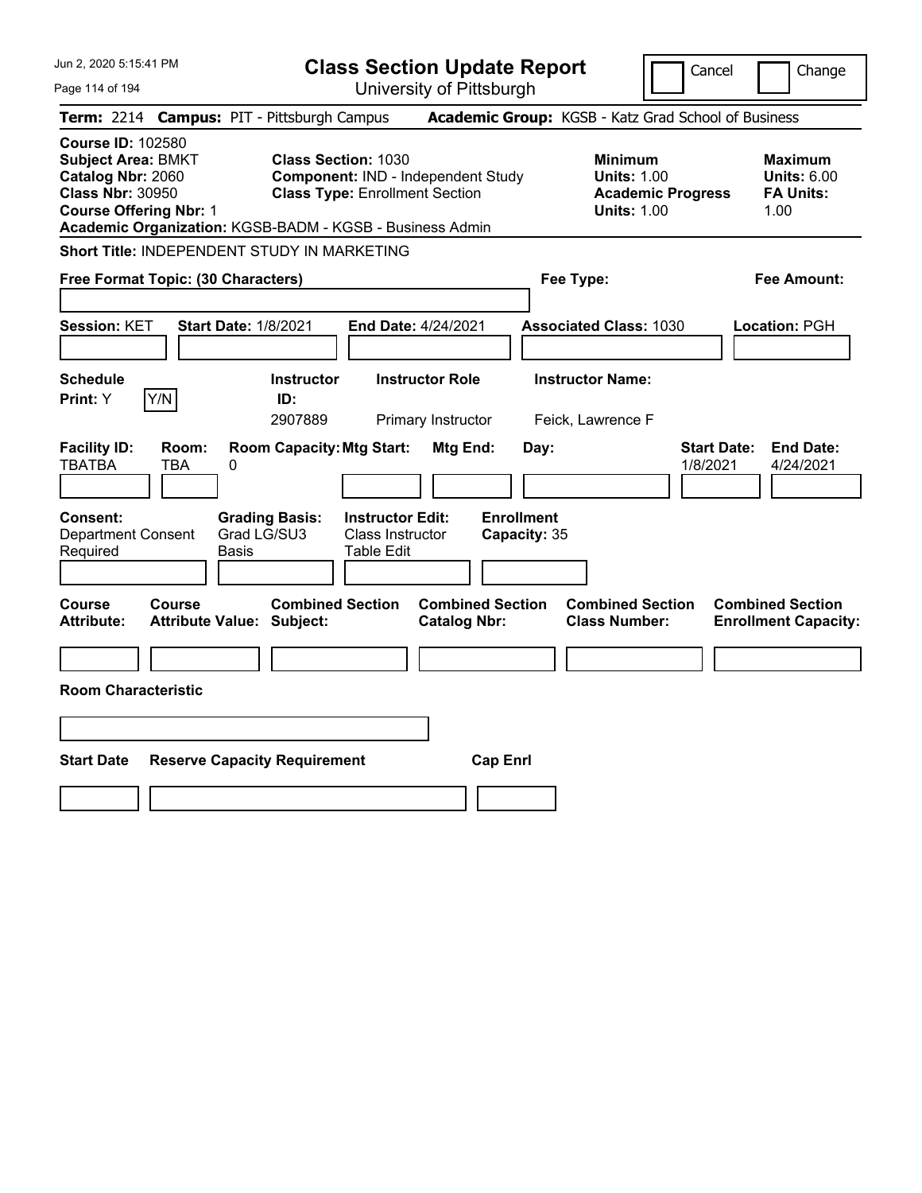Jun 2, 2020 5:15:41 PM

# Class Section Update Report

University of Pittsburgh

Cancel | Change

**Term:** 2214 **Campus:** PIT - Pittsburgh Campus **Academic Group:** KGSB - Katz Grad School of Business

**Course ID:** 102580
**Subject Area:** BMKT
**Catalog Nbr:** 2060
**Class Nbr:** 30950
**Course Offering Nbr:** 1
**Academic Organization:** KGSB-BADM - KGSB - Business Admin

**Class Section:** 1030
**Component:** IND - Independent Study
**Class Type:** Enrollment Section

**Minimum Units:** 1.00
**Academic Progress Units:** 1.00

**Maximum Units:** 6.00
**FA Units:** 1.00

**Short Title:** INDEPENDENT STUDY IN MARKETING

**Free Format Topic: (30 Characters)**

**Fee Type:**

**Fee Amount:**

**Session:** KET **Start Date:** 1/8/2021 **End Date:** 4/24/2021 **Associated Class:** 1030 **Location:** PGH

| Schedule Print | Instructor ID | Instructor Role | Instructor Name |
|---|---|---|---|
| Y (Y/N) | 2907889 | Primary Instructor | Feick, Lawrence F |

| Facility ID | Room | Room Capacity | Mtg Start | Mtg End | Day | Start Date | End Date |
|---|---|---|---|---|---|---|---|
| TBATBA | TBA | 0 | | | | 1/8/2021 | 4/24/2021 |

| Consent | Grading Basis | Instructor Edit | Enrollment Capacity |
|---|---|---|---|
| Department Consent Required | Grad LG/SU3 Basis | Class Instructor Table Edit | 35 |

| Course Attribute | Course Attribute Value | Combined Section Subject | Combined Section Catalog Nbr | Combined Section Class Number | Combined Section Enrollment Capacity |
|---|---|---|---|---|---|
| | | | | | |

**Room Characteristic**

| Start Date | Reserve Capacity Requirement | Cap Enrl |
|---|---|---|
| | | |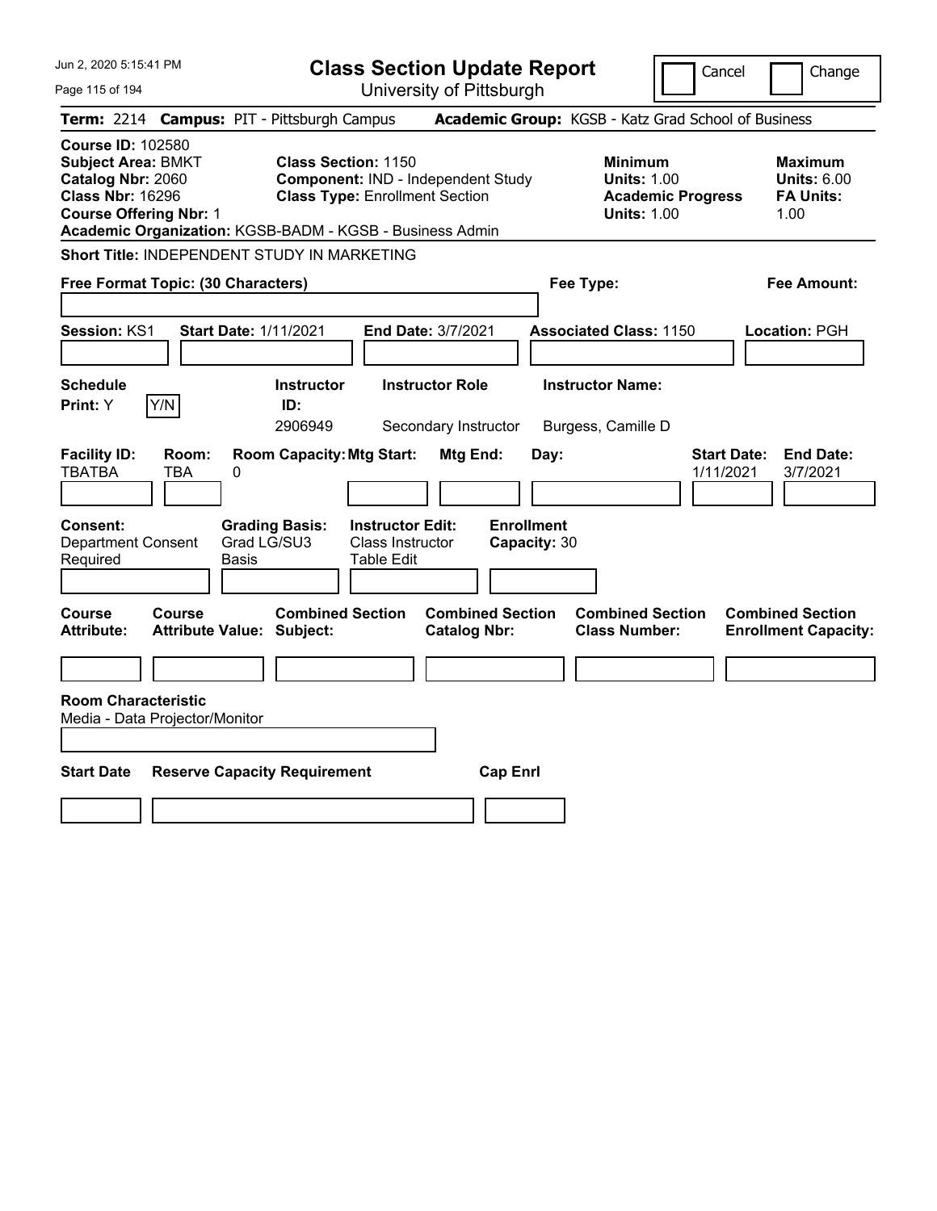Jun 2, 2020 5:15:41 PM

# Class Section Update Report

University of Pittsburgh

Cancel | Change

**Term:** 2214 **Campus:** PIT - Pittsburgh Campus **Academic Group:** KGSB - Katz Grad School of Business

**Course ID:** 102580
**Subject Area:** BMKT
**Catalog Nbr:** 2060
**Class Nbr:** 16296
**Course Offering Nbr:** 1

**Class Section:** 1150
**Component:** IND - Independent Study
**Class Type:** Enrollment Section

**Minimum Units:** 1.00
**Academic Progress Units:** 1.00

**Maximum Units:** 6.00
**FA Units:** 1.00

**Academic Organization:** KGSB-BADM - KGSB - Business Admin

**Short Title:** INDEPENDENT STUDY IN MARKETING

**Free Format Topic: (30 Characters)**

**Fee Type:**

**Fee Amount:**

**Session:** KS1 **Start Date:** 1/11/2021 **End Date:** 3/7/2021 **Associated Class:** 1150 **Location:** PGH

| Schedule Print | Instructor ID | Instructor Role | Instructor Name |
|---|---|---|---|
| Y (Y/N) | 2906949 | Secondary Instructor | Burgess, Camille D |

| Facility ID | Room | Room Capacity | Mtg Start | Mtg End | Day | Start Date | End Date |
|---|---|---|---|---|---|---|---|
| TBATBA | TBA | 0 | | | | 1/11/2021 | 3/7/2021 |

**Consent:** Department Consent Required
**Grading Basis:** Grad LG/SU3 Basis
**Instructor Edit:** Class Instructor Table Edit
**Enrollment Capacity:** 30

| Course Attribute | Course Attribute Value | Combined Section Subject | Combined Section Catalog Nbr | Combined Section Class Number | Combined Section Enrollment Capacity |
|---|---|---|---|---|---|
| | | | | | |

**Room Characteristic**
Media - Data Projector/Monitor

| Start Date | Reserve Capacity Requirement | Cap Enrl |
|---|---|---|
| | | |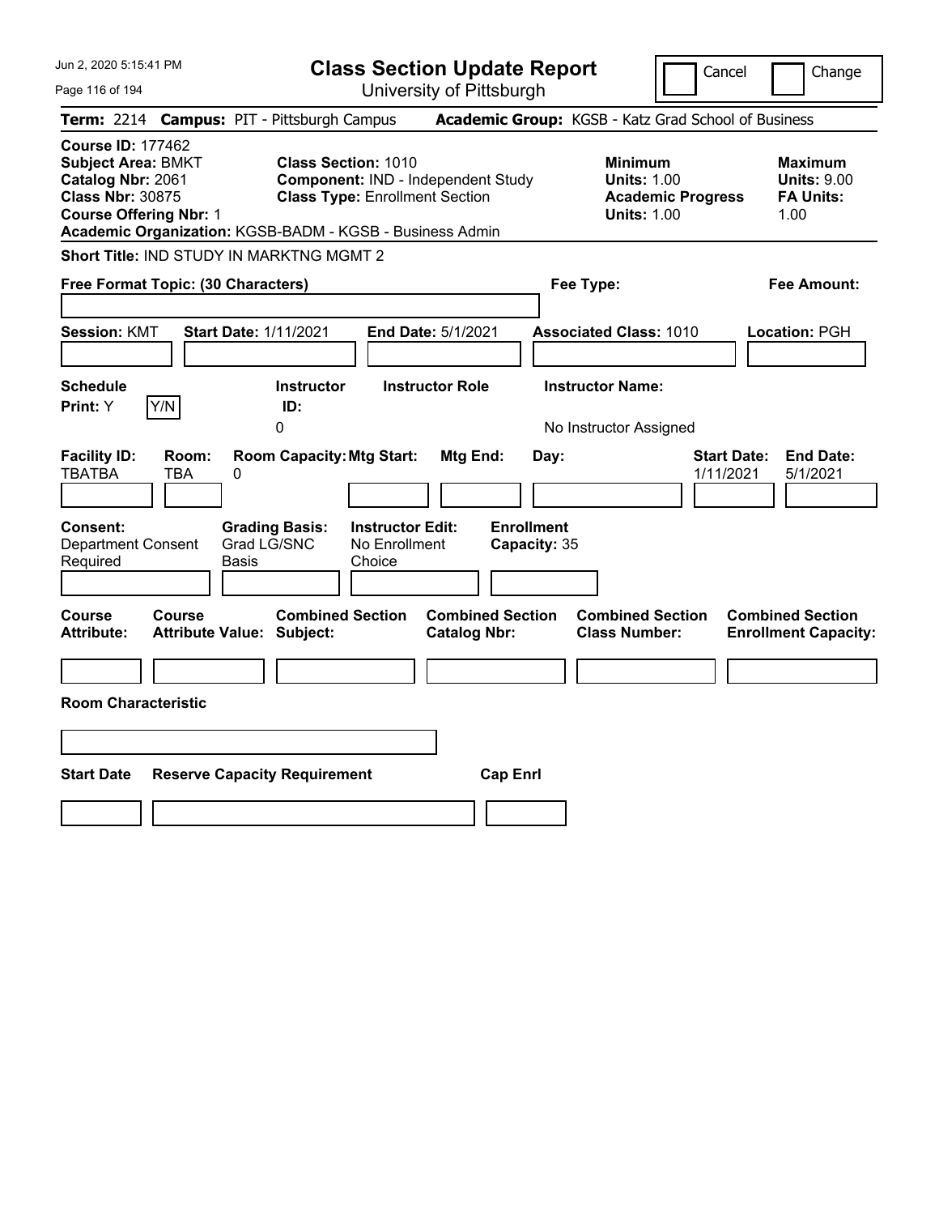Jun 2, 2020 5:15:41 PM

# Class Section Update Report

University of Pittsburgh

Cancel | Change

**Term:** 2214 **Campus:** PIT - Pittsburgh Campus **Academic Group:** KGSB - Katz Grad School of Business

**Course ID:** 177462
**Subject Area:** BMKT
**Catalog Nbr:** 2061
**Class Nbr:** 30875
**Course Offering Nbr:** 1
**Academic Organization:** KGSB-BADM - KGSB - Business Admin

**Class Section:** 1010
**Component:** IND - Independent Study
**Class Type:** Enrollment Section

| | Minimum | Maximum |
|---|---|---|
| Units | 1.00 | 9.00 |
| Academic Progress / FA Units | 1.00 | 1.00 |

**Short Title:** IND STUDY IN MARKTNG MGMT 2

**Free Format Topic: (30 Characters)**

**Fee Type:**

**Fee Amount:**

**Session:** KMT **Start Date:** 1/11/2021 **End Date:** 5/1/2021 **Associated Class:** 1010 **Location:** PGH

| Schedule Print | Instructor ID | Instructor Role | Instructor Name |
|---|---|---|---|
| Y | 0 | | No Instructor Assigned |

| Facility ID | Room | Room Capacity | Mtg Start | Mtg End | Day | Start Date | End Date |
|---|---|---|---|---|---|---|---|
| TBATBA | TBA | 0 | | | | 1/11/2021 | 5/1/2021 |

**Consent:** Department Consent Required
**Grading Basis:** Grad LG/SNC Basis
**Instructor Edit:** No Enrollment Choice
**Enrollment Capacity:** 35

| Course Attribute | Course Attribute Value | Combined Section Subject | Combined Section Catalog Nbr | Combined Section Class Number | Combined Section Enrollment Capacity |
|---|---|---|---|---|---|
| | | | | | |

**Room Characteristic**

| Start Date | Reserve Capacity Requirement | Cap Enrl |
|---|---|---|
| | | |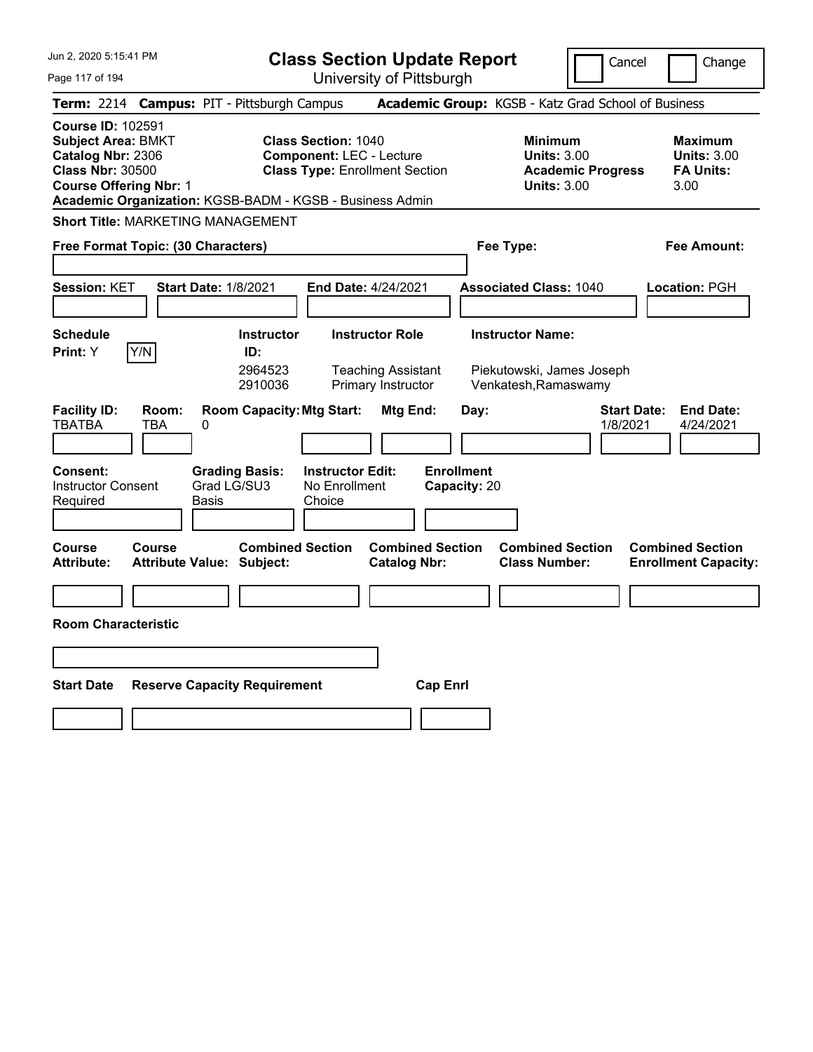# Class Section Update Report

University of Pittsburgh

Cancel | Change

**Term:** 2214 **Campus:** PIT - Pittsburgh Campus **Academic Group:** KGSB - Katz Grad School of Business

**Course ID:** 102591
**Subject Area:** BMKT
**Catalog Nbr:** 2306
**Class Nbr:** 30500
**Course Offering Nbr:** 1

**Class Section:** 1040
**Component:** LEC - Lecture
**Class Type:** Enrollment Section

| | Minimum | Maximum |
|---|---|---|
| Units | 3.00 | 3.00 |
| Academic Progress Units / FA Units | 3.00 | 3.00 |

**Academic Organization:** KGSB-BADM - KGSB - Business Admin

**Short Title:** MARKETING MANAGEMENT

**Free Format Topic: (30 Characters)**

**Fee Type:**

**Fee Amount:**

**Session:** KET **Start Date:** 1/8/2021 **End Date:** 4/24/2021 **Associated Class:** 1040 **Location:** PGH

**Schedule Print:** Y [Y/N]

| Instructor ID | Instructor Role | Instructor Name |
|---|---|---|
| 2964523 | Teaching Assistant | Piekutowski, James Joseph |
| 2910036 | Primary Instructor | Venkatesh,Ramaswamy |

| Facility ID | Room | Room Capacity | Mtg Start | Mtg End | Day | Start Date | End Date |
|---|---|---|---|---|---|---|---|
| TBATBA | TBA | 0 | | | | 1/8/2021 | 4/24/2021 |

**Consent:** Instructor Consent Required
**Grading Basis:** Grad LG/SU3 Basis
**Instructor Edit:** No Enrollment Choice
**Enrollment Capacity:** 20

| Course Attribute | Course Attribute Value | Combined Section Subject | Combined Section Catalog Nbr | Combined Section Class Number | Combined Section Enrollment Capacity |
|---|---|---|---|---|---|
| | | | | | |

**Room Characteristic**

| Start Date | Reserve Capacity Requirement | Cap Enrl |
|---|---|---|
| | | |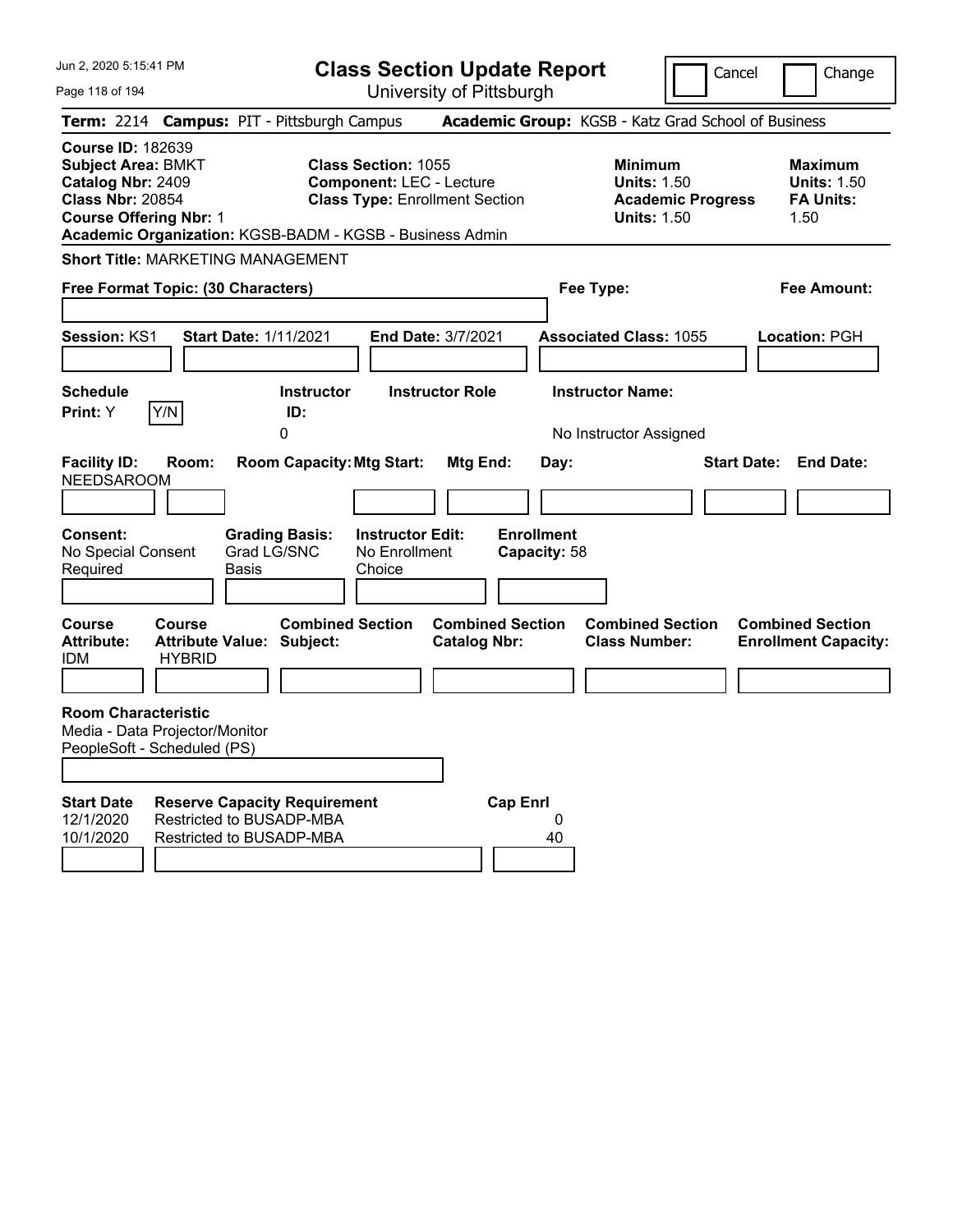# Class Section Update Report

University of Pittsburgh

Jun 2, 2020 5:15:41 PM

Cancel | Change

**Term:** 2214 **Campus:** PIT - Pittsburgh Campus **Academic Group:** KGSB - Katz Grad School of Business

**Course ID:** 182639
**Subject Area:** BMKT
**Catalog Nbr:** 2409
**Class Nbr:** 20854
**Course Offering Nbr:** 1
**Academic Organization:** KGSB-BADM - KGSB - Business Admin

**Class Section:** 1055
**Component:** LEC - Lecture
**Class Type:** Enrollment Section

**Minimum Units:** 1.50
**Academic Progress Units:** 1.50

**Maximum Units:** 1.50
**FA Units:** 1.50

**Short Title:** MARKETING MANAGEMENT

**Free Format Topic: (30 Characters)**

**Fee Type:**

**Fee Amount:**

**Session:** KS1 **Start Date:** 1/11/2021 **End Date:** 3/7/2021 **Associated Class:** 1055 **Location:** PGH

| Schedule Print | | Instructor ID | Instructor Role | Instructor Name |
|---|---|---|---|---|
| Y | Y/N | 0 | | No Instructor Assigned |

| Facility ID | Room | Room Capacity | Mtg Start | Mtg End | Day | Start Date | End Date |
|---|---|---|---|---|---|---|---|
| NEEDSAROOM | | | | | | | |

| Consent | Grading Basis | Instructor Edit | Enrollment Capacity |
|---|---|---|---|
| No Special Consent Required | Grad LG/SNC Basis | No Enrollment Choice | 58 |

| Course Attribute | Course Attribute Value | Combined Section Subject | Combined Section Catalog Nbr | Combined Section Class Number | Combined Section Enrollment Capacity |
|---|---|---|---|---|---|
| IDM | HYBRID | | | | |

**Room Characteristic**
Media - Data Projector/Monitor
PeopleSoft - Scheduled (PS)

| Start Date | Reserve Capacity Requirement | Cap Enrl |
|---|---|---|
| 12/1/2020 | Restricted to BUSADP-MBA | 0 |
| 10/1/2020 | Restricted to BUSADP-MBA | 40 |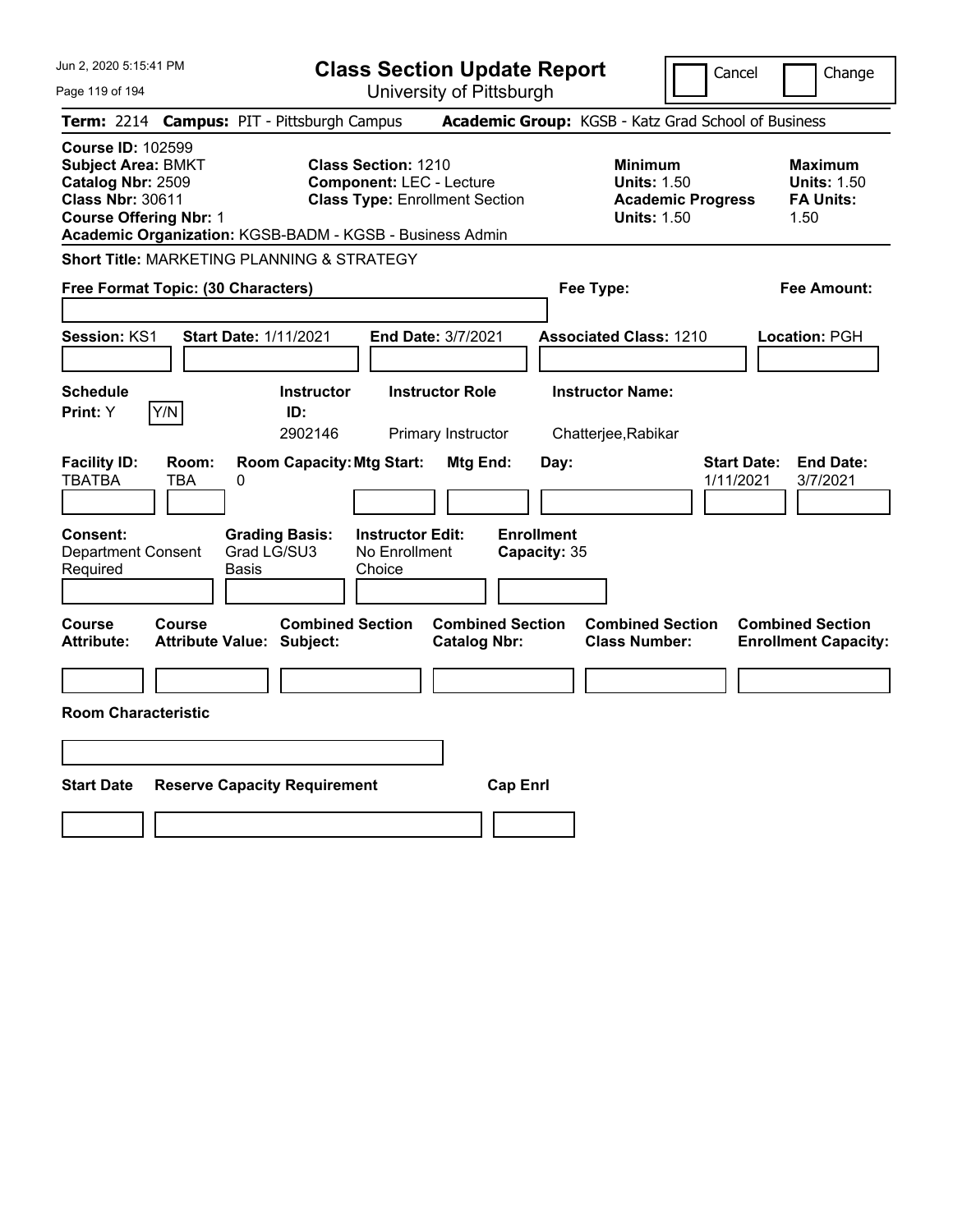# Class Section Update Report

University of Pittsburgh

Cancel | Change

**Term:** 2214 **Campus:** PIT - Pittsburgh Campus **Academic Group:** KGSB - Katz Grad School of Business

**Course ID:** 102599
**Subject Area:** BMKT
**Catalog Nbr:** 2509
**Class Nbr:** 30611
**Course Offering Nbr:** 1
**Academic Organization:** KGSB-BADM - KGSB - Business Admin

**Class Section:** 1210
**Component:** LEC - Lecture
**Class Type:** Enrollment Section

| | Minimum | Maximum |
|---|---|---|
| Units | 1.50 | 1.50 |
| Academic Progress / FA Units | 1.50 | 1.50 |

**Short Title:** MARKETING PLANNING & STRATEGY

**Free Format Topic: (30 Characters)**

**Fee Type:**

**Fee Amount:**

**Session:** KS1 **Start Date:** 1/11/2021 **End Date:** 3/7/2021 **Associated Class:** 1210 **Location:** PGH

| Schedule Print | Y/N | Instructor ID | Instructor Role | Instructor Name |
|---|---|---|---|---|
| Y | | 2902146 | Primary Instructor | Chatterjee,Rabikar |

| Facility ID | Room | Room Capacity | Mtg Start | Mtg End | Day | Start Date | End Date |
|---|---|---|---|---|---|---|---|
| TBATBA | TBA | 0 | | | | 1/11/2021 | 3/7/2021 |

| Consent | Grading Basis | Instructor Edit | Enrollment Capacity |
|---|---|---|---|
| Department Consent Required | Grad LG/SU3 Basis | No Enrollment Choice | 35 |

| Course Attribute | Course Attribute Value | Combined Section Subject | Combined Section Catalog Nbr | Combined Section Class Number | Combined Section Enrollment Capacity |
|---|---|---|---|---|---|
| | | | | | |

**Room Characteristic**

| Start Date | Reserve Capacity Requirement | Cap Enrl |
|---|---|---|
| | | |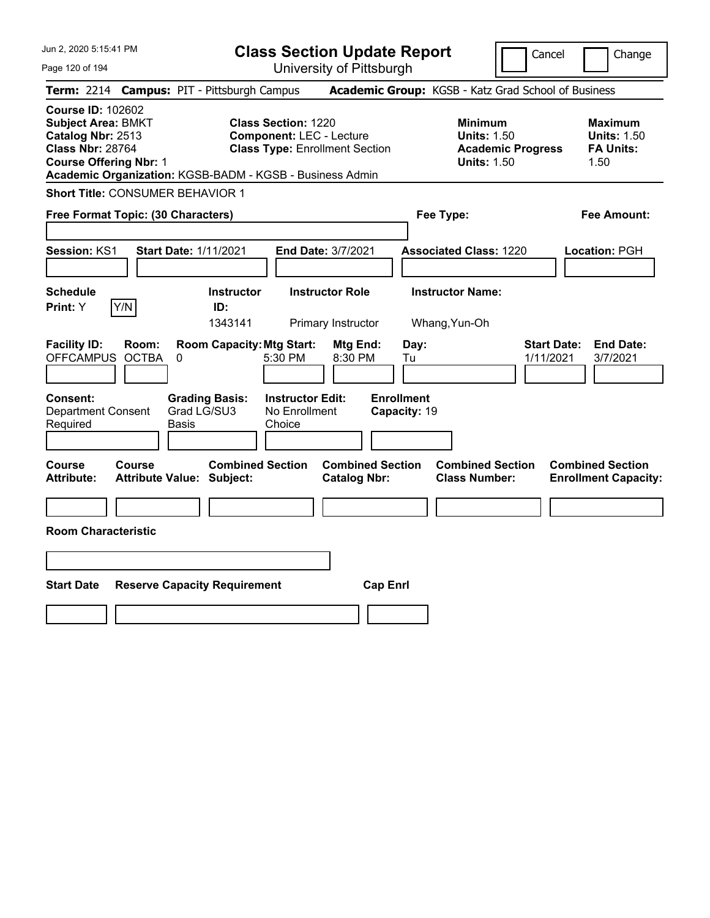Jun 2, 2020 5:15:41 PM

# Class Section Update Report

University of Pittsburgh

Cancel / Change

**Term:** 2214 **Campus:** PIT - Pittsburgh Campus **Academic Group:** KGSB - Katz Grad School of Business

**Course ID:** 102602
**Subject Area:** BMKT
**Catalog Nbr:** 2513
**Class Nbr:** 28764
**Course Offering Nbr:** 1
**Academic Organization:** KGSB-BADM - KGSB - Business Admin

**Class Section:** 1220
**Component:** LEC - Lecture
**Class Type:** Enrollment Section

**Minimum Units:** 1.50
**Academic Progress Units:** 1.50

**Maximum Units:** 1.50
**FA Units:** 1.50

**Short Title:** CONSUMER BEHAVIOR 1

**Free Format Topic: (30 Characters)**

**Fee Type:**

**Fee Amount:**

**Session:** KS1 **Start Date:** 1/11/2021 **End Date:** 3/7/2021 **Associated Class:** 1220 **Location:** PGH

| Schedule Print | Instructor ID | Instructor Role | Instructor Name |
|---|---|---|---|
| Y (Y/N) | 1343141 | Primary Instructor | Whang,Yun-Oh |

| Facility ID | Room | Room Capacity | Mtg Start | Mtg End | Day | Start Date | End Date |
|---|---|---|---|---|---|---|---|
| OFFCAMPUS | OCTBA | 0 | 5:30 PM | 8:30 PM | Tu | 1/11/2021 | 3/7/2021 |

**Consent:** Department Consent Required
**Grading Basis:** Grad LG/SU3 Basis
**Instructor Edit:** No Enrollment Choice
**Enrollment Capacity:** 19

| Course Attribute | Course Attribute Value | Combined Section Subject | Combined Section Catalog Nbr | Combined Section Class Number | Combined Section Enrollment Capacity |
|---|---|---|---|---|---|
| | | | | | |

**Room Characteristic**

| Start Date | Reserve Capacity Requirement | Cap Enrl |
|---|---|---|
| | | |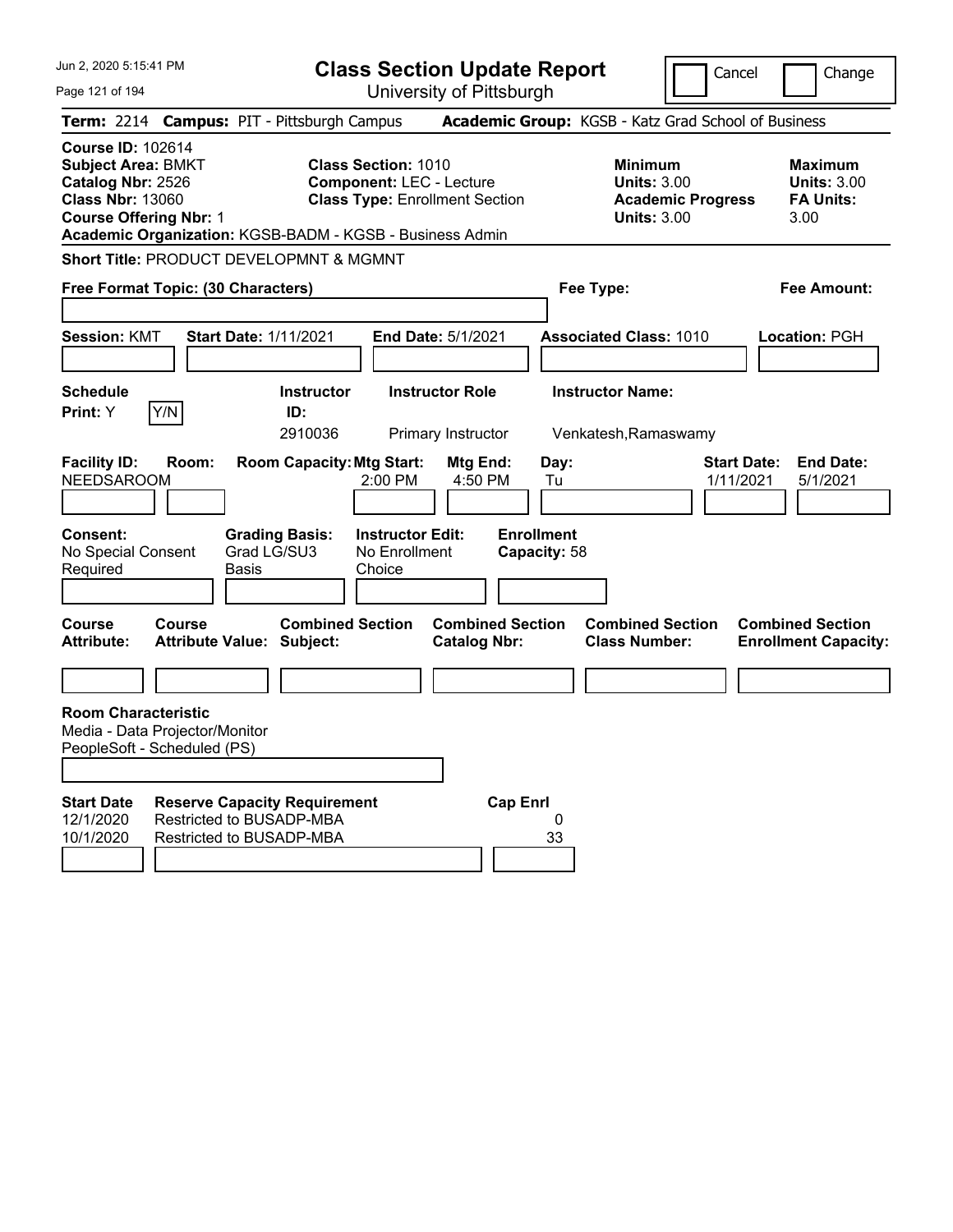Jun 2, 2020 5:15:41 PM

# Class Section Update Report

University of Pittsburgh

Cancel | Change

**Term:** 2214 **Campus:** PIT - Pittsburgh Campus **Academic Group:** KGSB - Katz Grad School of Business

**Course ID:** 102614
**Subject Area:** BMKT
**Catalog Nbr:** 2526
**Class Nbr:** 13060
**Course Offering Nbr:** 1
**Academic Organization:** KGSB-BADM - KGSB - Business Admin

**Class Section:** 1010
**Component:** LEC - Lecture
**Class Type:** Enrollment Section

| | Minimum | Maximum |
|---|---|---|
| Units | 3.00 | 3.00 |
| Academic Progress Units | 3.00 | |
| FA Units | | 3.00 |

**Short Title:** PRODUCT DEVELOPMNT & MGMNT

**Free Format Topic: (30 Characters)**

**Fee Type:**

**Fee Amount:**

**Session:** KMT **Start Date:** 1/11/2021 **End Date:** 5/1/2021 **Associated Class:** 1010 **Location:** PGH

| Schedule Print | Instructor ID | Instructor Role | Instructor Name |
|---|---|---|---|
| Y | 2910036 | Primary Instructor | Venkatesh,Ramaswamy |

| Facility ID | Room | Room Capacity | Mtg Start | Mtg End | Day | Start Date | End Date |
|---|---|---|---|---|---|---|---|
| NEEDSAROOM | | | 2:00 PM | 4:50 PM | Tu | 1/11/2021 | 5/1/2021 |

**Consent:** No Special Consent Required
**Grading Basis:** Grad LG/SU3 Basis
**Instructor Edit:** No Enrollment Choice
**Enrollment Capacity:** 58

| Course Attribute | Course Attribute Value | Combined Section Subject | Combined Section Catalog Nbr | Combined Section Class Number | Combined Section Enrollment Capacity |
|---|---|---|---|---|---|
| | | | | | |

**Room Characteristic**
Media - Data Projector/Monitor
PeopleSoft - Scheduled (PS)

| Start Date | Reserve Capacity Requirement | Cap Enrl |
|---|---|---|
| 12/1/2020 | Restricted to BUSADP-MBA | 0 |
| 10/1/2020 | Restricted to BUSADP-MBA | 33 |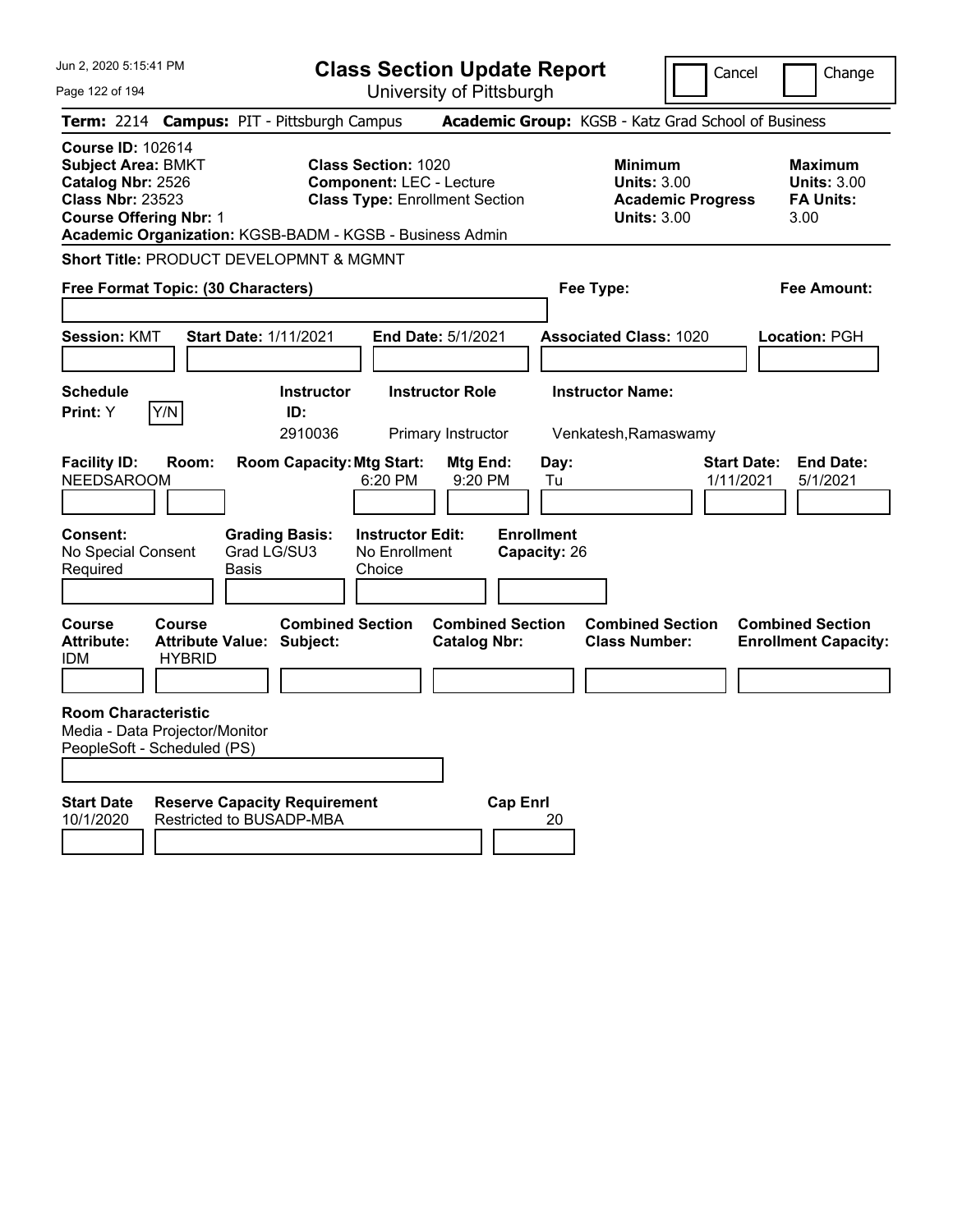Jun 2, 2020 5:15:41 PM

# Class Section Update Report

University of Pittsburgh

Cancel | Change

**Term:** 2214 **Campus:** PIT - Pittsburgh Campus **Academic Group:** KGSB - Katz Grad School of Business

**Course ID:** 102614
**Subject Area:** BMKT
**Catalog Nbr:** 2526
**Class Nbr:** 23523
**Course Offering Nbr:** 1

**Class Section:** 1020
**Component:** LEC - Lecture
**Class Type:** Enrollment Section

**Minimum Units:** 3.00
**Academic Progress Units:** 3.00

**Maximum Units:** 3.00
**FA Units:** 3.00

**Academic Organization:** KGSB-BADM - KGSB - Business Admin

**Short Title:** PRODUCT DEVELOPMNT & MGMNT

**Free Format Topic: (30 Characters)**

**Fee Type:**

**Fee Amount:**

**Session:** KMT **Start Date:** 1/11/2021 **End Date:** 5/1/2021 **Associated Class:** 1020 **Location:** PGH

| Schedule Print | Instructor ID | Instructor Role | Instructor Name |
|---|---|---|---|
| Y [Y/N] | 2910036 | Primary Instructor | Venkatesh,Ramaswamy |

| Facility ID | Room | Room Capacity | Mtg Start | Mtg End | Day | Start Date | End Date |
|---|---|---|---|---|---|---|---|
| NEEDSAROOM | | | 6:20 PM | 9:20 PM | Tu | 1/11/2021 | 5/1/2021 |

| Consent | Grading Basis | Instructor Edit | Enrollment Capacity |
|---|---|---|---|
| No Special Consent Required | Grad LG/SU3 Basis | No Enrollment Choice | 26 |

| Course Attribute | Course Attribute Value | Combined Section Subject | Combined Section Catalog Nbr | Combined Section Class Number | Combined Section Enrollment Capacity |
|---|---|---|---|---|---|
| IDM | HYBRID | | | | |

**Room Characteristic**
Media - Data Projector/Monitor
PeopleSoft - Scheduled (PS)

| Start Date | Reserve Capacity Requirement | Cap Enrl |
|---|---|---|
| 10/1/2020 | Restricted to BUSADP-MBA | 20 |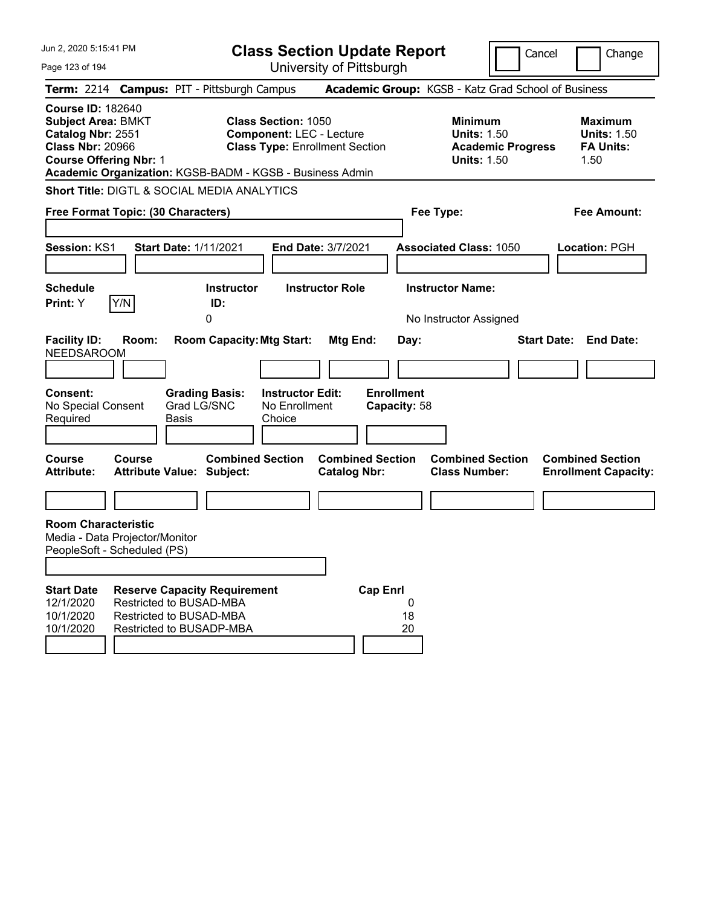Jun 2, 2020 5:15:41 PM

# Class Section Update Report

University of Pittsburgh

Cancel | Change

**Term:** 2214 **Campus:** PIT - Pittsburgh Campus **Academic Group:** KGSB - Katz Grad School of Business

**Course ID:** 182640
**Subject Area:** BMKT
**Catalog Nbr:** 2551
**Class Nbr:** 20966
**Course Offering Nbr:** 1

**Class Section:** 1050
**Component:** LEC - Lecture
**Class Type:** Enrollment Section

**Minimum Units:** 1.50
**Academic Progress Units:** 1.50

**Maximum Units:** 1.50
**FA Units:** 1.50

**Academic Organization:** KGSB-BADM - KGSB - Business Admin

**Short Title:** DIGTL & SOCIAL MEDIA ANALYTICS

**Free Format Topic: (30 Characters)**

**Fee Type:**

**Fee Amount:**

**Session:** KS1 **Start Date:** 1/11/2021 **End Date:** 3/7/2021 **Associated Class:** 1050 **Location:** PGH

| Schedule Print | Instructor ID | Instructor Role | Instructor Name |
|---|---|---|---|
| Y | 0 | | No Instructor Assigned |

| Facility ID | Room | Room Capacity | Mtg Start | Mtg End | Day | Start Date | End Date |
|---|---|---|---|---|---|---|---|
| NEEDSAROOM | | | | | | | |

**Consent:** No Special Consent Required
**Grading Basis:** Grad LG/SNC Basis
**Instructor Edit:** No Enrollment Choice
**Enrollment Capacity:** 58

| Course Attribute | Course Attribute Value | Combined Section Subject | Combined Section Catalog Nbr | Combined Section Class Number | Combined Section Enrollment Capacity |
|---|---|---|---|---|---|
| | | | | | |

**Room Characteristic**
Media - Data Projector/Monitor
PeopleSoft - Scheduled (PS)

| Start Date | Reserve Capacity Requirement | Cap Enrl |
|---|---|---|
| 12/1/2020 | Restricted to BUSAD-MBA | 0 |
| 10/1/2020 | Restricted to BUSAD-MBA | 18 |
| 10/1/2020 | Restricted to BUSADP-MBA | 20 |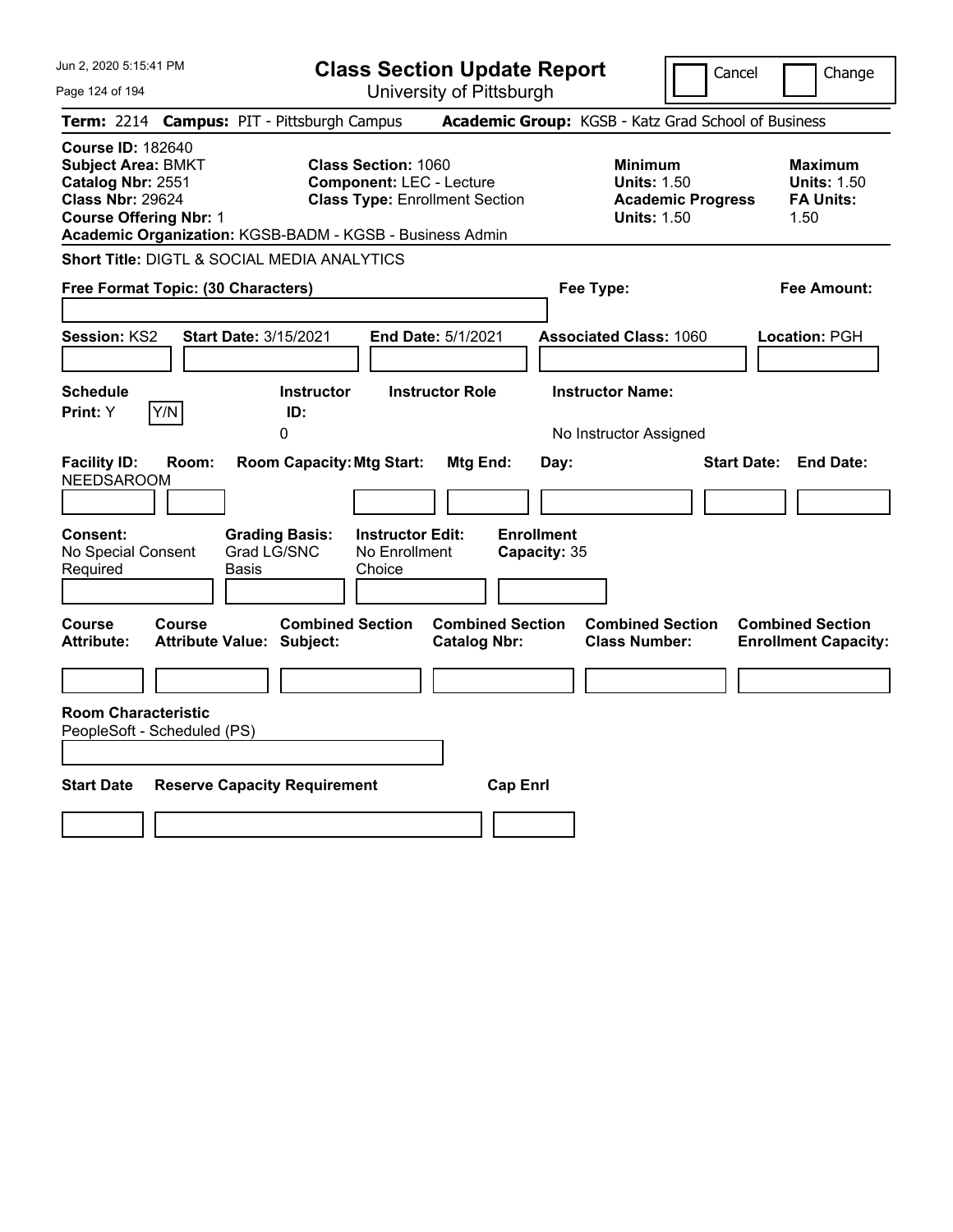Jun 2, 2020 5:15:41 PM

# Class Section Update Report

University of Pittsburgh

Cancel | Change

**Term:** 2214 **Campus:** PIT - Pittsburgh Campus **Academic Group:** KGSB - Katz Grad School of Business

**Course ID:** 182640
**Subject Area:** BMKT
**Catalog Nbr:** 2551
**Class Nbr:** 29624
**Course Offering Nbr:** 1

**Class Section:** 1060
**Component:** LEC - Lecture
**Class Type:** Enrollment Section

| | Minimum | Maximum |
|---|---|---|
| Units | 1.50 | 1.50 |
| Academic Progress Units | 1.50 | |
| FA Units | | 1.50 |

**Academic Organization:** KGSB-BADM - KGSB - Business Admin

**Short Title:** DIGTL & SOCIAL MEDIA ANALYTICS

**Free Format Topic: (30 Characters)**

**Fee Type:**

**Fee Amount:**

**Session:** KS2 **Start Date:** 3/15/2021 **End Date:** 5/1/2021 **Associated Class:** 1060 **Location:** PGH

| Schedule Print | Instructor ID | Instructor Role | Instructor Name |
|---|---|---|---|
| Y | 0 | | No Instructor Assigned |

| Facility ID | Room | Room Capacity | Mtg Start | Mtg End | Day | Start Date | End Date |
|---|---|---|---|---|---|---|---|
| NEEDSAROOM | | | | | | | |

**Consent:** No Special Consent Required
**Grading Basis:** Grad LG/SNC Basis
**Instructor Edit:** No Enrollment Choice
**Enrollment Capacity:** 35

| Course Attribute | Course Attribute Value | Combined Section Subject | Combined Section Catalog Nbr | Combined Section Class Number | Combined Section Enrollment Capacity |
|---|---|---|---|---|---|
| | | | | | |

**Room Characteristic**
PeopleSoft - Scheduled (PS)

| Start Date | Reserve Capacity Requirement | Cap Enrl |
|---|---|---|
| | | |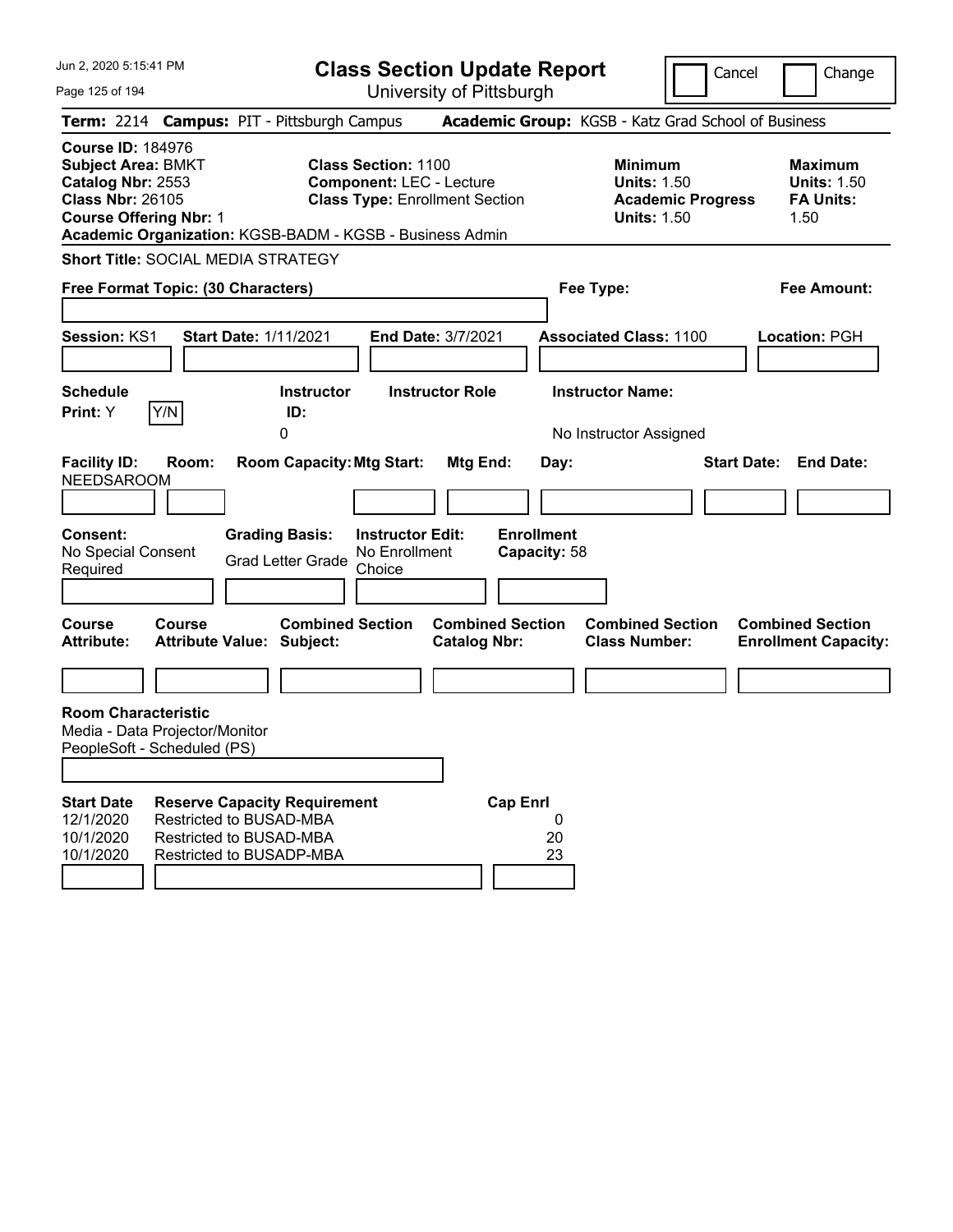# Class Section Update Report

University of Pittsburgh

Jun 2, 2020 5:15:41 PM

Cancel | Change

**Term:** 2214 **Campus:** PIT - Pittsburgh Campus **Academic Group:** KGSB - Katz Grad School of Business

**Course ID:** 184976
**Subject Area:** BMKT
**Catalog Nbr:** 2553
**Class Nbr:** 26105
**Course Offering Nbr:** 1
**Academic Organization:** KGSB-BADM - KGSB - Business Admin

**Class Section:** 1100
**Component:** LEC - Lecture
**Class Type:** Enrollment Section

**Minimum Units:** 1.50
**Academic Progress Units:** 1.50

**Maximum Units:** 1.50
**FA Units:** 1.50

**Short Title:** SOCIAL MEDIA STRATEGY

**Free Format Topic: (30 Characters)**

**Fee Type:**

**Fee Amount:**

**Session:** KS1 **Start Date:** 1/11/2021 **End Date:** 3/7/2021 **Associated Class:** 1100 **Location:** PGH

| Schedule Print | Instructor ID | Instructor Role | Instructor Name |
|---|---|---|---|
| Y (Y/N) | 0 | | No Instructor Assigned |

| Facility ID | Room | Room Capacity | Mtg Start | Mtg End | Day | Start Date | End Date |
|---|---|---|---|---|---|---|---|
| NEEDSAROOM | | | | | | | |

| Consent | Grading Basis | Instructor Edit | Enrollment Capacity |
|---|---|---|---|
| No Special Consent Required | Grad Letter Grade | No Enrollment Choice | 58 |

| Course Attribute | Course Attribute Value | Combined Section Subject | Combined Section Catalog Nbr | Combined Section Class Number | Combined Section Enrollment Capacity |
|---|---|---|---|---|---|
| | | | | | |

**Room Characteristic**
Media - Data Projector/Monitor
PeopleSoft - Scheduled (PS)

| Start Date | Reserve Capacity Requirement | Cap Enrl |
|---|---|---|
| 12/1/2020 | Restricted to BUSAD-MBA | 0 |
| 10/1/2020 | Restricted to BUSAD-MBA | 20 |
| 10/1/2020 | Restricted to BUSADP-MBA | 23 |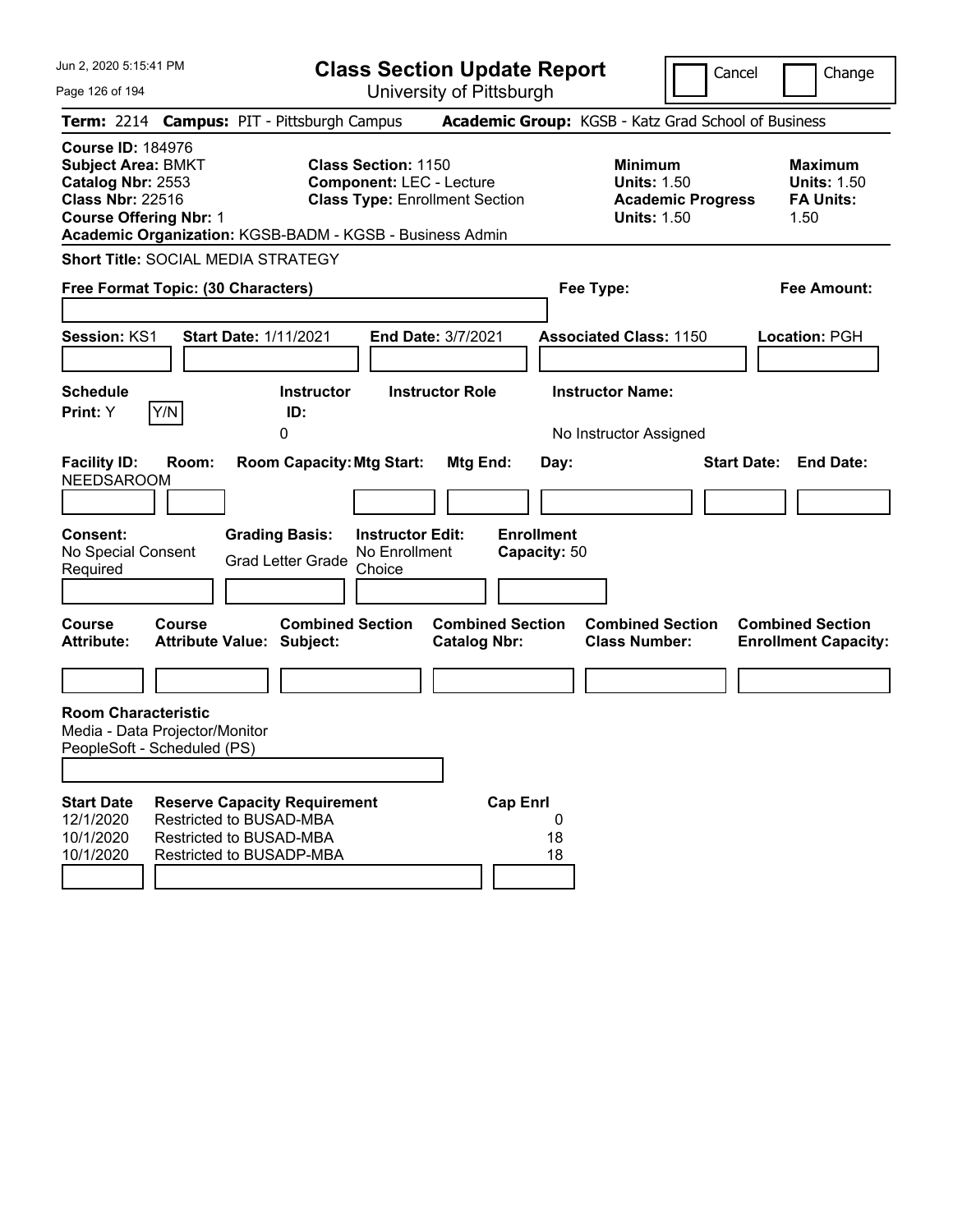# Class Section Update Report

University of Pittsburgh

Jun 2, 2020 5:15:41 PM

Cancel | Change

**Term:** 2214 **Campus:** PIT - Pittsburgh Campus **Academic Group:** KGSB - Katz Grad School of Business

**Course ID:** 184976
**Subject Area:** BMKT
**Catalog Nbr:** 2553
**Class Nbr:** 22516
**Course Offering Nbr:** 1

**Class Section:** 1150
**Component:** LEC - Lecture
**Class Type:** Enrollment Section

**Minimum Units:** 1.50
**Academic Progress Units:** 1.50

**Maximum Units:** 1.50
**FA Units:** 1.50

**Academic Organization:** KGSB-BADM - KGSB - Business Admin

**Short Title:** SOCIAL MEDIA STRATEGY

**Free Format Topic: (30 Characters)**

**Fee Type:**

**Fee Amount:**

**Session:** KS1 **Start Date:** 1/11/2021 **End Date:** 3/7/2021 **Associated Class:** 1150 **Location:** PGH

| Schedule Print | Instructor ID | Instructor Role | Instructor Name |
|---|---|---|---|
| Y | 0 | | No Instructor Assigned |

| Facility ID | Room | Room Capacity | Mtg Start | Mtg End | Day | Start Date | End Date |
|---|---|---|---|---|---|---|---|
| NEEDSAROOM | | | | | | | |

| Consent | Grading Basis | Instructor Edit | Enrollment Capacity |
|---|---|---|---|
| No Special Consent Required | Grad Letter Grade | No Enrollment Choice | 50 |

| Course Attribute | Course Attribute Value | Combined Section Subject | Combined Section Catalog Nbr | Combined Section Class Number | Combined Section Enrollment Capacity |
|---|---|---|---|---|---|
| | | | | | |

**Room Characteristic**

Media - Data Projector/Monitor
PeopleSoft - Scheduled (PS)

| Start Date | Reserve Capacity Requirement | Cap Enrl |
|---|---|---|
| 12/1/2020 | Restricted to BUSAD-MBA | 0 |
| 10/1/2020 | Restricted to BUSAD-MBA | 18 |
| 10/1/2020 | Restricted to BUSADP-MBA | 18 |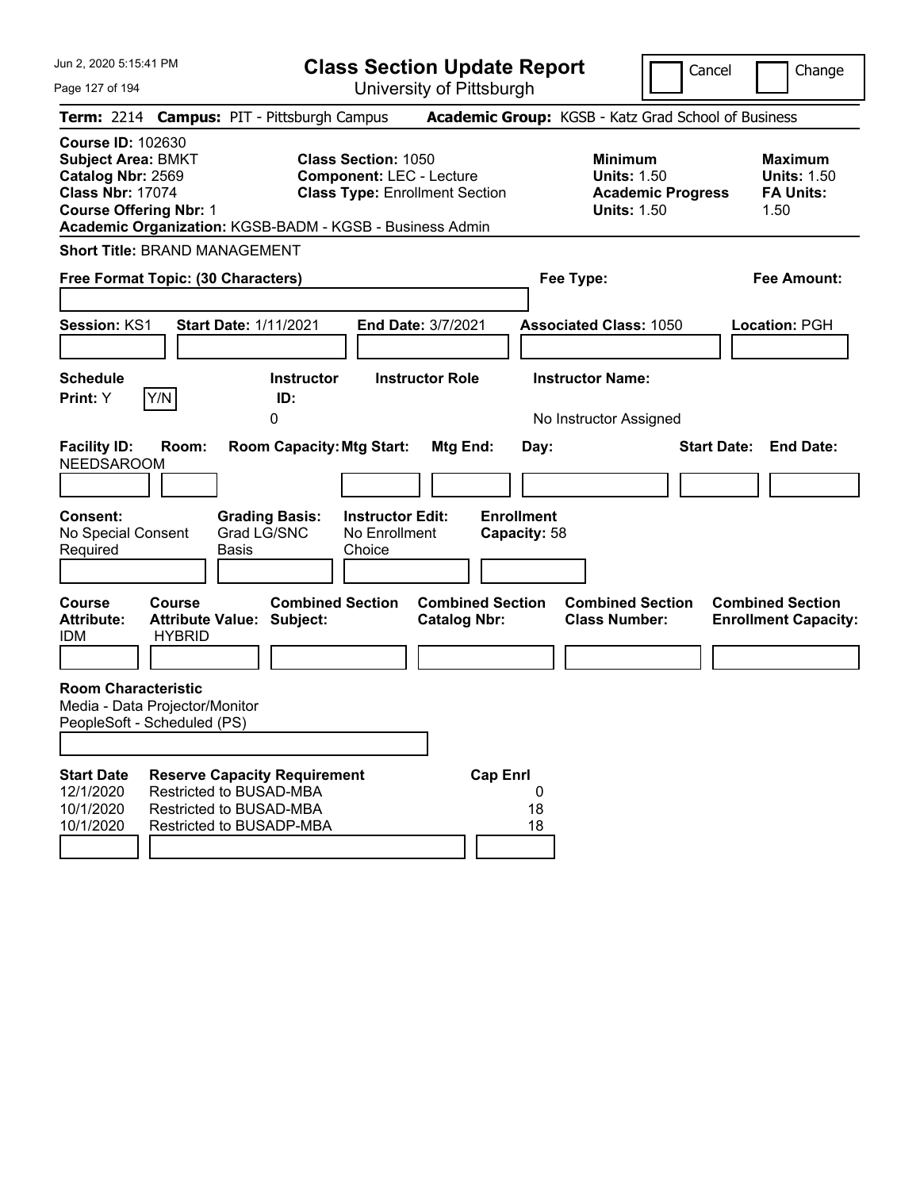Jun 2, 2020 5:15:41 PM

# Class Section Update Report

University of Pittsburgh

Cancel | Change

**Term:** 2214 **Campus:** PIT - Pittsburgh Campus **Academic Group:** KGSB - Katz Grad School of Business

**Course ID:** 102630
**Subject Area:** BMKT
**Catalog Nbr:** 2569
**Class Nbr:** 17074
**Course Offering Nbr:** 1
**Academic Organization:** KGSB-BADM - KGSB - Business Admin

**Class Section:** 1050
**Component:** LEC - Lecture
**Class Type:** Enrollment Section

**Minimum Units:** 1.50
**Academic Progress Units:** 1.50

**Maximum Units:** 1.50
**FA Units:** 1.50

**Short Title:** BRAND MANAGEMENT

**Free Format Topic: (30 Characters)**

**Fee Type:**

**Fee Amount:**

**Session:** KS1 **Start Date:** 1/11/2021 **End Date:** 3/7/2021 **Associated Class:** 1050 **Location:** PGH

| Schedule Print | Instructor ID | Instructor Role | Instructor Name |
|---|---|---|---|
| Y | 0 | | No Instructor Assigned |

| Facility ID | Room | Room Capacity | Mtg Start | Mtg End | Day | Start Date | End Date |
|---|---|---|---|---|---|---|---|
| NEEDSAROOM | | | | | | | |

**Consent:** No Special Consent Required
**Grading Basis:** Grad LG/SNC Basis
**Instructor Edit:** No Enrollment Choice
**Enrollment Capacity:** 58

| Course Attribute | Course Attribute Value | Combined Section Subject | Combined Section Catalog Nbr | Combined Section Class Number | Combined Section Enrollment Capacity |
|---|---|---|---|---|---|
| IDM | HYBRID | | | | |

**Room Characteristic**
Media - Data Projector/Monitor
PeopleSoft - Scheduled (PS)

| Start Date | Reserve Capacity Requirement | Cap Enrl |
|---|---|---|
| 12/1/2020 | Restricted to BUSAD-MBA | 0 |
| 10/1/2020 | Restricted to BUSAD-MBA | 18 |
| 10/1/2020 | Restricted to BUSADP-MBA | 18 |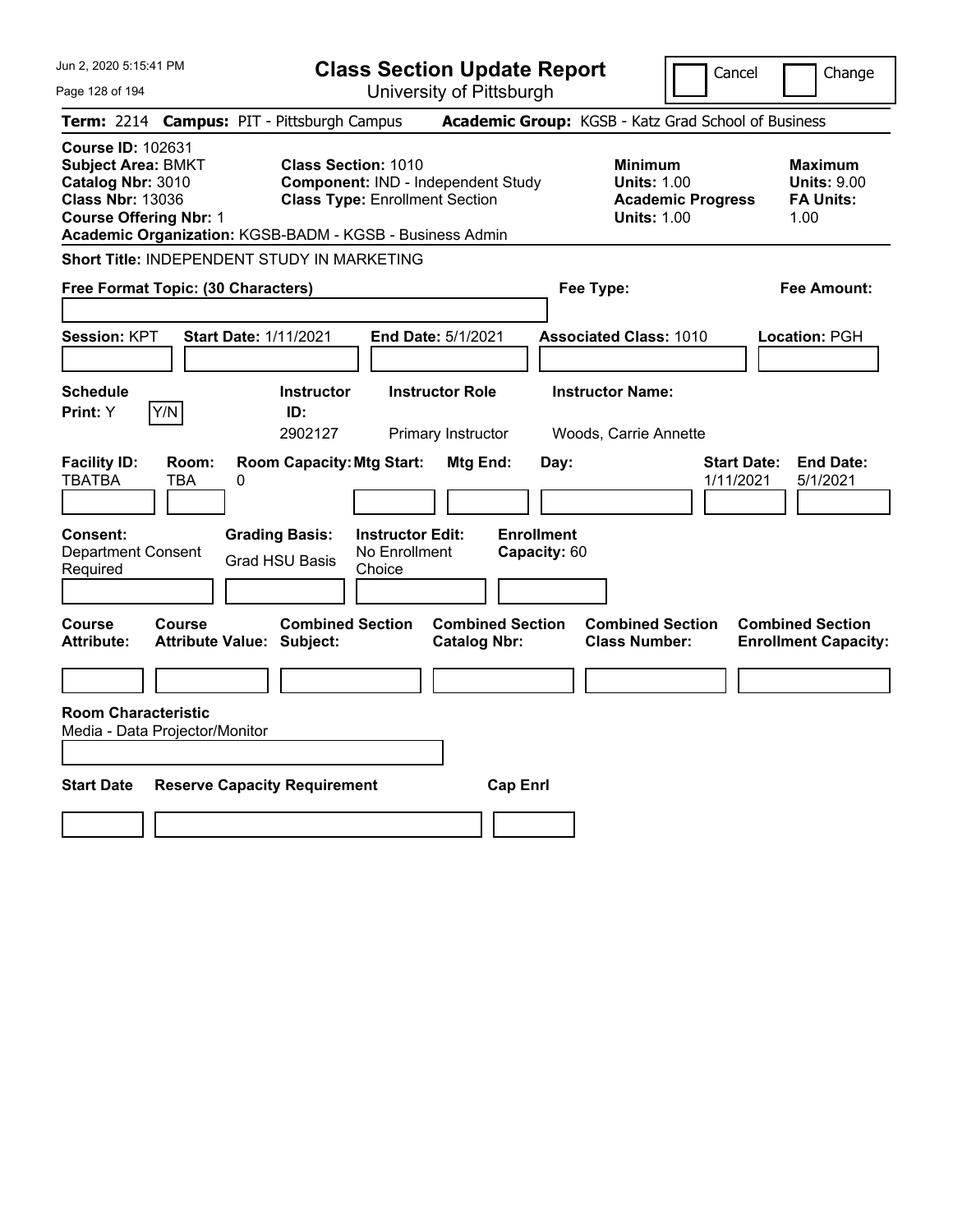# Class Section Update Report

University of Pittsburgh

Cancel / Change

**Term:** 2214 **Campus:** PIT - Pittsburgh Campus **Academic Group:** KGSB - Katz Grad School of Business

**Course ID:** 102631
**Subject Area:** BMKT
**Catalog Nbr:** 3010
**Class Nbr:** 13036
**Course Offering Nbr:** 1

**Class Section:** 1010
**Component:** IND - Independent Study
**Class Type:** Enrollment Section

| | Minimum | Maximum |
|---|---|---|
| Units | 1.00 | 9.00 |
| Academic Progress Units | 1.00 | |
| FA Units | | 1.00 |

**Academic Organization:** KGSB-BADM - KGSB - Business Admin

**Short Title:** INDEPENDENT STUDY IN MARKETING

**Free Format Topic: (30 Characters)**

**Fee Type:**

**Fee Amount:**

**Session:** KPT **Start Date:** 1/11/2021 **End Date:** 5/1/2021 **Associated Class:** 1010 **Location:** PGH

| Schedule Print | Instructor ID | Instructor Role | Instructor Name |
|---|---|---|---|
| Y | 2902127 | Primary Instructor | Woods, Carrie Annette |

| Facility ID | Room | Room Capacity | Mtg Start | Mtg End | Day | Start Date | End Date |
|---|---|---|---|---|---|---|---|
| TBATBA | TBA | 0 | | | | 1/11/2021 | 5/1/2021 |

| Consent | Grading Basis | Instructor Edit | Enrollment Capacity |
|---|---|---|---|
| Department Consent Required | Grad HSU Basis | No Enrollment Choice | 60 |

| Course Attribute | Course Attribute Value | Combined Section Subject | Combined Section Catalog Nbr | Combined Section Class Number | Combined Section Enrollment Capacity |
|---|---|---|---|---|---|
| | | | | | |

**Room Characteristic**
Media - Data Projector/Monitor

| Start Date | Reserve Capacity Requirement | Cap Enrl |
|---|---|---|
| | | |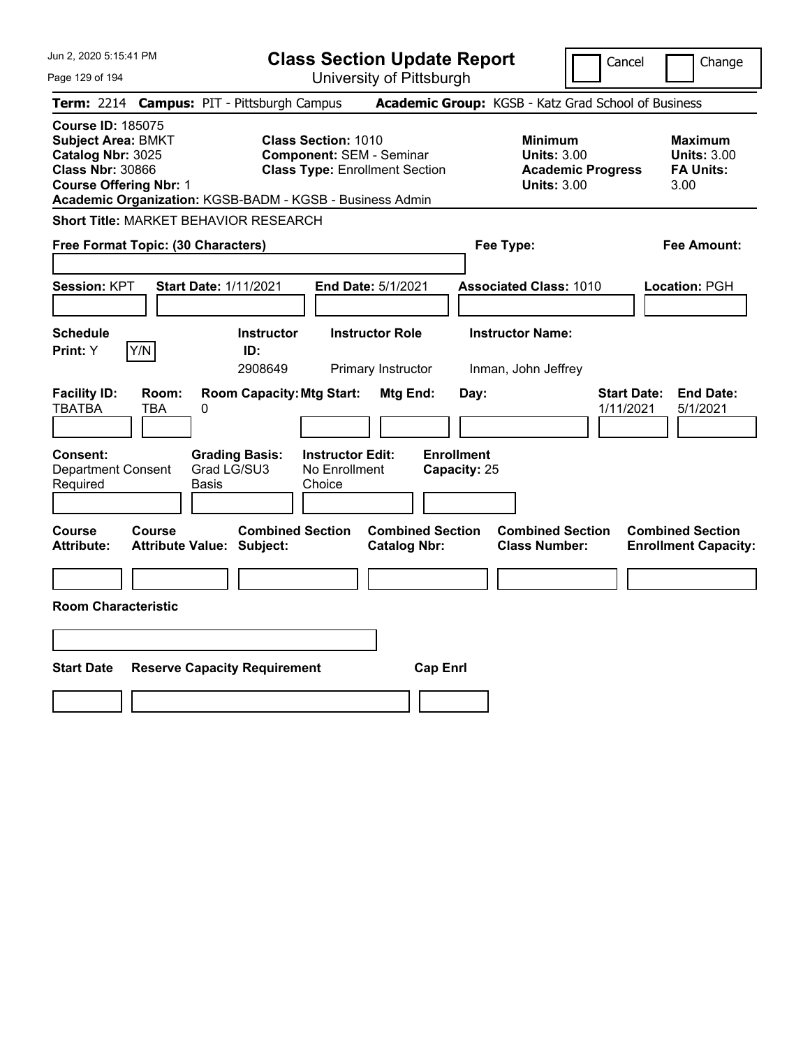# Class Section Update Report

University of Pittsburgh

Cancel | Change

**Term:** 2214 **Campus:** PIT - Pittsburgh Campus **Academic Group:** KGSB - Katz Grad School of Business

**Course ID:** 185075
**Subject Area:** BMKT
**Catalog Nbr:** 3025
**Class Nbr:** 30866
**Course Offering Nbr:** 1
**Academic Organization:** KGSB-BADM - KGSB - Business Admin

**Class Section:** 1010
**Component:** SEM - Seminar
**Class Type:** Enrollment Section

**Minimum Units:** 3.00
**Academic Progress Units:** 3.00

**Maximum Units:** 3.00
**FA Units:** 3.00

**Short Title:** MARKET BEHAVIOR RESEARCH

**Free Format Topic: (30 Characters)**

**Fee Type:**

**Fee Amount:**

**Session:** KPT **Start Date:** 1/11/2021 **End Date:** 5/1/2021 **Associated Class:** 1010 **Location:** PGH

| Schedule Print | Instructor ID | Instructor Role | Instructor Name |
|---|---|---|---|
| Y (Y/N) | 2908649 | Primary Instructor | Inman, John Jeffrey |

| Facility ID | Room | Room Capacity | Mtg Start | Mtg End | Day | Start Date | End Date |
|---|---|---|---|---|---|---|---|
| TBATBA | TBA | 0 | | | | 1/11/2021 | 5/1/2021 |

| Consent | Grading Basis | Instructor Edit | Enrollment Capacity |
|---|---|---|---|
| Department Consent Required | Grad LG/SU3 Basis | No Enrollment Choice | 25 |

| Course Attribute | Course Attribute Value | Combined Section Subject | Combined Section Catalog Nbr | Combined Section Class Number | Combined Section Enrollment Capacity |
|---|---|---|---|---|---|
| | | | | | |

**Room Characteristic**

| Start Date | Reserve Capacity Requirement | Cap Enrl |
|---|---|---|
| | | |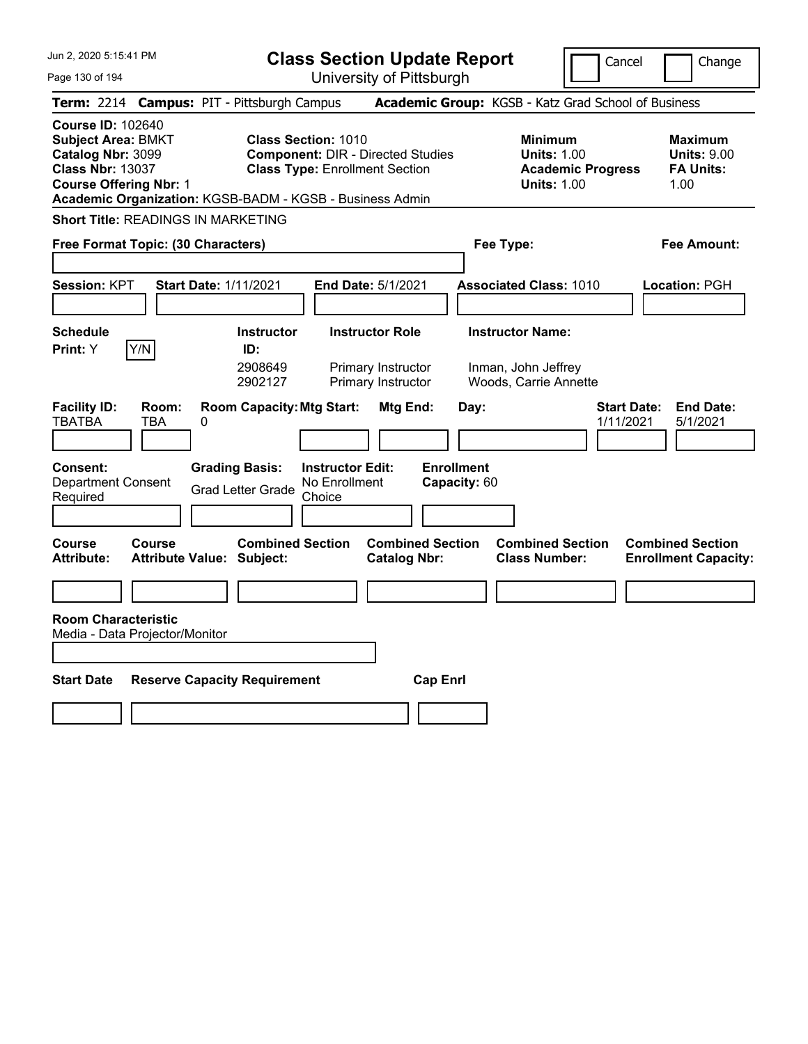# Class Section Update Report

University of Pittsburgh

Jun 2, 2020 5:15:41 PM

Cancel | Change

**Term:** 2214 **Campus:** PIT - Pittsburgh Campus **Academic Group:** KGSB - Katz Grad School of Business

**Course ID:** 102640
**Subject Area:** BMKT
**Catalog Nbr:** 3099
**Class Nbr:** 13037
**Course Offering Nbr:** 1
**Academic Organization:** KGSB-BADM - KGSB - Business Admin

**Class Section:** 1010
**Component:** DIR - Directed Studies
**Class Type:** Enrollment Section

**Minimum Units:** 1.00
**Academic Progress Units:** 1.00

**Maximum Units:** 9.00
**FA Units:** 1.00

**Short Title:** READINGS IN MARKETING

**Free Format Topic: (30 Characters)**

**Fee Type:**

**Fee Amount:**

**Session:** KPT **Start Date:** 1/11/2021 **End Date:** 5/1/2021 **Associated Class:** 1010 **Location:** PGH

**Schedule Print:** Y [Y/N]

| Instructor ID | Instructor Role | Instructor Name |
|---|---|---|
| 2908649 | Primary Instructor | Inman, John Jeffrey |
| 2902127 | Primary Instructor | Woods, Carrie Annette |

| Facility ID | Room | Room Capacity | Mtg Start | Mtg End | Day | Start Date | End Date |
|---|---|---|---|---|---|---|---|
| TBATBA | TBA | 0 | | | | 1/11/2021 | 5/1/2021 |

**Consent:** Department Consent Required
**Grading Basis:** Grad Letter Grade
**Instructor Edit:** No Enrollment Choice
**Enrollment Capacity:** 60

| Course Attribute | Course Attribute Value | Combined Section Subject | Combined Section Catalog Nbr | Combined Section Class Number | Combined Section Enrollment Capacity |
|---|---|---|---|---|---|
| | | | | | |

**Room Characteristic**
Media - Data Projector/Monitor

| Start Date | Reserve Capacity Requirement | Cap Enrl |
|---|---|---|
| | | |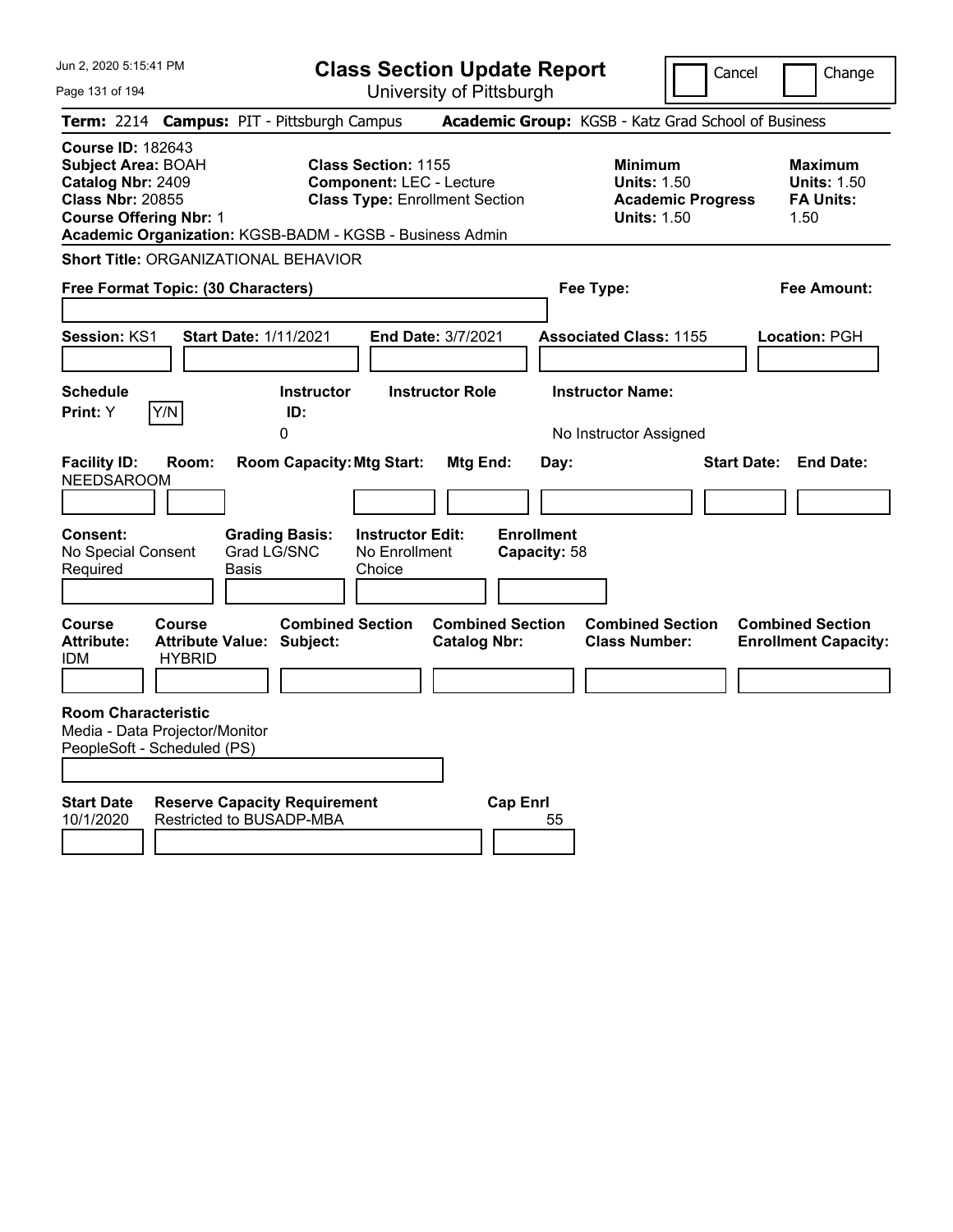Jun 2, 2020 5:15:41 PM

# Class Section Update Report

University of Pittsburgh

Cancel | Change

**Term:** 2214 **Campus:** PIT - Pittsburgh Campus **Academic Group:** KGSB - Katz Grad School of Business

**Course ID:** 182643
**Subject Area:** BOAH
**Catalog Nbr:** 2409
**Class Nbr:** 20855
**Course Offering Nbr:** 1

**Class Section:** 1155
**Component:** LEC - Lecture
**Class Type:** Enrollment Section

| | Minimum | Maximum |
|---|---|---|
| Units: | 1.50 | 1.50 |
| Academic Progress / FA Units: | 1.50 | 1.50 |

**Academic Organization:** KGSB-BADM - KGSB - Business Admin

**Short Title:** ORGANIZATIONAL BEHAVIOR

**Free Format Topic: (30 Characters)** | **Fee Type:** | **Fee Amount:**

**Session:** KS1 **Start Date:** 1/11/2021 **End Date:** 3/7/2021 **Associated Class:** 1155 **Location:** PGH

| Schedule Print | Instructor ID | Instructor Role | Instructor Name |
|---|---|---|---|
| Y | 0 | | No Instructor Assigned |

| Facility ID | Room | Room Capacity | Mtg Start | Mtg End | Day | Start Date | End Date |
|---|---|---|---|---|---|---|---|
| NEEDSAROOM | | | | | | | |

| Consent | Grading Basis | Instructor Edit | Enrollment Capacity |
|---|---|---|---|
| No Special Consent Required | Grad LG/SNC Basis | No Enrollment Choice | 58 |

| Course Attribute | Course Attribute Value | Combined Section Subject | Combined Section Catalog Nbr | Combined Section Class Number | Combined Section Enrollment Capacity |
|---|---|---|---|---|---|
| IDM | HYBRID | | | | |

**Room Characteristic**
Media - Data Projector/Monitor
PeopleSoft - Scheduled (PS)

| Start Date | Reserve Capacity Requirement | Cap Enrl |
|---|---|---|
| 10/1/2020 | Restricted to BUSADP-MBA | 55 |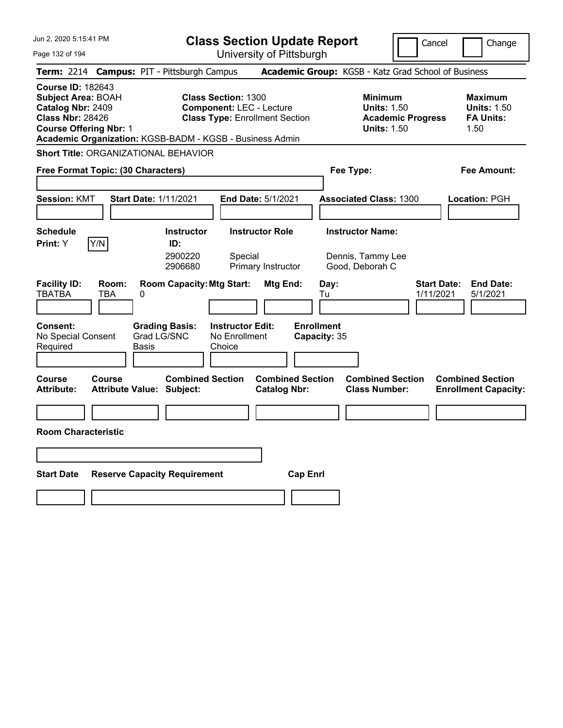# Class Section Update Report

University of Pittsburgh

Jun 2, 2020 5:15:41 PM

Cancel | Change

**Term:** 2214 **Campus:** PIT - Pittsburgh Campus **Academic Group:** KGSB - Katz Grad School of Business

**Course ID:** 182643
**Subject Area:** BOAH
**Catalog Nbr:** 2409
**Class Nbr:** 28426
**Course Offering Nbr:** 1
**Academic Organization:** KGSB-BADM - KGSB - Business Admin

**Class Section:** 1300
**Component:** LEC - Lecture
**Class Type:** Enrollment Section

**Minimum Units:** 1.50
**Academic Progress Units:** 1.50

**Maximum Units:** 1.50
**FA Units:** 1.50

**Short Title:** ORGANIZATIONAL BEHAVIOR

**Free Format Topic: (30 Characters)**

**Fee Type:**

**Fee Amount:**

**Session:** KMT **Start Date:** 1/11/2021 **End Date:** 5/1/2021 **Associated Class:** 1300 **Location:** PGH

**Schedule Print:** Y [Y/N]

| Instructor ID | Instructor Role | Instructor Name |
|---|---|---|
| 2900220 | Special | Dennis, Tammy Lee |
| 2906680 | Primary Instructor | Good, Deborah C |

| Facility ID | Room | Room Capacity | Mtg Start | Mtg End | Day | Start Date | End Date |
|---|---|---|---|---|---|---|---|
| TBATBA | TBA | 0 | | | Tu | 1/11/2021 | 5/1/2021 |

**Consent:** No Special Consent Required
**Grading Basis:** Grad LG/SNC Basis
**Instructor Edit:** No Enrollment Choice
**Enrollment Capacity:** 35

| Course Attribute | Course Attribute Value | Combined Section Subject | Combined Section Catalog Nbr | Combined Section Class Number | Combined Section Enrollment Capacity |
|---|---|---|---|---|---|
| | | | | | |

**Room Characteristic**

| Start Date | Reserve Capacity Requirement | Cap Enrl |
|---|---|---|
| | | |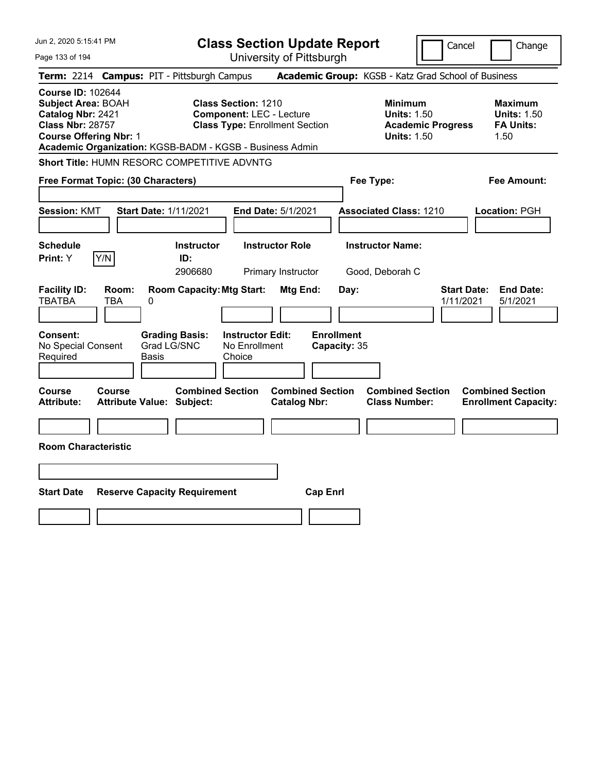Jun 2, 2020 5:15:41 PM

# Class Section Update Report

University of Pittsburgh

Cancel | Change

**Term:** 2214 **Campus:** PIT - Pittsburgh Campus **Academic Group:** KGSB - Katz Grad School of Business

**Course ID:** 102644
**Subject Area:** BOAH
**Catalog Nbr:** 2421
**Class Nbr:** 28757
**Course Offering Nbr:** 1

**Class Section:** 1210
**Component:** LEC - Lecture
**Class Type:** Enrollment Section

**Minimum Units:** 1.50
**Academic Progress Units:** 1.50

**Maximum Units:** 1.50
**FA Units:** 1.50

**Academic Organization:** KGSB-BADM - KGSB - Business Admin

**Short Title:** HUMN RESORC COMPETITIVE ADVNTG

**Free Format Topic: (30 Characters)**

**Fee Type:**

**Fee Amount:**

**Session:** KMT **Start Date:** 1/11/2021 **End Date:** 5/1/2021 **Associated Class:** 1210 **Location:** PGH

| Schedule Print: | Instructor ID: | Instructor Role | Instructor Name: |
|---|---|---|---|
| Y (Y/N) | 2906680 | Primary Instructor | Good, Deborah C |

| Facility ID: | Room: | Room Capacity: | Mtg Start: | Mtg End: | Day: | Start Date: | End Date: |
|---|---|---|---|---|---|---|---|
| TBATBA | TBA | 0 | | | | 1/11/2021 | 5/1/2021 |

| Consent: | Grading Basis: | Instructor Edit: | Enrollment Capacity: |
|---|---|---|---|
| No Special Consent Required | Grad LG/SNC Basis | No Enrollment Choice | 35 |

| Course Attribute: | Course Attribute Value: | Combined Section Subject: | Combined Section Catalog Nbr: | Combined Section Class Number: | Combined Section Enrollment Capacity: |
|---|---|---|---|---|---|
| | | | | | |

**Room Characteristic**

| Start Date | Reserve Capacity Requirement | Cap Enrl |
|---|---|---|
| | | |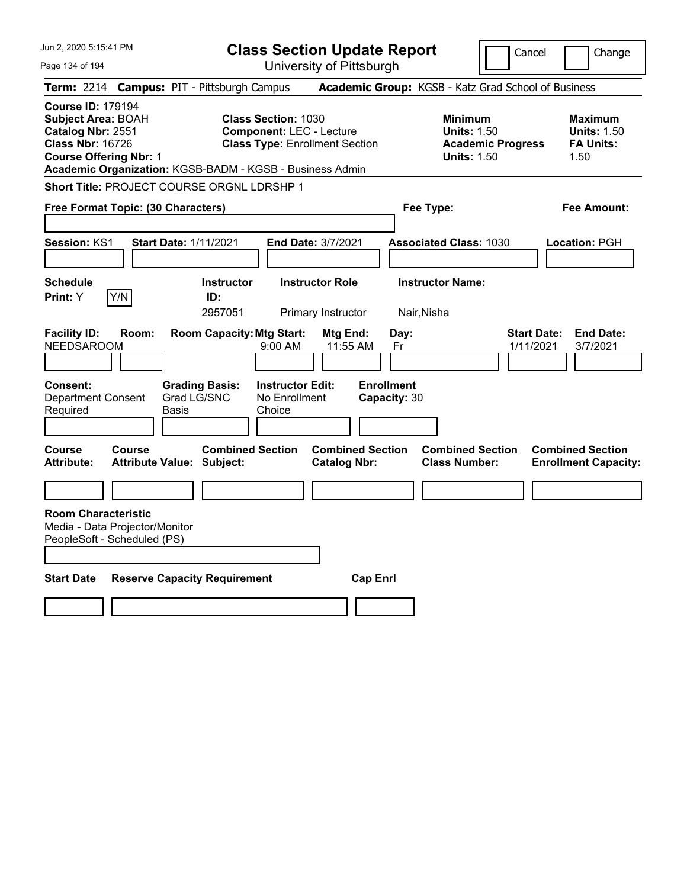# Class Section Update Report

University of Pittsburgh

Cancel | Change

**Term:** 2214 **Campus:** PIT - Pittsburgh Campus **Academic Group:** KGSB - Katz Grad School of Business

**Course ID:** 179194
**Subject Area:** BOAH
**Catalog Nbr:** 2551
**Class Nbr:** 16726
**Course Offering Nbr:** 1
**Academic Organization:** KGSB-BADM - KGSB - Business Admin

**Class Section:** 1030
**Component:** LEC - Lecture
**Class Type:** Enrollment Section

**Minimum**
**Units:** 1.50
**Academic Progress Units:** 1.50

**Maximum**
**Units:** 1.50
**FA Units:** 1.50

**Short Title:** PROJECT COURSE ORGNL LDRSHP 1

**Free Format Topic: (30 Characters)**

**Fee Type:**

**Fee Amount:**

**Session:** KS1 **Start Date:** 1/11/2021 **End Date:** 3/7/2021 **Associated Class:** 1030 **Location:** PGH

**Schedule Print:** Y  Y/N

| Instructor ID | Instructor Role | Instructor Name |
|---|---|---|
| 2957051 | Primary Instructor | Nair,Nisha |

| Facility ID | Room | Room Capacity | Mtg Start | Mtg End | Day | Start Date | End Date |
|---|---|---|---|---|---|---|---|
| NEEDSAROOM | | | 9:00 AM | 11:55 AM | Fr | 1/11/2021 | 3/7/2021 |

**Consent:** Department Consent Required
**Grading Basis:** Grad LG/SNC Basis
**Instructor Edit:** No Enrollment Choice
**Enrollment Capacity:** 30

| Course Attribute | Course Attribute Value | Combined Section Subject | Combined Section Catalog Nbr | Combined Section Class Number | Combined Section Enrollment Capacity |
|---|---|---|---|---|---|
| | | | | | |

**Room Characteristic**
Media - Data Projector/Monitor
PeopleSoft - Scheduled (PS)

| Start Date | Reserve Capacity Requirement | Cap Enrl |
|---|---|---|
| | | |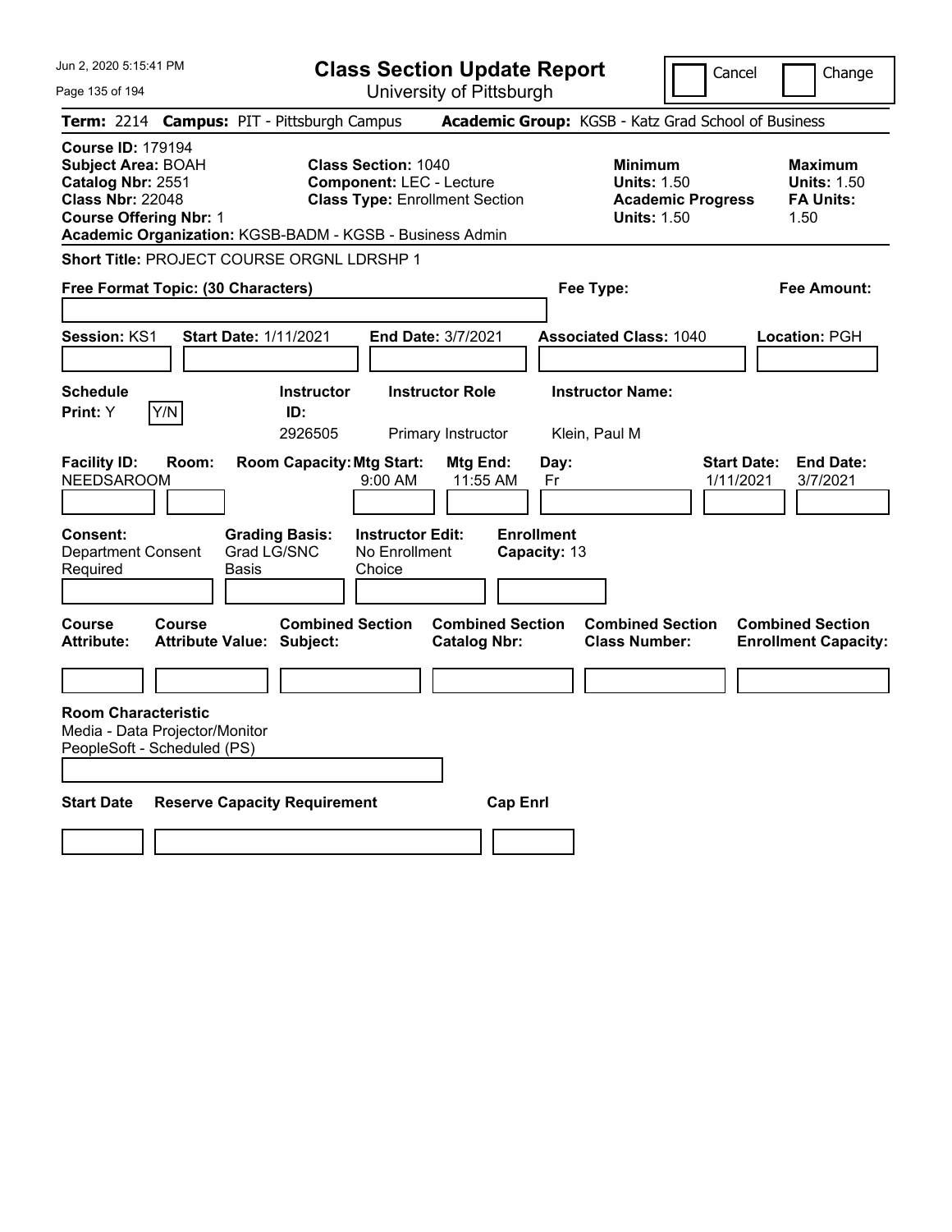Jun 2, 2020 5:15:41 PM

# Class Section Update Report

University of Pittsburgh

Cancel | Change

**Term:** 2214 **Campus:** PIT - Pittsburgh Campus **Academic Group:** KGSB - Katz Grad School of Business

**Course ID:** 179194
**Subject Area:** BOAH
**Catalog Nbr:** 2551
**Class Nbr:** 22048
**Course Offering Nbr:** 1

**Class Section:** 1040
**Component:** LEC - Lecture
**Class Type:** Enrollment Section

**Minimum Units:** 1.50
**Academic Progress Units:** 1.50

**Maximum Units:** 1.50
**FA Units:** 1.50

**Academic Organization:** KGSB-BADM - KGSB - Business Admin

**Short Title:** PROJECT COURSE ORGNL LDRSHP 1

**Free Format Topic: (30 Characters)**

**Fee Type:**

**Fee Amount:**

**Session:** KS1 **Start Date:** 1/11/2021 **End Date:** 3/7/2021 **Associated Class:** 1040 **Location:** PGH

| Schedule Print | Instructor ID | Instructor Role | Instructor Name |
|---|---|---|---|
| Y | 2926505 | Primary Instructor | Klein, Paul M |

| Facility ID | Room | Room Capacity | Mtg Start | Mtg End | Day | Start Date | End Date |
|---|---|---|---|---|---|---|---|
| NEEDSAROOM | | | 9:00 AM | 11:55 AM | Fr | 1/11/2021 | 3/7/2021 |

| Consent | Grading Basis | Instructor Edit | Enrollment Capacity |
|---|---|---|---|
| Department Consent Required | Grad LG/SNC Basis | No Enrollment Choice | 13 |

| Course Attribute | Course Attribute Value | Combined Section Subject | Combined Section Catalog Nbr | Combined Section Class Number | Combined Section Enrollment Capacity |
|---|---|---|---|---|---|
| | | | | | |

**Room Characteristic**
Media - Data Projector/Monitor
PeopleSoft - Scheduled (PS)

| Start Date | Reserve Capacity Requirement | Cap Enrl |
|---|---|---|
| | | |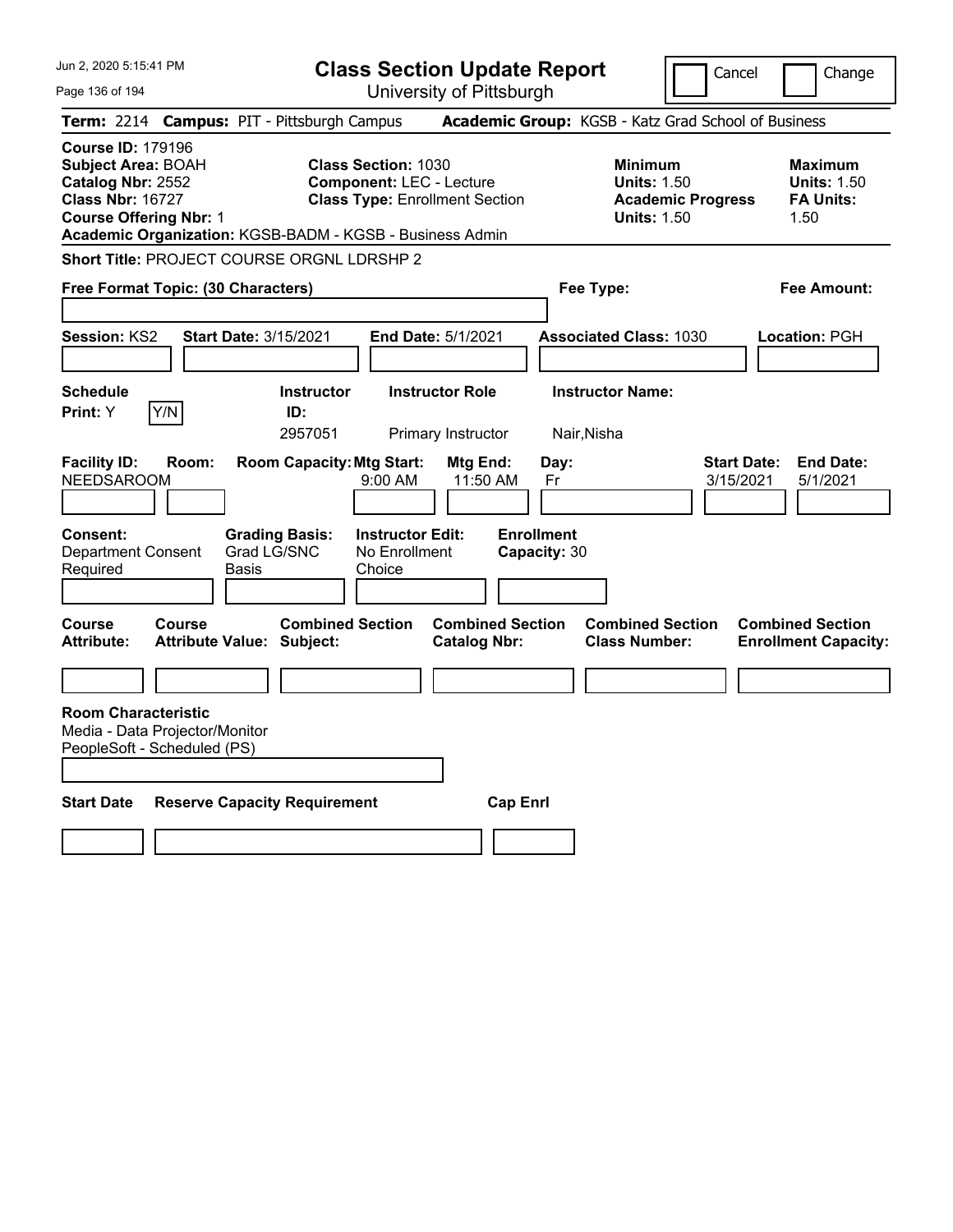# Class Section Update Report

University of Pittsburgh

Jun 2, 2020 5:15:41 PM

Cancel | Change

**Term:** 2214 **Campus:** PIT - Pittsburgh Campus **Academic Group:** KGSB - Katz Grad School of Business

**Course ID:** 179196
**Subject Area:** BOAH
**Catalog Nbr:** 2552
**Class Nbr:** 16727
**Course Offering Nbr:** 1
**Academic Organization:** KGSB-BADM - KGSB - Business Admin

**Class Section:** 1030
**Component:** LEC - Lecture
**Class Type:** Enrollment Section

**Minimum Units:** 1.50
**Academic Progress Units:** 1.50

**Maximum Units:** 1.50
**FA Units:** 1.50

**Short Title:** PROJECT COURSE ORGNL LDRSHP 2

**Free Format Topic: (30 Characters)**

**Fee Type:**

**Fee Amount:**

**Session:** KS2 **Start Date:** 3/15/2021 **End Date:** 5/1/2021 **Associated Class:** 1030 **Location:** PGH

| Schedule Print | Instructor ID | Instructor Role | Instructor Name |
|---|---|---|---|
| Y (Y/N) | 2957051 | Primary Instructor | Nair,Nisha |

| Facility ID | Room | Room Capacity | Mtg Start | Mtg End | Day | Start Date | End Date |
|---|---|---|---|---|---|---|---|
| NEEDSAROOM | | | 9:00 AM | 11:50 AM | Fr | 3/15/2021 | 5/1/2021 |

**Consent:** Department Consent Required
**Grading Basis:** Grad LG/SNC Basis
**Instructor Edit:** No Enrollment Choice
**Enrollment Capacity:** 30

| Course Attribute | Course Attribute Value | Combined Section Subject | Combined Section Catalog Nbr | Combined Section Class Number | Combined Section Enrollment Capacity |
|---|---|---|---|---|---|
| | | | | | |

**Room Characteristic**
Media - Data Projector/Monitor
PeopleSoft - Scheduled (PS)

| Start Date | Reserve Capacity Requirement | Cap Enrl |
|---|---|---|
| | | |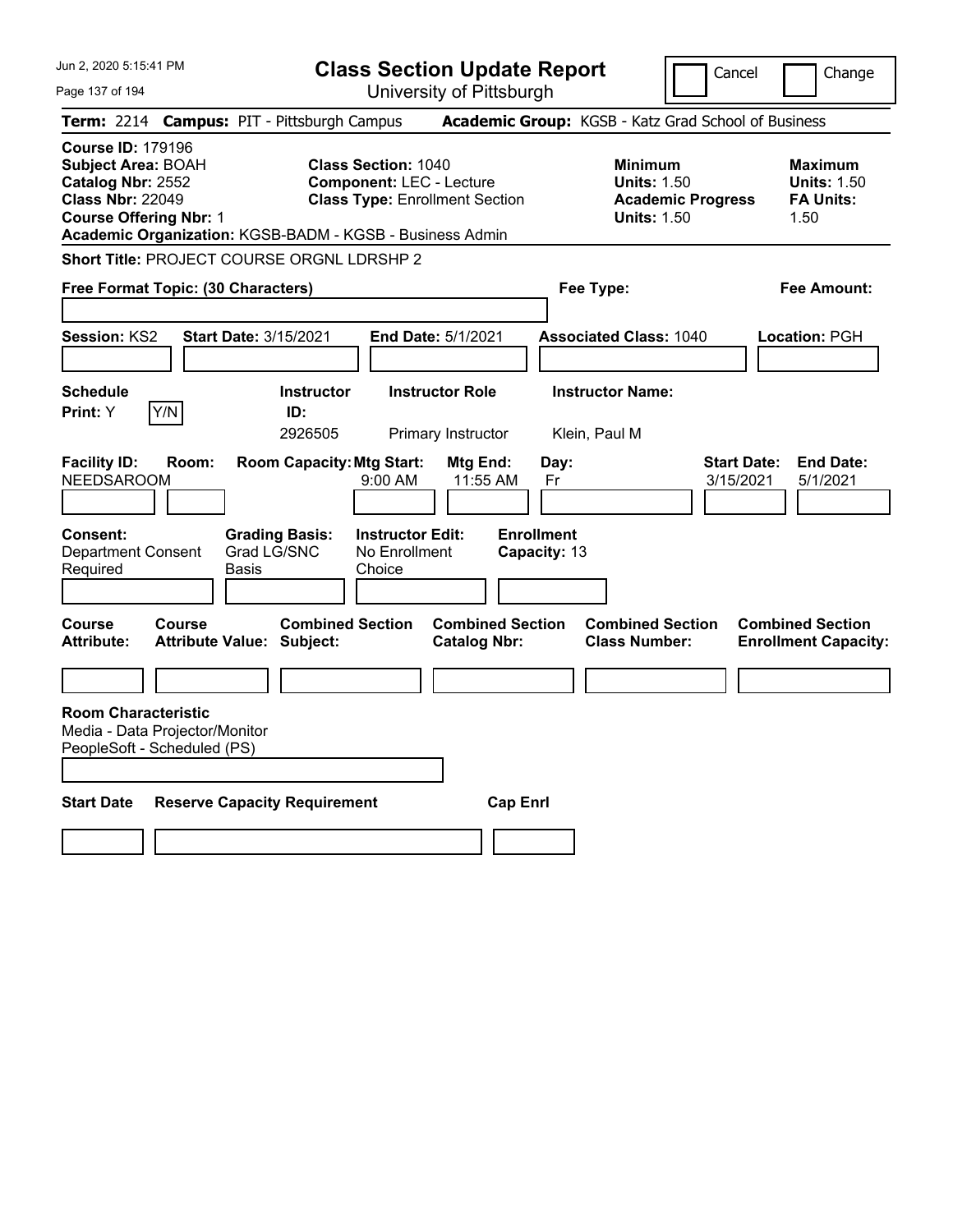# Class Section Update Report

University of Pittsburgh

Jun 2, 2020 5:15:41 PM

Cancel | Change

**Term:** 2214 **Campus:** PIT - Pittsburgh Campus **Academic Group:** KGSB - Katz Grad School of Business

**Course ID:** 179196
**Subject Area:** BOAH
**Catalog Nbr:** 2552
**Class Nbr:** 22049
**Course Offering Nbr:** 1
**Academic Organization:** KGSB-BADM - KGSB - Business Admin

**Class Section:** 1040
**Component:** LEC - Lecture
**Class Type:** Enrollment Section

**Minimum Units:** 1.50
**Academic Progress Units:** 1.50

**Maximum Units:** 1.50
**FA Units:** 1.50

**Short Title:** PROJECT COURSE ORGNL LDRSHP 2

**Free Format Topic: (30 Characters)**

**Fee Type:**

**Fee Amount:**

**Session:** KS2 **Start Date:** 3/15/2021 **End Date:** 5/1/2021 **Associated Class:** 1040 **Location:** PGH

| Schedule Print | Instructor ID | Instructor Role | Instructor Name |
|---|---|---|---|
| Y (Y/N) | 2926505 | Primary Instructor | Klein, Paul M |

| Facility ID | Room | Room Capacity | Mtg Start | Mtg End | Day | Start Date | End Date |
|---|---|---|---|---|---|---|---|
| NEEDSAROOM | | | 9:00 AM | 11:55 AM | Fr | 3/15/2021 | 5/1/2021 |

**Consent:** Department Consent Required
**Grading Basis:** Grad LG/SNC Basis
**Instructor Edit:** No Enrollment Choice
**Enrollment Capacity:** 13

| Course Attribute | Course Attribute Value | Combined Section Subject | Combined Section Catalog Nbr | Combined Section Class Number | Combined Section Enrollment Capacity |
|---|---|---|---|---|---|
| | | | | | |

**Room Characteristic**
Media - Data Projector/Monitor
PeopleSoft - Scheduled (PS)

| Start Date | Reserve Capacity Requirement | Cap Enrl |
|---|---|---|
| | | |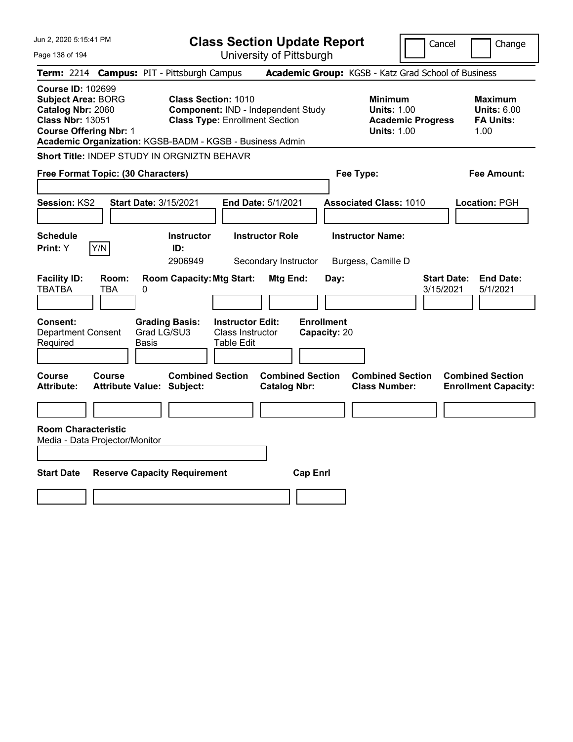# Class Section Update Report

University of Pittsburgh

Jun 2, 2020 5:15:41 PM

Cancel  Change

**Term:** 2214 **Campus:** PIT - Pittsburgh Campus **Academic Group:** KGSB - Katz Grad School of Business

**Course ID:** 102699
**Subject Area:** BORG
**Catalog Nbr:** 2060
**Class Nbr:** 13051
**Course Offering Nbr:** 1

**Class Section:** 1010
**Component:** IND - Independent Study
**Class Type:** Enrollment Section

**Minimum Units:** 1.00
**Academic Progress Units:** 1.00

**Maximum Units:** 6.00
**FA Units:** 1.00

**Academic Organization:** KGSB-BADM - KGSB - Business Admin

**Short Title:** INDEP STUDY IN ORGNIZTN BEHAVR

**Free Format Topic: (30 Characters)**

**Fee Type:**

**Fee Amount:**

**Session:** KS2 **Start Date:** 3/15/2021 **End Date:** 5/1/2021 **Associated Class:** 1010 **Location:** PGH

| Schedule Print | Instructor ID | Instructor Role | Instructor Name |
|---|---|---|---|
| Y (Y/N) | 2906949 | Secondary Instructor | Burgess, Camille D |

| Facility ID | Room | Room Capacity | Mtg Start | Mtg End | Day | Start Date | End Date |
|---|---|---|---|---|---|---|---|
| TBATBA | TBA | 0 | | | | 3/15/2021 | 5/1/2021 |

**Consent:** Department Consent Required
**Grading Basis:** Grad LG/SU3 Basis
**Instructor Edit:** Class Instructor Table Edit
**Enrollment Capacity:** 20

| Course Attribute | Course Attribute Value | Combined Section Subject | Combined Section Catalog Nbr | Combined Section Class Number | Combined Section Enrollment Capacity |
|---|---|---|---|---|---|
| | | | | | |

**Room Characteristic**
Media - Data Projector/Monitor

| Start Date | Reserve Capacity Requirement | Cap Enrl |
|---|---|---|
| | | |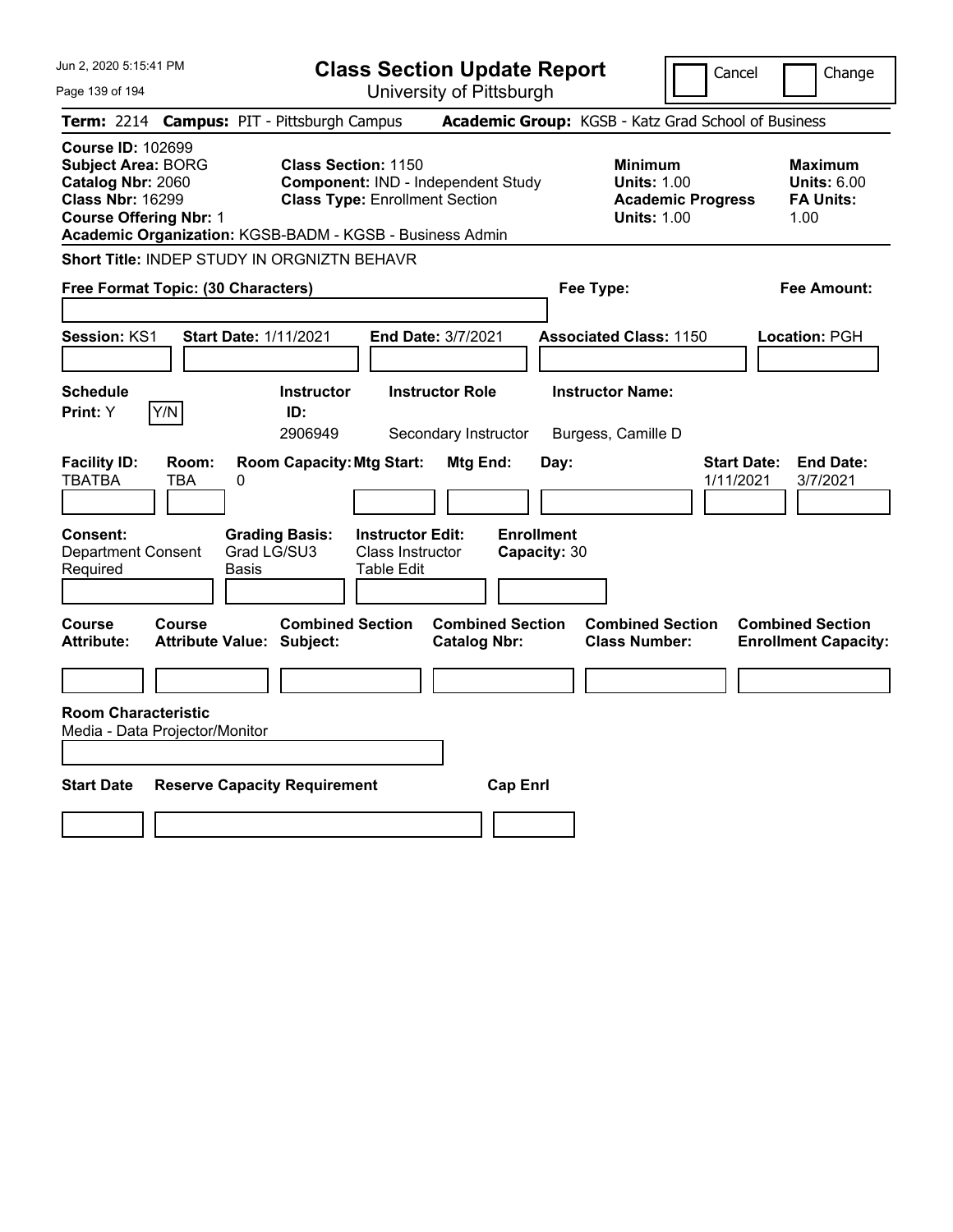# Class Section Update Report

University of Pittsburgh

Cancel | Change

**Term:** 2214 **Campus:** PIT - Pittsburgh Campus **Academic Group:** KGSB - Katz Grad School of Business

**Course ID:** 102699
**Subject Area:** BORG
**Catalog Nbr:** 2060
**Class Nbr:** 16299
**Course Offering Nbr:** 1

**Class Section:** 1150
**Component:** IND - Independent Study
**Class Type:** Enrollment Section

| | Minimum | Maximum |
|---|---|---|
| Units | 1.00 | 6.00 |
| Academic Progress / FA Units | 1.00 | 1.00 |

**Academic Organization:** KGSB-BADM - KGSB - Business Admin

**Short Title:** INDEP STUDY IN ORGNIZTN BEHAVR

**Free Format Topic: (30 Characters)**

**Fee Type:**

**Fee Amount:**

**Session:** KS1 **Start Date:** 1/11/2021 **End Date:** 3/7/2021 **Associated Class:** 1150 **Location:** PGH

| Schedule Print | Instructor ID | Instructor Role | Instructor Name |
|---|---|---|---|
| Y | 2906949 | Secondary Instructor | Burgess, Camille D |

| Facility ID | Room | Room Capacity | Mtg Start | Mtg End | Day | Start Date | End Date |
|---|---|---|---|---|---|---|---|
| TBATBA | TBA | 0 | | | | 1/11/2021 | 3/7/2021 |

**Consent:** Department Consent Required
**Grading Basis:** Grad LG/SU3 Basis
**Instructor Edit:** Class Instructor Table Edit
**Enrollment Capacity:** 30

| Course Attribute | Course Attribute Value | Combined Section Subject | Combined Section Catalog Nbr | Combined Section Class Number | Combined Section Enrollment Capacity |
|---|---|---|---|---|---|
| | | | | | |

**Room Characteristic**
Media - Data Projector/Monitor

| Start Date | Reserve Capacity Requirement | Cap Enrl |
|---|---|---|
| | | |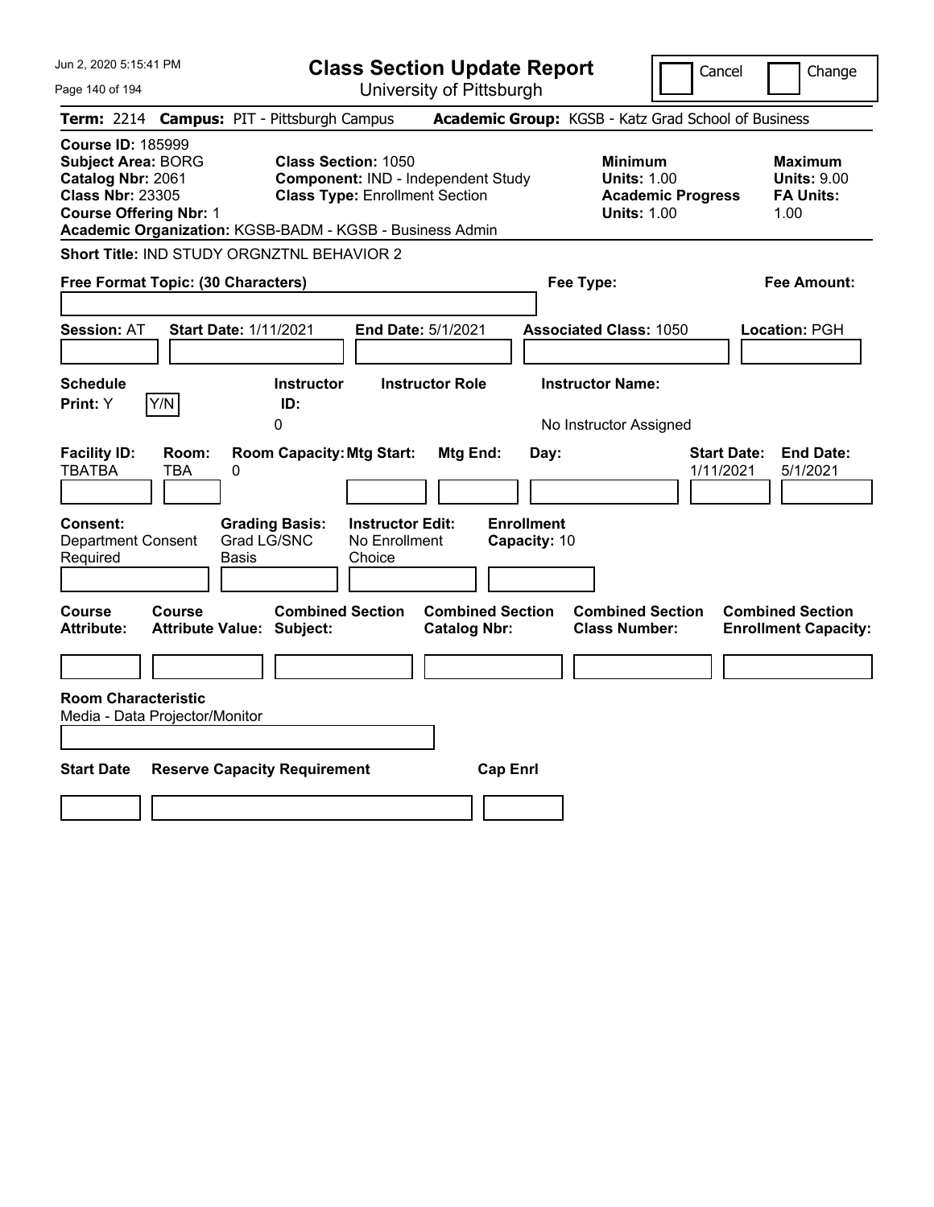# Class Section Update Report

University of Pittsburgh

Cancel | Change

**Term:** 2214 **Campus:** PIT - Pittsburgh Campus **Academic Group:** KGSB - Katz Grad School of Business

**Course ID:** 185999
**Subject Area:** BORG
**Catalog Nbr:** 2061
**Class Nbr:** 23305
**Course Offering Nbr:** 1
**Academic Organization:** KGSB-BADM - KGSB - Business Admin

**Class Section:** 1050
**Component:** IND - Independent Study
**Class Type:** Enrollment Section

**Minimum**
**Units:** 1.00
**Academic Progress Units:** 1.00

**Maximum**
**Units:** 9.00
**FA Units:** 1.00

**Short Title:** IND STUDY ORGNZTNL BEHAVIOR 2

**Free Format Topic: (30 Characters)**

**Fee Type:**

**Fee Amount:**

**Session:** AT **Start Date:** 1/11/2021 **End Date:** 5/1/2021 **Associated Class:** 1050 **Location:** PGH

| Schedule Print: | Instructor ID: | Instructor Role | Instructor Name: |
|---|---|---|---|
| Y | 0 | | No Instructor Assigned |

| Facility ID: | Room: | Room Capacity: | Mtg Start: | Mtg End: | Day: | Start Date: | End Date: |
|---|---|---|---|---|---|---|---|
| TBATBA | TBA | 0 | | | | 1/11/2021 | 5/1/2021 |

| Consent: | Grading Basis: | Instructor Edit: | Enrollment Capacity: |
|---|---|---|---|
| Department Consent Required | Grad LG/SNC Basis | No Enrollment Choice | 10 |

| Course Attribute: | Course Attribute Value: | Combined Section Subject: | Combined Section Catalog Nbr: | Combined Section Class Number: | Combined Section Enrollment Capacity: |
|---|---|---|---|---|---|
| | | | | | |

**Room Characteristic**
Media - Data Projector/Monitor

| Start Date | Reserve Capacity Requirement | Cap Enrl |
|---|---|---|
| | | |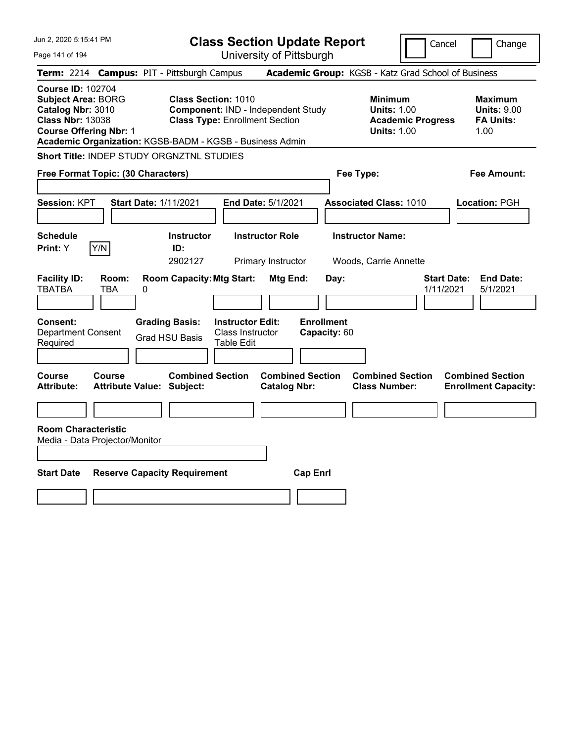# Class Section Update Report

University of Pittsburgh

Cancel | Change

**Term:** 2214 **Campus:** PIT - Pittsburgh Campus **Academic Group:** KGSB - Katz Grad School of Business

**Course ID:** 102704
**Subject Area:** BORG
**Catalog Nbr:** 3010
**Class Nbr:** 13038
**Course Offering Nbr:** 1

**Class Section:** 1010
**Component:** IND - Independent Study
**Class Type:** Enrollment Section

| | Minimum | Maximum |
|---|---|---|
| Units | 1.00 | 9.00 |
| Academic Progress Units / FA Units | 1.00 | 1.00 |

**Academic Organization:** KGSB-BADM - KGSB - Business Admin

**Short Title:** INDEP STUDY ORGNZTNL STUDIES

**Free Format Topic: (30 Characters)**

**Fee Type:**

**Fee Amount:**

**Session:** KPT **Start Date:** 1/11/2021 **End Date:** 5/1/2021 **Associated Class:** 1010 **Location:** PGH

| Schedule Print | Instructor ID | Instructor Role | Instructor Name |
|---|---|---|---|
| Y | 2902127 | Primary Instructor | Woods, Carrie Annette |

| Facility ID | Room | Room Capacity | Mtg Start | Mtg End | Day | Start Date | End Date |
|---|---|---|---|---|---|---|---|
| TBATBA | TBA | 0 | | | | 1/11/2021 | 5/1/2021 |

**Consent:** Department Consent Required
**Grading Basis:** Grad HSU Basis
**Instructor Edit:** Class Instructor Table Edit
**Enrollment Capacity:** 60

| Course Attribute | Course Attribute Value | Combined Section Subject | Combined Section Catalog Nbr | Combined Section Class Number | Combined Section Enrollment Capacity |
|---|---|---|---|---|---|
| | | | | | |

**Room Characteristic**
Media - Data Projector/Monitor

| Start Date | Reserve Capacity Requirement | Cap Enrl |
|---|---|---|
| | | |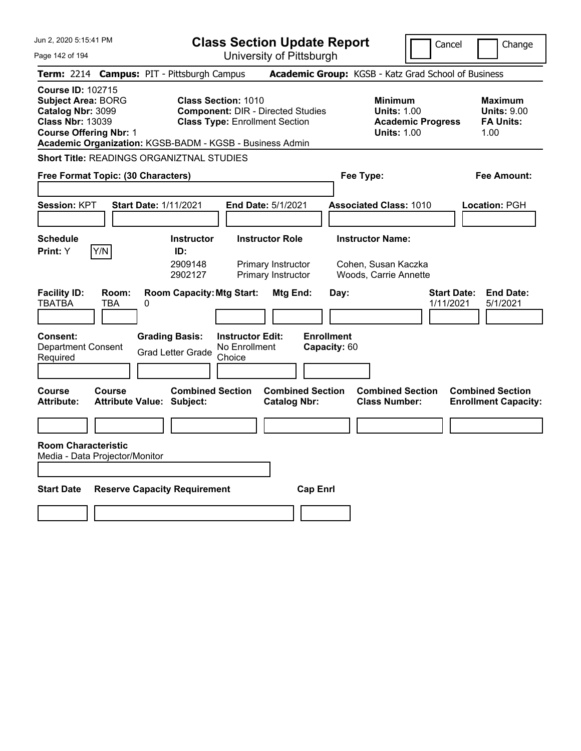# Class Section Update Report

University of Pittsburgh

Cancel | Change

**Term:** 2214 **Campus:** PIT - Pittsburgh Campus **Academic Group:** KGSB - Katz Grad School of Business

**Course ID:** 102715
**Subject Area:** BORG
**Catalog Nbr:** 3099
**Class Nbr:** 13039
**Course Offering Nbr:** 1
**Academic Organization:** KGSB-BADM - KGSB - Business Admin

**Class Section:** 1010
**Component:** DIR - Directed Studies
**Class Type:** Enrollment Section

**Minimum Units:** 1.00
**Academic Progress Units:** 1.00

**Maximum Units:** 9.00
**FA Units:** 1.00

**Short Title:** READINGS ORGANIZTNAL STUDIES

**Free Format Topic: (30 Characters)**

**Fee Type:**

**Fee Amount:**

**Session:** KPT **Start Date:** 1/11/2021 **End Date:** 5/1/2021 **Associated Class:** 1010 **Location:** PGH

**Schedule Print:** Y Y/N

| Instructor ID | Instructor Role | Instructor Name |
|---|---|---|
| 2909148 | Primary Instructor | Cohen, Susan Kaczka |
| 2902127 | Primary Instructor | Woods, Carrie Annette |

| Facility ID | Room | Room Capacity | Mtg Start | Mtg End | Day | Start Date | End Date |
|---|---|---|---|---|---|---|---|
| TBATBA | TBA | 0 | | | | 1/11/2021 | 5/1/2021 |

**Consent:** Department Consent Required
**Grading Basis:** Grad Letter Grade
**Instructor Edit:** No Enrollment Choice
**Enrollment Capacity:** 60

| Course Attribute | Course Attribute Value | Combined Section Subject | Combined Section Catalog Nbr | Combined Section Class Number | Combined Section Enrollment Capacity |
|---|---|---|---|---|---|
| | | | | | |

**Room Characteristic**
Media - Data Projector/Monitor

| Start Date | Reserve Capacity Requirement | Cap Enrl |
|---|---|---|
| | | |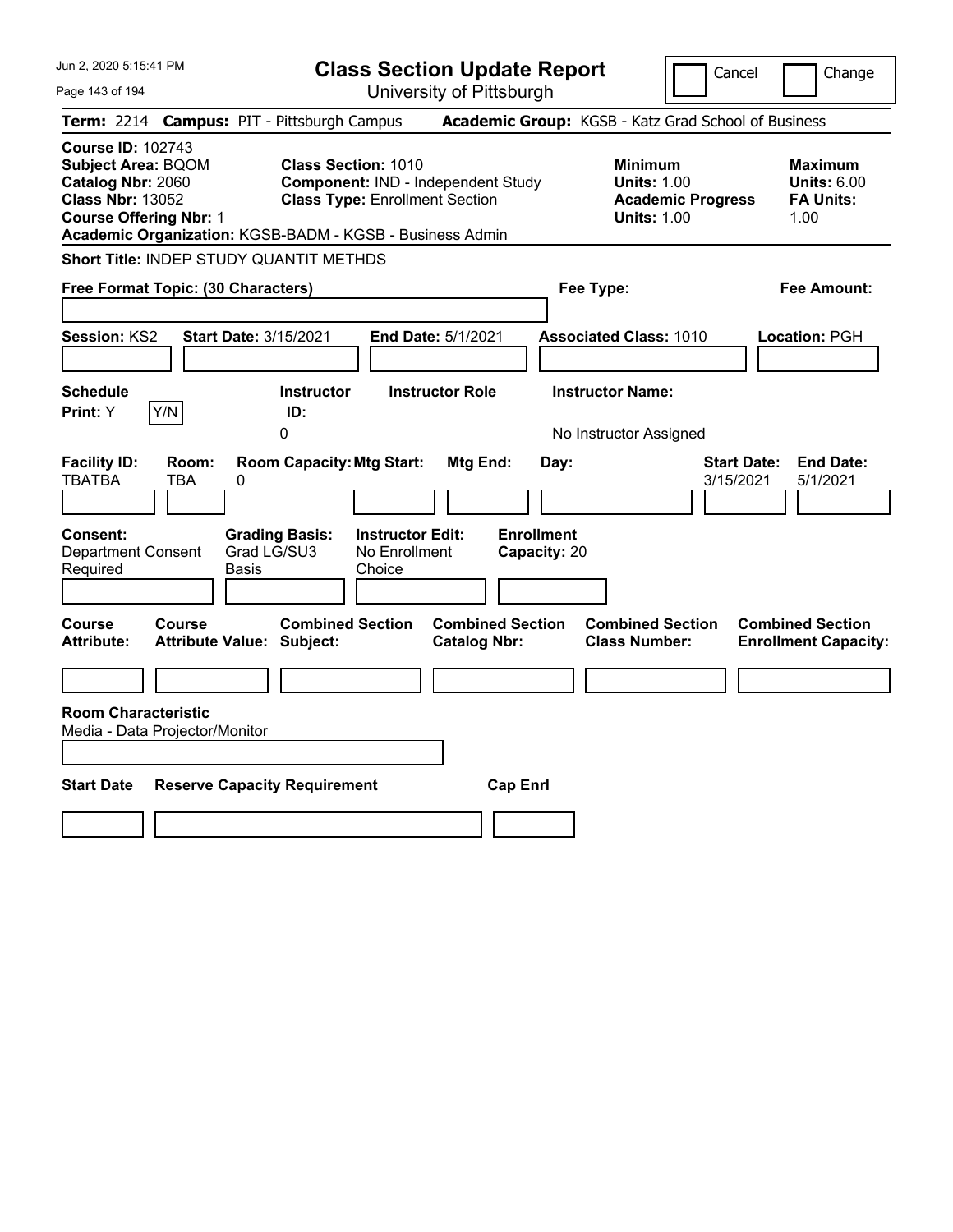# Class Section Update Report

University of Pittsburgh

Cancel | Change

**Term:** 2214 **Campus:** PIT - Pittsburgh Campus **Academic Group:** KGSB - Katz Grad School of Business

**Course ID:** 102743
**Subject Area:** BQOM
**Catalog Nbr:** 2060
**Class Nbr:** 13052
**Course Offering Nbr:** 1
**Academic Organization:** KGSB-BADM - KGSB - Business Admin

**Class Section:** 1010
**Component:** IND - Independent Study
**Class Type:** Enrollment Section

**Minimum**
**Units:** 1.00
**Academic Progress Units:** 1.00

**Maximum**
**Units:** 6.00
**FA Units:** 1.00

**Short Title:** INDEP STUDY QUANTIT METHDS

**Free Format Topic: (30 Characters)**

**Fee Type:**

**Fee Amount:**

**Session:** KS2 **Start Date:** 3/15/2021 **End Date:** 5/1/2021 **Associated Class:** 1010 **Location:** PGH

**Schedule Print:** Y

**Instructor ID:** 0

**Instructor Role:**

**Instructor Name:** No Instructor Assigned

| Facility ID: | Room: | Room Capacity: | Mtg Start: | Mtg End: | Day: | Start Date: | End Date: |
|---|---|---|---|---|---|---|---|
| TBATBA | TBA | 0 | | | | 3/15/2021 | 5/1/2021 |

**Consent:** Department Consent Required
**Grading Basis:** Grad LG/SU3 Basis
**Instructor Edit:** No Enrollment Choice
**Enrollment Capacity:** 20

| Course Attribute: | Course Attribute Value: | Combined Section Subject: | Combined Section Catalog Nbr: | Combined Section Class Number: | Combined Section Enrollment Capacity: |
|---|---|---|---|---|---|
| | | | | | |

**Room Characteristic**
Media - Data Projector/Monitor

| Start Date | Reserve Capacity Requirement | Cap Enrl |
|---|---|---|
| | | |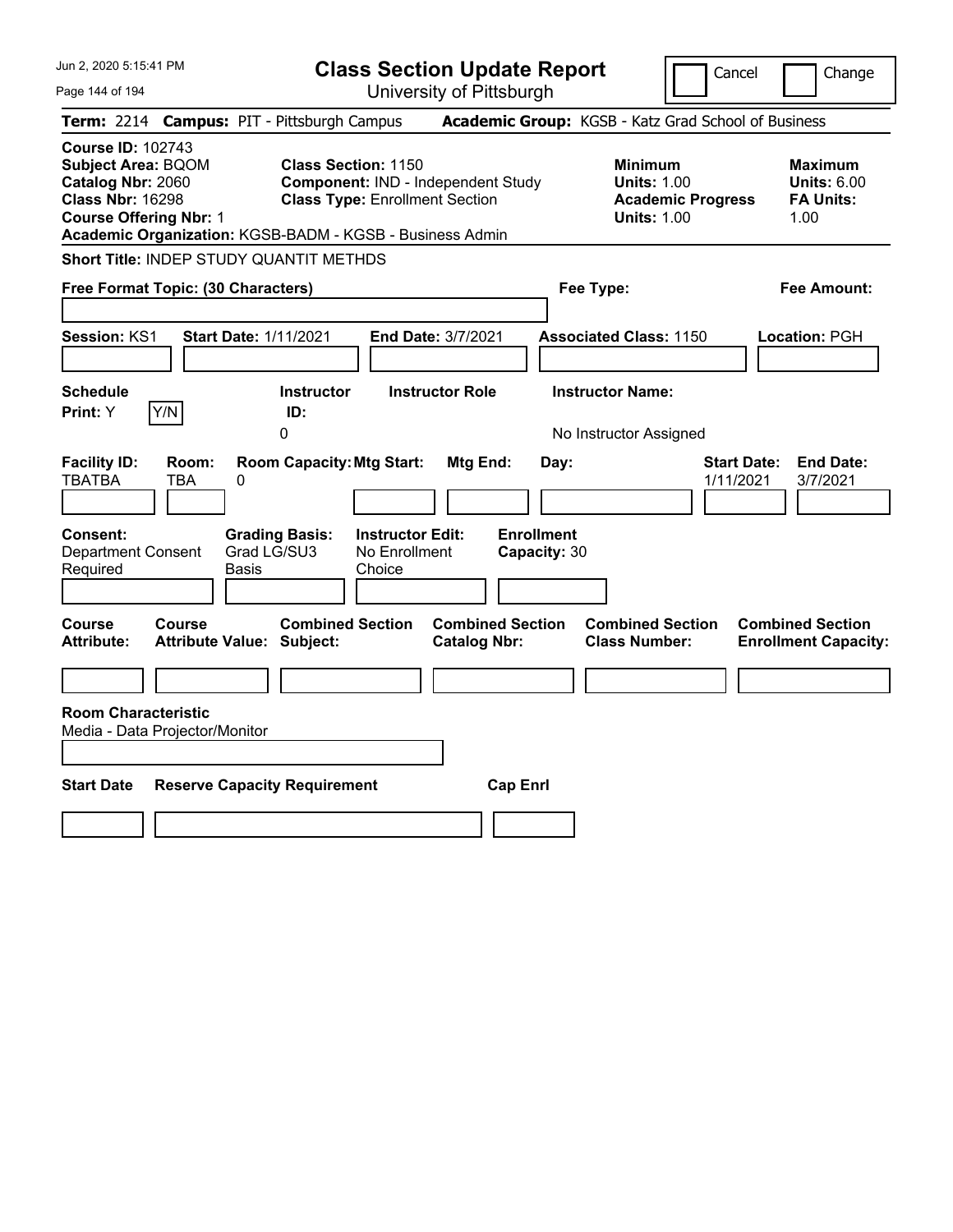Jun 2, 2020 5:15:41 PM

# Class Section Update Report

University of Pittsburgh

Cancel | Change

**Term:** 2214 **Campus:** PIT - Pittsburgh Campus **Academic Group:** KGSB - Katz Grad School of Business

**Course ID:** 102743
**Subject Area:** BQOM
**Catalog Nbr:** 2060
**Class Nbr:** 16298
**Course Offering Nbr:** 1
**Academic Organization:** KGSB-BADM - KGSB - Business Admin

**Class Section:** 1150
**Component:** IND - Independent Study
**Class Type:** Enrollment Section

**Minimum Units:** 1.00
**Academic Progress Units:** 1.00

**Maximum Units:** 6.00
**FA Units:** 1.00

**Short Title:** INDEP STUDY QUANTIT METHDS

**Free Format Topic: (30 Characters)**

**Fee Type:**

**Fee Amount:**

**Session:** KS1 **Start Date:** 1/11/2021 **End Date:** 3/7/2021 **Associated Class:** 1150 **Location:** PGH

| Schedule Print: | Instructor ID: | Instructor Role | Instructor Name: |
|---|---|---|---|
| Y (Y/N) | 0 | | No Instructor Assigned |

| Facility ID: | Room: | Room Capacity: | Mtg Start: | Mtg End: | Day: | Start Date: | End Date: |
|---|---|---|---|---|---|---|---|
| TBATBA | TBA | 0 | | | | 1/11/2021 | 3/7/2021 |

| Consent: | Grading Basis: | Instructor Edit: | Enrollment Capacity: |
|---|---|---|---|
| Department Consent Required | Grad LG/SU3 Basis | No Enrollment Choice | 30 |

| Course Attribute: | Course Attribute Value: | Combined Section Subject: | Combined Section Catalog Nbr: | Combined Section Class Number: | Combined Section Enrollment Capacity: |
|---|---|---|---|---|---|
| | | | | | |

**Room Characteristic**
Media - Data Projector/Monitor

| Start Date | Reserve Capacity Requirement | Cap Enrl |
|---|---|---|
| | | |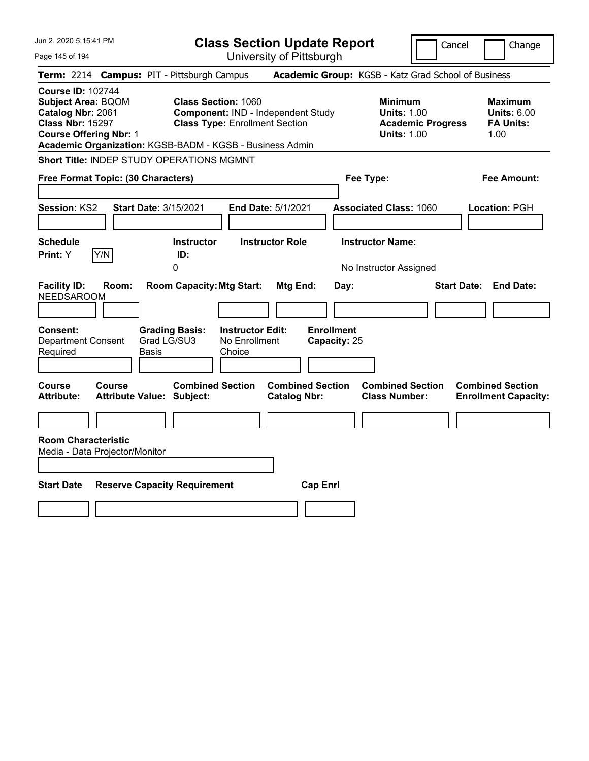Jun 2, 2020 5:15:41 PM

# Class Section Update Report

University of Pittsburgh

Cancel | Change

**Term:** 2214 **Campus:** PIT - Pittsburgh Campus **Academic Group:** KGSB - Katz Grad School of Business

**Course ID:** 102744
**Subject Area:** BQOM
**Catalog Nbr:** 2061
**Class Nbr:** 15297
**Course Offering Nbr:** 1

**Class Section:** 1060
**Component:** IND - Independent Study
**Class Type:** Enrollment Section

**Minimum Units:** 1.00
**Academic Progress Units:** 1.00

**Maximum Units:** 6.00
**FA Units:** 1.00

**Academic Organization:** KGSB-BADM - KGSB - Business Admin

**Short Title:** INDEP STUDY OPERATIONS MGMNT

**Free Format Topic: (30 Characters)**

**Fee Type:**

**Fee Amount:**

**Session:** KS2 **Start Date:** 3/15/2021 **End Date:** 5/1/2021 **Associated Class:** 1060 **Location:** PGH

| Schedule Print: | | Instructor ID: | Instructor Role | Instructor Name: |
|---|---|---|---|---|
| Y | Y/N | 0 | | No Instructor Assigned |

| Facility ID: | Room: | Room Capacity: | Mtg Start: | Mtg End: | Day: | Start Date: | End Date: |
|---|---|---|---|---|---|---|---|
| NEEDSAROOM | | | | | | | |

**Consent:** Department Consent Required
**Grading Basis:** Grad LG/SU3 Basis
**Instructor Edit:** No Enrollment Choice
**Enrollment Capacity:** 25

| Course Attribute: | Course Attribute Value: | Combined Section Subject: | Combined Section Catalog Nbr: | Combined Section Class Number: | Combined Section Enrollment Capacity: |
|---|---|---|---|---|---|
| | | | | | |

**Room Characteristic**
Media - Data Projector/Monitor

| Start Date | Reserve Capacity Requirement | Cap Enrl |
|---|---|---|
| | | |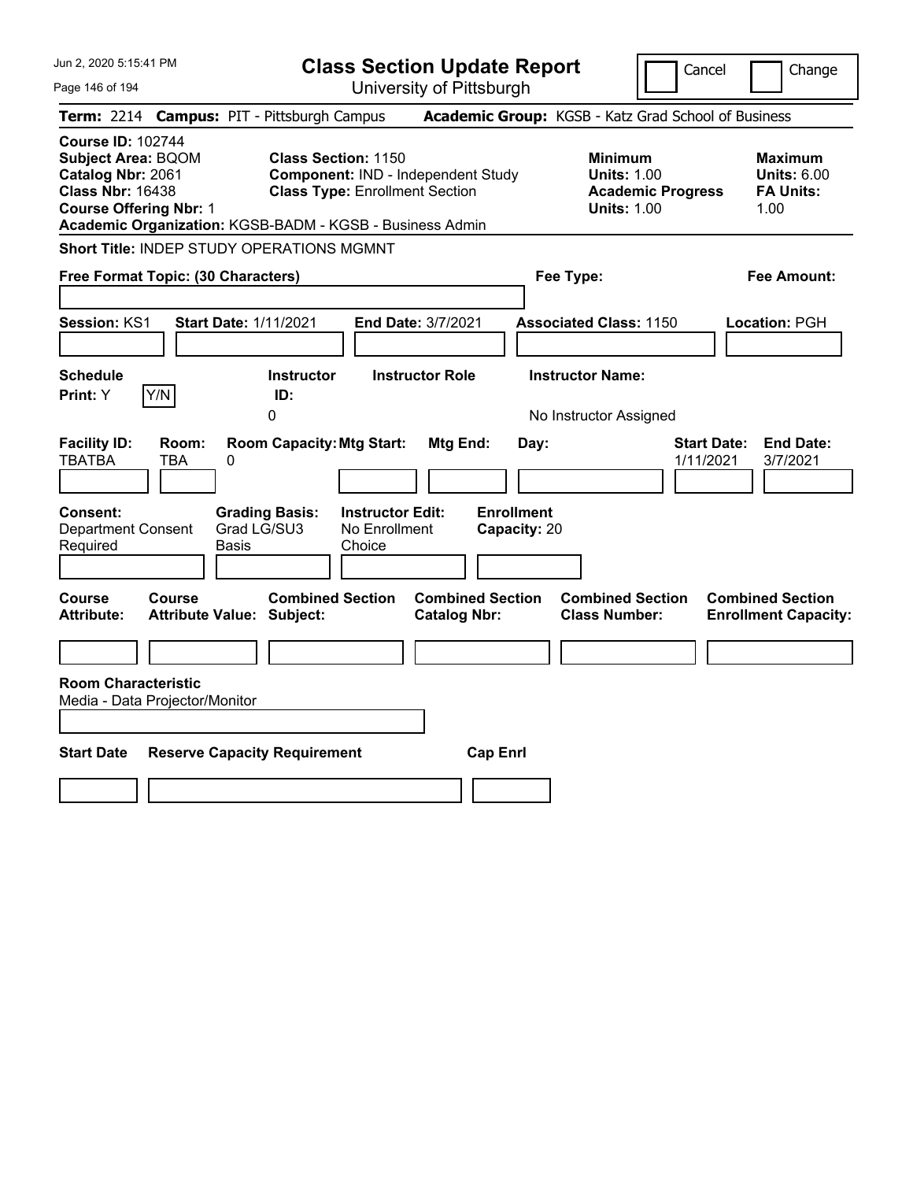Jun 2, 2020 5:15:41 PM

# Class Section Update Report

University of Pittsburgh

Cancel | Change

**Term:** 2214 **Campus:** PIT - Pittsburgh Campus **Academic Group:** KGSB - Katz Grad School of Business

**Course ID:** 102744
**Subject Area:** BQOM
**Catalog Nbr:** 2061
**Class Nbr:** 16438
**Course Offering Nbr:** 1
**Academic Organization:** KGSB-BADM - KGSB - Business Admin

**Class Section:** 1150
**Component:** IND - Independent Study
**Class Type:** Enrollment Section

| | Minimum | Maximum |
|---|---|---|
| Units | 1.00 | 6.00 |
| Academic Progress Units / FA Units | 1.00 | 1.00 |

**Short Title:** INDEP STUDY OPERATIONS MGMNT

**Free Format Topic: (30 Characters)**

**Fee Type:**

**Fee Amount:**

**Session:** KS1 **Start Date:** 1/11/2021 **End Date:** 3/7/2021 **Associated Class:** 1150 **Location:** PGH

| Schedule Print | Instructor ID | Instructor Role | Instructor Name |
|---|---|---|---|
| Y | 0 | | No Instructor Assigned |

| Facility ID | Room | Room Capacity | Mtg Start | Mtg End | Day | Start Date | End Date |
|---|---|---|---|---|---|---|---|
| TBATBA | TBA | 0 | | | | 1/11/2021 | 3/7/2021 |

| Consent | Grading Basis | Instructor Edit | Enrollment Capacity |
|---|---|---|---|
| Department Consent Required | Grad LG/SU3 Basis | No Enrollment Choice | 20 |

| Course Attribute | Course Attribute Value | Combined Section Subject | Combined Section Catalog Nbr | Combined Section Class Number | Combined Section Enrollment Capacity |
|---|---|---|---|---|---|
| | | | | | |

**Room Characteristic**
Media - Data Projector/Monitor

| Start Date | Reserve Capacity Requirement | Cap Enrl |
|---|---|---|
| | | |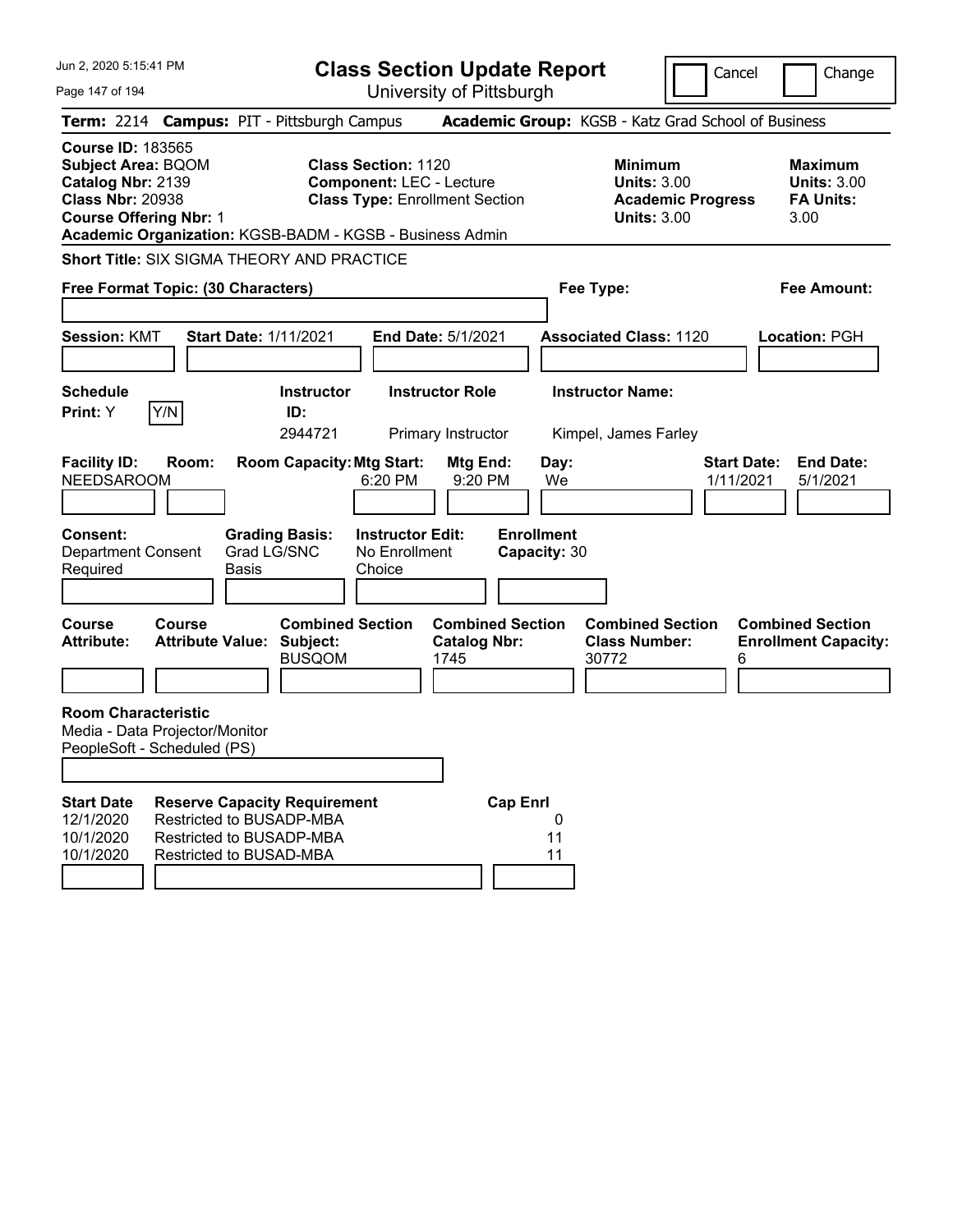Jun 2, 2020 5:15:41 PM

# Class Section Update Report

University of Pittsburgh

Cancel | Change

**Term:** 2214 **Campus:** PIT - Pittsburgh Campus **Academic Group:** KGSB - Katz Grad School of Business

**Course ID:** 183565
**Subject Area:** BQOM
**Catalog Nbr:** 2139
**Class Nbr:** 20938
**Course Offering Nbr:** 1

**Class Section:** 1120
**Component:** LEC - Lecture
**Class Type:** Enrollment Section

**Minimum Units:** 3.00
**Academic Progress Units:** 3.00

**Maximum Units:** 3.00
**FA Units:** 3.00

**Academic Organization:** KGSB-BADM - KGSB - Business Admin

**Short Title:** SIX SIGMA THEORY AND PRACTICE

**Free Format Topic: (30 Characters)**

**Fee Type:**

**Fee Amount:**

**Session:** KMT **Start Date:** 1/11/2021 **End Date:** 5/1/2021 **Associated Class:** 1120 **Location:** PGH

| Schedule Print | Instructor ID | Instructor Role | Instructor Name |
|---|---|---|---|
| Y (Y/N) | 2944721 | Primary Instructor | Kimpel, James Farley |

| Facility ID | Room | Room Capacity | Mtg Start | Mtg End | Day | Start Date | End Date |
|---|---|---|---|---|---|---|---|
| NEEDSAROOM | | | 6:20 PM | 9:20 PM | We | 1/11/2021 | 5/1/2021 |

| Consent | Grading Basis | Instructor Edit | Enrollment Capacity |
|---|---|---|---|
| Department Consent Required | Grad LG/SNC Basis | No Enrollment Choice | 30 |

| Course Attribute | Course Attribute Value | Combined Section Subject | Combined Section Catalog Nbr | Combined Section Class Number | Combined Section Enrollment Capacity |
|---|---|---|---|---|---|
| | | BUSQOM | 1745 | 30772 | 6 |

**Room Characteristic**
Media - Data Projector/Monitor
PeopleSoft - Scheduled (PS)

| Start Date | Reserve Capacity Requirement | Cap Enrl |
|---|---|---|
| 12/1/2020 | Restricted to BUSADP-MBA | 0 |
| 10/1/2020 | Restricted to BUSADP-MBA | 11 |
| 10/1/2020 | Restricted to BUSAD-MBA | 11 |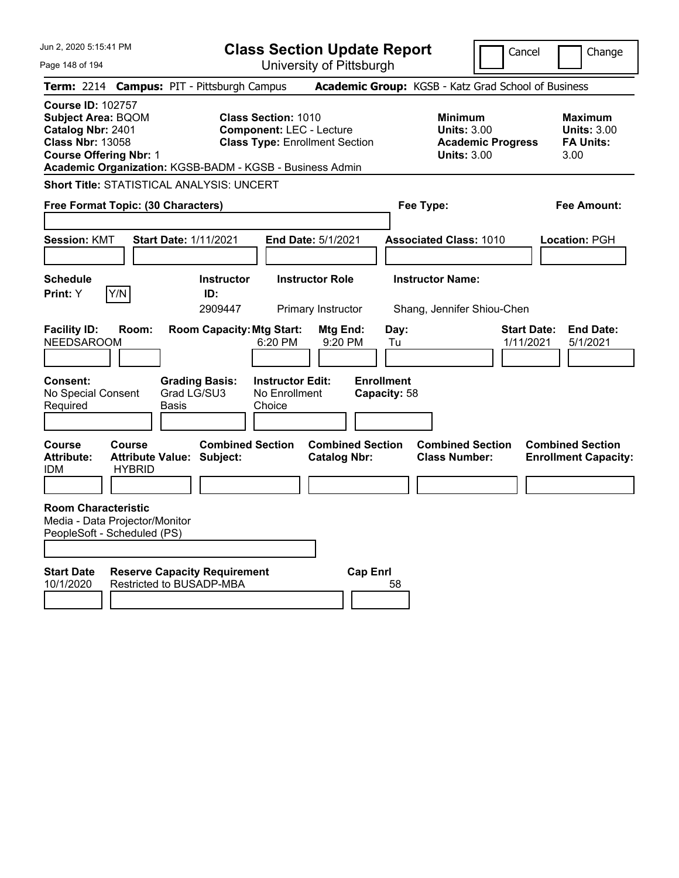# Class Section Update Report

University of Pittsburgh

Cancel | Change

**Term:** 2214 **Campus:** PIT - Pittsburgh Campus **Academic Group:** KGSB - Katz Grad School of Business

**Course ID:** 102757
**Subject Area:** BQOM
**Catalog Nbr:** 2401
**Class Nbr:** 13058
**Course Offering Nbr:** 1

**Class Section:** 1010
**Component:** LEC - Lecture
**Class Type:** Enrollment Section

**Minimum**
**Units:** 3.00
**Academic Progress Units:** 3.00

**Maximum**
**Units:** 3.00
**FA Units:** 3.00

**Academic Organization:** KGSB-BADM - KGSB - Business Admin

**Short Title:** STATISTICAL ANALYSIS: UNCERT

**Free Format Topic: (30 Characters)**

**Fee Type:**

**Fee Amount:**

**Session:** KMT **Start Date:** 1/11/2021 **End Date:** 5/1/2021 **Associated Class:** 1010 **Location:** PGH

| Schedule Print | Instructor ID | Instructor Role | Instructor Name |
|---|---|---|---|
| Y | 2909447 | Primary Instructor | Shang, Jennifer Shiou-Chen |

| Facility ID | Room | Room Capacity | Mtg Start | Mtg End | Day | Start Date | End Date |
|---|---|---|---|---|---|---|---|
| NEEDSAROOM | | | 6:20 PM | 9:20 PM | Tu | 1/11/2021 | 5/1/2021 |

**Consent:** No Special Consent Required
**Grading Basis:** Grad LG/SU3 Basis
**Instructor Edit:** No Enrollment Choice
**Enrollment Capacity:** 58

| Course Attribute | Course Attribute Value | Combined Section Subject | Combined Section Catalog Nbr | Combined Section Class Number | Combined Section Enrollment Capacity |
|---|---|---|---|---|---|
| IDM | HYBRID | | | | |

**Room Characteristic**
Media - Data Projector/Monitor
PeopleSoft - Scheduled (PS)

| Start Date | Reserve Capacity Requirement | Cap Enrl |
|---|---|---|
| 10/1/2020 | Restricted to BUSADP-MBA | 58 |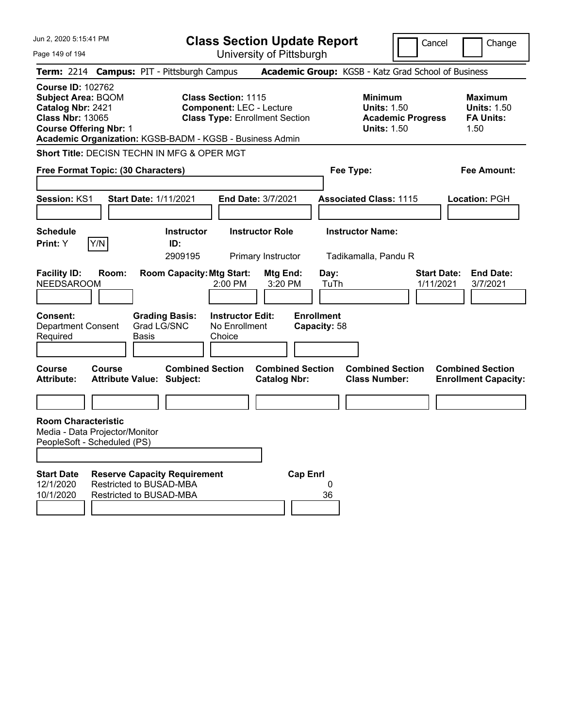# Class Section Update Report

University of Pittsburgh

Jun 2, 2020 5:15:41 PM

Cancel | Change

**Term:** 2214 **Campus:** PIT - Pittsburgh Campus **Academic Group:** KGSB - Katz Grad School of Business

**Course ID:** 102762
**Subject Area:** BQOM
**Catalog Nbr:** 2421
**Class Nbr:** 13065
**Course Offering Nbr:** 1
**Academic Organization:** KGSB-BADM - KGSB - Business Admin

**Class Section:** 1115
**Component:** LEC - Lecture
**Class Type:** Enrollment Section

**Minimum Units:** 1.50
**Academic Progress Units:** 1.50

**Maximum Units:** 1.50
**FA Units:** 1.50

**Short Title:** DECISN TECHN IN MFG & OPER MGT

**Free Format Topic: (30 Characters)**

**Fee Type:**

**Fee Amount:**

**Session:** KS1 **Start Date:** 1/11/2021 **End Date:** 3/7/2021 **Associated Class:** 1115 **Location:** PGH

| Schedule Print | Instructor ID | Instructor Role | Instructor Name |
|---|---|---|---|
| Y (Y/N) | 2909195 | Primary Instructor | Tadikamalla, Pandu R |

| Facility ID | Room | Room Capacity | Mtg Start | Mtg End | Day | Start Date | End Date |
|---|---|---|---|---|---|---|---|
| NEEDSAROOM | | | 2:00 PM | 3:20 PM | TuTh | 1/11/2021 | 3/7/2021 |

**Consent:** Department Consent Required
**Grading Basis:** Grad LG/SNC Basis
**Instructor Edit:** No Enrollment Choice
**Enrollment Capacity:** 58

| Course Attribute | Course Attribute Value | Combined Section Subject | Combined Section Catalog Nbr | Combined Section Class Number | Combined Section Enrollment Capacity |
|---|---|---|---|---|---|
| | | | | | |

**Room Characteristic**
Media - Data Projector/Monitor
PeopleSoft - Scheduled (PS)

| Start Date | Reserve Capacity Requirement | Cap Enrl |
|---|---|---|
| 12/1/2020 | Restricted to BUSAD-MBA | 0 |
| 10/1/2020 | Restricted to BUSAD-MBA | 36 |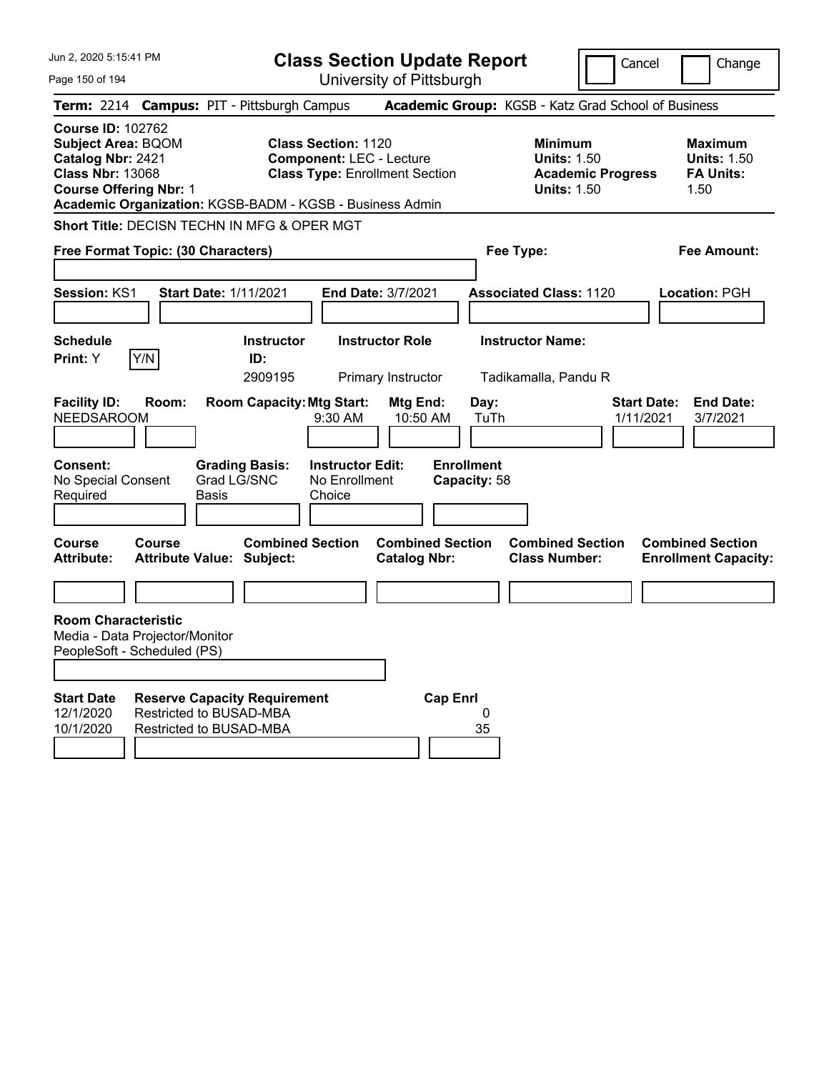# Class Section Update Report

University of Pittsburgh

Cancel | Change

**Term:** 2214 **Campus:** PIT - Pittsburgh Campus **Academic Group:** KGSB - Katz Grad School of Business

**Course ID:** 102762
**Subject Area:** BQOM
**Catalog Nbr:** 2421
**Class Nbr:** 13068
**Course Offering Nbr:** 1

**Class Section:** 1120
**Component:** LEC - Lecture
**Class Type:** Enrollment Section

| | Minimum | Maximum |
|---|---|---|
| Units | 1.50 | 1.50 |
| Academic Progress Units / FA Units | 1.50 | 1.50 |

**Academic Organization:** KGSB-BADM - KGSB - Business Admin

**Short Title:** DECISN TECHN IN MFG & OPER MGT

**Free Format Topic: (30 Characters)**

**Fee Type:**

**Fee Amount:**

**Session:** KS1 **Start Date:** 1/11/2021 **End Date:** 3/7/2021 **Associated Class:** 1120 **Location:** PGH

| Schedule Print | Instructor ID | Instructor Role | Instructor Name |
|---|---|---|---|
| Y | 2909195 | Primary Instructor | Tadikamalla, Pandu R |

| Facility ID | Room | Room Capacity | Mtg Start | Mtg End | Day | Start Date | End Date |
|---|---|---|---|---|---|---|---|
| NEEDSAROOM | | | 9:30 AM | 10:50 AM | TuTh | 1/11/2021 | 3/7/2021 |

**Consent:** No Special Consent Required
**Grading Basis:** Grad LG/SNC Basis
**Instructor Edit:** No Enrollment Choice
**Enrollment Capacity:** 58

| Course Attribute | Course Attribute Value | Combined Section Subject | Combined Section Catalog Nbr | Combined Section Class Number | Combined Section Enrollment Capacity |
|---|---|---|---|---|---|
| | | | | | |

**Room Characteristic**
Media - Data Projector/Monitor
PeopleSoft - Scheduled (PS)

| Start Date | Reserve Capacity Requirement | Cap Enrl |
|---|---|---|
| 12/1/2020 | Restricted to BUSAD-MBA | 0 |
| 10/1/2020 | Restricted to BUSAD-MBA | 35 |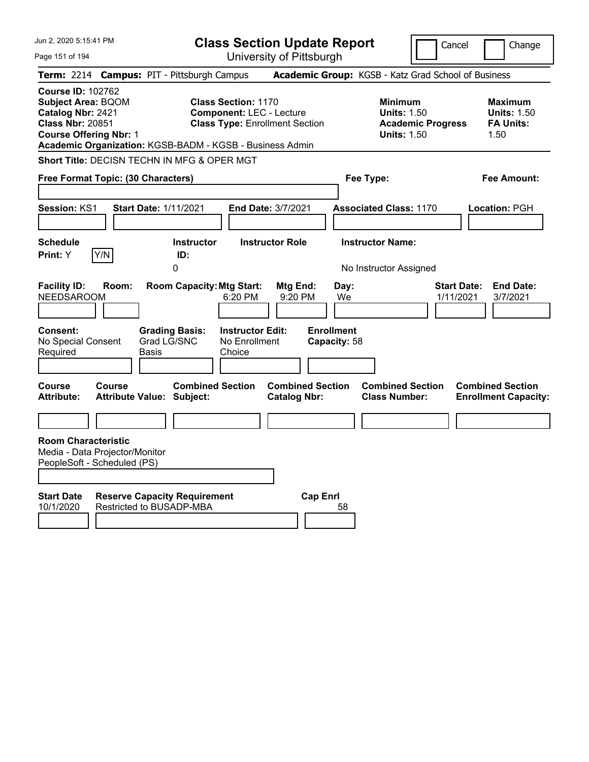# Class Section Update Report

University of Pittsburgh

Cancel | Change

**Term:** 2214 **Campus:** PIT - Pittsburgh Campus **Academic Group:** KGSB - Katz Grad School of Business

**Course ID:** 102762
**Subject Area:** BQOM
**Catalog Nbr:** 2421
**Class Nbr:** 20851
**Course Offering Nbr:** 1

**Class Section:** 1170
**Component:** LEC - Lecture
**Class Type:** Enrollment Section

| | Minimum | Maximum |
|---|---|---|
| Units | 1.50 | 1.50 |
| Academic Progress Units / FA Units | 1.50 | 1.50 |

**Academic Organization:** KGSB-BADM - KGSB - Business Admin

**Short Title:** DECISN TECHN IN MFG & OPER MGT

**Free Format Topic: (30 Characters)**

**Fee Type:**

**Fee Amount:**

**Session:** KS1 **Start Date:** 1/11/2021 **End Date:** 3/7/2021 **Associated Class:** 1170 **Location:** PGH

| Schedule Print | Instructor ID | Instructor Role | Instructor Name |
|---|---|---|---|
| Y | 0 | | No Instructor Assigned |

| Facility ID | Room | Room Capacity | Mtg Start | Mtg End | Day | Start Date | End Date |
|---|---|---|---|---|---|---|---|
| NEEDSAROOM | | | 6:20 PM | 9:20 PM | We | 1/11/2021 | 3/7/2021 |

**Consent:** No Special Consent Required
**Grading Basis:** Grad LG/SNC Basis
**Instructor Edit:** No Enrollment Choice
**Enrollment Capacity:** 58

| Course Attribute | Course Attribute Value | Combined Section Subject | Combined Section Catalog Nbr | Combined Section Class Number | Combined Section Enrollment Capacity |
|---|---|---|---|---|---|
| | | | | | |

**Room Characteristic**
Media - Data Projector/Monitor
PeopleSoft - Scheduled (PS)

| Start Date | Reserve Capacity Requirement | Cap Enrl |
|---|---|---|
| 10/1/2020 | Restricted to BUSADP-MBA | 58 |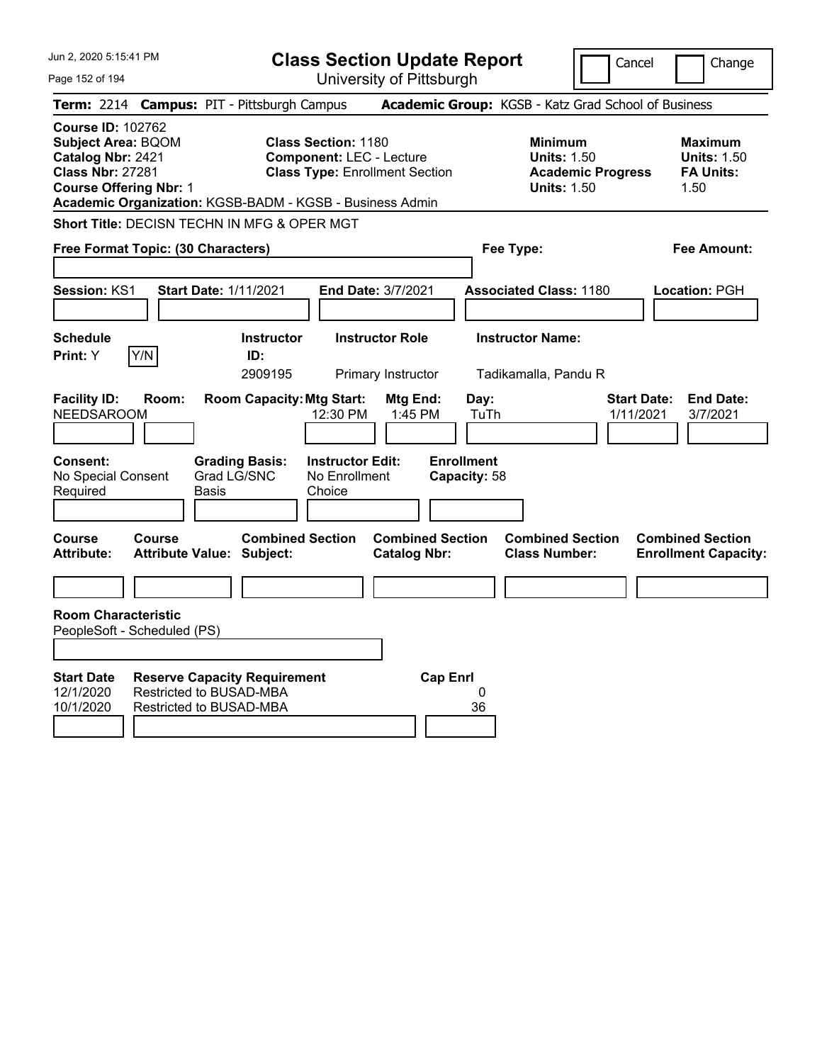# Class Section Update Report

University of Pittsburgh

Jun 2, 2020 5:15:41 PM

Cancel | Change

**Term:** 2214 **Campus:** PIT - Pittsburgh Campus **Academic Group:** KGSB - Katz Grad School of Business

**Course ID:** 102762
**Subject Area:** BQOM
**Catalog Nbr:** 2421
**Class Nbr:** 27281
**Course Offering Nbr:** 1
**Academic Organization:** KGSB-BADM - KGSB - Business Admin

**Class Section:** 1180
**Component:** LEC - Lecture
**Class Type:** Enrollment Section

| | Minimum | Maximum |
|---|---|---|
| Units | 1.50 | 1.50 |
| Academic Progress Units | 1.50 | |
| FA Units | | 1.50 |

**Short Title:** DECISN TECHN IN MFG & OPER MGT

**Free Format Topic: (30 Characters)**

**Fee Type:**

**Fee Amount:**

**Session:** KS1 **Start Date:** 1/11/2021 **End Date:** 3/7/2021 **Associated Class:** 1180 **Location:** PGH

| Schedule Print | Instructor ID | Instructor Role | Instructor Name |
|---|---|---|---|
| Y | 2909195 | Primary Instructor | Tadikamalla, Pandu R |

| Facility ID | Room | Room Capacity | Mtg Start | Mtg End | Day | Start Date | End Date |
|---|---|---|---|---|---|---|---|
| NEEDSAROOM | | | 12:30 PM | 1:45 PM | TuTh | 1/11/2021 | 3/7/2021 |

**Consent:** No Special Consent Required
**Grading Basis:** Grad LG/SNC Basis
**Instructor Edit:** No Enrollment Choice
**Enrollment Capacity:** 58

| Course Attribute | Course Attribute Value | Combined Section Subject | Combined Section Catalog Nbr | Combined Section Class Number | Combined Section Enrollment Capacity |
|---|---|---|---|---|---|
| | | | | | |

**Room Characteristic**
PeopleSoft - Scheduled (PS)

| Start Date | Reserve Capacity Requirement | Cap Enrl |
|---|---|---|
| 12/1/2020 | Restricted to BUSAD-MBA | 0 |
| 10/1/2020 | Restricted to BUSAD-MBA | 36 |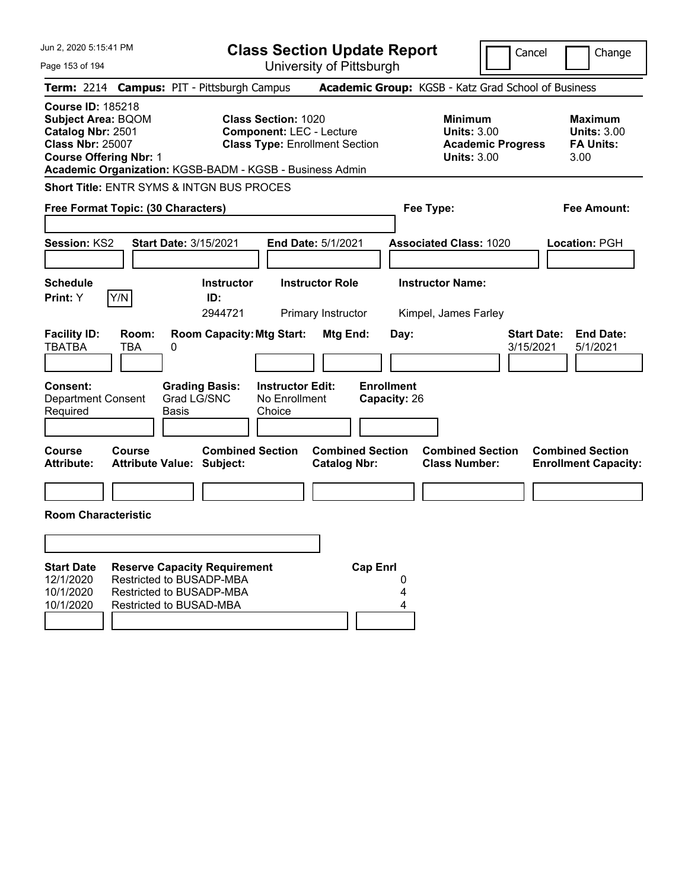# Class Section Update Report

University of Pittsburgh

Cancel | Change

**Term:** 2214 **Campus:** PIT - Pittsburgh Campus **Academic Group:** KGSB - Katz Grad School of Business

**Course ID:** 185218
**Subject Area:** BQOM
**Catalog Nbr:** 2501
**Class Nbr:** 25007
**Course Offering Nbr:** 1

**Class Section:** 1020
**Component:** LEC - Lecture
**Class Type:** Enrollment Section

| | Minimum | Maximum |
|---|---|---|
| Units | 3.00 | 3.00 |
| Academic Progress / FA Units | 3.00 | 3.00 |

**Academic Organization:** KGSB-BADM - KGSB - Business Admin

**Short Title:** ENTR SYMS & INTGN BUS PROCES

**Free Format Topic: (30 Characters)**

**Fee Type:**

**Fee Amount:**

**Session:** KS2 **Start Date:** 3/15/2021 **End Date:** 5/1/2021 **Associated Class:** 1020 **Location:** PGH

| Schedule Print | Instructor ID | Instructor Role | Instructor Name |
|---|---|---|---|
| Y | 2944721 | Primary Instructor | Kimpel, James Farley |

| Facility ID | Room | Room Capacity | Mtg Start | Mtg End | Day | Start Date | End Date |
|---|---|---|---|---|---|---|---|
| TBATBA | TBA | 0 | | | | 3/15/2021 | 5/1/2021 |

| Consent | Grading Basis | Instructor Edit | Enrollment Capacity |
|---|---|---|---|
| Department Consent Required | Grad LG/SNC Basis | No Enrollment Choice | 26 |

| Course Attribute | Course Attribute Value | Combined Section Subject | Combined Section Catalog Nbr | Combined Section Class Number | Combined Section Enrollment Capacity |
|---|---|---|---|---|---|
| | | | | | |

**Room Characteristic**

| Start Date | Reserve Capacity Requirement | Cap Enrl |
|---|---|---|
| 12/1/2020 | Restricted to BUSADP-MBA | 0 |
| 10/1/2020 | Restricted to BUSADP-MBA | 4 |
| 10/1/2020 | Restricted to BUSAD-MBA | 4 |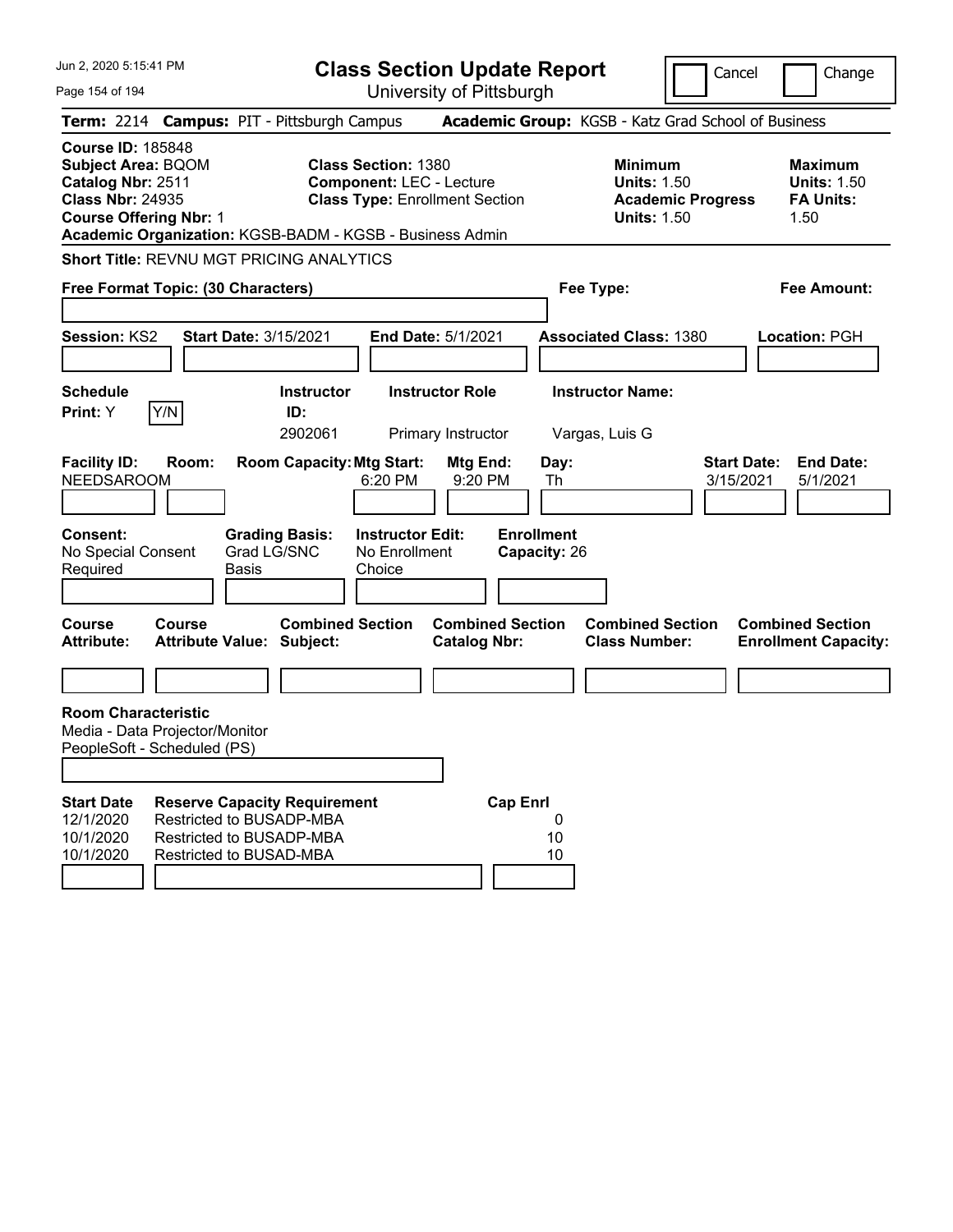Jun 2, 2020 5:15:41 PM

# Class Section Update Report

University of Pittsburgh

Cancel | Change

**Term:** 2214 **Campus:** PIT - Pittsburgh Campus **Academic Group:** KGSB - Katz Grad School of Business

**Course ID:** 185848
**Subject Area:** BQOM
**Catalog Nbr:** 2511
**Class Nbr:** 24935
**Course Offering Nbr:** 1
**Academic Organization:** KGSB-BADM - KGSB - Business Admin

**Class Section:** 1380
**Component:** LEC - Lecture
**Class Type:** Enrollment Section

**Minimum Units:** 1.50
**Academic Progress Units:** 1.50

**Maximum Units:** 1.50
**FA Units:** 1.50

**Short Title:** REVNU MGT PRICING ANALYTICS

**Free Format Topic: (30 Characters)**

**Fee Type:**

**Fee Amount:**

**Session:** KS2 **Start Date:** 3/15/2021 **End Date:** 5/1/2021 **Associated Class:** 1380 **Location:** PGH

| Schedule Print | Instructor ID | Instructor Role | Instructor Name |
|---|---|---|---|
| Y | 2902061 | Primary Instructor | Vargas, Luis G |

| Facility ID | Room | Room Capacity | Mtg Start | Mtg End | Day | Start Date | End Date |
|---|---|---|---|---|---|---|---|
| NEEDSAROOM | | | 6:20 PM | 9:20 PM | Th | 3/15/2021 | 5/1/2021 |

**Consent:** No Special Consent Required
**Grading Basis:** Grad LG/SNC Basis
**Instructor Edit:** No Enrollment Choice
**Enrollment Capacity:** 26

| Course Attribute | Course Attribute Value | Combined Section Subject | Combined Section Catalog Nbr | Combined Section Class Number | Combined Section Enrollment Capacity |
|---|---|---|---|---|---|
| | | | | | |

**Room Characteristic**
Media - Data Projector/Monitor
PeopleSoft - Scheduled (PS)

| Start Date | Reserve Capacity Requirement | Cap Enrl |
|---|---|---|
| 12/1/2020 | Restricted to BUSADP-MBA | 0 |
| 10/1/2020 | Restricted to BUSADP-MBA | 10 |
| 10/1/2020 | Restricted to BUSAD-MBA | 10 |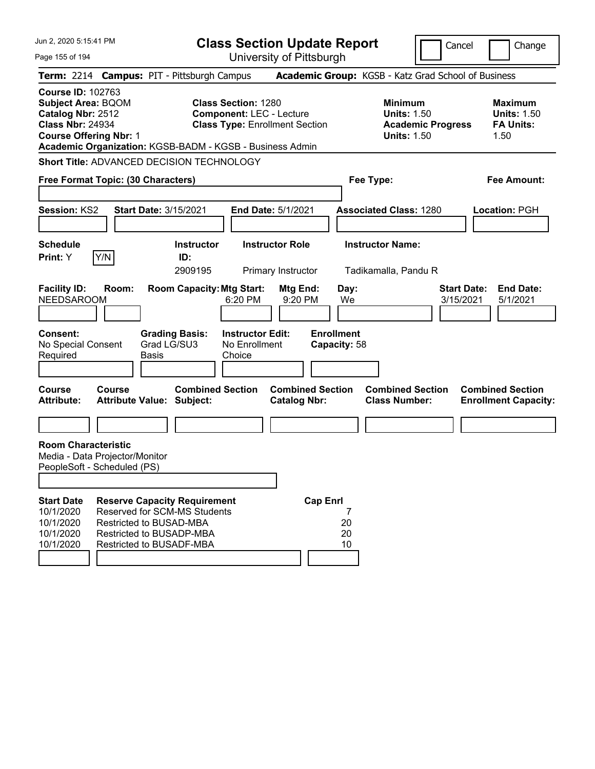# Class Section Update Report

University of Pittsburgh

Jun 2, 2020 5:15:41 PM

Cancel | Change

**Term:** 2214 **Campus:** PIT - Pittsburgh Campus **Academic Group:** KGSB - Katz Grad School of Business

**Course ID:** 102763
**Subject Area:** BQOM
**Catalog Nbr:** 2512
**Class Nbr:** 24934
**Course Offering Nbr:** 1
**Academic Organization:** KGSB-BADM - KGSB - Business Admin

**Class Section:** 1280
**Component:** LEC - Lecture
**Class Type:** Enrollment Section

**Minimum Units:** 1.50
**Academic Progress Units:** 1.50

**Maximum Units:** 1.50
**FA Units:** 1.50

**Short Title:** ADVANCED DECISION TECHNOLOGY

**Free Format Topic: (30 Characters)**

**Fee Type:**

**Fee Amount:**

**Session:** KS2 **Start Date:** 3/15/2021 **End Date:** 5/1/2021 **Associated Class:** 1280 **Location:** PGH

| Schedule Print | Instructor ID | Instructor Role | Instructor Name |
|---|---|---|---|
| Y (Y/N) | 2909195 | Primary Instructor | Tadikamalla, Pandu R |

| Facility ID | Room | Room Capacity | Mtg Start | Mtg End | Day | Start Date | End Date |
|---|---|---|---|---|---|---|---|
| NEEDSAROOM | | | 6:20 PM | 9:20 PM | We | 3/15/2021 | 5/1/2021 |

**Consent:** No Special Consent Required
**Grading Basis:** Grad LG/SU3 Basis
**Instructor Edit:** No Enrollment Choice
**Enrollment Capacity:** 58

| Course Attribute | Course Attribute Value | Combined Section Subject | Combined Section Catalog Nbr | Combined Section Class Number | Combined Section Enrollment Capacity |
|---|---|---|---|---|---|
| | | | | | |

**Room Characteristic**
Media - Data Projector/Monitor
PeopleSoft - Scheduled (PS)

| Start Date | Reserve Capacity Requirement | Cap Enrl |
|---|---|---|
| 10/1/2020 | Reserved for SCM-MS Students | 7 |
| 10/1/2020 | Restricted to BUSAD-MBA | 20 |
| 10/1/2020 | Restricted to BUSADP-MBA | 20 |
| 10/1/2020 | Restricted to BUSADF-MBA | 10 |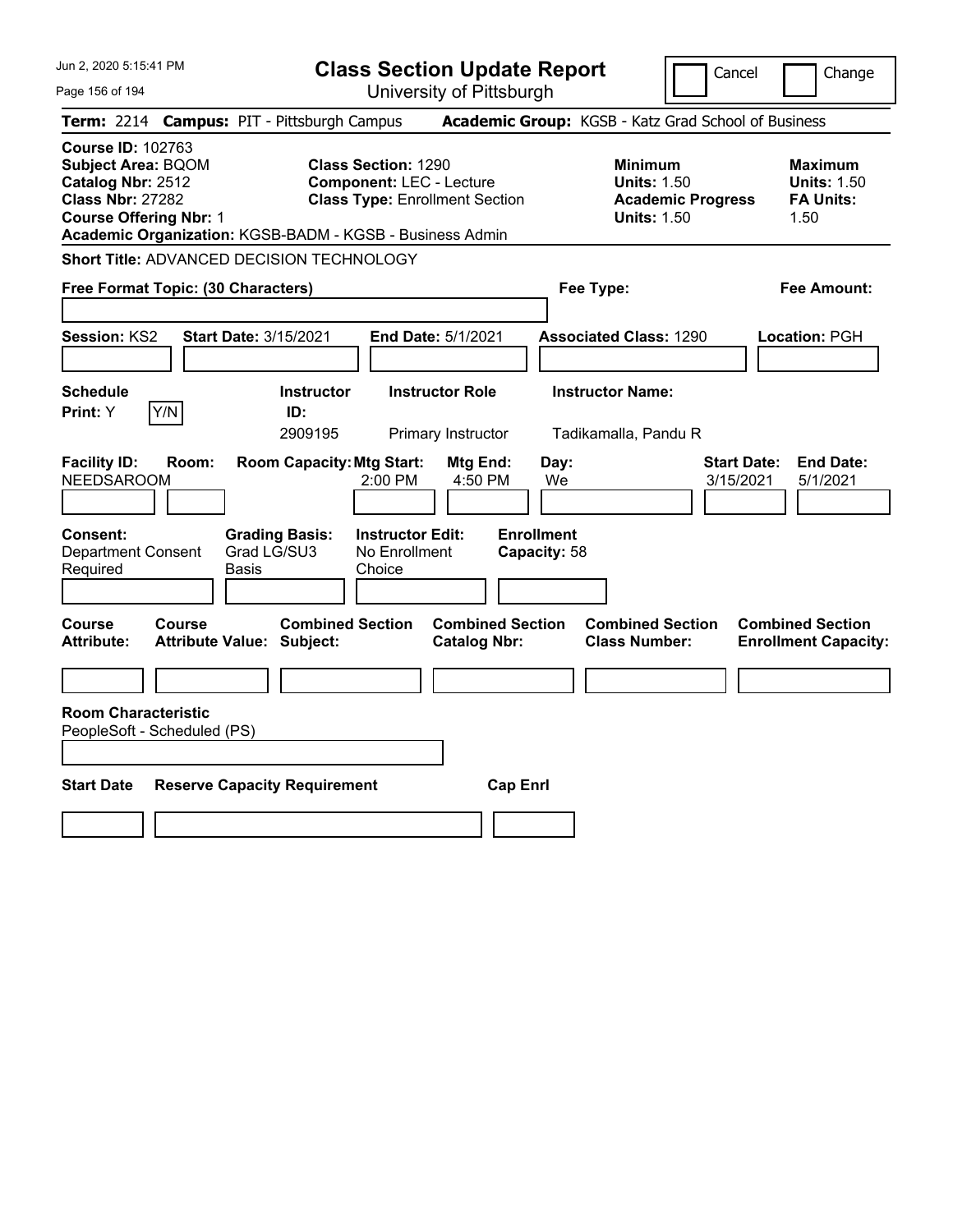# Class Section Update Report

University of Pittsburgh

Jun 2, 2020 5:15:41 PM

Cancel | Change

**Term:** 2214 **Campus:** PIT - Pittsburgh Campus **Academic Group:** KGSB - Katz Grad School of Business

**Course ID:** 102763
**Subject Area:** BQOM
**Catalog Nbr:** 2512
**Class Nbr:** 27282
**Course Offering Nbr:** 1
**Academic Organization:** KGSB-BADM - KGSB - Business Admin

**Class Section:** 1290
**Component:** LEC - Lecture
**Class Type:** Enrollment Section

**Minimum**
**Units:** 1.50
**Academic Progress Units:** 1.50

**Maximum**
**Units:** 1.50
**FA Units:** 1.50

**Short Title:** ADVANCED DECISION TECHNOLOGY

**Free Format Topic: (30 Characters)**

**Fee Type:**

**Fee Amount:**

**Session:** KS2 **Start Date:** 3/15/2021 **End Date:** 5/1/2021 **Associated Class:** 1290 **Location:** PGH

| Schedule Print | Instructor ID | Instructor Role | Instructor Name |
|---|---|---|---|
| Y | 2909195 | Primary Instructor | Tadikamalla, Pandu R |

| Facility ID | Room | Room Capacity | Mtg Start | Mtg End | Day | Start Date | End Date |
|---|---|---|---|---|---|---|---|
| NEEDSAROOM | | | 2:00 PM | 4:50 PM | We | 3/15/2021 | 5/1/2021 |

**Consent:** Department Consent Required
**Grading Basis:** Grad LG/SU3 Basis
**Instructor Edit:** No Enrollment Choice
**Enrollment Capacity:** 58

| Course Attribute | Course Attribute Value | Combined Section Subject | Combined Section Catalog Nbr | Combined Section Class Number | Combined Section Enrollment Capacity |
|---|---|---|---|---|---|
| | | | | | |

**Room Characteristic**
PeopleSoft - Scheduled (PS)

| Start Date | Reserve Capacity Requirement | Cap Enrl |
|---|---|---|
| | | |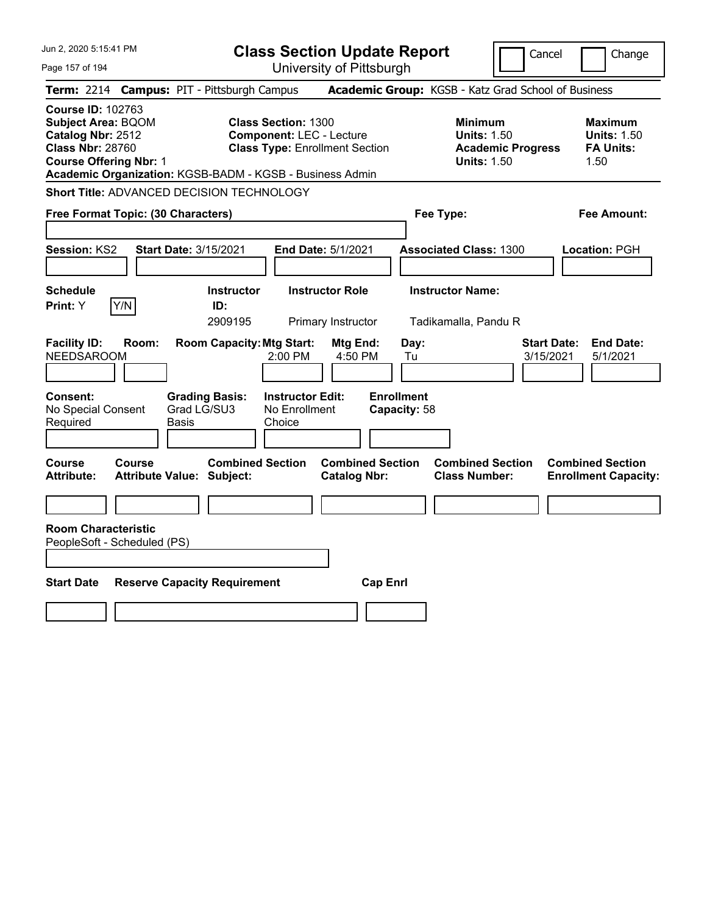Jun 2, 2020 5:15:41 PM

# Class Section Update Report

University of Pittsburgh

Cancel | Change

**Term:** 2214 **Campus:** PIT - Pittsburgh Campus **Academic Group:** KGSB - Katz Grad School of Business

**Course ID:** 102763
**Subject Area:** BQOM
**Catalog Nbr:** 2512
**Class Nbr:** 28760
**Course Offering Nbr:** 1
**Academic Organization:** KGSB-BADM - KGSB - Business Admin

**Class Section:** 1300
**Component:** LEC - Lecture
**Class Type:** Enrollment Section

**Minimum Units:** 1.50
**Academic Progress Units:** 1.50

**Maximum Units:** 1.50
**FA Units:** 1.50

**Short Title:** ADVANCED DECISION TECHNOLOGY

**Free Format Topic: (30 Characters)**

**Fee Type:**

**Fee Amount:**

**Session:** KS2 **Start Date:** 3/15/2021 **End Date:** 5/1/2021 **Associated Class:** 1300 **Location:** PGH

| Schedule Print | Instructor ID | Instructor Role | Instructor Name |
|---|---|---|---|
| Y (Y/N) | 2909195 | Primary Instructor | Tadikamalla, Pandu R |

| Facility ID | Room | Room Capacity | Mtg Start | Mtg End | Day | Start Date | End Date |
|---|---|---|---|---|---|---|---|
| NEEDSAROOM | | | 2:00 PM | 4:50 PM | Tu | 3/15/2021 | 5/1/2021 |

| Consent | Grading Basis | Instructor Edit | Enrollment Capacity |
|---|---|---|---|
| No Special Consent Required | Grad LG/SU3 Basis | No Enrollment Choice | 58 |

| Course Attribute | Course Attribute Value | Combined Section Subject | Combined Section Catalog Nbr | Combined Section Class Number | Combined Section Enrollment Capacity |
|---|---|---|---|---|---|
| | | | | | |

**Room Characteristic**
PeopleSoft - Scheduled (PS)

| Start Date | Reserve Capacity Requirement | Cap Enrl |
|---|---|---|
| | | |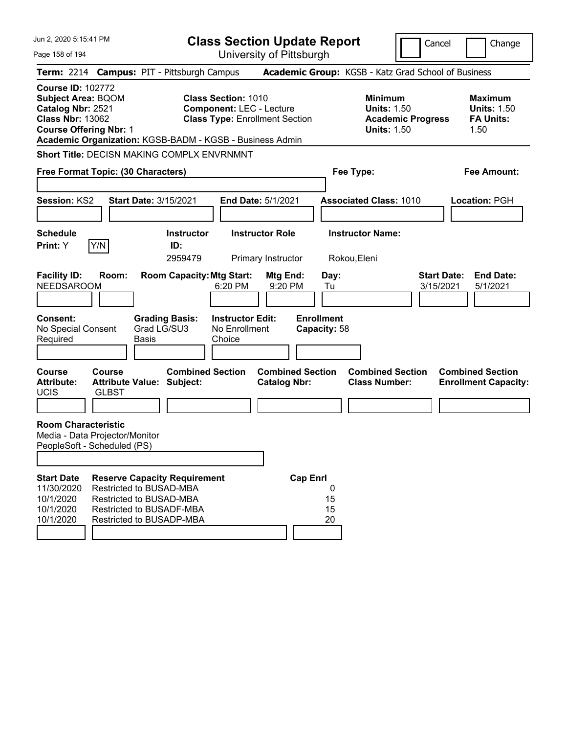# Class Section Update Report

University of Pittsburgh

Cancel | Change

**Term:** 2214 **Campus:** PIT - Pittsburgh Campus **Academic Group:** KGSB - Katz Grad School of Business

**Course ID:** 102772
**Subject Area:** BQOM
**Catalog Nbr:** 2521
**Class Nbr:** 13062
**Course Offering Nbr:** 1

**Class Section:** 1010
**Component:** LEC - Lecture
**Class Type:** Enrollment Section

**Minimum Units:** 1.50
**Academic Progress Units:** 1.50

**Maximum Units:** 1.50
**FA Units:** 1.50

**Academic Organization:** KGSB-BADM - KGSB - Business Admin

**Short Title:** DECISN MAKING COMPLX ENVRNMNT

**Free Format Topic: (30 Characters)**

**Fee Type:**

**Fee Amount:**

**Session:** KS2 **Start Date:** 3/15/2021 **End Date:** 5/1/2021 **Associated Class:** 1010 **Location:** PGH

| Schedule Print | Instructor ID | Instructor Role | Instructor Name |
|---|---|---|---|
| Y | 2959479 | Primary Instructor | Rokou,Eleni |

| Facility ID | Room | Room Capacity | Mtg Start | Mtg End | Day | Start Date | End Date |
|---|---|---|---|---|---|---|---|
| NEEDSAROOM | | | 6:20 PM | 9:20 PM | Tu | 3/15/2021 | 5/1/2021 |

**Consent:** No Special Consent Required
**Grading Basis:** Grad LG/SU3 Basis
**Instructor Edit:** No Enrollment Choice
**Enrollment Capacity:** 58

| Course Attribute | Course Attribute Value | Combined Section Subject | Combined Section Catalog Nbr | Combined Section Class Number | Combined Section Enrollment Capacity |
|---|---|---|---|---|---|
| UCIS | GLBST | | | | |

**Room Characteristic**
Media - Data Projector/Monitor
PeopleSoft - Scheduled (PS)

| Start Date | Reserve Capacity Requirement | Cap Enrl |
|---|---|---|
| 11/30/2020 | Restricted to BUSAD-MBA | 0 |
| 10/1/2020 | Restricted to BUSAD-MBA | 15 |
| 10/1/2020 | Restricted to BUSADF-MBA | 15 |
| 10/1/2020 | Restricted to BUSADP-MBA | 20 |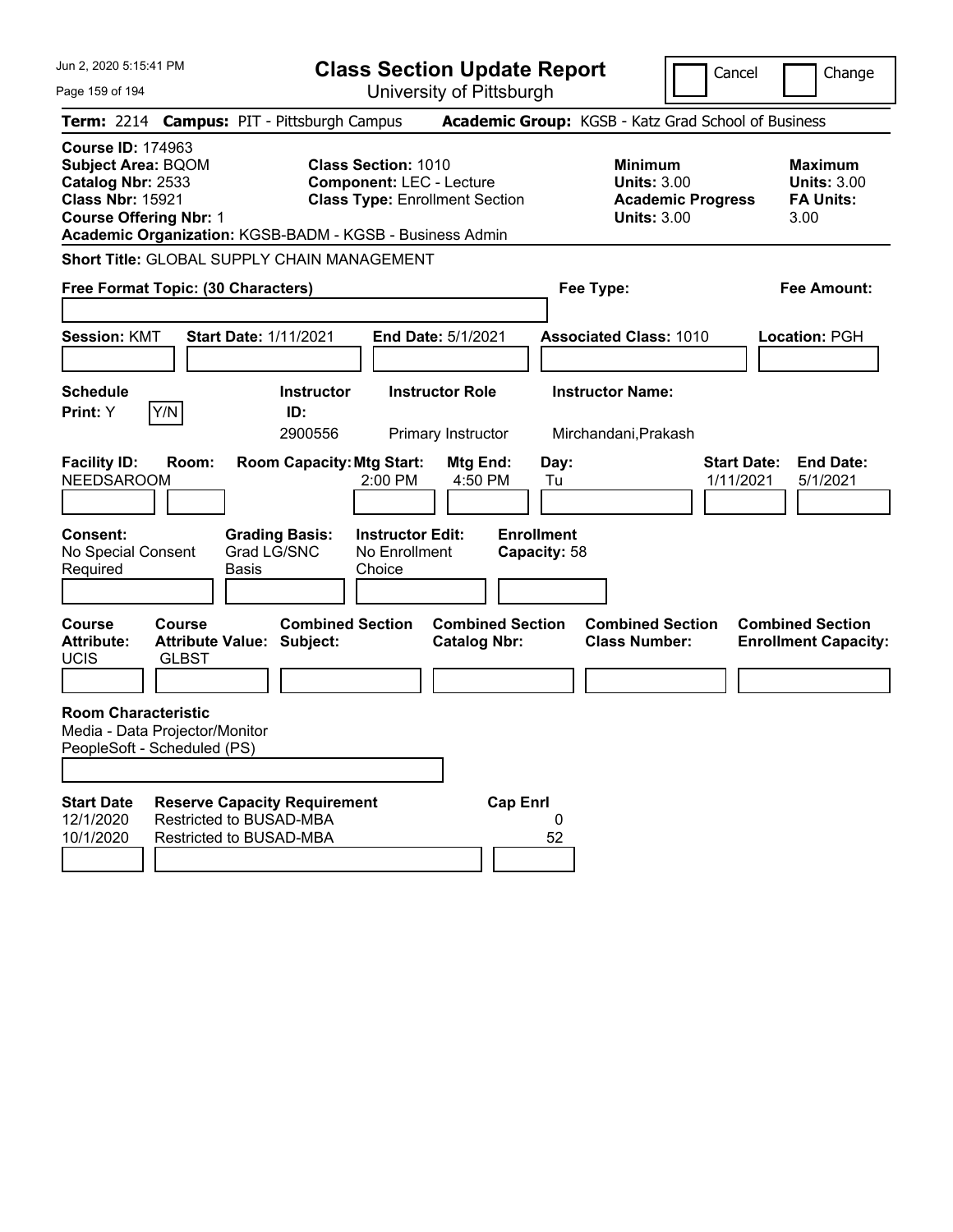# Class Section Update Report

University of Pittsburgh

Cancel | Change

**Term:** 2214 **Campus:** PIT - Pittsburgh Campus **Academic Group:** KGSB - Katz Grad School of Business

**Course ID:** 174963
**Subject Area:** BQOM
**Catalog Nbr:** 2533
**Class Nbr:** 15921
**Course Offering Nbr:** 1

**Class Section:** 1010
**Component:** LEC - Lecture
**Class Type:** Enrollment Section

**Minimum Units:** 3.00
**Academic Progress Units:** 3.00

**Maximum Units:** 3.00
**FA Units:** 3.00

**Academic Organization:** KGSB-BADM - KGSB - Business Admin

**Short Title:** GLOBAL SUPPLY CHAIN MANAGEMENT

**Free Format Topic: (30 Characters)**

**Fee Type:**

**Fee Amount:**

**Session:** KMT **Start Date:** 1/11/2021 **End Date:** 5/1/2021 **Associated Class:** 1010 **Location:** PGH

| Schedule Print | Instructor ID | Instructor Role | Instructor Name |
|---|---|---|---|
| Y (Y/N) | 2900556 | Primary Instructor | Mirchandani,Prakash |

| Facility ID | Room | Room Capacity | Mtg Start | Mtg End | Day | Start Date | End Date |
|---|---|---|---|---|---|---|---|
| NEEDSAROOM | | | 2:00 PM | 4:50 PM | Tu | 1/11/2021 | 5/1/2021 |

| Consent | Grading Basis | Instructor Edit | Enrollment Capacity |
|---|---|---|---|
| No Special Consent Required | Grad LG/SNC Basis | No Enrollment Choice | 58 |

| Course Attribute | Course Attribute Value | Combined Section Subject | Combined Section Catalog Nbr | Combined Section Class Number | Combined Section Enrollment Capacity |
|---|---|---|---|---|---|
| UCIS | GLBST | | | | |

**Room Characteristic**
Media - Data Projector/Monitor
PeopleSoft - Scheduled (PS)

| Start Date | Reserve Capacity Requirement | Cap Enrl |
|---|---|---|
| 12/1/2020 | Restricted to BUSAD-MBA | 0 |
| 10/1/2020 | Restricted to BUSAD-MBA | 52 |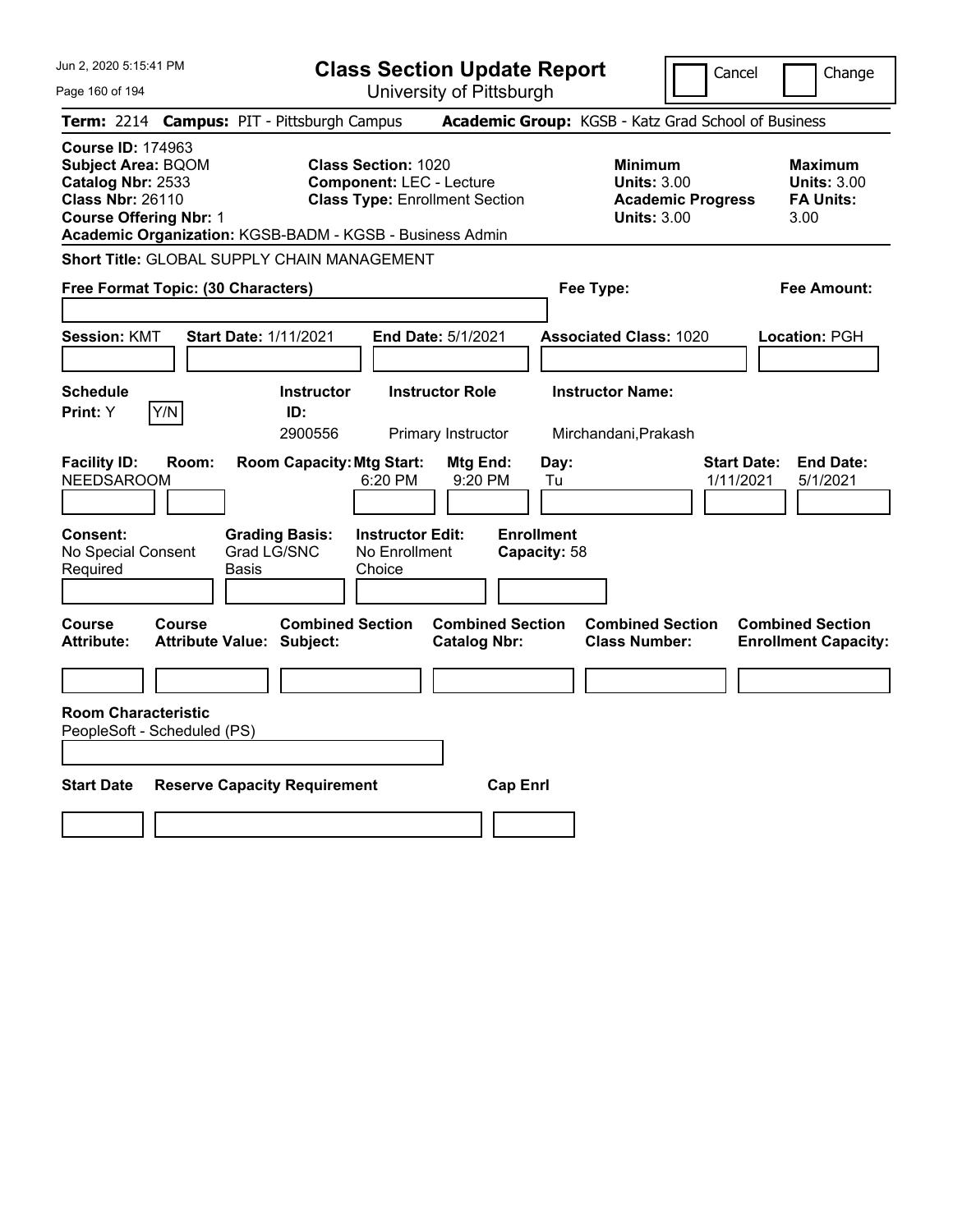# Class Section Update Report

University of Pittsburgh

Cancel | Change

Jun 2, 2020 5:15:41 PM

**Term:** 2214 **Campus:** PIT - Pittsburgh Campus **Academic Group:** KGSB - Katz Grad School of Business

**Course ID:** 174963
**Subject Area:** BQOM
**Catalog Nbr:** 2533
**Class Nbr:** 26110
**Course Offering Nbr:** 1
**Academic Organization:** KGSB-BADM - KGSB - Business Admin

**Class Section:** 1020
**Component:** LEC - Lecture
**Class Type:** Enrollment Section

**Minimum**
**Units:** 3.00
**Academic Progress Units:** 3.00

**Maximum**
**Units:** 3.00
**FA Units:** 3.00

**Short Title:** GLOBAL SUPPLY CHAIN MANAGEMENT

**Free Format Topic: (30 Characters)**

**Fee Type:**

**Fee Amount:**

**Session:** KMT **Start Date:** 1/11/2021 **End Date:** 5/1/2021 **Associated Class:** 1020 **Location:** PGH

| Schedule Print | Instructor ID | Instructor Role | Instructor Name |
|---|---|---|---|
| Y | 2900556 | Primary Instructor | Mirchandani,Prakash |

| Facility ID | Room | Room Capacity | Mtg Start | Mtg End | Day | Start Date | End Date |
|---|---|---|---|---|---|---|---|
| NEEDSAROOM | | | 6:20 PM | 9:20 PM | Tu | 1/11/2021 | 5/1/2021 |

**Consent:** No Special Consent Required
**Grading Basis:** Grad LG/SNC Basis
**Instructor Edit:** No Enrollment Choice
**Enrollment Capacity:** 58

| Course Attribute | Course Attribute Value | Combined Section Subject | Combined Section Catalog Nbr | Combined Section Class Number | Combined Section Enrollment Capacity |
|---|---|---|---|---|---|
| | | | | | |

**Room Characteristic**
PeopleSoft - Scheduled (PS)

| Start Date | Reserve Capacity Requirement | Cap Enrl |
|---|---|---|
| | | |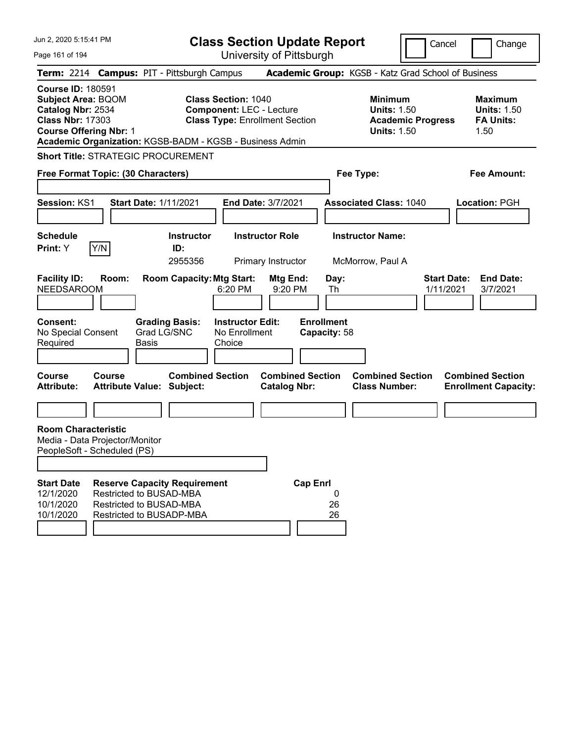Jun 2, 2020 5:15:41 PM

# Class Section Update Report

University of Pittsburgh

Cancel | Change

**Term:** 2214 **Campus:** PIT - Pittsburgh Campus **Academic Group:** KGSB - Katz Grad School of Business

**Course ID:** 180591
**Subject Area:** BQOM
**Catalog Nbr:** 2534
**Class Nbr:** 17303
**Course Offering Nbr:** 1
**Academic Organization:** KGSB-BADM - KGSB - Business Admin

**Class Section:** 1040
**Component:** LEC - Lecture
**Class Type:** Enrollment Section

**Minimum Units:** 1.50
**Academic Progress Units:** 1.50

**Maximum Units:** 1.50
**FA Units:** 1.50

**Short Title:** STRATEGIC PROCUREMENT

**Free Format Topic: (30 Characters)**

**Fee Type:**

**Fee Amount:**

**Session:** KS1 **Start Date:** 1/11/2021 **End Date:** 3/7/2021 **Associated Class:** 1040 **Location:** PGH

| Schedule Print | Instructor ID | Instructor Role | Instructor Name |
|---|---|---|---|
| Y | 2955356 | Primary Instructor | McMorrow, Paul A |

| Facility ID | Room | Room Capacity | Mtg Start | Mtg End | Day | Start Date | End Date |
|---|---|---|---|---|---|---|---|
| NEEDSAROOM | | | 6:20 PM | 9:20 PM | Th | 1/11/2021 | 3/7/2021 |

**Consent:** No Special Consent Required
**Grading Basis:** Grad LG/SNC Basis
**Instructor Edit:** No Enrollment Choice
**Enrollment Capacity:** 58

| Course Attribute | Course Attribute Value | Combined Section Subject | Combined Section Catalog Nbr | Combined Section Class Number | Combined Section Enrollment Capacity |
|---|---|---|---|---|---|
| | | | | | |

**Room Characteristic**
Media - Data Projector/Monitor
PeopleSoft - Scheduled (PS)

| Start Date | Reserve Capacity Requirement | Cap Enrl |
|---|---|---|
| 12/1/2020 | Restricted to BUSAD-MBA | 0 |
| 10/1/2020 | Restricted to BUSAD-MBA | 26 |
| 10/1/2020 | Restricted to BUSADP-MBA | 26 |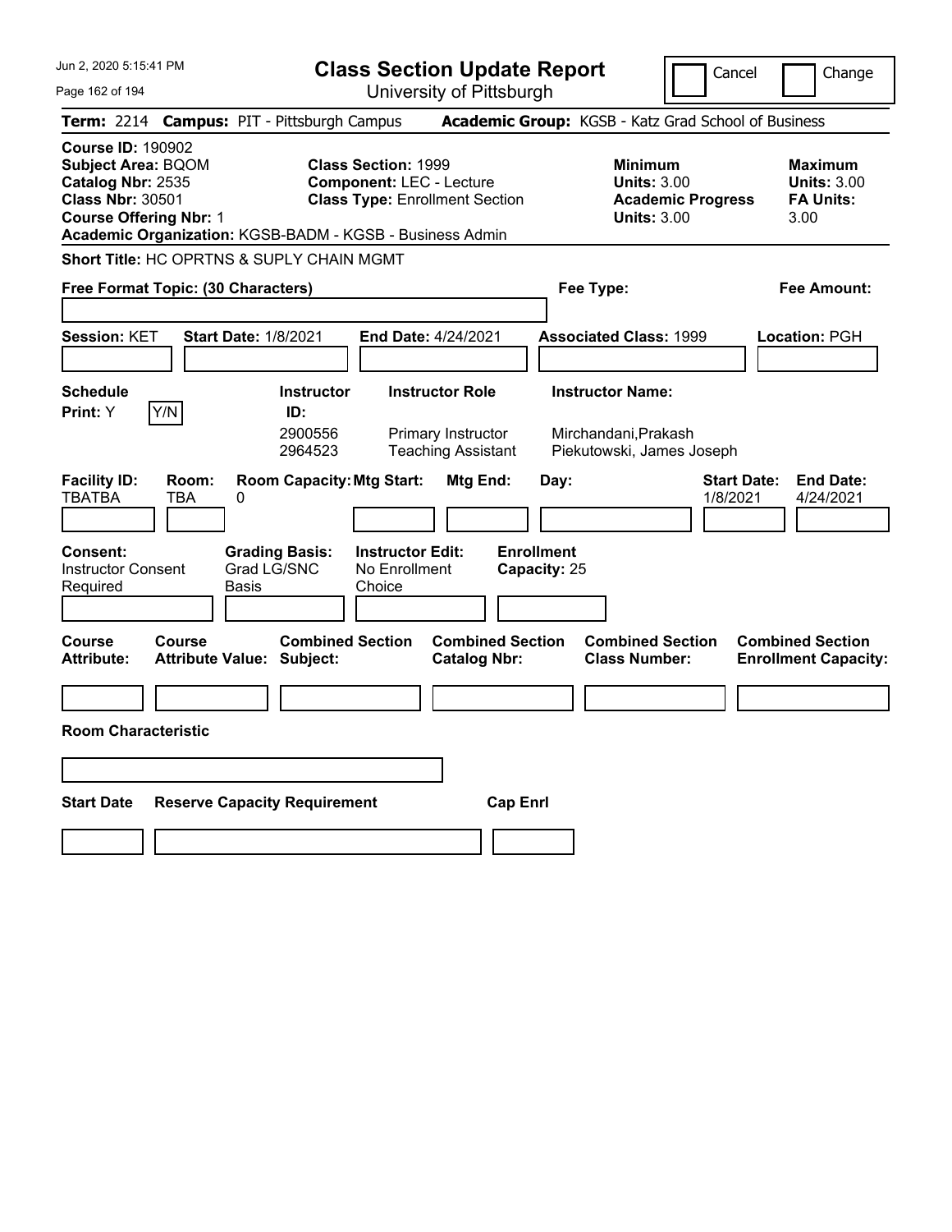# Class Section Update Report

University of Pittsburgh

Jun 2, 2020 5:15:41 PM

Cancel | Change

**Term:** 2214 **Campus:** PIT - Pittsburgh Campus **Academic Group:** KGSB - Katz Grad School of Business

**Course ID:** 190902
**Subject Area:** BQOM
**Catalog Nbr:** 2535
**Class Nbr:** 30501
**Course Offering Nbr:** 1
**Academic Organization:** KGSB-BADM - KGSB - Business Admin

**Class Section:** 1999
**Component:** LEC - Lecture
**Class Type:** Enrollment Section

**Minimum Units:** 3.00
**Academic Progress Units:** 3.00

**Maximum Units:** 3.00
**FA Units:** 3.00

**Short Title:** HC OPRTNS & SUPLY CHAIN MGMT

**Free Format Topic: (30 Characters)**

**Fee Type:**

**Fee Amount:**

**Session:** KET **Start Date:** 1/8/2021 **End Date:** 4/24/2021 **Associated Class:** 1999 **Location:** PGH

**Schedule Print:** Y [Y/N]

| Instructor ID | Instructor Role | Instructor Name |
|---|---|---|
| 2900556 | Primary Instructor | Mirchandani,Prakash |
| 2964523 | Teaching Assistant | Piekutowski, James Joseph |

| Facility ID | Room | Room Capacity | Mtg Start | Mtg End | Day | Start Date | End Date |
|---|---|---|---|---|---|---|---|
| TBATBA | TBA | 0 | | | | 1/8/2021 | 4/24/2021 |

**Consent:** Instructor Consent Required
**Grading Basis:** Grad LG/SNC Basis
**Instructor Edit:** No Enrollment Choice
**Enrollment Capacity:** 25

| Course Attribute | Course Attribute Value | Combined Section Subject | Combined Section Catalog Nbr | Combined Section Class Number | Combined Section Enrollment Capacity |
|---|---|---|---|---|---|
| | | | | | |

**Room Characteristic**

| Start Date | Reserve Capacity Requirement | Cap Enrl |
|---|---|---|
| | | |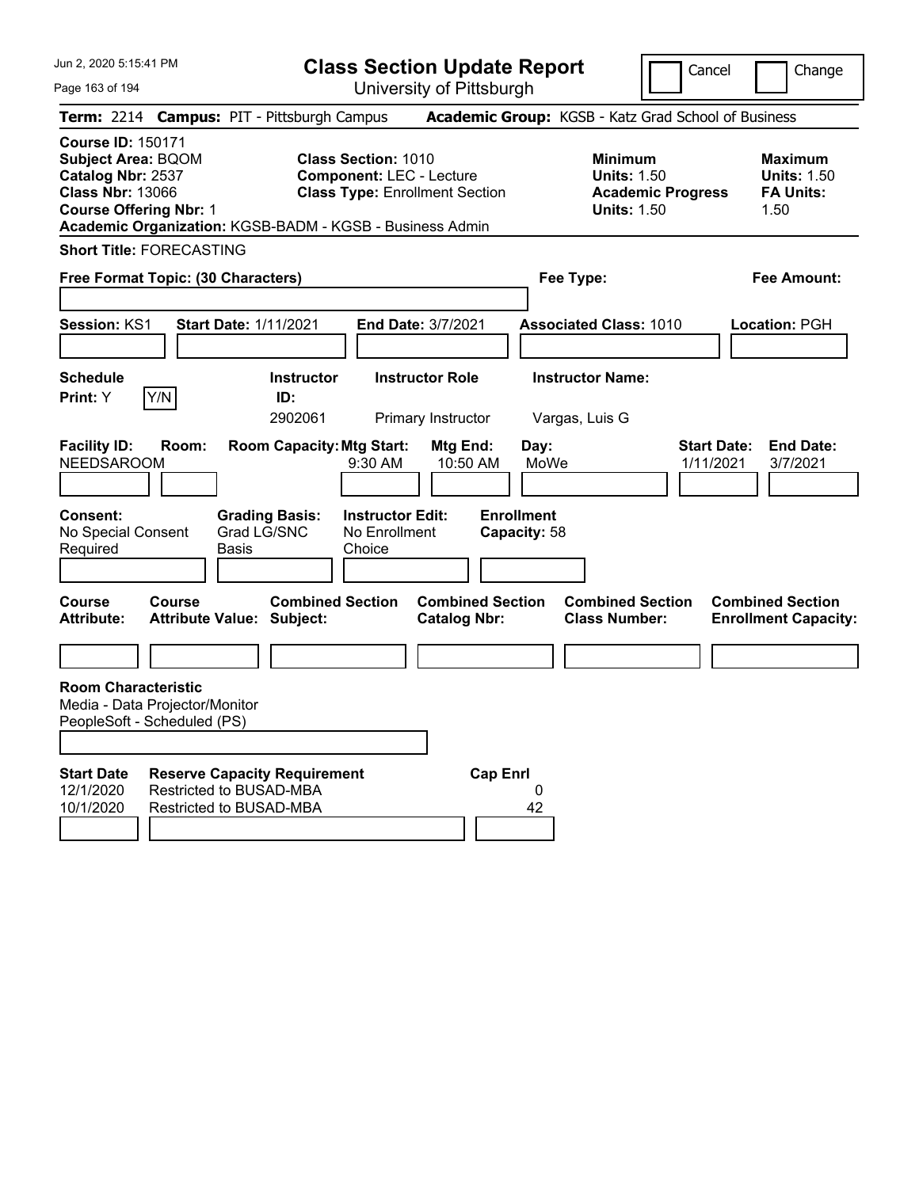Jun 2, 2020 5:15:41 PM

# Class Section Update Report

University of Pittsburgh

Cancel | Change

**Term:** 2214 **Campus:** PIT - Pittsburgh Campus **Academic Group:** KGSB - Katz Grad School of Business

**Course ID:** 150171
**Subject Area:** BQOM
**Catalog Nbr:** 2537
**Class Nbr:** 13066
**Course Offering Nbr:** 1
**Academic Organization:** KGSB-BADM - KGSB - Business Admin

**Class Section:** 1010
**Component:** LEC - Lecture
**Class Type:** Enrollment Section

**Minimum Units:** 1.50
**Academic Progress Units:** 1.50

**Maximum Units:** 1.50
**FA Units:** 1.50

**Short Title:** FORECASTING

**Free Format Topic: (30 Characters)**

**Fee Type:**

**Fee Amount:**

**Session:** KS1 **Start Date:** 1/11/2021 **End Date:** 3/7/2021 **Associated Class:** 1010 **Location:** PGH

| Schedule Print | Instructor ID | Instructor Role | Instructor Name |
|---|---|---|---|
| Y | 2902061 | Primary Instructor | Vargas, Luis G |

| Facility ID | Room | Room Capacity | Mtg Start | Mtg End | Day | Start Date | End Date |
|---|---|---|---|---|---|---|---|
| NEEDSAROOM | | | 9:30 AM | 10:50 AM | MoWe | 1/11/2021 | 3/7/2021 |

| Consent | Grading Basis | Instructor Edit | Enrollment Capacity |
|---|---|---|---|
| No Special Consent Required | Grad LG/SNC Basis | No Enrollment Choice | 58 |

| Course Attribute | Course Attribute Value | Combined Section Subject | Combined Section Catalog Nbr | Combined Section Class Number | Combined Section Enrollment Capacity |
|---|---|---|---|---|---|
| | | | | | |

**Room Characteristic**
Media - Data Projector/Monitor
PeopleSoft - Scheduled (PS)

| Start Date | Reserve Capacity Requirement | Cap Enrl |
|---|---|---|
| 12/1/2020 | Restricted to BUSAD-MBA | 0 |
| 10/1/2020 | Restricted to BUSAD-MBA | 42 |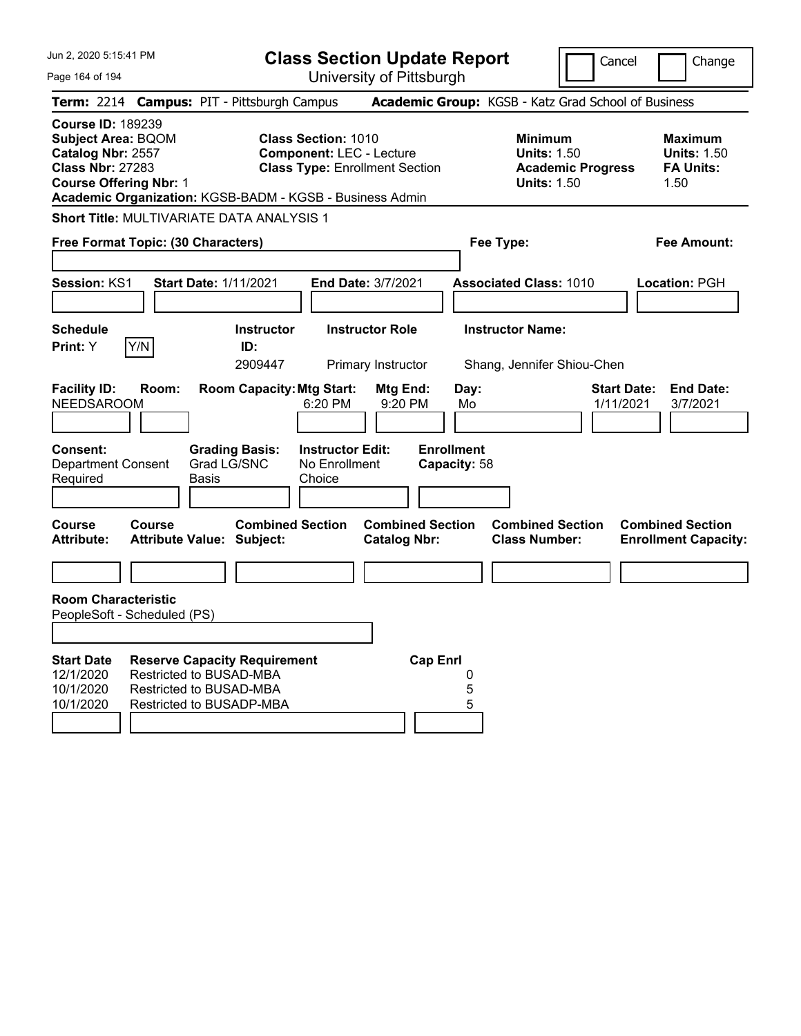Jun 2, 2020 5:15:41 PM

# Class Section Update Report

University of Pittsburgh

Cancel | Change

**Term:** 2214 **Campus:** PIT - Pittsburgh Campus **Academic Group:** KGSB - Katz Grad School of Business

**Course ID:** 189239
**Subject Area:** BQOM
**Catalog Nbr:** 2557
**Class Nbr:** 27283
**Course Offering Nbr:** 1
**Academic Organization:** KGSB-BADM - KGSB - Business Admin

**Class Section:** 1010
**Component:** LEC - Lecture
**Class Type:** Enrollment Section

**Minimum**
**Units:** 1.50
**Academic Progress Units:** 1.50

**Maximum**
**Units:** 1.50
**FA Units:** 1.50

**Short Title:** MULTIVARIATE DATA ANALYSIS 1

**Free Format Topic: (30 Characters)** | **Fee Type:** | **Fee Amount:**

**Session:** KS1 **Start Date:** 1/11/2021 **End Date:** 3/7/2021 **Associated Class:** 1010 **Location:** PGH

| Schedule Print: | Instructor ID: | Instructor Role | Instructor Name: |
|---|---|---|---|
| Y [Y/N] | 2909447 | Primary Instructor | Shang, Jennifer Shiou-Chen |

| Facility ID: | Room: | Room Capacity: | Mtg Start: | Mtg End: | Day: | Start Date: | End Date: |
|---|---|---|---|---|---|---|---|
| NEEDSAROOM | | | 6:20 PM | 9:20 PM | Mo | 1/11/2021 | 3/7/2021 |

| Consent: | Grading Basis: | Instructor Edit: | Enrollment Capacity: |
|---|---|---|---|
| Department Consent Required | Grad LG/SNC Basis | No Enrollment Choice | 58 |

| Course Attribute: | Course Attribute Value: | Combined Section Subject: | Combined Section Catalog Nbr: | Combined Section Class Number: | Combined Section Enrollment Capacity: |
|---|---|---|---|---|---|
| | | | | | |

**Room Characteristic**
PeopleSoft - Scheduled (PS)

| Start Date | Reserve Capacity Requirement | Cap Enrl |
|---|---|---|
| 12/1/2020 | Restricted to BUSAD-MBA | 0 |
| 10/1/2020 | Restricted to BUSAD-MBA | 5 |
| 10/1/2020 | Restricted to BUSADP-MBA | 5 |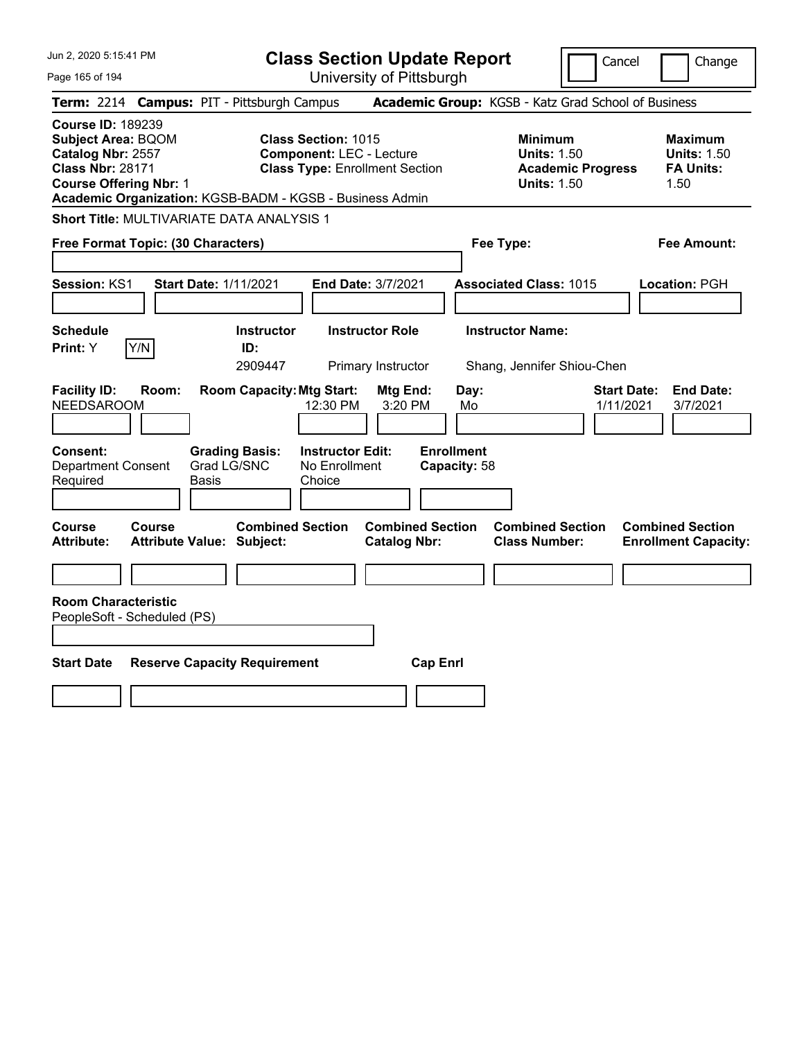# Class Section Update Report

University of Pittsburgh

Cancel | Change

**Term:** 2214 **Campus:** PIT - Pittsburgh Campus **Academic Group:** KGSB - Katz Grad School of Business

**Course ID:** 189239
**Subject Area:** BQOM
**Catalog Nbr:** 2557
**Class Nbr:** 28171
**Course Offering Nbr:** 1
**Academic Organization:** KGSB-BADM - KGSB - Business Admin

**Class Section:** 1015
**Component:** LEC - Lecture
**Class Type:** Enrollment Section

**Minimum Units:** 1.50
**Academic Progress Units:** 1.50

**Maximum Units:** 1.50
**FA Units:** 1.50

**Short Title:** MULTIVARIATE DATA ANALYSIS 1

**Free Format Topic: (30 Characters)**

**Fee Type:**

**Fee Amount:**

**Session:** KS1 **Start Date:** 1/11/2021 **End Date:** 3/7/2021 **Associated Class:** 1015 **Location:** PGH

| Schedule Print | Instructor ID | Instructor Role | Instructor Name |
|---|---|---|---|
| Y (Y/N) | 2909447 | Primary Instructor | Shang, Jennifer Shiou-Chen |

| Facility ID | Room | Room Capacity | Mtg Start | Mtg End | Day | Start Date | End Date |
|---|---|---|---|---|---|---|---|
| NEEDSAROOM | | | 12:30 PM | 3:20 PM | Mo | 1/11/2021 | 3/7/2021 |

**Consent:** Department Consent Required
**Grading Basis:** Grad LG/SNC Basis
**Instructor Edit:** No Enrollment Choice
**Enrollment Capacity:** 58

| Course Attribute | Course Attribute Value | Combined Section Subject | Combined Section Catalog Nbr | Combined Section Class Number | Combined Section Enrollment Capacity |
|---|---|---|---|---|---|
| | | | | | |

**Room Characteristic**
PeopleSoft - Scheduled (PS)

| Start Date | Reserve Capacity Requirement | Cap Enrl |
|---|---|---|
| | | |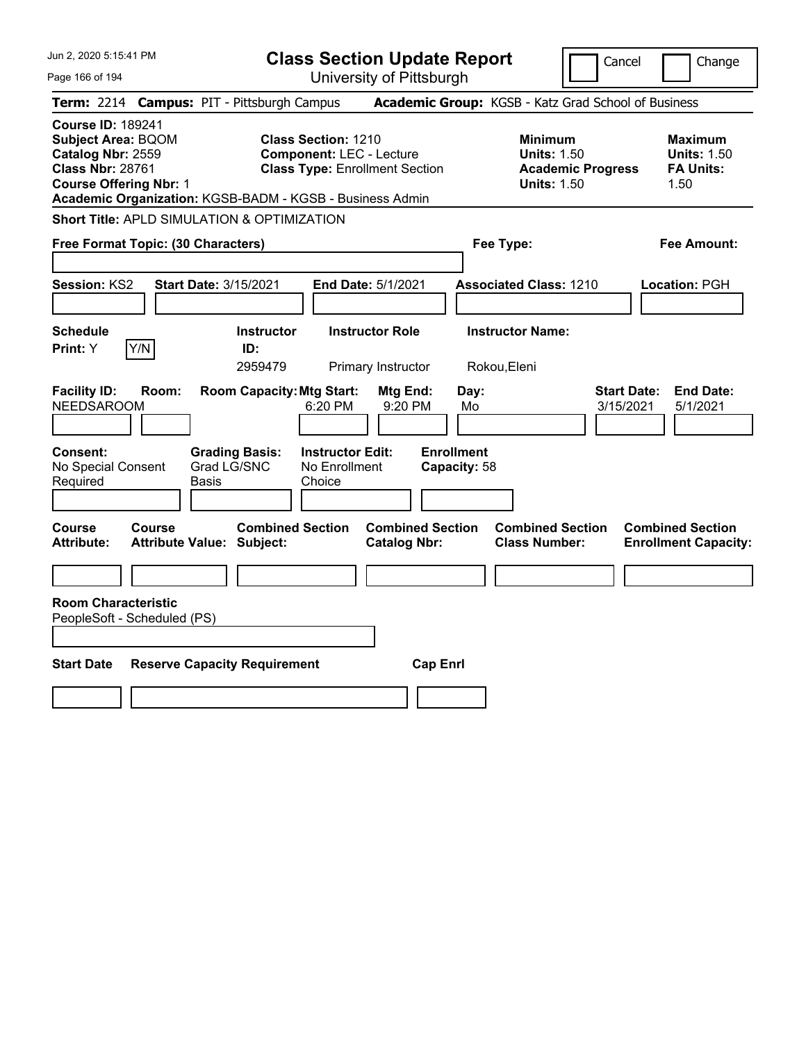# Class Section Update Report

University of Pittsburgh

Cancel ☐ Change ☐

**Term:** 2214 **Campus:** PIT - Pittsburgh Campus **Academic Group:** KGSB - Katz Grad School of Business

**Course ID:** 189241
**Subject Area:** BQOM
**Catalog Nbr:** 2559
**Class Nbr:** 28761
**Course Offering Nbr:** 1
**Academic Organization:** KGSB-BADM - KGSB - Business Admin

**Class Section:** 1210
**Component:** LEC - Lecture
**Class Type:** Enrollment Section

**Minimum Units:** 1.50
**Academic Progress Units:** 1.50

**Maximum Units:** 1.50
**FA Units:** 1.50

**Short Title:** APLD SIMULATION & OPTIMIZATION

**Free Format Topic: (30 Characters)**

**Fee Type:**

**Fee Amount:**

**Session:** KS2 **Start Date:** 3/15/2021 **End Date:** 5/1/2021 **Associated Class:** 1210 **Location:** PGH

| Schedule Print | Instructor ID | Instructor Role | Instructor Name |
|---|---|---|---|
| Y | 2959479 | Primary Instructor | Rokou,Eleni |

| Facility ID | Room | Room Capacity | Mtg Start | Mtg End | Day | Start Date | End Date |
|---|---|---|---|---|---|---|---|
| NEEDSAROOM | | | 6:20 PM | 9:20 PM | Mo | 3/15/2021 | 5/1/2021 |

**Consent:** No Special Consent Required
**Grading Basis:** Grad LG/SNC Basis
**Instructor Edit:** No Enrollment Choice
**Enrollment Capacity:** 58

| Course Attribute | Course Attribute Value | Combined Section Subject | Combined Section Catalog Nbr | Combined Section Class Number | Combined Section Enrollment Capacity |
|---|---|---|---|---|---|
| | | | | | |

**Room Characteristic**
PeopleSoft - Scheduled (PS)

| Start Date | Reserve Capacity Requirement | Cap Enrl |
|---|---|---|
| | | |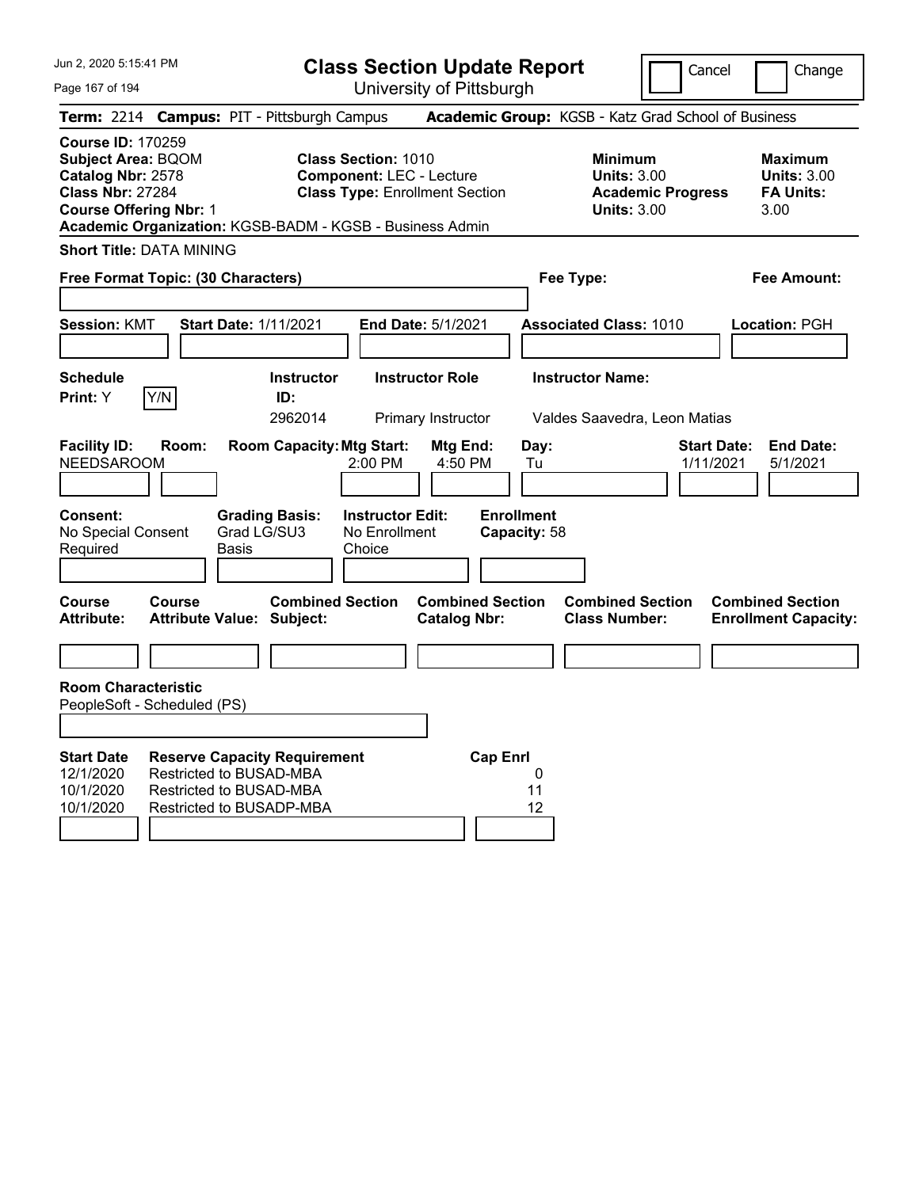# Class Section Update Report

University of Pittsburgh

Jun 2, 2020 5:15:41 PM

Cancel | Change

**Term:** 2214 **Campus:** PIT - Pittsburgh Campus **Academic Group:** KGSB - Katz Grad School of Business

**Course ID:** 170259
**Subject Area:** BQOM
**Catalog Nbr:** 2578
**Class Nbr:** 27284
**Course Offering Nbr:** 1
**Academic Organization:** KGSB-BADM - KGSB - Business Admin

**Class Section:** 1010
**Component:** LEC - Lecture
**Class Type:** Enrollment Section

| | Minimum | Maximum |
|---|---|---|
| Units | 3.00 | 3.00 |
| Academic Progress Units | 3.00 | |
| FA Units | | 3.00 |

**Short Title:** DATA MINING

**Free Format Topic: (30 Characters)**

**Fee Type:**

**Fee Amount:**

**Session:** KMT **Start Date:** 1/11/2021 **End Date:** 5/1/2021 **Associated Class:** 1010 **Location:** PGH

**Schedule Print:** Y Y/N

| Instructor ID | Instructor Role | Instructor Name |
|---|---|---|
| 2962014 | Primary Instructor | Valdes Saavedra, Leon Matias |

| Facility ID | Room | Room Capacity | Mtg Start | Mtg End | Day | Start Date | End Date |
|---|---|---|---|---|---|---|---|
| NEEDSAROOM | | | 2:00 PM | 4:50 PM | Tu | 1/11/2021 | 5/1/2021 |

**Consent:** No Special Consent Required
**Grading Basis:** Grad LG/SU3 Basis
**Instructor Edit:** No Enrollment Choice
**Enrollment Capacity:** 58

| Course Attribute | Course Attribute Value | Combined Section Subject | Combined Section Catalog Nbr | Combined Section Class Number | Combined Section Enrollment Capacity |
|---|---|---|---|---|---|
| | | | | | |

**Room Characteristic**
PeopleSoft - Scheduled (PS)

| Start Date | Reserve Capacity Requirement | Cap Enrl |
|---|---|---|
| 12/1/2020 | Restricted to BUSAD-MBA | 0 |
| 10/1/2020 | Restricted to BUSAD-MBA | 11 |
| 10/1/2020 | Restricted to BUSADP-MBA | 12 |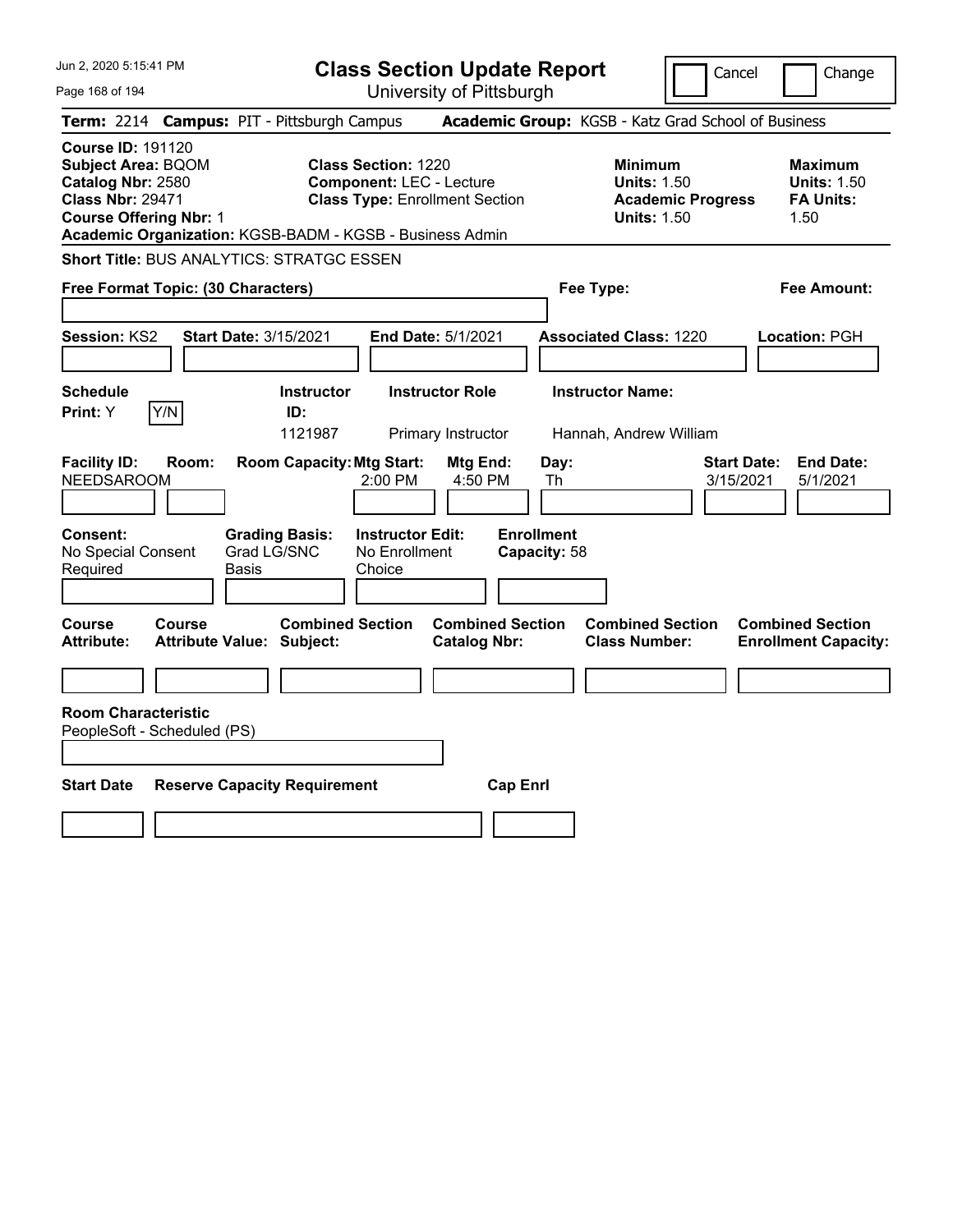# Class Section Update Report

University of Pittsburgh

Jun 2, 2020 5:15:41 PM

Cancel | Change

**Term:** 2214 **Campus:** PIT - Pittsburgh Campus **Academic Group:** KGSB - Katz Grad School of Business

**Course ID:** 191120
**Subject Area:** BQOM
**Catalog Nbr:** 2580
**Class Nbr:** 29471
**Course Offering Nbr:** 1
**Academic Organization:** KGSB-BADM - KGSB - Business Admin

**Class Section:** 1220
**Component:** LEC - Lecture
**Class Type:** Enrollment Section

**Minimum Units:** 1.50
**Academic Progress Units:** 1.50

**Maximum Units:** 1.50
**FA Units:** 1.50

**Short Title:** BUS ANALYTICS: STRATGC ESSEN

**Free Format Topic: (30 Characters)**

**Fee Type:**

**Fee Amount:**

**Session:** KS2 **Start Date:** 3/15/2021 **End Date:** 5/1/2021 **Associated Class:** 1220 **Location:** PGH

| Schedule Print | Instructor ID | Instructor Role | Instructor Name |
|---|---|---|---|
| Y (Y/N) | 1121987 | Primary Instructor | Hannah, Andrew William |

| Facility ID | Room | Room Capacity | Mtg Start | Mtg End | Day | Start Date | End Date |
|---|---|---|---|---|---|---|---|
| NEEDSAROOM | | | 2:00 PM | 4:50 PM | Th | 3/15/2021 | 5/1/2021 |

**Consent:** No Special Consent Required
**Grading Basis:** Grad LG/SNC Basis
**Instructor Edit:** No Enrollment Choice
**Enrollment Capacity:** 58

| Course Attribute | Course Attribute Value | Combined Section Subject | Combined Section Catalog Nbr | Combined Section Class Number | Combined Section Enrollment Capacity |
|---|---|---|---|---|---|
| | | | | | |

**Room Characteristic**
PeopleSoft - Scheduled (PS)

| Start Date | Reserve Capacity Requirement | Cap Enrl |
|---|---|---|
| | | |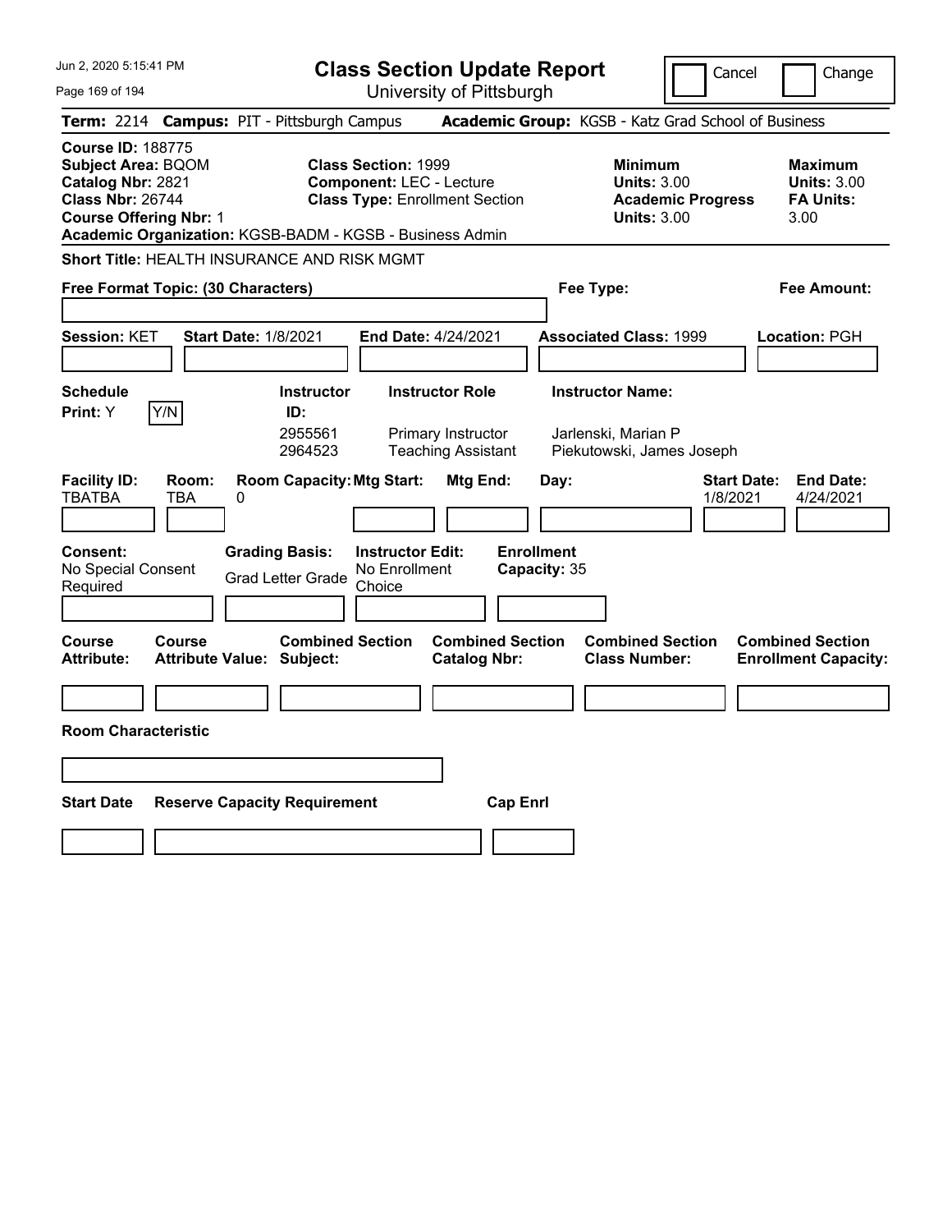# Class Section Update Report

University of Pittsburgh

Cancel | Change

**Term:** 2214 **Campus:** PIT - Pittsburgh Campus **Academic Group:** KGSB - Katz Grad School of Business

**Course ID:** 188775
**Subject Area:** BQOM
**Catalog Nbr:** 2821
**Class Nbr:** 26744
**Course Offering Nbr:** 1
**Academic Organization:** KGSB-BADM - KGSB - Business Admin

**Class Section:** 1999
**Component:** LEC - Lecture
**Class Type:** Enrollment Section

| | Minimum | Maximum |
|---|---|---|
| Units | 3.00 | 3.00 |
| Academic Progress Units | 3.00 | |
| FA Units | | 3.00 |

**Short Title:** HEALTH INSURANCE AND RISK MGMT

**Free Format Topic: (30 Characters)**

**Fee Type:**

**Fee Amount:**

**Session:** KET **Start Date:** 1/8/2021 **End Date:** 4/24/2021 **Associated Class:** 1999 **Location:** PGH

**Schedule Print:** Y Y/N

| Instructor ID | Instructor Role | Instructor Name |
|---|---|---|
| 2955561 | Primary Instructor | Jarlenski, Marian P |
| 2964523 | Teaching Assistant | Piekutowski, James Joseph |

| Facility ID | Room | Room Capacity | Mtg Start | Mtg End | Day | Start Date | End Date |
|---|---|---|---|---|---|---|---|
| TBATBA | TBA | 0 | | | | 1/8/2021 | 4/24/2021 |

**Consent:** No Special Consent Required
**Grading Basis:** Grad Letter Grade
**Instructor Edit:** No Enrollment Choice
**Enrollment Capacity:** 35

| Course Attribute | Course Attribute Value | Combined Section Subject | Combined Section Catalog Nbr | Combined Section Class Number | Combined Section Enrollment Capacity |
|---|---|---|---|---|---|
| | | | | | |

**Room Characteristic**

| Start Date | Reserve Capacity Requirement | Cap Enrl |
|---|---|---|
| | | |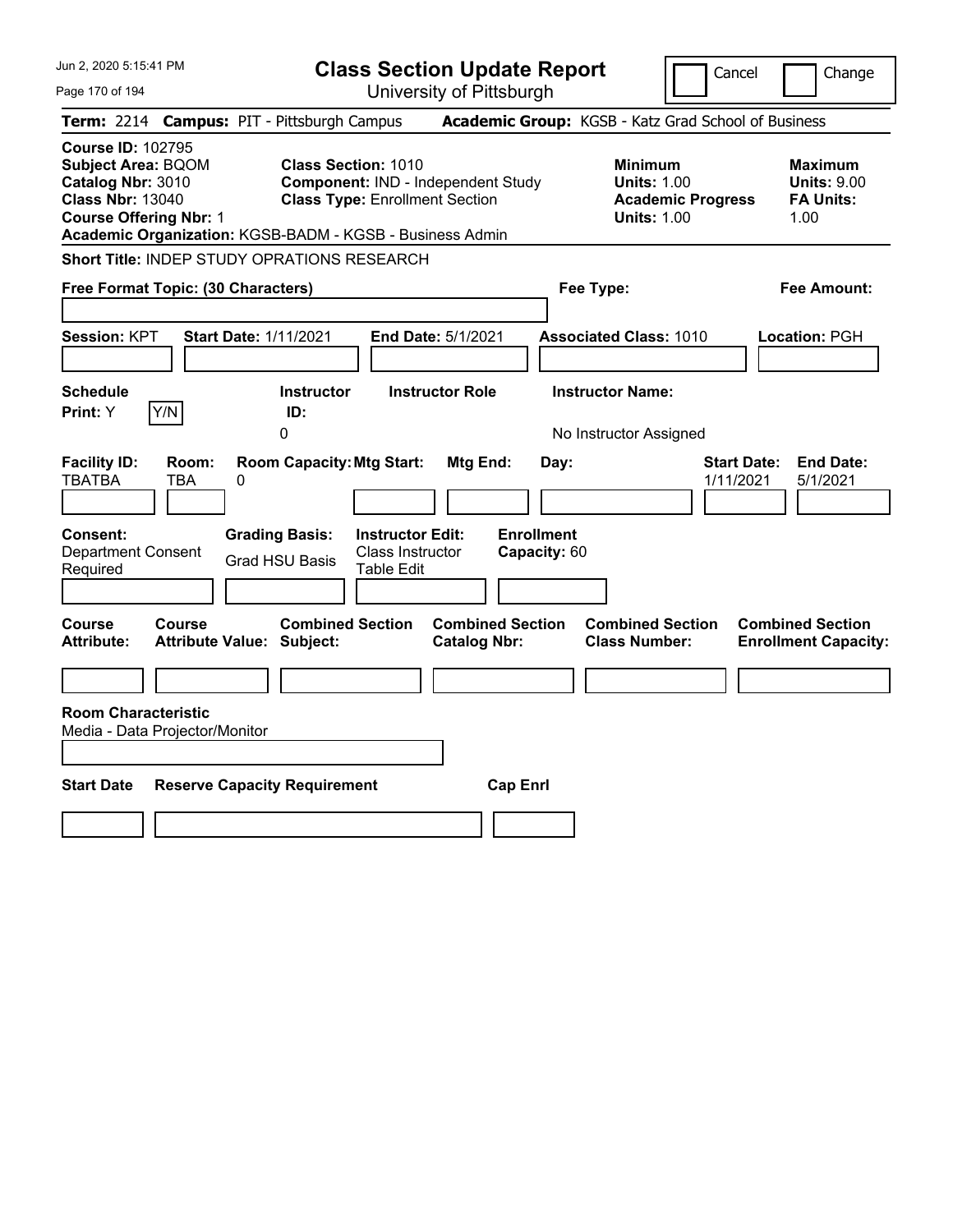# Class Section Update Report

University of Pittsburgh

Jun 2, 2020 5:15:41 PM

Cancel | Change

**Term:** 2214 **Campus:** PIT - Pittsburgh Campus **Academic Group:** KGSB - Katz Grad School of Business

**Course ID:** 102795
**Subject Area:** BQOM
**Catalog Nbr:** 3010
**Class Nbr:** 13040
**Course Offering Nbr:** 1
**Academic Organization:** KGSB-BADM - KGSB - Business Admin

**Class Section:** 1010
**Component:** IND - Independent Study
**Class Type:** Enrollment Section

**Minimum Units:** 1.00
**Academic Progress Units:** 1.00

**Maximum Units:** 9.00
**FA Units:** 1.00

**Short Title:** INDEP STUDY OPRATIONS RESEARCH

**Free Format Topic: (30 Characters)**

**Fee Type:**

**Fee Amount:**

**Session:** KPT **Start Date:** 1/11/2021 **End Date:** 5/1/2021 **Associated Class:** 1010 **Location:** PGH

| Schedule Print: | Instructor ID: | Instructor Role | Instructor Name: |
|---|---|---|---|
| Y | 0 | | No Instructor Assigned |

| Facility ID: | Room: | Room Capacity: | Mtg Start: | Mtg End: | Day: | Start Date: | End Date: |
|---|---|---|---|---|---|---|---|
| TBATBA | TBA | 0 | | | | 1/11/2021 | 5/1/2021 |

**Consent:** Department Consent Required
**Grading Basis:** Grad HSU Basis
**Instructor Edit:** Class Instructor Table Edit
**Enrollment Capacity:** 60

| Course Attribute: | Course Attribute Value: | Combined Section Subject: | Combined Section Catalog Nbr: | Combined Section Class Number: | Combined Section Enrollment Capacity: |
|---|---|---|---|---|---|
| | | | | | |

**Room Characteristic**
Media - Data Projector/Monitor

| Start Date | Reserve Capacity Requirement | Cap Enrl |
|---|---|---|
| | | |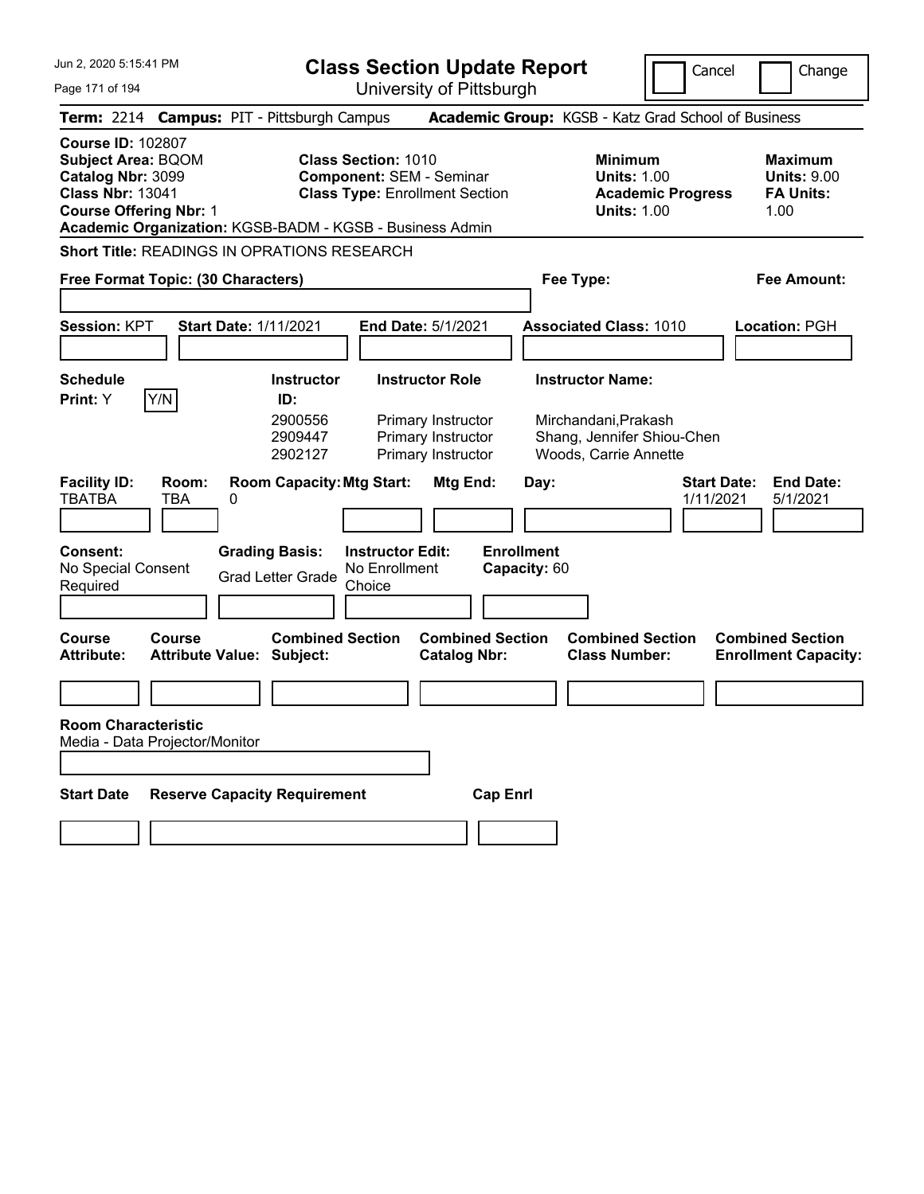# Class Section Update Report

University of Pittsburgh

Jun 2, 2020 5:15:41 PM

Cancel Change

**Term:** 2214 **Campus:** PIT - Pittsburgh Campus **Academic Group:** KGSB - Katz Grad School of Business

**Course ID:** 102807
**Subject Area:** BQOM
**Catalog Nbr:** 3099
**Class Nbr:** 13041
**Course Offering Nbr:** 1

**Class Section:** 1010
**Component:** SEM - Seminar
**Class Type:** Enrollment Section

**Minimum Units:** 1.00
**Academic Progress Units:** 1.00

**Maximum Units:** 9.00
**FA Units:** 1.00

**Academic Organization:** KGSB-BADM - KGSB - Business Admin

**Short Title:** READINGS IN OPRATIONS RESEARCH

**Free Format Topic: (30 Characters)**

**Fee Type:**

**Fee Amount:**

**Session:** KPT **Start Date:** 1/11/2021 **End Date:** 5/1/2021 **Associated Class:** 1010 **Location:** PGH

**Schedule Print:** Y Y/N

| Instructor ID | Instructor Role | Instructor Name |
|---|---|---|
| 2900556 | Primary Instructor | Mirchandani,Prakash |
| 2909447 | Primary Instructor | Shang, Jennifer Shiou-Chen |
| 2902127 | Primary Instructor | Woods, Carrie Annette |

| Facility ID: | Room: | Room Capacity: | Mtg Start: | Mtg End: | Day: | Start Date: | End Date: |
|---|---|---|---|---|---|---|---|
| TBATBA | TBA | 0 | | | | 1/11/2021 | 5/1/2021 |

**Consent:** No Special Consent Required

**Grading Basis:** Grad Letter Grade

**Instructor Edit:** No Enrollment Choice

**Enrollment Capacity:** 60

| Course Attribute: | Course Attribute Value: | Combined Section Subject: | Combined Section Catalog Nbr: | Combined Section Class Number: | Combined Section Enrollment Capacity: |
|---|---|---|---|---|---|
| | | | | | |

**Room Characteristic**
Media - Data Projector/Monitor

| Start Date | Reserve Capacity Requirement | Cap Enrl |
|---|---|---|
| | | |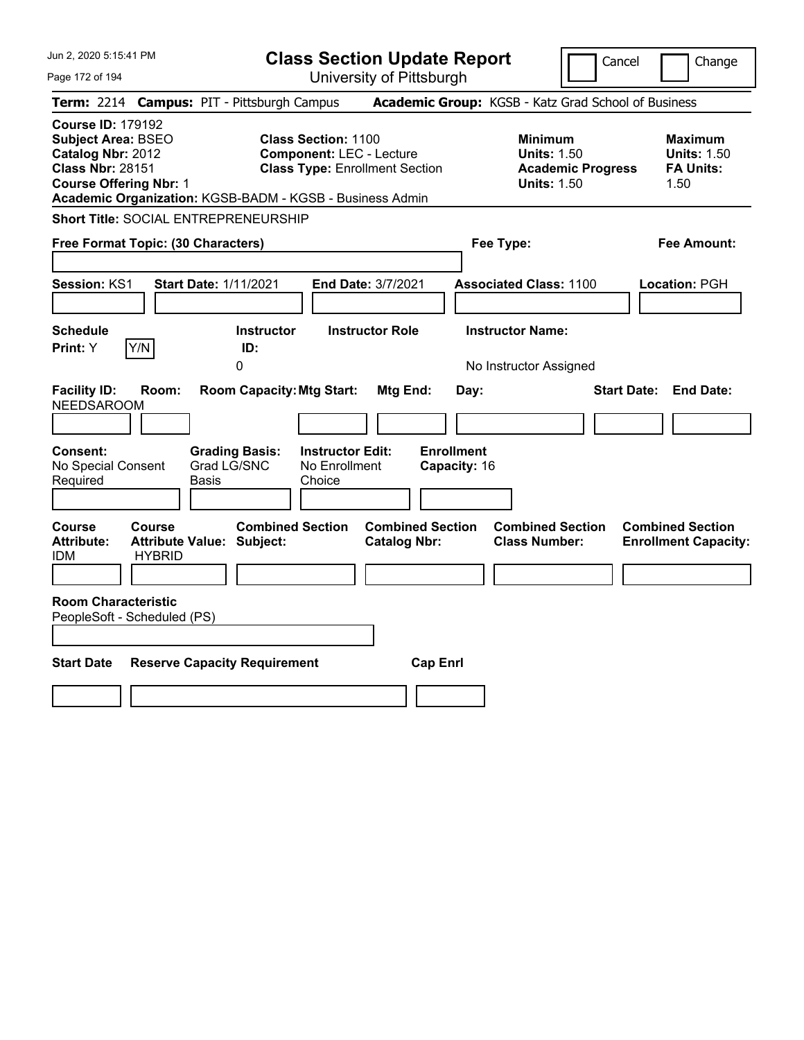Jun 2, 2020 5:15:41 PM

# Class Section Update Report

University of Pittsburgh

Cancel | Change

**Term:** 2214 **Campus:** PIT - Pittsburgh Campus **Academic Group:** KGSB - Katz Grad School of Business

**Course ID:** 179192
**Subject Area:** BSEO
**Catalog Nbr:** 2012
**Class Nbr:** 28151
**Course Offering Nbr:** 1
**Academic Organization:** KGSB-BADM - KGSB - Business Admin

**Class Section:** 1100
**Component:** LEC - Lecture
**Class Type:** Enrollment Section

**Minimum**
**Units:** 1.50
**Academic Progress Units:** 1.50

**Maximum**
**Units:** 1.50
**FA Units:** 1.50

**Short Title:** SOCIAL ENTREPRENEURSHIP

**Free Format Topic: (30 Characters)**

**Fee Type:**

**Fee Amount:**

**Session:** KS1 **Start Date:** 1/11/2021 **End Date:** 3/7/2021 **Associated Class:** 1100 **Location:** PGH

| Schedule Print: | Instructor ID: | Instructor Role | Instructor Name: |
|---|---|---|---|
| Y [Y/N] | 0 | | No Instructor Assigned |

| Facility ID: | Room: | Room Capacity: | Mtg Start: | Mtg End: | Day: | Start Date: | End Date: |
|---|---|---|---|---|---|---|---|
| NEEDSAROOM | | | | | | | |

| Consent: | Grading Basis: | Instructor Edit: | Enrollment Capacity: |
|---|---|---|---|
| No Special Consent Required | Grad LG/SNC Basis | No Enrollment Choice | 16 |

| Course Attribute: | Course Attribute Value: | Combined Section Subject: | Combined Section Catalog Nbr: | Combined Section Class Number: | Combined Section Enrollment Capacity: |
|---|---|---|---|---|---|
| IDM | HYBRID | | | | |

**Room Characteristic**
PeopleSoft - Scheduled (PS)

| Start Date | Reserve Capacity Requirement | Cap Enrl |
|---|---|---|
| | | |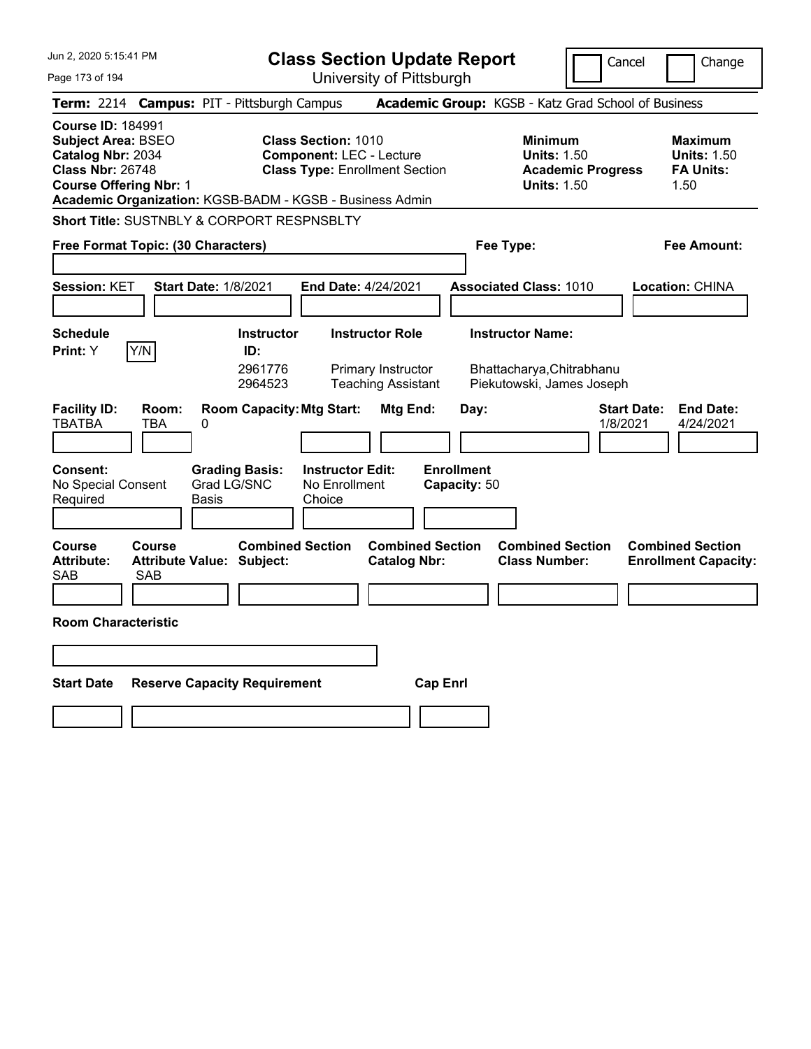# Class Section Update Report

University of Pittsburgh

Jun 2, 2020 5:15:41 PM

Cancel ☐ Change ☐

**Term:** 2214 **Campus:** PIT - Pittsburgh Campus **Academic Group:** KGSB - Katz Grad School of Business

**Course ID:** 184991
**Subject Area:** BSEO
**Catalog Nbr:** 2034
**Class Nbr:** 26748
**Course Offering Nbr:** 1
**Academic Organization:** KGSB-BADM - KGSB - Business Admin

**Class Section:** 1010
**Component:** LEC - Lecture
**Class Type:** Enrollment Section

**Minimum Units:** 1.50
**Academic Progress Units:** 1.50

**Maximum Units:** 1.50
**FA Units:** 1.50

**Short Title:** SUSTNBLY & CORPORT RESPNSBLTY

**Free Format Topic: (30 Characters)**

**Fee Type:**

**Fee Amount:**

**Session:** KET **Start Date:** 1/8/2021 **End Date:** 4/24/2021 **Associated Class:** 1010 **Location:** CHINA

**Schedule Print:** Y [Y/N]

| Instructor ID: | Instructor Role | Instructor Name: |
|---|---|---|
| 2961776 | Primary Instructor | Bhattacharya,Chitrabhanu |
| 2964523 | Teaching Assistant | Piekutowski, James Joseph |

| Facility ID: | Room: | Room Capacity: | Mtg Start: | Mtg End: | Day: | Start Date: | End Date: |
|---|---|---|---|---|---|---|---|
| TBATBA | TBA | 0 | | | | 1/8/2021 | 4/24/2021 |

| Consent: | Grading Basis: | Instructor Edit: | Enrollment Capacity: |
|---|---|---|---|
| No Special Consent Required | Grad LG/SNC Basis | No Enrollment Choice | 50 |

| Course Attribute: | Course Attribute Value: | Combined Section Subject: | Combined Section Catalog Nbr: | Combined Section Class Number: | Combined Section Enrollment Capacity: |
|---|---|---|---|---|---|
| SAB | SAB | | | | |

**Room Characteristic**

| Start Date | Reserve Capacity Requirement | Cap Enrl |
|---|---|---|
| | | |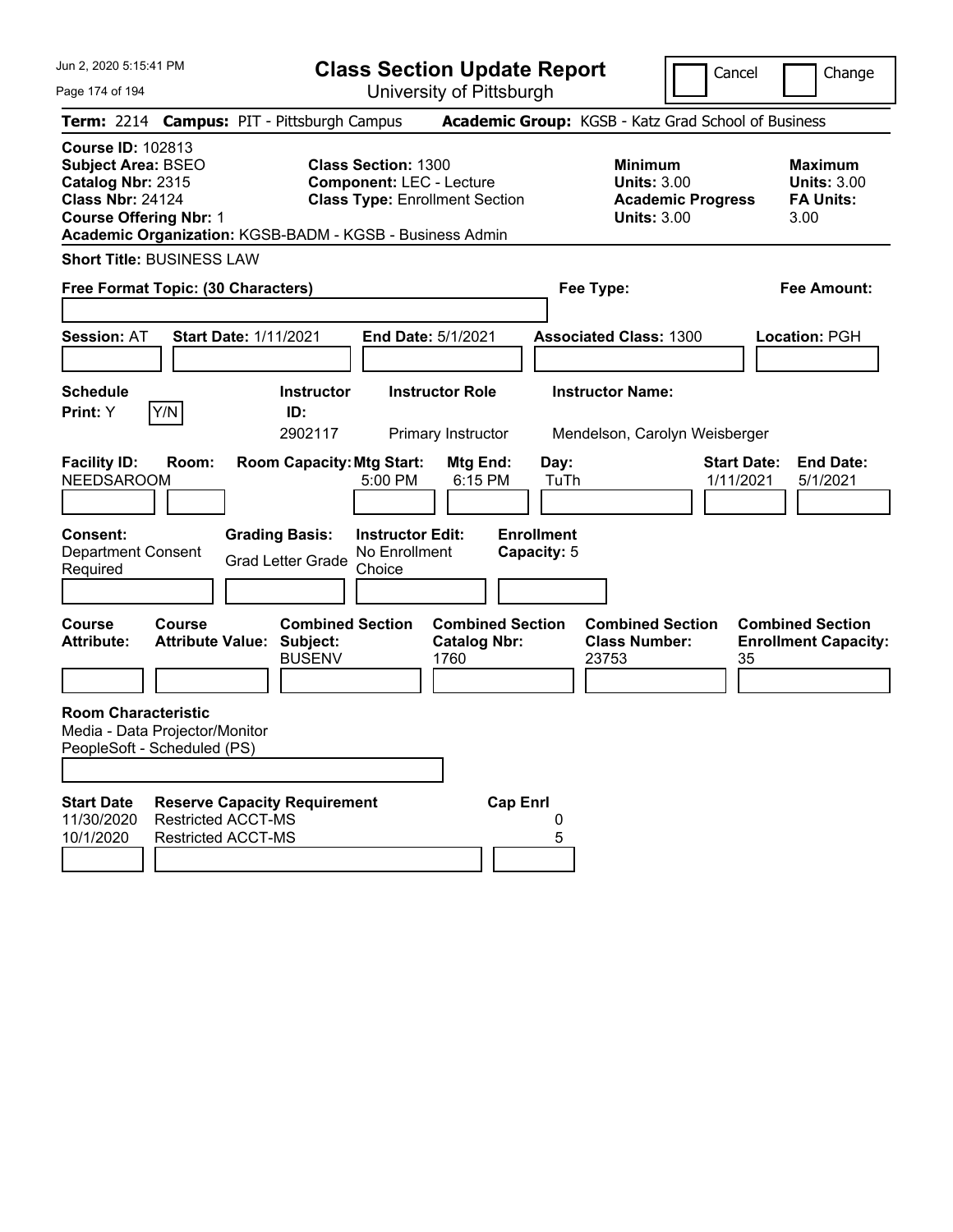Jun 2, 2020 5:15:41 PM

# Class Section Update Report

University of Pittsburgh

Cancel | Change

**Term:** 2214 **Campus:** PIT - Pittsburgh Campus **Academic Group:** KGSB - Katz Grad School of Business

**Course ID:** 102813
**Subject Area:** BSEO
**Catalog Nbr:** 2315
**Class Nbr:** 24124
**Course Offering Nbr:** 1
**Academic Organization:** KGSB-BADM - KGSB - Business Admin

**Class Section:** 1300
**Component:** LEC - Lecture
**Class Type:** Enrollment Section

**Minimum Units:** 3.00
**Academic Progress Units:** 3.00

**Maximum Units:** 3.00
**FA Units:** 3.00

**Short Title:** BUSINESS LAW

**Free Format Topic: (30 Characters)**

**Fee Type:**

**Fee Amount:**

**Session:** AT **Start Date:** 1/11/2021 **End Date:** 5/1/2021 **Associated Class:** 1300 **Location:** PGH

| Schedule Print | Instructor ID | Instructor Role | Instructor Name |
|---|---|---|---|
| Y (Y/N) | 2902117 | Primary Instructor | Mendelson, Carolyn Weisberger |

| Facility ID | Room | Room Capacity | Mtg Start | Mtg End | Day | Start Date | End Date |
|---|---|---|---|---|---|---|---|
| NEEDSAROOM | | | 5:00 PM | 6:15 PM | TuTh | 1/11/2021 | 5/1/2021 |

| Consent | Grading Basis | Instructor Edit | Enrollment Capacity |
|---|---|---|---|
| Department Consent Required | Grad Letter Grade | No Enrollment Choice | 5 |

| Course Attribute | Course Attribute Value | Combined Section Subject | Combined Section Catalog Nbr | Combined Section Class Number | Combined Section Enrollment Capacity |
|---|---|---|---|---|---|
| | | BUSENV | 1760 | 23753 | 35 |

**Room Characteristic**
Media - Data Projector/Monitor
PeopleSoft - Scheduled (PS)

| Start Date | Reserve Capacity Requirement | Cap Enrl |
|---|---|---|
| 11/30/2020 | Restricted ACCT-MS | 0 |
| 10/1/2020 | Restricted ACCT-MS | 5 |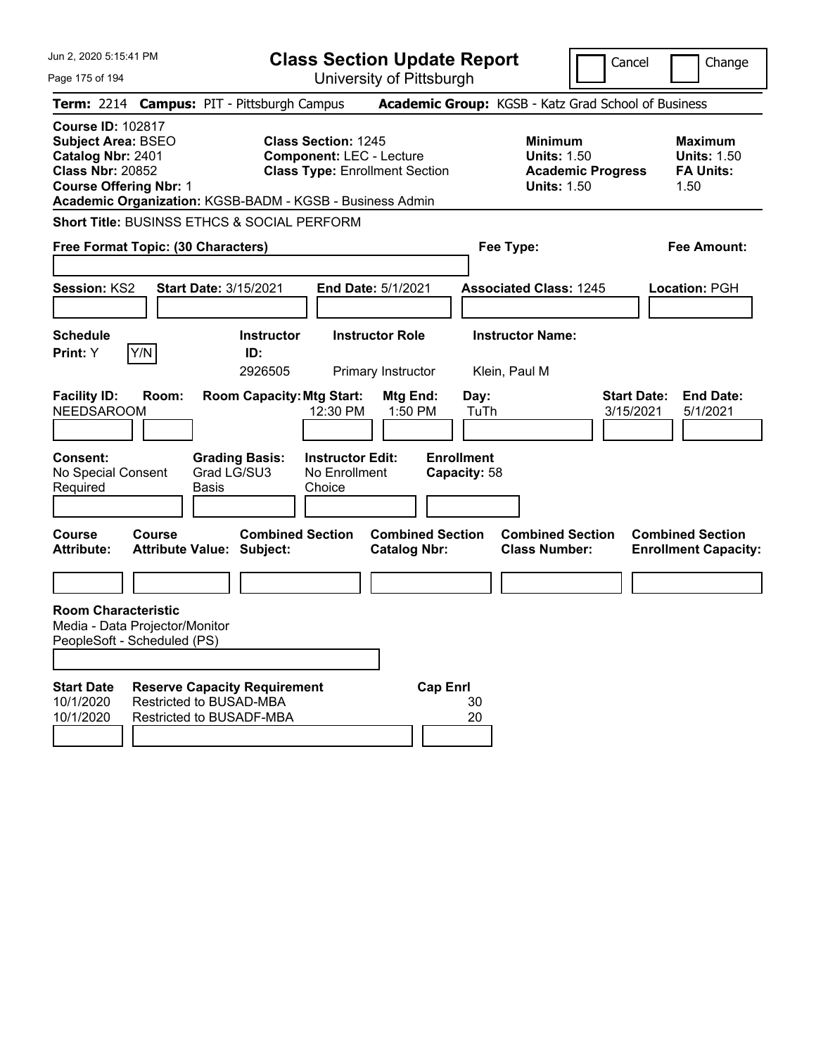# Class Section Update Report

University of Pittsburgh

Jun 2, 2020 5:15:41 PM

Cancel | Change

**Term:** 2214 **Campus:** PIT - Pittsburgh Campus **Academic Group:** KGSB - Katz Grad School of Business

**Course ID:** 102817
**Subject Area:** BSEO
**Catalog Nbr:** 2401
**Class Nbr:** 20852
**Course Offering Nbr:** 1
**Academic Organization:** KGSB-BADM - KGSB - Business Admin

**Class Section:** 1245
**Component:** LEC - Lecture
**Class Type:** Enrollment Section

**Minimum Units:** 1.50
**Academic Progress Units:** 1.50

**Maximum Units:** 1.50
**FA Units:** 1.50

**Short Title:** BUSINSS ETHCS & SOCIAL PERFORM

**Free Format Topic: (30 Characters)**

**Fee Type:**

**Fee Amount:**

**Session:** KS2 **Start Date:** 3/15/2021 **End Date:** 5/1/2021 **Associated Class:** 1245 **Location:** PGH

| Schedule Print | Instructor ID | Instructor Role | Instructor Name |
|---|---|---|---|
| Y | 2926505 | Primary Instructor | Klein, Paul M |

| Facility ID | Room | Room Capacity | Mtg Start | Mtg End | Day | Start Date | End Date |
|---|---|---|---|---|---|---|---|
| NEEDSAROOM | | | 12:30 PM | 1:50 PM | TuTh | 3/15/2021 | 5/1/2021 |

**Consent:** No Special Consent Required
**Grading Basis:** Grad LG/SU3 Basis
**Instructor Edit:** No Enrollment Choice
**Enrollment Capacity:** 58

| Course Attribute | Course Attribute Value | Combined Section Subject | Combined Section Catalog Nbr | Combined Section Class Number | Combined Section Enrollment Capacity |
|---|---|---|---|---|---|
| | | | | | |

**Room Characteristic**
Media - Data Projector/Monitor
PeopleSoft - Scheduled (PS)

| Start Date | Reserve Capacity Requirement | Cap Enrl |
|---|---|---|
| 10/1/2020 | Restricted to BUSAD-MBA | 30 |
| 10/1/2020 | Restricted to BUSADF-MBA | 20 |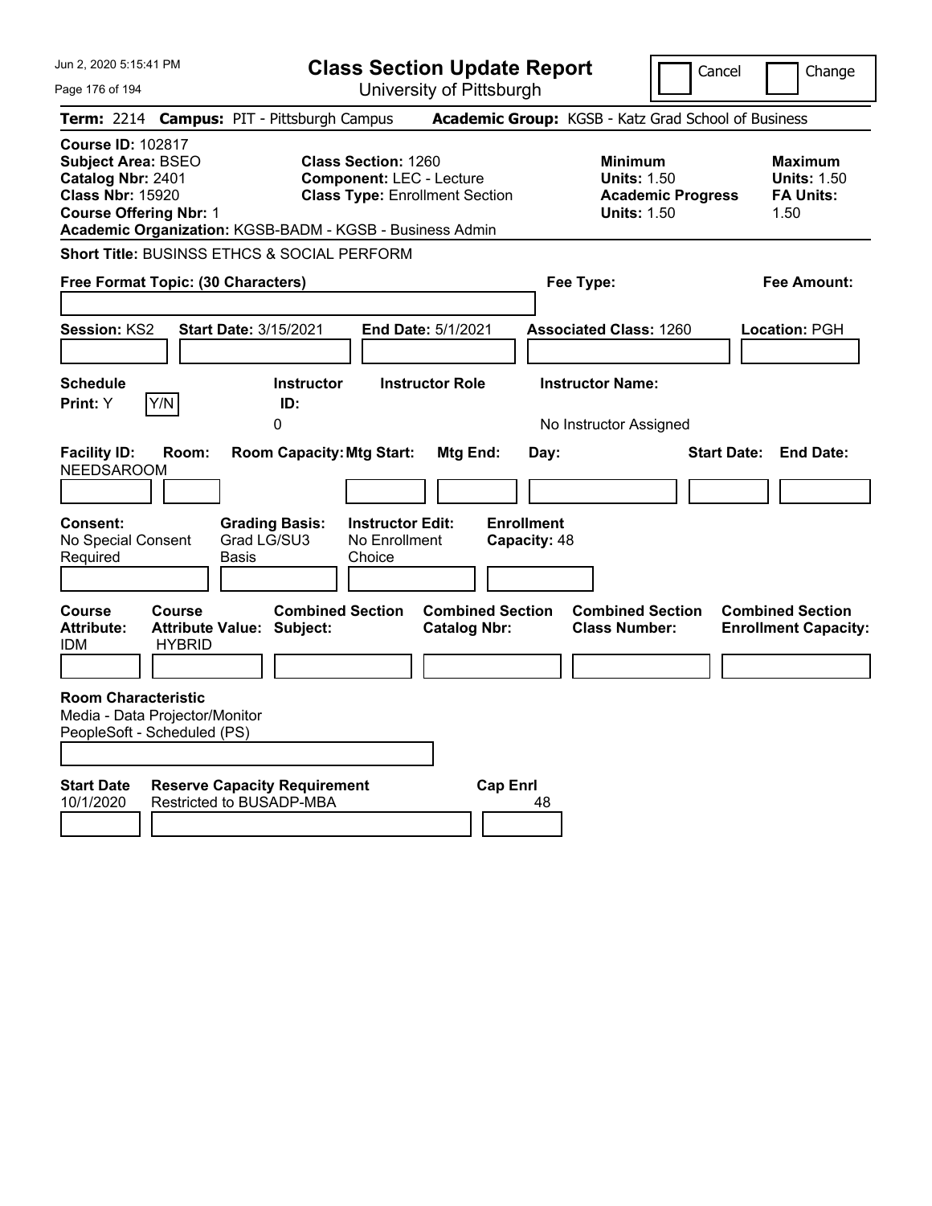# Class Section Update Report

University of Pittsburgh

Jun 2, 2020 5:15:41 PM

Cancel | Change

**Term:** 2214 **Campus:** PIT - Pittsburgh Campus **Academic Group:** KGSB - Katz Grad School of Business

**Course ID:** 102817
**Subject Area:** BSEO
**Catalog Nbr:** 2401
**Class Nbr:** 15920
**Course Offering Nbr:** 1
**Academic Organization:** KGSB-BADM - KGSB - Business Admin

**Class Section:** 1260
**Component:** LEC - Lecture
**Class Type:** Enrollment Section

| | Minimum | Maximum |
|---|---|---|
| Units | 1.50 | 1.50 |
| Academic Progress Units / FA Units | 1.50 | 1.50 |

**Short Title:** BUSINSS ETHCS & SOCIAL PERFORM

**Free Format Topic: (30 Characters)**

**Fee Type:**

**Fee Amount:**

**Session:** KS2 **Start Date:** 3/15/2021 **End Date:** 5/1/2021 **Associated Class:** 1260 **Location:** PGH

| Schedule Print | Instructor ID | Instructor Role | Instructor Name |
|---|---|---|---|
| Y | 0 | | No Instructor Assigned |

| Facility ID | Room | Room Capacity | Mtg Start | Mtg End | Day | Start Date | End Date |
|---|---|---|---|---|---|---|---|
| NEEDSAROOM | | | | | | | |

| Consent | Grading Basis | Instructor Edit | Enrollment Capacity |
|---|---|---|---|
| No Special Consent Required | Grad LG/SU3 Basis | No Enrollment Choice | 48 |

| Course Attribute | Course Attribute Value | Combined Section Subject | Combined Section Catalog Nbr | Combined Section Class Number | Combined Section Enrollment Capacity |
|---|---|---|---|---|---|
| IDM | HYBRID | | | | |

**Room Characteristic**
Media - Data Projector/Monitor
PeopleSoft - Scheduled (PS)

| Start Date | Reserve Capacity Requirement | Cap Enrl |
|---|---|---|
| 10/1/2020 | Restricted to BUSADP-MBA | 48 |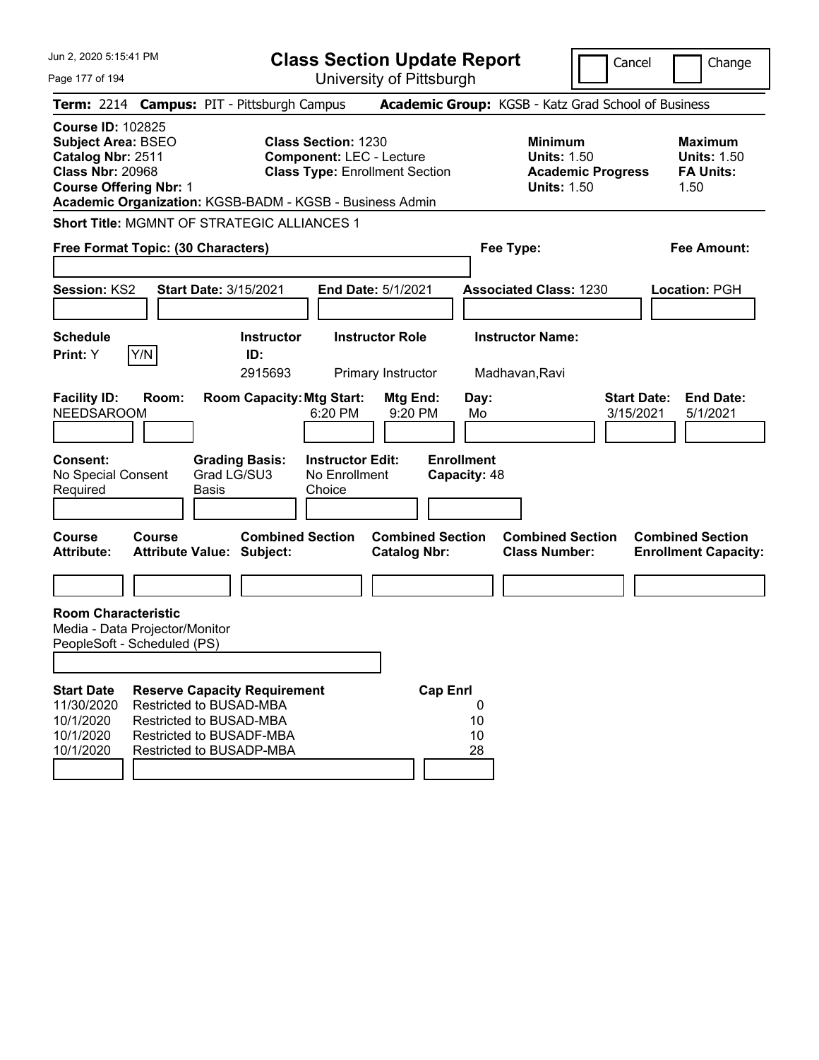# Class Section Update Report

University of Pittsburgh

Jun 2, 2020 5:15:41 PM

Cancel | Change

**Term:** 2214 **Campus:** PIT - Pittsburgh Campus **Academic Group:** KGSB - Katz Grad School of Business

**Course ID:** 102825
**Subject Area:** BSEO
**Catalog Nbr:** 2511
**Class Nbr:** 20968
**Course Offering Nbr:** 1
**Academic Organization:** KGSB-BADM - KGSB - Business Admin

**Class Section:** 1230
**Component:** LEC - Lecture
**Class Type:** Enrollment Section

**Minimum Units:** 1.50
**Academic Progress Units:** 1.50

**Maximum Units:** 1.50
**FA Units:** 1.50

**Short Title:** MGMNT OF STRATEGIC ALLIANCES 1

**Free Format Topic: (30 Characters)**

**Fee Type:**

**Fee Amount:**

**Session:** KS2 **Start Date:** 3/15/2021 **End Date:** 5/1/2021 **Associated Class:** 1230 **Location:** PGH

| Schedule Print | Instructor ID | Instructor Role | Instructor Name |
|---|---|---|---|
| Y [Y/N] | 2915693 | Primary Instructor | Madhavan,Ravi |

| Facility ID | Room | Room Capacity | Mtg Start | Mtg End | Day | Start Date | End Date |
|---|---|---|---|---|---|---|---|
| NEEDSAROOM | | | 6:20 PM | 9:20 PM | Mo | 3/15/2021 | 5/1/2021 |

**Consent:** No Special Consent Required
**Grading Basis:** Grad LG/SU3 Basis
**Instructor Edit:** No Enrollment Choice
**Enrollment Capacity:** 48

| Course Attribute | Course Attribute Value | Combined Section Subject | Combined Section Catalog Nbr | Combined Section Class Number | Combined Section Enrollment Capacity |
|---|---|---|---|---|---|
| | | | | | |

**Room Characteristic**
Media - Data Projector/Monitor
PeopleSoft - Scheduled (PS)

| Start Date | Reserve Capacity Requirement | Cap Enrl |
|---|---|---|
| 11/30/2020 | Restricted to BUSAD-MBA | 0 |
| 10/1/2020 | Restricted to BUSAD-MBA | 10 |
| 10/1/2020 | Restricted to BUSADF-MBA | 10 |
| 10/1/2020 | Restricted to BUSADP-MBA | 28 |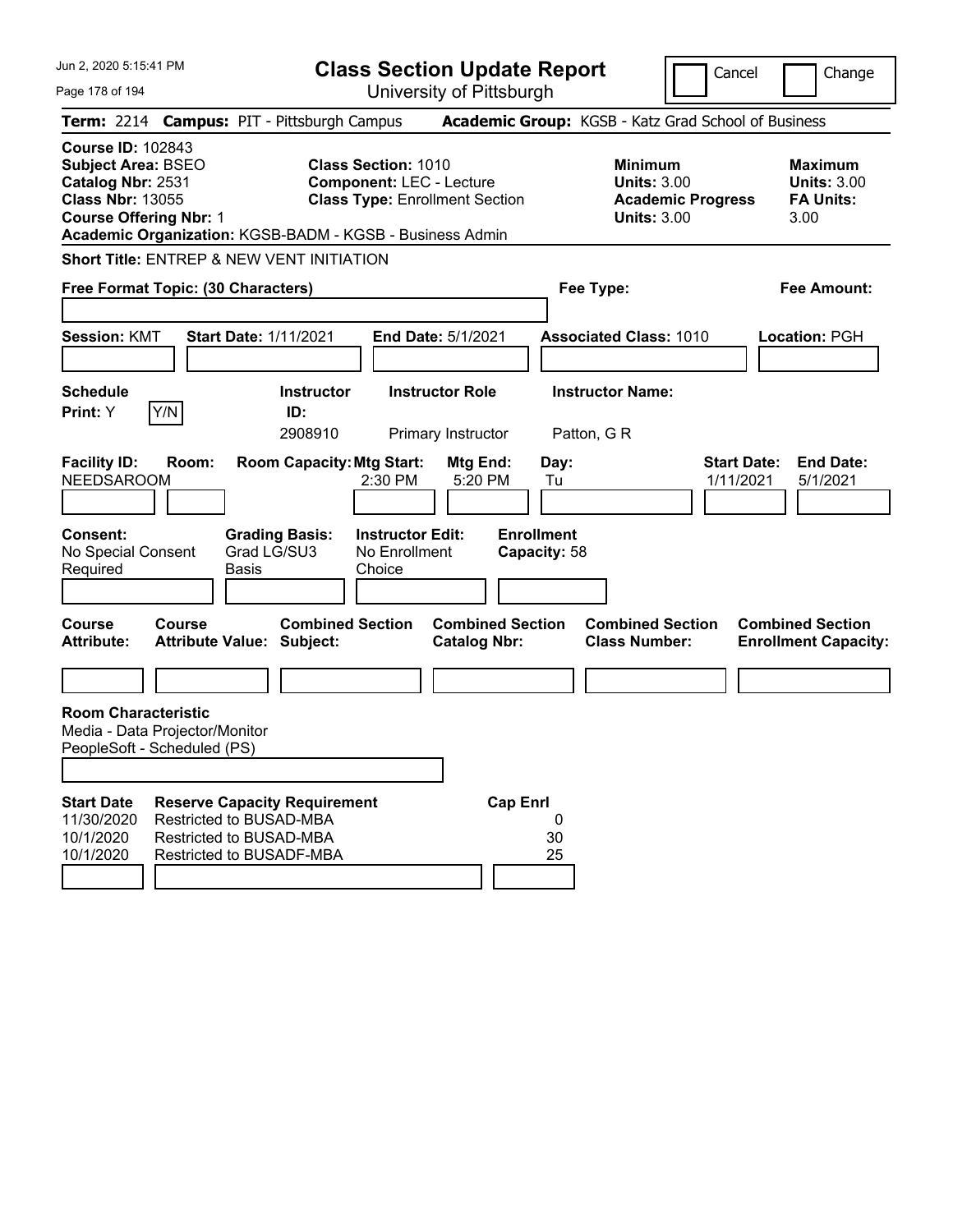# Class Section Update Report

University of Pittsburgh

Cancel | Change

**Term:** 2214 **Campus:** PIT - Pittsburgh Campus **Academic Group:** KGSB - Katz Grad School of Business

**Course ID:** 102843
**Subject Area:** BSEO
**Catalog Nbr:** 2531
**Class Nbr:** 13055
**Course Offering Nbr:** 1

**Class Section:** 1010
**Component:** LEC - Lecture
**Class Type:** Enrollment Section

**Minimum Units:** 3.00
**Academic Progress Units:** 3.00

**Maximum Units:** 3.00
**FA Units:** 3.00

**Academic Organization:** KGSB-BADM - KGSB - Business Admin

**Short Title:** ENTREP & NEW VENT INITIATION

**Free Format Topic: (30 Characters)**

**Fee Type:**

**Fee Amount:**

**Session:** KMT **Start Date:** 1/11/2021 **End Date:** 5/1/2021 **Associated Class:** 1010 **Location:** PGH

| Schedule Print | Instructor ID | Instructor Role | Instructor Name |
|---|---|---|---|
| Y (Y/N) | 2908910 | Primary Instructor | Patton, G R |

| Facility ID | Room | Room Capacity | Mtg Start | Mtg End | Day | Start Date | End Date |
|---|---|---|---|---|---|---|---|
| NEEDSAROOM | | | 2:30 PM | 5:20 PM | Tu | 1/11/2021 | 5/1/2021 |

**Consent:** No Special Consent Required
**Grading Basis:** Grad LG/SU3 Basis
**Instructor Edit:** No Enrollment Choice
**Enrollment Capacity:** 58

| Course Attribute | Course Attribute Value | Combined Section Subject | Combined Section Catalog Nbr | Combined Section Class Number | Combined Section Enrollment Capacity |
|---|---|---|---|---|---|
| | | | | | |

**Room Characteristic**
Media - Data Projector/Monitor
PeopleSoft - Scheduled (PS)

| Start Date | Reserve Capacity Requirement | Cap Enrl |
|---|---|---|
| 11/30/2020 | Restricted to BUSAD-MBA | 0 |
| 10/1/2020 | Restricted to BUSAD-MBA | 30 |
| 10/1/2020 | Restricted to BUSADF-MBA | 25 |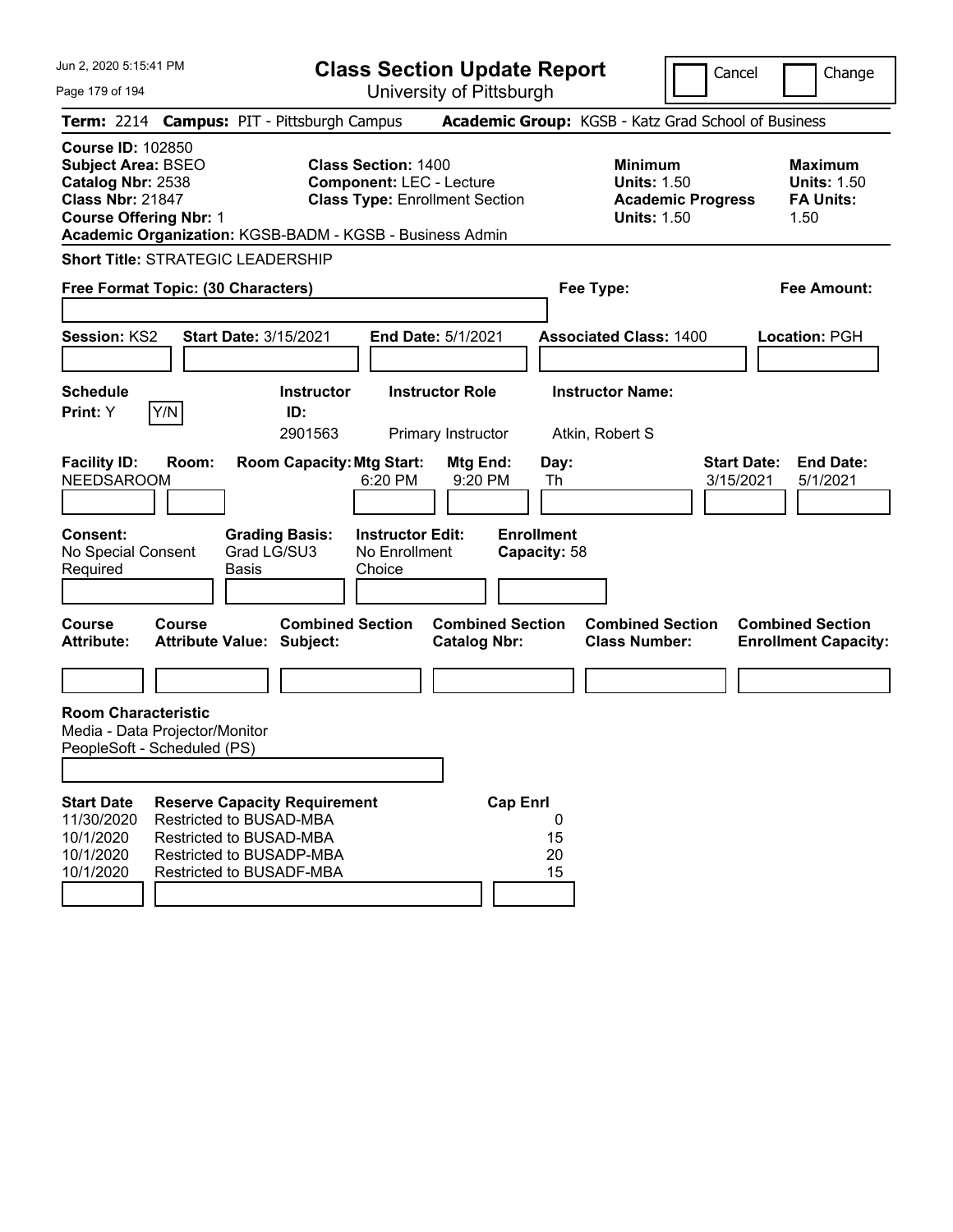# Class Section Update Report

University of Pittsburgh

Jun 2, 2020 5:15:41 PM

Cancel | Change

**Term:** 2214 **Campus:** PIT - Pittsburgh Campus **Academic Group:** KGSB - Katz Grad School of Business

**Course ID:** 102850
**Subject Area:** BSEO
**Catalog Nbr:** 2538
**Class Nbr:** 21847
**Course Offering Nbr:** 1
**Academic Organization:** KGSB-BADM - KGSB - Business Admin

**Class Section:** 1400
**Component:** LEC - Lecture
**Class Type:** Enrollment Section

**Minimum Units:** 1.50
**Academic Progress Units:** 1.50

**Maximum Units:** 1.50
**FA Units:** 1.50

**Short Title:** STRATEGIC LEADERSHIP

**Free Format Topic: (30 Characters)**

**Fee Type:**

**Fee Amount:**

**Session:** KS2 **Start Date:** 3/15/2021 **End Date:** 5/1/2021 **Associated Class:** 1400 **Location:** PGH

| Schedule Print | Instructor ID | Instructor Role | Instructor Name |
|---|---|---|---|
| Y (Y/N) | 2901563 | Primary Instructor | Atkin, Robert S |

| Facility ID | Room | Room Capacity | Mtg Start | Mtg End | Day | Start Date | End Date |
|---|---|---|---|---|---|---|---|
| NEEDSAROOM | | | 6:20 PM | 9:20 PM | Th | 3/15/2021 | 5/1/2021 |

**Consent:** No Special Consent Required
**Grading Basis:** Grad LG/SU3 Basis
**Instructor Edit:** No Enrollment Choice
**Enrollment Capacity:** 58

| Course Attribute | Course Attribute Value | Combined Section Subject | Combined Section Catalog Nbr | Combined Section Class Number | Combined Section Enrollment Capacity |
|---|---|---|---|---|---|
| | | | | | |

**Room Characteristic**
Media - Data Projector/Monitor
PeopleSoft - Scheduled (PS)

| Start Date | Reserve Capacity Requirement | Cap Enrl |
|---|---|---|
| 11/30/2020 | Restricted to BUSAD-MBA | 0 |
| 10/1/2020 | Restricted to BUSAD-MBA | 15 |
| 10/1/2020 | Restricted to BUSADP-MBA | 20 |
| 10/1/2020 | Restricted to BUSADF-MBA | 15 |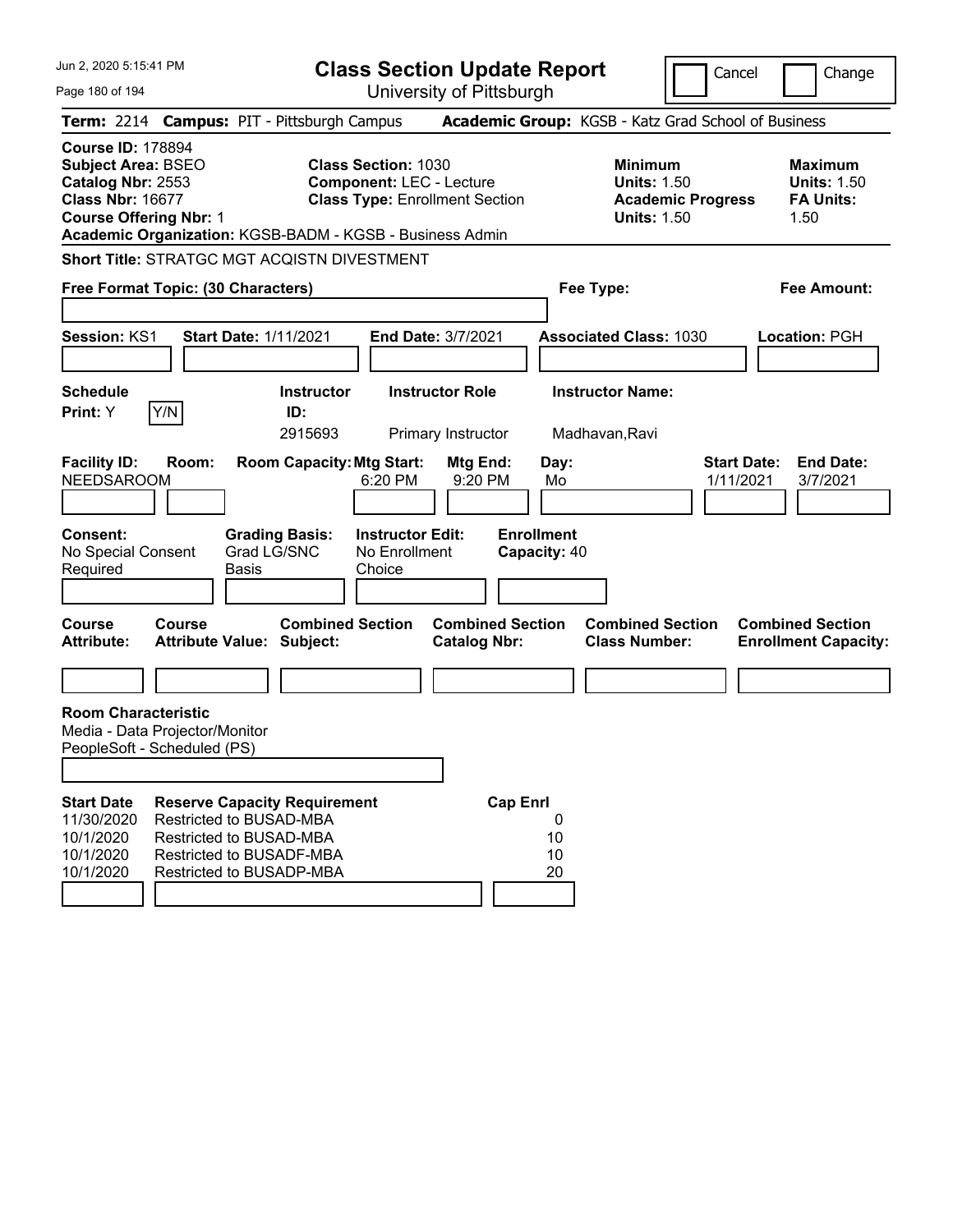# Class Section Update Report

University of Pittsburgh

Cancel | Change

**Term:** 2214 **Campus:** PIT - Pittsburgh Campus **Academic Group:** KGSB - Katz Grad School of Business

**Course ID:** 178894
**Subject Area:** BSEO
**Catalog Nbr:** 2553
**Class Nbr:** 16677
**Course Offering Nbr:** 1

**Class Section:** 1030
**Component:** LEC - Lecture
**Class Type:** Enrollment Section

**Minimum Units:** 1.50
**Academic Progress Units:** 1.50

**Maximum Units:** 1.50
**FA Units:** 1.50

**Academic Organization:** KGSB-BADM - KGSB - Business Admin

**Short Title:** STRATGC MGT ACQISTN DIVESTMENT

**Free Format Topic: (30 Characters)**

**Fee Type:**

**Fee Amount:**

**Session:** KS1 **Start Date:** 1/11/2021 **End Date:** 3/7/2021 **Associated Class:** 1030 **Location:** PGH

| Schedule Print | Instructor ID | Instructor Role | Instructor Name |
|---|---|---|---|
| Y (Y/N) | 2915693 | Primary Instructor | Madhavan,Ravi |

| Facility ID | Room | Room Capacity | Mtg Start | Mtg End | Day | Start Date | End Date |
|---|---|---|---|---|---|---|---|
| NEEDSAROOM | | | 6:20 PM | 9:20 PM | Mo | 1/11/2021 | 3/7/2021 |

**Consent:** No Special Consent Required
**Grading Basis:** Grad LG/SNC Basis
**Instructor Edit:** No Enrollment Choice
**Enrollment Capacity:** 40

| Course Attribute | Course Attribute Value | Combined Section Subject | Combined Section Catalog Nbr | Combined Section Class Number | Combined Section Enrollment Capacity |
|---|---|---|---|---|---|
| | | | | | |

**Room Characteristic**
Media - Data Projector/Monitor
PeopleSoft - Scheduled (PS)

| Start Date | Reserve Capacity Requirement | Cap Enrl |
|---|---|---|
| 11/30/2020 | Restricted to BUSAD-MBA | 0 |
| 10/1/2020 | Restricted to BUSAD-MBA | 10 |
| 10/1/2020 | Restricted to BUSADF-MBA | 10 |
| 10/1/2020 | Restricted to BUSADP-MBA | 20 |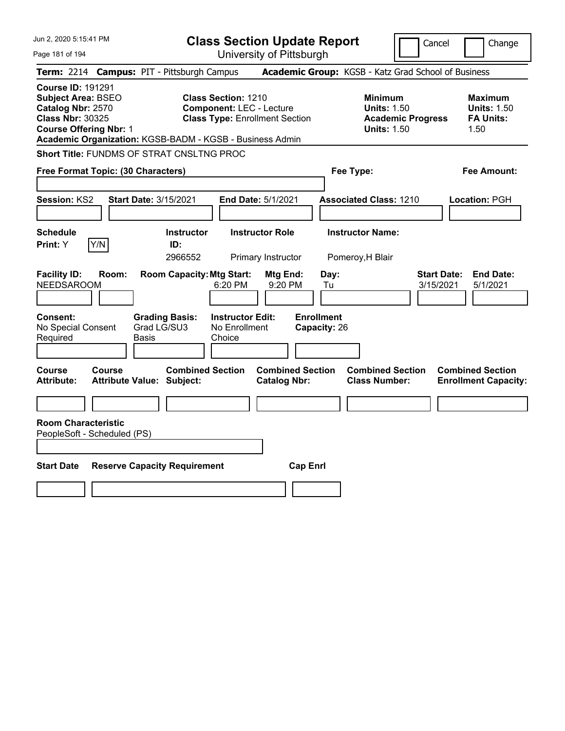# Class Section Update Report

University of Pittsburgh

Cancel | Change

**Term:** 2214 **Campus:** PIT - Pittsburgh Campus **Academic Group:** KGSB - Katz Grad School of Business

**Course ID:** 191291
**Subject Area:** BSEO
**Catalog Nbr:** 2570
**Class Nbr:** 30325
**Course Offering Nbr:** 1
**Academic Organization:** KGSB-BADM - KGSB - Business Admin

**Class Section:** 1210
**Component:** LEC - Lecture
**Class Type:** Enrollment Section

| | Minimum | Maximum |
|---|---|---|
| Units | 1.50 | 1.50 |
| Academic Progress Units / FA Units | 1.50 | 1.50 |

**Short Title:** FUNDMS OF STRAT CNSLTNG PROC

**Free Format Topic: (30 Characters)**

**Fee Type:**

**Fee Amount:**

**Session:** KS2 **Start Date:** 3/15/2021 **End Date:** 5/1/2021 **Associated Class:** 1210 **Location:** PGH

| Schedule Print | Instructor ID | Instructor Role | Instructor Name |
|---|---|---|---|
| Y | 2966552 | Primary Instructor | Pomeroy,H Blair |

| Facility ID | Room | Room Capacity | Mtg Start | Mtg End | Day | Start Date | End Date |
|---|---|---|---|---|---|---|---|
| NEEDSAROOM | | | 6:20 PM | 9:20 PM | Tu | 3/15/2021 | 5/1/2021 |

**Consent:** No Special Consent Required
**Grading Basis:** Grad LG/SU3 Basis
**Instructor Edit:** No Enrollment Choice
**Enrollment Capacity:** 26

| Course Attribute | Course Attribute Value | Combined Section Subject | Combined Section Catalog Nbr | Combined Section Class Number | Combined Section Enrollment Capacity |
|---|---|---|---|---|---|
| | | | | | |

**Room Characteristic**
PeopleSoft - Scheduled (PS)

| Start Date | Reserve Capacity Requirement | Cap Enrl |
|---|---|---|
| | | |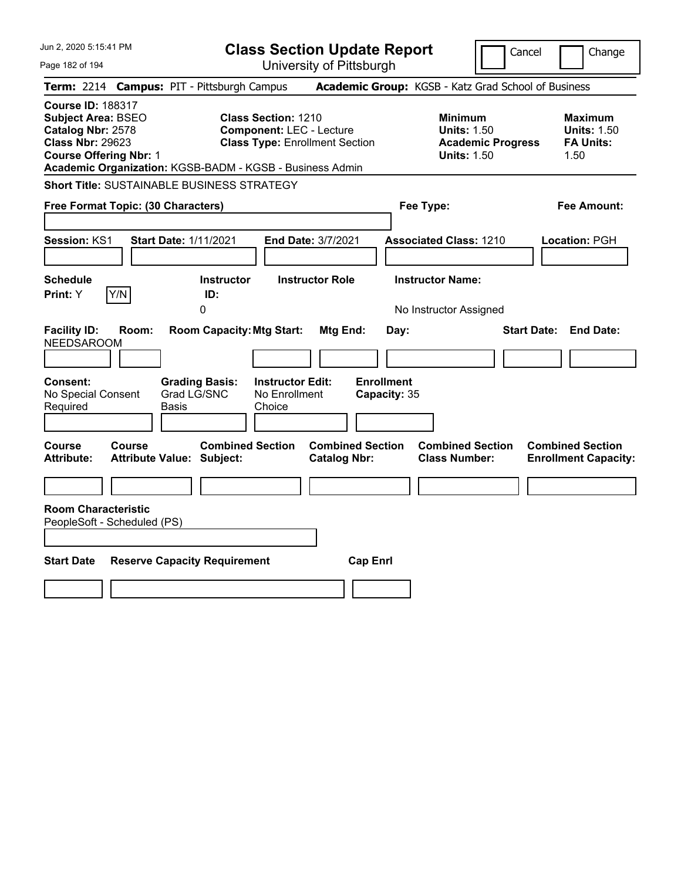# Class Section Update Report

University of Pittsburgh

Cancel | Change

**Term:** 2214 **Campus:** PIT - Pittsburgh Campus **Academic Group:** KGSB - Katz Grad School of Business

**Course ID:** 188317
**Subject Area:** BSEO
**Catalog Nbr:** 2578
**Class Nbr:** 29623
**Course Offering Nbr:** 1
**Academic Organization:** KGSB-BADM - KGSB - Business Admin

**Class Section:** 1210
**Component:** LEC - Lecture
**Class Type:** Enrollment Section

**Minimum**
**Units:** 1.50
**Academic Progress Units:** 1.50

**Maximum**
**Units:** 1.50
**FA Units:** 1.50

**Short Title:** SUSTAINABLE BUSINESS STRATEGY

**Free Format Topic: (30 Characters)**

**Fee Type:**

**Fee Amount:**

**Session:** KS1 **Start Date:** 1/11/2021 **End Date:** 3/7/2021 **Associated Class:** 1210 **Location:** PGH

| Schedule Print: | Instructor ID: | Instructor Role | Instructor Name: |
|---|---|---|---|
| Y (Y/N) | 0 | | No Instructor Assigned |

| Facility ID: | Room: | Room Capacity: | Mtg Start: | Mtg End: | Day: | Start Date: | End Date: |
|---|---|---|---|---|---|---|---|
| NEEDSAROOM | | | | | | | |

| Consent: | Grading Basis: | Instructor Edit: | Enrollment Capacity: |
|---|---|---|---|
| No Special Consent Required | Grad LG/SNC Basis | No Enrollment Choice | 35 |

| Course Attribute: | Course Attribute Value: | Combined Section Subject: | Combined Section Catalog Nbr: | Combined Section Class Number: | Combined Section Enrollment Capacity: |
|---|---|---|---|---|---|
| | | | | | |

**Room Characteristic**
PeopleSoft - Scheduled (PS)

| Start Date | Reserve Capacity Requirement | Cap Enrl |
|---|---|---|
| | | |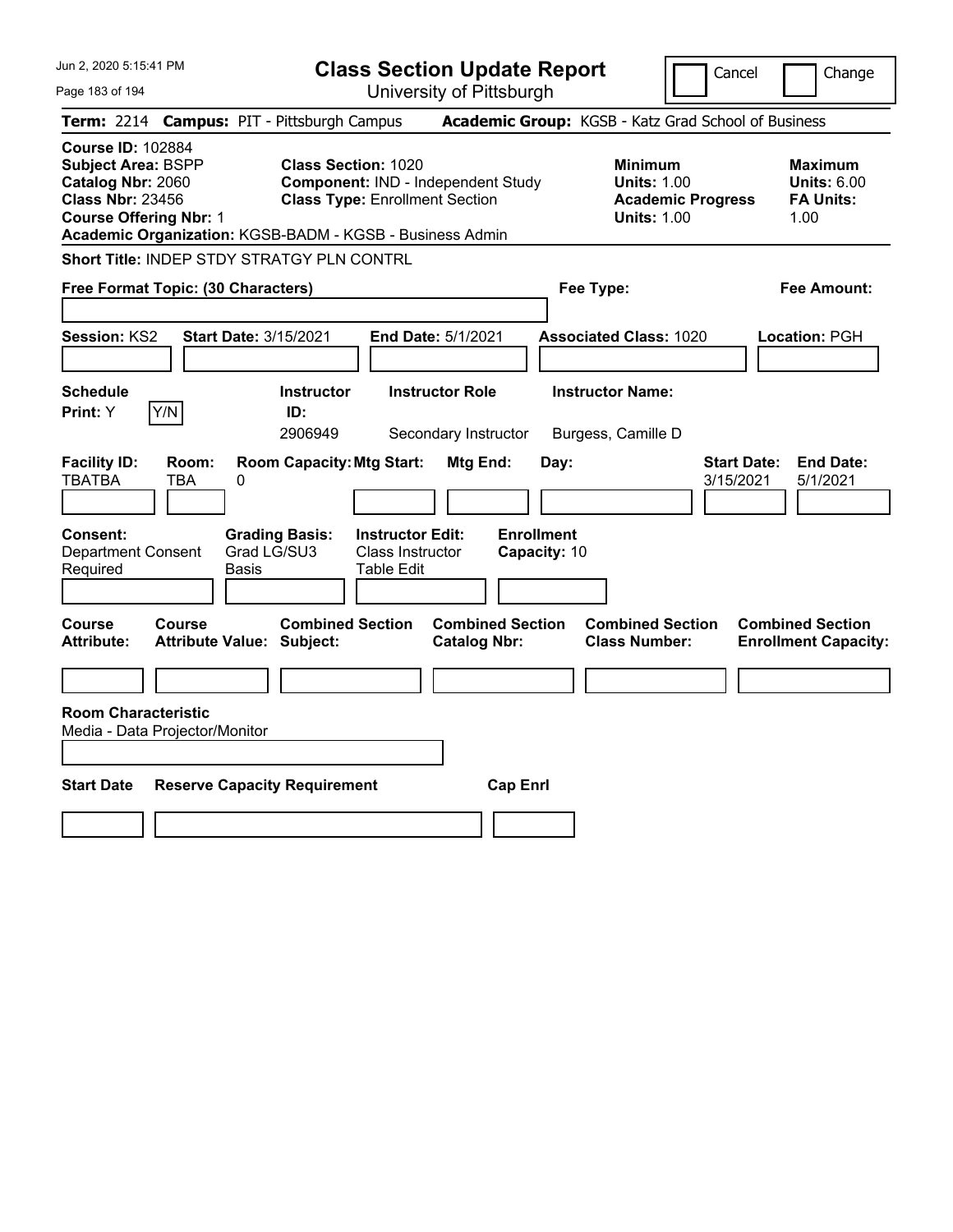# Class Section Update Report

University of Pittsburgh

Cancel | Change

**Term:** 2214 **Campus:** PIT - Pittsburgh Campus **Academic Group:** KGSB - Katz Grad School of Business

**Course ID:** 102884
**Subject Area:** BSPP
**Catalog Nbr:** 2060
**Class Nbr:** 23456
**Course Offering Nbr:** 1

**Class Section:** 1020
**Component:** IND - Independent Study
**Class Type:** Enrollment Section

**Minimum Units:** 1.00
**Academic Progress Units:** 1.00

**Maximum Units:** 6.00
**FA Units:** 1.00

**Academic Organization:** KGSB-BADM - KGSB - Business Admin

**Short Title:** INDEP STDY STRATGY PLN CONTRL

**Free Format Topic: (30 Characters)**

**Fee Type:**

**Fee Amount:**

**Session:** KS2 **Start Date:** 3/15/2021 **End Date:** 5/1/2021 **Associated Class:** 1020 **Location:** PGH

| Schedule Print | Instructor ID | Instructor Role | Instructor Name |
|---|---|---|---|
| Y (Y/N) | 2906949 | Secondary Instructor | Burgess, Camille D |

| Facility ID | Room | Room Capacity | Mtg Start | Mtg End | Day | Start Date | End Date |
|---|---|---|---|---|---|---|---|
| TBATBA | TBA | 0 | | | | 3/15/2021 | 5/1/2021 |

**Consent:** Department Consent Required
**Grading Basis:** Grad LG/SU3 Basis
**Instructor Edit:** Class Instructor Table Edit
**Enrollment Capacity:** 10

| Course Attribute | Course Attribute Value | Combined Section Subject | Combined Section Catalog Nbr | Combined Section Class Number | Combined Section Enrollment Capacity |
|---|---|---|---|---|---|
| | | | | | |

**Room Characteristic**
Media - Data Projector/Monitor

| Start Date | Reserve Capacity Requirement | Cap Enrl |
|---|---|---|
| | | |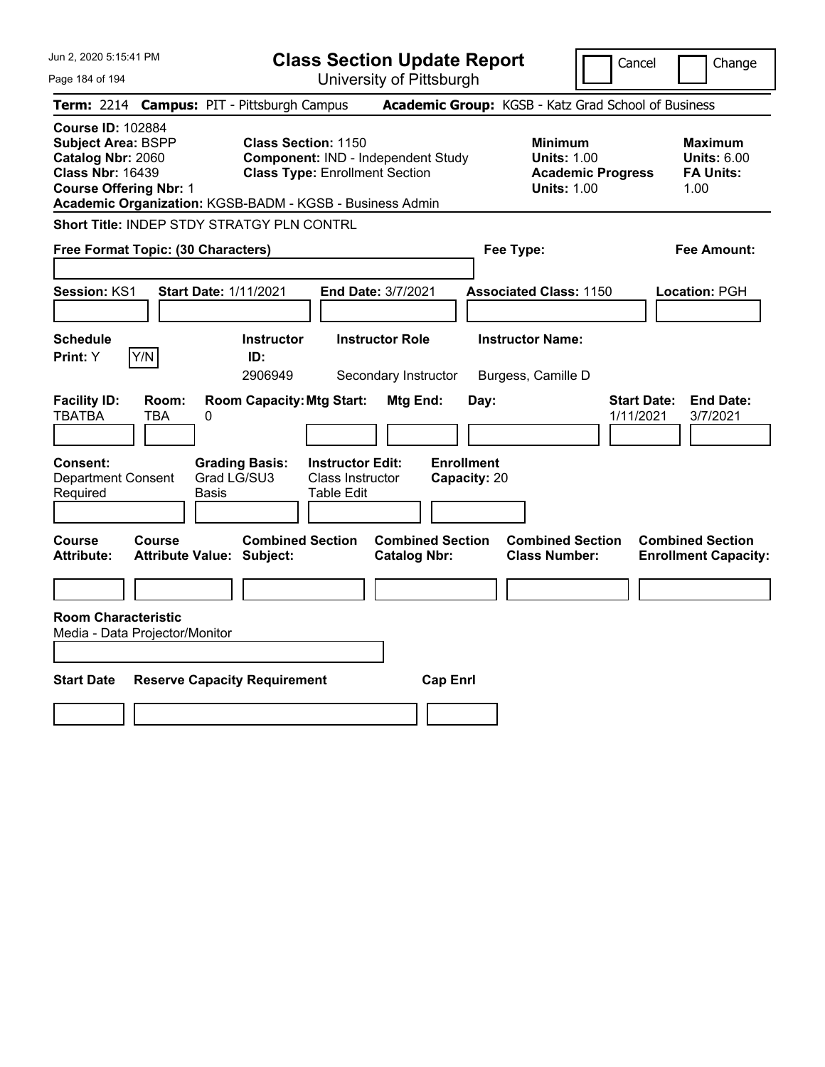# Class Section Update Report

University of Pittsburgh

Cancel ☐ Change ☐

**Term:** 2214 **Campus:** PIT - Pittsburgh Campus **Academic Group:** KGSB - Katz Grad School of Business

**Course ID:** 102884
**Subject Area:** BSPP
**Catalog Nbr:** 2060
**Class Nbr:** 16439
**Course Offering Nbr:** 1

**Class Section:** 1150
**Component:** IND - Independent Study
**Class Type:** Enrollment Section

| | Minimum | Maximum |
|---|---|---|
| Units | 1.00 | 6.00 |
| Academic Progress Units / FA Units | 1.00 | 1.00 |

**Academic Organization:** KGSB-BADM - KGSB - Business Admin

**Short Title:** INDEP STDY STRATGY PLN CONTRL

**Free Format Topic: (30 Characters)**

**Fee Type:**

**Fee Amount:**

**Session:** KS1 **Start Date:** 1/11/2021 **End Date:** 3/7/2021 **Associated Class:** 1150 **Location:** PGH

| Schedule Print | Instructor ID | Instructor Role | Instructor Name |
|---|---|---|---|
| Y | 2906949 | Secondary Instructor | Burgess, Camille D |

| Facility ID | Room | Room Capacity | Mtg Start | Mtg End | Day | Start Date | End Date |
|---|---|---|---|---|---|---|---|
| TBATBA | TBA | 0 | | | | 1/11/2021 | 3/7/2021 |

**Consent:** Department Consent Required
**Grading Basis:** Grad LG/SU3 Basis
**Instructor Edit:** Class Instructor Table Edit
**Enrollment Capacity:** 20

| Course Attribute | Course Attribute Value | Combined Section Subject | Combined Section Catalog Nbr | Combined Section Class Number | Combined Section Enrollment Capacity |
|---|---|---|---|---|---|
| | | | | | |

**Room Characteristic**
Media - Data Projector/Monitor

| Start Date | Reserve Capacity Requirement | Cap Enrl |
|---|---|---|
| | | |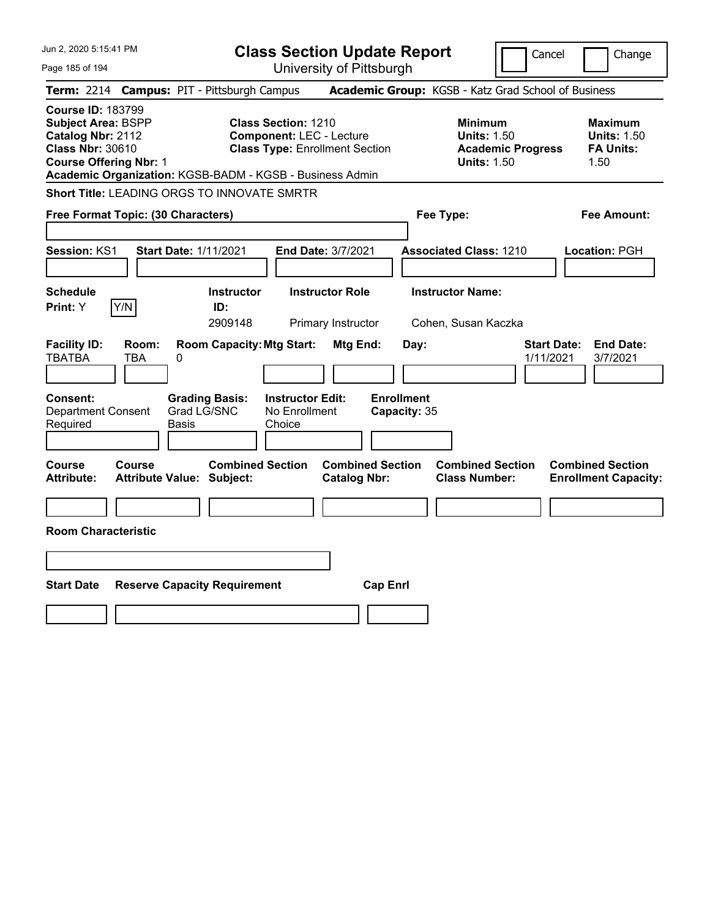# Class Section Update Report

University of Pittsburgh

Jun 2, 2020 5:15:41 PM

Cancel | Change

**Term:** 2214 **Campus:** PIT - Pittsburgh Campus **Academic Group:** KGSB - Katz Grad School of Business

**Course ID:** 183799
**Subject Area:** BSPP
**Catalog Nbr:** 2112
**Class Nbr:** 30610
**Course Offering Nbr:** 1
**Academic Organization:** KGSB-BADM - KGSB - Business Admin

**Class Section:** 1210
**Component:** LEC - Lecture
**Class Type:** Enrollment Section

**Minimum Units:** 1.50
**Academic Progress Units:** 1.50

**Maximum Units:** 1.50
**FA Units:** 1.50

**Short Title:** LEADING ORGS TO INNOVATE SMRTR

**Free Format Topic: (30 Characters)**

**Fee Type:**

**Fee Amount:**

**Session:** KS1 **Start Date:** 1/11/2021 **End Date:** 3/7/2021 **Associated Class:** 1210 **Location:** PGH

| Schedule Print | Instructor ID | Instructor Role | Instructor Name |
|---|---|---|---|
| Y | 2909148 | Primary Instructor | Cohen, Susan Kaczka |

| Facility ID | Room | Room Capacity | Mtg Start | Mtg End | Day | Start Date | End Date |
|---|---|---|---|---|---|---|---|
| TBATBA | TBA | 0 | | | | 1/11/2021 | 3/7/2021 |

**Consent:** Department Consent Required
**Grading Basis:** Grad LG/SNC Basis
**Instructor Edit:** No Enrollment Choice
**Enrollment Capacity:** 35

| Course Attribute | Course Attribute Value | Combined Section Subject | Combined Section Catalog Nbr | Combined Section Class Number | Combined Section Enrollment Capacity |
|---|---|---|---|---|---|
| | | | | | |

**Room Characteristic**

| Start Date | Reserve Capacity Requirement | Cap Enrl |
|---|---|---|
| | | |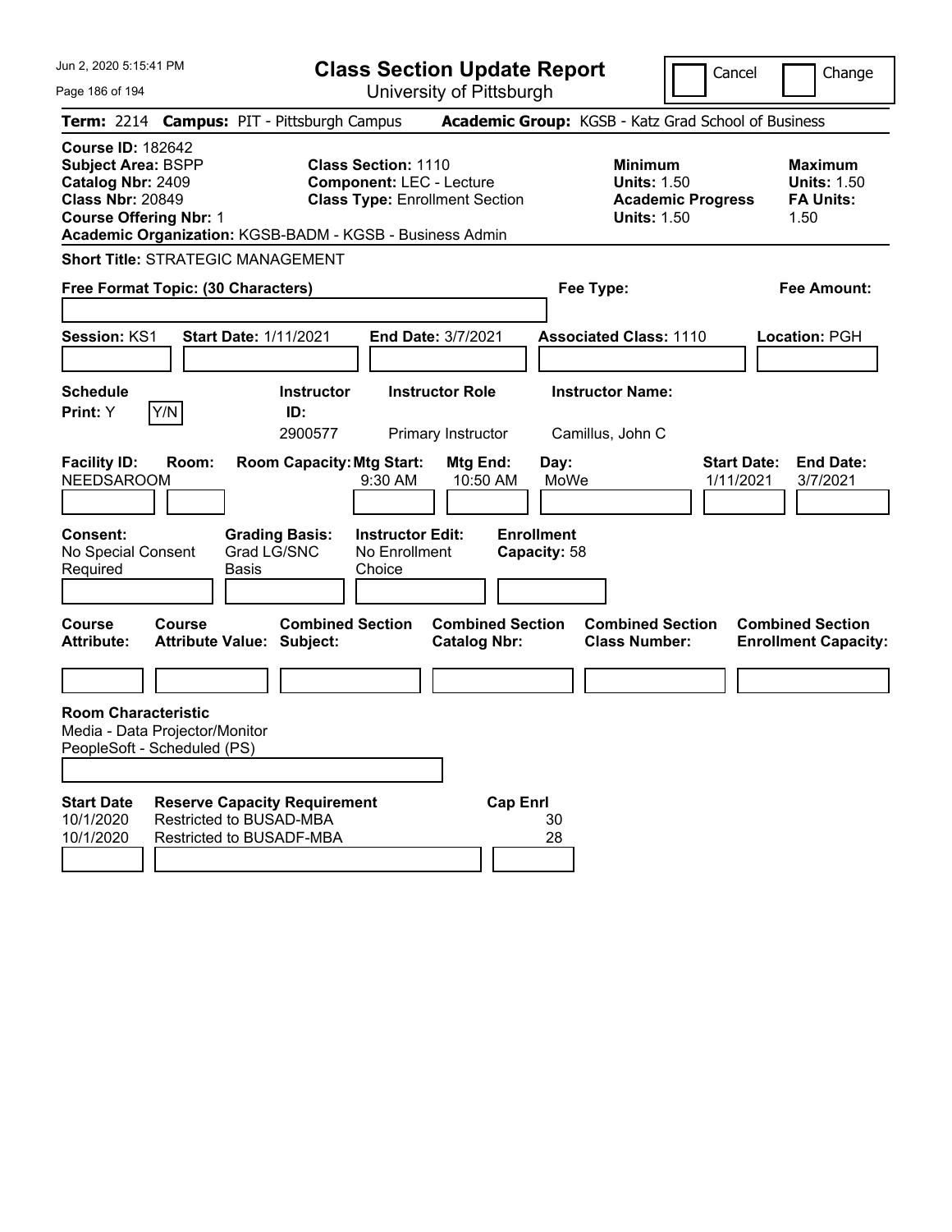# Class Section Update Report

University of Pittsburgh

Cancel | Change

**Term:** 2214 **Campus:** PIT - Pittsburgh Campus **Academic Group:** KGSB - Katz Grad School of Business

**Course ID:** 182642
**Subject Area:** BSPP
**Catalog Nbr:** 2409
**Class Nbr:** 20849
**Course Offering Nbr:** 1

**Class Section:** 1110
**Component:** LEC - Lecture
**Class Type:** Enrollment Section

**Minimum Units:** 1.50
**Academic Progress Units:** 1.50

**Maximum Units:** 1.50
**FA Units:** 1.50

**Academic Organization:** KGSB-BADM - KGSB - Business Admin

**Short Title:** STRATEGIC MANAGEMENT

**Free Format Topic: (30 Characters)**

**Fee Type:**

**Fee Amount:**

**Session:** KS1 **Start Date:** 1/11/2021 **End Date:** 3/7/2021 **Associated Class:** 1110 **Location:** PGH

| Schedule Print | Instructor ID | Instructor Role | Instructor Name |
|---|---|---|---|
| Y | 2900577 | Primary Instructor | Camillus, John C |

| Facility ID | Room | Room Capacity | Mtg Start | Mtg End | Day | Start Date | End Date |
|---|---|---|---|---|---|---|---|
| NEEDSAROOM | | | 9:30 AM | 10:50 AM | MoWe | 1/11/2021 | 3/7/2021 |

**Consent:** No Special Consent Required
**Grading Basis:** Grad LG/SNC Basis
**Instructor Edit:** No Enrollment Choice
**Enrollment Capacity:** 58

| Course Attribute | Course Attribute Value | Combined Section Subject | Combined Section Catalog Nbr | Combined Section Class Number | Combined Section Enrollment Capacity |
|---|---|---|---|---|---|
| | | | | | |

**Room Characteristic**
Media - Data Projector/Monitor
PeopleSoft - Scheduled (PS)

| Start Date | Reserve Capacity Requirement | Cap Enrl |
|---|---|---|
| 10/1/2020 | Restricted to BUSAD-MBA | 30 |
| 10/1/2020 | Restricted to BUSADF-MBA | 28 |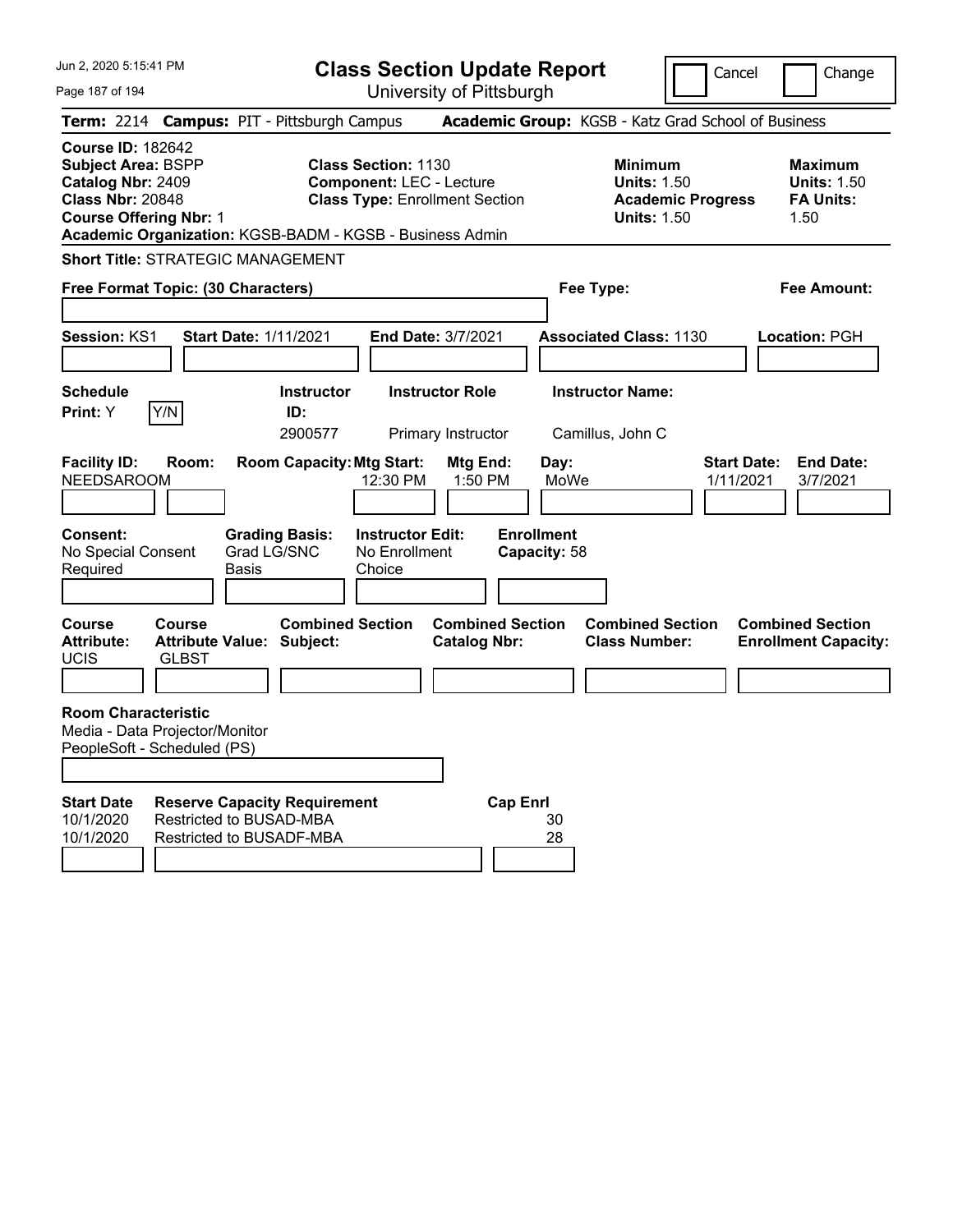# Class Section Update Report

University of Pittsburgh

Jun 2, 2020 5:15:41 PM

Cancel | Change

**Term:** 2214 **Campus:** PIT - Pittsburgh Campus **Academic Group:** KGSB - Katz Grad School of Business

**Course ID:** 182642
**Subject Area:** BSPP
**Catalog Nbr:** 2409
**Class Nbr:** 20848
**Course Offering Nbr:** 1
**Academic Organization:** KGSB-BADM - KGSB - Business Admin

**Class Section:** 1130
**Component:** LEC - Lecture
**Class Type:** Enrollment Section

**Minimum Units:** 1.50
**Academic Progress Units:** 1.50

**Maximum Units:** 1.50
**FA Units:** 1.50

**Short Title:** STRATEGIC MANAGEMENT

**Free Format Topic: (30 Characters)**

**Fee Type:**

**Fee Amount:**

**Session:** KS1 **Start Date:** 1/11/2021 **End Date:** 3/7/2021 **Associated Class:** 1130 **Location:** PGH

| Schedule Print | Instructor ID | Instructor Role | Instructor Name |
|---|---|---|---|
| Y | 2900577 | Primary Instructor | Camillus, John C |

| Facility ID | Room | Room Capacity | Mtg Start | Mtg End | Day | Start Date | End Date |
|---|---|---|---|---|---|---|---|
| NEEDSAROOM | | | 12:30 PM | 1:50 PM | MoWe | 1/11/2021 | 3/7/2021 |

**Consent:** No Special Consent Required
**Grading Basis:** Grad LG/SNC Basis
**Instructor Edit:** No Enrollment Choice
**Enrollment Capacity:** 58

| Course Attribute | Course Attribute Value | Combined Section Subject | Combined Section Catalog Nbr | Combined Section Class Number | Combined Section Enrollment Capacity |
|---|---|---|---|---|---|
| UCIS | GLBST | | | | |

**Room Characteristic**
Media - Data Projector/Monitor
PeopleSoft - Scheduled (PS)

| Start Date | Reserve Capacity Requirement | Cap Enrl |
|---|---|---|
| 10/1/2020 | Restricted to BUSAD-MBA | 30 |
| 10/1/2020 | Restricted to BUSADF-MBA | 28 |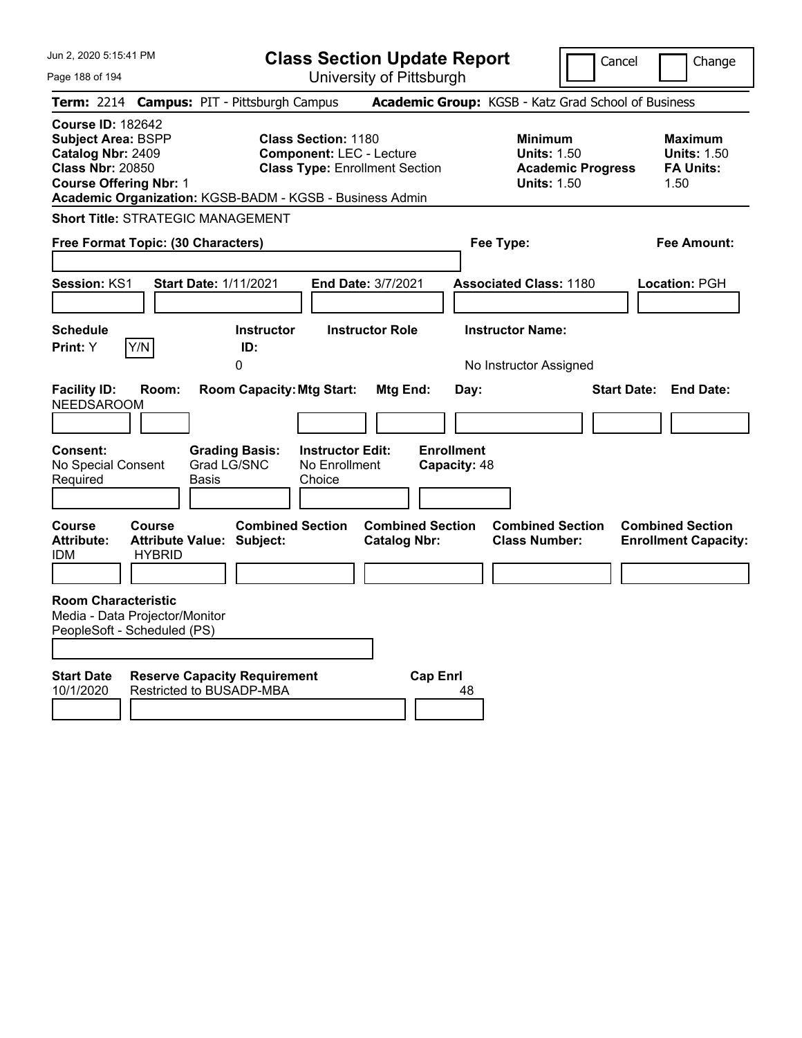# Class Section Update Report

University of Pittsburgh

Cancel | Change

**Term:** 2214 **Campus:** PIT - Pittsburgh Campus **Academic Group:** KGSB - Katz Grad School of Business

**Course ID:** 182642
**Subject Area:** BSPP
**Catalog Nbr:** 2409
**Class Nbr:** 20850
**Course Offering Nbr:** 1
**Academic Organization:** KGSB-BADM - KGSB - Business Admin

**Class Section:** 1180
**Component:** LEC - Lecture
**Class Type:** Enrollment Section

**Minimum Units:** 1.50
**Academic Progress Units:** 1.50

**Maximum Units:** 1.50
**FA Units:** 1.50

**Short Title:** STRATEGIC MANAGEMENT

**Free Format Topic: (30 Characters)**

**Fee Type:**

**Fee Amount:**

**Session:** KS1 **Start Date:** 1/11/2021 **End Date:** 3/7/2021 **Associated Class:** 1180 **Location:** PGH

| Schedule Print | Instructor ID | Instructor Role | Instructor Name |
|---|---|---|---|
| Y | 0 | | No Instructor Assigned |

| Facility ID | Room | Room Capacity | Mtg Start | Mtg End | Day | Start Date | End Date |
|---|---|---|---|---|---|---|---|
| NEEDSAROOM | | | | | | | |

| Consent | Grading Basis | Instructor Edit | Enrollment Capacity |
|---|---|---|---|
| No Special Consent Required | Grad LG/SNC Basis | No Enrollment Choice | 48 |

| Course Attribute | Course Attribute Value | Combined Section Subject | Combined Section Catalog Nbr | Combined Section Class Number | Combined Section Enrollment Capacity |
|---|---|---|---|---|---|
| IDM | HYBRID | | | | |

**Room Characteristic**
Media - Data Projector/Monitor
PeopleSoft - Scheduled (PS)

| Start Date | Reserve Capacity Requirement | Cap Enrl |
|---|---|---|
| 10/1/2020 | Restricted to BUSADP-MBA | 48 |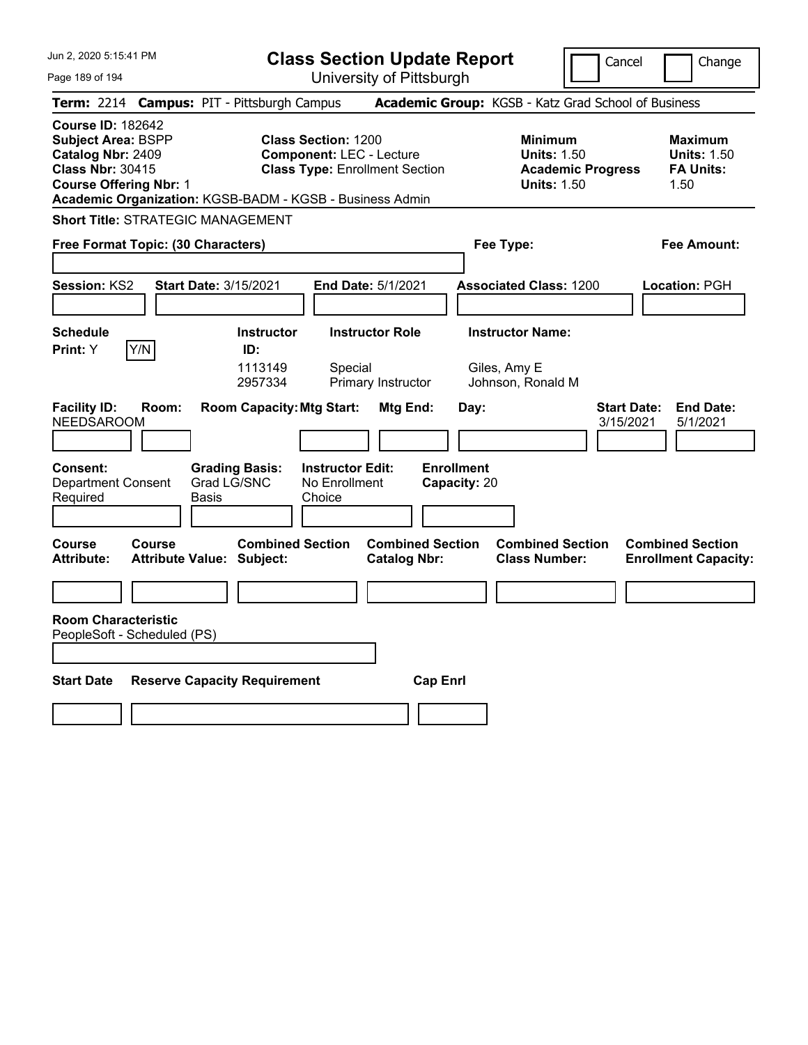# Class Section Update Report

University of Pittsburgh

Cancel | Change

**Term:** 2214 **Campus:** PIT - Pittsburgh Campus **Academic Group:** KGSB - Katz Grad School of Business

**Course ID:** 182642
**Subject Area:** BSPP
**Catalog Nbr:** 2409
**Class Nbr:** 30415
**Course Offering Nbr:** 1

**Class Section:** 1200
**Component:** LEC - Lecture
**Class Type:** Enrollment Section

**Minimum Units:** 1.50
**Academic Progress Units:** 1.50

**Maximum Units:** 1.50
**FA Units:** 1.50

**Academic Organization:** KGSB-BADM - KGSB - Business Admin

**Short Title:** STRATEGIC MANAGEMENT

**Free Format Topic: (30 Characters)**

**Fee Type:**

**Fee Amount:**

**Session:** KS2 **Start Date:** 3/15/2021 **End Date:** 5/1/2021 **Associated Class:** 1200 **Location:** PGH

**Schedule Print:** Y Y/N

| Instructor ID | Instructor Role | Instructor Name |
|---|---|---|
| 1113149 | Special | Giles, Amy E |
| 2957334 | Primary Instructor | Johnson, Ronald M |

| Facility ID | Room | Room Capacity | Mtg Start | Mtg End | Day | Start Date | End Date |
|---|---|---|---|---|---|---|---|
| NEEDSAROOM | | | | | | 3/15/2021 | 5/1/2021 |

**Consent:** Department Consent Required
**Grading Basis:** Grad LG/SNC Basis
**Instructor Edit:** No Enrollment Choice
**Enrollment Capacity:** 20

| Course Attribute | Course Attribute Value | Combined Section Subject | Combined Section Catalog Nbr | Combined Section Class Number | Combined Section Enrollment Capacity |
|---|---|---|---|---|---|
| | | | | | |

**Room Characteristic**
PeopleSoft - Scheduled (PS)

| Start Date | Reserve Capacity Requirement | Cap Enrl |
|---|---|---|
| | | |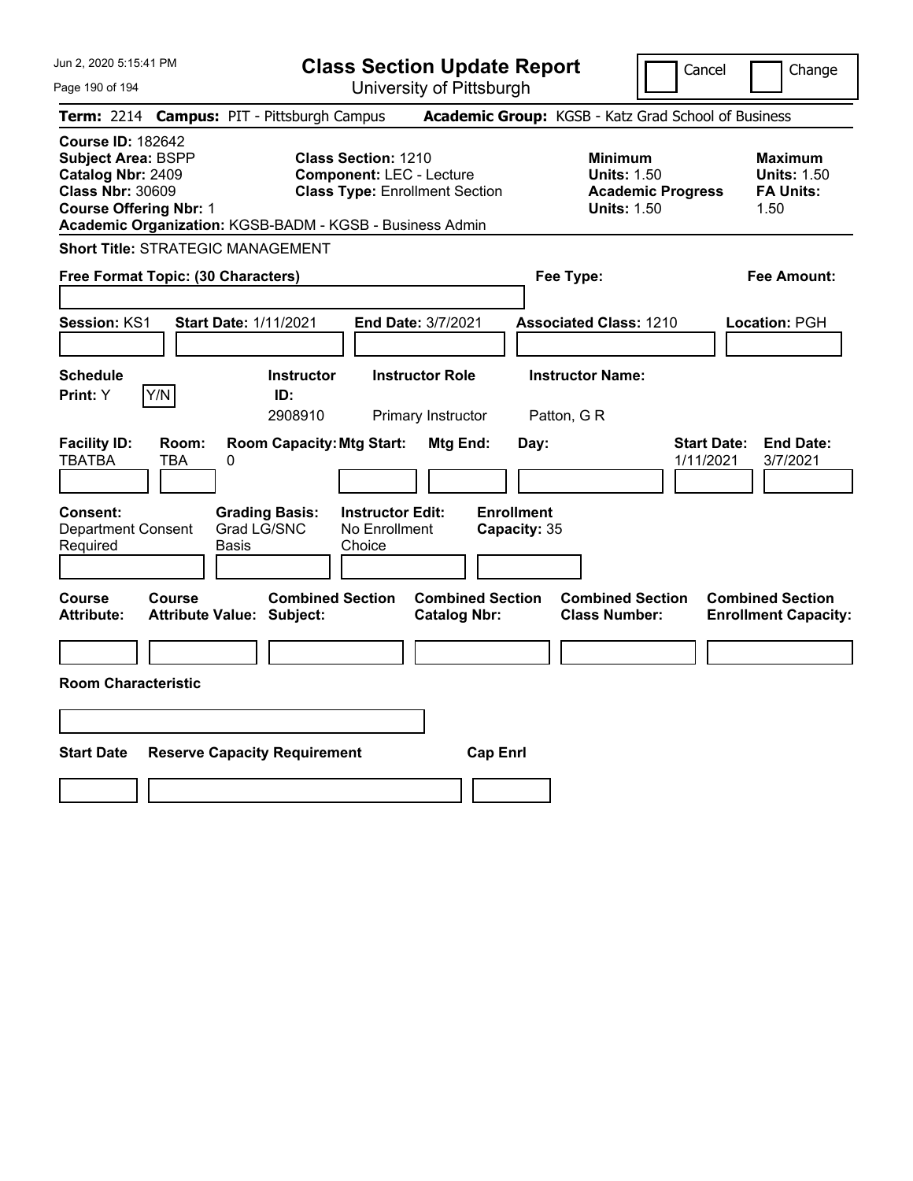Jun 2, 2020 5:15:41 PM

# Class Section Update Report

University of Pittsburgh

Cancel | Change

**Term:** 2214 **Campus:** PIT - Pittsburgh Campus **Academic Group:** KGSB - Katz Grad School of Business

**Course ID:** 182642
**Subject Area:** BSPP
**Catalog Nbr:** 2409
**Class Nbr:** 30609
**Course Offering Nbr:** 1
**Academic Organization:** KGSB-BADM - KGSB - Business Admin

**Class Section:** 1210
**Component:** LEC - Lecture
**Class Type:** Enrollment Section

**Minimum Units:** 1.50
**Academic Progress Units:** 1.50

**Maximum Units:** 1.50
**FA Units:** 1.50

**Short Title:** STRATEGIC MANAGEMENT

**Free Format Topic: (30 Characters)**

**Fee Type:**

**Fee Amount:**

**Session:** KS1 **Start Date:** 1/11/2021 **End Date:** 3/7/2021 **Associated Class:** 1210 **Location:** PGH

| Schedule Print: | Instructor ID: | Instructor Role | Instructor Name: |
|---|---|---|---|
| Y (Y/N) | 2908910 | Primary Instructor | Patton, G R |

| Facility ID: | Room: | Room Capacity: | Mtg Start: | Mtg End: | Day: | Start Date: | End Date: |
|---|---|---|---|---|---|---|---|
| TBATBA | TBA | 0 | | | | 1/11/2021 | 3/7/2021 |

| Consent: | Grading Basis: | Instructor Edit: | Enrollment Capacity: |
|---|---|---|---|
| Department Consent Required | Grad LG/SNC Basis | No Enrollment Choice | 35 |

| Course Attribute: | Course Attribute Value: | Combined Section Subject: | Combined Section Catalog Nbr: | Combined Section Class Number: | Combined Section Enrollment Capacity: |
|---|---|---|---|---|---|
| | | | | | |

**Room Characteristic**

| Start Date | Reserve Capacity Requirement | Cap Enrl |
|---|---|---|
| | | |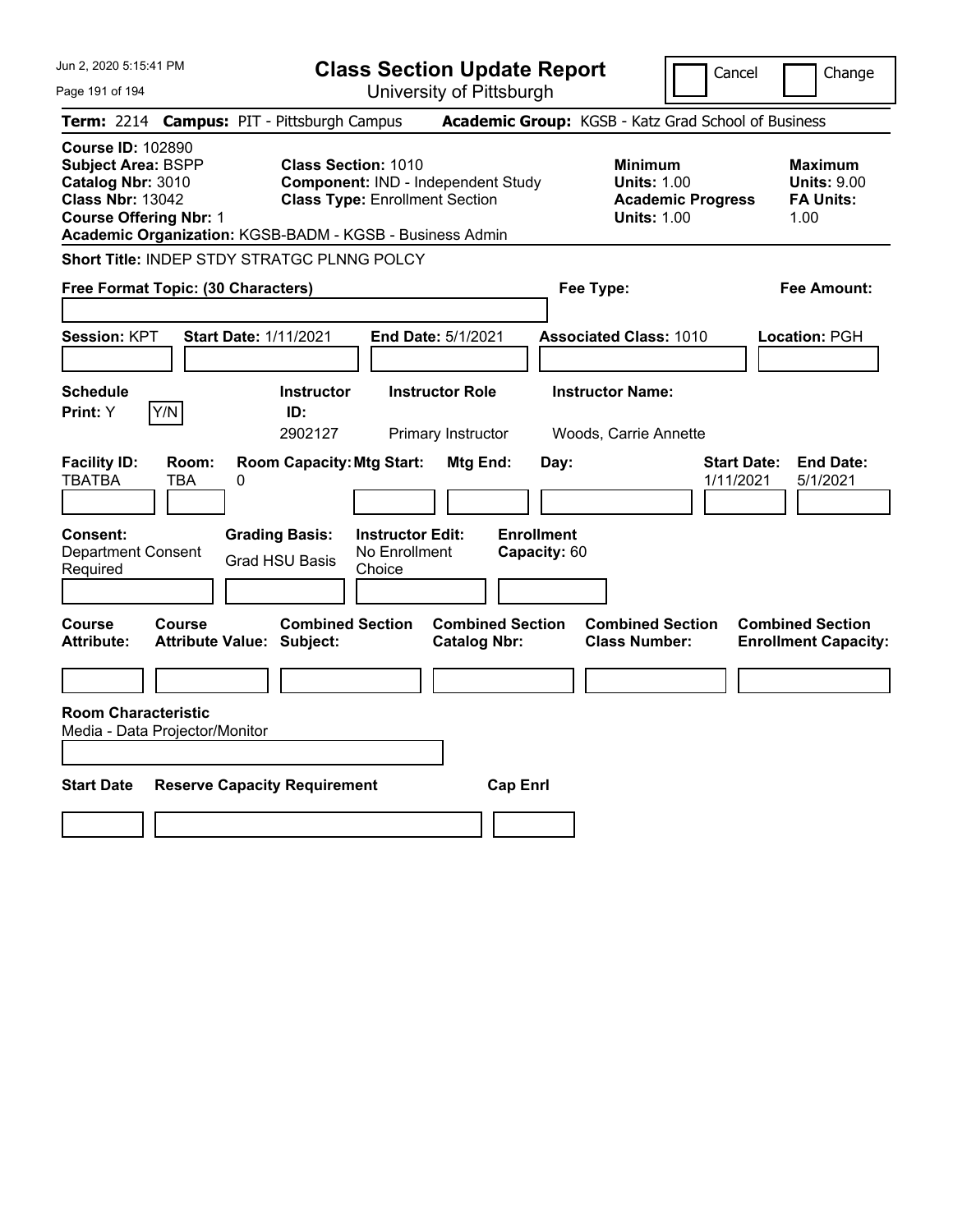# Class Section Update Report

University of Pittsburgh

Cancel | Change

**Term:** 2214 **Campus:** PIT - Pittsburgh Campus **Academic Group:** KGSB - Katz Grad School of Business

**Course ID:** 102890
**Subject Area:** BSPP
**Catalog Nbr:** 3010
**Class Nbr:** 13042
**Course Offering Nbr:** 1

**Class Section:** 1010
**Component:** IND - Independent Study
**Class Type:** Enrollment Section

**Minimum Units:** 1.00
**Academic Progress Units:** 1.00

**Maximum Units:** 9.00
**FA Units:** 1.00

**Academic Organization:** KGSB-BADM - KGSB - Business Admin

**Short Title:** INDEP STDY STRATGC PLNNG POLCY

**Free Format Topic: (30 Characters)**

**Fee Type:**

**Fee Amount:**

**Session:** KPT **Start Date:** 1/11/2021 **End Date:** 5/1/2021 **Associated Class:** 1010 **Location:** PGH

| Schedule Print | Instructor ID | Instructor Role | Instructor Name |
|---|---|---|---|
| Y | 2902127 | Primary Instructor | Woods, Carrie Annette |

| Facility ID | Room | Room Capacity | Mtg Start | Mtg End | Day | Start Date | End Date |
|---|---|---|---|---|---|---|---|
| TBATBA | TBA | 0 | | | | 1/11/2021 | 5/1/2021 |

**Consent:** Department Consent Required
**Grading Basis:** Grad HSU Basis
**Instructor Edit:** No Enrollment Choice
**Enrollment Capacity:** 60

| Course Attribute | Course Attribute Value | Combined Section Subject | Combined Section Catalog Nbr | Combined Section Class Number | Combined Section Enrollment Capacity |
|---|---|---|---|---|---|
| | | | | | |

**Room Characteristic**
Media - Data Projector/Monitor

| Start Date | Reserve Capacity Requirement | Cap Enrl |
|---|---|---|
| | | |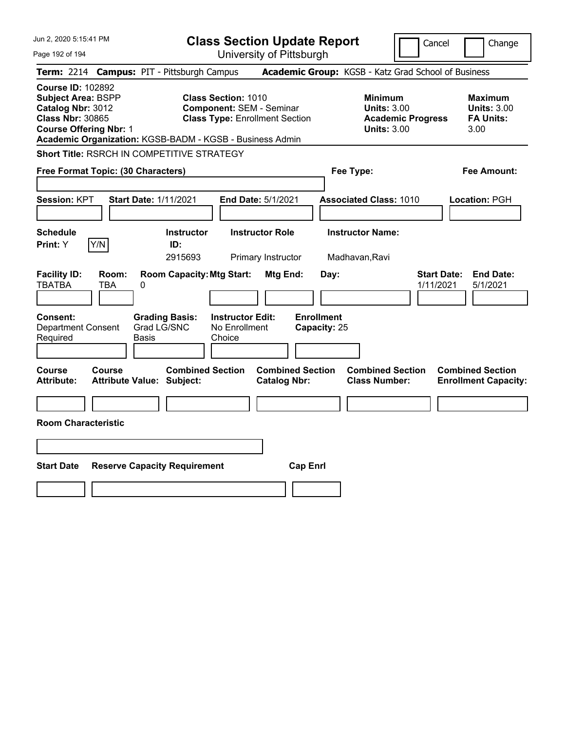# Class Section Update Report

University of Pittsburgh

Cancel | Change

**Term:** 2214 **Campus:** PIT - Pittsburgh Campus **Academic Group:** KGSB - Katz Grad School of Business

**Course ID:** 102892
**Subject Area:** BSPP
**Catalog Nbr:** 3012
**Class Nbr:** 30865
**Course Offering Nbr:** 1

**Class Section:** 1010
**Component:** SEM - Seminar
**Class Type:** Enrollment Section

**Minimum Units:** 3.00
**Academic Progress Units:** 3.00

**Maximum Units:** 3.00
**FA Units:** 3.00

**Academic Organization:** KGSB-BADM - KGSB - Business Admin

**Short Title:** RSRCH IN COMPETITIVE STRATEGY

**Free Format Topic: (30 Characters)**

**Fee Type:**

**Fee Amount:**

**Session:** KPT **Start Date:** 1/11/2021 **End Date:** 5/1/2021 **Associated Class:** 1010 **Location:** PGH

| Schedule Print | Instructor ID | Instructor Role | Instructor Name |
|---|---|---|---|
| Y (Y/N) | 2915693 | Primary Instructor | Madhavan,Ravi |

| Facility ID | Room | Room Capacity | Mtg Start | Mtg End | Day | Start Date | End Date |
|---|---|---|---|---|---|---|---|
| TBATBA | TBA | 0 | | | | 1/11/2021 | 5/1/2021 |

**Consent:** Department Consent Required
**Grading Basis:** Grad LG/SNC Basis
**Instructor Edit:** No Enrollment Choice
**Enrollment Capacity:** 25

| Course Attribute | Course Attribute Value | Combined Section Subject | Combined Section Catalog Nbr | Combined Section Class Number | Combined Section Enrollment Capacity |
|---|---|---|---|---|---|
| | | | | | |

**Room Characteristic**

| Start Date | Reserve Capacity Requirement | Cap Enrl |
|---|---|---|
| | | |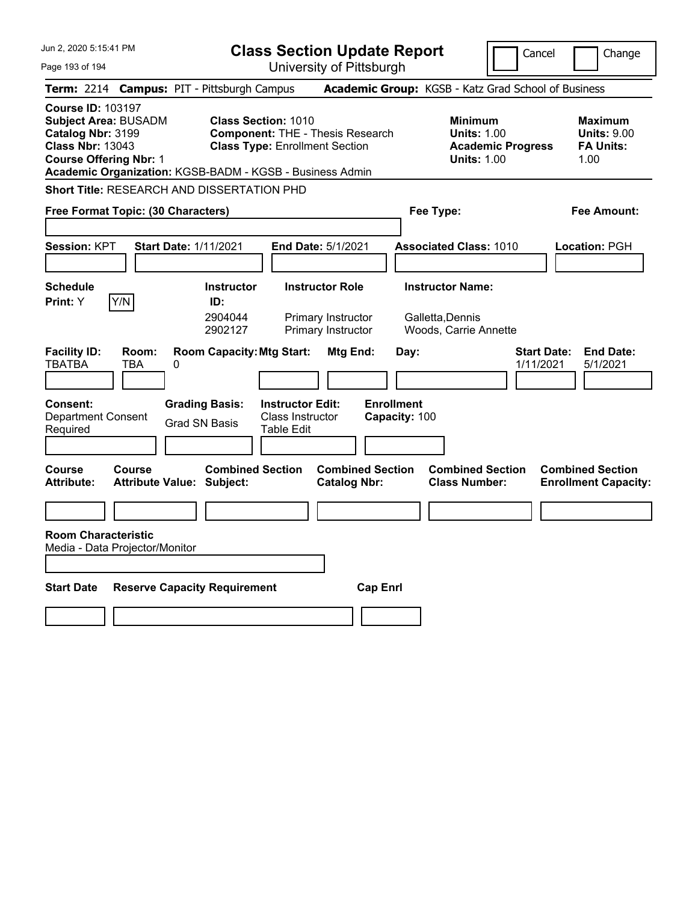# Class Section Update Report

University of Pittsburgh

Cancel | Change

**Term:** 2214 **Campus:** PIT - Pittsburgh Campus **Academic Group:** KGSB - Katz Grad School of Business

**Course ID:** 103197
**Subject Area:** BUSADM
**Catalog Nbr:** 3199
**Class Nbr:** 13043
**Course Offering Nbr:** 1

**Class Section:** 1010
**Component:** THE - Thesis Research
**Class Type:** Enrollment Section

**Minimum Units:** 1.00
**Academic Progress Units:** 1.00

**Maximum Units:** 9.00
**FA Units:** 1.00

**Academic Organization:** KGSB-BADM - KGSB - Business Admin

**Short Title:** RESEARCH AND DISSERTATION PHD

**Free Format Topic: (30 Characters)**

**Fee Type:**

**Fee Amount:**

**Session:** KPT **Start Date:** 1/11/2021 **End Date:** 5/1/2021 **Associated Class:** 1010 **Location:** PGH

**Schedule Print:** Y [Y/N]

| Instructor ID | Instructor Role | Instructor Name |
|---|---|---|
| 2904044 | Primary Instructor | Galletta,Dennis |
| 2902127 | Primary Instructor | Woods, Carrie Annette |

| Facility ID: | Room: | Room Capacity: | Mtg Start: | Mtg End: | Day: | Start Date: | End Date: |
|---|---|---|---|---|---|---|---|
| TBATBA | TBA | 0 | | | | 1/11/2021 | 5/1/2021 |

**Consent:** Department Consent Required

**Grading Basis:** Grad SN Basis

**Instructor Edit:** Class Instructor Table Edit

**Enrollment Capacity:** 100

| Course Attribute: | Course Attribute Value: | Combined Section Subject: | Combined Section Catalog Nbr: | Combined Section Class Number: | Combined Section Enrollment Capacity: |
|---|---|---|---|---|---|
| | | | | | |

**Room Characteristic**
Media - Data Projector/Monitor

| Start Date | Reserve Capacity Requirement | Cap Enrl |
|---|---|---|
| | | |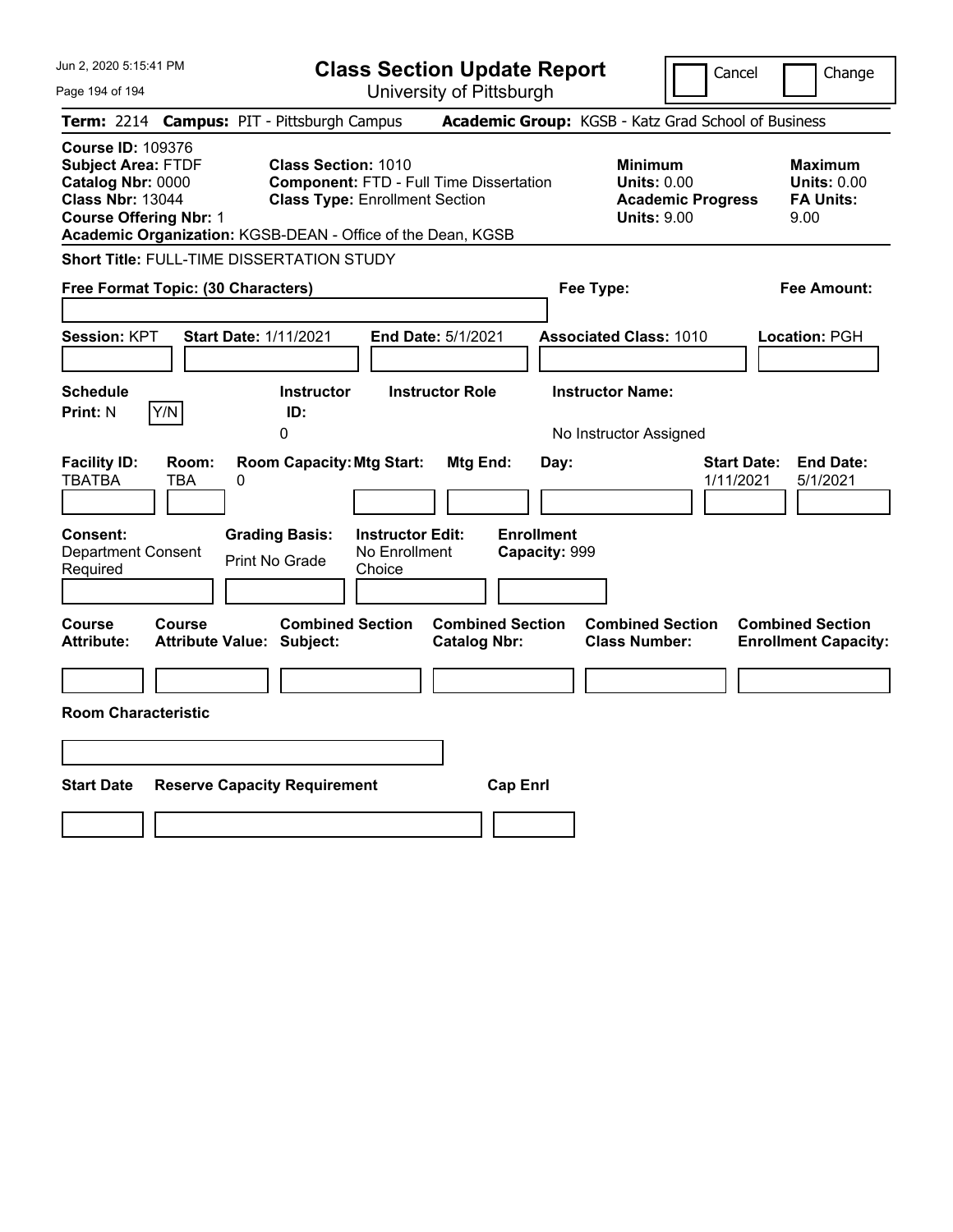# Class Section Update Report

University of Pittsburgh

Cancel | Change

**Term:** 2214 **Campus:** PIT - Pittsburgh Campus **Academic Group:** KGSB - Katz Grad School of Business

**Course ID:** 109376
**Subject Area:** FTDF
**Catalog Nbr:** 0000
**Class Nbr:** 13044
**Course Offering Nbr:** 1
**Academic Organization:** KGSB-DEAN - Office of the Dean, KGSB

**Class Section:** 1010
**Component:** FTD - Full Time Dissertation
**Class Type:** Enrollment Section

| | Minimum | Maximum |
|---|---|---|
| Units | 0.00 | 0.00 |
| Academic Progress / FA Units | 9.00 | 9.00 |

**Short Title:** FULL-TIME DISSERTATION STUDY

**Free Format Topic: (30 Characters)**

**Fee Type:**

**Fee Amount:**

**Session:** KPT **Start Date:** 1/11/2021 **End Date:** 5/1/2021 **Associated Class:** 1010 **Location:** PGH

| Schedule Print | Instructor ID | Instructor Role | Instructor Name |
|---|---|---|---|
| N (Y/N) | 0 | | No Instructor Assigned |

| Facility ID | Room | Room Capacity | Mtg Start | Mtg End | Day | Start Date | End Date |
|---|---|---|---|---|---|---|---|
| TBATBA | TBA | 0 | | | | 1/11/2021 | 5/1/2021 |

**Consent:** Department Consent Required
**Grading Basis:** Print No Grade
**Instructor Edit:** No Enrollment Choice
**Enrollment Capacity:** 999

| Course Attribute | Course Attribute Value | Combined Section Subject | Combined Section Catalog Nbr | Combined Section Class Number | Combined Section Enrollment Capacity |
|---|---|---|---|---|---|
| | | | | | |

**Room Characteristic**

| Start Date | Reserve Capacity Requirement | Cap Enrl |
|---|---|---|
| | | |